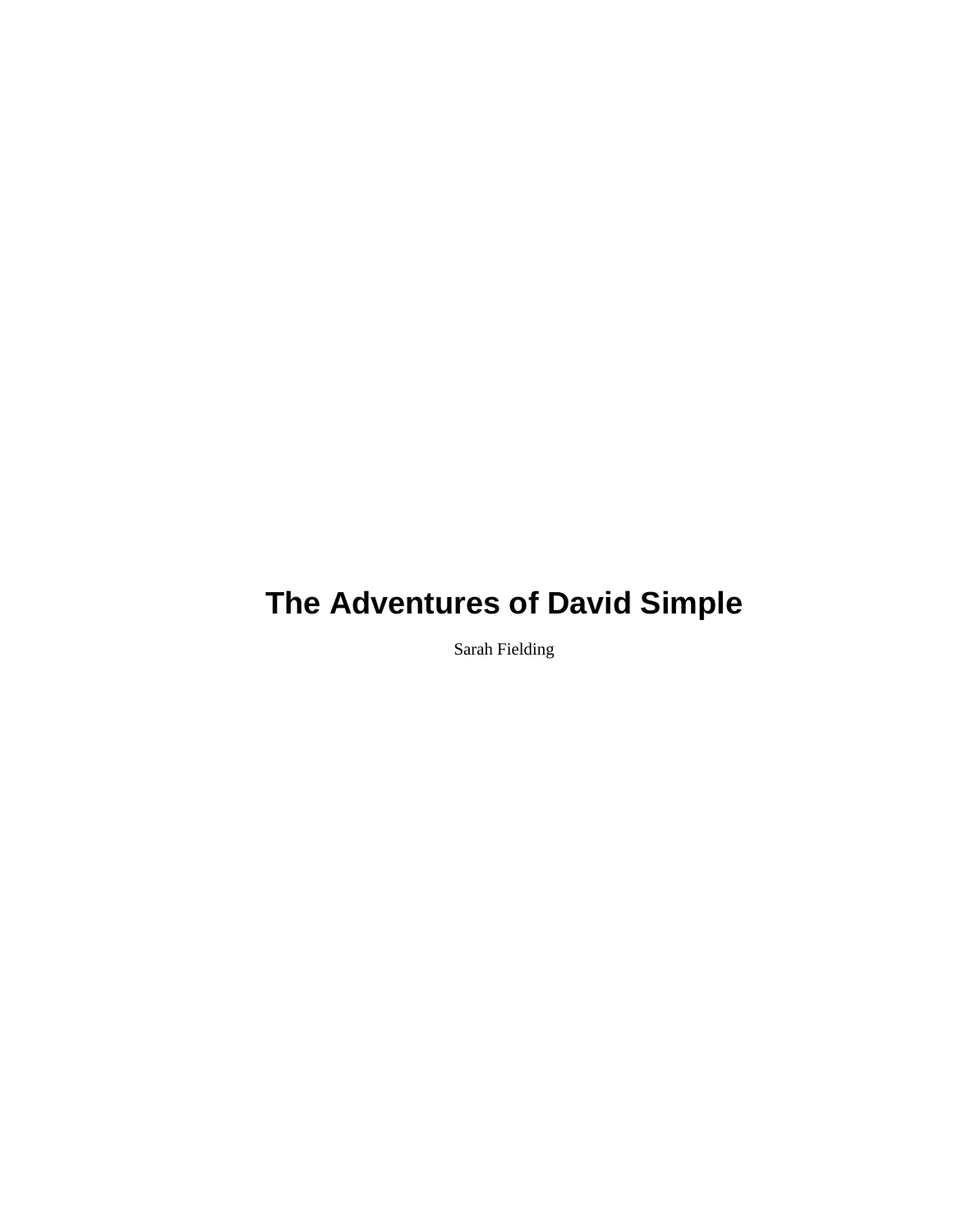# The Adventures of David Simple

Sarah Fielding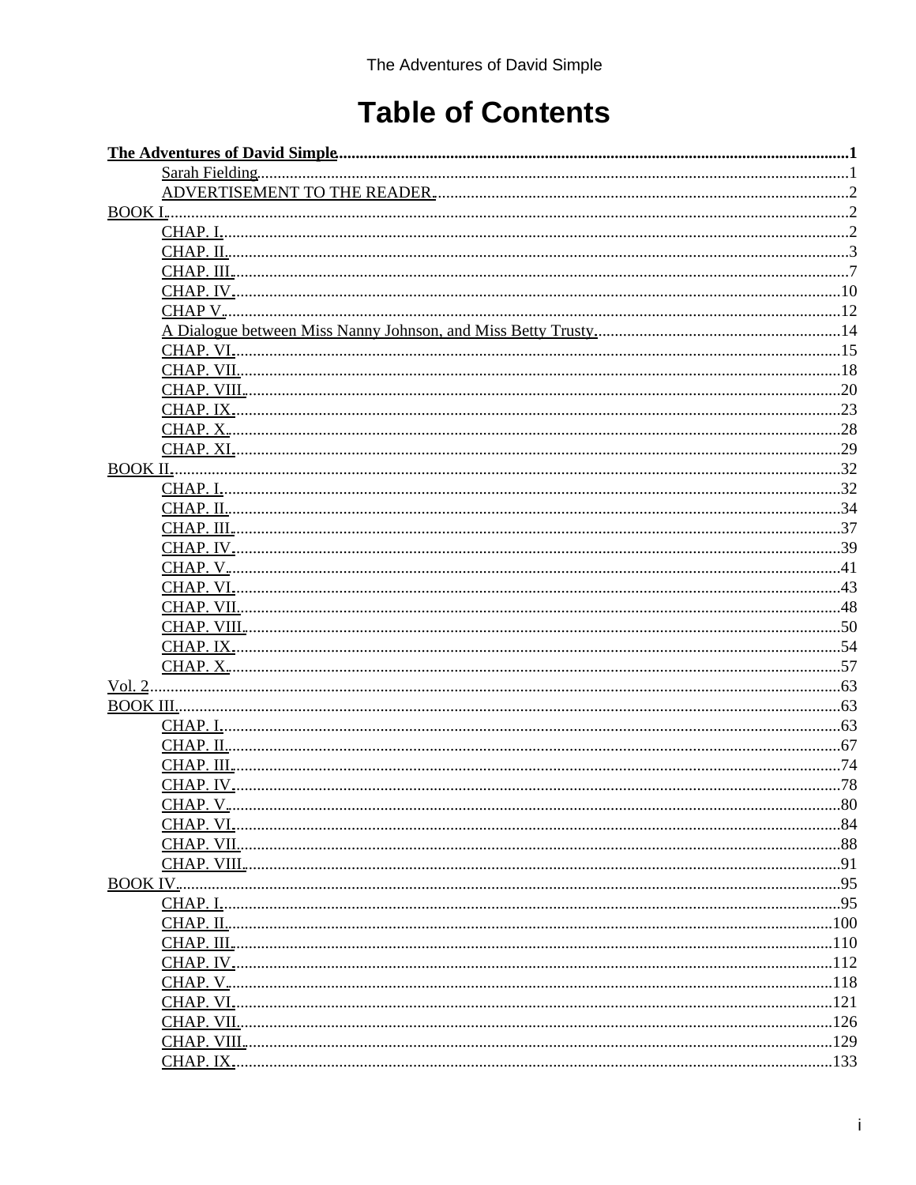# Table of Contents

**The Adventures of David Simple** ... **1**

- Sarah Fielding ... 1
- ADVERTISEMENT TO THE READER. ... 2

BOOK I. ... 2

- CHAP. I. ... 2
- CHAP. II. ... 3
- CHAP. III. ... 7
- CHAP. IV. ... 10
- CHAP V. ... 12
- A Dialogue between Miss Nanny Johnson, and Miss Betty Trusty. ... 14
- CHAP. VI. ... 15
- CHAP. VII. ... 18
- CHAP. VIII. ... 20
- CHAP. IX. ... 23
- CHAP. X. ... 28
- CHAP. XI. ... 29

BOOK II. ... 32

- CHAP. I. ... 32
- CHAP. II. ... 34
- CHAP. III. ... 37
- CHAP. IV. ... 39
- CHAP. V. ... 41
- CHAP. VI. ... 43
- CHAP. VII. ... 48
- CHAP. VIII. ... 50
- CHAP. IX. ... 54
- CHAP. X. ... 57

Vol. 2 ... 63

BOOK III. ... 63

- CHAP. I. ... 63
- CHAP. II. ... 67
- CHAP. III. ... 74
- CHAP. IV. ... 78
- CHAP. V. ... 80
- CHAP. VI. ... 84
- CHAP. VII. ... 88
- CHAP. VIII. ... 91

BOOK IV. ... 95

- CHAP. I. ... 95
- CHAP. II. ... 100
- CHAP. III. ... 110
- CHAP. IV. ... 112
- CHAP. V. ... 118
- CHAP. VI. ... 121
- CHAP. VII. ... 126
- CHAP. VIII. ... 129
- CHAP. IX. ... 133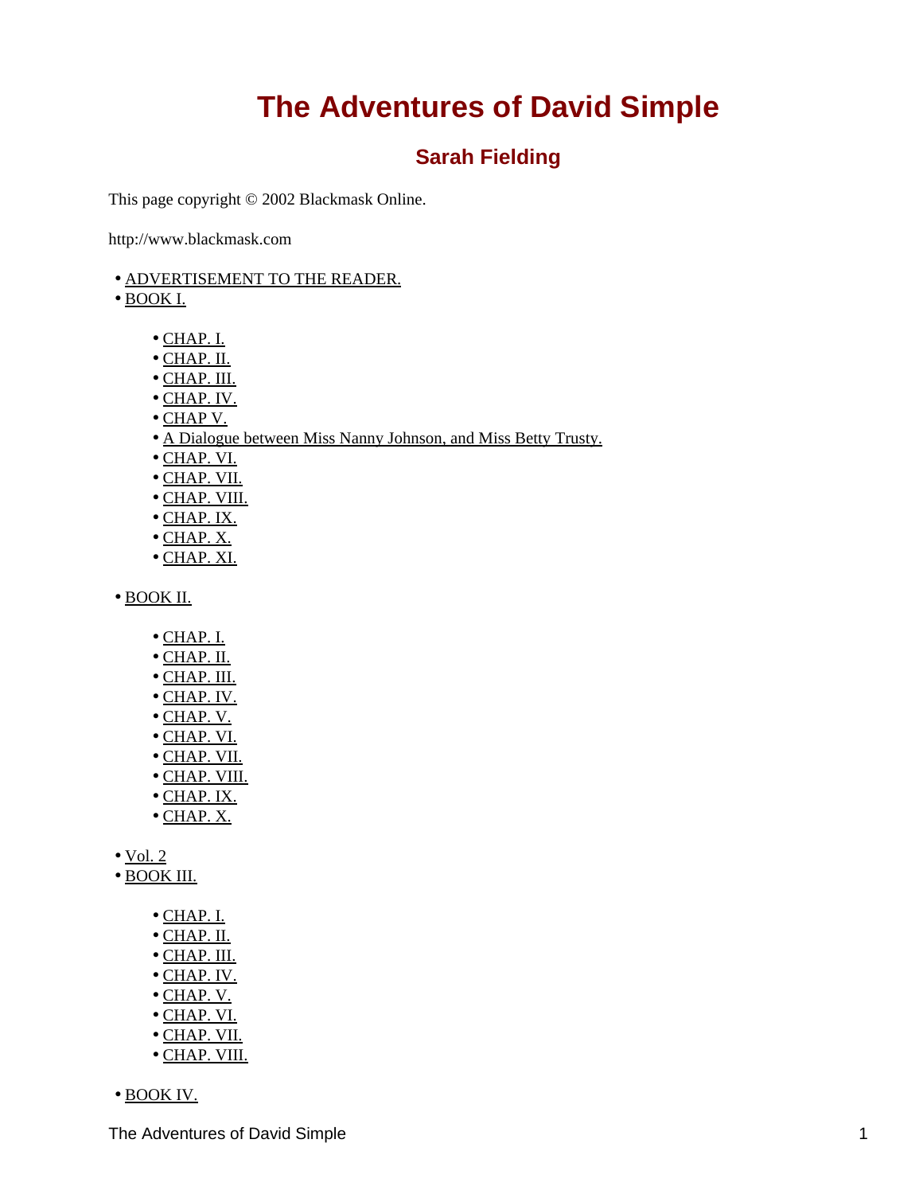# The Adventures of David Simple

## Sarah Fielding

This page copyright © 2002 Blackmask Online.

http://www.blackmask.com

- ADVERTISEMENT TO THE READER.
- BOOK I.
    - CHAP. I.
    - CHAP. II.
    - CHAP. III.
    - CHAP. IV.
    - CHAP V.
    - A Dialogue between Miss Nanny Johnson, and Miss Betty Trusty.
    - CHAP. VI.
    - CHAP. VII.
    - CHAP. VIII.
    - CHAP. IX.
    - CHAP. X.
    - CHAP. XI.
- BOOK II.
    - CHAP. I.
    - CHAP. II.
    - CHAP. III.
    - CHAP. IV.
    - CHAP. V.
    - CHAP. VI.
    - CHAP. VII.
    - CHAP. VIII.
    - CHAP. IX.
    - CHAP. X.
- Vol. 2
- BOOK III.
    - CHAP. I.
    - CHAP. II.
    - CHAP. III.
    - CHAP. IV.
    - CHAP. V.
    - CHAP. VI.
    - CHAP. VII.
    - CHAP. VIII.
- BOOK IV.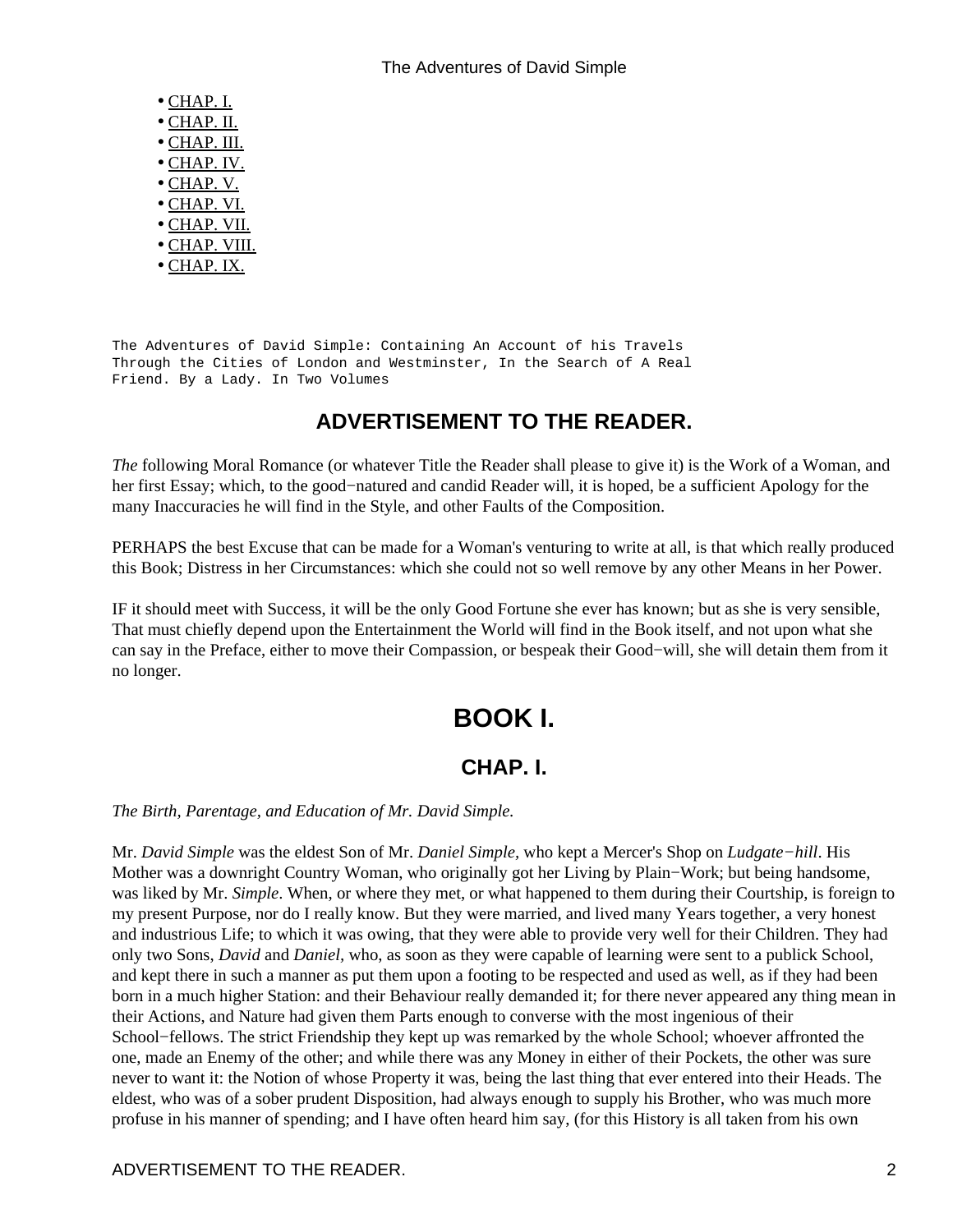- CHAP. I.
- CHAP. II.
- CHAP. III.
- CHAP. IV.
- CHAP. V.
- CHAP. VI.
- CHAP. VII.
- CHAP. VIII.
- CHAP. IX.

```
The Adventures of David Simple: Containing An Account of his Travels
Through the Cities of London and Westminster, In the Search of A Real
Friend. By a Lady. In Two Volumes
```

## ADVERTISEMENT TO THE READER.

*The* following Moral Romance (or whatever Title the Reader shall please to give it) is the Work of a Woman, and her first Essay; which, to the good−natured and candid Reader will, it is hoped, be a sufficient Apology for the many Inaccuracies he will find in the Style, and other Faults of the Composition.

PERHAPS the best Excuse that can be made for a Woman's venturing to write at all, is that which really produced this Book; Distress in her Circumstances: which she could not so well remove by any other Means in her Power.

IF it should meet with Success, it will be the only Good Fortune she ever has known; but as she is very sensible, That must chiefly depend upon the Entertainment the World will find in the Book itself, and not upon what she can say in the Preface, either to move their Compassion, or bespeak their Good−will, she will detain them from it no longer.

# BOOK I.

## CHAP. I.

*The Birth, Parentage, and Education of Mr. David Simple.*

Mr. *David Simple* was the eldest Son of Mr. *Daniel Simple*, who kept a Mercer's Shop on *Ludgate−hill*. His Mother was a downright Country Woman, who originally got her Living by Plain−Work; but being handsome, was liked by Mr. *Simple*. When, or where they met, or what happened to them during their Courtship, is foreign to my present Purpose, nor do I really know. But they were married, and lived many Years together, a very honest and industrious Life; to which it was owing, that they were able to provide very well for their Children. They had only two Sons, *David* and *Daniel*, who, as soon as they were capable of learning were sent to a publick School, and kept there in such a manner as put them upon a footing to be respected and used as well, as if they had been born in a much higher Station: and their Behaviour really demanded it; for there never appeared any thing mean in their Actions, and Nature had given them Parts enough to converse with the most ingenious of their School−fellows. The strict Friendship they kept up was remarked by the whole School; whoever affronted the one, made an Enemy of the other; and while there was any Money in either of their Pockets, the other was sure never to want it: the Notion of whose Property it was, being the last thing that ever entered into their Heads. The eldest, who was of a sober prudent Disposition, had always enough to supply his Brother, who was much more profuse in his manner of spending; and I have often heard him say, (for this History is all taken from his own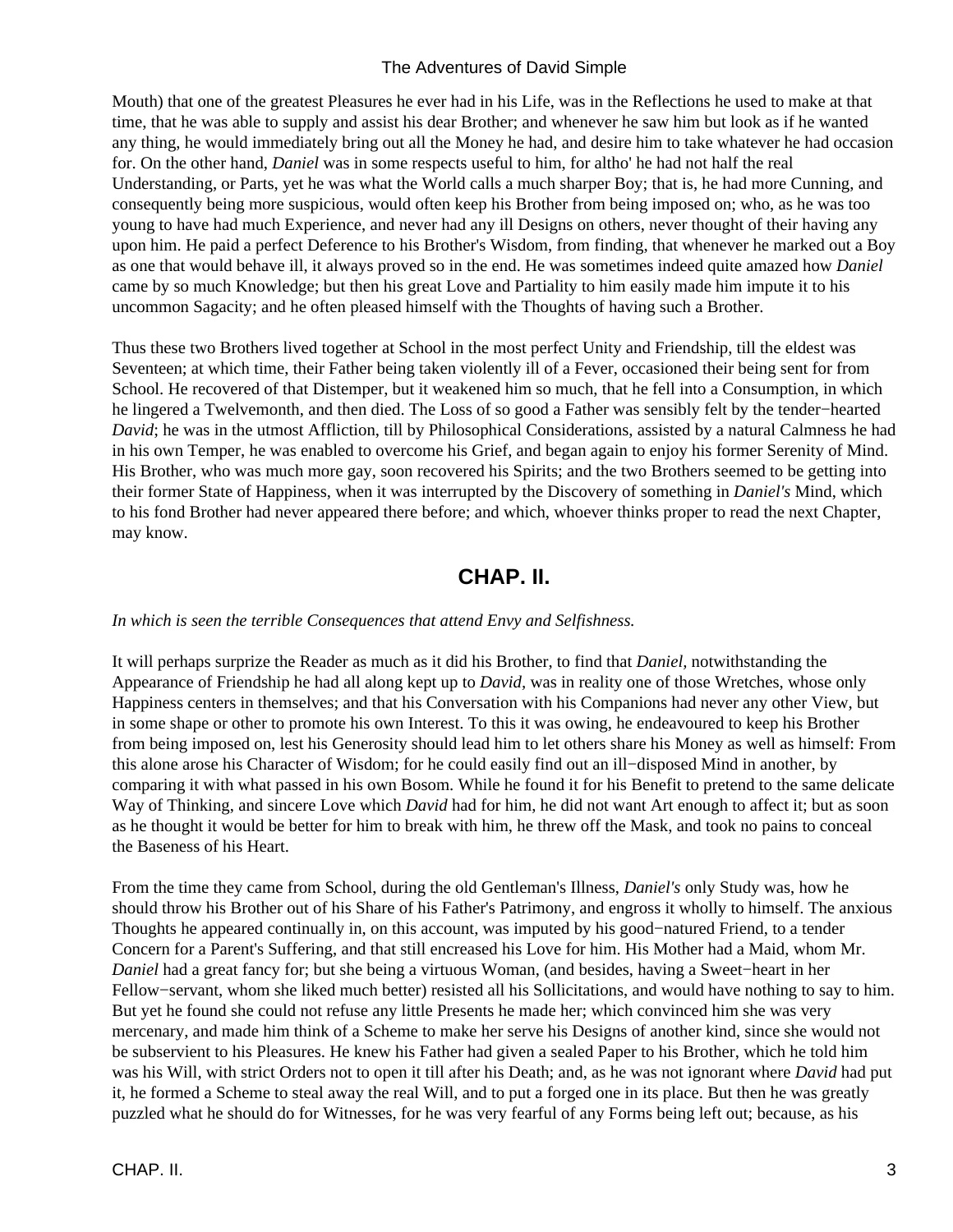Mouth) that one of the greatest Pleasures he ever had in his Life, was in the Reflections he used to make at that time, that he was able to supply and assist his dear Brother; and whenever he saw him but look as if he wanted any thing, he would immediately bring out all the Money he had, and desire him to take whatever he had occasion for. On the other hand, *Daniel* was in some respects useful to him, for altho' he had not half the real Understanding, or Parts, yet he was what the World calls a much sharper Boy; that is, he had more Cunning, and consequently being more suspicious, would often keep his Brother from being imposed on; who, as he was too young to have had much Experience, and never had any ill Designs on others, never thought of their having any upon him. He paid a perfect Deference to his Brother's Wisdom, from finding, that whenever he marked out a Boy as one that would behave ill, it always proved so in the end. He was sometimes indeed quite amazed how *Daniel* came by so much Knowledge; but then his great Love and Partiality to him easily made him impute it to his uncommon Sagacity; and he often pleased himself with the Thoughts of having such a Brother.

Thus these two Brothers lived together at School in the most perfect Unity and Friendship, till the eldest was Seventeen; at which time, their Father being taken violently ill of a Fever, occasioned their being sent for from School. He recovered of that Distemper, but it weakened him so much, that he fell into a Consumption, in which he lingered a Twelvemonth, and then died. The Loss of so good a Father was sensibly felt by the tender−hearted *David*; he was in the utmost Affliction, till by Philosophical Considerations, assisted by a natural Calmness he had in his own Temper, he was enabled to overcome his Grief, and began again to enjoy his former Serenity of Mind. His Brother, who was much more gay, soon recovered his Spirits; and the two Brothers seemed to be getting into their former State of Happiness, when it was interrupted by the Discovery of something in *Daniel's* Mind, which to his fond Brother had never appeared there before; and which, whoever thinks proper to read the next Chapter, may know.

## CHAP. II.

*In which is seen the terrible Consequences that attend Envy and Selfishness.*

It will perhaps surprize the Reader as much as it did his Brother, to find that *Daniel*, notwithstanding the Appearance of Friendship he had all along kept up to *David*, was in reality one of those Wretches, whose only Happiness centers in themselves; and that his Conversation with his Companions had never any other View, but in some shape or other to promote his own Interest. To this it was owing, he endeavoured to keep his Brother from being imposed on, lest his Generosity should lead him to let others share his Money as well as himself: From this alone arose his Character of Wisdom; for he could easily find out an ill−disposed Mind in another, by comparing it with what passed in his own Bosom. While he found it for his Benefit to pretend to the same delicate Way of Thinking, and sincere Love which *David* had for him, he did not want Art enough to affect it; but as soon as he thought it would be better for him to break with him, he threw off the Mask, and took no pains to conceal the Baseness of his Heart.

From the time they came from School, during the old Gentleman's Illness, *Daniel's* only Study was, how he should throw his Brother out of his Share of his Father's Patrimony, and engross it wholly to himself. The anxious Thoughts he appeared continually in, on this account, was imputed by his good−natured Friend, to a tender Concern for a Parent's Suffering, and that still encreased his Love for him. His Mother had a Maid, whom Mr. *Daniel* had a great fancy for; but she being a virtuous Woman, (and besides, having a Sweet−heart in her Fellow−servant, whom she liked much better) resisted all his Sollicitations, and would have nothing to say to him. But yet he found she could not refuse any little Presents he made her; which convinced him she was very mercenary, and made him think of a Scheme to make her serve his Designs of another kind, since she would not be subservient to his Pleasures. He knew his Father had given a sealed Paper to his Brother, which he told him was his Will, with strict Orders not to open it till after his Death; and, as he was not ignorant where *David* had put it, he formed a Scheme to steal away the real Will, and to put a forged one in its place. But then he was greatly puzzled what he should do for Witnesses, for he was very fearful of any Forms being left out; because, as his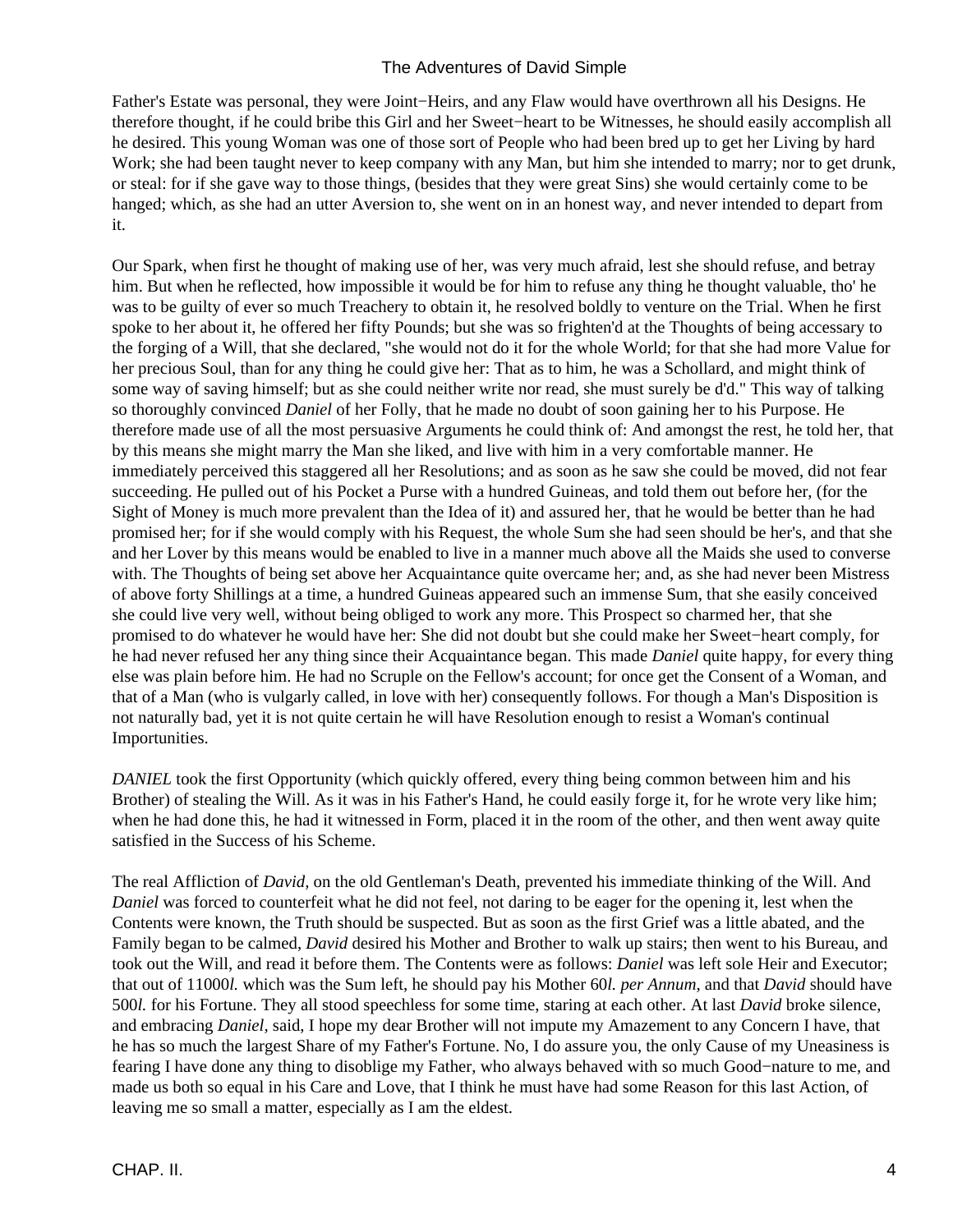Father's Estate was personal, they were Joint−Heirs, and any Flaw would have overthrown all his Designs. He therefore thought, if he could bribe this Girl and her Sweet−heart to be Witnesses, he should easily accomplish all he desired. This young Woman was one of those sort of People who had been bred up to get her Living by hard Work; she had been taught never to keep company with any Man, but him she intended to marry; nor to get drunk, or steal: for if she gave way to those things, (besides that they were great Sins) she would certainly come to be hanged; which, as she had an utter Aversion to, she went on in an honest way, and never intended to depart from it.

Our Spark, when first he thought of making use of her, was very much afraid, lest she should refuse, and betray him. But when he reflected, how impossible it would be for him to refuse any thing he thought valuable, tho' he was to be guilty of ever so much Treachery to obtain it, he resolved boldly to venture on the Trial. When he first spoke to her about it, he offered her fifty Pounds; but she was so frighten'd at the Thoughts of being accessary to the forging of a Will, that she declared, "she would not do it for the whole World; for that she had more Value for her precious Soul, than for any thing he could give her: That as to him, he was a Schollard, and might think of some way of saving himself; but as she could neither write nor read, she must surely be d'd." This way of talking so thoroughly convinced *Daniel* of her Folly, that he made no doubt of soon gaining her to his Purpose. He therefore made use of all the most persuasive Arguments he could think of: And amongst the rest, he told her, that by this means she might marry the Man she liked, and live with him in a very comfortable manner. He immediately perceived this staggered all her Resolutions; and as soon as he saw she could be moved, did not fear succeeding. He pulled out of his Pocket a Purse with a hundred Guineas, and told them out before her, (for the Sight of Money is much more prevalent than the Idea of it) and assured her, that he would be better than he had promised her; for if she would comply with his Request, the whole Sum she had seen should be her's, and that she and her Lover by this means would be enabled to live in a manner much above all the Maids she used to converse with. The Thoughts of being set above her Acquaintance quite overcame her; and, as she had never been Mistress of above forty Shillings at a time, a hundred Guineas appeared such an immense Sum, that she easily conceived she could live very well, without being obliged to work any more. This Prospect so charmed her, that she promised to do whatever he would have her: She did not doubt but she could make her Sweet−heart comply, for he had never refused her any thing since their Acquaintance began. This made *Daniel* quite happy, for every thing else was plain before him. He had no Scruple on the Fellow's account; for once get the Consent of a Woman, and that of a Man (who is vulgarly called, in love with her) consequently follows. For though a Man's Disposition is not naturally bad, yet it is not quite certain he will have Resolution enough to resist a Woman's continual Importunities.

*DANIEL* took the first Opportunity (which quickly offered, every thing being common between him and his Brother) of stealing the Will. As it was in his Father's Hand, he could easily forge it, for he wrote very like him; when he had done this, he had it witnessed in Form, placed it in the room of the other, and then went away quite satisfied in the Success of his Scheme.

The real Affliction of *David*, on the old Gentleman's Death, prevented his immediate thinking of the Will. And *Daniel* was forced to counterfeit what he did not feel, not daring to be eager for the opening it, lest when the Contents were known, the Truth should be suspected. But as soon as the first Grief was a little abated, and the Family began to be calmed, *David* desired his Mother and Brother to walk up stairs; then went to his Bureau, and took out the Will, and read it before them. The Contents were as follows: *Daniel* was left sole Heir and Executor; that out of 11000*l.* which was the Sum left, he should pay his Mother 60*l. per Annum*, and that *David* should have 500*l.* for his Fortune. They all stood speechless for some time, staring at each other. At last *David* broke silence, and embracing *Daniel*, said, I hope my dear Brother will not impute my Amazement to any Concern I have, that he has so much the largest Share of my Father's Fortune. No, I do assure you, the only Cause of my Uneasiness is fearing I have done any thing to disoblige my Father, who always behaved with so much Good−nature to me, and made us both so equal in his Care and Love, that I think he must have had some Reason for this last Action, of leaving me so small a matter, especially as I am the eldest.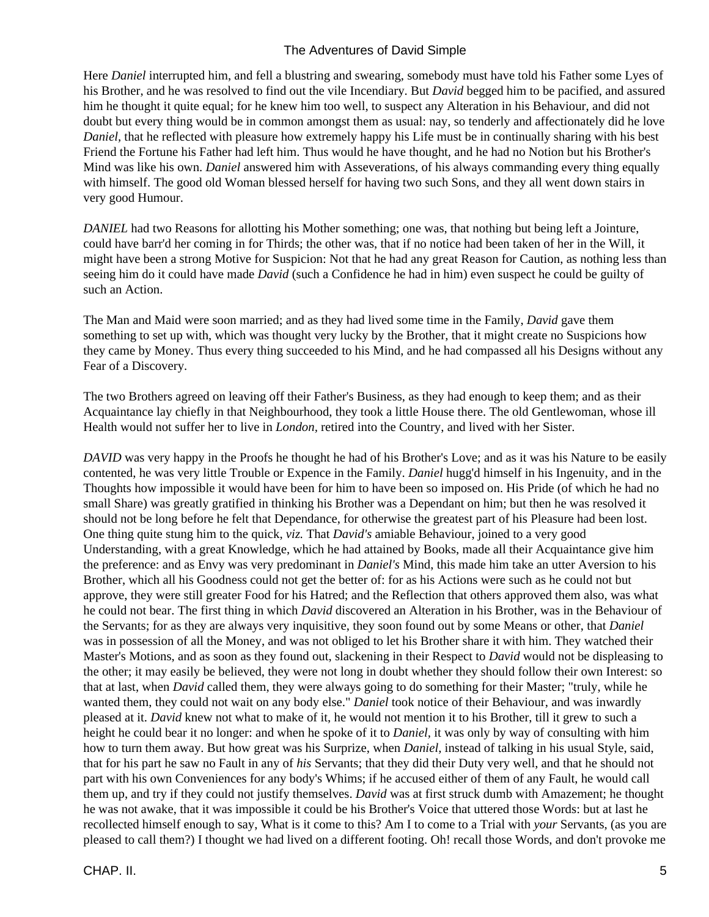Here *Daniel* interrupted him, and fell a blustring and swearing, somebody must have told his Father some Lyes of his Brother, and he was resolved to find out the vile Incendiary. But *David* begged him to be pacified, and assured him he thought it quite equal; for he knew him too well, to suspect any Alteration in his Behaviour, and did not doubt but every thing would be in common amongst them as usual: nay, so tenderly and affectionately did he love *Daniel*, that he reflected with pleasure how extremely happy his Life must be in continually sharing with his best Friend the Fortune his Father had left him. Thus would he have thought, and he had no Notion but his Brother's Mind was like his own. *Daniel* answered him with Asseverations, of his always commanding every thing equally with himself. The good old Woman blessed herself for having two such Sons, and they all went down stairs in very good Humour.

*DANIEL* had two Reasons for allotting his Mother something; one was, that nothing but being left a Jointure, could have barr'd her coming in for Thirds; the other was, that if no notice had been taken of her in the Will, it might have been a strong Motive for Suspicion: Not that he had any great Reason for Caution, as nothing less than seeing him do it could have made *David* (such a Confidence he had in him) even suspect he could be guilty of such an Action.

The Man and Maid were soon married; and as they had lived some time in the Family, *David* gave them something to set up with, which was thought very lucky by the Brother, that it might create no Suspicions how they came by Money. Thus every thing succeeded to his Mind, and he had compassed all his Designs without any Fear of a Discovery.

The two Brothers agreed on leaving off their Father's Business, as they had enough to keep them; and as their Acquaintance lay chiefly in that Neighbourhood, they took a little House there. The old Gentlewoman, whose ill Health would not suffer her to live in *London*, retired into the Country, and lived with her Sister.

*DAVID* was very happy in the Proofs he thought he had of his Brother's Love; and as it was his Nature to be easily contented, he was very little Trouble or Expence in the Family. *Daniel* hugg'd himself in his Ingenuity, and in the Thoughts how impossible it would have been for him to have been so imposed on. His Pride (of which he had no small Share) was greatly gratified in thinking his Brother was a Dependant on him; but then he was resolved it should not be long before he felt that Dependance, for otherwise the greatest part of his Pleasure had been lost. One thing quite stung him to the quick, *viz.* That *David's* amiable Behaviour, joined to a very good Understanding, with a great Knowledge, which he had attained by Books, made all their Acquaintance give him the preference: and as Envy was very predominant in *Daniel's* Mind, this made him take an utter Aversion to his Brother, which all his Goodness could not get the better of: for as his Actions were such as he could not but approve, they were still greater Food for his Hatred; and the Reflection that others approved them also, was what he could not bear. The first thing in which *David* discovered an Alteration in his Brother, was in the Behaviour of the Servants; for as they are always very inquisitive, they soon found out by some Means or other, that *Daniel* was in possession of all the Money, and was not obliged to let his Brother share it with him. They watched their Master's Motions, and as soon as they found out, slackening in their Respect to *David* would not be displeasing to the other; it may easily be believed, they were not long in doubt whether they should follow their own Interest: so that at last, when *David* called them, they were always going to do something for their Master; "truly, while he wanted them, they could not wait on any body else." *Daniel* took notice of their Behaviour, and was inwardly pleased at it. *David* knew not what to make of it, he would not mention it to his Brother, till it grew to such a height he could bear it no longer: and when he spoke of it to *Daniel*, it was only by way of consulting with him how to turn them away. But how great was his Surprize, when *Daniel*, instead of talking in his usual Style, said, that for his part he saw no Fault in any of *his* Servants; that they did their Duty very well, and that he should not part with his own Conveniences for any body's Whims; if he accused either of them of any Fault, he would call them up, and try if they could not justify themselves. *David* was at first struck dumb with Amazement; he thought he was not awake, that it was impossible it could be his Brother's Voice that uttered those Words: but at last he recollected himself enough to say, What is it come to this? Am I to come to a Trial with *your* Servants, (as you are pleased to call them?) I thought we had lived on a different footing. Oh! recall those Words, and don't provoke me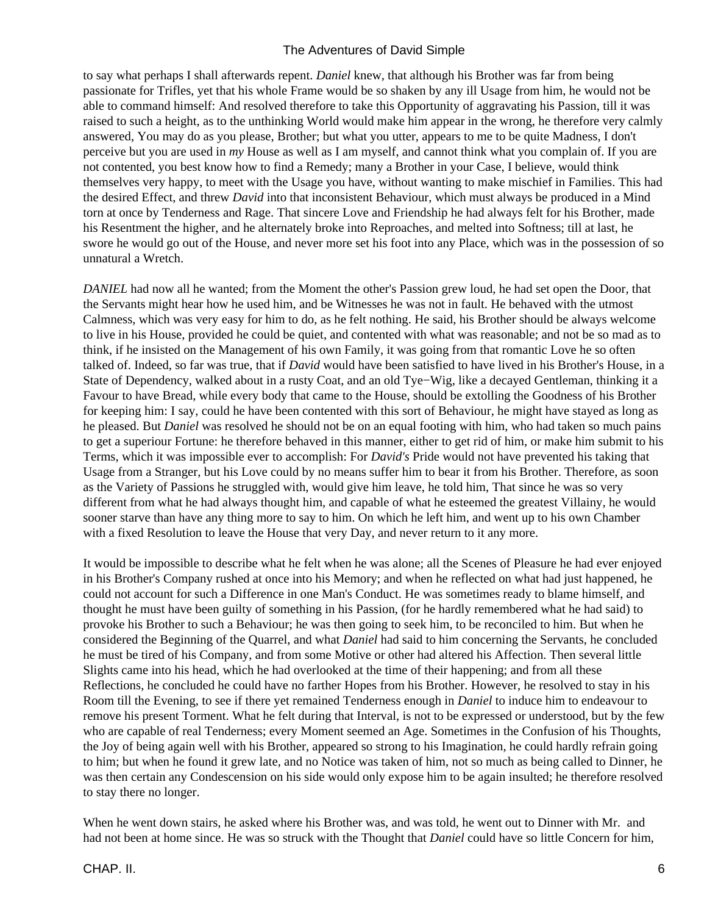to say what perhaps I shall afterwards repent. *Daniel* knew, that although his Brother was far from being passionate for Trifles, yet that his whole Frame would be so shaken by any ill Usage from him, he would not be able to command himself: And resolved therefore to take this Opportunity of aggravating his Passion, till it was raised to such a height, as to the unthinking World would make him appear in the wrong, he therefore very calmly answered, You may do as you please, Brother; but what you utter, appears to me to be quite Madness, I don't perceive but you are used in *my* House as well as I am myself, and cannot think what you complain of. If you are not contented, you best know how to find a Remedy; many a Brother in your Case, I believe, would think themselves very happy, to meet with the Usage you have, without wanting to make mischief in Families. This had the desired Effect, and threw *David* into that inconsistent Behaviour, which must always be produced in a Mind torn at once by Tenderness and Rage. That sincere Love and Friendship he had always felt for his Brother, made his Resentment the higher, and he alternately broke into Reproaches, and melted into Softness; till at last, he swore he would go out of the House, and never more set his foot into any Place, which was in the possession of so unnatural a Wretch.

*DANIEL* had now all he wanted; from the Moment the other's Passion grew loud, he had set open the Door, that the Servants might hear how he used him, and be Witnesses he was not in fault. He behaved with the utmost Calmness, which was very easy for him to do, as he felt nothing. He said, his Brother should be always welcome to live in his House, provided he could be quiet, and contented with what was reasonable; and not be so mad as to think, if he insisted on the Management of his own Family, it was going from that romantic Love he so often talked of. Indeed, so far was true, that if *David* would have been satisfied to have lived in his Brother's House, in a State of Dependency, walked about in a rusty Coat, and an old Tye−Wig, like a decayed Gentleman, thinking it a Favour to have Bread, while every body that came to the House, should be extolling the Goodness of his Brother for keeping him: I say, could he have been contented with this sort of Behaviour, he might have stayed as long as he pleased. But *Daniel* was resolved he should not be on an equal footing with him, who had taken so much pains to get a superiour Fortune: he therefore behaved in this manner, either to get rid of him, or make him submit to his Terms, which it was impossible ever to accomplish: For *David's* Pride would not have prevented his taking that Usage from a Stranger, but his Love could by no means suffer him to bear it from his Brother. Therefore, as soon as the Variety of Passions he struggled with, would give him leave, he told him, That since he was so very different from what he had always thought him, and capable of what he esteemed the greatest Villainy, he would sooner starve than have any thing more to say to him. On which he left him, and went up to his own Chamber with a fixed Resolution to leave the House that very Day, and never return to it any more.

It would be impossible to describe what he felt when he was alone; all the Scenes of Pleasure he had ever enjoyed in his Brother's Company rushed at once into his Memory; and when he reflected on what had just happened, he could not account for such a Difference in one Man's Conduct. He was sometimes ready to blame himself, and thought he must have been guilty of something in his Passion, (for he hardly remembered what he had said) to provoke his Brother to such a Behaviour; he was then going to seek him, to be reconciled to him. But when he considered the Beginning of the Quarrel, and what *Daniel* had said to him concerning the Servants, he concluded he must be tired of his Company, and from some Motive or other had altered his Affection. Then several little Slights came into his head, which he had overlooked at the time of their happening; and from all these Reflections, he concluded he could have no farther Hopes from his Brother. However, he resolved to stay in his Room till the Evening, to see if there yet remained Tenderness enough in *Daniel* to induce him to endeavour to remove his present Torment. What he felt during that Interval, is not to be expressed or understood, but by the few who are capable of real Tenderness; every Moment seemed an Age. Sometimes in the Confusion of his Thoughts, the Joy of being again well with his Brother, appeared so strong to his Imagination, he could hardly refrain going to him; but when he found it grew late, and no Notice was taken of him, not so much as being called to Dinner, he was then certain any Condescension on his side would only expose him to be again insulted; he therefore resolved to stay there no longer.

When he went down stairs, he asked where his Brother was, and was told, he went out to Dinner with Mr.  and had not been at home since. He was so struck with the Thought that *Daniel* could have so little Concern for him,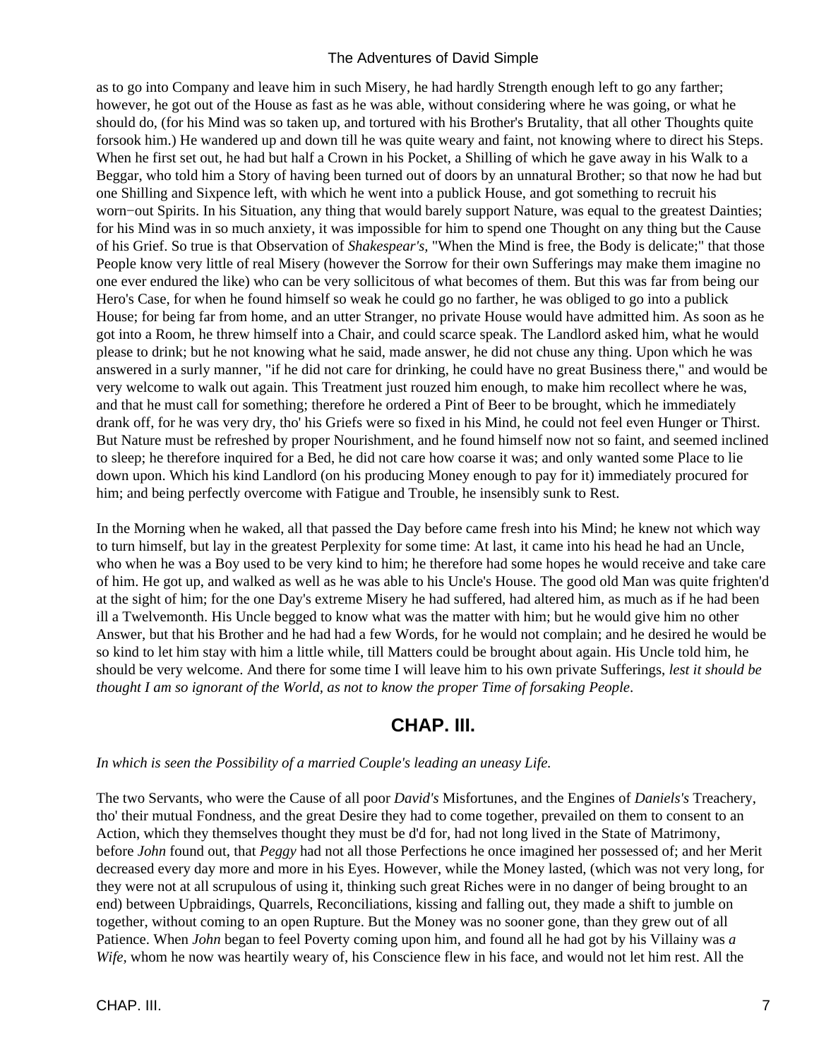as to go into Company and leave him in such Misery, he had hardly Strength enough left to go any farther; however, he got out of the House as fast as he was able, without considering where he was going, or what he should do, (for his Mind was so taken up, and tortured with his Brother's Brutality, that all other Thoughts quite forsook him.) He wandered up and down till he was quite weary and faint, not knowing where to direct his Steps. When he first set out, he had but half a Crown in his Pocket, a Shilling of which he gave away in his Walk to a Beggar, who told him a Story of having been turned out of doors by an unnatural Brother; so that now he had but one Shilling and Sixpence left, with which he went into a publick House, and got something to recruit his worn−out Spirits. In his Situation, any thing that would barely support Nature, was equal to the greatest Dainties; for his Mind was in so much anxiety, it was impossible for him to spend one Thought on any thing but the Cause of his Grief. So true is that Observation of *Shakespear's*, "When the Mind is free, the Body is delicate;" that those People know very little of real Misery (however the Sorrow for their own Sufferings may make them imagine no one ever endured the like) who can be very sollicitous of what becomes of them. But this was far from being our Hero's Case, for when he found himself so weak he could go no farther, he was obliged to go into a publick House; for being far from home, and an utter Stranger, no private House would have admitted him. As soon as he got into a Room, he threw himself into a Chair, and could scarce speak. The Landlord asked him, what he would please to drink; but he not knowing what he said, made answer, he did not chuse any thing. Upon which he was answered in a surly manner, "if he did not care for drinking, he could have no great Business there," and would be very welcome to walk out again. This Treatment just rouzed him enough, to make him recollect where he was, and that he must call for something; therefore he ordered a Pint of Beer to be brought, which he immediately drank off, for he was very dry, tho' his Griefs were so fixed in his Mind, he could not feel even Hunger or Thirst. But Nature must be refreshed by proper Nourishment, and he found himself now not so faint, and seemed inclined to sleep; he therefore inquired for a Bed, he did not care how coarse it was; and only wanted some Place to lie down upon. Which his kind Landlord (on his producing Money enough to pay for it) immediately procured for him; and being perfectly overcome with Fatigue and Trouble, he insensibly sunk to Rest.

In the Morning when he waked, all that passed the Day before came fresh into his Mind; he knew not which way to turn himself, but lay in the greatest Perplexity for some time: At last, it came into his head he had an Uncle, who when he was a Boy used to be very kind to him; he therefore had some hopes he would receive and take care of him. He got up, and walked as well as he was able to his Uncle's House. The good old Man was quite frighten'd at the sight of him; for the one Day's extreme Misery he had suffered, had altered him, as much as if he had been ill a Twelvemonth. His Uncle begged to know what was the matter with him; but he would give him no other Answer, but that his Brother and he had had a few Words, for he would not complain; and he desired he would be so kind to let him stay with him a little while, till Matters could be brought about again. His Uncle told him, he should be very welcome. And there for some time I will leave him to his own private Sufferings, *lest it should be thought I am so ignorant of the World, as not to know the proper Time of forsaking People*.

## CHAP. III.

*In which is seen the Possibility of a married Couple's leading an uneasy Life.*

The two Servants, who were the Cause of all poor *David's* Misfortunes, and the Engines of *Daniels's* Treachery, tho' their mutual Fondness, and the great Desire they had to come together, prevailed on them to consent to an Action, which they themselves thought they must be d'd for, had not long lived in the State of Matrimony, before *John* found out, that *Peggy* had not all those Perfections he once imagined her possessed of; and her Merit decreased every day more and more in his Eyes. However, while the Money lasted, (which was not very long, for they were not at all scrupulous of using it, thinking such great Riches were in no danger of being brought to an end) between Upbraidings, Quarrels, Reconciliations, kissing and falling out, they made a shift to jumble on together, without coming to an open Rupture. But the Money was no sooner gone, than they grew out of all Patience. When *John* began to feel Poverty coming upon him, and found all he had got by his Villainy was *a Wife*, whom he now was heartily weary of, his Conscience flew in his face, and would not let him rest. All the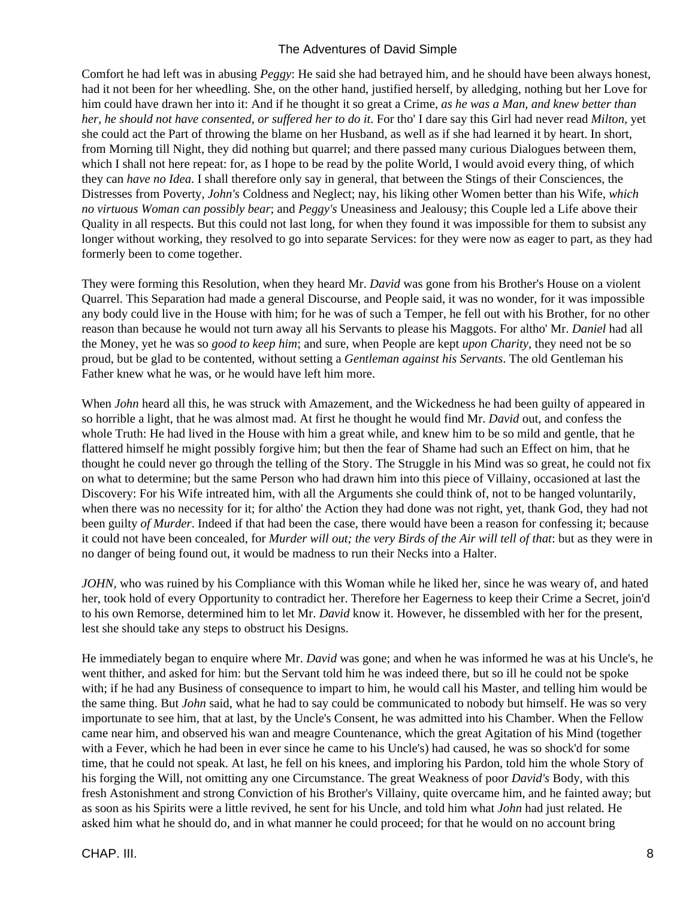Comfort he had left was in abusing *Peggy*: He said she had betrayed him, and he should have been always honest, had it not been for her wheedling. She, on the other hand, justified herself, by alledging, nothing but her Love for him could have drawn her into it: And if he thought it so great a Crime, *as he was a Man, and knew better than her, he should not have consented, or suffered her to do it*. For tho' I dare say this Girl had never read *Milton*, yet she could act the Part of throwing the blame on her Husband, as well as if she had learned it by heart. In short, from Morning till Night, they did nothing but quarrel; and there passed many curious Dialogues between them, which I shall not here repeat: for, as I hope to be read by the polite World, I would avoid every thing, of which they can *have no Idea*. I shall therefore only say in general, that between the Stings of their Consciences, the Distresses from Poverty, *John's* Coldness and Neglect; nay, his liking other Women better than his Wife, *which no virtuous Woman can possibly bear*; and *Peggy's* Uneasiness and Jealousy; this Couple led a Life above their Quality in all respects. But this could not last long, for when they found it was impossible for them to subsist any longer without working, they resolved to go into separate Services: for they were now as eager to part, as they had formerly been to come together.

They were forming this Resolution, when they heard Mr. *David* was gone from his Brother's House on a violent Quarrel. This Separation had made a general Discourse, and People said, it was no wonder, for it was impossible any body could live in the House with him; for he was of such a Temper, he fell out with his Brother, for no other reason than because he would not turn away all his Servants to please his Maggots. For altho' Mr. *Daniel* had all the Money, yet he was so *good to keep him*; and sure, when People are kept *upon Charity*, they need not be so proud, but be glad to be contented, without setting a *Gentleman against his Servants*. The old Gentleman his Father knew what he was, or he would have left him more.

When *John* heard all this, he was struck with Amazement, and the Wickedness he had been guilty of appeared in so horrible a light, that he was almost mad. At first he thought he would find Mr. *David* out, and confess the whole Truth: He had lived in the House with him a great while, and knew him to be so mild and gentle, that he flattered himself he might possibly forgive him; but then the fear of Shame had such an Effect on him, that he thought he could never go through the telling of the Story. The Struggle in his Mind was so great, he could not fix on what to determine; but the same Person who had drawn him into this piece of Villainy, occasioned at last the Discovery: For his Wife intreated him, with all the Arguments she could think of, not to be hanged voluntarily, when there was no necessity for it; for altho' the Action they had done was not right, yet, thank God, they had not been guilty *of Murder*. Indeed if that had been the case, there would have been a reason for confessing it; because it could not have been concealed, for *Murder will out; the very Birds of the Air will tell of that*: but as they were in no danger of being found out, it would be madness to run their Necks into a Halter.

*JOHN*, who was ruined by his Compliance with this Woman while he liked her, since he was weary of, and hated her, took hold of every Opportunity to contradict her. Therefore her Eagerness to keep their Crime a Secret, join'd to his own Remorse, determined him to let Mr. *David* know it. However, he dissembled with her for the present, lest she should take any steps to obstruct his Designs.

He immediately began to enquire where Mr. *David* was gone; and when he was informed he was at his Uncle's, he went thither, and asked for him: but the Servant told him he was indeed there, but so ill he could not be spoke with; if he had any Business of consequence to impart to him, he would call his Master, and telling him would be the same thing. But *John* said, what he had to say could be communicated to nobody but himself. He was so very importunate to see him, that at last, by the Uncle's Consent, he was admitted into his Chamber. When the Fellow came near him, and observed his wan and meagre Countenance, which the great Agitation of his Mind (together with a Fever, which he had been in ever since he came to his Uncle's) had caused, he was so shock'd for some time, that he could not speak. At last, he fell on his knees, and imploring his Pardon, told him the whole Story of his forging the Will, not omitting any one Circumstance. The great Weakness of poor *David's* Body, with this fresh Astonishment and strong Conviction of his Brother's Villainy, quite overcame him, and he fainted away; but as soon as his Spirits were a little revived, he sent for his Uncle, and told him what *John* had just related. He asked him what he should do, and in what manner he could proceed; for that he would on no account bring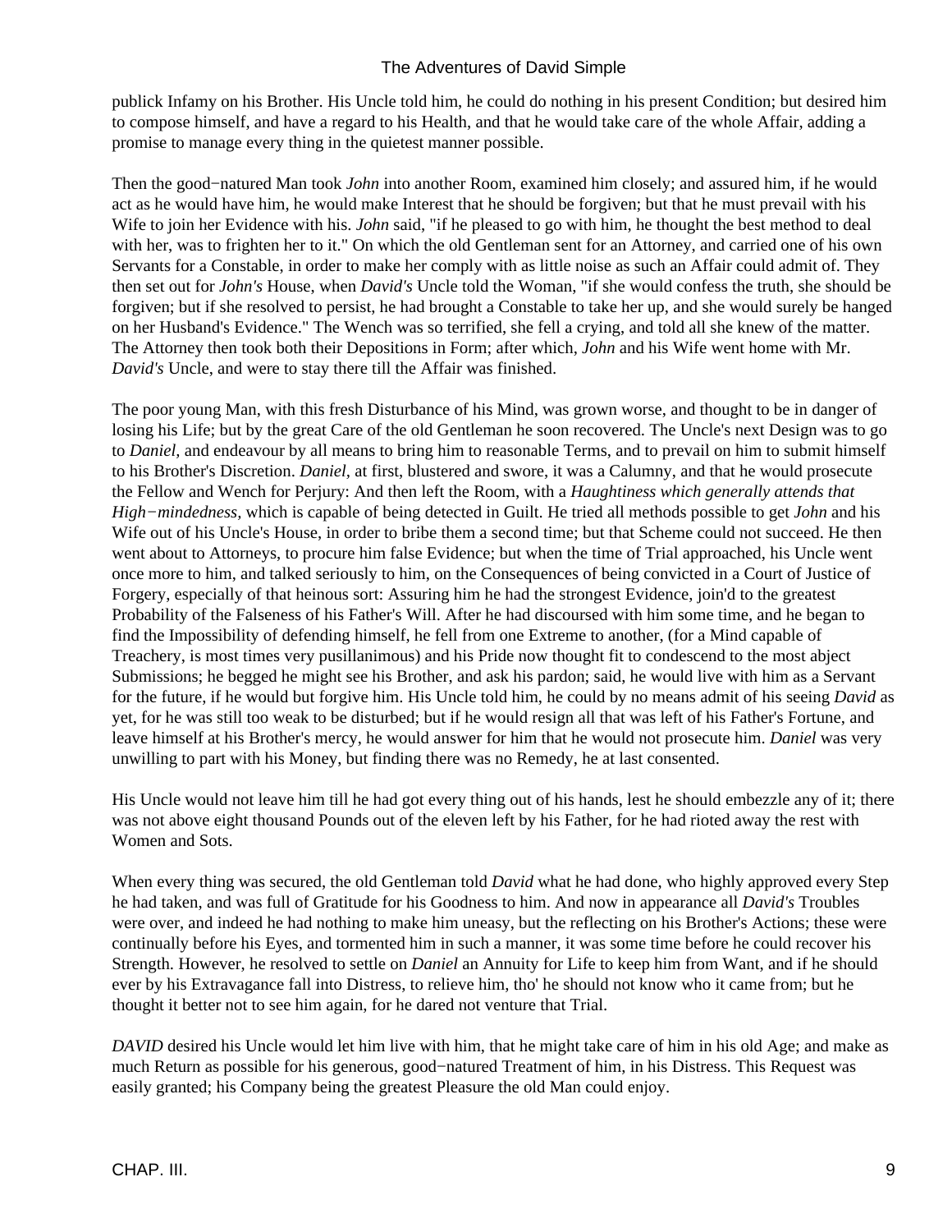publick Infamy on his Brother. His Uncle told him, he could do nothing in his present Condition; but desired him to compose himself, and have a regard to his Health, and that he would take care of the whole Affair, adding a promise to manage every thing in the quietest manner possible.

Then the good−natured Man took *John* into another Room, examined him closely; and assured him, if he would act as he would have him, he would make Interest that he should be forgiven; but that he must prevail with his Wife to join her Evidence with his. *John* said, "if he pleased to go with him, he thought the best method to deal with her, was to frighten her to it." On which the old Gentleman sent for an Attorney, and carried one of his own Servants for a Constable, in order to make her comply with as little noise as such an Affair could admit of. They then set out for *John's* House, when *David's* Uncle told the Woman, "if she would confess the truth, she should be forgiven; but if she resolved to persist, he had brought a Constable to take her up, and she would surely be hanged on her Husband's Evidence." The Wench was so terrified, she fell a crying, and told all she knew of the matter. The Attorney then took both their Depositions in Form; after which, *John* and his Wife went home with Mr. *David's* Uncle, and were to stay there till the Affair was finished.

The poor young Man, with this fresh Disturbance of his Mind, was grown worse, and thought to be in danger of losing his Life; but by the great Care of the old Gentleman he soon recovered. The Uncle's next Design was to go to *Daniel,* and endeavour by all means to bring him to reasonable Terms, and to prevail on him to submit himself to his Brother's Discretion. *Daniel,* at first, blustered and swore, it was a Calumny, and that he would prosecute the Fellow and Wench for Perjury: And then left the Room, with a *Haughtiness which generally attends that High−mindedness,* which is capable of being detected in Guilt. He tried all methods possible to get *John* and his Wife out of his Uncle's House, in order to bribe them a second time; but that Scheme could not succeed. He then went about to Attorneys, to procure him false Evidence; but when the time of Trial approached, his Uncle went once more to him, and talked seriously to him, on the Consequences of being convicted in a Court of Justice of Forgery, especially of that heinous sort: Assuring him he had the strongest Evidence, join'd to the greatest Probability of the Falseness of his Father's Will. After he had discoursed with him some time, and he began to find the Impossibility of defending himself, he fell from one Extreme to another, (for a Mind capable of Treachery, is most times very pusillanimous) and his Pride now thought fit to condescend to the most abject Submissions; he begged he might see his Brother, and ask his pardon; said, he would live with him as a Servant for the future, if he would but forgive him. His Uncle told him, he could by no means admit of his seeing *David* as yet, for he was still too weak to be disturbed; but if he would resign all that was left of his Father's Fortune, and leave himself at his Brother's mercy, he would answer for him that he would not prosecute him. *Daniel* was very unwilling to part with his Money, but finding there was no Remedy, he at last consented.

His Uncle would not leave him till he had got every thing out of his hands, lest he should embezzle any of it; there was not above eight thousand Pounds out of the eleven left by his Father, for he had rioted away the rest with Women and Sots.

When every thing was secured, the old Gentleman told *David* what he had done, who highly approved every Step he had taken, and was full of Gratitude for his Goodness to him. And now in appearance all *David's* Troubles were over, and indeed he had nothing to make him uneasy, but the reflecting on his Brother's Actions; these were continually before his Eyes, and tormented him in such a manner, it was some time before he could recover his Strength. However, he resolved to settle on *Daniel* an Annuity for Life to keep him from Want, and if he should ever by his Extravagance fall into Distress, to relieve him, tho' he should not know who it came from; but he thought it better not to see him again, for he dared not venture that Trial.

*DAVID* desired his Uncle would let him live with him, that he might take care of him in his old Age; and make as much Return as possible for his generous, good−natured Treatment of him, in his Distress. This Request was easily granted; his Company being the greatest Pleasure the old Man could enjoy.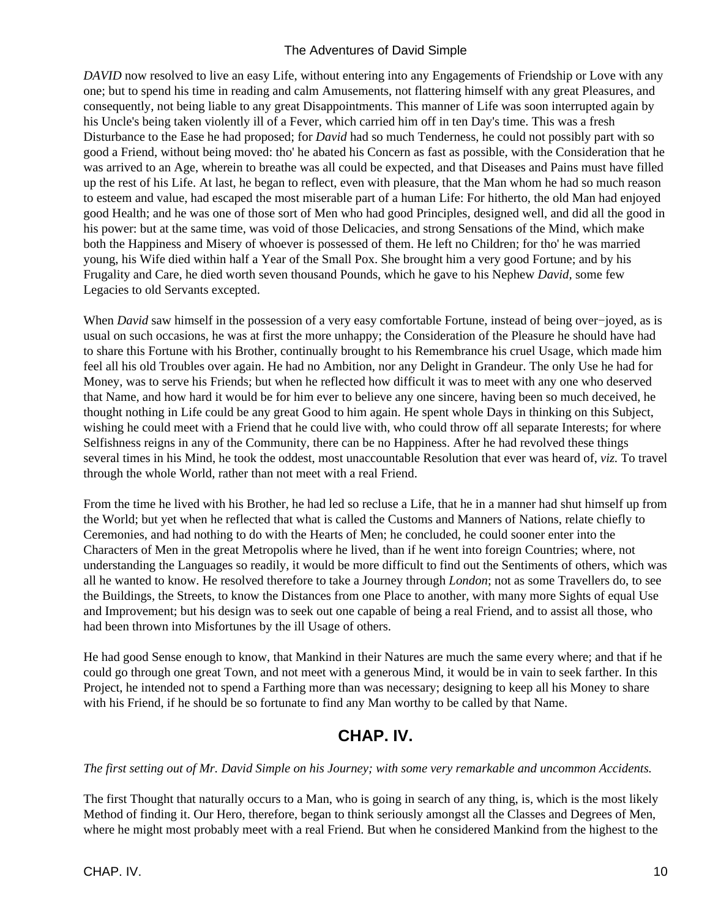*DAVID* now resolved to live an easy Life, without entering into any Engagements of Friendship or Love with any one; but to spend his time in reading and calm Amusements, not flattering himself with any great Pleasures, and consequently, not being liable to any great Disappointments. This manner of Life was soon interrupted again by his Uncle's being taken violently ill of a Fever, which carried him off in ten Day's time. This was a fresh Disturbance to the Ease he had proposed; for *David* had so much Tenderness, he could not possibly part with so good a Friend, without being moved: tho' he abated his Concern as fast as possible, with the Consideration that he was arrived to an Age, wherein to breathe was all could be expected, and that Diseases and Pains must have filled up the rest of his Life. At last, he began to reflect, even with pleasure, that the Man whom he had so much reason to esteem and value, had escaped the most miserable part of a human Life: For hitherto, the old Man had enjoyed good Health; and he was one of those sort of Men who had good Principles, designed well, and did all the good in his power: but at the same time, was void of those Delicacies, and strong Sensations of the Mind, which make both the Happiness and Misery of whoever is possessed of them. He left no Children; for tho' he was married young, his Wife died within half a Year of the Small Pox. She brought him a very good Fortune; and by his Frugality and Care, he died worth seven thousand Pounds, which he gave to his Nephew *David*, some few Legacies to old Servants excepted.

When *David* saw himself in the possession of a very easy comfortable Fortune, instead of being over−joyed, as is usual on such occasions, he was at first the more unhappy; the Consideration of the Pleasure he should have had to share this Fortune with his Brother, continually brought to his Remembrance his cruel Usage, which made him feel all his old Troubles over again. He had no Ambition, nor any Delight in Grandeur. The only Use he had for Money, was to serve his Friends; but when he reflected how difficult it was to meet with any one who deserved that Name, and how hard it would be for him ever to believe any one sincere, having been so much deceived, he thought nothing in Life could be any great Good to him again. He spent whole Days in thinking on this Subject, wishing he could meet with a Friend that he could live with, who could throw off all separate Interests; for where Selfishness reigns in any of the Community, there can be no Happiness. After he had revolved these things several times in his Mind, he took the oddest, most unaccountable Resolution that ever was heard of, *viz.* To travel through the whole World, rather than not meet with a real Friend.

From the time he lived with his Brother, he had led so recluse a Life, that he in a manner had shut himself up from the World; but yet when he reflected that what is called the Customs and Manners of Nations, relate chiefly to Ceremonies, and had nothing to do with the Hearts of Men; he concluded, he could sooner enter into the Characters of Men in the great Metropolis where he lived, than if he went into foreign Countries; where, not understanding the Languages so readily, it would be more difficult to find out the Sentiments of others, which was all he wanted to know. He resolved therefore to take a Journey through *London*; not as some Travellers do, to see the Buildings, the Streets, to know the Distances from one Place to another, with many more Sights of equal Use and Improvement; but his design was to seek out one capable of being a real Friend, and to assist all those, who had been thrown into Misfortunes by the ill Usage of others.

He had good Sense enough to know, that Mankind in their Natures are much the same every where; and that if he could go through one great Town, and not meet with a generous Mind, it would be in vain to seek farther. In this Project, he intended not to spend a Farthing more than was necessary; designing to keep all his Money to share with his Friend, if he should be so fortunate to find any Man worthy to be called by that Name.

## CHAP. IV.

*The first setting out of Mr. David Simple on his Journey; with some very remarkable and uncommon Accidents.*

The first Thought that naturally occurs to a Man, who is going in search of any thing, is, which is the most likely Method of finding it. Our Hero, therefore, began to think seriously amongst all the Classes and Degrees of Men, where he might most probably meet with a real Friend. But when he considered Mankind from the highest to the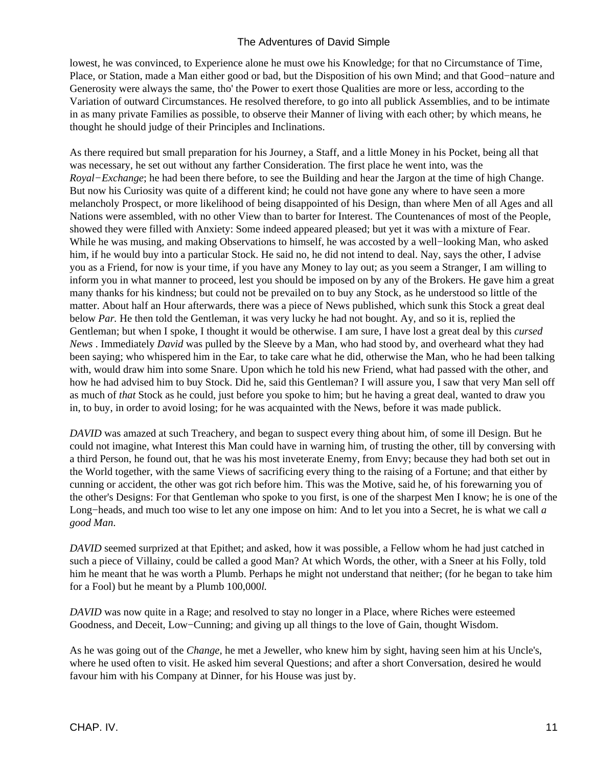lowest, he was convinced, to Experience alone he must owe his Knowledge; for that no Circumstance of Time, Place, or Station, made a Man either good or bad, but the Disposition of his own Mind; and that Good−nature and Generosity were always the same, tho' the Power to exert those Qualities are more or less, according to the Variation of outward Circumstances. He resolved therefore, to go into all publick Assemblies, and to be intimate in as many private Families as possible, to observe their Manner of living with each other; by which means, he thought he should judge of their Principles and Inclinations.

As there required but small preparation for his Journey, a Staff, and a little Money in his Pocket, being all that was necessary, he set out without any farther Consideration. The first place he went into, was the *Royal−Exchange*; he had been there before, to see the Building and hear the Jargon at the time of high Change. But now his Curiosity was quite of a different kind; he could not have gone any where to have seen a more melancholy Prospect, or more likelihood of being disappointed of his Design, than where Men of all Ages and all Nations were assembled, with no other View than to barter for Interest. The Countenances of most of the People, showed they were filled with Anxiety: Some indeed appeared pleased; but yet it was with a mixture of Fear. While he was musing, and making Observations to himself, he was accosted by a well−looking Man, who asked him, if he would buy into a particular Stock. He said no, he did not intend to deal. Nay, says the other, I advise you as a Friend, for now is your time, if you have any Money to lay out; as you seem a Stranger, I am willing to inform you in what manner to proceed, lest you should be imposed on by any of the Brokers. He gave him a great many thanks for his kindness; but could not be prevailed on to buy any Stock, as he understood so little of the matter. About half an Hour afterwards, there was a piece of News published, which sunk this Stock a great deal below *Par.* He then told the Gentleman, it was very lucky he had not bought. Ay, and so it is, replied the Gentleman; but when I spoke, I thought it would be otherwise. I am sure, I have lost a great deal by this *cursed News* . Immediately *David* was pulled by the Sleeve by a Man, who had stood by, and overheard what they had been saying; who whispered him in the Ear, to take care what he did, otherwise the Man, who he had been talking with, would draw him into some Snare. Upon which he told his new Friend, what had passed with the other, and how he had advised him to buy Stock. Did he, said this Gentleman? I will assure you, I saw that very Man sell off as much of *that* Stock as he could, just before you spoke to him; but he having a great deal, wanted to draw you in, to buy, in order to avoid losing; for he was acquainted with the News, before it was made publick.

*DAVID* was amazed at such Treachery, and began to suspect every thing about him, of some ill Design. But he could not imagine, what Interest this Man could have in warning him, of trusting the other, till by conversing with a third Person, he found out, that he was his most inveterate Enemy, from Envy; because they had both set out in the World together, with the same Views of sacrificing every thing to the raising of a Fortune; and that either by cunning or accident, the other was got rich before him. This was the Motive, said he, of his forewarning you of the other's Designs: For that Gentleman who spoke to you first, is one of the sharpest Men I know; he is one of the Long−heads, and much too wise to let any one impose on him: And to let you into a Secret, he is what we call *a good Man*.

*DAVID* seemed surprized at that Epithet; and asked, how it was possible, a Fellow whom he had just catched in such a piece of Villainy, could be called a good Man? At which Words, the other, with a Sneer at his Folly, told him he meant that he was worth a Plumb. Perhaps he might not understand that neither; (for he began to take him for a Fool) but he meant by a Plumb 100,000*l.*

*DAVID* was now quite in a Rage; and resolved to stay no longer in a Place, where Riches were esteemed Goodness, and Deceit, Low−Cunning; and giving up all things to the love of Gain, thought Wisdom.

As he was going out of the *Change,* he met a Jeweller, who knew him by sight, having seen him at his Uncle's, where he used often to visit. He asked him several Questions; and after a short Conversation, desired he would favour him with his Company at Dinner, for his House was just by.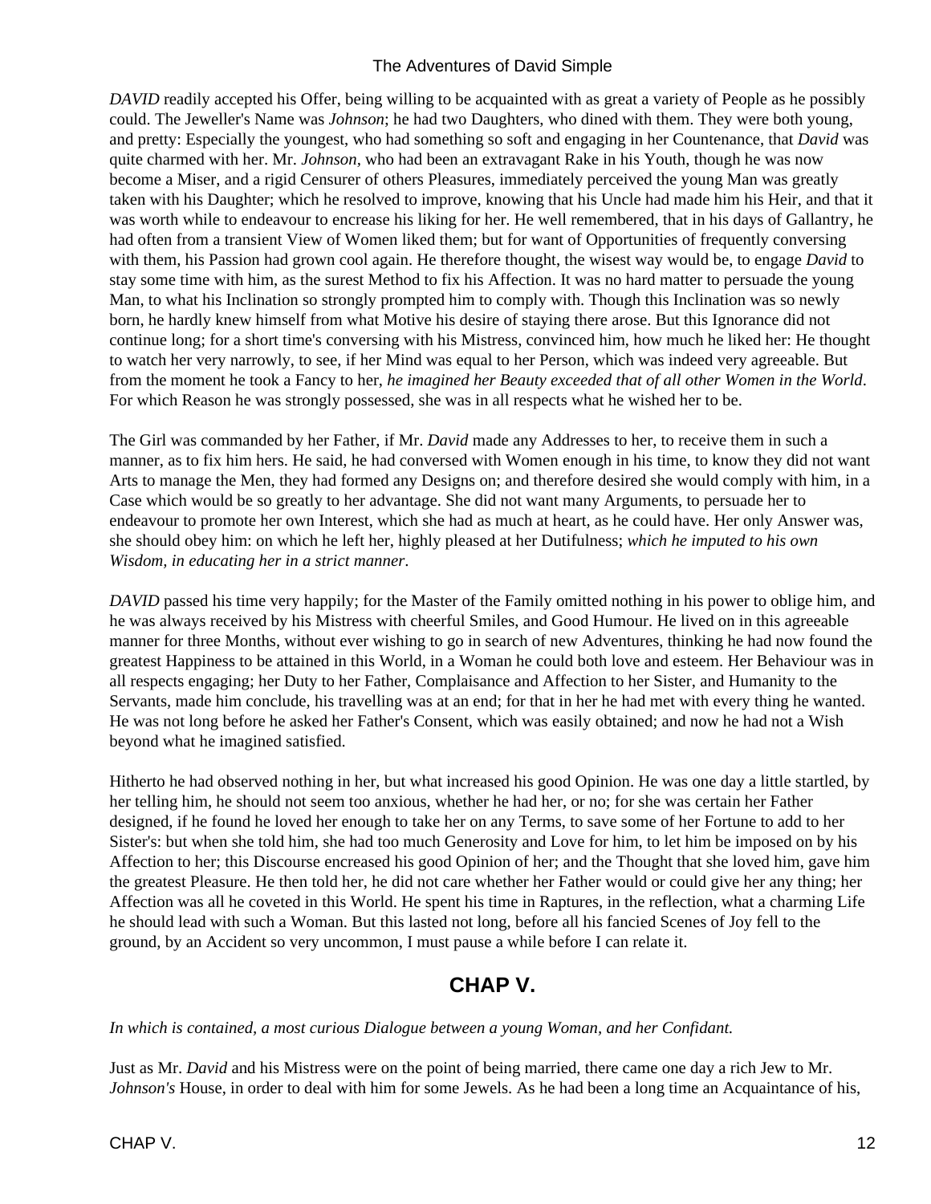*DAVID* readily accepted his Offer, being willing to be acquainted with as great a variety of People as he possibly could. The Jeweller's Name was *Johnson*; he had two Daughters, who dined with them. They were both young, and pretty: Especially the youngest, who had something so soft and engaging in her Countenance, that *David* was quite charmed with her. Mr. *Johnson,* who had been an extravagant Rake in his Youth, though he was now become a Miser, and a rigid Censurer of others Pleasures, immediately perceived the young Man was greatly taken with his Daughter; which he resolved to improve, knowing that his Uncle had made him his Heir, and that it was worth while to endeavour to encrease his liking for her. He well remembered, that in his days of Gallantry, he had often from a transient View of Women liked them; but for want of Opportunities of frequently conversing with them, his Passion had grown cool again. He therefore thought, the wisest way would be, to engage *David* to stay some time with him, as the surest Method to fix his Affection. It was no hard matter to persuade the young Man, to what his Inclination so strongly prompted him to comply with. Though this Inclination was so newly born, he hardly knew himself from what Motive his desire of staying there arose. But this Ignorance did not continue long; for a short time's conversing with his Mistress, convinced him, how much he liked her: He thought to watch her very narrowly, to see, if her Mind was equal to her Person, which was indeed very agreeable. But from the moment he took a Fancy to her, *he imagined her Beauty exceeded that of all other Women in the World*. For which Reason he was strongly possessed, she was in all respects what he wished her to be.

The Girl was commanded by her Father, if Mr. *David* made any Addresses to her, to receive them in such a manner, as to fix him hers. He said, he had conversed with Women enough in his time, to know they did not want Arts to manage the Men, they had formed any Designs on; and therefore desired she would comply with him, in a Case which would be so greatly to her advantage. She did not want many Arguments, to persuade her to endeavour to promote her own Interest, which she had as much at heart, as he could have. Her only Answer was, she should obey him: on which he left her, highly pleased at her Dutifulness; *which he imputed to his own Wisdom, in educating her in a strict manner*.

*DAVID* passed his time very happily; for the Master of the Family omitted nothing in his power to oblige him, and he was always received by his Mistress with cheerful Smiles, and Good Humour. He lived on in this agreeable manner for three Months, without ever wishing to go in search of new Adventures, thinking he had now found the greatest Happiness to be attained in this World, in a Woman he could both love and esteem. Her Behaviour was in all respects engaging; her Duty to her Father, Complaisance and Affection to her Sister, and Humanity to the Servants, made him conclude, his travelling was at an end; for that in her he had met with every thing he wanted. He was not long before he asked her Father's Consent, which was easily obtained; and now he had not a Wish beyond what he imagined satisfied.

Hitherto he had observed nothing in her, but what increased his good Opinion. He was one day a little startled, by her telling him, he should not seem too anxious, whether he had her, or no; for she was certain her Father designed, if he found he loved her enough to take her on any Terms, to save some of her Fortune to add to her Sister's: but when she told him, she had too much Generosity and Love for him, to let him be imposed on by his Affection to her; this Discourse encreased his good Opinion of her; and the Thought that she loved him, gave him the greatest Pleasure. He then told her, he did not care whether her Father would or could give her any thing; her Affection was all he coveted in this World. He spent his time in Raptures, in the reflection, what a charming Life he should lead with such a Woman. But this lasted not long, before all his fancied Scenes of Joy fell to the ground, by an Accident so very uncommon, I must pause a while before I can relate it.

## CHAP V.

*In which is contained, a most curious Dialogue between a young Woman, and her Confidant.*

Just as Mr. *David* and his Mistress were on the point of being married, there came one day a rich Jew to Mr. *Johnson's* House, in order to deal with him for some Jewels. As he had been a long time an Acquaintance of his,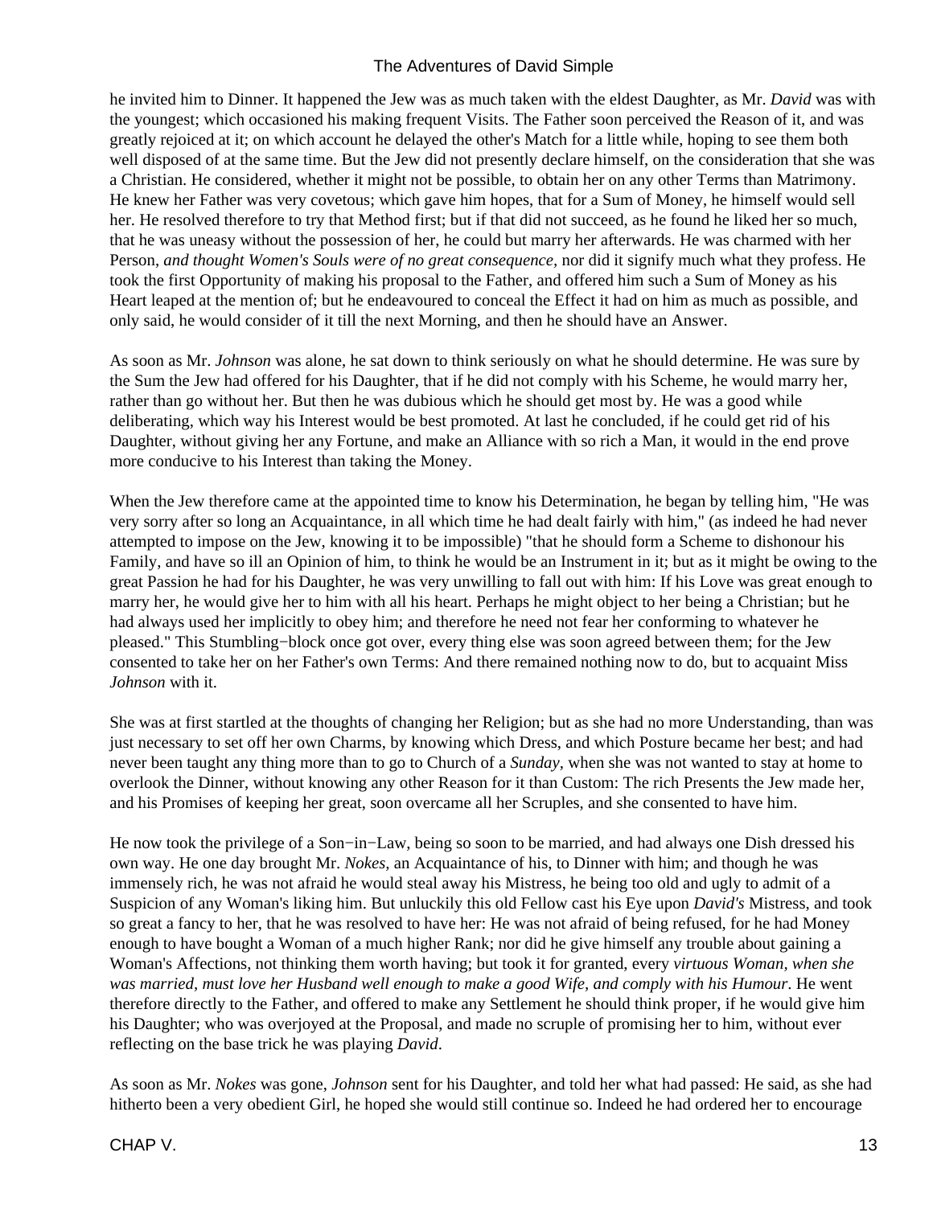he invited him to Dinner. It happened the Jew was as much taken with the eldest Daughter, as Mr. *David* was with the youngest; which occasioned his making frequent Visits. The Father soon perceived the Reason of it, and was greatly rejoiced at it; on which account he delayed the other's Match for a little while, hoping to see them both well disposed of at the same time. But the Jew did not presently declare himself, on the consideration that she was a Christian. He considered, whether it might not be possible, to obtain her on any other Terms than Matrimony. He knew her Father was very covetous; which gave him hopes, that for a Sum of Money, he himself would sell her. He resolved therefore to try that Method first; but if that did not succeed, as he found he liked her so much, that he was uneasy without the possession of her, he could but marry her afterwards. He was charmed with her Person, *and thought Women's Souls were of no great consequence,* nor did it signify much what they profess. He took the first Opportunity of making his proposal to the Father, and offered him such a Sum of Money as his Heart leaped at the mention of; but he endeavoured to conceal the Effect it had on him as much as possible, and only said, he would consider of it till the next Morning, and then he should have an Answer.

As soon as Mr. *Johnson* was alone, he sat down to think seriously on what he should determine. He was sure by the Sum the Jew had offered for his Daughter, that if he did not comply with his Scheme, he would marry her, rather than go without her. But then he was dubious which he should get most by. He was a good while deliberating, which way his Interest would be best promoted. At last he concluded, if he could get rid of his Daughter, without giving her any Fortune, and make an Alliance with so rich a Man, it would in the end prove more conducive to his Interest than taking the Money.

When the Jew therefore came at the appointed time to know his Determination, he began by telling him, "He was very sorry after so long an Acquaintance, in all which time he had dealt fairly with him," (as indeed he had never attempted to impose on the Jew, knowing it to be impossible) "that he should form a Scheme to dishonour his Family, and have so ill an Opinion of him, to think he would be an Instrument in it; but as it might be owing to the great Passion he had for his Daughter, he was very unwilling to fall out with him: If his Love was great enough to marry her, he would give her to him with all his heart. Perhaps he might object to her being a Christian; but he had always used her implicitly to obey him; and therefore he need not fear her conforming to whatever he pleased." This Stumbling−block once got over, every thing else was soon agreed between them; for the Jew consented to take her on her Father's own Terms: And there remained nothing now to do, but to acquaint Miss *Johnson* with it.

She was at first startled at the thoughts of changing her Religion; but as she had no more Understanding, than was just necessary to set off her own Charms, by knowing which Dress, and which Posture became her best; and had never been taught any thing more than to go to Church of a *Sunday,* when she was not wanted to stay at home to overlook the Dinner, without knowing any other Reason for it than Custom: The rich Presents the Jew made her, and his Promises of keeping her great, soon overcame all her Scruples, and she consented to have him.

He now took the privilege of a Son−in−Law, being so soon to be married, and had always one Dish dressed his own way. He one day brought Mr. *Nokes,* an Acquaintance of his, to Dinner with him; and though he was immensely rich, he was not afraid he would steal away his Mistress, he being too old and ugly to admit of a Suspicion of any Woman's liking him. But unluckily this old Fellow cast his Eye upon *David's* Mistress, and took so great a fancy to her, that he was resolved to have her: He was not afraid of being refused, for he had Money enough to have bought a Woman of a much higher Rank; nor did he give himself any trouble about gaining a Woman's Affections, not thinking them worth having; but took it for granted, every *virtuous Woman, when she was married, must love her Husband well enough to make a good Wife, and comply with his Humour*. He went therefore directly to the Father, and offered to make any Settlement he should think proper, if he would give him his Daughter; who was overjoyed at the Proposal, and made no scruple of promising her to him, without ever reflecting on the base trick he was playing *David*.

As soon as Mr. *Nokes* was gone, *Johnson* sent for his Daughter, and told her what had passed: He said, as she had hitherto been a very obedient Girl, he hoped she would still continue so. Indeed he had ordered her to encourage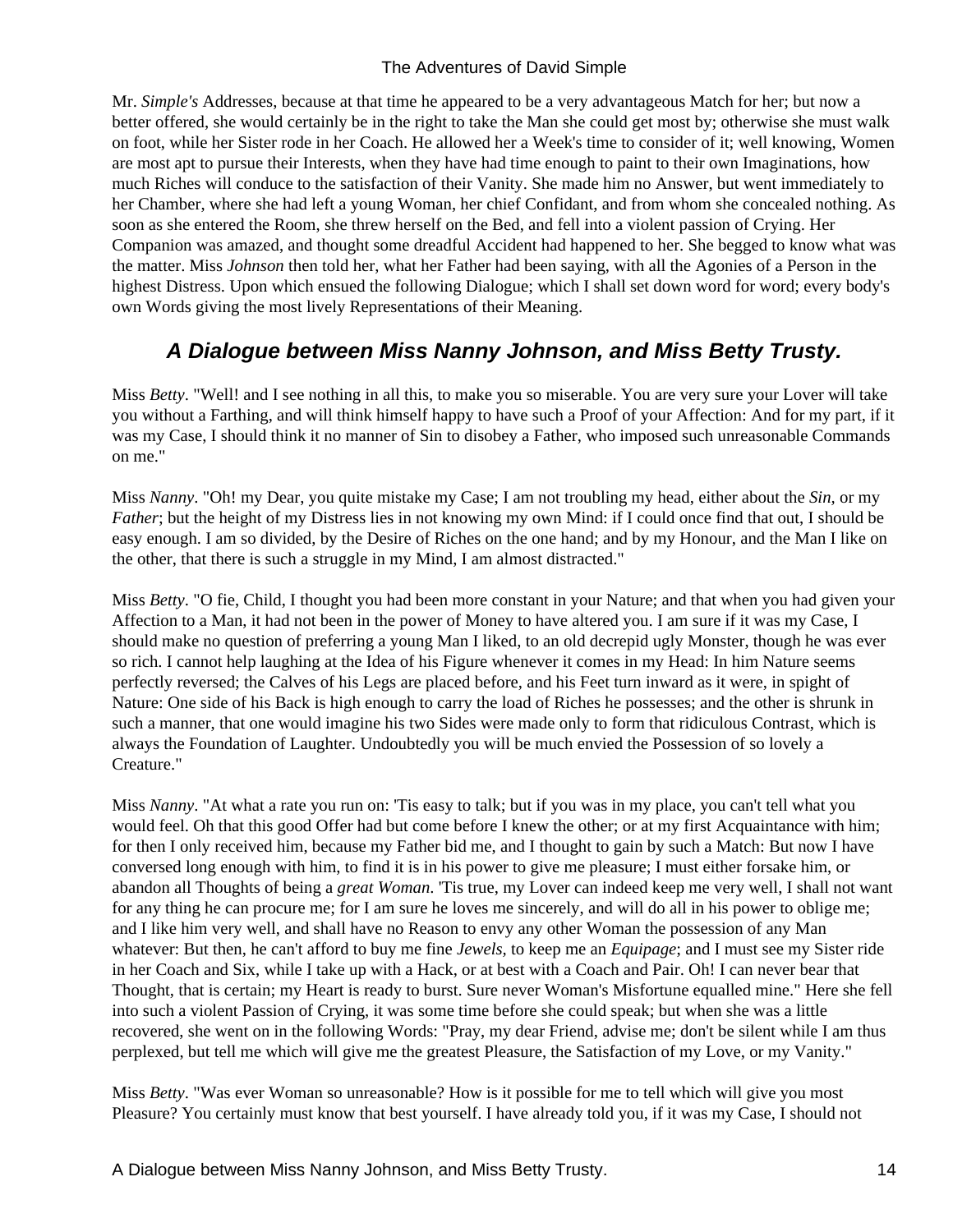Mr. *Simple's* Addresses, because at that time he appeared to be a very advantageous Match for her; but now a better offered, she would certainly be in the right to take the Man she could get most by; otherwise she must walk on foot, while her Sister rode in her Coach. He allowed her a Week's time to consider of it; well knowing, Women are most apt to pursue their Interests, when they have had time enough to paint to their own Imaginations, how much Riches will conduce to the satisfaction of their Vanity. She made him no Answer, but went immediately to her Chamber, where she had left a young Woman, her chief Confidant, and from whom she concealed nothing. As soon as she entered the Room, she threw herself on the Bed, and fell into a violent passion of Crying. Her Companion was amazed, and thought some dreadful Accident had happened to her. She begged to know what was the matter. Miss *Johnson* then told her, what her Father had been saying, with all the Agonies of a Person in the highest Distress. Upon which ensued the following Dialogue; which I shall set down word for word; every body's own Words giving the most lively Representations of their Meaning.

## A Dialogue between Miss Nanny Johnson, and Miss Betty Trusty.

Miss *Betty*. "Well! and I see nothing in all this, to make you so miserable. You are very sure your Lover will take you without a Farthing, and will think himself happy to have such a Proof of your Affection: And for my part, if it was my Case, I should think it no manner of Sin to disobey a Father, who imposed such unreasonable Commands on me."

Miss *Nanny*. "Oh! my Dear, you quite mistake my Case; I am not troubling my head, either about the *Sin*, or my *Father*; but the height of my Distress lies in not knowing my own Mind: if I could once find that out, I should be easy enough. I am so divided, by the Desire of Riches on the one hand; and by my Honour, and the Man I like on the other, that there is such a struggle in my Mind, I am almost distracted."

Miss *Betty*. "O fie, Child, I thought you had been more constant in your Nature; and that when you had given your Affection to a Man, it had not been in the power of Money to have altered you. I am sure if it was my Case, I should make no question of preferring a young Man I liked, to an old decrepid ugly Monster, though he was ever so rich. I cannot help laughing at the Idea of his Figure whenever it comes in my Head: In him Nature seems perfectly reversed; the Calves of his Legs are placed before, and his Feet turn inward as it were, in spight of Nature: One side of his Back is high enough to carry the load of Riches he possesses; and the other is shrunk in such a manner, that one would imagine his two Sides were made only to form that ridiculous Contrast, which is always the Foundation of Laughter. Undoubtedly you will be much envied the Possession of so lovely a Creature."

Miss *Nanny*. "At what a rate you run on: 'Tis easy to talk; but if you was in my place, you can't tell what you would feel. Oh that this good Offer had but come before I knew the other; or at my first Acquaintance with him; for then I only received him, because my Father bid me, and I thought to gain by such a Match: But now I have conversed long enough with him, to find it is in his power to give me pleasure; I must either forsake him, or abandon all Thoughts of being a *great Woman*. 'Tis true, my Lover can indeed keep me very well, I shall not want for any thing he can procure me; for I am sure he loves me sincerely, and will do all in his power to oblige me; and I like him very well, and shall have no Reason to envy any other Woman the possession of any Man whatever: But then, he can't afford to buy me fine *Jewels*, to keep me an *Equipage*; and I must see my Sister ride in her Coach and Six, while I take up with a Hack, or at best with a Coach and Pair. Oh! I can never bear that Thought, that is certain; my Heart is ready to burst. Sure never Woman's Misfortune equalled mine." Here she fell into such a violent Passion of Crying, it was some time before she could speak; but when she was a little recovered, she went on in the following Words: "Pray, my dear Friend, advise me; don't be silent while I am thus perplexed, but tell me which will give me the greatest Pleasure, the Satisfaction of my Love, or my Vanity."

Miss *Betty*. "Was ever Woman so unreasonable? How is it possible for me to tell which will give you most Pleasure? You certainly must know that best yourself. I have already told you, if it was my Case, I should not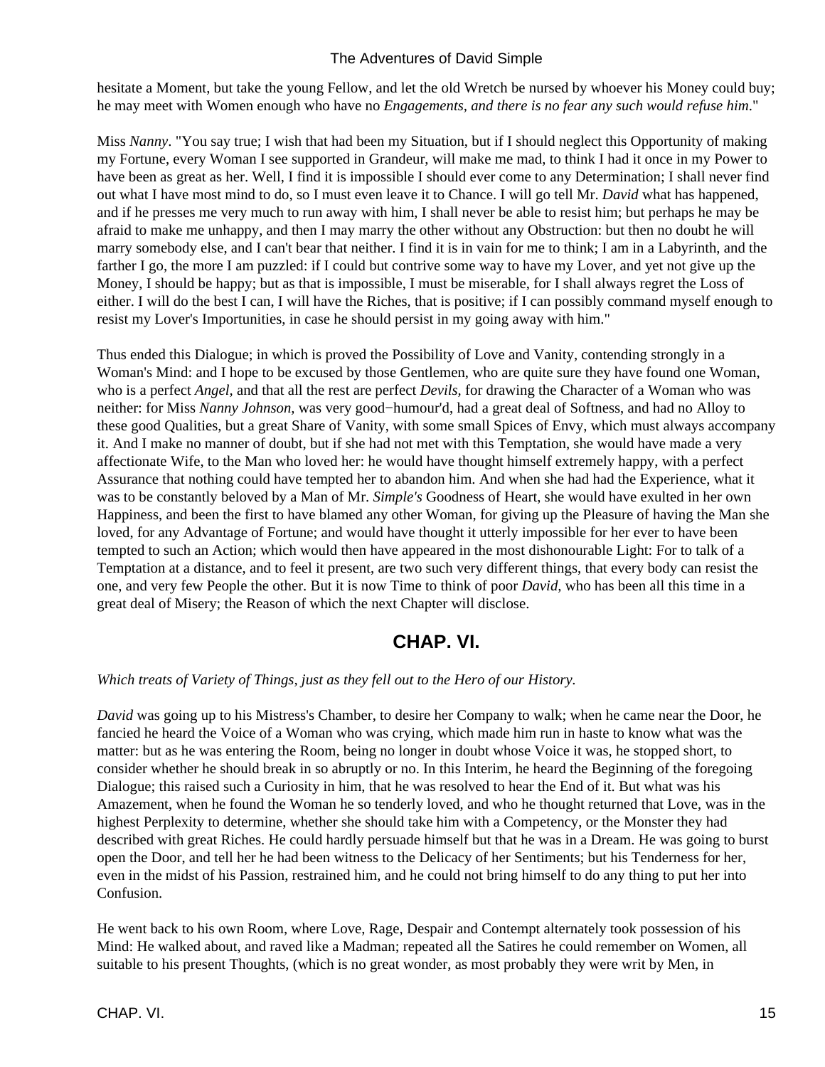hesitate a Moment, but take the young Fellow, and let the old Wretch be nursed by whoever his Money could buy; he may meet with Women enough who have no *Engagements, and there is no fear any such would refuse him*."

Miss *Nanny*. "You say true; I wish that had been my Situation, but if I should neglect this Opportunity of making my Fortune, every Woman I see supported in Grandeur, will make me mad, to think I had it once in my Power to have been as great as her. Well, I find it is impossible I should ever come to any Determination; I shall never find out what I have most mind to do, so I must even leave it to Chance. I will go tell Mr. *David* what has happened, and if he presses me very much to run away with him, I shall never be able to resist him; but perhaps he may be afraid to make me unhappy, and then I may marry the other without any Obstruction: but then no doubt he will marry somebody else, and I can't bear that neither. I find it is in vain for me to think; I am in a Labyrinth, and the farther I go, the more I am puzzled: if I could but contrive some way to have my Lover, and yet not give up the Money, I should be happy; but as that is impossible, I must be miserable, for I shall always regret the Loss of either. I will do the best I can, I will have the Riches, that is positive; if I can possibly command myself enough to resist my Lover's Importunities, in case he should persist in my going away with him."

Thus ended this Dialogue; in which is proved the Possibility of Love and Vanity, contending strongly in a Woman's Mind: and I hope to be excused by those Gentlemen, who are quite sure they have found one Woman, who is a perfect *Angel*, and that all the rest are perfect *Devils*, for drawing the Character of a Woman who was neither: for Miss *Nanny Johnson*, was very good−humour'd, had a great deal of Softness, and had no Alloy to these good Qualities, but a great Share of Vanity, with some small Spices of Envy, which must always accompany it. And I make no manner of doubt, but if she had not met with this Temptation, she would have made a very affectionate Wife, to the Man who loved her: he would have thought himself extremely happy, with a perfect Assurance that nothing could have tempted her to abandon him. And when she had had the Experience, what it was to be constantly beloved by a Man of Mr. *Simple's* Goodness of Heart, she would have exulted in her own Happiness, and been the first to have blamed any other Woman, for giving up the Pleasure of having the Man she loved, for any Advantage of Fortune; and would have thought it utterly impossible for her ever to have been tempted to such an Action; which would then have appeared in the most dishonourable Light: For to talk of a Temptation at a distance, and to feel it present, are two such very different things, that every body can resist the one, and very few People the other. But it is now Time to think of poor *David*, who has been all this time in a great deal of Misery; the Reason of which the next Chapter will disclose.

## CHAP. VI.

*Which treats of Variety of Things, just as they fell out to the Hero of our History.*

*David* was going up to his Mistress's Chamber, to desire her Company to walk; when he came near the Door, he fancied he heard the Voice of a Woman who was crying, which made him run in haste to know what was the matter: but as he was entering the Room, being no longer in doubt whose Voice it was, he stopped short, to consider whether he should break in so abruptly or no. In this Interim, he heard the Beginning of the foregoing Dialogue; this raised such a Curiosity in him, that he was resolved to hear the End of it. But what was his Amazement, when he found the Woman he so tenderly loved, and who he thought returned that Love, was in the highest Perplexity to determine, whether she should take him with a Competency, or the Monster they had described with great Riches. He could hardly persuade himself but that he was in a Dream. He was going to burst open the Door, and tell her he had been witness to the Delicacy of her Sentiments; but his Tenderness for her, even in the midst of his Passion, restrained him, and he could not bring himself to do any thing to put her into Confusion.

He went back to his own Room, where Love, Rage, Despair and Contempt alternately took possession of his Mind: He walked about, and raved like a Madman; repeated all the Satires he could remember on Women, all suitable to his present Thoughts, (which is no great wonder, as most probably they were writ by Men, in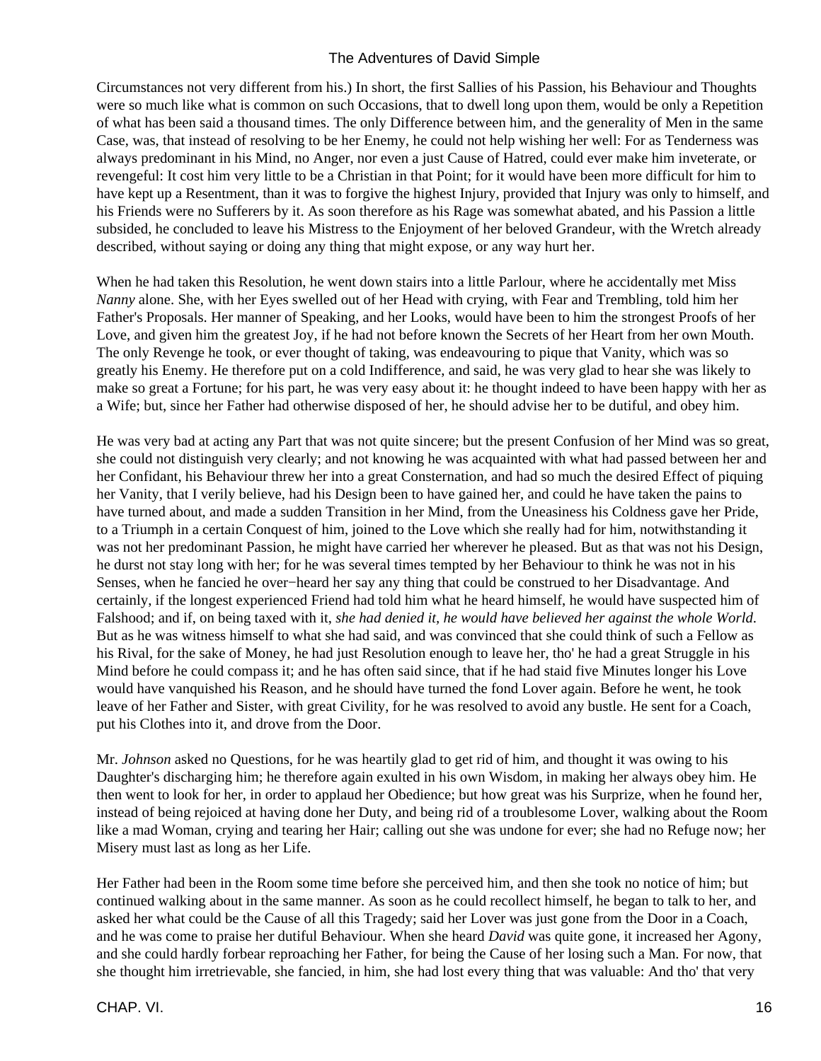Circumstances not very different from his.) In short, the first Sallies of his Passion, his Behaviour and Thoughts were so much like what is common on such Occasions, that to dwell long upon them, would be only a Repetition of what has been said a thousand times. The only Difference between him, and the generality of Men in the same Case, was, that instead of resolving to be her Enemy, he could not help wishing her well: For as Tenderness was always predominant in his Mind, no Anger, nor even a just Cause of Hatred, could ever make him inveterate, or revengeful: It cost him very little to be a Christian in that Point; for it would have been more difficult for him to have kept up a Resentment, than it was to forgive the highest Injury, provided that Injury was only to himself, and his Friends were no Sufferers by it. As soon therefore as his Rage was somewhat abated, and his Passion a little subsided, he concluded to leave his Mistress to the Enjoyment of her beloved Grandeur, with the Wretch already described, without saying or doing any thing that might expose, or any way hurt her.

When he had taken this Resolution, he went down stairs into a little Parlour, where he accidentally met Miss *Nanny* alone. She, with her Eyes swelled out of her Head with crying, with Fear and Trembling, told him her Father's Proposals. Her manner of Speaking, and her Looks, would have been to him the strongest Proofs of her Love, and given him the greatest Joy, if he had not before known the Secrets of her Heart from her own Mouth. The only Revenge he took, or ever thought of taking, was endeavouring to pique that Vanity, which was so greatly his Enemy. He therefore put on a cold Indifference, and said, he was very glad to hear she was likely to make so great a Fortune; for his part, he was very easy about it: he thought indeed to have been happy with her as a Wife; but, since her Father had otherwise disposed of her, he should advise her to be dutiful, and obey him.

He was very bad at acting any Part that was not quite sincere; but the present Confusion of her Mind was so great, she could not distinguish very clearly; and not knowing he was acquainted with what had passed between her and her Confidant, his Behaviour threw her into a great Consternation, and had so much the desired Effect of piquing her Vanity, that I verily believe, had his Design been to have gained her, and could he have taken the pains to have turned about, and made a sudden Transition in her Mind, from the Uneasiness his Coldness gave her Pride, to a Triumph in a certain Conquest of him, joined to the Love which she really had for him, notwithstanding it was not her predominant Passion, he might have carried her wherever he pleased. But as that was not his Design, he durst not stay long with her; for he was several times tempted by her Behaviour to think he was not in his Senses, when he fancied he over−heard her say any thing that could be construed to her Disadvantage. And certainly, if the longest experienced Friend had told him what he heard himself, he would have suspected him of Falshood; and if, on being taxed with it, *she had denied it, he would have believed her against the whole World.* But as he was witness himself to what she had said, and was convinced that she could think of such a Fellow as his Rival, for the sake of Money, he had just Resolution enough to leave her, tho' he had a great Struggle in his Mind before he could compass it; and he has often said since, that if he had staid five Minutes longer his Love would have vanquished his Reason, and he should have turned the fond Lover again. Before he went, he took leave of her Father and Sister, with great Civility, for he was resolved to avoid any bustle. He sent for a Coach, put his Clothes into it, and drove from the Door.

Mr. *Johnson* asked no Questions, for he was heartily glad to get rid of him, and thought it was owing to his Daughter's discharging him; he therefore again exulted in his own Wisdom, in making her always obey him. He then went to look for her, in order to applaud her Obedience; but how great was his Surprize, when he found her, instead of being rejoiced at having done her Duty, and being rid of a troublesome Lover, walking about the Room like a mad Woman, crying and tearing her Hair; calling out she was undone for ever; she had no Refuge now; her Misery must last as long as her Life.

Her Father had been in the Room some time before she perceived him, and then she took no notice of him; but continued walking about in the same manner. As soon as he could recollect himself, he began to talk to her, and asked her what could be the Cause of all this Tragedy; said her Lover was just gone from the Door in a Coach, and he was come to praise her dutiful Behaviour. When she heard *David* was quite gone, it increased her Agony, and she could hardly forbear reproaching her Father, for being the Cause of her losing such a Man. For now, that she thought him irretrievable, she fancied, in him, she had lost every thing that was valuable: And tho' that very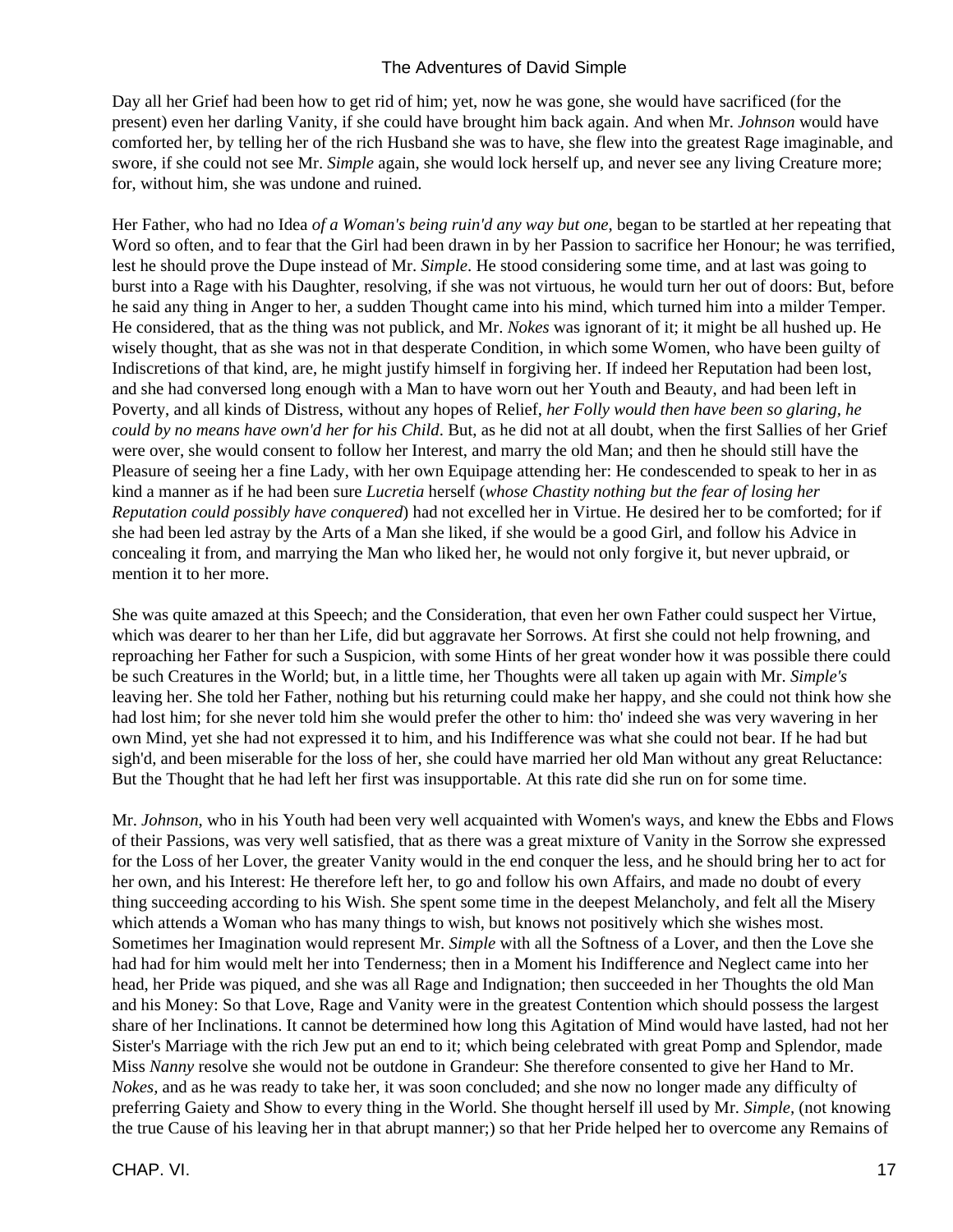Day all her Grief had been how to get rid of him; yet, now he was gone, she would have sacrificed (for the present) even her darling Vanity, if she could have brought him back again. And when Mr. *Johnson* would have comforted her, by telling her of the rich Husband she was to have, she flew into the greatest Rage imaginable, and swore, if she could not see Mr. *Simple* again, she would lock herself up, and never see any living Creature more; for, without him, she was undone and ruined.

Her Father, who had no Idea *of a Woman's being ruin'd any way but one,* began to be startled at her repeating that Word so often, and to fear that the Girl had been drawn in by her Passion to sacrifice her Honour; he was terrified, lest he should prove the Dupe instead of Mr. *Simple*. He stood considering some time, and at last was going to burst into a Rage with his Daughter, resolving, if she was not virtuous, he would turn her out of doors: But, before he said any thing in Anger to her, a sudden Thought came into his mind, which turned him into a milder Temper. He considered, that as the thing was not publick, and Mr. *Nokes* was ignorant of it; it might be all hushed up. He wisely thought, that as she was not in that desperate Condition, in which some Women, who have been guilty of Indiscretions of that kind, are, he might justify himself in forgiving her. If indeed her Reputation had been lost, and she had conversed long enough with a Man to have worn out her Youth and Beauty, and had been left in Poverty, and all kinds of Distress, without any hopes of Relief, *her Folly would then have been so glaring, he could by no means have own'd her for his Child*. But, as he did not at all doubt, when the first Sallies of her Grief were over, she would consent to follow her Interest, and marry the old Man; and then he should still have the Pleasure of seeing her a fine Lady, with her own Equipage attending her: He condescended to speak to her in as kind a manner as if he had been sure *Lucretia* herself (*whose Chastity nothing but the fear of losing her Reputation could possibly have conquered*) had not excelled her in Virtue. He desired her to be comforted; for if she had been led astray by the Arts of a Man she liked, if she would be a good Girl, and follow his Advice in concealing it from, and marrying the Man who liked her, he would not only forgive it, but never upbraid, or mention it to her more.

She was quite amazed at this Speech; and the Consideration, that even her own Father could suspect her Virtue, which was dearer to her than her Life, did but aggravate her Sorrows. At first she could not help frowning, and reproaching her Father for such a Suspicion, with some Hints of her great wonder how it was possible there could be such Creatures in the World; but, in a little time, her Thoughts were all taken up again with Mr. *Simple's* leaving her. She told her Father, nothing but his returning could make her happy, and she could not think how she had lost him; for she never told him she would prefer the other to him: tho' indeed she was very wavering in her own Mind, yet she had not expressed it to him, and his Indifference was what she could not bear. If he had but sigh'd, and been miserable for the loss of her, she could have married her old Man without any great Reluctance: But the Thought that he had left her first was insupportable. At this rate did she run on for some time.

Mr. *Johnson,* who in his Youth had been very well acquainted with Women's ways, and knew the Ebbs and Flows of their Passions, was very well satisfied, that as there was a great mixture of Vanity in the Sorrow she expressed for the Loss of her Lover, the greater Vanity would in the end conquer the less, and he should bring her to act for her own, and his Interest: He therefore left her, to go and follow his own Affairs, and made no doubt of every thing succeeding according to his Wish. She spent some time in the deepest Melancholy, and felt all the Misery which attends a Woman who has many things to wish, but knows not positively which she wishes most. Sometimes her Imagination would represent Mr. *Simple* with all the Softness of a Lover, and then the Love she had had for him would melt her into Tenderness; then in a Moment his Indifference and Neglect came into her head, her Pride was piqued, and she was all Rage and Indignation; then succeeded in her Thoughts the old Man and his Money: So that Love, Rage and Vanity were in the greatest Contention which should possess the largest share of her Inclinations. It cannot be determined how long this Agitation of Mind would have lasted, had not her Sister's Marriage with the rich Jew put an end to it; which being celebrated with great Pomp and Splendor, made Miss *Nanny* resolve she would not be outdone in Grandeur: She therefore consented to give her Hand to Mr. *Nokes,* and as he was ready to take her, it was soon concluded; and she now no longer made any difficulty of preferring Gaiety and Show to every thing in the World. She thought herself ill used by Mr. *Simple,* (not knowing the true Cause of his leaving her in that abrupt manner;) so that her Pride helped her to overcome any Remains of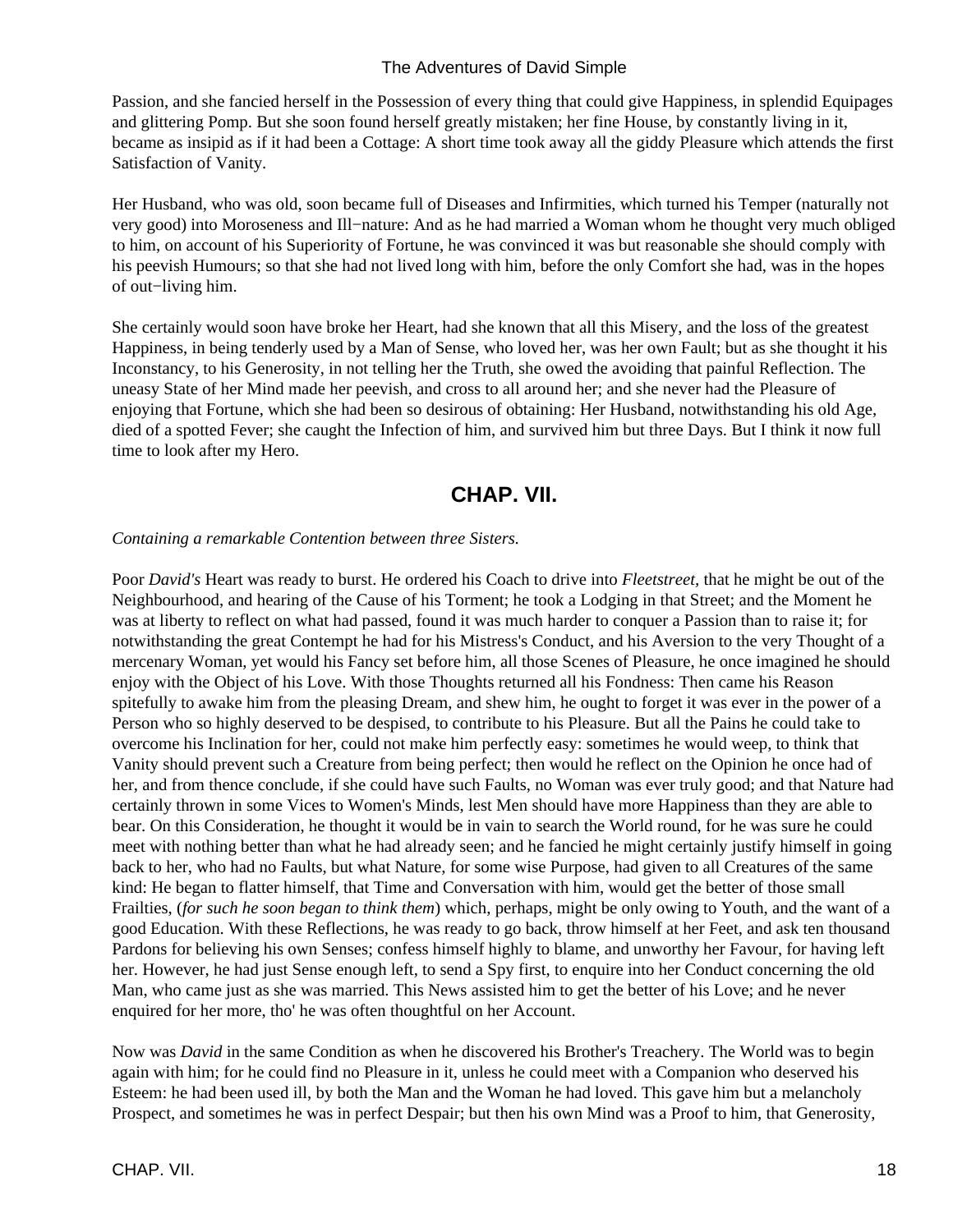Passion, and she fancied herself in the Possession of every thing that could give Happiness, in splendid Equipages and glittering Pomp. But she soon found herself greatly mistaken; her fine House, by constantly living in it, became as insipid as if it had been a Cottage: A short time took away all the giddy Pleasure which attends the first Satisfaction of Vanity.

Her Husband, who was old, soon became full of Diseases and Infirmities, which turned his Temper (naturally not very good) into Moroseness and Ill−nature: And as he had married a Woman whom he thought very much obliged to him, on account of his Superiority of Fortune, he was convinced it was but reasonable she should comply with his peevish Humours; so that she had not lived long with him, before the only Comfort she had, was in the hopes of out−living him.

She certainly would soon have broke her Heart, had she known that all this Misery, and the loss of the greatest Happiness, in being tenderly used by a Man of Sense, who loved her, was her own Fault; but as she thought it his Inconstancy, to his Generosity, in not telling her the Truth, she owed the avoiding that painful Reflection. The uneasy State of her Mind made her peevish, and cross to all around her; and she never had the Pleasure of enjoying that Fortune, which she had been so desirous of obtaining: Her Husband, notwithstanding his old Age, died of a spotted Fever; she caught the Infection of him, and survived him but three Days. But I think it now full time to look after my Hero.

## CHAP. VII.

*Containing a remarkable Contention between three Sisters.*

Poor *David's* Heart was ready to burst. He ordered his Coach to drive into *Fleetstreet,* that he might be out of the Neighbourhood, and hearing of the Cause of his Torment; he took a Lodging in that Street; and the Moment he was at liberty to reflect on what had passed, found it was much harder to conquer a Passion than to raise it; for notwithstanding the great Contempt he had for his Mistress's Conduct, and his Aversion to the very Thought of a mercenary Woman, yet would his Fancy set before him, all those Scenes of Pleasure, he once imagined he should enjoy with the Object of his Love. With those Thoughts returned all his Fondness: Then came his Reason spitefully to awake him from the pleasing Dream, and shew him, he ought to forget it was ever in the power of a Person who so highly deserved to be despised, to contribute to his Pleasure. But all the Pains he could take to overcome his Inclination for her, could not make him perfectly easy: sometimes he would weep, to think that Vanity should prevent such a Creature from being perfect; then would he reflect on the Opinion he once had of her, and from thence conclude, if she could have such Faults, no Woman was ever truly good; and that Nature had certainly thrown in some Vices to Women's Minds, lest Men should have more Happiness than they are able to bear. On this Consideration, he thought it would be in vain to search the World round, for he was sure he could meet with nothing better than what he had already seen; and he fancied he might certainly justify himself in going back to her, who had no Faults, but what Nature, for some wise Purpose, had given to all Creatures of the same kind: He began to flatter himself, that Time and Conversation with him, would get the better of those small Frailties, (*for such he soon began to think them*) which, perhaps, might be only owing to Youth, and the want of a good Education. With these Reflections, he was ready to go back, throw himself at her Feet, and ask ten thousand Pardons for believing his own Senses; confess himself highly to blame, and unworthy her Favour, for having left her. However, he had just Sense enough left, to send a Spy first, to enquire into her Conduct concerning the old Man, who came just as she was married. This News assisted him to get the better of his Love; and he never enquired for her more, tho' he was often thoughtful on her Account.

Now was *David* in the same Condition as when he discovered his Brother's Treachery. The World was to begin again with him; for he could find no Pleasure in it, unless he could meet with a Companion who deserved his Esteem: he had been used ill, by both the Man and the Woman he had loved. This gave him but a melancholy Prospect, and sometimes he was in perfect Despair; but then his own Mind was a Proof to him, that Generosity,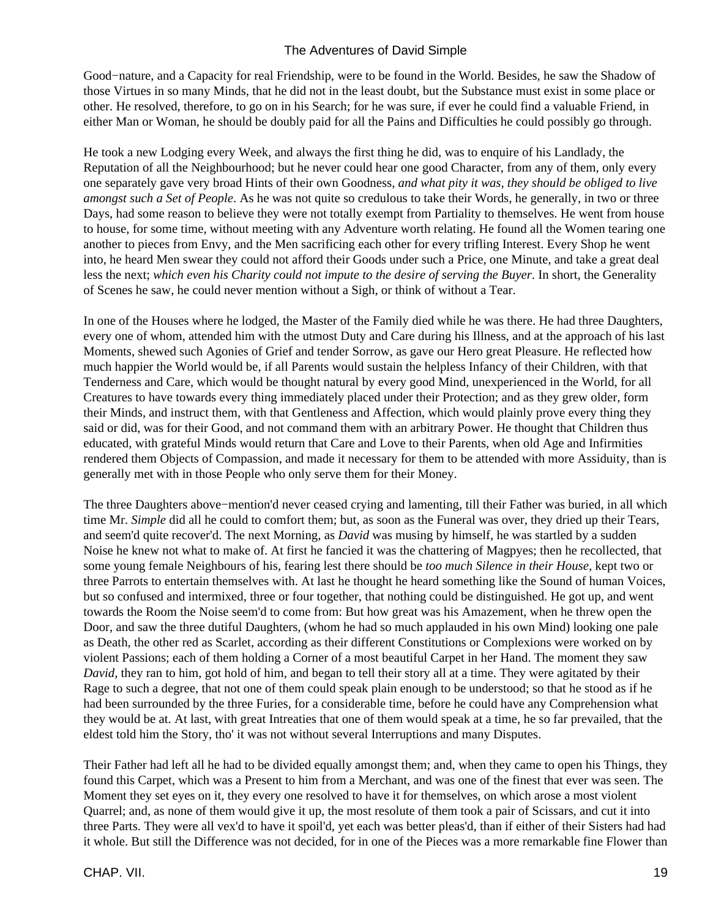Good−nature, and a Capacity for real Friendship, were to be found in the World. Besides, he saw the Shadow of those Virtues in so many Minds, that he did not in the least doubt, but the Substance must exist in some place or other. He resolved, therefore, to go on in his Search; for he was sure, if ever he could find a valuable Friend, in either Man or Woman, he should be doubly paid for all the Pains and Difficulties he could possibly go through.

He took a new Lodging every Week, and always the first thing he did, was to enquire of his Landlady, the Reputation of all the Neighbourhood; but he never could hear one good Character, from any of them, only every one separately gave very broad Hints of their own Goodness, *and what pity it was, they should be obliged to live amongst such a Set of People*. As he was not quite so credulous to take their Words, he generally, in two or three Days, had some reason to believe they were not totally exempt from Partiality to themselves. He went from house to house, for some time, without meeting with any Adventure worth relating. He found all the Women tearing one another to pieces from Envy, and the Men sacrificing each other for every trifling Interest. Every Shop he went into, he heard Men swear they could not afford their Goods under such a Price, one Minute, and take a great deal less the next; *which even his Charity could not impute to the desire of serving the Buyer*. In short, the Generality of Scenes he saw, he could never mention without a Sigh, or think of without a Tear.

In one of the Houses where he lodged, the Master of the Family died while he was there. He had three Daughters, every one of whom, attended him with the utmost Duty and Care during his Illness, and at the approach of his last Moments, shewed such Agonies of Grief and tender Sorrow, as gave our Hero great Pleasure. He reflected how much happier the World would be, if all Parents would sustain the helpless Infancy of their Children, with that Tenderness and Care, which would be thought natural by every good Mind, unexperienced in the World, for all Creatures to have towards every thing immediately placed under their Protection; and as they grew older, form their Minds, and instruct them, with that Gentleness and Affection, which would plainly prove every thing they said or did, was for their Good, and not command them with an arbitrary Power. He thought that Children thus educated, with grateful Minds would return that Care and Love to their Parents, when old Age and Infirmities rendered them Objects of Compassion, and made it necessary for them to be attended with more Assiduity, than is generally met with in those People who only serve them for their Money.

The three Daughters above−mention'd never ceased crying and lamenting, till their Father was buried, in all which time Mr. *Simple* did all he could to comfort them; but, as soon as the Funeral was over, they dried up their Tears, and seem'd quite recover'd. The next Morning, as *David* was musing by himself, he was startled by a sudden Noise he knew not what to make of. At first he fancied it was the chattering of Magpyes; then he recollected, that some young female Neighbours of his, fearing lest there should be *too much Silence in their House*, kept two or three Parrots to entertain themselves with. At last he thought he heard something like the Sound of human Voices, but so confused and intermixed, three or four together, that nothing could be distinguished. He got up, and went towards the Room the Noise seem'd to come from: But how great was his Amazement, when he threw open the Door, and saw the three dutiful Daughters, (whom he had so much applauded in his own Mind) looking one pale as Death, the other red as Scarlet, according as their different Constitutions or Complexions were worked on by violent Passions; each of them holding a Corner of a most beautiful Carpet in her Hand. The moment they saw *David*, they ran to him, got hold of him, and began to tell their story all at a time. They were agitated by their Rage to such a degree, that not one of them could speak plain enough to be understood; so that he stood as if he had been surrounded by the three Furies, for a considerable time, before he could have any Comprehension what they would be at. At last, with great Intreaties that one of them would speak at a time, he so far prevailed, that the eldest told him the Story, tho' it was not without several Interruptions and many Disputes.

Their Father had left all he had to be divided equally amongst them; and, when they came to open his Things, they found this Carpet, which was a Present to him from a Merchant, and was one of the finest that ever was seen. The Moment they set eyes on it, they every one resolved to have it for themselves, on which arose a most violent Quarrel; and, as none of them would give it up, the most resolute of them took a pair of Scissars, and cut it into three Parts. They were all vex'd to have it spoil'd, yet each was better pleas'd, than if either of their Sisters had had it whole. But still the Difference was not decided, for in one of the Pieces was a more remarkable fine Flower than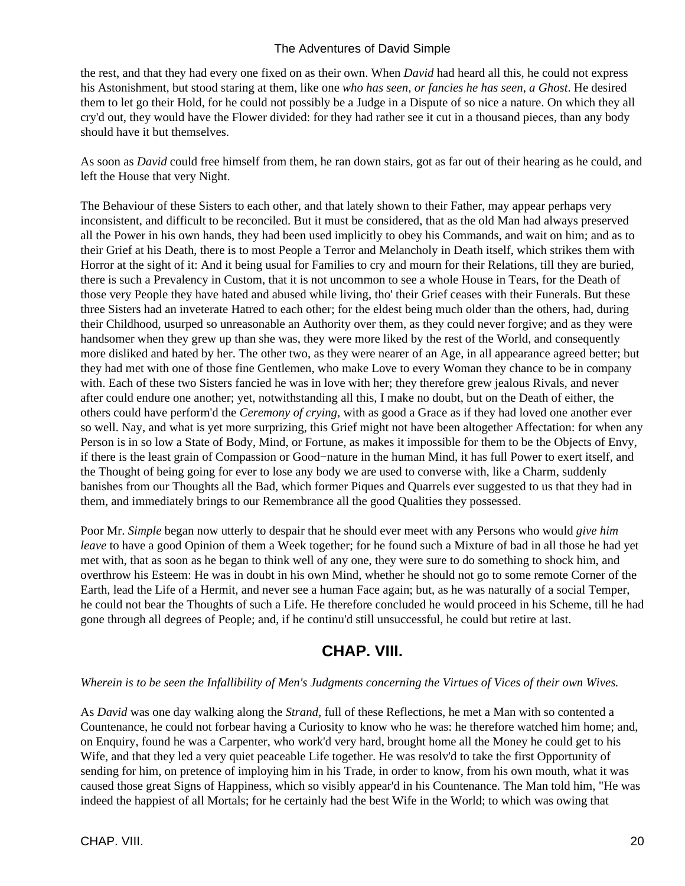the rest, and that they had every one fixed on as their own. When *David* had heard all this, he could not express his Astonishment, but stood staring at them, like one *who has seen, or fancies he has seen, a Ghost*. He desired them to let go their Hold, for he could not possibly be a Judge in a Dispute of so nice a nature. On which they all cry'd out, they would have the Flower divided: for they had rather see it cut in a thousand pieces, than any body should have it but themselves.

As soon as *David* could free himself from them, he ran down stairs, got as far out of their hearing as he could, and left the House that very Night.

The Behaviour of these Sisters to each other, and that lately shown to their Father, may appear perhaps very inconsistent, and difficult to be reconciled. But it must be considered, that as the old Man had always preserved all the Power in his own hands, they had been used implicitly to obey his Commands, and wait on him; and as to their Grief at his Death, there is to most People a Terror and Melancholy in Death itself, which strikes them with Horror at the sight of it: And it being usual for Families to cry and mourn for their Relations, till they are buried, there is such a Prevalency in Custom, that it is not uncommon to see a whole House in Tears, for the Death of those very People they have hated and abused while living, tho' their Grief ceases with their Funerals. But these three Sisters had an inveterate Hatred to each other; for the eldest being much older than the others, had, during their Childhood, usurped so unreasonable an Authority over them, as they could never forgive; and as they were handsomer when they grew up than she was, they were more liked by the rest of the World, and consequently more disliked and hated by her. The other two, as they were nearer of an Age, in all appearance agreed better; but they had met with one of those fine Gentlemen, who make Love to every Woman they chance to be in company with. Each of these two Sisters fancied he was in love with her; they therefore grew jealous Rivals, and never after could endure one another; yet, notwithstanding all this, I make no doubt, but on the Death of either, the others could have perform'd the *Ceremony of crying*, with as good a Grace as if they had loved one another ever so well. Nay, and what is yet more surprizing, this Grief might not have been altogether Affectation: for when any Person is in so low a State of Body, Mind, or Fortune, as makes it impossible for them to be the Objects of Envy, if there is the least grain of Compassion or Good−nature in the human Mind, it has full Power to exert itself, and the Thought of being going for ever to lose any body we are used to converse with, like a Charm, suddenly banishes from our Thoughts all the Bad, which former Piques and Quarrels ever suggested to us that they had in them, and immediately brings to our Remembrance all the good Qualities they possessed.

Poor Mr. *Simple* began now utterly to despair that he should ever meet with any Persons who would *give him leave* to have a good Opinion of them a Week together; for he found such a Mixture of bad in all those he had yet met with, that as soon as he began to think well of any one, they were sure to do something to shock him, and overthrow his Esteem: He was in doubt in his own Mind, whether he should not go to some remote Corner of the Earth, lead the Life of a Hermit, and never see a human Face again; but, as he was naturally of a social Temper, he could not bear the Thoughts of such a Life. He therefore concluded he would proceed in his Scheme, till he had gone through all degrees of People; and, if he continu'd still unsuccessful, he could but retire at last.

## CHAP. VIII.

*Wherein is to be seen the Infallibility of Men's Judgments concerning the Virtues of Vices of their own Wives.*

As *David* was one day walking along the *Strand*, full of these Reflections, he met a Man with so contented a Countenance, he could not forbear having a Curiosity to know who he was: he therefore watched him home; and, on Enquiry, found he was a Carpenter, who work'd very hard, brought home all the Money he could get to his Wife, and that they led a very quiet peaceable Life together. He was resolv'd to take the first Opportunity of sending for him, on pretence of imploying him in his Trade, in order to know, from his own mouth, what it was caused those great Signs of Happiness, which so visibly appear'd in his Countenance. The Man told him, "He was indeed the happiest of all Mortals; for he certainly had the best Wife in the World; to which was owing that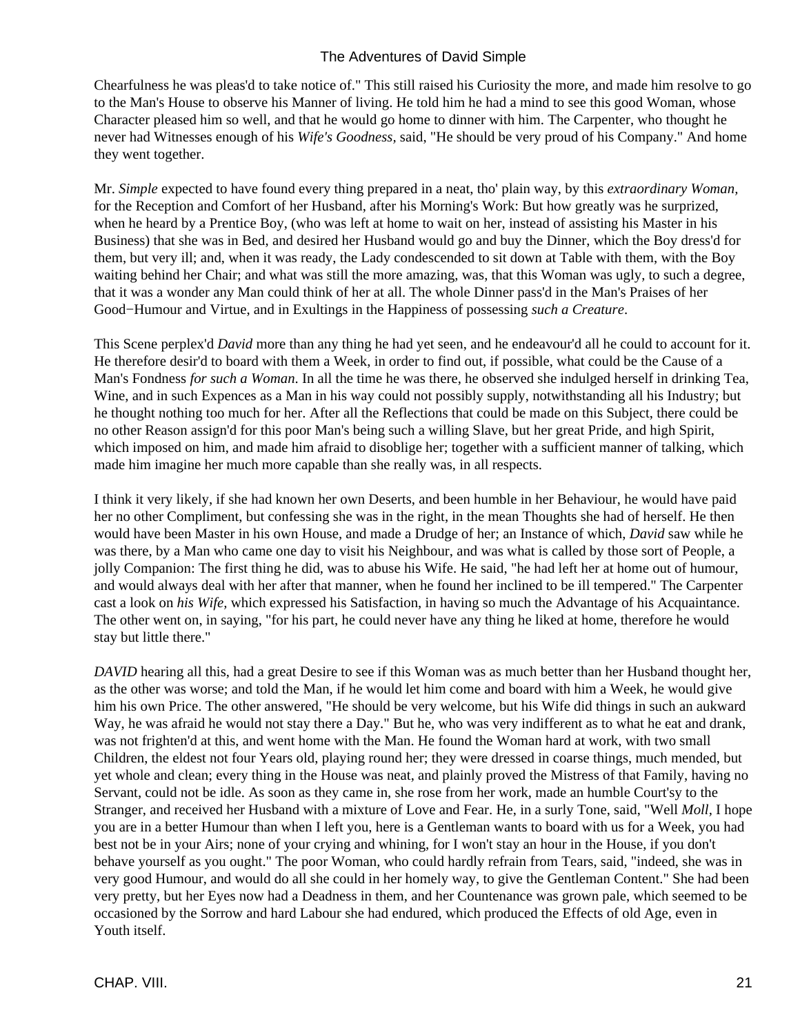Chearfulness he was pleas'd to take notice of." This still raised his Curiosity the more, and made him resolve to go to the Man's House to observe his Manner of living. He told him he had a mind to see this good Woman, whose Character pleased him so well, and that he would go home to dinner with him. The Carpenter, who thought he never had Witnesses enough of his *Wife's Goodness*, said, "He should be very proud of his Company." And home they went together.

Mr. *Simple* expected to have found every thing prepared in a neat, tho' plain way, by this *extraordinary Woman*, for the Reception and Comfort of her Husband, after his Morning's Work: But how greatly was he surprized, when he heard by a Prentice Boy, (who was left at home to wait on her, instead of assisting his Master in his Business) that she was in Bed, and desired her Husband would go and buy the Dinner, which the Boy dress'd for them, but very ill; and, when it was ready, the Lady condescended to sit down at Table with them, with the Boy waiting behind her Chair; and what was still the more amazing, was, that this Woman was ugly, to such a degree, that it was a wonder any Man could think of her at all. The whole Dinner pass'd in the Man's Praises of her Good−Humour and Virtue, and in Exultings in the Happiness of possessing *such a Creature*.

This Scene perplex'd *David* more than any thing he had yet seen, and he endeavour'd all he could to account for it. He therefore desir'd to board with them a Week, in order to find out, if possible, what could be the Cause of a Man's Fondness *for such a Woman*. In all the time he was there, he observed she indulged herself in drinking Tea, Wine, and in such Expences as a Man in his way could not possibly supply, notwithstanding all his Industry; but he thought nothing too much for her. After all the Reflections that could be made on this Subject, there could be no other Reason assign'd for this poor Man's being such a willing Slave, but her great Pride, and high Spirit, which imposed on him, and made him afraid to disoblige her; together with a sufficient manner of talking, which made him imagine her much more capable than she really was, in all respects.

I think it very likely, if she had known her own Deserts, and been humble in her Behaviour, he would have paid her no other Compliment, but confessing she was in the right, in the mean Thoughts she had of herself. He then would have been Master in his own House, and made a Drudge of her; an Instance of which, *David* saw while he was there, by a Man who came one day to visit his Neighbour, and was what is called by those sort of People, a jolly Companion: The first thing he did, was to abuse his Wife. He said, "he had left her at home out of humour, and would always deal with her after that manner, when he found her inclined to be ill tempered." The Carpenter cast a look on *his Wife*, which expressed his Satisfaction, in having so much the Advantage of his Acquaintance. The other went on, in saying, "for his part, he could never have any thing he liked at home, therefore he would stay but little there."

*DAVID* hearing all this, had a great Desire to see if this Woman was as much better than her Husband thought her, as the other was worse; and told the Man, if he would let him come and board with him a Week, he would give him his own Price. The other answered, "He should be very welcome, but his Wife did things in such an aukward Way, he was afraid he would not stay there a Day." But he, who was very indifferent as to what he eat and drank, was not frighten'd at this, and went home with the Man. He found the Woman hard at work, with two small Children, the eldest not four Years old, playing round her; they were dressed in coarse things, much mended, but yet whole and clean; every thing in the House was neat, and plainly proved the Mistress of that Family, having no Servant, could not be idle. As soon as they came in, she rose from her work, made an humble Court'sy to the Stranger, and received her Husband with a mixture of Love and Fear. He, in a surly Tone, said, "Well *Moll*, I hope you are in a better Humour than when I left you, here is a Gentleman wants to board with us for a Week, you had best not be in your Airs; none of your crying and whining, for I won't stay an hour in the House, if you don't behave yourself as you ought." The poor Woman, who could hardly refrain from Tears, said, "indeed, she was in very good Humour, and would do all she could in her homely way, to give the Gentleman Content." She had been very pretty, but her Eyes now had a Deadness in them, and her Countenance was grown pale, which seemed to be occasioned by the Sorrow and hard Labour she had endured, which produced the Effects of old Age, even in Youth itself.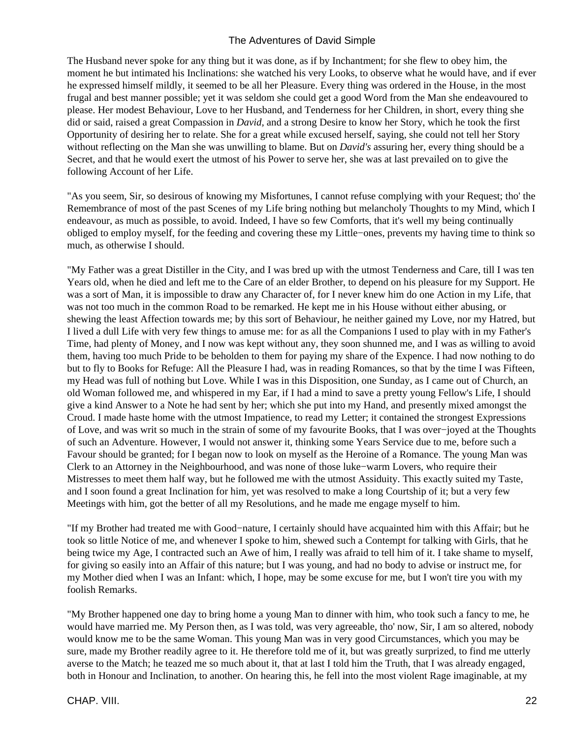The Husband never spoke for any thing but it was done, as if by Inchantment; for she flew to obey him, the moment he but intimated his Inclinations: she watched his very Looks, to observe what he would have, and if ever he expressed himself mildly, it seemed to be all her Pleasure. Every thing was ordered in the House, in the most frugal and best manner possible; yet it was seldom she could get a good Word from the Man she endeavoured to please. Her modest Behaviour, Love to her Husband, and Tenderness for her Children, in short, every thing she did or said, raised a great Compassion in *David*, and a strong Desire to know her Story, which he took the first Opportunity of desiring her to relate. She for a great while excused herself, saying, she could not tell her Story without reflecting on the Man she was unwilling to blame. But on *David's* assuring her, every thing should be a Secret, and that he would exert the utmost of his Power to serve her, she was at last prevailed on to give the following Account of her Life.

"As you seem, Sir, so desirous of knowing my Misfortunes, I cannot refuse complying with your Request; tho' the Remembrance of most of the past Scenes of my Life bring nothing but melancholy Thoughts to my Mind, which I endeavour, as much as possible, to avoid. Indeed, I have so few Comforts, that it's well my being continually obliged to employ myself, for the feeding and covering these my Little−ones, prevents my having time to think so much, as otherwise I should.

"My Father was a great Distiller in the City, and I was bred up with the utmost Tenderness and Care, till I was ten Years old, when he died and left me to the Care of an elder Brother, to depend on his pleasure for my Support. He was a sort of Man, it is impossible to draw any Character of, for I never knew him do one Action in my Life, that was not too much in the common Road to be remarked. He kept me in his House without either abusing, or shewing the least Affection towards me; by this sort of Behaviour, he neither gained my Love, nor my Hatred, but I lived a dull Life with very few things to amuse me: for as all the Companions I used to play with in my Father's Time, had plenty of Money, and I now was kept without any, they soon shunned me, and I was as willing to avoid them, having too much Pride to be beholden to them for paying my share of the Expence. I had now nothing to do but to fly to Books for Refuge: All the Pleasure I had, was in reading Romances, so that by the time I was Fifteen, my Head was full of nothing but Love. While I was in this Disposition, one Sunday, as I came out of Church, an old Woman followed me, and whispered in my Ear, if I had a mind to save a pretty young Fellow's Life, I should give a kind Answer to a Note he had sent by her; which she put into my Hand, and presently mixed amongst the Croud. I made haste home with the utmost Impatience, to read my Letter; it contained the strongest Expressions of Love, and was writ so much in the strain of some of my favourite Books, that I was over−joyed at the Thoughts of such an Adventure. However, I would not answer it, thinking some Years Service due to me, before such a Favour should be granted; for I began now to look on myself as the Heroine of a Romance. The young Man was Clerk to an Attorney in the Neighbourhood, and was none of those luke−warm Lovers, who require their Mistresses to meet them half way, but he followed me with the utmost Assiduity. This exactly suited my Taste, and I soon found a great Inclination for him, yet was resolved to make a long Courtship of it; but a very few Meetings with him, got the better of all my Resolutions, and he made me engage myself to him.

"If my Brother had treated me with Good−nature, I certainly should have acquainted him with this Affair; but he took so little Notice of me, and whenever I spoke to him, shewed such a Contempt for talking with Girls, that he being twice my Age, I contracted such an Awe of him, I really was afraid to tell him of it. I take shame to myself, for giving so easily into an Affair of this nature; but I was young, and had no body to advise or instruct me, for my Mother died when I was an Infant: which, I hope, may be some excuse for me, but I won't tire you with my foolish Remarks.

"My Brother happened one day to bring home a young Man to dinner with him, who took such a fancy to me, he would have married me. My Person then, as I was told, was very agreeable, tho' now, Sir, I am so altered, nobody would know me to be the same Woman. This young Man was in very good Circumstances, which you may be sure, made my Brother readily agree to it. He therefore told me of it, but was greatly surprized, to find me utterly averse to the Match; he teazed me so much about it, that at last I told him the Truth, that I was already engaged, both in Honour and Inclination, to another. On hearing this, he fell into the most violent Rage imaginable, at my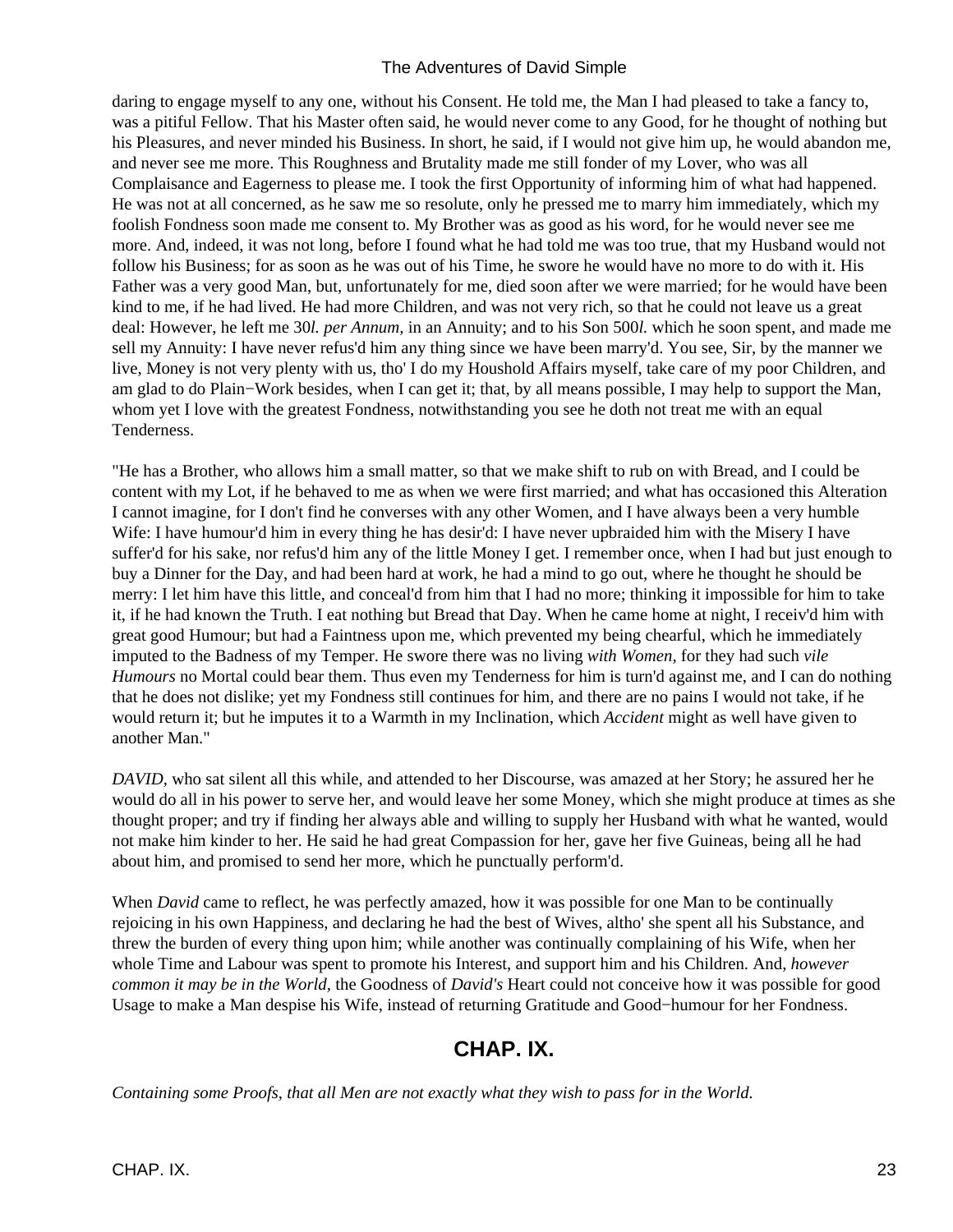daring to engage myself to any one, without his Consent. He told me, the Man I had pleased to take a fancy to, was a pitiful Fellow. That his Master often said, he would never come to any Good, for he thought of nothing but his Pleasures, and never minded his Business. In short, he said, if I would not give him up, he would abandon me, and never see me more. This Roughness and Brutality made me still fonder of my Lover, who was all Complaisance and Eagerness to please me. I took the first Opportunity of informing him of what had happened. He was not at all concerned, as he saw me so resolute, only he pressed me to marry him immediately, which my foolish Fondness soon made me consent to. My Brother was as good as his word, for he would never see me more. And, indeed, it was not long, before I found what he had told me was too true, that my Husband would not follow his Business; for as soon as he was out of his Time, he swore he would have no more to do with it. His Father was a very good Man, but, unfortunately for me, died soon after we were married; for he would have been kind to me, if he had lived. He had more Children, and was not very rich, so that he could not leave us a great deal: However, he left me 30*l.* *per Annum,* in an Annuity; and to his Son 500*l.* which he soon spent, and made me sell my Annuity: I have never refus'd him any thing since we have been marry'd. You see, Sir, by the manner we live, Money is not very plenty with us, tho' I do my Houshold Affairs myself, take care of my poor Children, and am glad to do Plain−Work besides, when I can get it; that, by all means possible, I may help to support the Man, whom yet I love with the greatest Fondness, notwithstanding you see he doth not treat me with an equal Tenderness.

"He has a Brother, who allows him a small matter, so that we make shift to rub on with Bread, and I could be content with my Lot, if he behaved to me as when we were first married; and what has occasioned this Alteration I cannot imagine, for I don't find he converses with any other Women, and I have always been a very humble Wife: I have humour'd him in every thing he has desir'd: I have never upbraided him with the Misery I have suffer'd for his sake, nor refus'd him any of the little Money I get. I remember once, when I had but just enough to buy a Dinner for the Day, and had been hard at work, he had a mind to go out, where he thought he should be merry: I let him have this little, and conceal'd from him that I had no more; thinking it impossible for him to take it, if he had known the Truth. I eat nothing but Bread that Day. When he came home at night, I receiv'd him with great good Humour; but had a Faintness upon me, which prevented my being chearful, which he immediately imputed to the Badness of my Temper. He swore there was no living *with Women,* for they had such *vile Humours* no Mortal could bear them. Thus even my Tenderness for him is turn'd against me, and I can do nothing that he does not dislike; yet my Fondness still continues for him, and there are no pains I would not take, if he would return it; but he imputes it to a Warmth in my Inclination, which *Accident* might as well have given to another Man."

*DAVID,* who sat silent all this while, and attended to her Discourse, was amazed at her Story; he assured her he would do all in his power to serve her, and would leave her some Money, which she might produce at times as she thought proper; and try if finding her always able and willing to supply her Husband with what he wanted, would not make him kinder to her. He said he had great Compassion for her, gave her five Guineas, being all he had about him, and promised to send her more, which he punctually perform'd.

When *David* came to reflect, he was perfectly amazed, how it was possible for one Man to be continually rejoicing in his own Happiness, and declaring he had the best of Wives, altho' she spent all his Substance, and threw the burden of every thing upon him; while another was continually complaining of his Wife, when her whole Time and Labour was spent to promote his Interest, and support him and his Children. And, *however common it may be in the World,* the Goodness of *David's* Heart could not conceive how it was possible for good Usage to make a Man despise his Wife, instead of returning Gratitude and Good−humour for her Fondness.

## CHAP. IX.

*Containing some Proofs, that all Men are not exactly what they wish to pass for in the World.*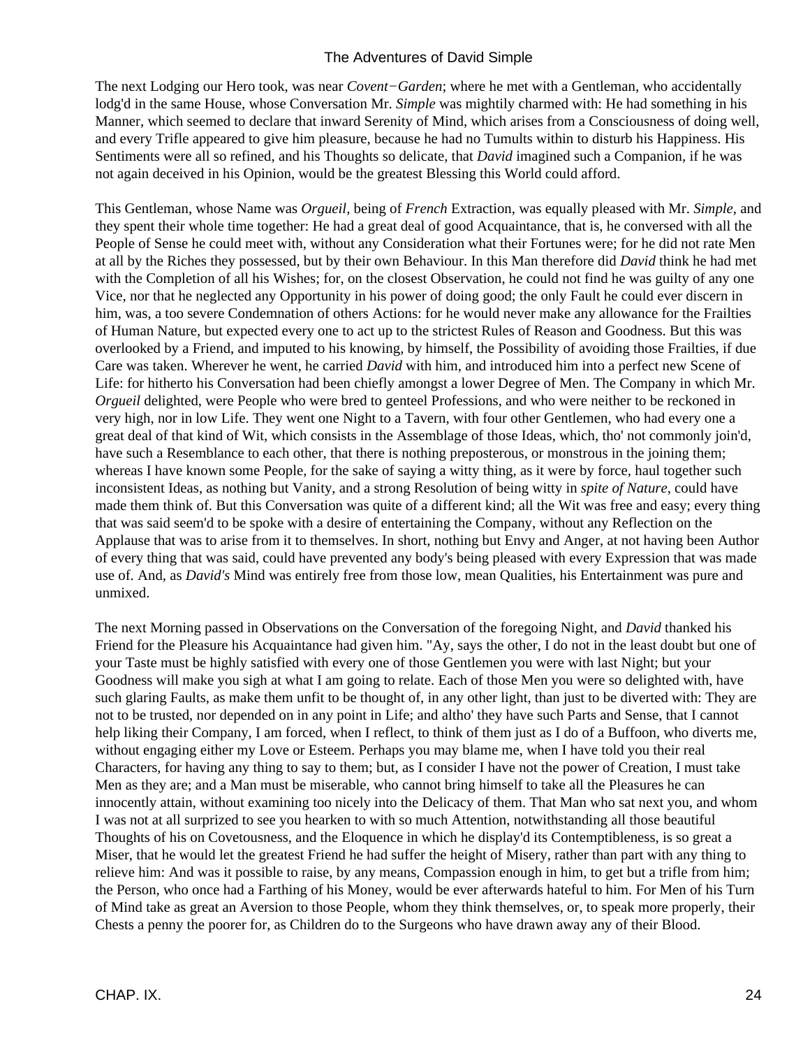The next Lodging our Hero took, was near *Covent−Garden*; where he met with a Gentleman, who accidentally lodg'd in the same House, whose Conversation Mr. *Simple* was mightily charmed with: He had something in his Manner, which seemed to declare that inward Serenity of Mind, which arises from a Consciousness of doing well, and every Trifle appeared to give him pleasure, because he had no Tumults within to disturb his Happiness. His Sentiments were all so refined, and his Thoughts so delicate, that *David* imagined such a Companion, if he was not again deceived in his Opinion, would be the greatest Blessing this World could afford.

This Gentleman, whose Name was *Orgueil*, being of *French* Extraction, was equally pleased with Mr. *Simple*, and they spent their whole time together: He had a great deal of good Acquaintance, that is, he conversed with all the People of Sense he could meet with, without any Consideration what their Fortunes were; for he did not rate Men at all by the Riches they possessed, but by their own Behaviour. In this Man therefore did *David* think he had met with the Completion of all his Wishes; for, on the closest Observation, he could not find he was guilty of any one Vice, nor that he neglected any Opportunity in his power of doing good; the only Fault he could ever discern in him, was, a too severe Condemnation of others Actions: for he would never make any allowance for the Frailties of Human Nature, but expected every one to act up to the strictest Rules of Reason and Goodness. But this was overlooked by a Friend, and imputed to his knowing, by himself, the Possibility of avoiding those Frailties, if due Care was taken. Wherever he went, he carried *David* with him, and introduced him into a perfect new Scene of Life: for hitherto his Conversation had been chiefly amongst a lower Degree of Men. The Company in which Mr. *Orgueil* delighted, were People who were bred to genteel Professions, and who were neither to be reckoned in very high, nor in low Life. They went one Night to a Tavern, with four other Gentlemen, who had every one a great deal of that kind of Wit, which consists in the Assemblage of those Ideas, which, tho' not commonly join'd, have such a Resemblance to each other, that there is nothing preposterous, or monstrous in the joining them; whereas I have known some People, for the sake of saying a witty thing, as it were by force, haul together such inconsistent Ideas, as nothing but Vanity, and a strong Resolution of being witty in *spite of Nature*, could have made them think of. But this Conversation was quite of a different kind; all the Wit was free and easy; every thing that was said seem'd to be spoke with a desire of entertaining the Company, without any Reflection on the Applause that was to arise from it to themselves. In short, nothing but Envy and Anger, at not having been Author of every thing that was said, could have prevented any body's being pleased with every Expression that was made use of. And, as *David's* Mind was entirely free from those low, mean Qualities, his Entertainment was pure and unmixed.

The next Morning passed in Observations on the Conversation of the foregoing Night, and *David* thanked his Friend for the Pleasure his Acquaintance had given him. "Ay, says the other, I do not in the least doubt but one of your Taste must be highly satisfied with every one of those Gentlemen you were with last Night; but your Goodness will make you sigh at what I am going to relate. Each of those Men you were so delighted with, have such glaring Faults, as make them unfit to be thought of, in any other light, than just to be diverted with: They are not to be trusted, nor depended on in any point in Life; and altho' they have such Parts and Sense, that I cannot help liking their Company, I am forced, when I reflect, to think of them just as I do of a Buffoon, who diverts me, without engaging either my Love or Esteem. Perhaps you may blame me, when I have told you their real Characters, for having any thing to say to them; but, as I consider I have not the power of Creation, I must take Men as they are; and a Man must be miserable, who cannot bring himself to take all the Pleasures he can innocently attain, without examining too nicely into the Delicacy of them. That Man who sat next you, and whom I was not at all surprized to see you hearken to with so much Attention, notwithstanding all those beautiful Thoughts of his on Covetousness, and the Eloquence in which he display'd its Contemptibleness, is so great a Miser, that he would let the greatest Friend he had suffer the height of Misery, rather than part with any thing to relieve him: And was it possible to raise, by any means, Compassion enough in him, to get but a trifle from him; the Person, who once had a Farthing of his Money, would be ever afterwards hateful to him. For Men of his Turn of Mind take as great an Aversion to those People, whom they think themselves, or, to speak more properly, their Chests a penny the poorer for, as Children do to the Surgeons who have drawn away any of their Blood.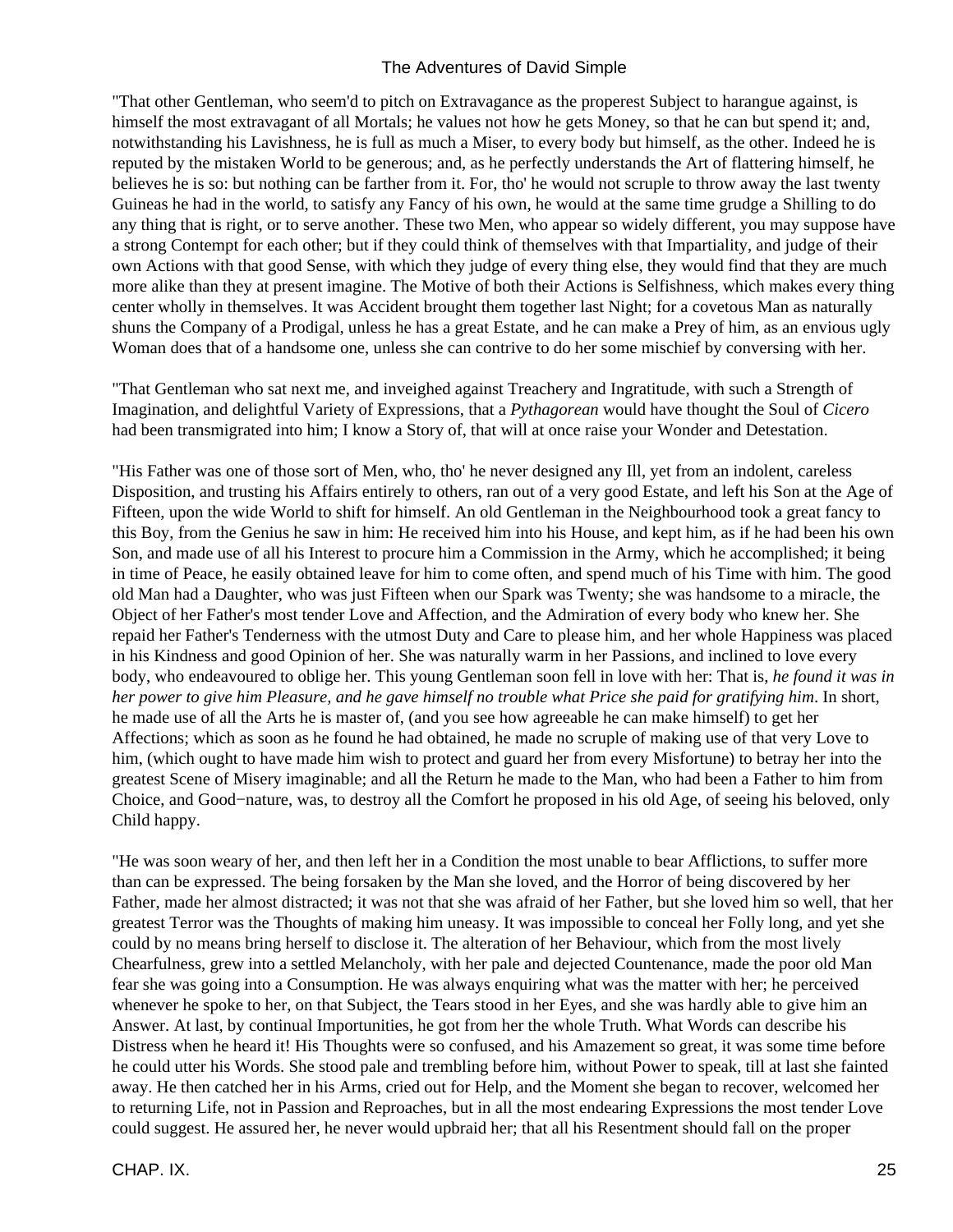"That other Gentleman, who seem'd to pitch on Extravagance as the properest Subject to harangue against, is himself the most extravagant of all Mortals; he values not how he gets Money, so that he can but spend it; and, notwithstanding his Lavishness, he is full as much a Miser, to every body but himself, as the other. Indeed he is reputed by the mistaken World to be generous; and, as he perfectly understands the Art of flattering himself, he believes he is so: but nothing can be farther from it. For, tho' he would not scruple to throw away the last twenty Guineas he had in the world, to satisfy any Fancy of his own, he would at the same time grudge a Shilling to do any thing that is right, or to serve another. These two Men, who appear so widely different, you may suppose have a strong Contempt for each other; but if they could think of themselves with that Impartiality, and judge of their own Actions with that good Sense, with which they judge of every thing else, they would find that they are much more alike than they at present imagine. The Motive of both their Actions is Selfishness, which makes every thing center wholly in themselves. It was Accident brought them together last Night; for a covetous Man as naturally shuns the Company of a Prodigal, unless he has a great Estate, and he can make a Prey of him, as an envious ugly Woman does that of a handsome one, unless she can contrive to do her some mischief by conversing with her.

"That Gentleman who sat next me, and inveighed against Treachery and Ingratitude, with such a Strength of Imagination, and delightful Variety of Expressions, that a *Pythagorean* would have thought the Soul of *Cicero* had been transmigrated into him; I know a Story of, that will at once raise your Wonder and Detestation.

"His Father was one of those sort of Men, who, tho' he never designed any Ill, yet from an indolent, careless Disposition, and trusting his Affairs entirely to others, ran out of a very good Estate, and left his Son at the Age of Fifteen, upon the wide World to shift for himself. An old Gentleman in the Neighbourhood took a great fancy to this Boy, from the Genius he saw in him: He received him into his House, and kept him, as if he had been his own Son, and made use of all his Interest to procure him a Commission in the Army, which he accomplished; it being in time of Peace, he easily obtained leave for him to come often, and spend much of his Time with him. The good old Man had a Daughter, who was just Fifteen when our Spark was Twenty; she was handsome to a miracle, the Object of her Father's most tender Love and Affection, and the Admiration of every body who knew her. She repaid her Father's Tenderness with the utmost Duty and Care to please him, and her whole Happiness was placed in his Kindness and good Opinion of her. She was naturally warm in her Passions, and inclined to love every body, who endeavoured to oblige her. This young Gentleman soon fell in love with her: That is, *he found it was in her power to give him Pleasure, and he gave himself no trouble what Price she paid for gratifying him*. In short, he made use of all the Arts he is master of, (and you see how agreeable he can make himself) to get her Affections; which as soon as he found he had obtained, he made no scruple of making use of that very Love to him, (which ought to have made him wish to protect and guard her from every Misfortune) to betray her into the greatest Scene of Misery imaginable; and all the Return he made to the Man, who had been a Father to him from Choice, and Good−nature, was, to destroy all the Comfort he proposed in his old Age, of seeing his beloved, only Child happy.

"He was soon weary of her, and then left her in a Condition the most unable to bear Afflictions, to suffer more than can be expressed. The being forsaken by the Man she loved, and the Horror of being discovered by her Father, made her almost distracted; it was not that she was afraid of her Father, but she loved him so well, that her greatest Terror was the Thoughts of making him uneasy. It was impossible to conceal her Folly long, and yet she could by no means bring herself to disclose it. The alteration of her Behaviour, which from the most lively Chearfulness, grew into a settled Melancholy, with her pale and dejected Countenance, made the poor old Man fear she was going into a Consumption. He was always enquiring what was the matter with her; he perceived whenever he spoke to her, on that Subject, the Tears stood in her Eyes, and she was hardly able to give him an Answer. At last, by continual Importunities, he got from her the whole Truth. What Words can describe his Distress when he heard it! His Thoughts were so confused, and his Amazement so great, it was some time before he could utter his Words. She stood pale and trembling before him, without Power to speak, till at last she fainted away. He then catched her in his Arms, cried out for Help, and the Moment she began to recover, welcomed her to returning Life, not in Passion and Reproaches, but in all the most endearing Expressions the most tender Love could suggest. He assured her, he never would upbraid her; that all his Resentment should fall on the proper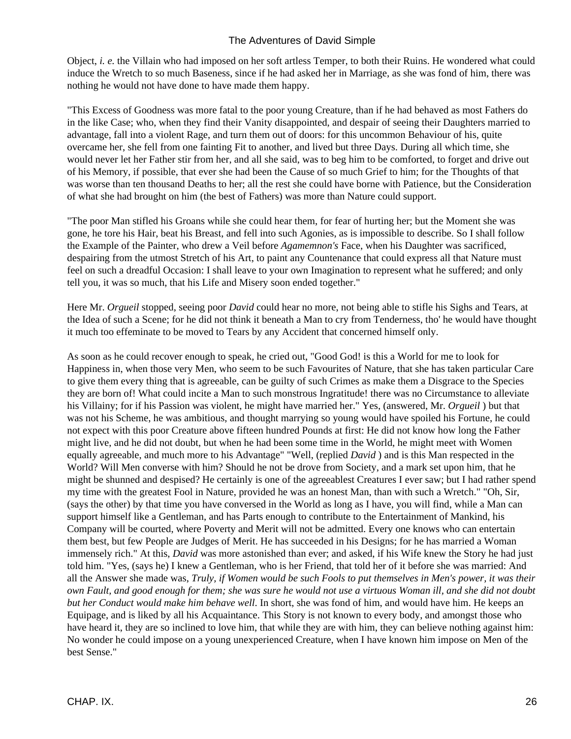Object, *i. e.* the Villain who had imposed on her soft artless Temper, to both their Ruins. He wondered what could induce the Wretch to so much Baseness, since if he had asked her in Marriage, as she was fond of him, there was nothing he would not have done to have made them happy.

"This Excess of Goodness was more fatal to the poor young Creature, than if he had behaved as most Fathers do in the like Case; who, when they find their Vanity disappointed, and despair of seeing their Daughters married to advantage, fall into a violent Rage, and turn them out of doors: for this uncommon Behaviour of his, quite overcame her, she fell from one fainting Fit to another, and lived but three Days. During all which time, she would never let her Father stir from her, and all she said, was to beg him to be comforted, to forget and drive out of his Memory, if possible, that ever she had been the Cause of so much Grief to him; for the Thoughts of that was worse than ten thousand Deaths to her; all the rest she could have borne with Patience, but the Consideration of what she had brought on him (the best of Fathers) was more than Nature could support.

"The poor Man stifled his Groans while she could hear them, for fear of hurting her; but the Moment she was gone, he tore his Hair, beat his Breast, and fell into such Agonies, as is impossible to describe. So I shall follow the Example of the Painter, who drew a Veil before *Agamemnon's* Face, when his Daughter was sacrificed, despairing from the utmost Stretch of his Art, to paint any Countenance that could express all that Nature must feel on such a dreadful Occasion: I shall leave to your own Imagination to represent what he suffered; and only tell you, it was so much, that his Life and Misery soon ended together."

Here Mr. *Orgueil* stopped, seeing poor *David* could hear no more, not being able to stifle his Sighs and Tears, at the Idea of such a Scene; for he did not think it beneath a Man to cry from Tenderness, tho' he would have thought it much too effeminate to be moved to Tears by any Accident that concerned himself only.

As soon as he could recover enough to speak, he cried out, "Good God! is this a World for me to look for Happiness in, when those very Men, who seem to be such Favourites of Nature, that she has taken particular Care to give them every thing that is agreeable, can be guilty of such Crimes as make them a Disgrace to the Species they are born of! What could incite a Man to such monstrous Ingratitude! there was no Circumstance to alleviate his Villainy; for if his Passion was violent, he might have married her." Yes, (answered, Mr. *Orgueil* ) but that was not his Scheme, he was ambitious, and thought marrying so young would have spoiled his Fortune, he could not expect with this poor Creature above fifteen hundred Pounds at first: He did not know how long the Father might live, and he did not doubt, but when he had been some time in the World, he might meet with Women equally agreeable, and much more to his Advantage" "Well, (replied *David* ) and is this Man respected in the World? Will Men converse with him? Should he not be drove from Society, and a mark set upon him, that he might be shunned and despised? He certainly is one of the agreeablest Creatures I ever saw; but I had rather spend my time with the greatest Fool in Nature, provided he was an honest Man, than with such a Wretch." "Oh, Sir, (says the other) by that time you have conversed in the World as long as I have, you will find, while a Man can support himself like a Gentleman, and has Parts enough to contribute to the Entertainment of Mankind, his Company will be courted, where Poverty and Merit will not be admitted. Every one knows who can entertain them best, but few People are Judges of Merit. He has succeeded in his Designs; for he has married a Woman immensely rich." At this, *David* was more astonished than ever; and asked, if his Wife knew the Story he had just told him. "Yes, (says he) I knew a Gentleman, who is her Friend, that told her of it before she was married: And all the Answer she made was, *Truly, if Women would be such Fools to put themselves in Men's power, it was their own Fault, and good enough for them; she was sure he would not use a virtuous Woman ill, and she did not doubt but her Conduct would make him behave well*. In short, she was fond of him, and would have him. He keeps an Equipage, and is liked by all his Acquaintance. This Story is not known to every body, and amongst those who have heard it, they are so inclined to love him, that while they are with him, they can believe nothing against him: No wonder he could impose on a young unexperienced Creature, when I have known him impose on Men of the best Sense."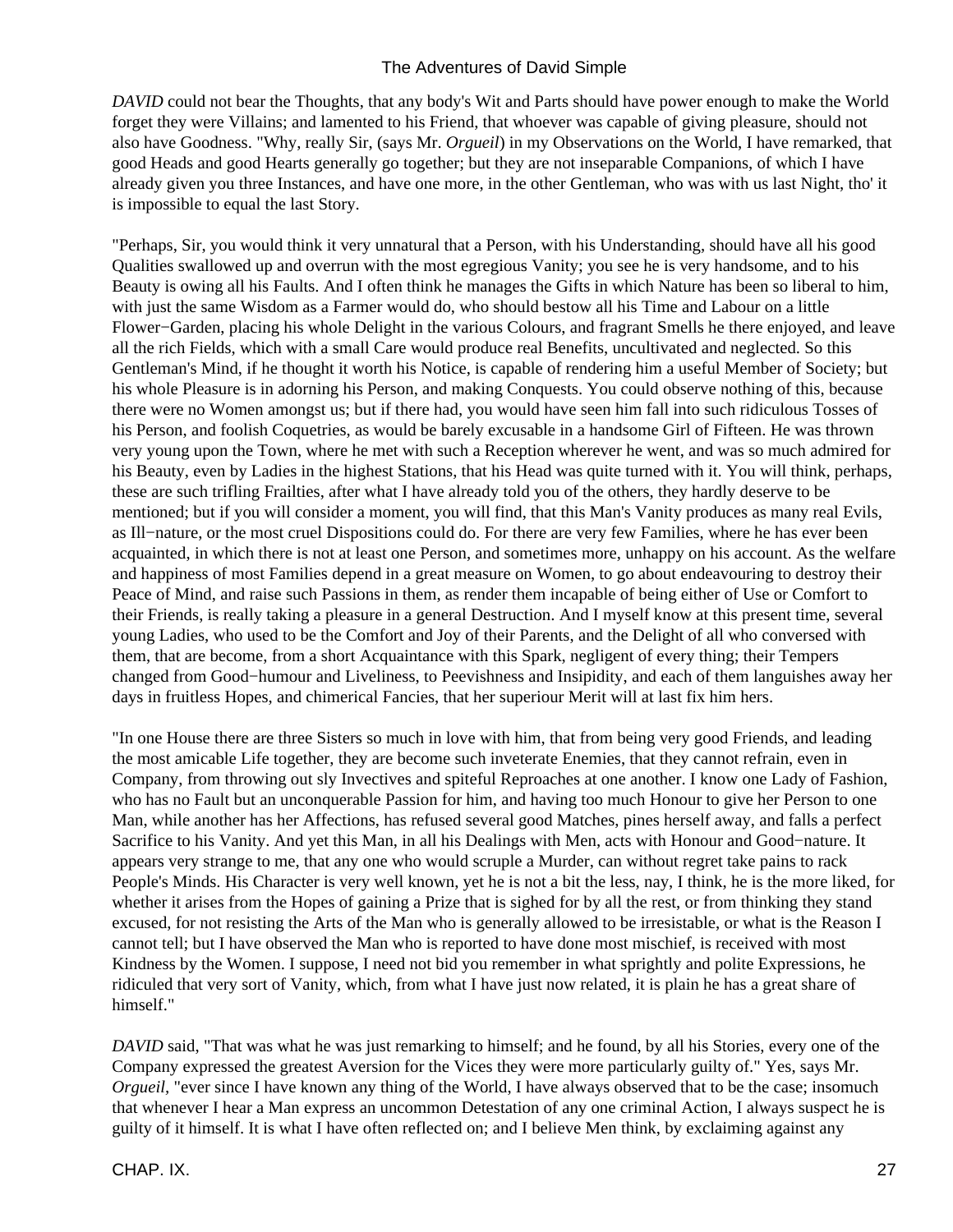*DAVID* could not bear the Thoughts, that any body's Wit and Parts should have power enough to make the World forget they were Villains; and lamented to his Friend, that whoever was capable of giving pleasure, should not also have Goodness. "Why, really Sir, (says Mr. *Orgueil*) in my Observations on the World, I have remarked, that good Heads and good Hearts generally go together; but they are not inseparable Companions, of which I have already given you three Instances, and have one more, in the other Gentleman, who was with us last Night, tho' it is impossible to equal the last Story.

"Perhaps, Sir, you would think it very unnatural that a Person, with his Understanding, should have all his good Qualities swallowed up and overrun with the most egregious Vanity; you see he is very handsome, and to his Beauty is owing all his Faults. And I often think he manages the Gifts in which Nature has been so liberal to him, with just the same Wisdom as a Farmer would do, who should bestow all his Time and Labour on a little Flower−Garden, placing his whole Delight in the various Colours, and fragrant Smells he there enjoyed, and leave all the rich Fields, which with a small Care would produce real Benefits, uncultivated and neglected. So this Gentleman's Mind, if he thought it worth his Notice, is capable of rendering him a useful Member of Society; but his whole Pleasure is in adorning his Person, and making Conquests. You could observe nothing of this, because there were no Women amongst us; but if there had, you would have seen him fall into such ridiculous Tosses of his Person, and foolish Coquetries, as would be barely excusable in a handsome Girl of Fifteen. He was thrown very young upon the Town, where he met with such a Reception wherever he went, and was so much admired for his Beauty, even by Ladies in the highest Stations, that his Head was quite turned with it. You will think, perhaps, these are such trifling Frailties, after what I have already told you of the others, they hardly deserve to be mentioned; but if you will consider a moment, you will find, that this Man's Vanity produces as many real Evils, as Ill−nature, or the most cruel Dispositions could do. For there are very few Families, where he has ever been acquainted, in which there is not at least one Person, and sometimes more, unhappy on his account. As the welfare and happiness of most Families depend in a great measure on Women, to go about endeavouring to destroy their Peace of Mind, and raise such Passions in them, as render them incapable of being either of Use or Comfort to their Friends, is really taking a pleasure in a general Destruction. And I myself know at this present time, several young Ladies, who used to be the Comfort and Joy of their Parents, and the Delight of all who conversed with them, that are become, from a short Acquaintance with this Spark, negligent of every thing; their Tempers changed from Good−humour and Liveliness, to Peevishness and Insipidity, and each of them languishes away her days in fruitless Hopes, and chimerical Fancies, that her superiour Merit will at last fix him hers.

"In one House there are three Sisters so much in love with him, that from being very good Friends, and leading the most amicable Life together, they are become such inveterate Enemies, that they cannot refrain, even in Company, from throwing out sly Invectives and spiteful Reproaches at one another. I know one Lady of Fashion, who has no Fault but an unconquerable Passion for him, and having too much Honour to give her Person to one Man, while another has her Affections, has refused several good Matches, pines herself away, and falls a perfect Sacrifice to his Vanity. And yet this Man, in all his Dealings with Men, acts with Honour and Good−nature. It appears very strange to me, that any one who would scruple a Murder, can without regret take pains to rack People's Minds. His Character is very well known, yet he is not a bit the less, nay, I think, he is the more liked, for whether it arises from the Hopes of gaining a Prize that is sighed for by all the rest, or from thinking they stand excused, for not resisting the Arts of the Man who is generally allowed to be irresistable, or what is the Reason I cannot tell; but I have observed the Man who is reported to have done most mischief, is received with most Kindness by the Women. I suppose, I need not bid you remember in what sprightly and polite Expressions, he ridiculed that very sort of Vanity, which, from what I have just now related, it is plain he has a great share of himself."

*DAVID* said, "That was what he was just remarking to himself; and he found, by all his Stories, every one of the Company expressed the greatest Aversion for the Vices they were more particularly guilty of." Yes, says Mr. *Orgueil*, "ever since I have known any thing of the World, I have always observed that to be the case; insomuch that whenever I hear a Man express an uncommon Detestation of any one criminal Action, I always suspect he is guilty of it himself. It is what I have often reflected on; and I believe Men think, by exclaiming against any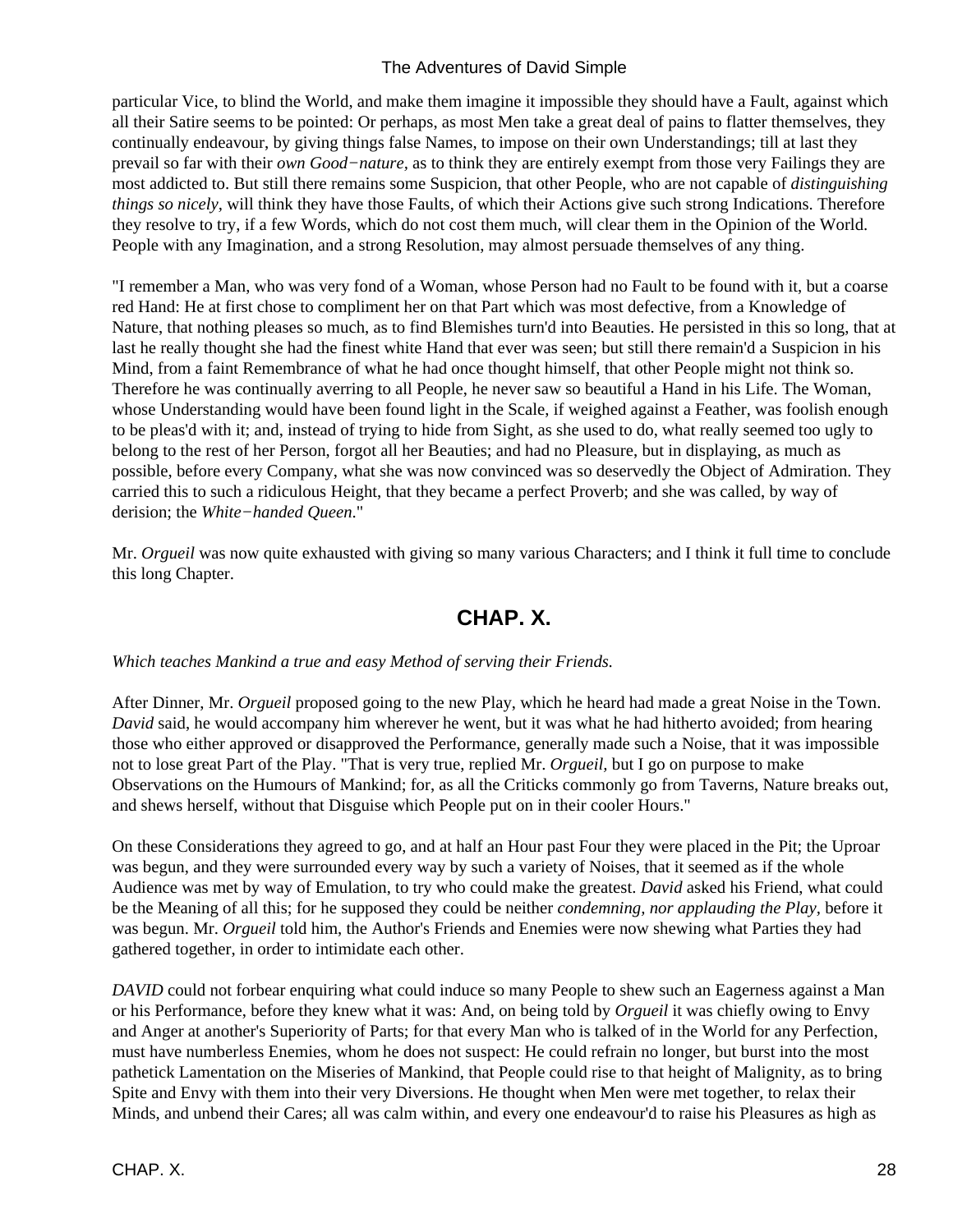particular Vice, to blind the World, and make them imagine it impossible they should have a Fault, against which all their Satire seems to be pointed: Or perhaps, as most Men take a great deal of pains to flatter themselves, they continually endeavour, by giving things false Names, to impose on their own Understandings; till at last they prevail so far with their *own Good−nature,* as to think they are entirely exempt from those very Failings they are most addicted to. But still there remains some Suspicion, that other People, who are not capable of *distinguishing things so nicely,* will think they have those Faults, of which their Actions give such strong Indications. Therefore they resolve to try, if a few Words, which do not cost them much, will clear them in the Opinion of the World. People with any Imagination, and a strong Resolution, may almost persuade themselves of any thing.

"I remember a Man, who was very fond of a Woman, whose Person had no Fault to be found with it, but a coarse red Hand: He at first chose to compliment her on that Part which was most defective, from a Knowledge of Nature, that nothing pleases so much, as to find Blemishes turn'd into Beauties. He persisted in this so long, that at last he really thought she had the finest white Hand that ever was seen; but still there remain'd a Suspicion in his Mind, from a faint Remembrance of what he had once thought himself, that other People might not think so. Therefore he was continually averring to all People, he never saw so beautiful a Hand in his Life. The Woman, whose Understanding would have been found light in the Scale, if weighed against a Feather, was foolish enough to be pleas'd with it; and, instead of trying to hide from Sight, as she used to do, what really seemed too ugly to belong to the rest of her Person, forgot all her Beauties; and had no Pleasure, but in displaying, as much as possible, before every Company, what she was now convinced was so deservedly the Object of Admiration. They carried this to such a ridiculous Height, that they became a perfect Proverb; and she was called, by way of derision; the *White−handed Queen*."

Mr. *Orgueil* was now quite exhausted with giving so many various Characters; and I think it full time to conclude this long Chapter.

## CHAP. X.

*Which teaches Mankind a true and easy Method of serving their Friends.*

After Dinner, Mr. *Orgueil* proposed going to the new Play, which he heard had made a great Noise in the Town. *David* said, he would accompany him wherever he went, but it was what he had hitherto avoided; from hearing those who either approved or disapproved the Performance, generally made such a Noise, that it was impossible not to lose great Part of the Play. "That is very true, replied Mr. *Orgueil,* but I go on purpose to make Observations on the Humours of Mankind; for, as all the Criticks commonly go from Taverns, Nature breaks out, and shews herself, without that Disguise which People put on in their cooler Hours."

On these Considerations they agreed to go, and at half an Hour past Four they were placed in the Pit; the Uproar was begun, and they were surrounded every way by such a variety of Noises, that it seemed as if the whole Audience was met by way of Emulation, to try who could make the greatest. *David* asked his Friend, what could be the Meaning of all this; for he supposed they could be neither *condemning, nor applauding the Play,* before it was begun. Mr. *Orgueil* told him, the Author's Friends and Enemies were now shewing what Parties they had gathered together, in order to intimidate each other.

*DAVID* could not forbear enquiring what could induce so many People to shew such an Eagerness against a Man or his Performance, before they knew what it was: And, on being told by *Orgueil* it was chiefly owing to Envy and Anger at another's Superiority of Parts; for that every Man who is talked of in the World for any Perfection, must have numberless Enemies, whom he does not suspect: He could refrain no longer, but burst into the most pathetick Lamentation on the Miseries of Mankind, that People could rise to that height of Malignity, as to bring Spite and Envy with them into their very Diversions. He thought when Men were met together, to relax their Minds, and unbend their Cares; all was calm within, and every one endeavour'd to raise his Pleasures as high as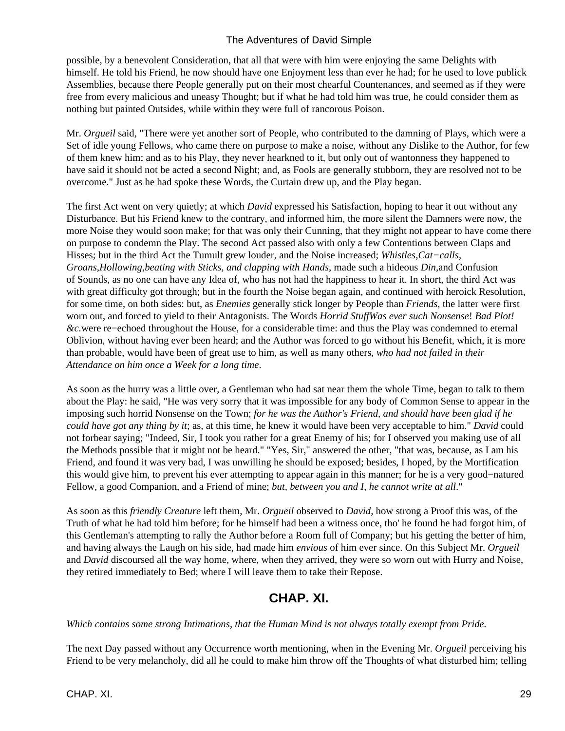possible, by a benevolent Consideration, that all that were with him were enjoying the same Delights with himself. He told his Friend, he now should have one Enjoyment less than ever he had; for he used to love publick Assemblies, because there People generally put on their most chearful Countenances, and seemed as if they were free from every malicious and uneasy Thought; but if what he had told him was true, he could consider them as nothing but painted Outsides, while within they were full of rancorous Poison.

Mr. *Orgueil* said, "There were yet another sort of People, who contributed to the damning of Plays, which were a Set of idle young Fellows, who came there on purpose to make a noise, without any Dislike to the Author, for few of them knew him; and as to his Play, they never hearkned to it, but only out of wantonness they happened to have said it should not be acted a second Night; and, as Fools are generally stubborn, they are resolved not to be overcome." Just as he had spoke these Words, the Curtain drew up, and the Play began.

The first Act went on very quietly; at which *David* expressed his Satisfaction, hoping to hear it out without any Disturbance. But his Friend knew to the contrary, and informed him, the more silent the Damners were now, the more Noise they would soon make; for that was only their Cunning, that they might not appear to have come there on purpose to condemn the Play. The second Act passed also with only a few Contentions between Claps and Hisses; but in the third Act the Tumult grew louder, and the Noise increased; *Whistles,Cat−calls, Groans,Hollowing,beating with Sticks, and clapping with Hands,* made such a hideous *Din,*and Confusion of Sounds, as no one can have any Idea of, who has not had the happiness to hear it. In short, the third Act was with great difficulty got through; but in the fourth the Noise began again, and continued with heroick Resolution, for some time, on both sides: but, as *Enemies* generally stick longer by People than *Friends*, the latter were first worn out, and forced to yield to their Antagonists. The Words *Horrid StuffWas ever such Nonsense*! *Bad Plot! &c.*were re−echoed throughout the House, for a considerable time: and thus the Play was condemned to eternal Oblivion, without having ever been heard; and the Author was forced to go without his Benefit, which, it is more than probable, would have been of great use to him, as well as many others, *who had not failed in their Attendance on him once a Week for a long time*.

As soon as the hurry was a little over, a Gentleman who had sat near them the whole Time, began to talk to them about the Play: he said, "He was very sorry that it was impossible for any body of Common Sense to appear in the imposing such horrid Nonsense on the Town; *for he was the Author's Friend, and should have been glad if he could have got any thing by it*; as, at this time, he knew it would have been very acceptable to him." *David* could not forbear saying; "Indeed, Sir, I took you rather for a great Enemy of his; for I observed you making use of all the Methods possible that it might not be heard." "Yes, Sir," answered the other, "that was, because, as I am his Friend, and found it was very bad, I was unwilling he should be exposed; besides, I hoped, by the Mortification this would give him, to prevent his ever attempting to appear again in this manner; for he is a very good−natured Fellow, a good Companion, and a Friend of mine; *but, between you and I, he cannot write at all*."

As soon as this *friendly Creature* left them, Mr. *Orgueil* observed to *David,* how strong a Proof this was, of the Truth of what he had told him before; for he himself had been a witness once, tho' he found he had forgot him, of this Gentleman's attempting to rally the Author before a Room full of Company; but his getting the better of him, and having always the Laugh on his side, had made him *envious* of him ever since. On this Subject Mr. *Orgueil* and *David* discoursed all the way home, where, when they arrived, they were so worn out with Hurry and Noise, they retired immediately to Bed; where I will leave them to take their Repose.

## CHAP. XI.

*Which contains some strong Intimations, that the Human Mind is not always totally exempt from Pride.*

The next Day passed without any Occurrence worth mentioning, when in the Evening Mr. *Orgueil* perceiving his Friend to be very melancholy, did all he could to make him throw off the Thoughts of what disturbed him; telling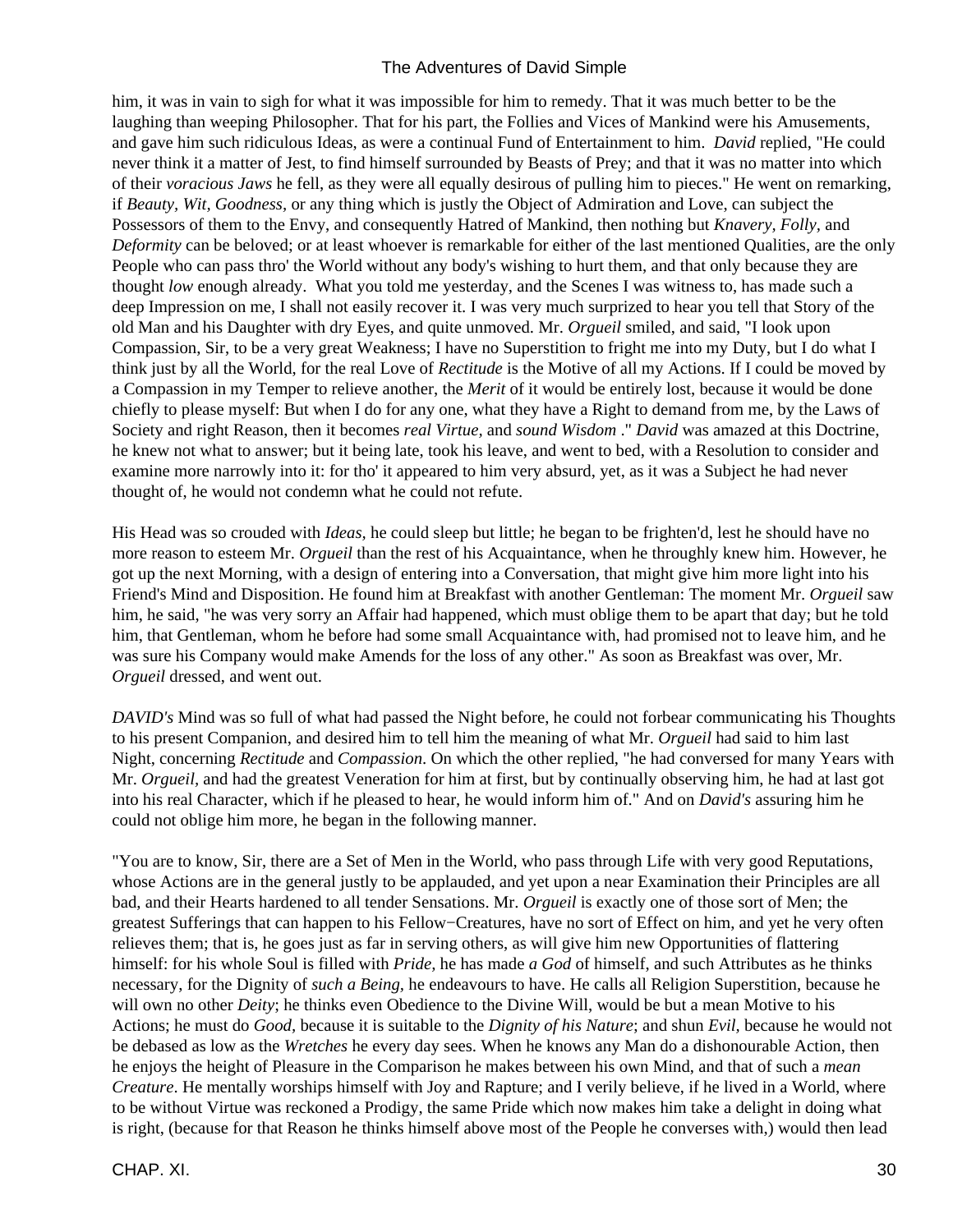him, it was in vain to sigh for what it was impossible for him to remedy. That it was much better to be the laughing than weeping Philosopher. That for his part, the Follies and Vices of Mankind were his Amusements, and gave him such ridiculous Ideas, as were a continual Fund of Entertainment to him. *David* replied, "He could never think it a matter of Jest, to find himself surrounded by Beasts of Prey; and that it was no matter into which of their *voracious Jaws* he fell, as they were all equally desirous of pulling him to pieces." He went on remarking, if *Beauty, Wit, Goodness*, or any thing which is justly the Object of Admiration and Love, can subject the Possessors of them to the Envy, and consequently Hatred of Mankind, then nothing but *Knavery, Folly,* and *Deformity* can be beloved; or at least whoever is remarkable for either of the last mentioned Qualities, are the only People who can pass thro' the World without any body's wishing to hurt them, and that only because they are thought *low* enough already. What you told me yesterday, and the Scenes I was witness to, has made such a deep Impression on me, I shall not easily recover it. I was very much surprized to hear you tell that Story of the old Man and his Daughter with dry Eyes, and quite unmoved. Mr. *Orgueil* smiled, and said, "I look upon Compassion, Sir, to be a very great Weakness; I have no Superstition to fright me into my Duty, but I do what I think just by all the World, for the real Love of *Rectitude* is the Motive of all my Actions. If I could be moved by a Compassion in my Temper to relieve another, the *Merit* of it would be entirely lost, because it would be done chiefly to please myself: But when I do for any one, what they have a Right to demand from me, by the Laws of Society and right Reason, then it becomes *real Virtue,* and *sound Wisdom* ." *David* was amazed at this Doctrine, he knew not what to answer; but it being late, took his leave, and went to bed, with a Resolution to consider and examine more narrowly into it: for tho' it appeared to him very absurd, yet, as it was a Subject he had never thought of, he would not condemn what he could not refute.

His Head was so crouded with *Ideas*, he could sleep but little; he began to be frighten'd, lest he should have no more reason to esteem Mr. *Orgueil* than the rest of his Acquaintance, when he throughly knew him. However, he got up the next Morning, with a design of entering into a Conversation, that might give him more light into his Friend's Mind and Disposition. He found him at Breakfast with another Gentleman: The moment Mr. *Orgueil* saw him, he said, "he was very sorry an Affair had happened, which must oblige them to be apart that day; but he told him, that Gentleman, whom he before had some small Acquaintance with, had promised not to leave him, and he was sure his Company would make Amends for the loss of any other." As soon as Breakfast was over, Mr. *Orgueil* dressed, and went out.

*DAVID's* Mind was so full of what had passed the Night before, he could not forbear communicating his Thoughts to his present Companion, and desired him to tell him the meaning of what Mr. *Orgueil* had said to him last Night, concerning *Rectitude* and *Compassion*. On which the other replied, "he had conversed for many Years with Mr. *Orgueil,* and had the greatest Veneration for him at first, but by continually observing him, he had at last got into his real Character, which if he pleased to hear, he would inform him of." And on *David's* assuring him he could not oblige him more, he began in the following manner.

"You are to know, Sir, there are a Set of Men in the World, who pass through Life with very good Reputations, whose Actions are in the general justly to be applauded, and yet upon a near Examination their Principles are all bad, and their Hearts hardened to all tender Sensations. Mr. *Orgueil* is exactly one of those sort of Men; the greatest Sufferings that can happen to his Fellow−Creatures, have no sort of Effect on him, and yet he very often relieves them; that is, he goes just as far in serving others, as will give him new Opportunities of flattering himself: for his whole Soul is filled with *Pride,* he has made *a God* of himself, and such Attributes as he thinks necessary, for the Dignity of *such a Being*, he endeavours to have. He calls all Religion Superstition, because he will own no other *Deity*; he thinks even Obedience to the Divine Will, would be but a mean Motive to his Actions; he must do *Good,* because it is suitable to the *Dignity of his Nature*; and shun *Evil*, because he would not be debased as low as the *Wretches* he every day sees. When he knows any Man do a dishonourable Action, then he enjoys the height of Pleasure in the Comparison he makes between his own Mind, and that of such a *mean Creature*. He mentally worships himself with Joy and Rapture; and I verily believe, if he lived in a World, where to be without Virtue was reckoned a Prodigy, the same Pride which now makes him take a delight in doing what is right, (because for that Reason he thinks himself above most of the People he converses with,) would then lead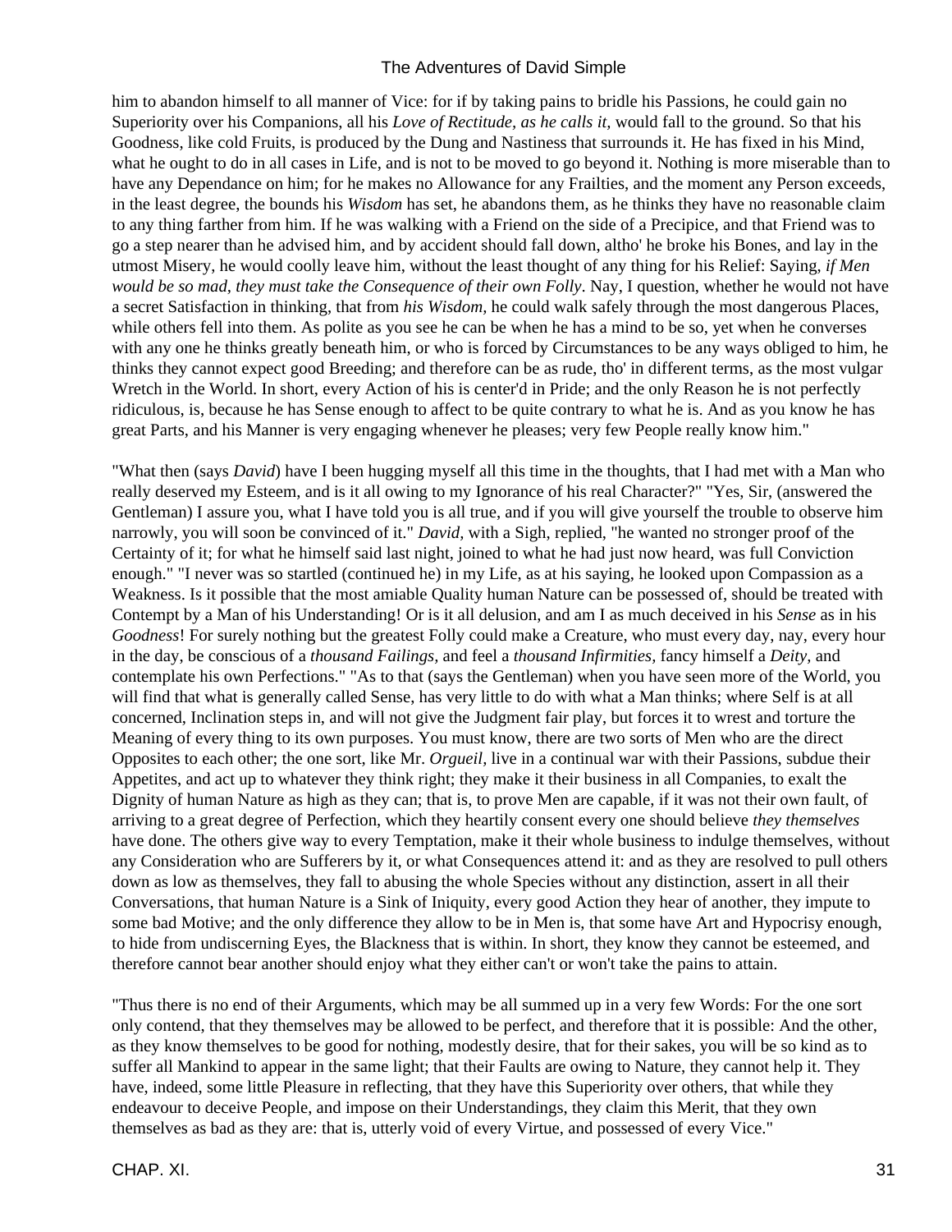him to abandon himself to all manner of Vice: for if by taking pains to bridle his Passions, he could gain no Superiority over his Companions, all his *Love of Rectitude, as he calls it,* would fall to the ground. So that his Goodness, like cold Fruits, is produced by the Dung and Nastiness that surrounds it. He has fixed in his Mind, what he ought to do in all cases in Life, and is not to be moved to go beyond it. Nothing is more miserable than to have any Dependance on him; for he makes no Allowance for any Frailties, and the moment any Person exceeds, in the least degree, the bounds his *Wisdom* has set, he abandons them, as he thinks they have no reasonable claim to any thing farther from him. If he was walking with a Friend on the side of a Precipice, and that Friend was to go a step nearer than he advised him, and by accident should fall down, altho' he broke his Bones, and lay in the utmost Misery, he would coolly leave him, without the least thought of any thing for his Relief: Saying, *if Men would be so mad, they must take the Consequence of their own Folly*. Nay, I question, whether he would not have a secret Satisfaction in thinking, that from *his Wisdom,* he could walk safely through the most dangerous Places, while others fell into them. As polite as you see he can be when he has a mind to be so, yet when he converses with any one he thinks greatly beneath him, or who is forced by Circumstances to be any ways obliged to him, he thinks they cannot expect good Breeding; and therefore can be as rude, tho' in different terms, as the most vulgar Wretch in the World. In short, every Action of his is center'd in Pride; and the only Reason he is not perfectly ridiculous, is, because he has Sense enough to affect to be quite contrary to what he is. And as you know he has great Parts, and his Manner is very engaging whenever he pleases; very few People really know him."

"What then (says *David*) have I been hugging myself all this time in the thoughts, that I had met with a Man who really deserved my Esteem, and is it all owing to my Ignorance of his real Character?" "Yes, Sir, (answered the Gentleman) I assure you, what I have told you is all true, and if you will give yourself the trouble to observe him narrowly, you will soon be convinced of it." *David,* with a Sigh, replied, "he wanted no stronger proof of the Certainty of it; for what he himself said last night, joined to what he had just now heard, was full Conviction enough." "I never was so startled (continued he) in my Life, as at his saying, he looked upon Compassion as a Weakness. Is it possible that the most amiable Quality human Nature can be possessed of, should be treated with Contempt by a Man of his Understanding! Or is it all delusion, and am I as much deceived in his *Sense* as in his *Goodness*! For surely nothing but the greatest Folly could make a Creature, who must every day, nay, every hour in the day, be conscious of a *thousand Failings,* and feel a *thousand Infirmities,* fancy himself a *Deity,* and contemplate his own Perfections." "As to that (says the Gentleman) when you have seen more of the World, you will find that what is generally called Sense, has very little to do with what a Man thinks; where Self is at all concerned, Inclination steps in, and will not give the Judgment fair play, but forces it to wrest and torture the Meaning of every thing to its own purposes. You must know, there are two sorts of Men who are the direct Opposites to each other; the one sort, like Mr. *Orgueil,* live in a continual war with their Passions, subdue their Appetites, and act up to whatever they think right; they make it their business in all Companies, to exalt the Dignity of human Nature as high as they can; that is, to prove Men are capable, if it was not their own fault, of arriving to a great degree of Perfection, which they heartily consent every one should believe *they themselves* have done. The others give way to every Temptation, make it their whole business to indulge themselves, without any Consideration who are Sufferers by it, or what Consequences attend it: and as they are resolved to pull others down as low as themselves, they fall to abusing the whole Species without any distinction, assert in all their Conversations, that human Nature is a Sink of Iniquity, every good Action they hear of another, they impute to some bad Motive; and the only difference they allow to be in Men is, that some have Art and Hypocrisy enough, to hide from undiscerning Eyes, the Blackness that is within. In short, they know they cannot be esteemed, and therefore cannot bear another should enjoy what they either can't or won't take the pains to attain.

"Thus there is no end of their Arguments, which may be all summed up in a very few Words: For the one sort only contend, that they themselves may be allowed to be perfect, and therefore that it is possible: And the other, as they know themselves to be good for nothing, modestly desire, that for their sakes, you will be so kind as to suffer all Mankind to appear in the same light; that their Faults are owing to Nature, they cannot help it. They have, indeed, some little Pleasure in reflecting, that they have this Superiority over others, that while they endeavour to deceive People, and impose on their Understandings, they claim this Merit, that they own themselves as bad as they are: that is, utterly void of every Virtue, and possessed of every Vice."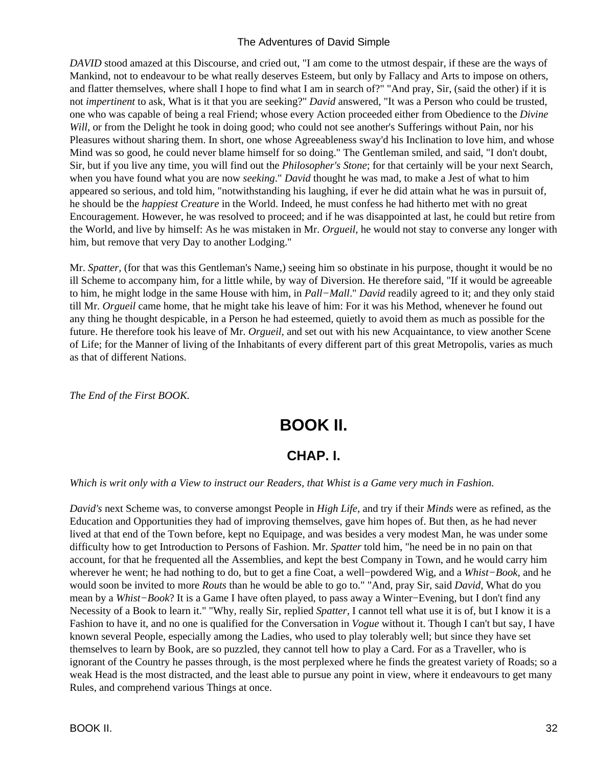*DAVID* stood amazed at this Discourse, and cried out, "I am come to the utmost despair, if these are the ways of Mankind, not to endeavour to be what really deserves Esteem, but only by Fallacy and Arts to impose on others, and flatter themselves, where shall I hope to find what I am in search of?" "And pray, Sir, (said the other) if it is not *impertinent* to ask, What is it that you are seeking?" *David* answered, "It was a Person who could be trusted, one who was capable of being a real Friend; whose every Action proceeded either from Obedience to the *Divine Will*, or from the Delight he took in doing good; who could not see another's Sufferings without Pain, nor his Pleasures without sharing them. In short, one whose Agreeableness sway'd his Inclination to love him, and whose Mind was so good, he could never blame himself for so doing." The Gentleman smiled, and said, "I don't doubt, Sir, but if you live any time, you will find out the *Philosopher's Stone*; for that certainly will be your next Search, when you have found what you are now *seeking*." *David* thought he was mad, to make a Jest of what to him appeared so serious, and told him, "notwithstanding his laughing, if ever he did attain what he was in pursuit of, he should be the *happiest Creature* in the World. Indeed, he must confess he had hitherto met with no great Encouragement. However, he was resolved to proceed; and if he was disappointed at last, he could but retire from the World, and live by himself: As he was mistaken in Mr. *Orgueil*, he would not stay to converse any longer with him, but remove that very Day to another Lodging."

Mr. *Spatter*, (for that was this Gentleman's Name,) seeing him so obstinate in his purpose, thought it would be no ill Scheme to accompany him, for a little while, by way of Diversion. He therefore said, "If it would be agreeable to him, he might lodge in the same House with him, in *Pall−Mall*." *David* readily agreed to it; and they only staid till Mr. *Orgueil* came home, that he might take his leave of him: For it was his Method, whenever he found out any thing he thought despicable, in a Person he had esteemed, quietly to avoid them as much as possible for the future. He therefore took his leave of Mr. *Orgueil*, and set out with his new Acquaintance, to view another Scene of Life; for the Manner of living of the Inhabitants of every different part of this great Metropolis, varies as much as that of different Nations.

*The End of the First BOOK.*

# BOOK II.

## CHAP. I.

*Which is writ only with a View to instruct our Readers, that Whist is a Game very much in Fashion.*

*David's* next Scheme was, to converse amongst People in *High Life*, and try if their *Minds* were as refined, as the Education and Opportunities they had of improving themselves, gave him hopes of. But then, as he had never lived at that end of the Town before, kept no Equipage, and was besides a very modest Man, he was under some difficulty how to get Introduction to Persons of Fashion. Mr. *Spatter* told him, "he need be in no pain on that account, for that he frequented all the Assemblies, and kept the best Company in Town, and he would carry him wherever he went; he had nothing to do, but to get a fine Coat, a well−powdered Wig, and a *Whist−Book*, and he would soon be invited to more *Routs* than he would be able to go to." "And, pray Sir, said *David*, What do you mean by a *Whist−Book*? It is a Game I have often played, to pass away a Winter−Evening, but I don't find any Necessity of a Book to learn it." "Why, really Sir, replied *Spatter*, I cannot tell what use it is of, but I know it is a Fashion to have it, and no one is qualified for the Conversation in *Vogue* without it. Though I can't but say, I have known several People, especially among the Ladies, who used to play tolerably well; but since they have set themselves to learn by Book, are so puzzled, they cannot tell how to play a Card. For as a Traveller, who is ignorant of the Country he passes through, is the most perplexed where he finds the greatest variety of Roads; so a weak Head is the most distracted, and the least able to pursue any point in view, where it endeavours to get many Rules, and comprehend various Things at once.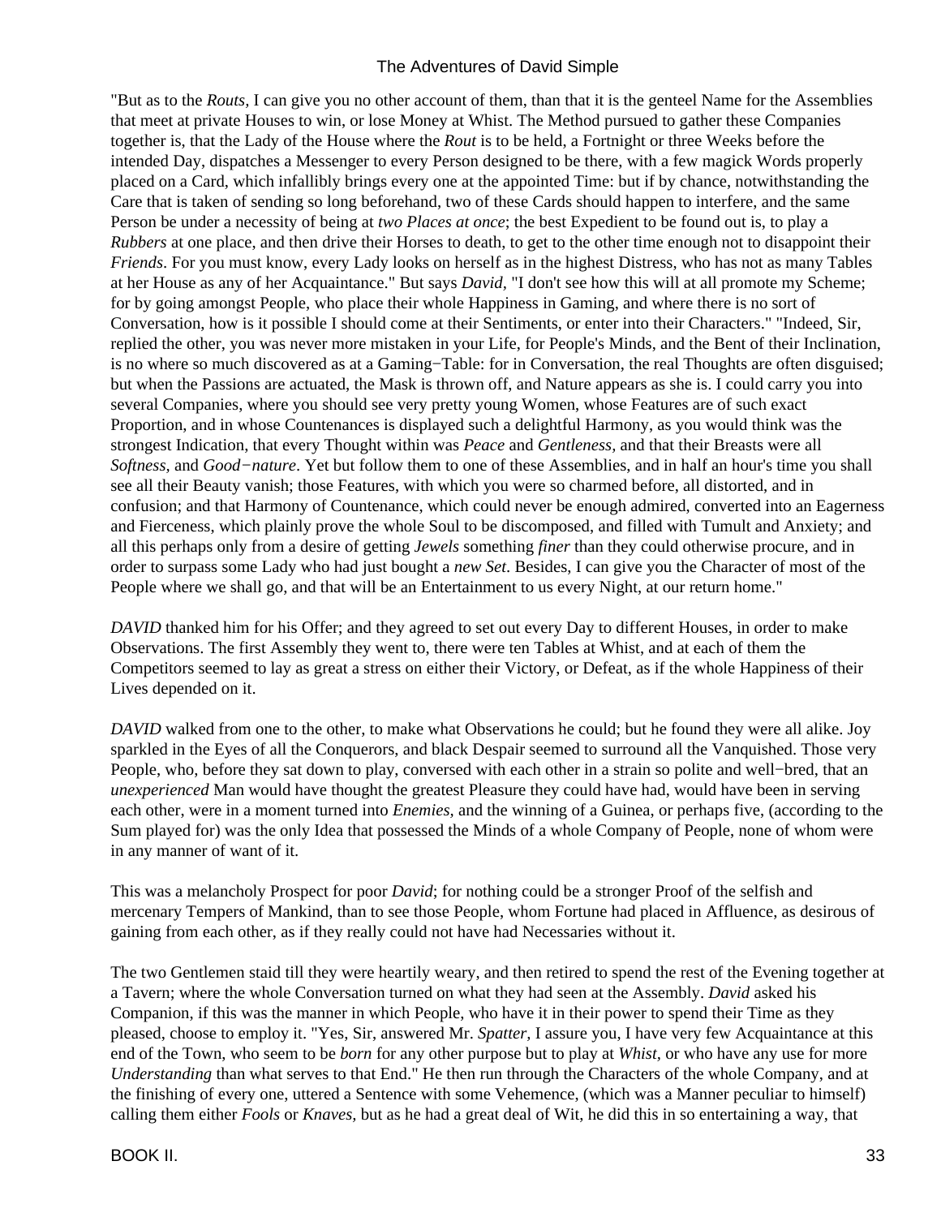"But as to the *Routs,* I can give you no other account of them, than that it is the genteel Name for the Assemblies that meet at private Houses to win, or lose Money at Whist. The Method pursued to gather these Companies together is, that the Lady of the House where the *Rout* is to be held, a Fortnight or three Weeks before the intended Day, dispatches a Messenger to every Person designed to be there, with a few magick Words properly placed on a Card, which infallibly brings every one at the appointed Time: but if by chance, notwithstanding the Care that is taken of sending so long beforehand, two of these Cards should happen to interfere, and the same Person be under a necessity of being at *two Places at once*; the best Expedient to be found out is, to play a *Rubbers* at one place, and then drive their Horses to death, to get to the other time enough not to disappoint their *Friends*. For you must know, every Lady looks on herself as in the highest Distress, who has not as many Tables at her House as any of her Acquaintance." But says *David,* "I don't see how this will at all promote my Scheme; for by going amongst People, who place their whole Happiness in Gaming, and where there is no sort of Conversation, how is it possible I should come at their Sentiments, or enter into their Characters." "Indeed, Sir, replied the other, you was never more mistaken in your Life, for People's Minds, and the Bent of their Inclination, is no where so much discovered as at a Gaming−Table: for in Conversation, the real Thoughts are often disguised; but when the Passions are actuated, the Mask is thrown off, and Nature appears as she is. I could carry you into several Companies, where you should see very pretty young Women, whose Features are of such exact Proportion, and in whose Countenances is displayed such a delightful Harmony, as you would think was the strongest Indication, that every Thought within was *Peace* and *Gentleness,* and that their Breasts were all *Softness,* and *Good−nature*. Yet but follow them to one of these Assemblies, and in half an hour's time you shall see all their Beauty vanish; those Features, with which you were so charmed before, all distorted, and in confusion; and that Harmony of Countenance, which could never be enough admired, converted into an Eagerness and Fierceness, which plainly prove the whole Soul to be discomposed, and filled with Tumult and Anxiety; and all this perhaps only from a desire of getting *Jewels* something *finer* than they could otherwise procure, and in order to surpass some Lady who had just bought a *new Set*. Besides, I can give you the Character of most of the People where we shall go, and that will be an Entertainment to us every Night, at our return home."

*DAVID* thanked him for his Offer; and they agreed to set out every Day to different Houses, in order to make Observations. The first Assembly they went to, there were ten Tables at Whist, and at each of them the Competitors seemed to lay as great a stress on either their Victory, or Defeat, as if the whole Happiness of their Lives depended on it.

*DAVID* walked from one to the other, to make what Observations he could; but he found they were all alike. Joy sparkled in the Eyes of all the Conquerors, and black Despair seemed to surround all the Vanquished. Those very People, who, before they sat down to play, conversed with each other in a strain so polite and well−bred, that an *unexperienced* Man would have thought the greatest Pleasure they could have had, would have been in serving each other, were in a moment turned into *Enemies,* and the winning of a Guinea, or perhaps five, (according to the Sum played for) was the only Idea that possessed the Minds of a whole Company of People, none of whom were in any manner of want of it.

This was a melancholy Prospect for poor *David*; for nothing could be a stronger Proof of the selfish and mercenary Tempers of Mankind, than to see those People, whom Fortune had placed in Affluence, as desirous of gaining from each other, as if they really could not have had Necessaries without it.

The two Gentlemen staid till they were heartily weary, and then retired to spend the rest of the Evening together at a Tavern; where the whole Conversation turned on what they had seen at the Assembly. *David* asked his Companion, if this was the manner in which People, who have it in their power to spend their Time as they pleased, choose to employ it. "Yes, Sir, answered Mr. *Spatter,* I assure you, I have very few Acquaintance at this end of the Town, who seem to be *born* for any other purpose but to play at *Whist,* or who have any use for more *Understanding* than what serves to that End." He then run through the Characters of the whole Company, and at the finishing of every one, uttered a Sentence with some Vehemence, (which was a Manner peculiar to himself) calling them either *Fools* or *Knaves,* but as he had a great deal of Wit, he did this in so entertaining a way, that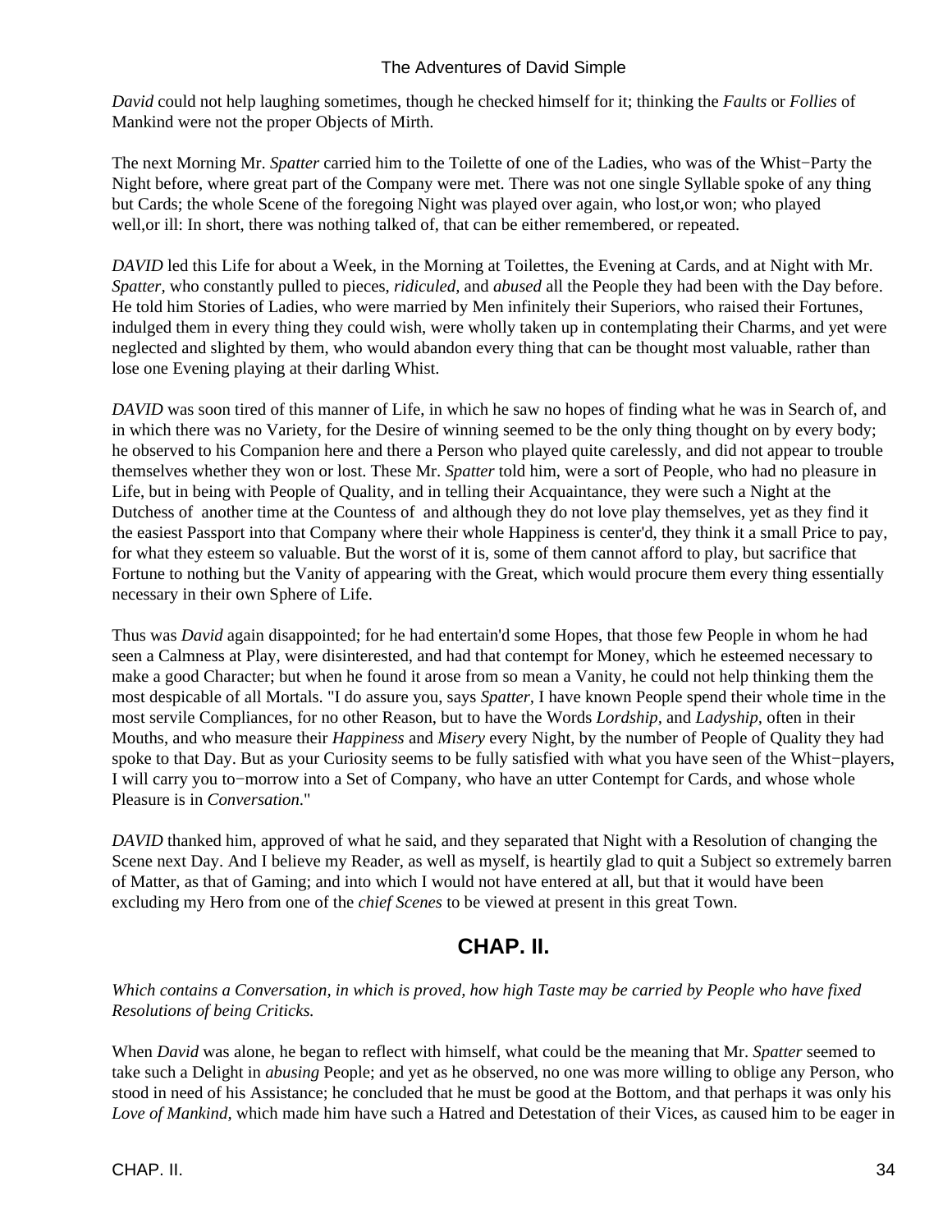*David* could not help laughing sometimes, though he checked himself for it; thinking the *Faults* or *Follies* of Mankind were not the proper Objects of Mirth.

The next Morning Mr. *Spatter* carried him to the Toilette of one of the Ladies, who was of the Whist−Party the Night before, where great part of the Company were met. There was not one single Syllable spoke of any thing but Cards; the whole Scene of the foregoing Night was played over again, who lost,or won; who played well,or ill: In short, there was nothing talked of, that can be either remembered, or repeated.

*DAVID* led this Life for about a Week, in the Morning at Toilettes, the Evening at Cards, and at Night with Mr. *Spatter,* who constantly pulled to pieces, *ridiculed,* and *abused* all the People they had been with the Day before. He told him Stories of Ladies, who were married by Men infinitely their Superiors, who raised their Fortunes, indulged them in every thing they could wish, were wholly taken up in contemplating their Charms, and yet were neglected and slighted by them, who would abandon every thing that can be thought most valuable, rather than lose one Evening playing at their darling Whist.

*DAVID* was soon tired of this manner of Life, in which he saw no hopes of finding what he was in Search of, and in which there was no Variety, for the Desire of winning seemed to be the only thing thought on by every body; he observed to his Companion here and there a Person who played quite carelessly, and did not appear to trouble themselves whether they won or lost. These Mr. *Spatter* told him, were a sort of People, who had no pleasure in Life, but in being with People of Quality, and in telling their Acquaintance, they were such a Night at the Dutchess of  another time at the Countess of  and although they do not love play themselves, yet as they find it the easiest Passport into that Company where their whole Happiness is center'd, they think it a small Price to pay, for what they esteem so valuable. But the worst of it is, some of them cannot afford to play, but sacrifice that Fortune to nothing but the Vanity of appearing with the Great, which would procure them every thing essentially necessary in their own Sphere of Life.

Thus was *David* again disappointed; for he had entertain'd some Hopes, that those few People in whom he had seen a Calmness at Play, were disinterested, and had that contempt for Money, which he esteemed necessary to make a good Character; but when he found it arose from so mean a Vanity, he could not help thinking them the most despicable of all Mortals. "I do assure you, says *Spatter,* I have known People spend their whole time in the most servile Compliances, for no other Reason, but to have the Words *Lordship,* and *Ladyship,* often in their Mouths, and who measure their *Happiness* and *Misery* every Night, by the number of People of Quality they had spoke to that Day. But as your Curiosity seems to be fully satisfied with what you have seen of the Whist−players, I will carry you to−morrow into a Set of Company, who have an utter Contempt for Cards, and whose whole Pleasure is in *Conversation.*"

*DAVID* thanked him, approved of what he said, and they separated that Night with a Resolution of changing the Scene next Day. And I believe my Reader, as well as myself, is heartily glad to quit a Subject so extremely barren of Matter, as that of Gaming; and into which I would not have entered at all, but that it would have been excluding my Hero from one of the *chief Scenes* to be viewed at present in this great Town.

## CHAP. II.

*Which contains a Conversation, in which is proved, how high Taste may be carried by People who have fixed Resolutions of being Criticks.*

When *David* was alone, he began to reflect with himself, what could be the meaning that Mr. *Spatter* seemed to take such a Delight in *abusing* People; and yet as he observed, no one was more willing to oblige any Person, who stood in need of his Assistance; he concluded that he must be good at the Bottom, and that perhaps it was only his *Love of Mankind,* which made him have such a Hatred and Detestation of their Vices, as caused him to be eager in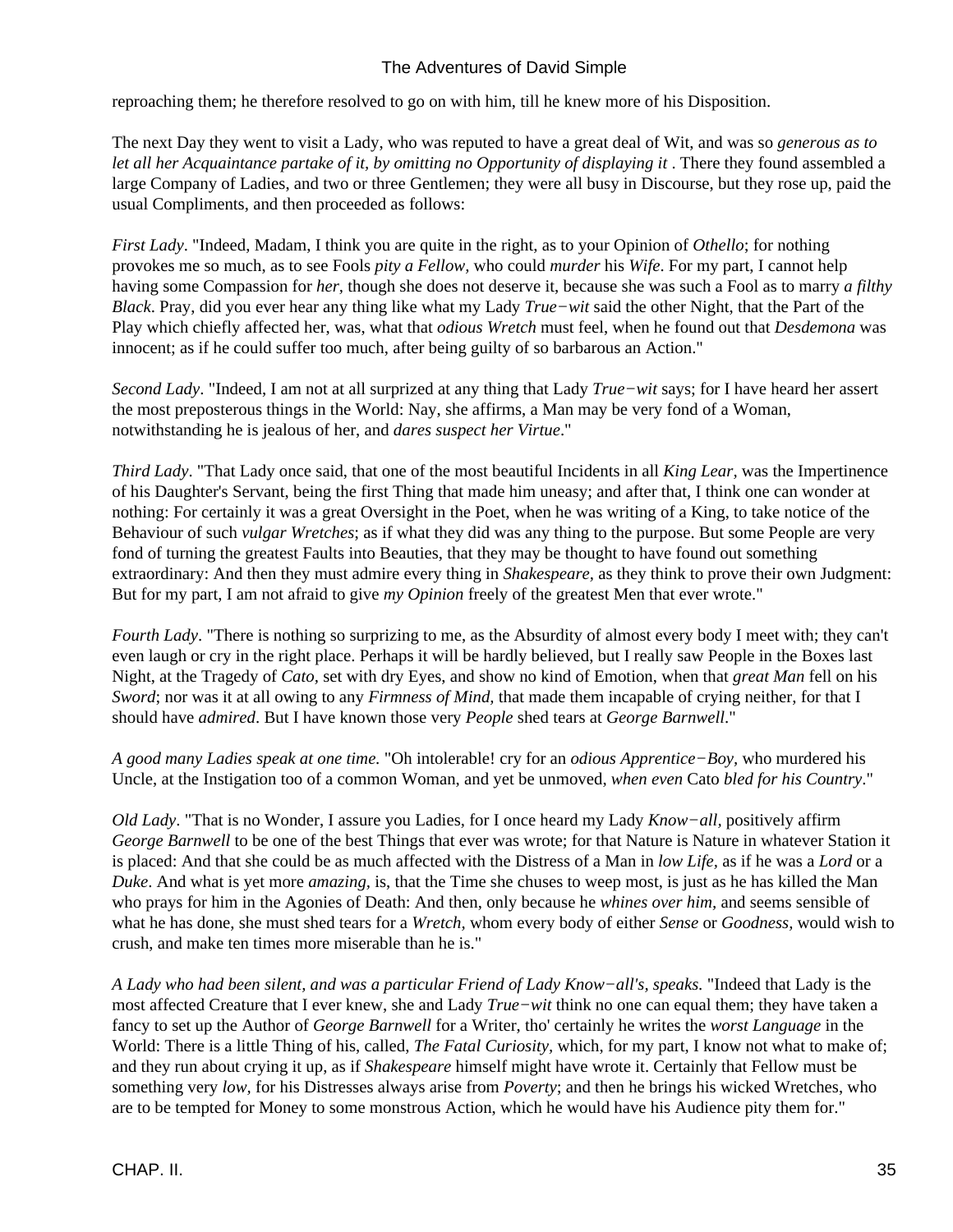reproaching them; he therefore resolved to go on with him, till he knew more of his Disposition.

The next Day they went to visit a Lady, who was reputed to have a great deal of Wit, and was so *generous as to let all her Acquaintance partake of it, by omitting no Opportunity of displaying it* . There they found assembled a large Company of Ladies, and two or three Gentlemen; they were all busy in Discourse, but they rose up, paid the usual Compliments, and then proceeded as follows:

*First Lady*. "Indeed, Madam, I think you are quite in the right, as to your Opinion of *Othello*; for nothing provokes me so much, as to see Fools *pity a Fellow,* who could *murder* his *Wife*. For my part, I cannot help having some Compassion for *her,* though she does not deserve it, because she was such a Fool as to marry *a filthy Black*. Pray, did you ever hear any thing like what my Lady *True−wit* said the other Night, that the Part of the Play which chiefly affected her, was, what that *odious Wretch* must feel, when he found out that *Desdemona* was innocent; as if he could suffer too much, after being guilty of so barbarous an Action."

*Second Lady*. "Indeed, I am not at all surprized at any thing that Lady *True−wit* says; for I have heard her assert the most preposterous things in the World: Nay, she affirms, a Man may be very fond of a Woman, notwithstanding he is jealous of her, and *dares suspect her Virtue*."

*Third Lady*. "That Lady once said, that one of the most beautiful Incidents in all *King Lear,* was the Impertinence of his Daughter's Servant, being the first Thing that made him uneasy; and after that, I think one can wonder at nothing: For certainly it was a great Oversight in the Poet, when he was writing of a King, to take notice of the Behaviour of such *vulgar Wretches*; as if what they did was any thing to the purpose. But some People are very fond of turning the greatest Faults into Beauties, that they may be thought to have found out something extraordinary: And then they must admire every thing in *Shakespeare,* as they think to prove their own Judgment: But for my part, I am not afraid to give *my Opinion* freely of the greatest Men that ever wrote."

*Fourth Lady*. "There is nothing so surprizing to me, as the Absurdity of almost every body I meet with; they can't even laugh or cry in the right place. Perhaps it will be hardly believed, but I really saw People in the Boxes last Night, at the Tragedy of *Cato,* set with dry Eyes, and show no kind of Emotion, when that *great Man* fell on his *Sword*; nor was it at all owing to any *Firmness of Mind,* that made them incapable of crying neither, for that I should have *admired*. But I have known those very *People* shed tears at *George Barnwell*."

*A good many Ladies speak at one time.* "Oh intolerable! cry for an *odious Apprentice−Boy,* who murdered his Uncle, at the Instigation too of a common Woman, and yet be unmoved, *when even* Cato *bled for his Country*."

*Old Lady*. "That is no Wonder, I assure you Ladies, for I once heard my Lady *Know−all,* positively affirm *George Barnwell* to be one of the best Things that ever was wrote; for that Nature is Nature in whatever Station it is placed: And that she could be as much affected with the Distress of a Man in *low Life,* as if he was a *Lord* or a *Duke*. And what is yet more *amazing*, is, that the Time she chuses to weep most, is just as he has killed the Man who prays for him in the Agonies of Death: And then, only because he *whines over him,* and seems sensible of what he has done, she must shed tears for a *Wretch,* whom every body of either *Sense* or *Goodness,* would wish to crush, and make ten times more miserable than he is."

*A Lady who had been silent, and was a particular Friend of Lady Know−all's, speaks.* "Indeed that Lady is the most affected Creature that I ever knew, she and Lady *True−wit* think no one can equal them; they have taken a fancy to set up the Author of *George Barnwell* for a Writer, tho' certainly he writes the *worst Language* in the World: There is a little Thing of his, called, *The Fatal Curiosity,* which, for my part, I know not what to make of; and they run about crying it up, as if *Shakespeare* himself might have wrote it. Certainly that Fellow must be something very *low,* for his Distresses always arise from *Poverty*; and then he brings his wicked Wretches, who are to be tempted for Money to some monstrous Action, which he would have his Audience pity them for."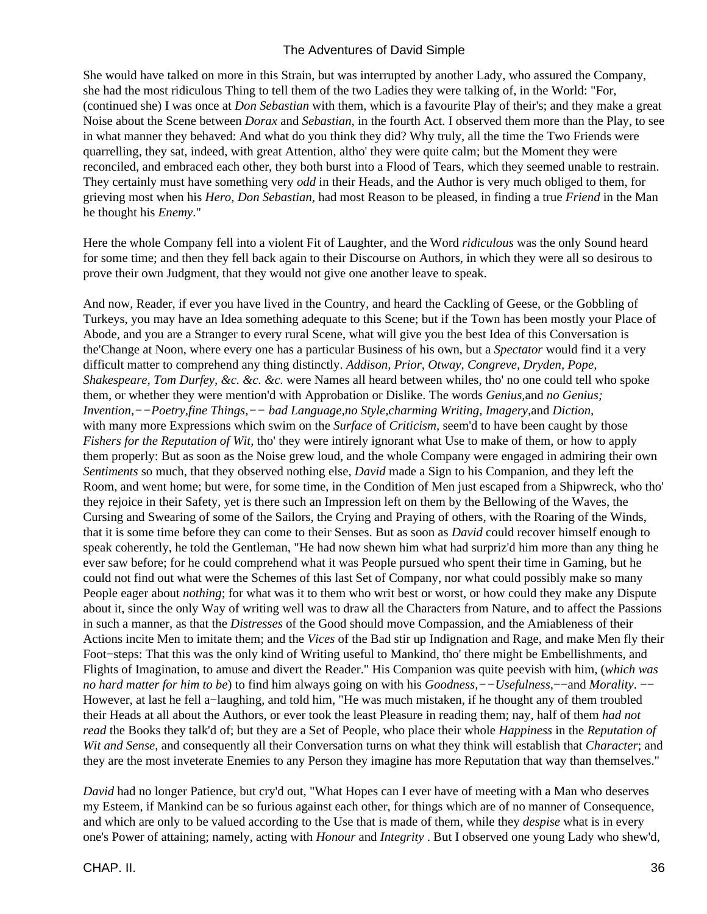She would have talked on more in this Strain, but was interrupted by another Lady, who assured the Company, she had the most ridiculous Thing to tell them of the two Ladies they were talking of, in the World: "For, (continued she) I was once at *Don Sebastian* with them, which is a favourite Play of their's; and they make a great Noise about the Scene between *Dorax* and *Sebastian,* in the fourth Act. I observed them more than the Play, to see in what manner they behaved: And what do you think they did? Why truly, all the time the Two Friends were quarrelling, they sat, indeed, with great Attention, altho' they were quite calm; but the Moment they were reconciled, and embraced each other, they both burst into a Flood of Tears, which they seemed unable to restrain. They certainly must have something very *odd* in their Heads, and the Author is very much obliged to them, for grieving most when his *Hero, Don Sebastian,* had most Reason to be pleased, in finding a true *Friend* in the Man he thought his *Enemy*."

Here the whole Company fell into a violent Fit of Laughter, and the Word *ridiculous* was the only Sound heard for some time; and then they fell back again to their Discourse on Authors, in which they were all so desirous to prove their own Judgment, that they would not give one another leave to speak.

And now, Reader, if ever you have lived in the Country, and heard the Cackling of Geese, or the Gobbling of Turkeys, you may have an Idea something adequate to this Scene; but if the Town has been mostly your Place of Abode, and you are a Stranger to every rural Scene, what will give you the best Idea of this Conversation is the'Change at Noon, where every one has a particular Business of his own, but a *Spectator* would find it a very difficult matter to comprehend any thing distinctly. *Addison, Prior, Otway, Congreve, Dryden, Pope, Shakespeare, Tom Durfey, &c. &c. &c.* were Names all heard between whiles, tho' no one could tell who spoke them, or whether they were mention'd with Approbation or Dislike. The words *Genius,*and *no Genius; Invention,−−Poetry,fine Things,−− bad Language,no Style,charming Writing, Imagery,*and *Diction,* with many more Expressions which swim on the *Surface* of *Criticism,* seem'd to have been caught by those *Fishers for the Reputation of Wit,* tho' they were intirely ignorant what Use to make of them, or how to apply them properly: But as soon as the Noise grew loud, and the whole Company were engaged in admiring their own *Sentiments* so much, that they observed nothing else, *David* made a Sign to his Companion, and they left the Room, and went home; but were, for some time, in the Condition of Men just escaped from a Shipwreck, who tho' they rejoice in their Safety, yet is there such an Impression left on them by the Bellowing of the Waves, the Cursing and Swearing of some of the Sailors, the Crying and Praying of others, with the Roaring of the Winds, that it is some time before they can come to their Senses. But as soon as *David* could recover himself enough to speak coherently, he told the Gentleman, "He had now shewn him what had surpriz'd him more than any thing he ever saw before; for he could comprehend what it was People pursued who spent their time in Gaming, but he could not find out what were the Schemes of this last Set of Company, nor what could possibly make so many People eager about *nothing*; for what was it to them who writ best or worst, or how could they make any Dispute about it, since the only Way of writing well was to draw all the Characters from Nature, and to affect the Passions in such a manner, as that the *Distresses* of the Good should move Compassion, and the Amiableness of their Actions incite Men to imitate them; and the *Vices* of the Bad stir up Indignation and Rage, and make Men fly their Foot−steps: That this was the only kind of Writing useful to Mankind, tho' there might be Embellishments, and Flights of Imagination, to amuse and divert the Reader." His Companion was quite peevish with him, (*which was no hard matter for him to be*) to find him always going on with his *Goodness,−−Usefulness,*−−and *Morality*. −− However, at last he fell a−laughing, and told him, "He was much mistaken, if he thought any of them troubled their Heads at all about the Authors, or ever took the least Pleasure in reading them; nay, half of them *had not read* the Books they talk'd of; but they are a Set of People, who place their whole *Happiness* in the *Reputation of Wit and Sense,* and consequently all their Conversation turns on what they think will establish that *Character*; and they are the most inveterate Enemies to any Person they imagine has more Reputation that way than themselves."

*David* had no longer Patience, but cry'd out, "What Hopes can I ever have of meeting with a Man who deserves my Esteem, if Mankind can be so furious against each other, for things which are of no manner of Consequence, and which are only to be valued according to the Use that is made of them, while they *despise* what is in every one's Power of attaining; namely, acting with *Honour* and *Integrity* . But I observed one young Lady who shew'd,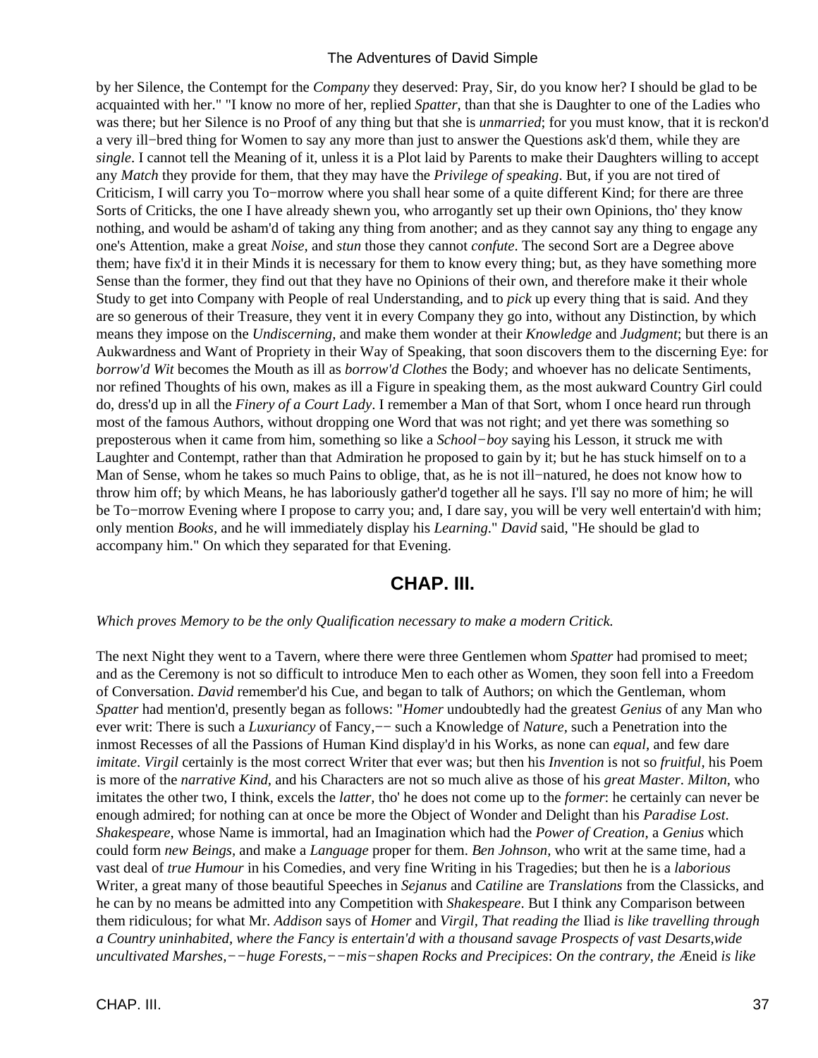by her Silence, the Contempt for the *Company* they deserved: Pray, Sir, do you know her? I should be glad to be acquainted with her." "I know no more of her, replied *Spatter,* than that she is Daughter to one of the Ladies who was there; but her Silence is no Proof of any thing but that she is *unmarried*; for you must know, that it is reckon'd a very ill−bred thing for Women to say any more than just to answer the Questions ask'd them, while they are *single*. I cannot tell the Meaning of it, unless it is a Plot laid by Parents to make their Daughters willing to accept any *Match* they provide for them, that they may have the *Privilege of speaking*. But, if you are not tired of Criticism, I will carry you To−morrow where you shall hear some of a quite different Kind; for there are three Sorts of Criticks, the one I have already shewn you, who arrogantly set up their own Opinions, tho' they know nothing, and would be asham'd of taking any thing from another; and as they cannot say any thing to engage any one's Attention, make a great *Noise,* and *stun* those they cannot *confute*. The second Sort are a Degree above them; have fix'd it in their Minds it is necessary for them to know every thing; but, as they have something more Sense than the former, they find out that they have no Opinions of their own, and therefore make it their whole Study to get into Company with People of real Understanding, and to *pick* up every thing that is said. And they are so generous of their Treasure, they vent it in every Company they go into, without any Distinction, by which means they impose on the *Undiscerning,* and make them wonder at their *Knowledge* and *Judgment*; but there is an Aukwardness and Want of Propriety in their Way of Speaking, that soon discovers them to the discerning Eye: for *borrow'd Wit* becomes the Mouth as ill as *borrow'd Clothes* the Body; and whoever has no delicate Sentiments, nor refined Thoughts of his own, makes as ill a Figure in speaking them, as the most aukward Country Girl could do, dress'd up in all the *Finery of a Court Lady*. I remember a Man of that Sort, whom I once heard run through most of the famous Authors, without dropping one Word that was not right; and yet there was something so preposterous when it came from him, something so like a *School−boy* saying his Lesson, it struck me with Laughter and Contempt, rather than that Admiration he proposed to gain by it; but he has stuck himself on to a Man of Sense, whom he takes so much Pains to oblige, that, as he is not ill−natured, he does not know how to throw him off; by which Means, he has laboriously gather'd together all he says. I'll say no more of him; he will be To−morrow Evening where I propose to carry you; and, I dare say, you will be very well entertain'd with him; only mention *Books,* and he will immediately display his *Learning*." *David* said, "He should be glad to accompany him." On which they separated for that Evening.

## CHAP. III.

*Which proves Memory to be the only Qualification necessary to make a modern Critick.*

The next Night they went to a Tavern, where there were three Gentlemen whom *Spatter* had promised to meet; and as the Ceremony is not so difficult to introduce Men to each other as Women, they soon fell into a Freedom of Conversation. *David* remember'd his Cue, and began to talk of Authors; on which the Gentleman, whom *Spatter* had mention'd, presently began as follows: "*Homer* undoubtedly had the greatest *Genius* of any Man who ever writ: There is such a *Luxuriancy* of Fancy,−− such a Knowledge of *Nature,* such a Penetration into the inmost Recesses of all the Passions of Human Kind display'd in his Works, as none can *equal,* and few dare *imitate*. *Virgil* certainly is the most correct Writer that ever was; but then his *Invention* is not so *fruitful,* his Poem is more of the *narrative Kind,* and his Characters are not so much alive as those of his *great Master*. *Milton,* who imitates the other two, I think, excels the *latter,* tho' he does not come up to the *former*: he certainly can never be enough admired; for nothing can at once be more the Object of Wonder and Delight than his *Paradise Lost*. *Shakespeare,* whose Name is immortal, had an Imagination which had the *Power of Creation,* a *Genius* which could form *new Beings,* and make a *Language* proper for them. *Ben Johnson,* who writ at the same time, had a vast deal of *true Humour* in his Comedies, and very fine Writing in his Tragedies; but then he is a *laborious* Writer, a great many of those beautiful Speeches in *Sejanus* and *Catiline* are *Translations* from the Classicks, and he can by no means be admitted into any Competition with *Shakespeare*. But I think any Comparison between them ridiculous; for what Mr. *Addison* says of *Homer* and *Virgil, That reading the* Iliad *is like travelling through a Country uninhabited, where the Fancy is entertain'd with a thousand savage Prospects of vast Desarts,wide uncultivated Marshes,−−huge Forests,−−mis−shapen Rocks and Precipices*: *On the contrary, the* Æneid *is like*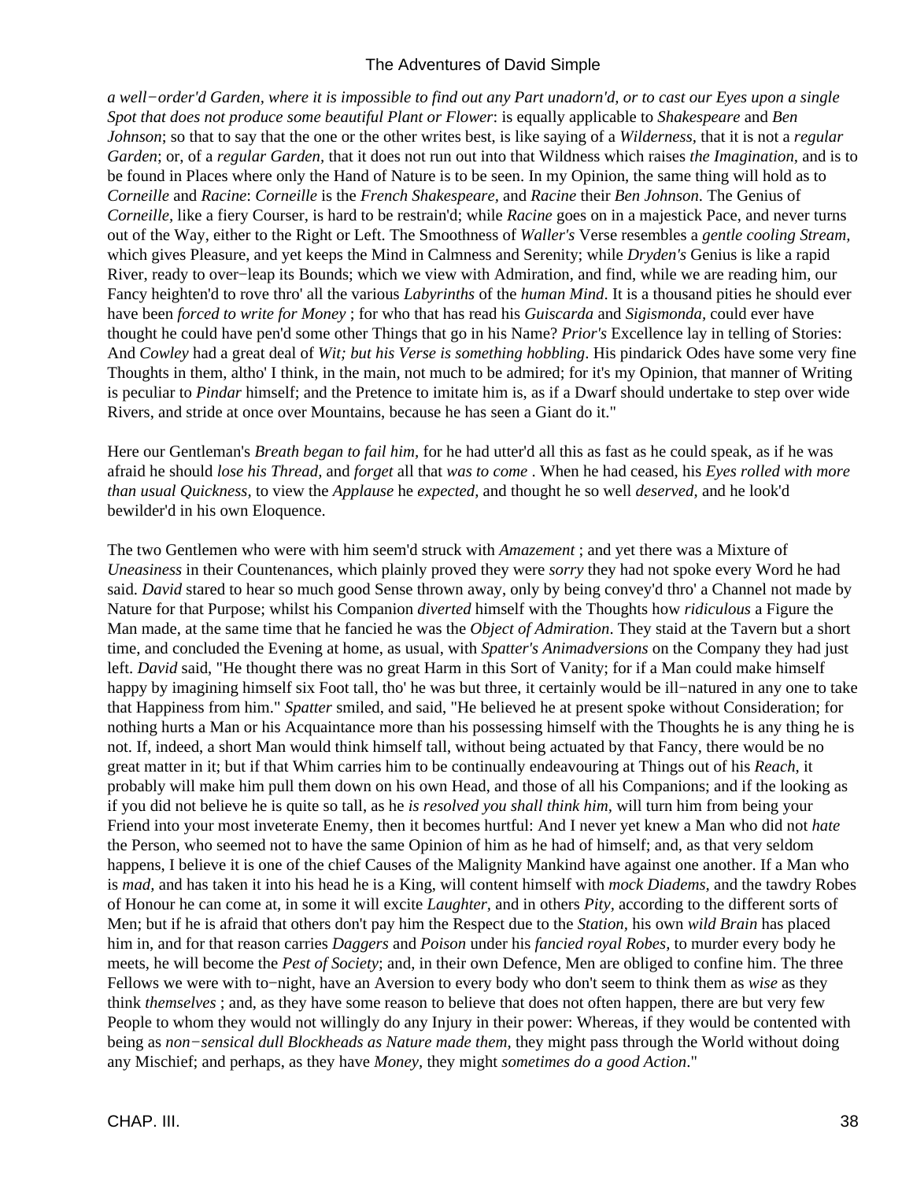*a well−order'd Garden, where it is impossible to find out any Part unadorn'd, or to cast our Eyes upon a single Spot that does not produce some beautiful Plant or Flower*: is equally applicable to *Shakespeare* and *Ben Johnson*; so that to say that the one or the other writes best, is like saying of a *Wilderness,* that it is not a *regular Garden*; or, of a *regular Garden,* that it does not run out into that Wildness which raises *the Imagination,* and is to be found in Places where only the Hand of Nature is to be seen. In my Opinion, the same thing will hold as to *Corneille* and *Racine*: *Corneille* is the *French Shakespeare,* and *Racine* their *Ben Johnson*. The Genius of *Corneille,* like a fiery Courser, is hard to be restrain'd; while *Racine* goes on in a majestick Pace, and never turns out of the Way, either to the Right or Left. The Smoothness of *Waller's* Verse resembles a *gentle cooling Stream,* which gives Pleasure, and yet keeps the Mind in Calmness and Serenity; while *Dryden's* Genius is like a rapid River, ready to over−leap its Bounds; which we view with Admiration, and find, while we are reading him, our Fancy heighten'd to rove thro' all the various *Labyrinths* of the *human Mind*. It is a thousand pities he should ever have been *forced to write for Money* ; for who that has read his *Guiscarda* and *Sigismonda,* could ever have thought he could have pen'd some other Things that go in his Name? *Prior's* Excellence lay in telling of Stories: And *Cowley* had a great deal of *Wit; but his Verse is something hobbling*. His pindarick Odes have some very fine Thoughts in them, altho' I think, in the main, not much to be admired; for it's my Opinion, that manner of Writing is peculiar to *Pindar* himself; and the Pretence to imitate him is, as if a Dwarf should undertake to step over wide Rivers, and stride at once over Mountains, because he has seen a Giant do it."

Here our Gentleman's *Breath began to fail him,* for he had utter'd all this as fast as he could speak, as if he was afraid he should *lose his Thread,* and *forget* all that *was to come* . When he had ceased, his *Eyes rolled with more than usual Quickness,* to view the *Applause* he *expected,* and thought he so well *deserved,* and he look'd bewilder'd in his own Eloquence.

The two Gentlemen who were with him seem'd struck with *Amazement* ; and yet there was a Mixture of *Uneasiness* in their Countenances, which plainly proved they were *sorry* they had not spoke every Word he had said. *David* stared to hear so much good Sense thrown away, only by being convey'd thro' a Channel not made by Nature for that Purpose; whilst his Companion *diverted* himself with the Thoughts how *ridiculous* a Figure the Man made, at the same time that he fancied he was the *Object of Admiration*. They staid at the Tavern but a short time, and concluded the Evening at home, as usual, with *Spatter's Animadversions* on the Company they had just left. *David* said, "He thought there was no great Harm in this Sort of Vanity; for if a Man could make himself happy by imagining himself six Foot tall, tho' he was but three, it certainly would be ill−natured in any one to take that Happiness from him." *Spatter* smiled, and said, "He believed he at present spoke without Consideration; for nothing hurts a Man or his Acquaintance more than his possessing himself with the Thoughts he is any thing he is not. If, indeed, a short Man would think himself tall, without being actuated by that Fancy, there would be no great matter in it; but if that Whim carries him to be continually endeavouring at Things out of his *Reach,* it probably will make him pull them down on his own Head, and those of all his Companions; and if the looking as if you did not believe he is quite so tall, as he *is resolved you shall think him,* will turn him from being your Friend into your most inveterate Enemy, then it becomes hurtful: And I never yet knew a Man who did not *hate* the Person, who seemed not to have the same Opinion of him as he had of himself; and, as that very seldom happens, I believe it is one of the chief Causes of the Malignity Mankind have against one another. If a Man who is *mad,* and has taken it into his head he is a King, will content himself with *mock Diadems,* and the tawdry Robes of Honour he can come at, in some it will excite *Laughter,* and in others *Pity,* according to the different sorts of Men; but if he is afraid that others don't pay him the Respect due to the *Station,* his own *wild Brain* has placed him in, and for that reason carries *Daggers* and *Poison* under his *fancied royal Robes,* to murder every body he meets, he will become the *Pest of Society*; and, in their own Defence, Men are obliged to confine him. The three Fellows we were with to−night, have an Aversion to every body who don't seem to think them as *wise* as they think *themselves* ; and, as they have some reason to believe that does not often happen, there are but very few People to whom they would not willingly do any Injury in their power: Whereas, if they would be contented with being as *non−sensical dull Blockheads as Nature made them,* they might pass through the World without doing any Mischief; and perhaps, as they have *Money,* they might *sometimes do a good Action*."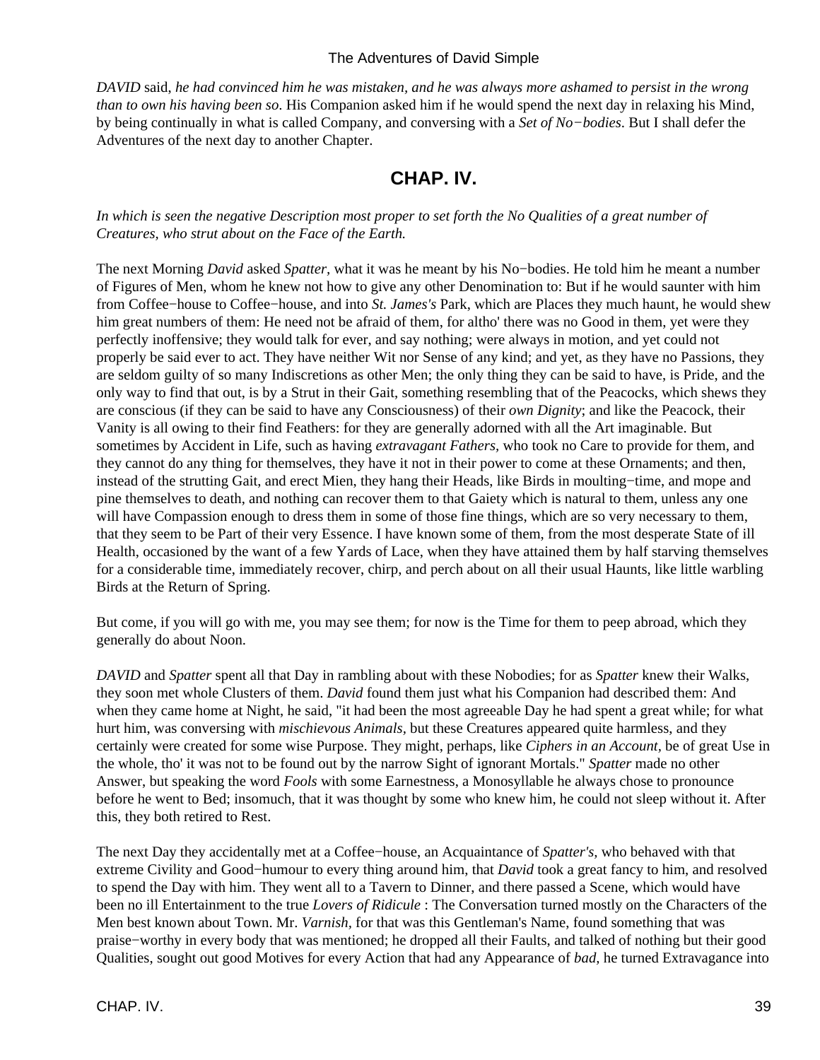*DAVID* said, *he had convinced him he was mistaken, and he was always more ashamed to persist in the wrong than to own his having been so.* His Companion asked him if he would spend the next day in relaxing his Mind, by being continually in what is called Company, and conversing with a *Set of No−bodies*. But I shall defer the Adventures of the next day to another Chapter.

## CHAP. IV.

*In which is seen the negative Description most proper to set forth the No Qualities of a great number of Creatures, who strut about on the Face of the Earth.*

The next Morning *David* asked *Spatter*, what it was he meant by his No−bodies. He told him he meant a number of Figures of Men, whom he knew not how to give any other Denomination to: But if he would saunter with him from Coffee−house to Coffee−house, and into *St. James's* Park, which are Places they much haunt, he would shew him great numbers of them: He need not be afraid of them, for altho' there was no Good in them, yet were they perfectly inoffensive; they would talk for ever, and say nothing; were always in motion, and yet could not properly be said ever to act. They have neither Wit nor Sense of any kind; and yet, as they have no Passions, they are seldom guilty of so many Indiscretions as other Men; the only thing they can be said to have, is Pride, and the only way to find that out, is by a Strut in their Gait, something resembling that of the Peacocks, which shews they are conscious (if they can be said to have any Consciousness) of their *own Dignity*; and like the Peacock, their Vanity is all owing to their find Feathers: for they are generally adorned with all the Art imaginable. But sometimes by Accident in Life, such as having *extravagant Fathers*, who took no Care to provide for them, and they cannot do any thing for themselves, they have it not in their power to come at these Ornaments; and then, instead of the strutting Gait, and erect Mien, they hang their Heads, like Birds in moulting−time, and mope and pine themselves to death, and nothing can recover them to that Gaiety which is natural to them, unless any one will have Compassion enough to dress them in some of those fine things, which are so very necessary to them, that they seem to be Part of their very Essence. I have known some of them, from the most desperate State of ill Health, occasioned by the want of a few Yards of Lace, when they have attained them by half starving themselves for a considerable time, immediately recover, chirp, and perch about on all their usual Haunts, like little warbling Birds at the Return of Spring.

But come, if you will go with me, you may see them; for now is the Time for them to peep abroad, which they generally do about Noon.

*DAVID* and *Spatter* spent all that Day in rambling about with these Nobodies; for as *Spatter* knew their Walks, they soon met whole Clusters of them. *David* found them just what his Companion had described them: And when they came home at Night, he said, "it had been the most agreeable Day he had spent a great while; for what hurt him, was conversing with *mischievous Animals*, but these Creatures appeared quite harmless, and they certainly were created for some wise Purpose. They might, perhaps, like *Ciphers in an Account*, be of great Use in the whole, tho' it was not to be found out by the narrow Sight of ignorant Mortals." *Spatter* made no other Answer, but speaking the word *Fools* with some Earnestness, a Monosyllable he always chose to pronounce before he went to Bed; insomuch, that it was thought by some who knew him, he could not sleep without it. After this, they both retired to Rest.

The next Day they accidentally met at a Coffee−house, an Acquaintance of *Spatter's*, who behaved with that extreme Civility and Good−humour to every thing around him, that *David* took a great fancy to him, and resolved to spend the Day with him. They went all to a Tavern to Dinner, and there passed a Scene, which would have been no ill Entertainment to the true *Lovers of Ridicule* : The Conversation turned mostly on the Characters of the Men best known about Town. Mr. *Varnish*, for that was this Gentleman's Name, found something that was praise−worthy in every body that was mentioned; he dropped all their Faults, and talked of nothing but their good Qualities, sought out good Motives for every Action that had any Appearance of *bad*, he turned Extravagance into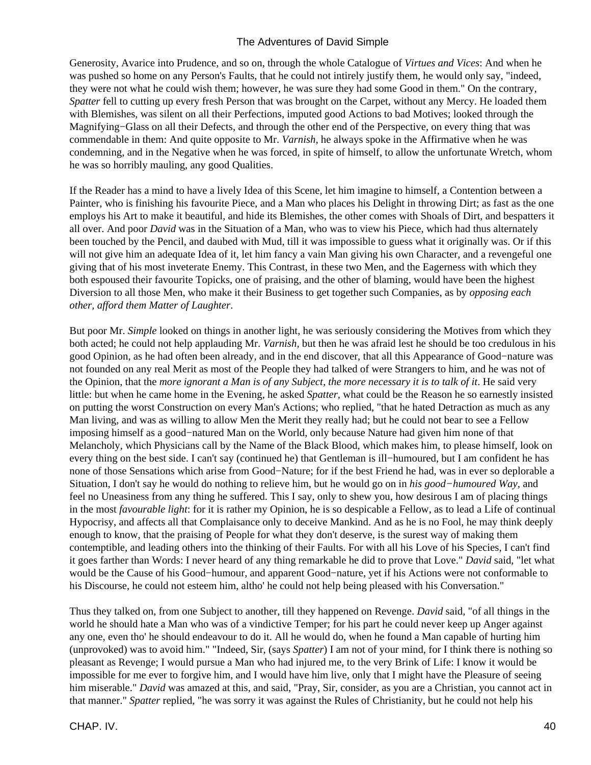Generosity, Avarice into Prudence, and so on, through the whole Catalogue of *Virtues and Vices*: And when he was pushed so home on any Person's Faults, that he could not intirely justify them, he would only say, "indeed, they were not what he could wish them; however, he was sure they had some Good in them." On the contrary, *Spatter* fell to cutting up every fresh Person that was brought on the Carpet, without any Mercy. He loaded them with Blemishes, was silent on all their Perfections, imputed good Actions to bad Motives; looked through the Magnifying−Glass on all their Defects, and through the other end of the Perspective, on every thing that was commendable in them: And quite opposite to Mr. *Varnish,* he always spoke in the Affirmative when he was condemning, and in the Negative when he was forced, in spite of himself, to allow the unfortunate Wretch, whom he was so horribly mauling, any good Qualities.

If the Reader has a mind to have a lively Idea of this Scene, let him imagine to himself, a Contention between a Painter, who is finishing his favourite Piece, and a Man who places his Delight in throwing Dirt; as fast as the one employs his Art to make it beautiful, and hide its Blemishes, the other comes with Shoals of Dirt, and bespatters it all over. And poor *David* was in the Situation of a Man, who was to view his Piece, which had thus alternately been touched by the Pencil, and daubed with Mud, till it was impossible to guess what it originally was. Or if this will not give him an adequate Idea of it, let him fancy a vain Man giving his own Character, and a revengeful one giving that of his most inveterate Enemy. This Contrast, in these two Men, and the Eagerness with which they both espoused their favourite Topicks, one of praising, and the other of blaming, would have been the highest Diversion to all those Men, who make it their Business to get together such Companies, as by *opposing each other, afford them Matter of Laughter*.

But poor Mr. *Simple* looked on things in another light, he was seriously considering the Motives from which they both acted; he could not help applauding Mr. *Varnish,* but then he was afraid lest he should be too credulous in his good Opinion, as he had often been already, and in the end discover, that all this Appearance of Good−nature was not founded on any real Merit as most of the People they had talked of were Strangers to him, and he was not of the Opinion, that the *more ignorant a Man is of any Subject, the more necessary it is to talk of it*. He said very little: but when he came home in the Evening, he asked *Spatter,* what could be the Reason he so earnestly insisted on putting the worst Construction on every Man's Actions; who replied, "that he hated Detraction as much as any Man living, and was as willing to allow Men the Merit they really had; but he could not bear to see a Fellow imposing himself as a good−natured Man on the World, only because Nature had given him none of that Melancholy, which Physicians call by the Name of the Black Blood, which makes him, to please himself, look on every thing on the best side. I can't say (continued he) that Gentleman is ill−humoured, but I am confident he has none of those Sensations which arise from Good−Nature; for if the best Friend he had, was in ever so deplorable a Situation, I don't say he would do nothing to relieve him, but he would go on in *his good−humoured Way,* and feel no Uneasiness from any thing he suffered. This I say, only to shew you, how desirous I am of placing things in the most *favourable light*: for it is rather my Opinion, he is so despicable a Fellow, as to lead a Life of continual Hypocrisy, and affects all that Complaisance only to deceive Mankind. And as he is no Fool, he may think deeply enough to know, that the praising of People for what they don't deserve, is the surest way of making them contemptible, and leading others into the thinking of their Faults. For with all his Love of his Species, I can't find it goes farther than Words: I never heard of any thing remarkable he did to prove that Love." *David* said, "let what would be the Cause of his Good−humour, and apparent Good−nature, yet if his Actions were not conformable to his Discourse, he could not esteem him, altho' he could not help being pleased with his Conversation."

Thus they talked on, from one Subject to another, till they happened on Revenge. *David* said, "of all things in the world he should hate a Man who was of a vindictive Temper; for his part he could never keep up Anger against any one, even tho' he should endeavour to do it. All he would do, when he found a Man capable of hurting him (unprovoked) was to avoid him." "Indeed, Sir, (says *Spatter*) I am not of your mind, for I think there is nothing so pleasant as Revenge; I would pursue a Man who had injured me, to the very Brink of Life: I know it would be impossible for me ever to forgive him, and I would have him live, only that I might have the Pleasure of seeing him miserable." *David* was amazed at this, and said, "Pray, Sir, consider, as you are a Christian, you cannot act in that manner." *Spatter* replied, "he was sorry it was against the Rules of Christianity, but he could not help his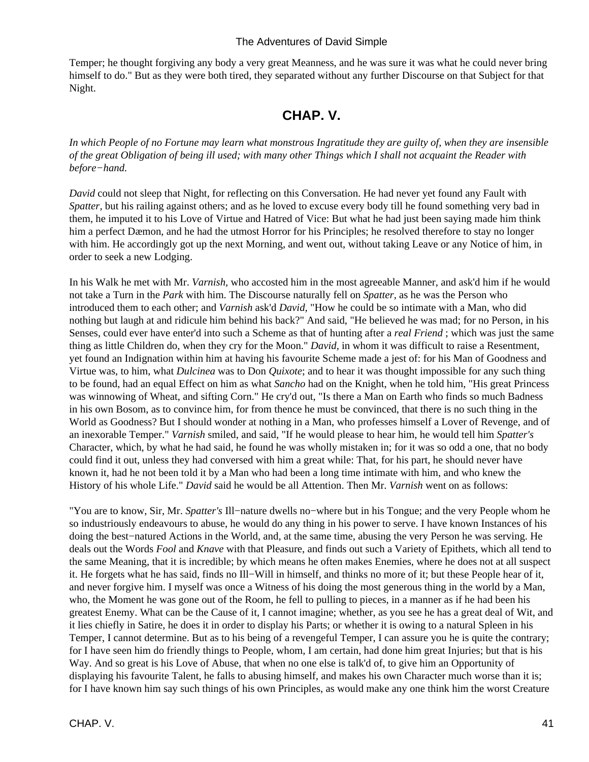Temper; he thought forgiving any body a very great Meanness, and he was sure it was what he could never bring himself to do." But as they were both tired, they separated without any further Discourse on that Subject for that Night.

## CHAP. V.

*In which People of no Fortune may learn what monstrous Ingratitude they are guilty of, when they are insensible of the great Obligation of being ill used; with many other Things which I shall not acquaint the Reader with before−hand.*

*David* could not sleep that Night, for reflecting on this Conversation. He had never yet found any Fault with *Spatter*, but his railing against others; and as he loved to excuse every body till he found something very bad in them, he imputed it to his Love of Virtue and Hatred of Vice: But what he had just been saying made him think him a perfect Dæmon, and he had the utmost Horror for his Principles; he resolved therefore to stay no longer with him. He accordingly got up the next Morning, and went out, without taking Leave or any Notice of him, in order to seek a new Lodging.

In his Walk he met with Mr. *Varnish*, who accosted him in the most agreeable Manner, and ask'd him if he would not take a Turn in the *Park* with him. The Discourse naturally fell on *Spatter*, as he was the Person who introduced them to each other; and *Varnish* ask'd *David*, "How he could be so intimate with a Man, who did nothing but laugh at and ridicule him behind his back?" And said, "He believed he was mad; for no Person, in his Senses, could ever have enter'd into such a Scheme as that of hunting after a *real Friend* ; which was just the same thing as little Children do, when they cry for the Moon." *David*, in whom it was difficult to raise a Resentment, yet found an Indignation within him at having his favourite Scheme made a jest of: for his Man of Goodness and Virtue was, to him, what *Dulcinea* was to Don *Quixote*; and to hear it was thought impossible for any such thing to be found, had an equal Effect on him as what *Sancho* had on the Knight, when he told him, "His great Princess was winnowing of Wheat, and sifting Corn." He cry'd out, "Is there a Man on Earth who finds so much Badness in his own Bosom, as to convince him, for from thence he must be convinced, that there is no such thing in the World as Goodness? But I should wonder at nothing in a Man, who professes himself a Lover of Revenge, and of an inexorable Temper." *Varnish* smiled, and said, "If he would please to hear him, he would tell him *Spatter's* Character, which, by what he had said, he found he was wholly mistaken in; for it was so odd a one, that no body could find it out, unless they had conversed with him a great while: That, for his part, he should never have known it, had he not been told it by a Man who had been a long time intimate with him, and who knew the History of his whole Life." *David* said he would be all Attention. Then Mr. *Varnish* went on as follows:

"You are to know, Sir, Mr. *Spatter's* Ill−nature dwells no−where but in his Tongue; and the very People whom he so industriously endeavours to abuse, he would do any thing in his power to serve. I have known Instances of his doing the best−natured Actions in the World, and, at the same time, abusing the very Person he was serving. He deals out the Words *Fool* and *Knave* with that Pleasure, and finds out such a Variety of Epithets, which all tend to the same Meaning, that it is incredible; by which means he often makes Enemies, where he does not at all suspect it. He forgets what he has said, finds no Ill−Will in himself, and thinks no more of it; but these People hear of it, and never forgive him. I myself was once a Witness of his doing the most generous thing in the world by a Man, who, the Moment he was gone out of the Room, he fell to pulling to pieces, in a manner as if he had been his greatest Enemy. What can be the Cause of it, I cannot imagine; whether, as you see he has a great deal of Wit, and it lies chiefly in Satire, he does it in order to display his Parts; or whether it is owing to a natural Spleen in his Temper, I cannot determine. But as to his being of a revengeful Temper, I can assure you he is quite the contrary; for I have seen him do friendly things to People, whom, I am certain, had done him great Injuries; but that is his Way. And so great is his Love of Abuse, that when no one else is talk'd of, to give him an Opportunity of displaying his favourite Talent, he falls to abusing himself, and makes his own Character much worse than it is; for I have known him say such things of his own Principles, as would make any one think him the worst Creature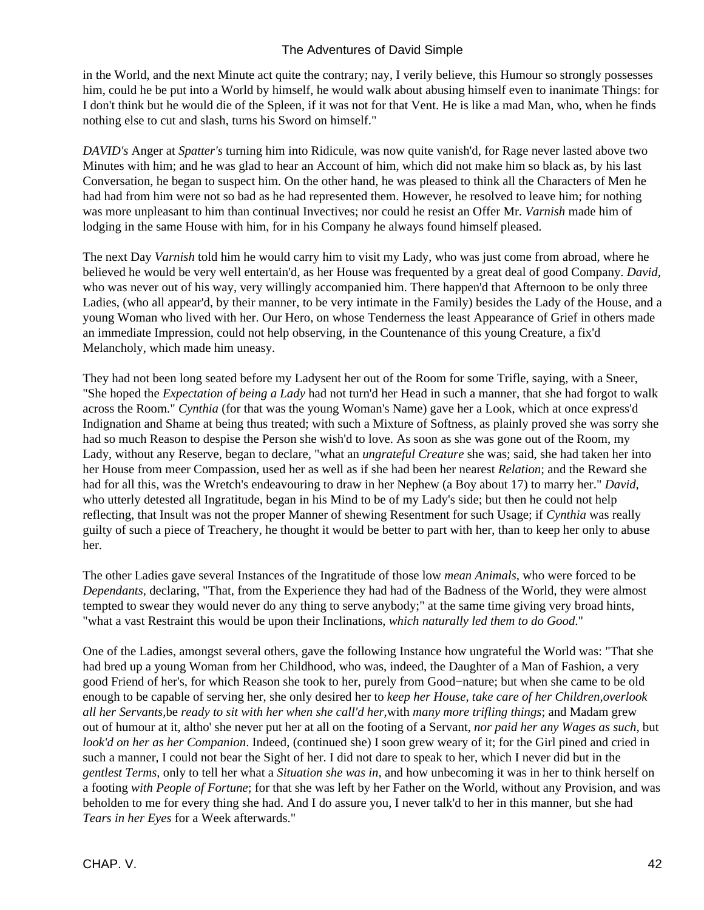in the World, and the next Minute act quite the contrary; nay, I verily believe, this Humour so strongly possesses him, could he be put into a World by himself, he would walk about abusing himself even to inanimate Things: for I don't think but he would die of the Spleen, if it was not for that Vent. He is like a mad Man, who, when he finds nothing else to cut and slash, turns his Sword on himself."

*DAVID's* Anger at *Spatter's* turning him into Ridicule, was now quite vanish'd, for Rage never lasted above two Minutes with him; and he was glad to hear an Account of him, which did not make him so black as, by his last Conversation, he began to suspect him. On the other hand, he was pleased to think all the Characters of Men he had had from him were not so bad as he had represented them. However, he resolved to leave him; for nothing was more unpleasant to him than continual Invectives; nor could he resist an Offer Mr. *Varnish* made him of lodging in the same House with him, for in his Company he always found himself pleased.

The next Day *Varnish* told him he would carry him to visit my Lady, who was just come from abroad, where he believed he would be very well entertain'd, as her House was frequented by a great deal of good Company. *David*, who was never out of his way, very willingly accompanied him. There happen'd that Afternoon to be only three Ladies, (who all appear'd, by their manner, to be very intimate in the Family) besides the Lady of the House, and a young Woman who lived with her. Our Hero, on whose Tenderness the least Appearance of Grief in others made an immediate Impression, could not help observing, in the Countenance of this young Creature, a fix'd Melancholy, which made him uneasy.

They had not been long seated before my Ladysent her out of the Room for some Trifle, saying, with a Sneer, "She hoped the *Expectation of being a Lady* had not turn'd her Head in such a manner, that she had forgot to walk across the Room." *Cynthia* (for that was the young Woman's Name) gave her a Look, which at once express'd Indignation and Shame at being thus treated; with such a Mixture of Softness, as plainly proved she was sorry she had so much Reason to despise the Person she wish'd to love. As soon as she was gone out of the Room, my Lady, without any Reserve, began to declare, "what an *ungrateful Creature* she was; said, she had taken her into her House from meer Compassion, used her as well as if she had been her nearest *Relation*; and the Reward she had for all this, was the Wretch's endeavouring to draw in her Nephew (a Boy about 17) to marry her." *David*, who utterly detested all Ingratitude, began in his Mind to be of my Lady's side; but then he could not help reflecting, that Insult was not the proper Manner of shewing Resentment for such Usage; if *Cynthia* was really guilty of such a piece of Treachery, he thought it would be better to part with her, than to keep her only to abuse her.

The other Ladies gave several Instances of the Ingratitude of those low *mean Animals*, who were forced to be *Dependants*, declaring, "That, from the Experience they had had of the Badness of the World, they were almost tempted to swear they would never do any thing to serve anybody;" at the same time giving very broad hints, "what a vast Restraint this would be upon their Inclinations, *which naturally led them to do Good*."

One of the Ladies, amongst several others, gave the following Instance how ungrateful the World was: "That she had bred up a young Woman from her Childhood, who was, indeed, the Daughter of a Man of Fashion, a very good Friend of her's, for which Reason she took to her, purely from Good−nature; but when she came to be old enough to be capable of serving her, she only desired her to *keep her House, take care of her Children,overlook all her Servants,*be *ready to sit with her when she call'd her*,with *many more trifling things*; and Madam grew out of humour at it, altho' she never put her at all on the footing of a Servant, *nor paid her any Wages as such,* but *look'd on her as her Companion*. Indeed, (continued she) I soon grew weary of it; for the Girl pined and cried in such a manner, I could not bear the Sight of her. I did not dare to speak to her, which I never did but in the *gentlest Terms,* only to tell her what a *Situation she was in,* and how unbecoming it was in her to think herself on a footing *with People of Fortune*; for that she was left by her Father on the World, without any Provision, and was beholden to me for every thing she had. And I do assure you, I never talk'd to her in this manner, but she had *Tears in her Eyes* for a Week afterwards."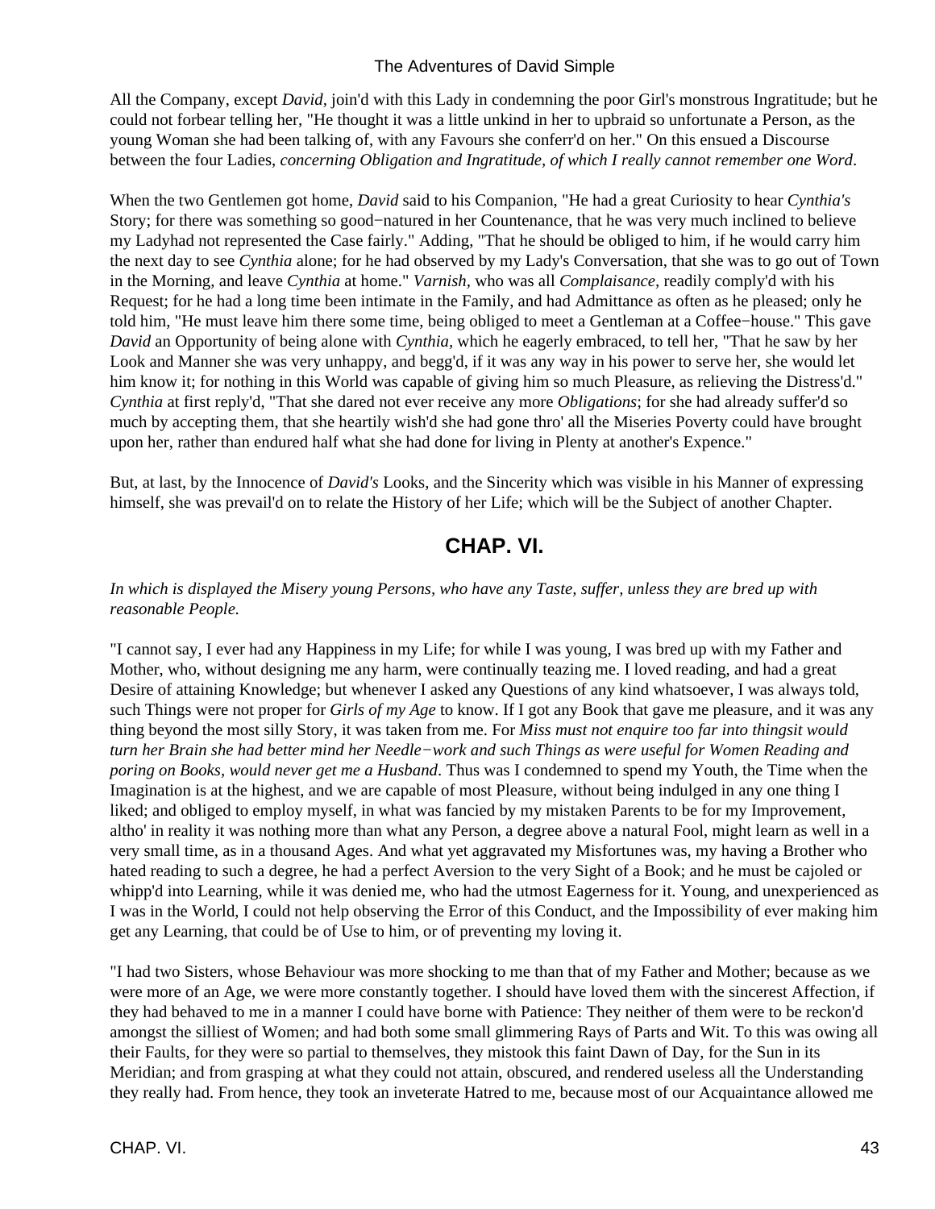All the Company, except *David*, join'd with this Lady in condemning the poor Girl's monstrous Ingratitude; but he could not forbear telling her, "He thought it was a little unkind in her to upbraid so unfortunate a Person, as the young Woman she had been talking of, with any Favours she conferr'd on her." On this ensued a Discourse between the four Ladies, *concerning Obligation and Ingratitude, of which I really cannot remember one Word*.

When the two Gentlemen got home, *David* said to his Companion, "He had a great Curiosity to hear *Cynthia's* Story; for there was something so good−natured in her Countenance, that he was very much inclined to believe my Ladyhad not represented the Case fairly." Adding, "That he should be obliged to him, if he would carry him the next day to see *Cynthia* alone; for he had observed by my Lady's Conversation, that she was to go out of Town in the Morning, and leave *Cynthia* at home." *Varnish*, who was all *Complaisance*, readily comply'd with his Request; for he had a long time been intimate in the Family, and had Admittance as often as he pleased; only he told him, "He must leave him there some time, being obliged to meet a Gentleman at a Coffee−house." This gave *David* an Opportunity of being alone with *Cynthia*, which he eagerly embraced, to tell her, "That he saw by her Look and Manner she was very unhappy, and begg'd, if it was any way in his power to serve her, she would let him know it; for nothing in this World was capable of giving him so much Pleasure, as relieving the Distress'd." *Cynthia* at first reply'd, "That she dared not ever receive any more *Obligations*; for she had already suffer'd so much by accepting them, that she heartily wish'd she had gone thro' all the Miseries Poverty could have brought upon her, rather than endured half what she had done for living in Plenty at another's Expence."

But, at last, by the Innocence of *David's* Looks, and the Sincerity which was visible in his Manner of expressing himself, she was prevail'd on to relate the History of her Life; which will be the Subject of another Chapter.

## CHAP. VI.

*In which is displayed the Misery young Persons, who have any Taste, suffer, unless they are bred up with reasonable People.*

"I cannot say, I ever had any Happiness in my Life; for while I was young, I was bred up with my Father and Mother, who, without designing me any harm, were continually teazing me. I loved reading, and had a great Desire of attaining Knowledge; but whenever I asked any Questions of any kind whatsoever, I was always told, such Things were not proper for *Girls of my Age* to know. If I got any Book that gave me pleasure, and it was any thing beyond the most silly Story, it was taken from me. For *Miss must not enquire too far into thingsit would turn her Brain she had better mind her Needle−work and such Things as were useful for Women Reading and poring on Books, would never get me a Husband*. Thus was I condemned to spend my Youth, the Time when the Imagination is at the highest, and we are capable of most Pleasure, without being indulged in any one thing I liked; and obliged to employ myself, in what was fancied by my mistaken Parents to be for my Improvement, altho' in reality it was nothing more than what any Person, a degree above a natural Fool, might learn as well in a very small time, as in a thousand Ages. And what yet aggravated my Misfortunes was, my having a Brother who hated reading to such a degree, he had a perfect Aversion to the very Sight of a Book; and he must be cajoled or whipp'd into Learning, while it was denied me, who had the utmost Eagerness for it. Young, and unexperienced as I was in the World, I could not help observing the Error of this Conduct, and the Impossibility of ever making him get any Learning, that could be of Use to him, or of preventing my loving it.

"I had two Sisters, whose Behaviour was more shocking to me than that of my Father and Mother; because as we were more of an Age, we were more constantly together. I should have loved them with the sincerest Affection, if they had behaved to me in a manner I could have borne with Patience: They neither of them were to be reckon'd amongst the silliest of Women; and had both some small glimmering Rays of Parts and Wit. To this was owing all their Faults, for they were so partial to themselves, they mistook this faint Dawn of Day, for the Sun in its Meridian; and from grasping at what they could not attain, obscured, and rendered useless all the Understanding they really had. From hence, they took an inveterate Hatred to me, because most of our Acquaintance allowed me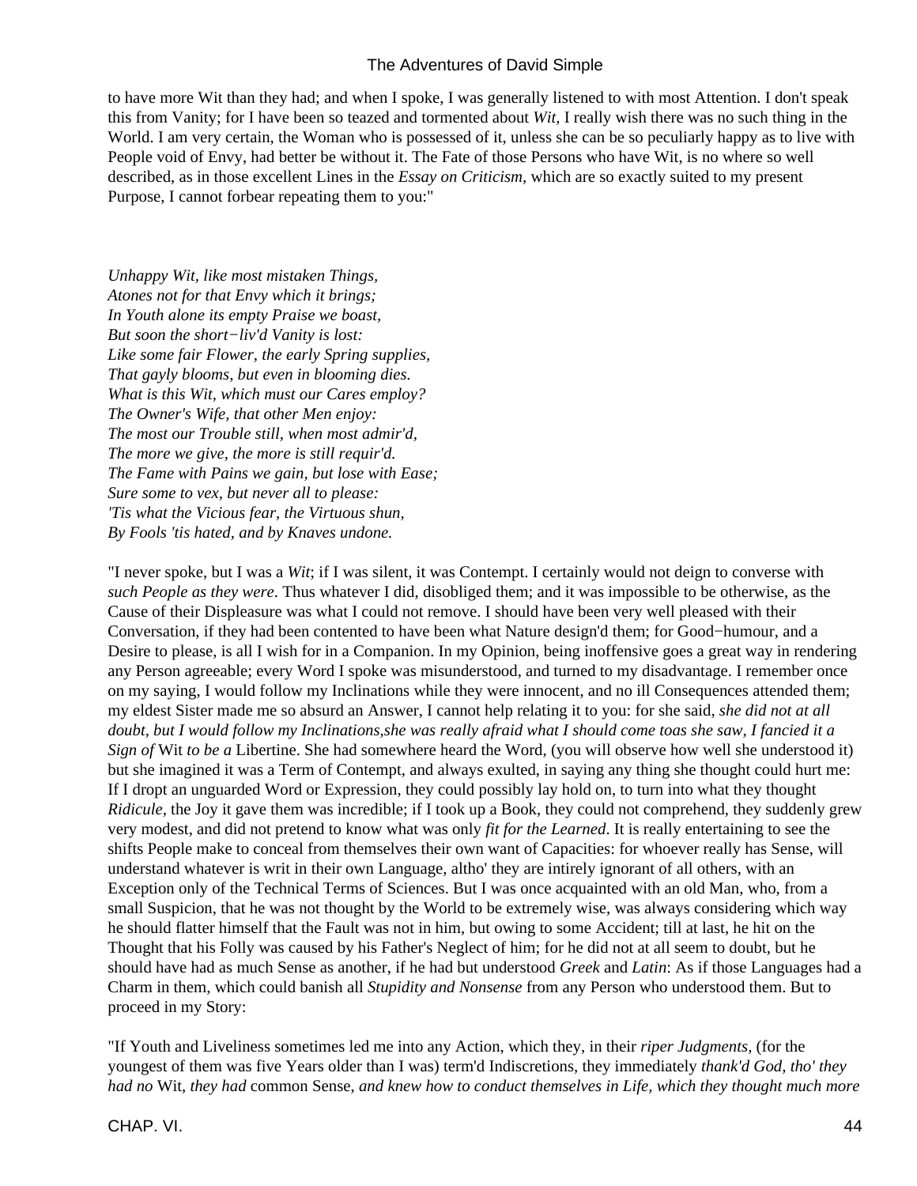to have more Wit than they had; and when I spoke, I was generally listened to with most Attention. I don't speak this from Vanity; for I have been so teazed and tormented about *Wit,* I really wish there was no such thing in the World. I am very certain, the Woman who is possessed of it, unless she can be so peculiarly happy as to live with People void of Envy, had better be without it. The Fate of those Persons who have Wit, is no where so well described, as in those excellent Lines in the *Essay on Criticism,* which are so exactly suited to my present Purpose, I cannot forbear repeating them to you:"

*Unhappy Wit, like most mistaken Things,*
*Atones not for that Envy which it brings;*
*In Youth alone its empty Praise we boast,*
*But soon the short−liv'd Vanity is lost:*
*Like some fair Flower, the early Spring supplies,*
*That gayly blooms, but even in blooming dies.*
*What is this Wit, which must our Cares employ?*
*The Owner's Wife, that other Men enjoy:*
*The most our Trouble still, when most admir'd,*
*The more we give, the more is still requir'd.*
*The Fame with Pains we gain, but lose with Ease;*
*Sure some to vex, but never all to please:*
*'Tis what the Vicious fear, the Virtuous shun,*
*By Fools 'tis hated, and by Knaves undone.*

"I never spoke, but I was a *Wit*; if I was silent, it was Contempt. I certainly would not deign to converse with *such People as they were*. Thus whatever I did, disobliged them; and it was impossible to be otherwise, as the Cause of their Displeasure was what I could not remove. I should have been very well pleased with their Conversation, if they had been contented to have been what Nature design'd them; for Good−humour, and a Desire to please, is all I wish for in a Companion. In my Opinion, being inoffensive goes a great way in rendering any Person agreeable; every Word I spoke was misunderstood, and turned to my disadvantage. I remember once on my saying, I would follow my Inclinations while they were innocent, and no ill Consequences attended them; my eldest Sister made me so absurd an Answer, I cannot help relating it to you: for she said, *she did not at all doubt, but I would follow my Inclinations,she was really afraid what I should come toas she saw, I fancied it a Sign of* Wit *to be a* Libertine. She had somewhere heard the Word, (you will observe how well she understood it) but she imagined it was a Term of Contempt, and always exulted, in saying any thing she thought could hurt me: If I dropt an unguarded Word or Expression, they could possibly lay hold on, to turn into what they thought *Ridicule,* the Joy it gave them was incredible; if I took up a Book, they could not comprehend, they suddenly grew very modest, and did not pretend to know what was only *fit for the Learned*. It is really entertaining to see the shifts People make to conceal from themselves their own want of Capacities: for whoever really has Sense, will understand whatever is writ in their own Language, altho' they are intirely ignorant of all others, with an Exception only of the Technical Terms of Sciences. But I was once acquainted with an old Man, who, from a small Suspicion, that he was not thought by the World to be extremely wise, was always considering which way he should flatter himself that the Fault was not in him, but owing to some Accident; till at last, he hit on the Thought that his Folly was caused by his Father's Neglect of him; for he did not at all seem to doubt, but he should have had as much Sense as another, if he had but understood *Greek* and *Latin*: As if those Languages had a Charm in them, which could banish all *Stupidity and Nonsense* from any Person who understood them. But to proceed in my Story:

"If Youth and Liveliness sometimes led me into any Action, which they, in their *riper Judgments,* (for the youngest of them was five Years older than I was) term'd Indiscretions, they immediately *thank'd God, tho' they had no* Wit, *they had* common Sense, *and knew how to conduct themselves in Life, which they thought much more*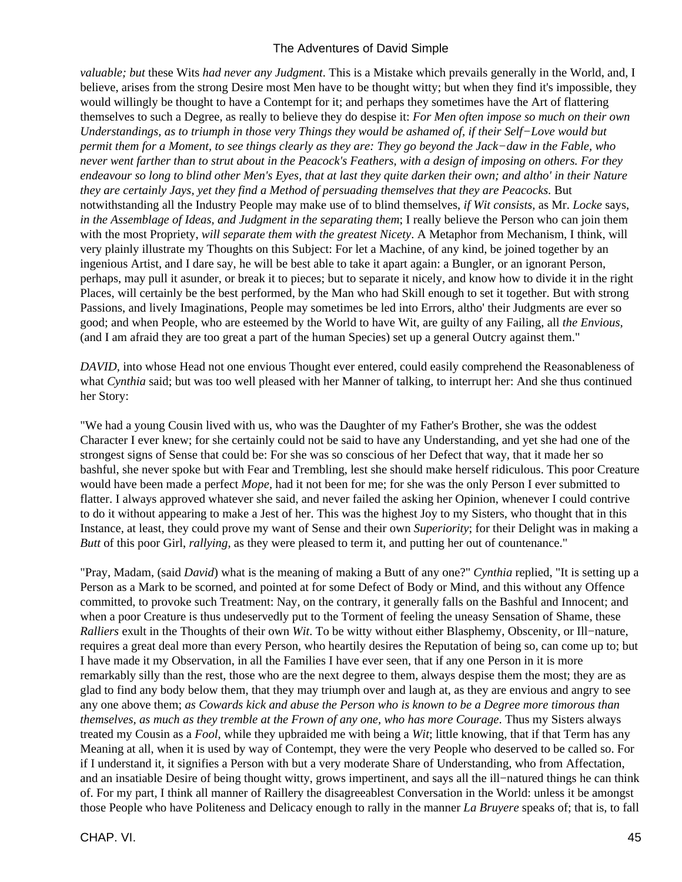*valuable; but* these Wits *had never any Judgment*. This is a Mistake which prevails generally in the World, and, I believe, arises from the strong Desire most Men have to be thought witty; but when they find it's impossible, they would willingly be thought to have a Contempt for it; and perhaps they sometimes have the Art of flattering themselves to such a Degree, as really to believe they do despise it: *For Men often impose so much on their own Understandings, as to triumph in those very Things they would be ashamed of, if their Self−Love would but permit them for a Moment, to see things clearly as they are: They go beyond the Jack−daw in the Fable, who never went farther than to strut about in the Peacock's Feathers, with a design of imposing on others. For they endeavour so long to blind other Men's Eyes, that at last they quite darken their own; and altho' in their Nature they are certainly Jays, yet they find a Method of persuading themselves that they are Peacocks.* But notwithstanding all the Industry People may make use of to blind themselves, *if Wit consists,* as Mr. *Locke* says, *in the Assemblage of Ideas, and Judgment in the separating them*; I really believe the Person who can join them with the most Propriety, *will separate them with the greatest Nicety*. A Metaphor from Mechanism, I think, will very plainly illustrate my Thoughts on this Subject: For let a Machine, of any kind, be joined together by an ingenious Artist, and I dare say, he will be best able to take it apart again: a Bungler, or an ignorant Person, perhaps, may pull it asunder, or break it to pieces; but to separate it nicely, and know how to divide it in the right Places, will certainly be the best performed, by the Man who had Skill enough to set it together. But with strong Passions, and lively Imaginations, People may sometimes be led into Errors, altho' their Judgments are ever so good; and when People, who are esteemed by the World to have Wit, are guilty of any Failing, all *the Envious,* (and I am afraid they are too great a part of the human Species) set up a general Outcry against them."

*DAVID*, into whose Head not one envious Thought ever entered, could easily comprehend the Reasonableness of what *Cynthia* said; but was too well pleased with her Manner of talking, to interrupt her: And she thus continued her Story:

"We had a young Cousin lived with us, who was the Daughter of my Father's Brother, she was the oddest Character I ever knew; for she certainly could not be said to have any Understanding, and yet she had one of the strongest signs of Sense that could be: For she was so conscious of her Defect that way, that it made her so bashful, she never spoke but with Fear and Trembling, lest she should make herself ridiculous. This poor Creature would have been made a perfect *Mope,* had it not been for me; for she was the only Person I ever submitted to flatter. I always approved whatever she said, and never failed the asking her Opinion, whenever I could contrive to do it without appearing to make a Jest of her. This was the highest Joy to my Sisters, who thought that in this Instance, at least, they could prove my want of Sense and their own *Superiority*; for their Delight was in making a *Butt* of this poor Girl, *rallying,* as they were pleased to term it, and putting her out of countenance."

"Pray, Madam, (said *David*) what is the meaning of making a Butt of any one?" *Cynthia* replied, "It is setting up a Person as a Mark to be scorned, and pointed at for some Defect of Body or Mind, and this without any Offence committed, to provoke such Treatment: Nay, on the contrary, it generally falls on the Bashful and Innocent; and when a poor Creature is thus undeservedly put to the Torment of feeling the uneasy Sensation of Shame, these *Ralliers* exult in the Thoughts of their own *Wit*. To be witty without either Blasphemy, Obscenity, or Ill−nature, requires a great deal more than every Person, who heartily desires the Reputation of being so, can come up to; but I have made it my Observation, in all the Families I have ever seen, that if any one Person in it is more remarkably silly than the rest, those who are the next degree to them, always despise them the most; they are as glad to find any body below them, that they may triumph over and laugh at, as they are envious and angry to see any one above them; *as Cowards kick and abuse the Person who is known to be a Degree more timorous than themselves, as much as they tremble at the Frown of any one, who has more Courage*. Thus my Sisters always treated my Cousin as a *Fool,* while they upbraided me with being a *Wit*; little knowing, that if that Term has any Meaning at all, when it is used by way of Contempt, they were the very People who deserved to be called so. For if I understand it, it signifies a Person with but a very moderate Share of Understanding, who from Affectation, and an insatiable Desire of being thought witty, grows impertinent, and says all the ill−natured things he can think of. For my part, I think all manner of Raillery the disagreeablest Conversation in the World: unless it be amongst those People who have Politeness and Delicacy enough to rally in the manner *La Bruyere* speaks of; that is, to fall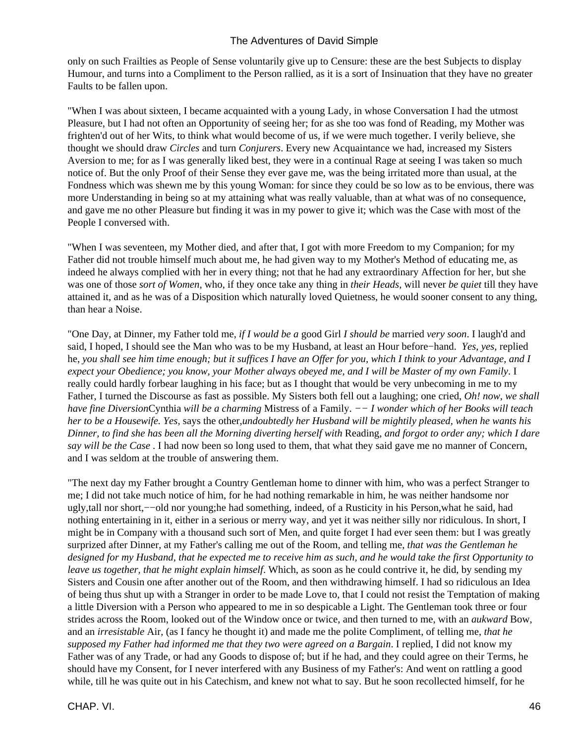only on such Frailties as People of Sense voluntarily give up to Censure: these are the best Subjects to display Humour, and turns into a Compliment to the Person rallied, as it is a sort of Insinuation that they have no greater Faults to be fallen upon.

"When I was about sixteen, I became acquainted with a young Lady, in whose Conversation I had the utmost Pleasure, but I had not often an Opportunity of seeing her; for as she too was fond of Reading, my Mother was frighten'd out of her Wits, to think what would become of us, if we were much together. I verily believe, she thought we should draw *Circles* and turn *Conjurers*. Every new Acquaintance we had, increased my Sisters Aversion to me; for as I was generally liked best, they were in a continual Rage at seeing I was taken so much notice of. But the only Proof of their Sense they ever gave me, was the being irritated more than usual, at the Fondness which was shewn me by this young Woman: for since they could be so low as to be envious, there was more Understanding in being so at my attaining what was really valuable, than at what was of no consequence, and gave me no other Pleasure but finding it was in my power to give it; which was the Case with most of the People I conversed with.

"When I was seventeen, my Mother died, and after that, I got with more Freedom to my Companion; for my Father did not trouble himself much about me, he had given way to my Mother's Method of educating me, as indeed he always complied with her in every thing; not that he had any extraordinary Affection for her, but she was one of those *sort of Women,* who, if they once take any thing in *their Heads,* will never *be quiet* till they have attained it, and as he was of a Disposition which naturally loved Quietness, he would sooner consent to any thing, than hear a Noise.

"One Day, at Dinner, my Father told me, *if I would be a* good Girl *I should be* married *very soon*. I laugh'd and said, I hoped, I should see the Man who was to be my Husband, at least an Hour before−hand. *Yes, yes,* replied he, *you shall see him time enough; but it suffices I have an Offer for you, which I think to your Advantage, and I expect your Obedience; you know, your Mother always obeyed me, and I will be Master of my own Family*. I really could hardly forbear laughing in his face; but as I thought that would be very unbecoming in me to my Father, I turned the Discourse as fast as possible. My Sisters both fell out a laughing; one cried, *Oh! now, we shall have fine Diversion*Cynthia *will be a charming* Mistress of a Family. −− *I wonder which of her Books will teach her to be a Housewife. Yes,* says the other,*undoubtedly her Husband will be mightily pleased, when he wants his Dinner, to find she has been all the Morning diverting herself with* Reading, *and forgot to order any; which I dare say will be the Case* . I had now been so long used to them, that what they said gave me no manner of Concern, and I was seldom at the trouble of answering them.

"The next day my Father brought a Country Gentleman home to dinner with him, who was a perfect Stranger to me; I did not take much notice of him, for he had nothing remarkable in him, he was neither handsome nor ugly,tall nor short,−−old nor young;he had something, indeed, of a Rusticity in his Person,what he said, had nothing entertaining in it, either in a serious or merry way, and yet it was neither silly nor ridiculous. In short, I might be in Company with a thousand such sort of Men, and quite forget I had ever seen them: but I was greatly surprized after Dinner, at my Father's calling me out of the Room, and telling me, *that was the Gentleman he designed for my Husband, that he expected me to receive him as such, and he would take the first Opportunity to leave us together, that he might explain himself*. Which, as soon as he could contrive it, he did, by sending my Sisters and Cousin one after another out of the Room, and then withdrawing himself. I had so ridiculous an Idea of being thus shut up with a Stranger in order to be made Love to, that I could not resist the Temptation of making a little Diversion with a Person who appeared to me in so despicable a Light. The Gentleman took three or four strides across the Room, looked out of the Window once or twice, and then turned to me, with an *aukward* Bow, and an *irresistable* Air, (as I fancy he thought it) and made me the polite Compliment, of telling me, *that he supposed my Father had informed me that they two were agreed on a Bargain*. I replied, I did not know my Father was of any Trade, or had any Goods to dispose of; but if he had, and they could agree on their Terms, he should have my Consent, for I never interfered with any Business of my Father's: And went on rattling a good while, till he was quite out in his Catechism, and knew not what to say. But he soon recollected himself, for he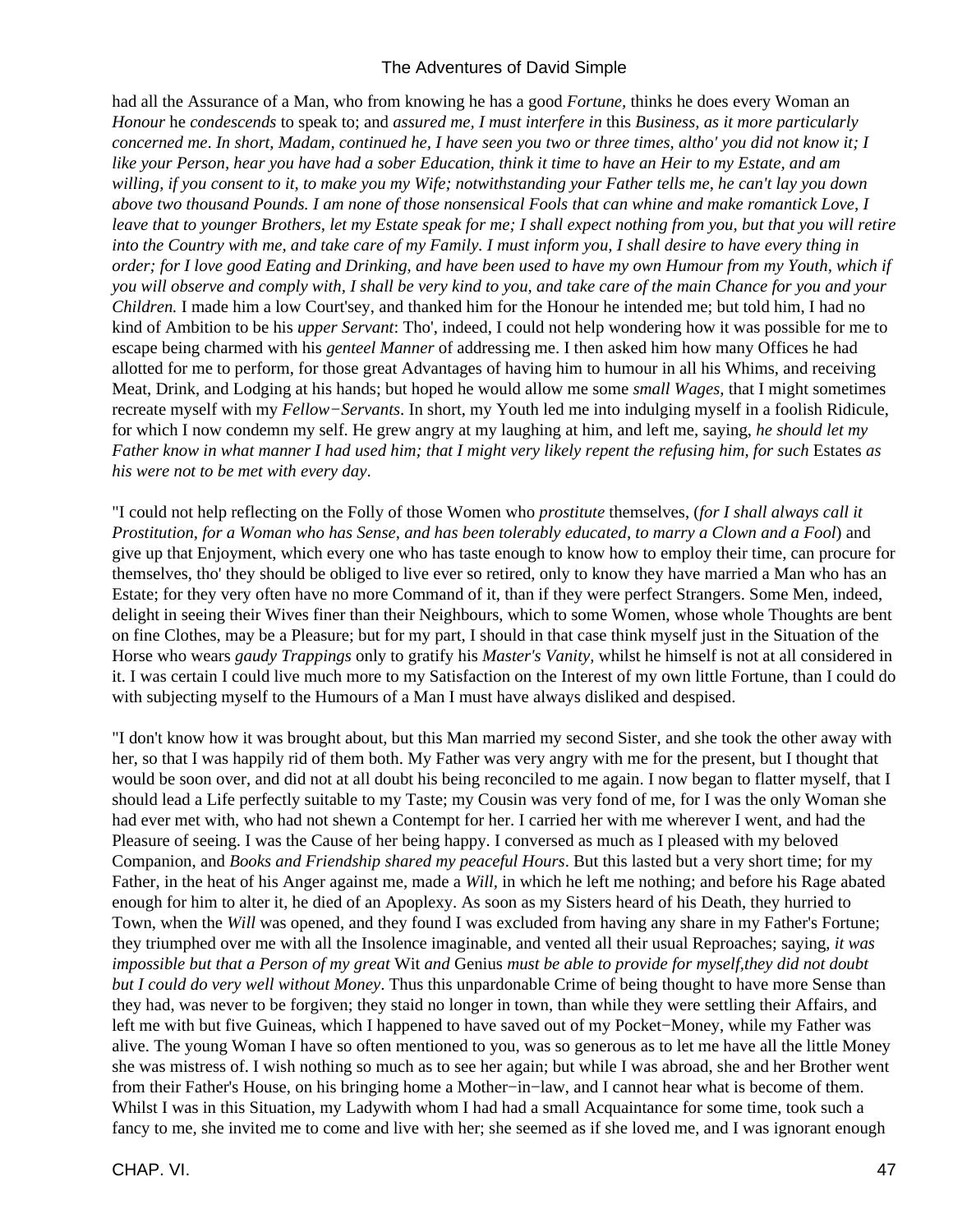had all the Assurance of a Man, who from knowing he has a good *Fortune,* thinks he does every Woman an *Honour* he *condescends* to speak to; and *assured me, I must interfere in* this *Business, as it more particularly concerned me*. *In short, Madam, continued he, I have seen you two or three times, altho' you did not know it; I like your Person, hear you have had a sober Education, think it time to have an Heir to my Estate, and am willing, if you consent to it, to make you my Wife; notwithstanding your Father tells me, he can't lay you down above two thousand Pounds. I am none of those nonsensical Fools that can whine and make romantick Love, I leave that to younger Brothers, let my Estate speak for me; I shall expect nothing from you, but that you will retire into the Country with me, and take care of my Family. I must inform you, I shall desire to have every thing in order; for I love good Eating and Drinking, and have been used to have my own Humour from my Youth, which if you will observe and comply with, I shall be very kind to you, and take care of the main Chance for you and your Children.* I made him a low Court'sey, and thanked him for the Honour he intended me; but told him, I had no kind of Ambition to be his *upper Servant*: Tho', indeed, I could not help wondering how it was possible for me to escape being charmed with his *genteel Manner* of addressing me. I then asked him how many Offices he had allotted for me to perform, for those great Advantages of having him to humour in all his Whims, and receiving Meat, Drink, and Lodging at his hands; but hoped he would allow me some *small Wages,* that I might sometimes recreate myself with my *Fellow−Servants*. In short, my Youth led me into indulging myself in a foolish Ridicule, for which I now condemn my self. He grew angry at my laughing at him, and left me, saying, *he should let my Father know in what manner I had used him; that I might very likely repent the refusing him, for such* Estates *as his were not to be met with every day*.

"I could not help reflecting on the Folly of those Women who *prostitute* themselves, (*for I shall always call it Prostitution, for a Woman who has Sense, and has been tolerably educated, to marry a Clown and a Fool*) and give up that Enjoyment, which every one who has taste enough to know how to employ their time, can procure for themselves, tho' they should be obliged to live ever so retired, only to know they have married a Man who has an Estate; for they very often have no more Command of it, than if they were perfect Strangers. Some Men, indeed, delight in seeing their Wives finer than their Neighbours, which to some Women, whose whole Thoughts are bent on fine Clothes, may be a Pleasure; but for my part, I should in that case think myself just in the Situation of the Horse who wears *gaudy Trappings* only to gratify his *Master's Vanity,* whilst he himself is not at all considered in it. I was certain I could live much more to my Satisfaction on the Interest of my own little Fortune, than I could do with subjecting myself to the Humours of a Man I must have always disliked and despised.

"I don't know how it was brought about, but this Man married my second Sister, and she took the other away with her, so that I was happily rid of them both. My Father was very angry with me for the present, but I thought that would be soon over, and did not at all doubt his being reconciled to me again. I now began to flatter myself, that I should lead a Life perfectly suitable to my Taste; my Cousin was very fond of me, for I was the only Woman she had ever met with, who had not shewn a Contempt for her. I carried her with me wherever I went, and had the Pleasure of seeing. I was the Cause of her being happy. I conversed as much as I pleased with my beloved Companion, and *Books and Friendship shared my peaceful Hours*. But this lasted but a very short time; for my Father, in the heat of his Anger against me, made a *Will*, in which he left me nothing; and before his Rage abated enough for him to alter it, he died of an Apoplexy. As soon as my Sisters heard of his Death, they hurried to Town, when the *Will* was opened, and they found I was excluded from having any share in my Father's Fortune; they triumphed over me with all the Insolence imaginable, and vented all their usual Reproaches; saying, *it was impossible but that a Person of my great* Wit *and* Genius *must be able to provide for myself,they did not doubt but I could do very well without Money*. Thus this unpardonable Crime of being thought to have more Sense than they had, was never to be forgiven; they staid no longer in town, than while they were settling their Affairs, and left me with but five Guineas, which I happened to have saved out of my Pocket−Money, while my Father was alive. The young Woman I have so often mentioned to you, was so generous as to let me have all the little Money she was mistress of. I wish nothing so much as to see her again; but while I was abroad, she and her Brother went from their Father's House, on his bringing home a Mother−in−law, and I cannot hear what is become of them. Whilst I was in this Situation, my Ladywith whom I had had a small Acquaintance for some time, took such a fancy to me, she invited me to come and live with her; she seemed as if she loved me, and I was ignorant enough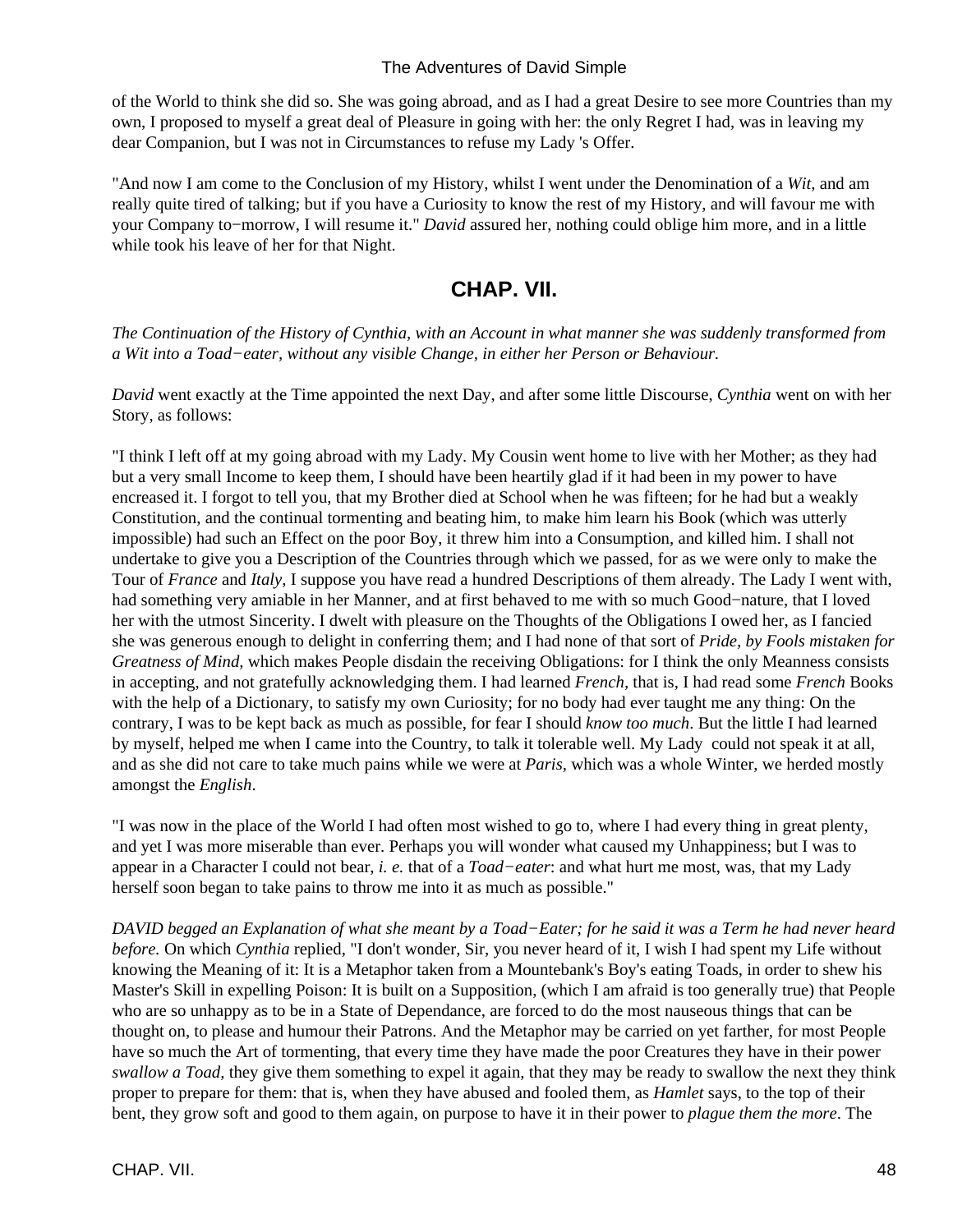of the World to think she did so. She was going abroad, and as I had a great Desire to see more Countries than my own, I proposed to myself a great deal of Pleasure in going with her: the only Regret I had, was in leaving my dear Companion, but I was not in Circumstances to refuse my Lady 's Offer.

"And now I am come to the Conclusion of my History, whilst I went under the Denomination of a *Wit,* and am really quite tired of talking; but if you have a Curiosity to know the rest of my History, and will favour me with your Company to−morrow, I will resume it." *David* assured her, nothing could oblige him more, and in a little while took his leave of her for that Night.

## CHAP. VII.

*The Continuation of the History of Cynthia, with an Account in what manner she was suddenly transformed from a Wit into a Toad−eater, without any visible Change, in either her Person or Behaviour.*

*David* went exactly at the Time appointed the next Day, and after some little Discourse, *Cynthia* went on with her Story, as follows:

"I think I left off at my going abroad with my Lady. My Cousin went home to live with her Mother; as they had but a very small Income to keep them, I should have been heartily glad if it had been in my power to have encreased it. I forgot to tell you, that my Brother died at School when he was fifteen; for he had but a weakly Constitution, and the continual tormenting and beating him, to make him learn his Book (which was utterly impossible) had such an Effect on the poor Boy, it threw him into a Consumption, and killed him. I shall not undertake to give you a Description of the Countries through which we passed, for as we were only to make the Tour of *France* and *Italy,* I suppose you have read a hundred Descriptions of them already. The Lady I went with, had something very amiable in her Manner, and at first behaved to me with so much Good−nature, that I loved her with the utmost Sincerity. I dwelt with pleasure on the Thoughts of the Obligations I owed her, as I fancied she was generous enough to delight in conferring them; and I had none of that sort of *Pride, by Fools mistaken for Greatness of Mind,* which makes People disdain the receiving Obligations: for I think the only Meanness consists in accepting, and not gratefully acknowledging them. I had learned *French,* that is, I had read some *French* Books with the help of a Dictionary, to satisfy my own Curiosity; for no body had ever taught me any thing: On the contrary, I was to be kept back as much as possible, for fear I should *know too much*. But the little I had learned by myself, helped me when I came into the Country, to talk it tolerable well. My Lady could not speak it at all, and as she did not care to take much pains while we were at *Paris,* which was a whole Winter, we herded mostly amongst the *English*.

"I was now in the place of the World I had often most wished to go to, where I had every thing in great plenty, and yet I was more miserable than ever. Perhaps you will wonder what caused my Unhappiness; but I was to appear in a Character I could not bear, *i. e.* that of a *Toad−eater*: and what hurt me most, was, that my Lady herself soon began to take pains to throw me into it as much as possible."

*DAVID begged an Explanation of what she meant by a Toad−Eater; for he said it was a Term he had never heard before.* On which *Cynthia* replied, "I don't wonder, Sir, you never heard of it, I wish I had spent my Life without knowing the Meaning of it: It is a Metaphor taken from a Mountebank's Boy's eating Toads, in order to shew his Master's Skill in expelling Poison: It is built on a Supposition, (which I am afraid is too generally true) that People who are so unhappy as to be in a State of Dependance, are forced to do the most nauseous things that can be thought on, to please and humour their Patrons. And the Metaphor may be carried on yet farther, for most People have so much the Art of tormenting, that every time they have made the poor Creatures they have in their power *swallow a Toad,* they give them something to expel it again, that they may be ready to swallow the next they think proper to prepare for them: that is, when they have abused and fooled them, as *Hamlet* says, to the top of their bent, they grow soft and good to them again, on purpose to have it in their power to *plague them the more*. The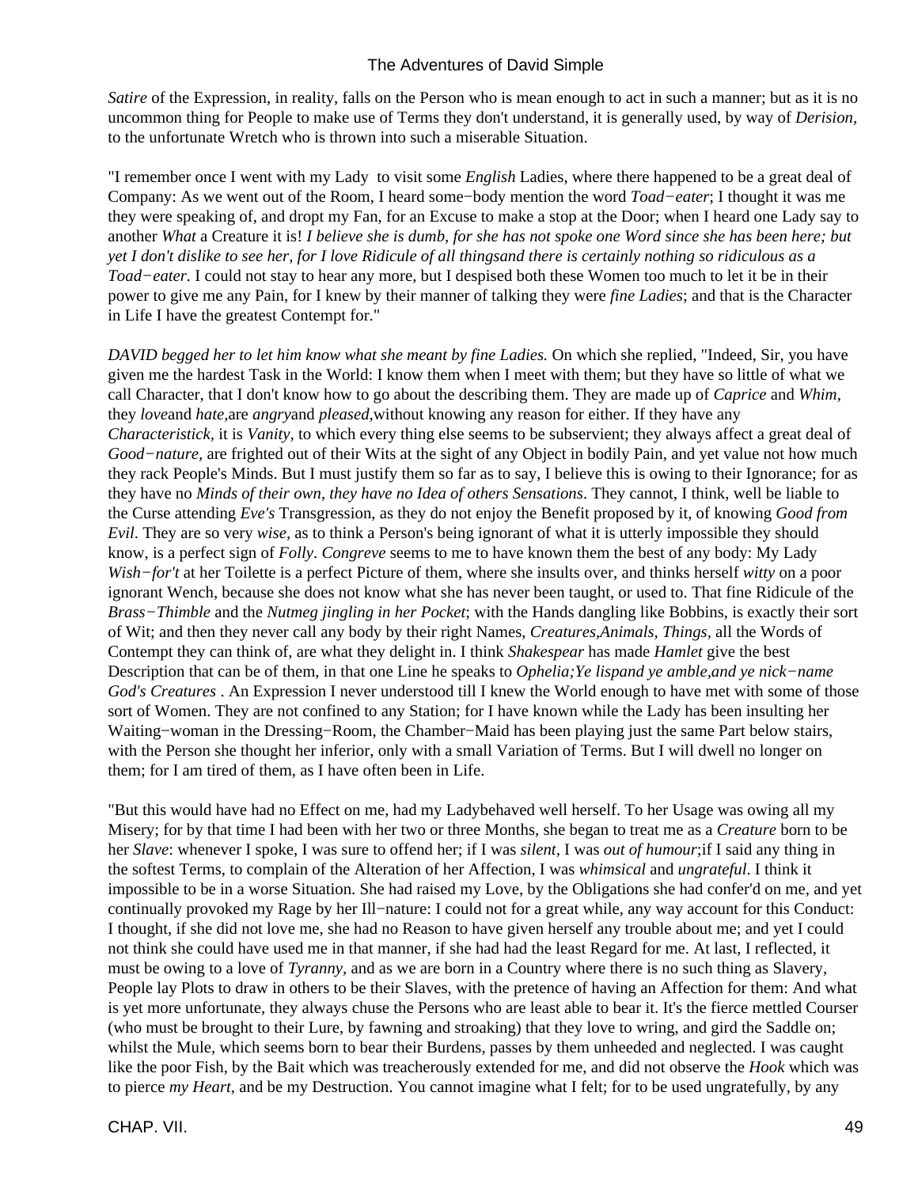*Satire* of the Expression, in reality, falls on the Person who is mean enough to act in such a manner; but as it is no uncommon thing for People to make use of Terms they don't understand, it is generally used, by way of *Derision,* to the unfortunate Wretch who is thrown into such a miserable Situation.

"I remember once I went with my Lady to visit some *English* Ladies, where there happened to be a great deal of Company: As we went out of the Room, I heard some−body mention the word *Toad−eater*; I thought it was me they were speaking of, and dropt my Fan, for an Excuse to make a stop at the Door; when I heard one Lady say to another *What* a Creature it is! *I believe she is dumb, for she has not spoke one Word since she has been here; but yet I don't dislike to see her, for I love Ridicule of all thingsand there is certainly nothing so ridiculous as a Toad−eater.* I could not stay to hear any more, but I despised both these Women too much to let it be in their power to give me any Pain, for I knew by their manner of talking they were *fine Ladies*; and that is the Character in Life I have the greatest Contempt for."

*DAVID begged her to let him know what she meant by fine Ladies.* On which she replied, "Indeed, Sir, you have given me the hardest Task in the World: I know them when I meet with them; but they have so little of what we call Character, that I don't know how to go about the describing them. They are made up of *Caprice* and *Whim,* they *love*and *hate,*are *angry*and *pleased,*without knowing any reason for either. If they have any *Characteristick,* it is *Vanity,* to which every thing else seems to be subservient; they always affect a great deal of *Good−nature,* are frighted out of their Wits at the sight of any Object in bodily Pain, and yet value not how much they rack People's Minds. But I must justify them so far as to say, I believe this is owing to their Ignorance; for as they have no *Minds of their own, they have no Idea of others Sensations*. They cannot, I think, well be liable to the Curse attending *Eve's* Transgression, as they do not enjoy the Benefit proposed by it, of knowing *Good from Evil*. They are so very *wise,* as to think a Person's being ignorant of what it is utterly impossible they should know, is a perfect sign of *Folly*. *Congreve* seems to me to have known them the best of any body: My Lady *Wish−for't* at her Toilette is a perfect Picture of them, where she insults over, and thinks herself *witty* on a poor ignorant Wench, because she does not know what she has never been taught, or used to. That fine Ridicule of the *Brass−Thimble* and the *Nutmeg jingling in her Pocket*; with the Hands dangling like Bobbins, is exactly their sort of Wit; and then they never call any body by their right Names, *Creatures,Animals, Things,* all the Words of Contempt they can think of, are what they delight in. I think *Shakespear* has made *Hamlet* give the best Description that can be of them, in that one Line he speaks to *Ophelia;Ye lispand ye amble,and ye nick−name God's Creatures* . An Expression I never understood till I knew the World enough to have met with some of those sort of Women. They are not confined to any Station; for I have known while the Lady has been insulting her Waiting−woman in the Dressing−Room, the Chamber−Maid has been playing just the same Part below stairs, with the Person she thought her inferior, only with a small Variation of Terms. But I will dwell no longer on them; for I am tired of them, as I have often been in Life.

"But this would have had no Effect on me, had my Ladybehaved well herself. To her Usage was owing all my Misery; for by that time I had been with her two or three Months, she began to treat me as a *Creature* born to be her *Slave*: whenever I spoke, I was sure to offend her; if I was *silent,* I was *out of humour*;if I said any thing in the softest Terms, to complain of the Alteration of her Affection, I was *whimsical* and *ungrateful*. I think it impossible to be in a worse Situation. She had raised my Love, by the Obligations she had confer'd on me, and yet continually provoked my Rage by her Ill−nature: I could not for a great while, any way account for this Conduct: I thought, if she did not love me, she had no Reason to have given herself any trouble about me; and yet I could not think she could have used me in that manner, if she had had the least Regard for me. At last, I reflected, it must be owing to a love of *Tyranny,* and as we are born in a Country where there is no such thing as Slavery, People lay Plots to draw in others to be their Slaves, with the pretence of having an Affection for them: And what is yet more unfortunate, they always chuse the Persons who are least able to bear it. It's the fierce mettled Courser (who must be brought to their Lure, by fawning and stroaking) that they love to wring, and gird the Saddle on; whilst the Mule, which seems born to bear their Burdens, passes by them unheeded and neglected. I was caught like the poor Fish, by the Bait which was treacherously extended for me, and did not observe the *Hook* which was to pierce *my Heart,* and be my Destruction. You cannot imagine what I felt; for to be used ungratefully, by any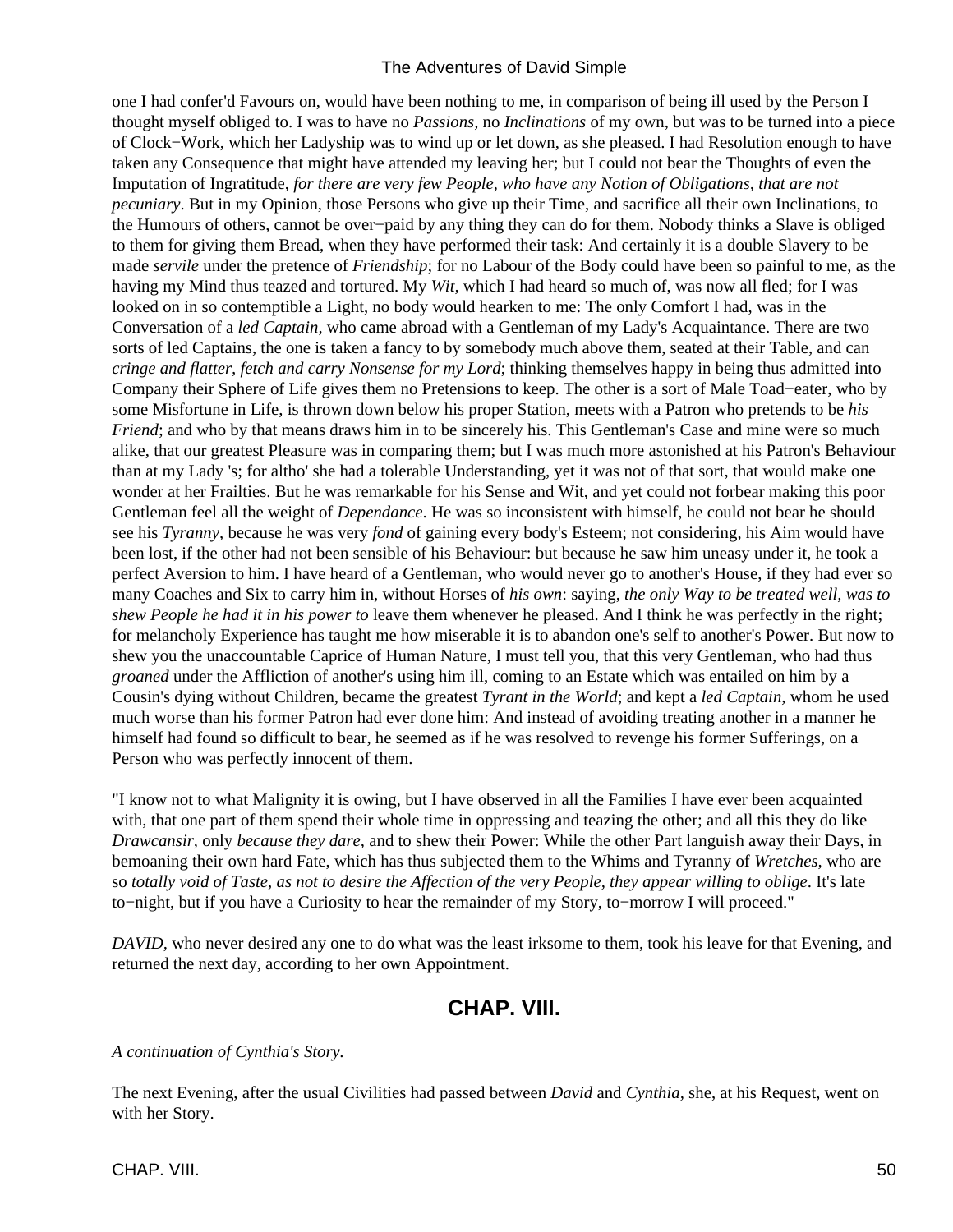one I had confer'd Favours on, would have been nothing to me, in comparison of being ill used by the Person I thought myself obliged to. I was to have no *Passions,* no *Inclinations* of my own, but was to be turned into a piece of Clock−Work, which her Ladyship was to wind up or let down, as she pleased. I had Resolution enough to have taken any Consequence that might have attended my leaving her; but I could not bear the Thoughts of even the Imputation of Ingratitude, *for there are very few People, who have any Notion of Obligations, that are not pecuniary*. But in my Opinion, those Persons who give up their Time, and sacrifice all their own Inclinations, to the Humours of others, cannot be over−paid by any thing they can do for them. Nobody thinks a Slave is obliged to them for giving them Bread, when they have performed their task: And certainly it is a double Slavery to be made *servile* under the pretence of *Friendship*; for no Labour of the Body could have been so painful to me, as the having my Mind thus teazed and tortured. My *Wit,* which I had heard so much of, was now all fled; for I was looked on in so contemptible a Light, no body would hearken to me: The only Comfort I had, was in the Conversation of a *led Captain,* who came abroad with a Gentleman of my Lady's Acquaintance. There are two sorts of led Captains, the one is taken a fancy to by somebody much above them, seated at their Table, and can *cringe and flatter, fetch and carry Nonsense for my Lord*; thinking themselves happy in being thus admitted into Company their Sphere of Life gives them no Pretensions to keep. The other is a sort of Male Toad−eater, who by some Misfortune in Life, is thrown down below his proper Station, meets with a Patron who pretends to be *his Friend*; and who by that means draws him in to be sincerely his. This Gentleman's Case and mine were so much alike, that our greatest Pleasure was in comparing them; but I was much more astonished at his Patron's Behaviour than at my Lady 's; for altho' she had a tolerable Understanding, yet it was not of that sort, that would make one wonder at her Frailties. But he was remarkable for his Sense and Wit, and yet could not forbear making this poor Gentleman feel all the weight of *Dependance*. He was so inconsistent with himself, he could not bear he should see his *Tyranny,* because he was very *fond* of gaining every body's Esteem; not considering, his Aim would have been lost, if the other had not been sensible of his Behaviour: but because he saw him uneasy under it, he took a perfect Aversion to him. I have heard of a Gentleman, who would never go to another's House, if they had ever so many Coaches and Six to carry him in, without Horses of *his own*: saying, *the only Way to be treated well, was to shew People he had it in his power to* leave them whenever he pleased. And I think he was perfectly in the right; for melancholy Experience has taught me how miserable it is to abandon one's self to another's Power. But now to shew you the unaccountable Caprice of Human Nature, I must tell you, that this very Gentleman, who had thus *groaned* under the Affliction of another's using him ill, coming to an Estate which was entailed on him by a Cousin's dying without Children, became the greatest *Tyrant in the World*; and kept a *led Captain,* whom he used much worse than his former Patron had ever done him: And instead of avoiding treating another in a manner he himself had found so difficult to bear, he seemed as if he was resolved to revenge his former Sufferings, on a Person who was perfectly innocent of them.

"I know not to what Malignity it is owing, but I have observed in all the Families I have ever been acquainted with, that one part of them spend their whole time in oppressing and teazing the other; and all this they do like *Drawcansir,* only *because they dare,* and to shew their Power: While the other Part languish away their Days, in bemoaning their own hard Fate, which has thus subjected them to the Whims and Tyranny of *Wretches,* who are so *totally void of Taste, as not to desire the Affection of the very People, they appear willing to oblige*. It's late to−night, but if you have a Curiosity to hear the remainder of my Story, to−morrow I will proceed."

*DAVID,* who never desired any one to do what was the least irksome to them, took his leave for that Evening, and returned the next day, according to her own Appointment.

## CHAP. VIII.

*A continuation of Cynthia's Story.*

The next Evening, after the usual Civilities had passed between *David* and *Cynthia,* she, at his Request, went on with her Story.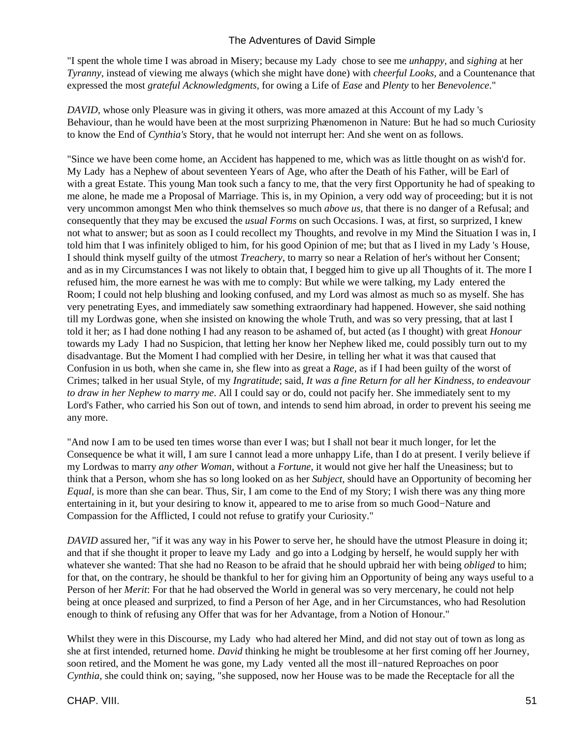"I spent the whole time I was abroad in Misery; because my Lady  chose to see me *unhappy,* and *sighing* at her *Tyranny,* instead of viewing me always (which she might have done) with *cheerful Looks,* and a Countenance that expressed the most *grateful Acknowledgments,* for owing a Life of *Ease* and *Plenty* to her *Benevolence*."

*DAVID,* whose only Pleasure was in giving it others, was more amazed at this Account of my Lady 's Behaviour, than he would have been at the most surprizing Phænomenon in Nature: But he had so much Curiosity to know the End of *Cynthia's* Story, that he would not interrupt her: And she went on as follows.

"Since we have been come home, an Accident has happened to me, which was as little thought on as wish'd for. My Lady  has a Nephew of about seventeen Years of Age, who after the Death of his Father, will be Earl of  with a great Estate. This young Man took such a fancy to me, that the very first Opportunity he had of speaking to me alone, he made me a Proposal of Marriage. This is, in my Opinion, a very odd way of proceeding; but it is not very uncommon amongst Men who think themselves so much *above us,* that there is no danger of a Refusal; and consequently that they may be excused the *usual Forms* on such Occasions. I was, at first, so surprized, I knew not what to answer; but as soon as I could recollect my Thoughts, and revolve in my Mind the Situation I was in, I told him that I was infinitely obliged to him, for his good Opinion of me; but that as I lived in my Lady 's House, I should think myself guilty of the utmost *Treachery,* to marry so near a Relation of her's without her Consent; and as in my Circumstances I was not likely to obtain that, I begged him to give up all Thoughts of it. The more I refused him, the more earnest he was with me to comply: But while we were talking, my Lady  entered the Room; I could not help blushing and looking confused, and my Lord was almost as much so as myself. She has very penetrating Eyes, and immediately saw something extraordinary had happened. However, she said nothing till my Lordwas gone, when she insisted on knowing the whole Truth, and was so very pressing, that at last I told it her; as I had done nothing I had any reason to be ashamed of, but acted (as I thought) with great *Honour* towards my Lady  I had no Suspicion, that letting her know her Nephew liked me, could possibly turn out to my disadvantage. But the Moment I had complied with her Desire, in telling her what it was that caused that Confusion in us both, when she came in, she flew into as great a *Rage,* as if I had been guilty of the worst of Crimes; talked in her usual Style, of my *Ingratitude*; said, *It was a fine Return for all her Kindness, to endeavour to draw in her Nephew to marry me*. All I could say or do, could not pacify her. She immediately sent to my Lord's Father, who carried his Son out of town, and intends to send him abroad, in order to prevent his seeing me any more.

"And now I am to be used ten times worse than ever I was; but I shall not bear it much longer, for let the Consequence be what it will, I am sure I cannot lead a more unhappy Life, than I do at present. I verily believe if my Lordwas to marry *any other Woman,* without a *Fortune,* it would not give her half the Uneasiness; but to think that a Person, whom she has so long looked on as her *Subject,* should have an Opportunity of becoming her *Equal,* is more than she can bear. Thus, Sir, I am come to the End of my Story; I wish there was any thing more entertaining in it, but your desiring to know it, appeared to me to arise from so much Good−Nature and Compassion for the Afflicted, I could not refuse to gratify your Curiosity."

*DAVID* assured her, "if it was any way in his Power to serve her, he should have the utmost Pleasure in doing it; and that if she thought it proper to leave my Lady  and go into a Lodging by herself, he would supply her with whatever she wanted: That she had no Reason to be afraid that he should upbraid her with being *obliged* to him; for that, on the contrary, he should be thankful to her for giving him an Opportunity of being any ways useful to a Person of her *Merit*: For that he had observed the World in general was so very mercenary, he could not help being at once pleased and surprized, to find a Person of her Age, and in her Circumstances, who had Resolution enough to think of refusing any Offer that was for her Advantage, from a Notion of Honour."

Whilst they were in this Discourse, my Lady  who had altered her Mind, and did not stay out of town as long as she at first intended, returned home. *David* thinking he might be troublesome at her first coming off her Journey, soon retired, and the Moment he was gone, my Lady  vented all the most ill−natured Reproaches on poor *Cynthia,* she could think on; saying, "she supposed, now her House was to be made the Receptacle for all the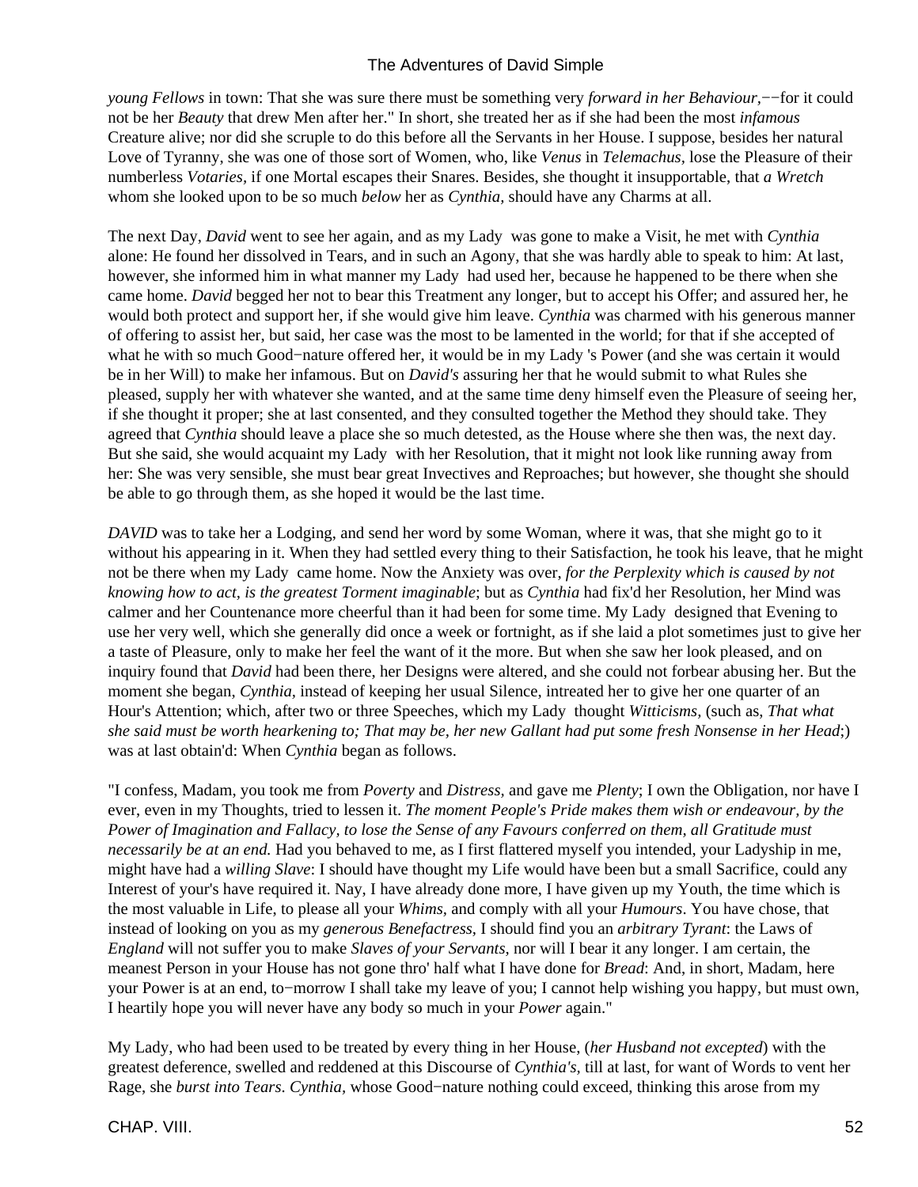*young Fellows* in town: That she was sure there must be something very *forward in her Behaviour,*−−for it could not be her *Beauty* that drew Men after her." In short, she treated her as if she had been the most *infamous* Creature alive; nor did she scruple to do this before all the Servants in her House. I suppose, besides her natural Love of Tyranny, she was one of those sort of Women, who, like *Venus* in *Telemachus*, lose the Pleasure of their numberless *Votaries*, if one Mortal escapes their Snares. Besides, she thought it insupportable, that *a Wretch* whom she looked upon to be so much *below* her as *Cynthia*, should have any Charms at all.

The next Day, *David* went to see her again, and as my Lady was gone to make a Visit, he met with *Cynthia* alone: He found her dissolved in Tears, and in such an Agony, that she was hardly able to speak to him: At last, however, she informed him in what manner my Lady had used her, because he happened to be there when she came home. *David* begged her not to bear this Treatment any longer, but to accept his Offer; and assured her, he would both protect and support her, if she would give him leave. *Cynthia* was charmed with his generous manner of offering to assist her, but said, her case was the most to be lamented in the world; for that if she accepted of what he with so much Good−nature offered her, it would be in my Lady 's Power (and she was certain it would be in her Will) to make her infamous. But on *David's* assuring her that he would submit to what Rules she pleased, supply her with whatever she wanted, and at the same time deny himself even the Pleasure of seeing her, if she thought it proper; she at last consented, and they consulted together the Method they should take. They agreed that *Cynthia* should leave a place she so much detested, as the House where she then was, the next day. But she said, she would acquaint my Lady with her Resolution, that it might not look like running away from her: She was very sensible, she must bear great Invectives and Reproaches; but however, she thought she should be able to go through them, as she hoped it would be the last time.

*DAVID* was to take her a Lodging, and send her word by some Woman, where it was, that she might go to it without his appearing in it. When they had settled every thing to their Satisfaction, he took his leave, that he might not be there when my Lady came home. Now the Anxiety was over, *for the Perplexity which is caused by not knowing how to act, is the greatest Torment imaginable*; but as *Cynthia* had fix'd her Resolution, her Mind was calmer and her Countenance more cheerful than it had been for some time. My Lady designed that Evening to use her very well, which she generally did once a week or fortnight, as if she laid a plot sometimes just to give her a taste of Pleasure, only to make her feel the want of it the more. But when she saw her look pleased, and on inquiry found that *David* had been there, her Designs were altered, and she could not forbear abusing her. But the moment she began, *Cynthia*, instead of keeping her usual Silence, intreated her to give her one quarter of an Hour's Attention; which, after two or three Speeches, which my Lady thought *Witticisms*, (such as, *That what she said must be worth hearkening to; That may be, her new Gallant had put some fresh Nonsense in her Head*;) was at last obtain'd: When *Cynthia* began as follows.

"I confess, Madam, you took me from *Poverty* and *Distress*, and gave me *Plenty*; I own the Obligation, nor have I ever, even in my Thoughts, tried to lessen it. *The moment People's Pride makes them wish or endeavour, by the Power of Imagination and Fallacy, to lose the Sense of any Favours conferred on them, all Gratitude must necessarily be at an end.* Had you behaved to me, as I first flattered myself you intended, your Ladyship in me, might have had a *willing Slave*: I should have thought my Life would have been but a small Sacrifice, could any Interest of your's have required it. Nay, I have already done more, I have given up my Youth, the time which is the most valuable in Life, to please all your *Whims*, and comply with all your *Humours*. You have chose, that instead of looking on you as my *generous Benefactress*, I should find you an *arbitrary Tyrant*: the Laws of *England* will not suffer you to make *Slaves of your Servants*, nor will I bear it any longer. I am certain, the meanest Person in your House has not gone thro' half what I have done for *Bread*: And, in short, Madam, here your Power is at an end, to−morrow I shall take my leave of you; I cannot help wishing you happy, but must own, I heartily hope you will never have any body so much in your *Power* again."

My Lady, who had been used to be treated by every thing in her House, (*her Husband not excepted*) with the greatest deference, swelled and reddened at this Discourse of *Cynthia's*, till at last, for want of Words to vent her Rage, she *burst into Tears*. *Cynthia*, whose Good−nature nothing could exceed, thinking this arose from my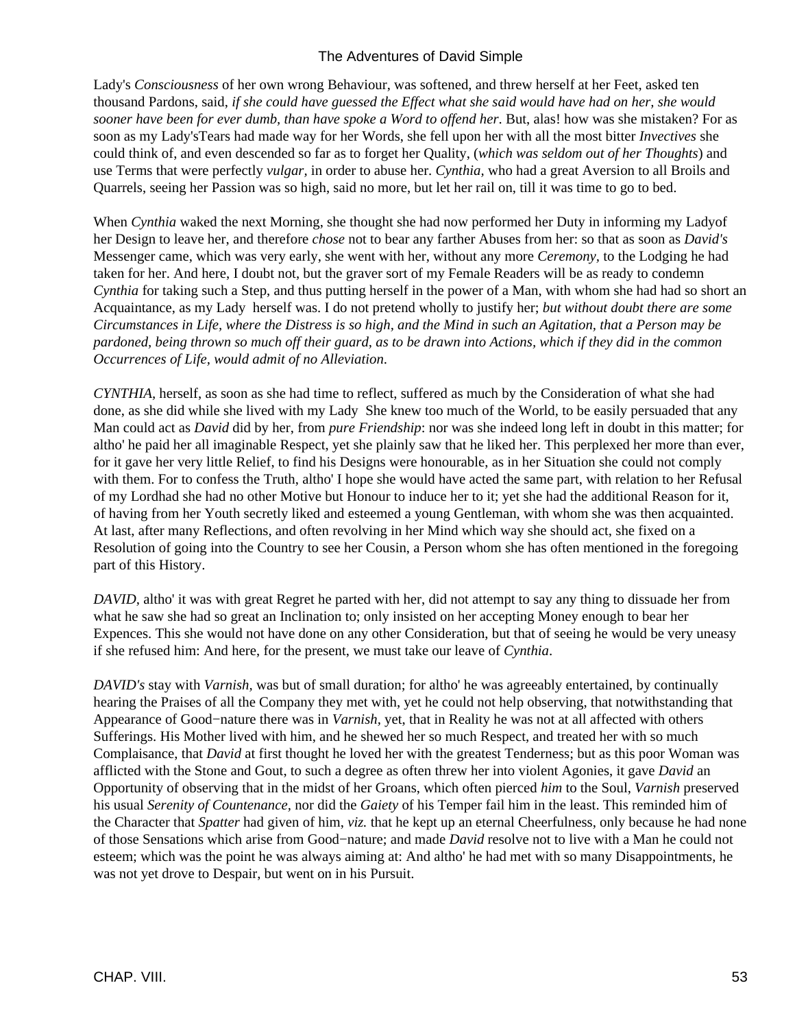Lady's *Consciousness* of her own wrong Behaviour, was softened, and threw herself at her Feet, asked ten thousand Pardons, said, *if she could have guessed the Effect what she said would have had on her, she would sooner have been for ever dumb, than have spoke a Word to offend her*. But, alas! how was she mistaken? For as soon as my Lady'sTears had made way for her Words, she fell upon her with all the most bitter *Invectives* she could think of, and even descended so far as to forget her Quality, (*which was seldom out of her Thoughts*) and use Terms that were perfectly *vulgar*, in order to abuse her. *Cynthia*, who had a great Aversion to all Broils and Quarrels, seeing her Passion was so high, said no more, but let her rail on, till it was time to go to bed.

When *Cynthia* waked the next Morning, she thought she had now performed her Duty in informing my Ladyof her Design to leave her, and therefore *chose* not to bear any farther Abuses from her: so that as soon as *David's* Messenger came, which was very early, she went with her, without any more *Ceremony*, to the Lodging he had taken for her. And here, I doubt not, but the graver sort of my Female Readers will be as ready to condemn *Cynthia* for taking such a Step, and thus putting herself in the power of a Man, with whom she had had so short an Acquaintance, as my Lady herself was. I do not pretend wholly to justify her; *but without doubt there are some Circumstances in Life, where the Distress is so high, and the Mind in such an Agitation, that a Person may be pardoned, being thrown so much off their guard, as to be drawn into Actions, which if they did in the common Occurrences of Life, would admit of no Alleviation.*

*CYNTHIA*, herself, as soon as she had time to reflect, suffered as much by the Consideration of what she had done, as she did while she lived with my Lady She knew too much of the World, to be easily persuaded that any Man could act as *David* did by her, from *pure Friendship*: nor was she indeed long left in doubt in this matter; for altho' he paid her all imaginable Respect, yet she plainly saw that he liked her. This perplexed her more than ever, for it gave her very little Relief, to find his Designs were honourable, as in her Situation she could not comply with them. For to confess the Truth, altho' I hope she would have acted the same part, with relation to her Refusal of my Lordhad she had no other Motive but Honour to induce her to it; yet she had the additional Reason for it, of having from her Youth secretly liked and esteemed a young Gentleman, with whom she was then acquainted. At last, after many Reflections, and often revolving in her Mind which way she should act, she fixed on a Resolution of going into the Country to see her Cousin, a Person whom she has often mentioned in the foregoing part of this History.

*DAVID*, altho' it was with great Regret he parted with her, did not attempt to say any thing to dissuade her from what he saw she had so great an Inclination to; only insisted on her accepting Money enough to bear her Expences. This she would not have done on any other Consideration, but that of seeing he would be very uneasy if she refused him: And here, for the present, we must take our leave of *Cynthia*.

*DAVID's* stay with *Varnish*, was but of small duration; for altho' he was agreeably entertained, by continually hearing the Praises of all the Company they met with, yet he could not help observing, that notwithstanding that Appearance of Good−nature there was in *Varnish*, yet, that in Reality he was not at all affected with others Sufferings. His Mother lived with him, and he shewed her so much Respect, and treated her with so much Complaisance, that *David* at first thought he loved her with the greatest Tenderness; but as this poor Woman was afflicted with the Stone and Gout, to such a degree as often threw her into violent Agonies, it gave *David* an Opportunity of observing that in the midst of her Groans, which often pierced *him* to the Soul, *Varnish* preserved his usual *Serenity of Countenance*, nor did the *Gaiety* of his Temper fail him in the least. This reminded him of the Character that *Spatter* had given of him, *viz.* that he kept up an eternal Cheerfulness, only because he had none of those Sensations which arise from Good−nature; and made *David* resolve not to live with a Man he could not esteem; which was the point he was always aiming at: And altho' he had met with so many Disappointments, he was not yet drove to Despair, but went on in his Pursuit.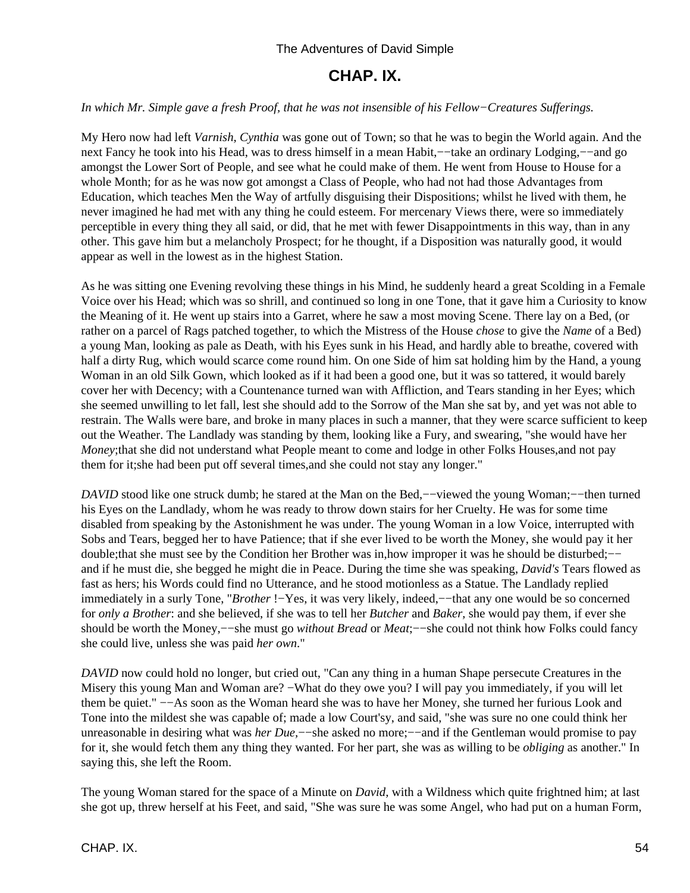## CHAP. IX.

*In which Mr. Simple gave a fresh Proof, that he was not insensible of his Fellow−Creatures Sufferings.*

My Hero now had left *Varnish, Cynthia* was gone out of Town; so that he was to begin the World again. And the next Fancy he took into his Head, was to dress himself in a mean Habit,−−take an ordinary Lodging,−−and go amongst the Lower Sort of People, and see what he could make of them. He went from House to House for a whole Month; for as he was now got amongst a Class of People, who had not had those Advantages from Education, which teaches Men the Way of artfully disguising their Dispositions; whilst he lived with them, he never imagined he had met with any thing he could esteem. For mercenary Views there, were so immediately perceptible in every thing they all said, or did, that he met with fewer Disappointments in this way, than in any other. This gave him but a melancholy Prospect; for he thought, if a Disposition was naturally good, it would appear as well in the lowest as in the highest Station.

As he was sitting one Evening revolving these things in his Mind, he suddenly heard a great Scolding in a Female Voice over his Head; which was so shrill, and continued so long in one Tone, that it gave him a Curiosity to know the Meaning of it. He went up stairs into a Garret, where he saw a most moving Scene. There lay on a Bed, (or rather on a parcel of Rags patched together, to which the Mistress of the House *chose* to give the *Name* of a Bed) a young Man, looking as pale as Death, with his Eyes sunk in his Head, and hardly able to breathe, covered with half a dirty Rug, which would scarce come round him. On one Side of him sat holding him by the Hand, a young Woman in an old Silk Gown, which looked as if it had been a good one, but it was so tattered, it would barely cover her with Decency; with a Countenance turned wan with Affliction, and Tears standing in her Eyes; which she seemed unwilling to let fall, lest she should add to the Sorrow of the Man she sat by, and yet was not able to restrain. The Walls were bare, and broke in many places in such a manner, that they were scarce sufficient to keep out the Weather. The Landlady was standing by them, looking like a Fury, and swearing, "she would have her *Money*;that she did not understand what People meant to come and lodge in other Folks Houses,and not pay them for it;she had been put off several times,and she could not stay any longer."

*DAVID* stood like one struck dumb; he stared at the Man on the Bed,−−viewed the young Woman;−−then turned his Eyes on the Landlady, whom he was ready to throw down stairs for her Cruelty. He was for some time disabled from speaking by the Astonishment he was under. The young Woman in a low Voice, interrupted with Sobs and Tears, begged her to have Patience; that if she ever lived to be worth the Money, she would pay it her double;that she must see by the Condition her Brother was in,how improper it was he should be disturbed;−− and if he must die, she begged he might die in Peace. During the time she was speaking, *David's* Tears flowed as fast as hers; his Words could find no Utterance, and he stood motionless as a Statue. The Landlady replied immediately in a surly Tone, "*Brother* !−Yes, it was very likely, indeed,−−that any one would be so concerned for *only a Brother*: and she believed, if she was to tell her *Butcher* and *Baker,* she would pay them, if ever she should be worth the Money,−−she must go *without Bread* or *Meat*;−−she could not think how Folks could fancy she could live, unless she was paid *her own*."

*DAVID* now could hold no longer, but cried out, "Can any thing in a human Shape persecute Creatures in the Misery this young Man and Woman are? −What do they owe you? I will pay you immediately, if you will let them be quiet." −−As soon as the Woman heard she was to have her Money, she turned her furious Look and Tone into the mildest she was capable of; made a low Court'sy, and said, "she was sure no one could think her unreasonable in desiring what was *her Due,*−−she asked no more;−−and if the Gentleman would promise to pay for it, she would fetch them any thing they wanted. For her part, she was as willing to be *obliging* as another." In saying this, she left the Room.

The young Woman stared for the space of a Minute on *David,* with a Wildness which quite frightned him; at last she got up, threw herself at his Feet, and said, "She was sure he was some Angel, who had put on a human Form,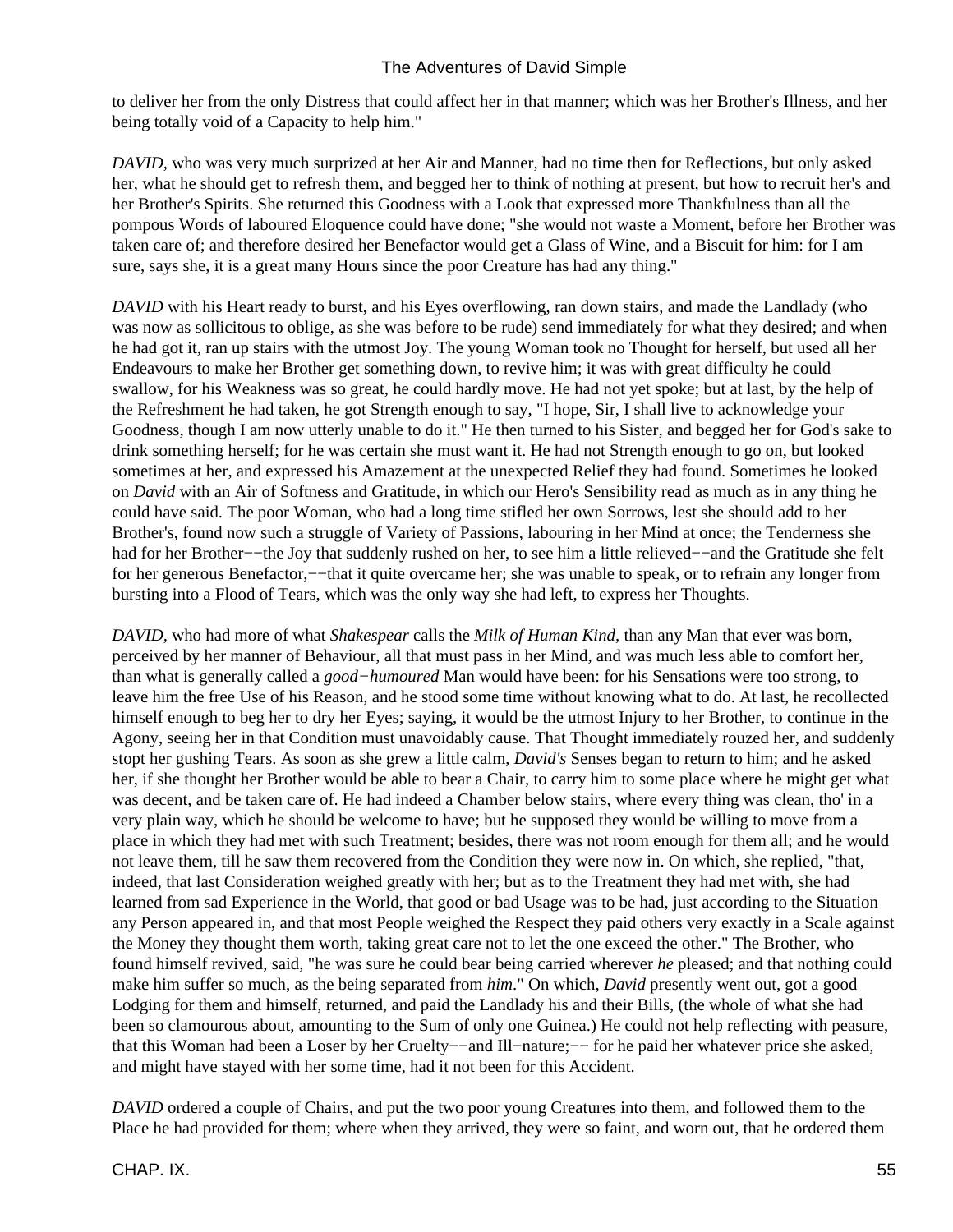to deliver her from the only Distress that could affect her in that manner; which was her Brother's Illness, and her being totally void of a Capacity to help him."

*DAVID,* who was very much surprized at her Air and Manner, had no time then for Reflections, but only asked her, what he should get to refresh them, and begged her to think of nothing at present, but how to recruit her's and her Brother's Spirits. She returned this Goodness with a Look that expressed more Thankfulness than all the pompous Words of laboured Eloquence could have done; "she would not waste a Moment, before her Brother was taken care of; and therefore desired her Benefactor would get a Glass of Wine, and a Biscuit for him: for I am sure, says she, it is a great many Hours since the poor Creature has had any thing."

*DAVID* with his Heart ready to burst, and his Eyes overflowing, ran down stairs, and made the Landlady (who was now as sollicitous to oblige, as she was before to be rude) send immediately for what they desired; and when he had got it, ran up stairs with the utmost Joy. The young Woman took no Thought for herself, but used all her Endeavours to make her Brother get something down, to revive him; it was with great difficulty he could swallow, for his Weakness was so great, he could hardly move. He had not yet spoke; but at last, by the help of the Refreshment he had taken, he got Strength enough to say, "I hope, Sir, I shall live to acknowledge your Goodness, though I am now utterly unable to do it." He then turned to his Sister, and begged her for God's sake to drink something herself; for he was certain she must want it. He had not Strength enough to go on, but looked sometimes at her, and expressed his Amazement at the unexpected Relief they had found. Sometimes he looked on *David* with an Air of Softness and Gratitude, in which our Hero's Sensibility read as much as in any thing he could have said. The poor Woman, who had a long time stifled her own Sorrows, lest she should add to her Brother's, found now such a struggle of Variety of Passions, labouring in her Mind at once; the Tenderness she had for her Brother−−the Joy that suddenly rushed on her, to see him a little relieved−−and the Gratitude she felt for her generous Benefactor,−−that it quite overcame her; she was unable to speak, or to refrain any longer from bursting into a Flood of Tears, which was the only way she had left, to express her Thoughts.

*DAVID,* who had more of what *Shakespear* calls the *Milk of Human Kind,* than any Man that ever was born, perceived by her manner of Behaviour, all that must pass in her Mind, and was much less able to comfort her, than what is generally called a *good−humoured* Man would have been: for his Sensations were too strong, to leave him the free Use of his Reason, and he stood some time without knowing what to do. At last, he recollected himself enough to beg her to dry her Eyes; saying, it would be the utmost Injury to her Brother, to continue in the Agony, seeing her in that Condition must unavoidably cause. That Thought immediately rouzed her, and suddenly stopt her gushing Tears. As soon as she grew a little calm, *David's* Senses began to return to him; and he asked her, if she thought her Brother would be able to bear a Chair, to carry him to some place where he might get what was decent, and be taken care of. He had indeed a Chamber below stairs, where every thing was clean, tho' in a very plain way, which he should be welcome to have; but he supposed they would be willing to move from a place in which they had met with such Treatment; besides, there was not room enough for them all; and he would not leave them, till he saw them recovered from the Condition they were now in. On which, she replied, "that, indeed, that last Consideration weighed greatly with her; but as to the Treatment they had met with, she had learned from sad Experience in the World, that good or bad Usage was to be had, just according to the Situation any Person appeared in, and that most People weighed the Respect they paid others very exactly in a Scale against the Money they thought them worth, taking great care not to let the one exceed the other." The Brother, who found himself revived, said, "he was sure he could bear being carried wherever *he* pleased; and that nothing could make him suffer so much, as the being separated from *him*." On which, *David* presently went out, got a good Lodging for them and himself, returned, and paid the Landlady his and their Bills, (the whole of what she had been so clamourous about, amounting to the Sum of only one Guinea.) He could not help reflecting with peasure, that this Woman had been a Loser by her Cruelty−−and Ill−nature;−− for he paid her whatever price she asked, and might have stayed with her some time, had it not been for this Accident.

*DAVID* ordered a couple of Chairs, and put the two poor young Creatures into them, and followed them to the Place he had provided for them; where when they arrived, they were so faint, and worn out, that he ordered them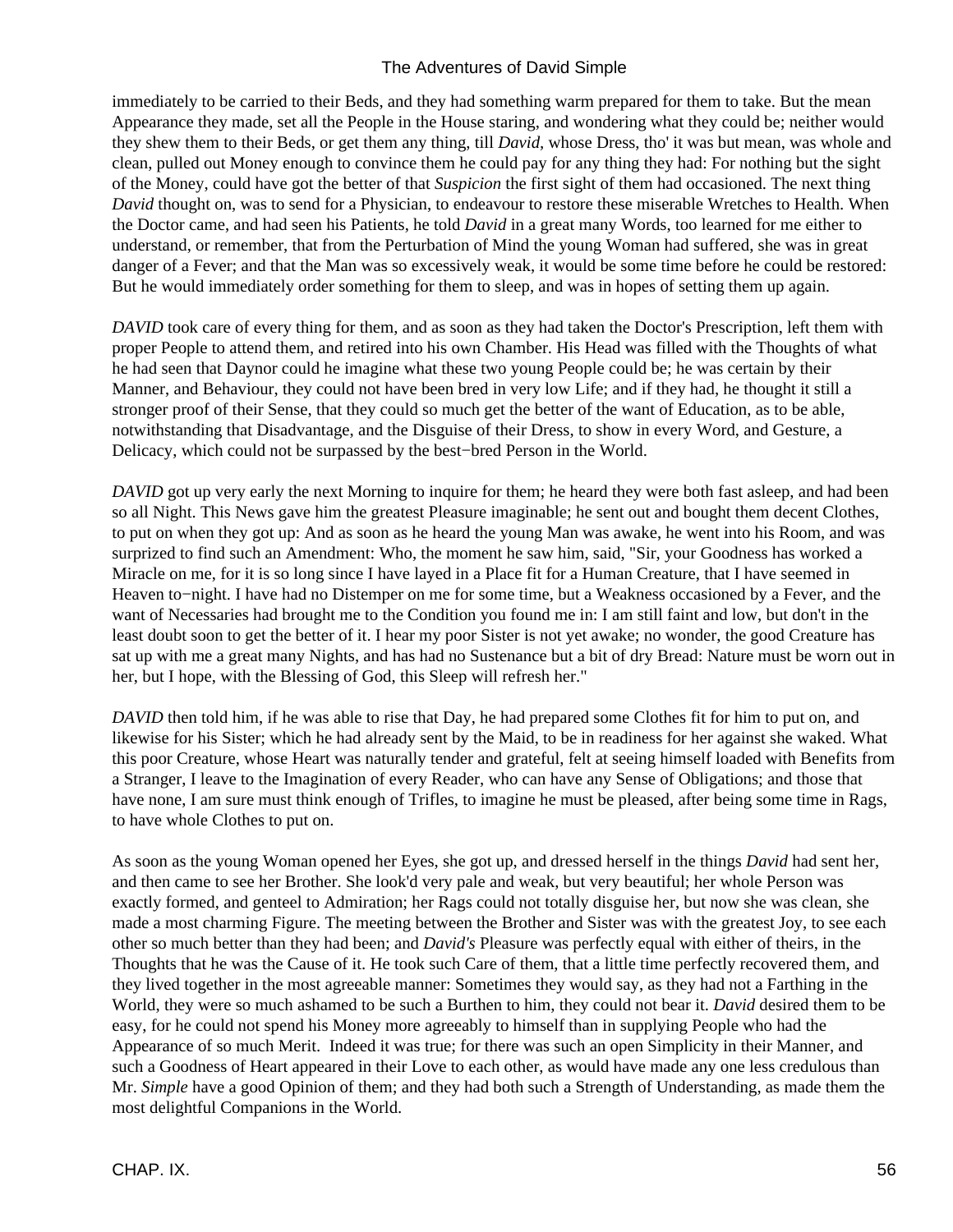immediately to be carried to their Beds, and they had something warm prepared for them to take. But the mean Appearance they made, set all the People in the House staring, and wondering what they could be; neither would they shew them to their Beds, or get them any thing, till *David,* whose Dress, tho' it was but mean, was whole and clean, pulled out Money enough to convince them he could pay for any thing they had: For nothing but the sight of the Money, could have got the better of that *Suspicion* the first sight of them had occasioned. The next thing *David* thought on, was to send for a Physician, to endeavour to restore these miserable Wretches to Health. When the Doctor came, and had seen his Patients, he told *David* in a great many Words, too learned for me either to understand, or remember, that from the Perturbation of Mind the young Woman had suffered, she was in great danger of a Fever; and that the Man was so excessively weak, it would be some time before he could be restored: But he would immediately order something for them to sleep, and was in hopes of setting them up again.

*DAVID* took care of every thing for them, and as soon as they had taken the Doctor's Prescription, left them with proper People to attend them, and retired into his own Chamber. His Head was filled with the Thoughts of what he had seen that Daynor could he imagine what these two young People could be; he was certain by their Manner, and Behaviour, they could not have been bred in very low Life; and if they had, he thought it still a stronger proof of their Sense, that they could so much get the better of the want of Education, as to be able, notwithstanding that Disadvantage, and the Disguise of their Dress, to show in every Word, and Gesture, a Delicacy, which could not be surpassed by the best−bred Person in the World.

*DAVID* got up very early the next Morning to inquire for them; he heard they were both fast asleep, and had been so all Night. This News gave him the greatest Pleasure imaginable; he sent out and bought them decent Clothes, to put on when they got up: And as soon as he heard the young Man was awake, he went into his Room, and was surprized to find such an Amendment: Who, the moment he saw him, said, "Sir, your Goodness has worked a Miracle on me, for it is so long since I have layed in a Place fit for a Human Creature, that I have seemed in Heaven to−night. I have had no Distemper on me for some time, but a Weakness occasioned by a Fever, and the want of Necessaries had brought me to the Condition you found me in: I am still faint and low, but don't in the least doubt soon to get the better of it. I hear my poor Sister is not yet awake; no wonder, the good Creature has sat up with me a great many Nights, and has had no Sustenance but a bit of dry Bread: Nature must be worn out in her, but I hope, with the Blessing of God, this Sleep will refresh her."

*DAVID* then told him, if he was able to rise that Day, he had prepared some Clothes fit for him to put on, and likewise for his Sister; which he had already sent by the Maid, to be in readiness for her against she waked. What this poor Creature, whose Heart was naturally tender and grateful, felt at seeing himself loaded with Benefits from a Stranger, I leave to the Imagination of every Reader, who can have any Sense of Obligations; and those that have none, I am sure must think enough of Trifles, to imagine he must be pleased, after being some time in Rags, to have whole Clothes to put on.

As soon as the young Woman opened her Eyes, she got up, and dressed herself in the things *David* had sent her, and then came to see her Brother. She look'd very pale and weak, but very beautiful; her whole Person was exactly formed, and genteel to Admiration; her Rags could not totally disguise her, but now she was clean, she made a most charming Figure. The meeting between the Brother and Sister was with the greatest Joy, to see each other so much better than they had been; and *David's* Pleasure was perfectly equal with either of theirs, in the Thoughts that he was the Cause of it. He took such Care of them, that a little time perfectly recovered them, and they lived together in the most agreeable manner: Sometimes they would say, as they had not a Farthing in the World, they were so much ashamed to be such a Burthen to him, they could not bear it. *David* desired them to be easy, for he could not spend his Money more agreeably to himself than in supplying People who had the Appearance of so much Merit. Indeed it was true; for there was such an open Simplicity in their Manner, and such a Goodness of Heart appeared in their Love to each other, as would have made any one less credulous than Mr. *Simple* have a good Opinion of them; and they had both such a Strength of Understanding, as made them the most delightful Companions in the World.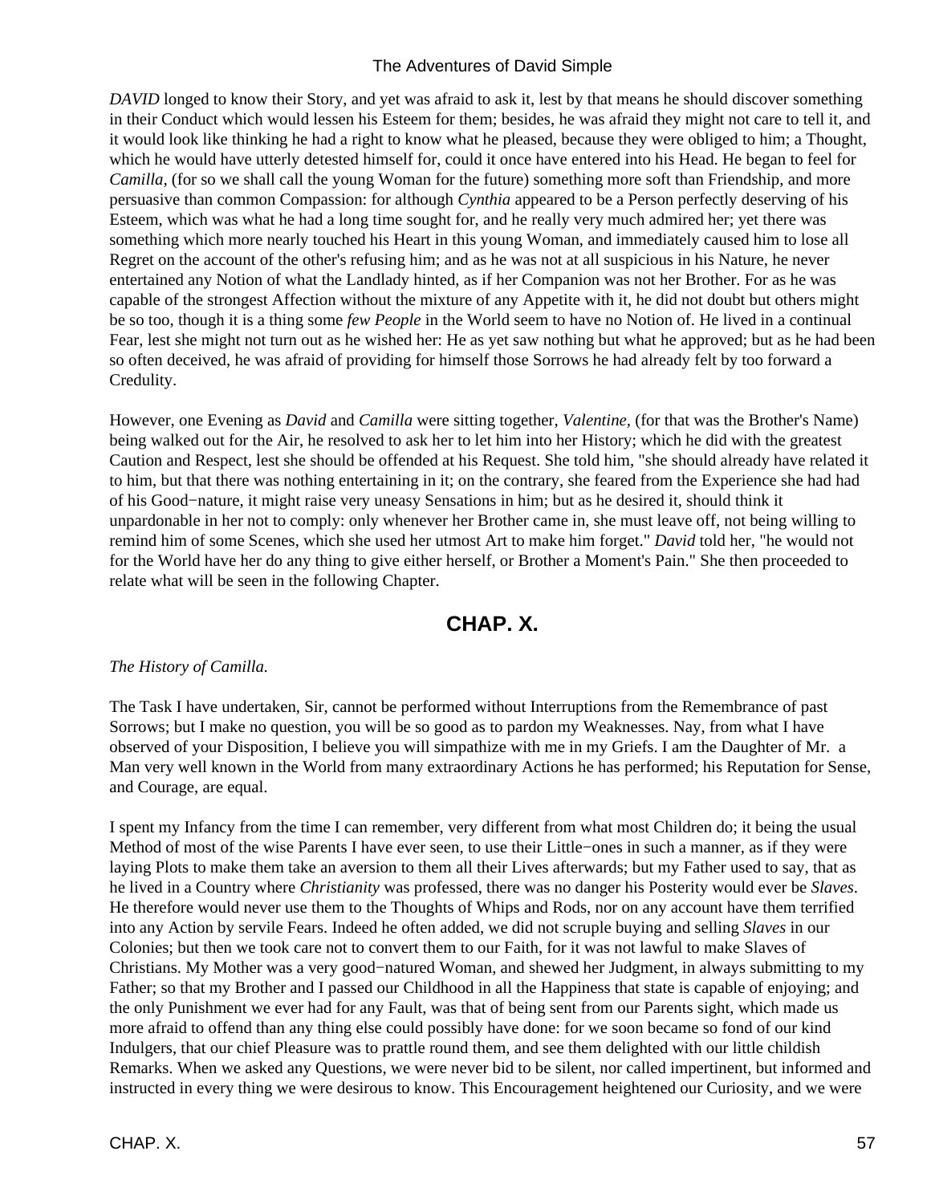*DAVID* longed to know their Story, and yet was afraid to ask it, lest by that means he should discover something in their Conduct which would lessen his Esteem for them; besides, he was afraid they might not care to tell it, and it would look like thinking he had a right to know what he pleased, because they were obliged to him; a Thought, which he would have utterly detested himself for, could it once have entered into his Head. He began to feel for *Camilla,* (for so we shall call the young Woman for the future) something more soft than Friendship, and more persuasive than common Compassion: for although *Cynthia* appeared to be a Person perfectly deserving of his Esteem, which was what he had a long time sought for, and he really very much admired her; yet there was something which more nearly touched his Heart in this young Woman, and immediately caused him to lose all Regret on the account of the other's refusing him; and as he was not at all suspicious in his Nature, he never entertained any Notion of what the Landlady hinted, as if her Companion was not her Brother. For as he was capable of the strongest Affection without the mixture of any Appetite with it, he did not doubt but others might be so too, though it is a thing some *few People* in the World seem to have no Notion of. He lived in a continual Fear, lest she might not turn out as he wished her: He as yet saw nothing but what he approved; but as he had been so often deceived, he was afraid of providing for himself those Sorrows he had already felt by too forward a Credulity.

However, one Evening as *David* and *Camilla* were sitting together, *Valentine,* (for that was the Brother's Name) being walked out for the Air, he resolved to ask her to let him into her History; which he did with the greatest Caution and Respect, lest she should be offended at his Request. She told him, "she should already have related it to him, but that there was nothing entertaining in it; on the contrary, she feared from the Experience she had had of his Good−nature, it might raise very uneasy Sensations in him; but as he desired it, should think it unpardonable in her not to comply: only whenever her Brother came in, she must leave off, not being willing to remind him of some Scenes, which she used her utmost Art to make him forget." *David* told her, "he would not for the World have her do any thing to give either herself, or Brother a Moment's Pain." She then proceeded to relate what will be seen in the following Chapter.

## CHAP. X.

*The History of Camilla.*

The Task I have undertaken, Sir, cannot be performed without Interruptions from the Remembrance of past Sorrows; but I make no question, you will be so good as to pardon my Weaknesses. Nay, from what I have observed of your Disposition, I believe you will simpathize with me in my Griefs. I am the Daughter of Mr. a Man very well known in the World from many extraordinary Actions he has performed; his Reputation for Sense, and Courage, are equal.

I spent my Infancy from the time I can remember, very different from what most Children do; it being the usual Method of most of the wise Parents I have ever seen, to use their Little−ones in such a manner, as if they were laying Plots to make them take an aversion to them all their Lives afterwards; but my Father used to say, that as he lived in a Country where *Christianity* was professed, there was no danger his Posterity would ever be *Slaves*. He therefore would never use them to the Thoughts of Whips and Rods, nor on any account have them terrified into any Action by servile Fears. Indeed he often added, we did not scruple buying and selling *Slaves* in our Colonies; but then we took care not to convert them to our Faith, for it was not lawful to make Slaves of Christians. My Mother was a very good−natured Woman, and shewed her Judgment, in always submitting to my Father; so that my Brother and I passed our Childhood in all the Happiness that state is capable of enjoying; and the only Punishment we ever had for any Fault, was that of being sent from our Parents sight, which made us more afraid to offend than any thing else could possibly have done: for we soon became so fond of our kind Indulgers, that our chief Pleasure was to prattle round them, and see them delighted with our little childish Remarks. When we asked any Questions, we were never bid to be silent, nor called impertinent, but informed and instructed in every thing we were desirous to know. This Encouragement heightened our Curiosity, and we were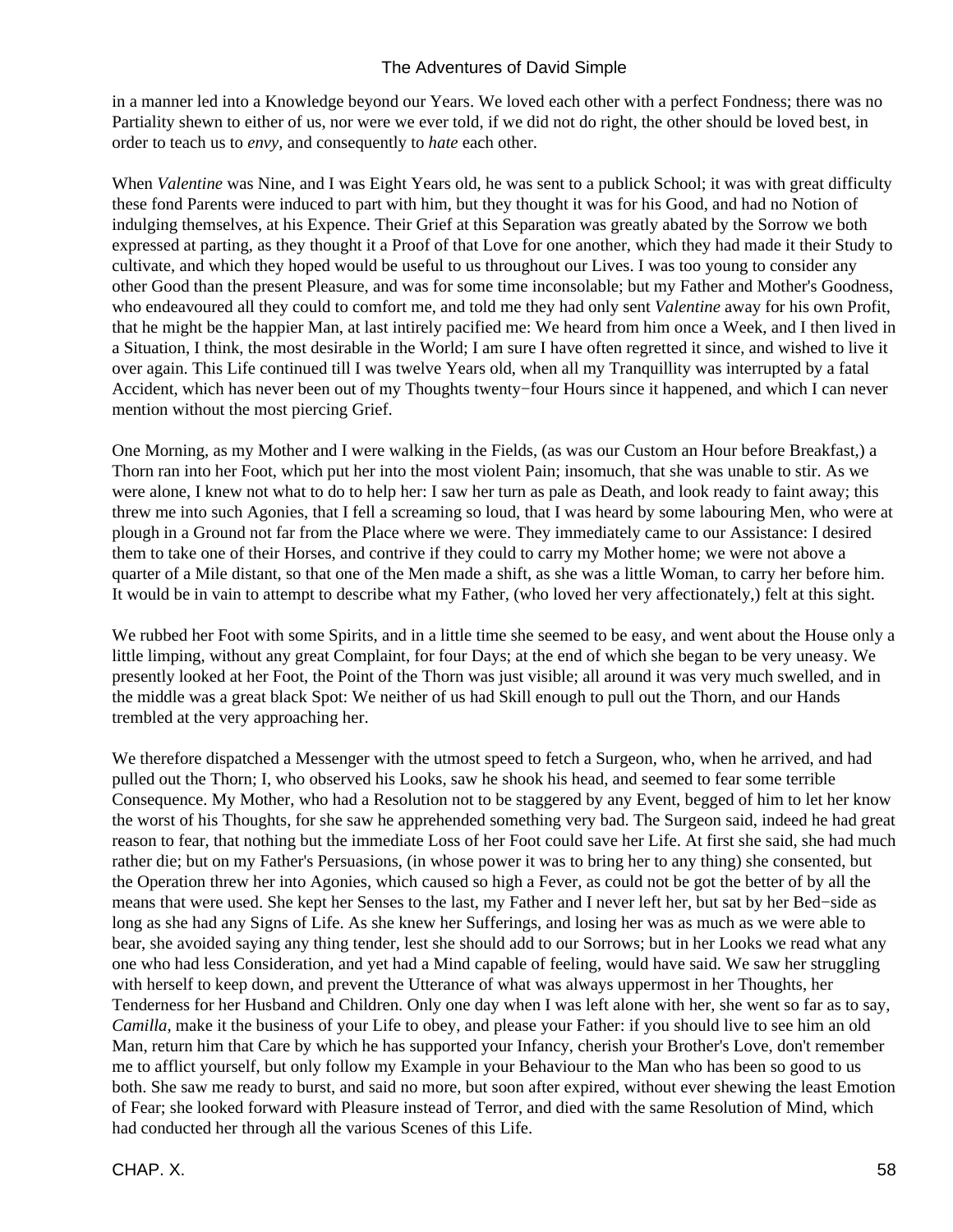in a manner led into a Knowledge beyond our Years. We loved each other with a perfect Fondness; there was no Partiality shewn to either of us, nor were we ever told, if we did not do right, the other should be loved best, in order to teach us to *envy,* and consequently to *hate* each other.

When *Valentine* was Nine, and I was Eight Years old, he was sent to a publick School; it was with great difficulty these fond Parents were induced to part with him, but they thought it was for his Good, and had no Notion of indulging themselves, at his Expence. Their Grief at this Separation was greatly abated by the Sorrow we both expressed at parting, as they thought it a Proof of that Love for one another, which they had made it their Study to cultivate, and which they hoped would be useful to us throughout our Lives. I was too young to consider any other Good than the present Pleasure, and was for some time inconsolable; but my Father and Mother's Goodness, who endeavoured all they could to comfort me, and told me they had only sent *Valentine* away for his own Profit, that he might be the happier Man, at last intirely pacified me: We heard from him once a Week, and I then lived in a Situation, I think, the most desirable in the World; I am sure I have often regretted it since, and wished to live it over again. This Life continued till I was twelve Years old, when all my Tranquillity was interrupted by a fatal Accident, which has never been out of my Thoughts twenty−four Hours since it happened, and which I can never mention without the most piercing Grief.

One Morning, as my Mother and I were walking in the Fields, (as was our Custom an Hour before Breakfast,) a Thorn ran into her Foot, which put her into the most violent Pain; insomuch, that she was unable to stir. As we were alone, I knew not what to do to help her: I saw her turn as pale as Death, and look ready to faint away; this threw me into such Agonies, that I fell a screaming so loud, that I was heard by some labouring Men, who were at plough in a Ground not far from the Place where we were. They immediately came to our Assistance: I desired them to take one of their Horses, and contrive if they could to carry my Mother home; we were not above a quarter of a Mile distant, so that one of the Men made a shift, as she was a little Woman, to carry her before him. It would be in vain to attempt to describe what my Father, (who loved her very affectionately,) felt at this sight.

We rubbed her Foot with some Spirits, and in a little time she seemed to be easy, and went about the House only a little limping, without any great Complaint, for four Days; at the end of which she began to be very uneasy. We presently looked at her Foot, the Point of the Thorn was just visible; all around it was very much swelled, and in the middle was a great black Spot: We neither of us had Skill enough to pull out the Thorn, and our Hands trembled at the very approaching her.

We therefore dispatched a Messenger with the utmost speed to fetch a Surgeon, who, when he arrived, and had pulled out the Thorn; I, who observed his Looks, saw he shook his head, and seemed to fear some terrible Consequence. My Mother, who had a Resolution not to be staggered by any Event, begged of him to let her know the worst of his Thoughts, for she saw he apprehended something very bad. The Surgeon said, indeed he had great reason to fear, that nothing but the immediate Loss of her Foot could save her Life. At first she said, she had much rather die; but on my Father's Persuasions, (in whose power it was to bring her to any thing) she consented, but the Operation threw her into Agonies, which caused so high a Fever, as could not be got the better of by all the means that were used. She kept her Senses to the last, my Father and I never left her, but sat by her Bed−side as long as she had any Signs of Life. As she knew her Sufferings, and losing her was as much as we were able to bear, she avoided saying any thing tender, lest she should add to our Sorrows; but in her Looks we read what any one who had less Consideration, and yet had a Mind capable of feeling, would have said. We saw her struggling with herself to keep down, and prevent the Utterance of what was always uppermost in her Thoughts, her Tenderness for her Husband and Children. Only one day when I was left alone with her, she went so far as to say, *Camilla,* make it the business of your Life to obey, and please your Father: if you should live to see him an old Man, return him that Care by which he has supported your Infancy, cherish your Brother's Love, don't remember me to afflict yourself, but only follow my Example in your Behaviour to the Man who has been so good to us both. She saw me ready to burst, and said no more, but soon after expired, without ever shewing the least Emotion of Fear; she looked forward with Pleasure instead of Terror, and died with the same Resolution of Mind, which had conducted her through all the various Scenes of this Life.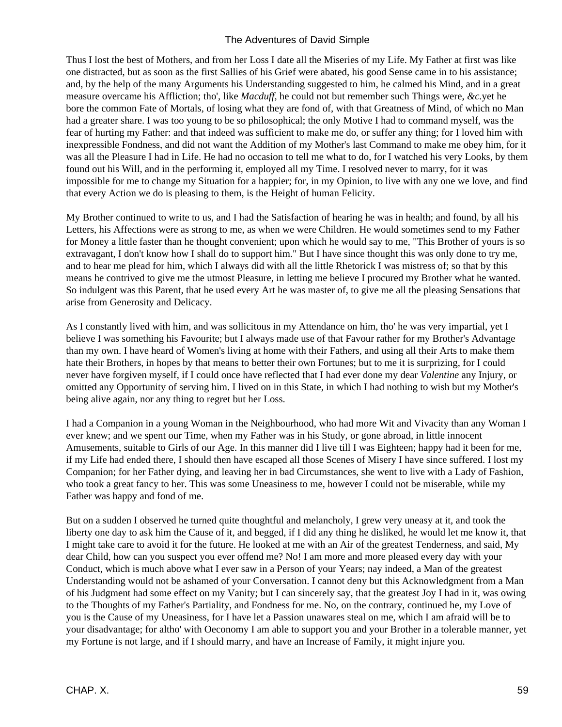Thus I lost the best of Mothers, and from her Loss I date all the Miseries of my Life. My Father at first was like one distracted, but as soon as the first Sallies of his Grief were abated, his good Sense came in to his assistance; and, by the help of the many Arguments his Understanding suggested to him, he calmed his Mind, and in a great measure overcame his Affliction; tho', like *Macduff*, he could not but remember such Things were, *&c.*yet he bore the common Fate of Mortals, of losing what they are fond of, with that Greatness of Mind, of which no Man had a greater share. I was too young to be so philosophical; the only Motive I had to command myself, was the fear of hurting my Father: and that indeed was sufficient to make me do, or suffer any thing; for I loved him with inexpressible Fondness, and did not want the Addition of my Mother's last Command to make me obey him, for it was all the Pleasure I had in Life. He had no occasion to tell me what to do, for I watched his very Looks, by them found out his Will, and in the performing it, employed all my Time. I resolved never to marry, for it was impossible for me to change my Situation for a happier; for, in my Opinion, to live with any one we love, and find that every Action we do is pleasing to them, is the Height of human Felicity.

My Brother continued to write to us, and I had the Satisfaction of hearing he was in health; and found, by all his Letters, his Affections were as strong to me, as when we were Children. He would sometimes send to my Father for Money a little faster than he thought convenient; upon which he would say to me, "This Brother of yours is so extravagant, I don't know how I shall do to support him." But I have since thought this was only done to try me, and to hear me plead for him, which I always did with all the little Rhetorick I was mistress of; so that by this means he contrived to give me the utmost Pleasure, in letting me believe I procured my Brother what he wanted. So indulgent was this Parent, that he used every Art he was master of, to give me all the pleasing Sensations that arise from Generosity and Delicacy.

As I constantly lived with him, and was sollicitous in my Attendance on him, tho' he was very impartial, yet I believe I was something his Favourite; but I always made use of that Favour rather for my Brother's Advantage than my own. I have heard of Women's living at home with their Fathers, and using all their Arts to make them hate their Brothers, in hopes by that means to better their own Fortunes; but to me it is surprizing, for I could never have forgiven myself, if I could once have reflected that I had ever done my dear *Valentine* any Injury, or omitted any Opportunity of serving him. I lived on in this State, in which I had nothing to wish but my Mother's being alive again, nor any thing to regret but her Loss.

I had a Companion in a young Woman in the Neighbourhood, who had more Wit and Vivacity than any Woman I ever knew; and we spent our Time, when my Father was in his Study, or gone abroad, in little innocent Amusements, suitable to Girls of our Age. In this manner did I live till I was Eighteen; happy had it been for me, if my Life had ended there, I should then have escaped all those Scenes of Misery I have since suffered. I lost my Companion; for her Father dying, and leaving her in bad Circumstances, she went to live with a Lady of Fashion, who took a great fancy to her. This was some Uneasiness to me, however I could not be miserable, while my Father was happy and fond of me.

But on a sudden I observed he turned quite thoughtful and melancholy, I grew very uneasy at it, and took the liberty one day to ask him the Cause of it, and begged, if I did any thing he disliked, he would let me know it, that I might take care to avoid it for the future. He looked at me with an Air of the greatest Tenderness, and said, My dear Child, how can you suspect you ever offend me? No! I am more and more pleased every day with your Conduct, which is much above what I ever saw in a Person of your Years; nay indeed, a Man of the greatest Understanding would not be ashamed of your Conversation. I cannot deny but this Acknowledgment from a Man of his Judgment had some effect on my Vanity; but I can sincerely say, that the greatest Joy I had in it, was owing to the Thoughts of my Father's Partiality, and Fondness for me. No, on the contrary, continued he, my Love of you is the Cause of my Uneasiness, for I have let a Passion unawares steal on me, which I am afraid will be to your disadvantage; for altho' with Oeconomy I am able to support you and your Brother in a tolerable manner, yet my Fortune is not large, and if I should marry, and have an Increase of Family, it might injure you.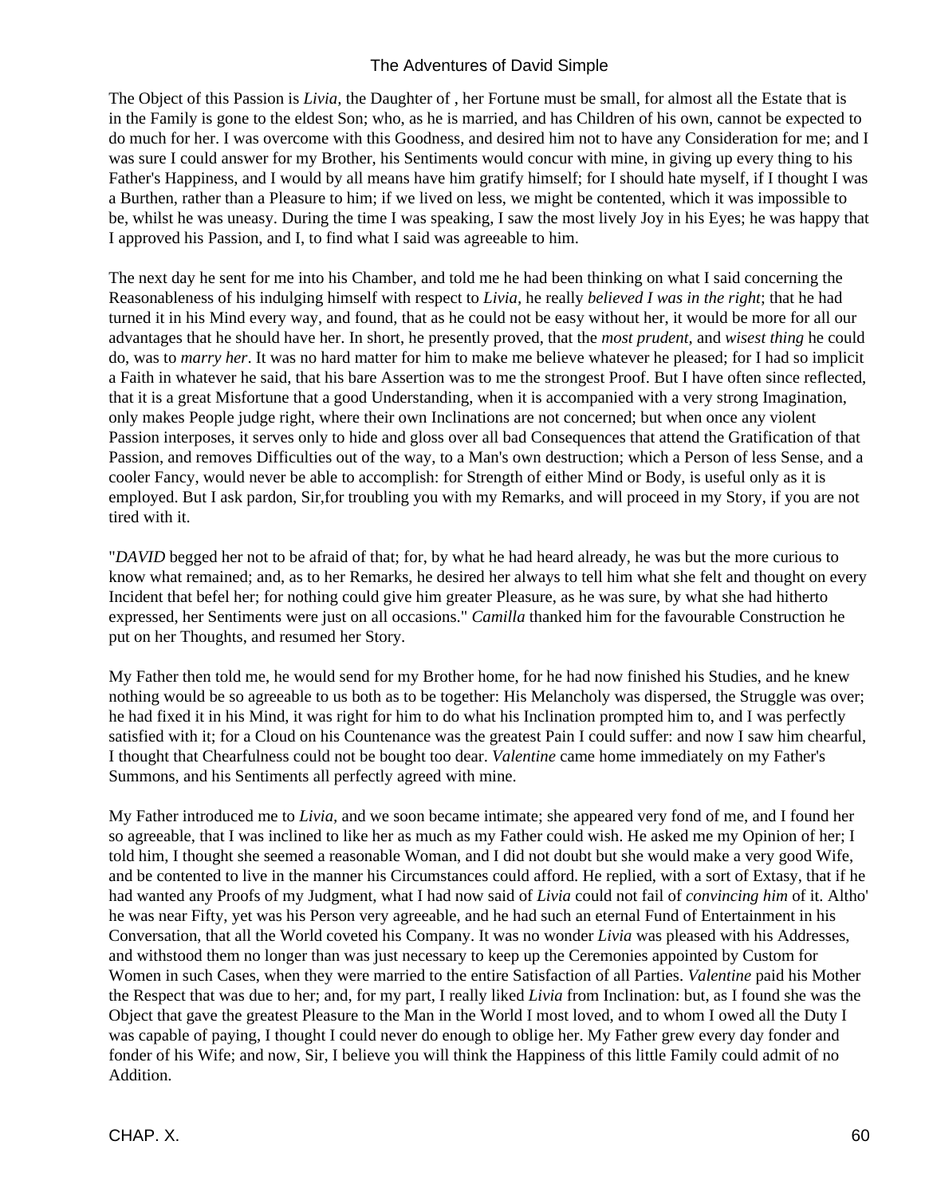The Object of this Passion is *Livia*, the Daughter of , her Fortune must be small, for almost all the Estate that is in the Family is gone to the eldest Son; who, as he is married, and has Children of his own, cannot be expected to do much for her. I was overcome with this Goodness, and desired him not to have any Consideration for me; and I was sure I could answer for my Brother, his Sentiments would concur with mine, in giving up every thing to his Father's Happiness, and I would by all means have him gratify himself; for I should hate myself, if I thought I was a Burthen, rather than a Pleasure to him; if we lived on less, we might be contented, which it was impossible to be, whilst he was uneasy. During the time I was speaking, I saw the most lively Joy in his Eyes; he was happy that I approved his Passion, and I, to find what I said was agreeable to him.

The next day he sent for me into his Chamber, and told me he had been thinking on what I said concerning the Reasonableness of his indulging himself with respect to *Livia*, he really *believed I was in the right*; that he had turned it in his Mind every way, and found, that as he could not be easy without her, it would be more for all our advantages that he should have her. In short, he presently proved, that the *most prudent*, and *wisest thing* he could do, was to *marry her*. It was no hard matter for him to make me believe whatever he pleased; for I had so implicit a Faith in whatever he said, that his bare Assertion was to me the strongest Proof. But I have often since reflected, that it is a great Misfortune that a good Understanding, when it is accompanied with a very strong Imagination, only makes People judge right, where their own Inclinations are not concerned; but when once any violent Passion interposes, it serves only to hide and gloss over all bad Consequences that attend the Gratification of that Passion, and removes Difficulties out of the way, to a Man's own destruction; which a Person of less Sense, and a cooler Fancy, would never be able to accomplish: for Strength of either Mind or Body, is useful only as it is employed. But I ask pardon, Sir,for troubling you with my Remarks, and will proceed in my Story, if you are not tired with it.

"*DAVID* begged her not to be afraid of that; for, by what he had heard already, he was but the more curious to know what remained; and, as to her Remarks, he desired her always to tell him what she felt and thought on every Incident that befel her; for nothing could give him greater Pleasure, as he was sure, by what she had hitherto expressed, her Sentiments were just on all occasions." *Camilla* thanked him for the favourable Construction he put on her Thoughts, and resumed her Story.

My Father then told me, he would send for my Brother home, for he had now finished his Studies, and he knew nothing would be so agreeable to us both as to be together: His Melancholy was dispersed, the Struggle was over; he had fixed it in his Mind, it was right for him to do what his Inclination prompted him to, and I was perfectly satisfied with it; for a Cloud on his Countenance was the greatest Pain I could suffer: and now I saw him chearful, I thought that Chearfulness could not be bought too dear. *Valentine* came home immediately on my Father's Summons, and his Sentiments all perfectly agreed with mine.

My Father introduced me to *Livia*, and we soon became intimate; she appeared very fond of me, and I found her so agreeable, that I was inclined to like her as much as my Father could wish. He asked me my Opinion of her; I told him, I thought she seemed a reasonable Woman, and I did not doubt but she would make a very good Wife, and be contented to live in the manner his Circumstances could afford. He replied, with a sort of Extasy, that if he had wanted any Proofs of my Judgment, what I had now said of *Livia* could not fail of *convincing him* of it. Altho' he was near Fifty, yet was his Person very agreeable, and he had such an eternal Fund of Entertainment in his Conversation, that all the World coveted his Company. It was no wonder *Livia* was pleased with his Addresses, and withstood them no longer than was just necessary to keep up the Ceremonies appointed by Custom for Women in such Cases, when they were married to the entire Satisfaction of all Parties. *Valentine* paid his Mother the Respect that was due to her; and, for my part, I really liked *Livia* from Inclination: but, as I found she was the Object that gave the greatest Pleasure to the Man in the World I most loved, and to whom I owed all the Duty I was capable of paying, I thought I could never do enough to oblige her. My Father grew every day fonder and fonder of his Wife; and now, Sir, I believe you will think the Happiness of this little Family could admit of no Addition.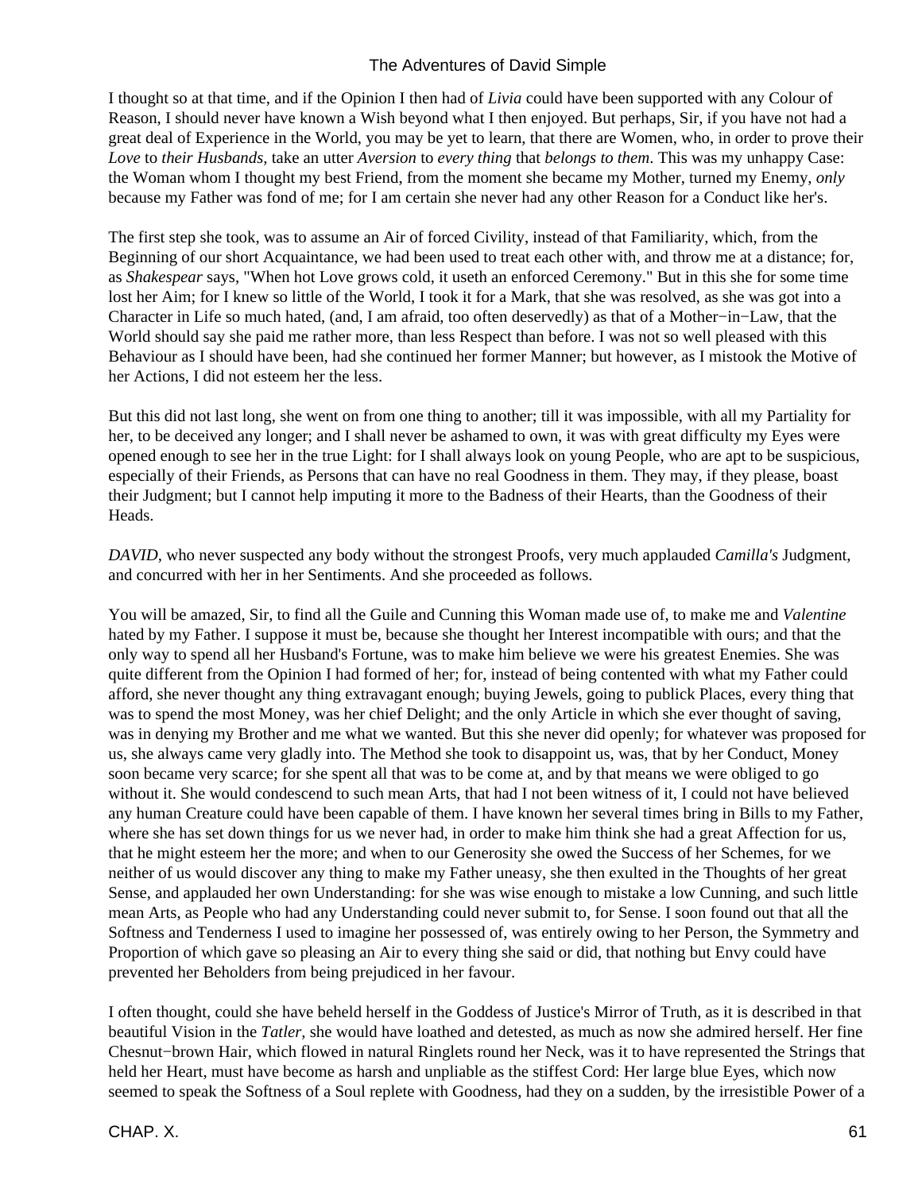I thought so at that time, and if the Opinion I then had of *Livia* could have been supported with any Colour of Reason, I should never have known a Wish beyond what I then enjoyed. But perhaps, Sir, if you have not had a great deal of Experience in the World, you may be yet to learn, that there are Women, who, in order to prove their *Love* to *their Husbands,* take an utter *Aversion* to *every thing* that *belongs to them*. This was my unhappy Case: the Woman whom I thought my best Friend, from the moment she became my Mother, turned my Enemy, *only* because my Father was fond of me; for I am certain she never had any other Reason for a Conduct like her's.

The first step she took, was to assume an Air of forced Civility, instead of that Familiarity, which, from the Beginning of our short Acquaintance, we had been used to treat each other with, and throw me at a distance; for, as *Shakespear* says, "When hot Love grows cold, it useth an enforced Ceremony." But in this she for some time lost her Aim; for I knew so little of the World, I took it for a Mark, that she was resolved, as she was got into a Character in Life so much hated, (and, I am afraid, too often deservedly) as that of a Mother−in−Law, that the World should say she paid me rather more, than less Respect than before. I was not so well pleased with this Behaviour as I should have been, had she continued her former Manner; but however, as I mistook the Motive of her Actions, I did not esteem her the less.

But this did not last long, she went on from one thing to another; till it was impossible, with all my Partiality for her, to be deceived any longer; and I shall never be ashamed to own, it was with great difficulty my Eyes were opened enough to see her in the true Light: for I shall always look on young People, who are apt to be suspicious, especially of their Friends, as Persons that can have no real Goodness in them. They may, if they please, boast their Judgment; but I cannot help imputing it more to the Badness of their Hearts, than the Goodness of their Heads.

*DAVID*, who never suspected any body without the strongest Proofs, very much applauded *Camilla's* Judgment, and concurred with her in her Sentiments. And she proceeded as follows.

You will be amazed, Sir, to find all the Guile and Cunning this Woman made use of, to make me and *Valentine* hated by my Father. I suppose it must be, because she thought her Interest incompatible with ours; and that the only way to spend all her Husband's Fortune, was to make him believe we were his greatest Enemies. She was quite different from the Opinion I had formed of her; for, instead of being contented with what my Father could afford, she never thought any thing extravagant enough; buying Jewels, going to publick Places, every thing that was to spend the most Money, was her chief Delight; and the only Article in which she ever thought of saving, was in denying my Brother and me what we wanted. But this she never did openly; for whatever was proposed for us, she always came very gladly into. The Method she took to disappoint us, was, that by her Conduct, Money soon became very scarce; for she spent all that was to be come at, and by that means we were obliged to go without it. She would condescend to such mean Arts, that had I not been witness of it, I could not have believed any human Creature could have been capable of them. I have known her several times bring in Bills to my Father, where she has set down things for us we never had, in order to make him think she had a great Affection for us, that he might esteem her the more; and when to our Generosity she owed the Success of her Schemes, for we neither of us would discover any thing to make my Father uneasy, she then exulted in the Thoughts of her great Sense, and applauded her own Understanding: for she was wise enough to mistake a low Cunning, and such little mean Arts, as People who had any Understanding could never submit to, for Sense. I soon found out that all the Softness and Tenderness I used to imagine her possessed of, was entirely owing to her Person, the Symmetry and Proportion of which gave so pleasing an Air to every thing she said or did, that nothing but Envy could have prevented her Beholders from being prejudiced in her favour.

I often thought, could she have beheld herself in the Goddess of Justice's Mirror of Truth, as it is described in that beautiful Vision in the *Tatler,* she would have loathed and detested, as much as now she admired herself. Her fine Chesnut−brown Hair, which flowed in natural Ringlets round her Neck, was it to have represented the Strings that held her Heart, must have become as harsh and unpliable as the stiffest Cord: Her large blue Eyes, which now seemed to speak the Softness of a Soul replete with Goodness, had they on a sudden, by the irresistible Power of a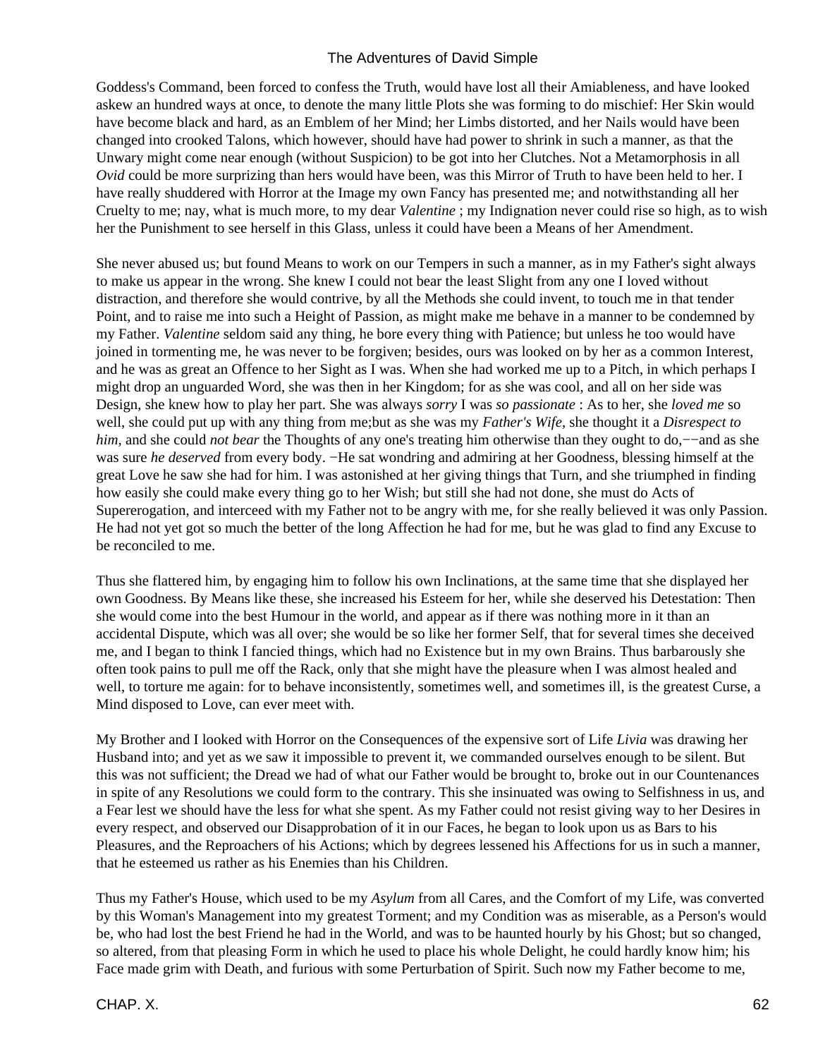Goddess's Command, been forced to confess the Truth, would have lost all their Amiableness, and have looked askew an hundred ways at once, to denote the many little Plots she was forming to do mischief: Her Skin would have become black and hard, as an Emblem of her Mind; her Limbs distorted, and her Nails would have been changed into crooked Talons, which however, should have had power to shrink in such a manner, as that the Unwary might come near enough (without Suspicion) to be got into her Clutches. Not a Metamorphosis in all *Ovid* could be more surprizing than hers would have been, was this Mirror of Truth to have been held to her. I have really shuddered with Horror at the Image my own Fancy has presented me; and notwithstanding all her Cruelty to me; nay, what is much more, to my dear *Valentine* ; my Indignation never could rise so high, as to wish her the Punishment to see herself in this Glass, unless it could have been a Means of her Amendment.

She never abused us; but found Means to work on our Tempers in such a manner, as in my Father's sight always to make us appear in the wrong. She knew I could not bear the least Slight from any one I loved without distraction, and therefore she would contrive, by all the Methods she could invent, to touch me in that tender Point, and to raise me into such a Height of Passion, as might make me behave in a manner to be condemned by my Father. *Valentine* seldom said any thing, he bore every thing with Patience; but unless he too would have joined in tormenting me, he was never to be forgiven; besides, ours was looked on by her as a common Interest, and he was as great an Offence to her Sight as I was. When she had worked me up to a Pitch, in which perhaps I might drop an unguarded Word, she was then in her Kingdom; for as she was cool, and all on her side was Design, she knew how to play her part. She was always *sorry* I was *so passionate* : As to her, she *loved me* so well, she could put up with any thing from me;but as she was my *Father's Wife,* she thought it a *Disrespect to him,* and she could *not bear* the Thoughts of any one's treating him otherwise than they ought to do,−−and as she was sure *he deserved* from every body. −He sat wondring and admiring at her Goodness, blessing himself at the great Love he saw she had for him. I was astonished at her giving things that Turn, and she triumphed in finding how easily she could make every thing go to her Wish; but still she had not done, she must do Acts of Supererogation, and interceed with my Father not to be angry with me, for she really believed it was only Passion. He had not yet got so much the better of the long Affection he had for me, but he was glad to find any Excuse to be reconciled to me.

Thus she flattered him, by engaging him to follow his own Inclinations, at the same time that she displayed her own Goodness. By Means like these, she increased his Esteem for her, while she deserved his Detestation: Then she would come into the best Humour in the world, and appear as if there was nothing more in it than an accidental Dispute, which was all over; she would be so like her former Self, that for several times she deceived me, and I began to think I fancied things, which had no Existence but in my own Brains. Thus barbarously she often took pains to pull me off the Rack, only that she might have the pleasure when I was almost healed and well, to torture me again: for to behave inconsistently, sometimes well, and sometimes ill, is the greatest Curse, a Mind disposed to Love, can ever meet with.

My Brother and I looked with Horror on the Consequences of the expensive sort of Life *Livia* was drawing her Husband into; and yet as we saw it impossible to prevent it, we commanded ourselves enough to be silent. But this was not sufficient; the Dread we had of what our Father would be brought to, broke out in our Countenances in spite of any Resolutions we could form to the contrary. This she insinuated was owing to Selfishness in us, and a Fear lest we should have the less for what she spent. As my Father could not resist giving way to her Desires in every respect, and observed our Disapprobation of it in our Faces, he began to look upon us as Bars to his Pleasures, and the Reproachers of his Actions; which by degrees lessened his Affections for us in such a manner, that he esteemed us rather as his Enemies than his Children.

Thus my Father's House, which used to be my *Asylum* from all Cares, and the Comfort of my Life, was converted by this Woman's Management into my greatest Torment; and my Condition was as miserable, as a Person's would be, who had lost the best Friend he had in the World, and was to be haunted hourly by his Ghost; but so changed, so altered, from that pleasing Form in which he used to place his whole Delight, he could hardly know him; his Face made grim with Death, and furious with some Perturbation of Spirit. Such now my Father become to me,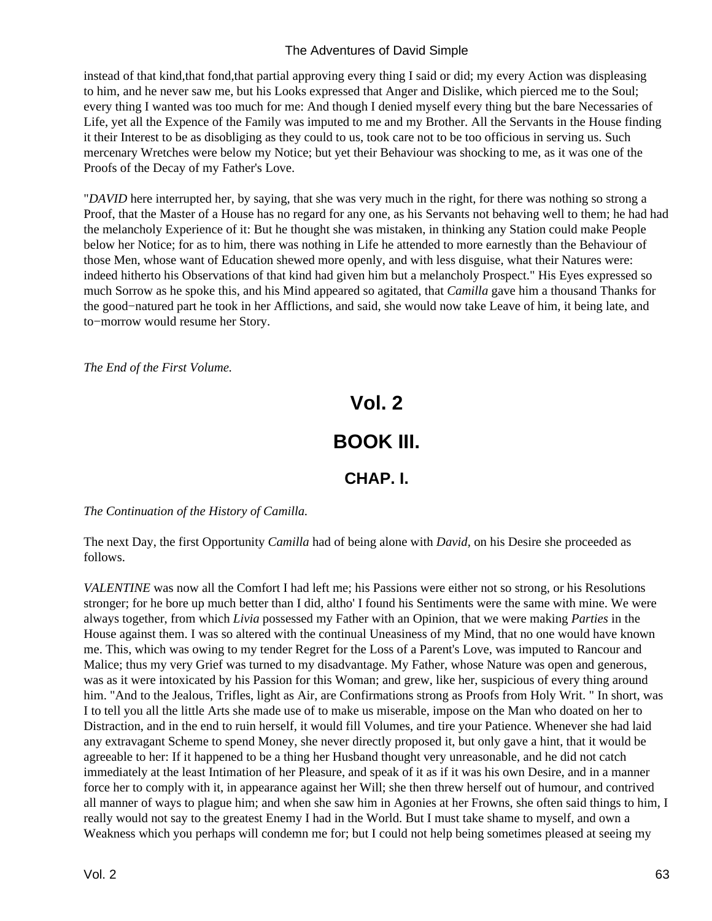instead of that kind,that fond,that partial approving every thing I said or did; my every Action was displeasing to him, and he never saw me, but his Looks expressed that Anger and Dislike, which pierced me to the Soul; every thing I wanted was too much for me: And though I denied myself every thing but the bare Necessaries of Life, yet all the Expence of the Family was imputed to me and my Brother. All the Servants in the House finding it their Interest to be as disobliging as they could to us, took care not to be too officious in serving us. Such mercenary Wretches were below my Notice; but yet their Behaviour was shocking to me, as it was one of the Proofs of the Decay of my Father's Love.

"*DAVID* here interrupted her, by saying, that she was very much in the right, for there was nothing so strong a Proof, that the Master of a House has no regard for any one, as his Servants not behaving well to them; he had had the melancholy Experience of it: But he thought she was mistaken, in thinking any Station could make People below her Notice; for as to him, there was nothing in Life he attended to more earnestly than the Behaviour of those Men, whose want of Education shewed more openly, and with less disguise, what their Natures were: indeed hitherto his Observations of that kind had given him but a melancholy Prospect." His Eyes expressed so much Sorrow as he spoke this, and his Mind appeared so agitated, that *Camilla* gave him a thousand Thanks for the good−natured part he took in her Afflictions, and said, she would now take Leave of him, it being late, and to−morrow would resume her Story.

*The End of the First Volume.*

# Vol. 2

# BOOK III.

## CHAP. I.

*The Continuation of the History of Camilla.*

The next Day, the first Opportunity *Camilla* had of being alone with *David*, on his Desire she proceeded as follows.

*VALENTINE* was now all the Comfort I had left me; his Passions were either not so strong, or his Resolutions stronger; for he bore up much better than I did, altho' I found his Sentiments were the same with mine. We were always together, from which *Livia* possessed my Father with an Opinion, that we were making *Parties* in the House against them. I was so altered with the continual Uneasiness of my Mind, that no one would have known me. This, which was owing to my tender Regret for the Loss of a Parent's Love, was imputed to Rancour and Malice; thus my very Grief was turned to my disadvantage. My Father, whose Nature was open and generous, was as it were intoxicated by his Passion for this Woman; and grew, like her, suspicious of every thing around him. "And to the Jealous, Trifles, light as Air, are Confirmations strong as Proofs from Holy Writ. " In short, was I to tell you all the little Arts she made use of to make us miserable, impose on the Man who doated on her to Distraction, and in the end to ruin herself, it would fill Volumes, and tire your Patience. Whenever she had laid any extravagant Scheme to spend Money, she never directly proposed it, but only gave a hint, that it would be agreeable to her: If it happened to be a thing her Husband thought very unreasonable, and he did not catch immediately at the least Intimation of her Pleasure, and speak of it as if it was his own Desire, and in a manner force her to comply with it, in appearance against her Will; she then threw herself out of humour, and contrived all manner of ways to plague him; and when she saw him in Agonies at her Frowns, she often said things to him, I really would not say to the greatest Enemy I had in the World. But I must take shame to myself, and own a Weakness which you perhaps will condemn me for; but I could not help being sometimes pleased at seeing my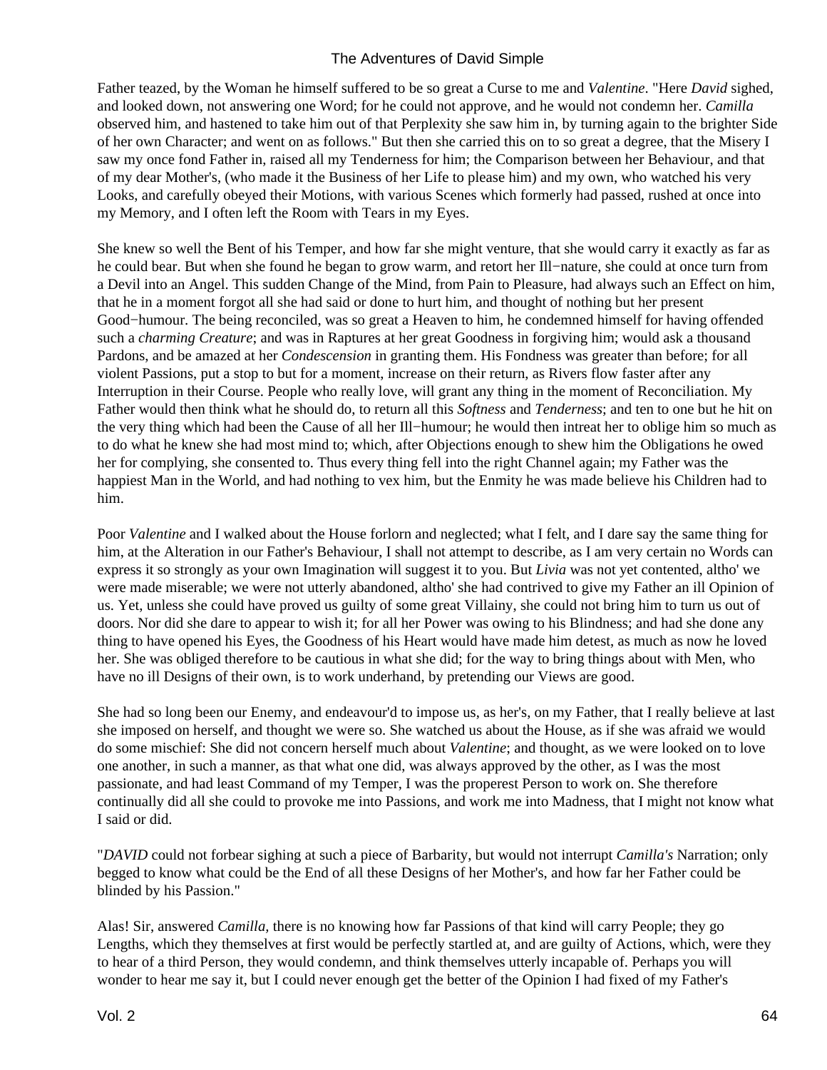Father teazed, by the Woman he himself suffered to be so great a Curse to me and *Valentine*. "Here *David* sighed, and looked down, not answering one Word; for he could not approve, and he would not condemn her. *Camilla* observed him, and hastened to take him out of that Perplexity she saw him in, by turning again to the brighter Side of her own Character; and went on as follows." But then she carried this on to so great a degree, that the Misery I saw my once fond Father in, raised all my Tenderness for him; the Comparison between her Behaviour, and that of my dear Mother's, (who made it the Business of her Life to please him) and my own, who watched his very Looks, and carefully obeyed their Motions, with various Scenes which formerly had passed, rushed at once into my Memory, and I often left the Room with Tears in my Eyes.

She knew so well the Bent of his Temper, and how far she might venture, that she would carry it exactly as far as he could bear. But when she found he began to grow warm, and retort her Ill−nature, she could at once turn from a Devil into an Angel. This sudden Change of the Mind, from Pain to Pleasure, had always such an Effect on him, that he in a moment forgot all she had said or done to hurt him, and thought of nothing but her present Good−humour. The being reconciled, was so great a Heaven to him, he condemned himself for having offended such a *charming Creature*; and was in Raptures at her great Goodness in forgiving him; would ask a thousand Pardons, and be amazed at her *Condescension* in granting them. His Fondness was greater than before; for all violent Passions, put a stop to but for a moment, increase on their return, as Rivers flow faster after any Interruption in their Course. People who really love, will grant any thing in the moment of Reconciliation. My Father would then think what he should do, to return all this *Softness* and *Tenderness*; and ten to one but he hit on the very thing which had been the Cause of all her Ill−humour; he would then intreat her to oblige him so much as to do what he knew she had most mind to; which, after Objections enough to shew him the Obligations he owed her for complying, she consented to. Thus every thing fell into the right Channel again; my Father was the happiest Man in the World, and had nothing to vex him, but the Enmity he was made believe his Children had to him.

Poor *Valentine* and I walked about the House forlorn and neglected; what I felt, and I dare say the same thing for him, at the Alteration in our Father's Behaviour, I shall not attempt to describe, as I am very certain no Words can express it so strongly as your own Imagination will suggest it to you. But *Livia* was not yet contented, altho' we were made miserable; we were not utterly abandoned, altho' she had contrived to give my Father an ill Opinion of us. Yet, unless she could have proved us guilty of some great Villainy, she could not bring him to turn us out of doors. Nor did she dare to appear to wish it; for all her Power was owing to his Blindness; and had she done any thing to have opened his Eyes, the Goodness of his Heart would have made him detest, as much as now he loved her. She was obliged therefore to be cautious in what she did; for the way to bring things about with Men, who have no ill Designs of their own, is to work underhand, by pretending our Views are good.

She had so long been our Enemy, and endeavour'd to impose us, as her's, on my Father, that I really believe at last she imposed on herself, and thought we were so. She watched us about the House, as if she was afraid we would do some mischief: She did not concern herself much about *Valentine*; and thought, as we were looked on to love one another, in such a manner, as that what one did, was always approved by the other, as I was the most passionate, and had least Command of my Temper, I was the properest Person to work on. She therefore continually did all she could to provoke me into Passions, and work me into Madness, that I might not know what I said or did.

"*DAVID* could not forbear sighing at such a piece of Barbarity, but would not interrupt *Camilla's* Narration; only begged to know what could be the End of all these Designs of her Mother's, and how far her Father could be blinded by his Passion."

Alas! Sir, answered *Camilla*, there is no knowing how far Passions of that kind will carry People; they go Lengths, which they themselves at first would be perfectly startled at, and are guilty of Actions, which, were they to hear of a third Person, they would condemn, and think themselves utterly incapable of. Perhaps you will wonder to hear me say it, but I could never enough get the better of the Opinion I had fixed of my Father's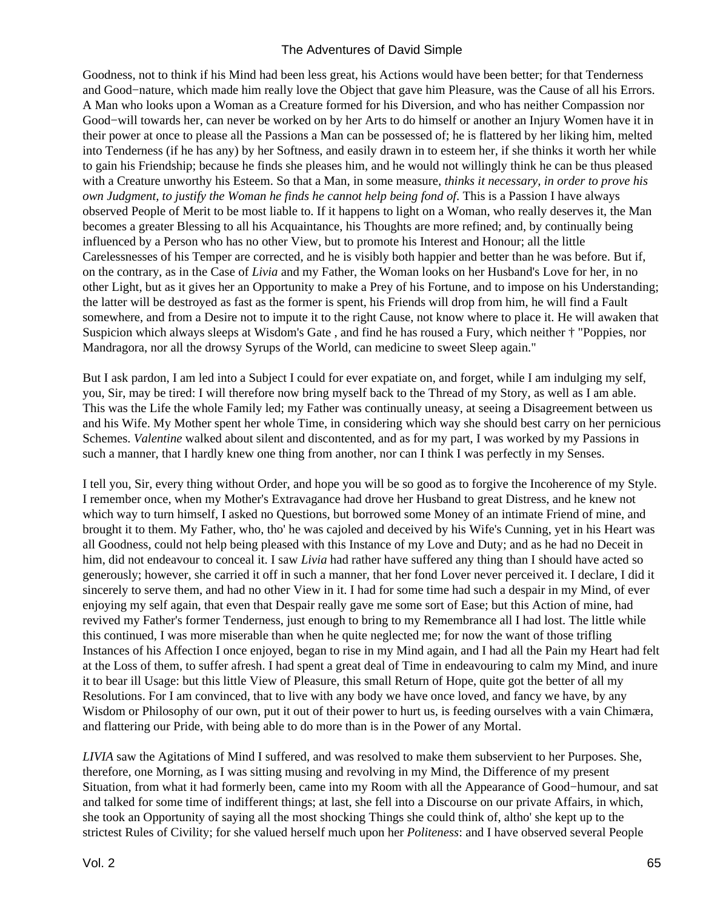Goodness, not to think if his Mind had been less great, his Actions would have been better; for that Tenderness and Good−nature, which made him really love the Object that gave him Pleasure, was the Cause of all his Errors. A Man who looks upon a Woman as a Creature formed for his Diversion, and who has neither Compassion nor Good−will towards her, can never be worked on by her Arts to do himself or another an Injury Women have it in their power at once to please all the Passions a Man can be possessed of; he is flattered by her liking him, melted into Tenderness (if he has any) by her Softness, and easily drawn in to esteem her, if she thinks it worth her while to gain his Friendship; because he finds she pleases him, and he would not willingly think he can be thus pleased with a Creature unworthy his Esteem. So that a Man, in some measure, *thinks it necessary, in order to prove his own Judgment, to justify the Woman he finds he cannot help being fond of*. This is a Passion I have always observed People of Merit to be most liable to. If it happens to light on a Woman, who really deserves it, the Man becomes a greater Blessing to all his Acquaintance, his Thoughts are more refined; and, by continually being influenced by a Person who has no other View, but to promote his Interest and Honour; all the little Carelessnesses of his Temper are corrected, and he is visibly both happier and better than he was before. But if, on the contrary, as in the Case of *Livia* and my Father, the Woman looks on her Husband's Love for her, in no other Light, but as it gives her an Opportunity to make a Prey of his Fortune, and to impose on his Understanding; the latter will be destroyed as fast as the former is spent, his Friends will drop from him, he will find a Fault somewhere, and from a Desire not to impute it to the right Cause, not know where to place it. He will awaken that Suspicion which always sleeps at Wisdom's Gate , and find he has roused a Fury, which neither † "Poppies, nor Mandragora, nor all the drowsy Syrups of the World, can medicine to sweet Sleep again."

But I ask pardon, I am led into a Subject I could for ever expatiate on, and forget, while I am indulging my self, you, Sir, may be tired: I will therefore now bring myself back to the Thread of my Story, as well as I am able. This was the Life the whole Family led; my Father was continually uneasy, at seeing a Disagreement between us and his Wife. My Mother spent her whole Time, in considering which way she should best carry on her pernicious Schemes. *Valentine* walked about silent and discontented, and as for my part, I was worked by my Passions in such a manner, that I hardly knew one thing from another, nor can I think I was perfectly in my Senses.

I tell you, Sir, every thing without Order, and hope you will be so good as to forgive the Incoherence of my Style. I remember once, when my Mother's Extravagance had drove her Husband to great Distress, and he knew not which way to turn himself, I asked no Questions, but borrowed some Money of an intimate Friend of mine, and brought it to them. My Father, who, tho' he was cajoled and deceived by his Wife's Cunning, yet in his Heart was all Goodness, could not help being pleased with this Instance of my Love and Duty; and as he had no Deceit in him, did not endeavour to conceal it. I saw *Livia* had rather have suffered any thing than I should have acted so generously; however, she carried it off in such a manner, that her fond Lover never perceived it. I declare, I did it sincerely to serve them, and had no other View in it. I had for some time had such a despair in my Mind, of ever enjoying my self again, that even that Despair really gave me some sort of Ease; but this Action of mine, had revived my Father's former Tenderness, just enough to bring to my Remembrance all I had lost. The little while this continued, I was more miserable than when he quite neglected me; for now the want of those trifling Instances of his Affection I once enjoyed, began to rise in my Mind again, and I had all the Pain my Heart had felt at the Loss of them, to suffer afresh. I had spent a great deal of Time in endeavouring to calm my Mind, and inure it to bear ill Usage: but this little View of Pleasure, this small Return of Hope, quite got the better of all my Resolutions. For I am convinced, that to live with any body we have once loved, and fancy we have, by any Wisdom or Philosophy of our own, put it out of their power to hurt us, is feeding ourselves with a vain Chimæra, and flattering our Pride, with being able to do more than is in the Power of any Mortal.

*LIVIA* saw the Agitations of Mind I suffered, and was resolved to make them subservient to her Purposes. She, therefore, one Morning, as I was sitting musing and revolving in my Mind, the Difference of my present Situation, from what it had formerly been, came into my Room with all the Appearance of Good−humour, and sat and talked for some time of indifferent things; at last, she fell into a Discourse on our private Affairs, in which, she took an Opportunity of saying all the most shocking Things she could think of, altho' she kept up to the strictest Rules of Civility; for she valued herself much upon her *Politeness*: and I have observed several People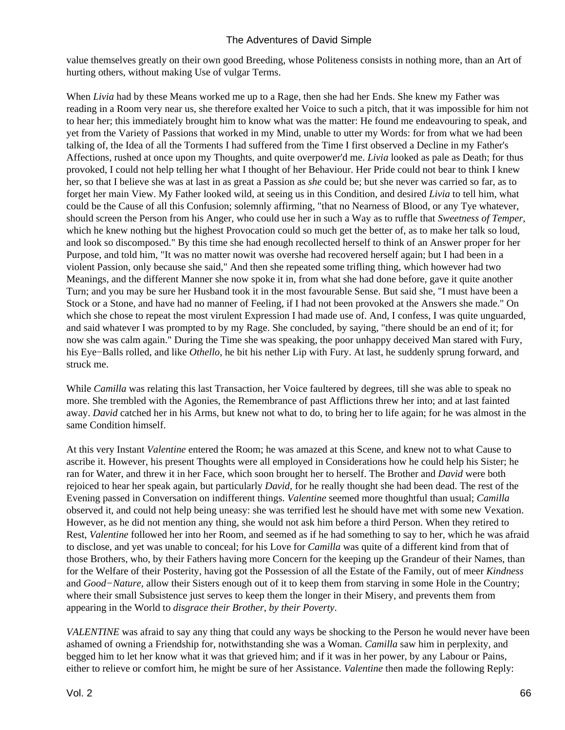value themselves greatly on their own good Breeding, whose Politeness consists in nothing more, than an Art of hurting others, without making Use of vulgar Terms.

When *Livia* had by these Means worked me up to a Rage, then she had her Ends. She knew my Father was reading in a Room very near us, she therefore exalted her Voice to such a pitch, that it was impossible for him not to hear her; this immediately brought him to know what was the matter: He found me endeavouring to speak, and yet from the Variety of Passions that worked in my Mind, unable to utter my Words: for from what we had been talking of, the Idea of all the Torments I had suffered from the Time I first observed a Decline in my Father's Affections, rushed at once upon my Thoughts, and quite overpower'd me. *Livia* looked as pale as Death; for thus provoked, I could not help telling her what I thought of her Behaviour. Her Pride could not bear to think I knew her, so that I believe she was at last in as great a Passion as *she* could be; but she never was carried so far, as to forget her main View. My Father looked wild, at seeing us in this Condition, and desired *Livia* to tell him, what could be the Cause of all this Confusion; solemnly affirming, "that no Nearness of Blood, or any Tye whatever, should screen the Person from his Anger, who could use her in such a Way as to ruffle that *Sweetness of Temper,* which he knew nothing but the highest Provocation could so much get the better of, as to make her talk so loud, and look so discomposed." By this time she had enough recollected herself to think of an Answer proper for her Purpose, and told him, "It was no matter nowit was overshe had recovered herself again; but I had been in a violent Passion, only because she said," And then she repeated some trifling thing, which however had two Meanings, and the different Manner she now spoke it in, from what she had done before, gave it quite another Turn; and you may be sure her Husband took it in the most favourable Sense. But said she, "I must have been a Stock or a Stone, and have had no manner of Feeling, if I had not been provoked at the Answers she made." On which she chose to repeat the most virulent Expression I had made use of. And, I confess, I was quite unguarded, and said whatever I was prompted to by my Rage. She concluded, by saying, "there should be an end of it; for now she was calm again." During the Time she was speaking, the poor unhappy deceived Man stared with Fury, his Eye−Balls rolled, and like *Othello,* he bit his nether Lip with Fury. At last, he suddenly sprung forward, and struck me.

While *Camilla* was relating this last Transaction, her Voice faultered by degrees, till she was able to speak no more. She trembled with the Agonies, the Remembrance of past Afflictions threw her into; and at last fainted away. *David* catched her in his Arms, but knew not what to do, to bring her to life again; for he was almost in the same Condition himself.

At this very Instant *Valentine* entered the Room; he was amazed at this Scene, and knew not to what Cause to ascribe it. However, his present Thoughts were all employed in Considerations how he could help his Sister; he ran for Water, and threw it in her Face, which soon brought her to herself. The Brother and *David* were both rejoiced to hear her speak again, but particularly *David,* for he really thought she had been dead. The rest of the Evening passed in Conversation on indifferent things. *Valentine* seemed more thoughtful than usual; *Camilla* observed it, and could not help being uneasy: she was terrified lest he should have met with some new Vexation. However, as he did not mention any thing, she would not ask him before a third Person. When they retired to Rest, *Valentine* followed her into her Room, and seemed as if he had something to say to her, which he was afraid to disclose, and yet was unable to conceal; for his Love for *Camilla* was quite of a different kind from that of those Brothers, who, by their Fathers having more Concern for the keeping up the Grandeur of their Names, than for the Welfare of their Posterity, having got the Possession of all the Estate of the Family, out of meer *Kindness* and *Good−Nature,* allow their Sisters enough out of it to keep them from starving in some Hole in the Country; where their small Subsistence just serves to keep them the longer in their Misery, and prevents them from appearing in the World to *disgrace their Brother, by their Poverty*.

*VALENTINE* was afraid to say any thing that could any ways be shocking to the Person he would never have been ashamed of owning a Friendship for, notwithstanding she was a Woman. *Camilla* saw him in perplexity, and begged him to let her know what it was that grieved him; and if it was in her power, by any Labour or Pains, either to relieve or comfort him, he might be sure of her Assistance. *Valentine* then made the following Reply: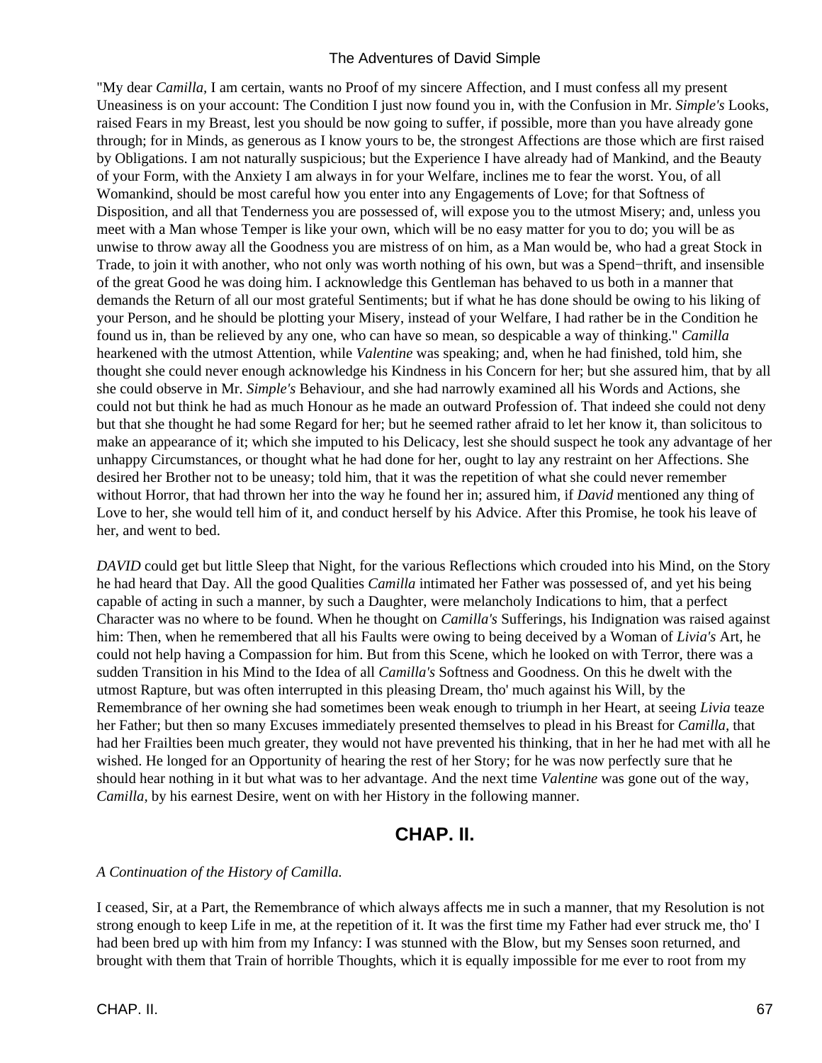"My dear *Camilla,* I am certain, wants no Proof of my sincere Affection, and I must confess all my present Uneasiness is on your account: The Condition I just now found you in, with the Confusion in Mr. *Simple's* Looks, raised Fears in my Breast, lest you should be now going to suffer, if possible, more than you have already gone through; for in Minds, as generous as I know yours to be, the strongest Affections are those which are first raised by Obligations. I am not naturally suspicious; but the Experience I have already had of Mankind, and the Beauty of your Form, with the Anxiety I am always in for your Welfare, inclines me to fear the worst. You, of all Womankind, should be most careful how you enter into any Engagements of Love; for that Softness of Disposition, and all that Tenderness you are possessed of, will expose you to the utmost Misery; and, unless you meet with a Man whose Temper is like your own, which will be no easy matter for you to do; you will be as unwise to throw away all the Goodness you are mistress of on him, as a Man would be, who had a great Stock in Trade, to join it with another, who not only was worth nothing of his own, but was a Spend−thrift, and insensible of the great Good he was doing him. I acknowledge this Gentleman has behaved to us both in a manner that demands the Return of all our most grateful Sentiments; but if what he has done should be owing to his liking of your Person, and he should be plotting your Misery, instead of your Welfare, I had rather be in the Condition he found us in, than be relieved by any one, who can have so mean, so despicable a way of thinking." *Camilla* hearkened with the utmost Attention, while *Valentine* was speaking; and, when he had finished, told him, she thought she could never enough acknowledge his Kindness in his Concern for her; but she assured him, that by all she could observe in Mr. *Simple's* Behaviour, and she had narrowly examined all his Words and Actions, she could not but think he had as much Honour as he made an outward Profession of. That indeed she could not deny but that she thought he had some Regard for her; but he seemed rather afraid to let her know it, than solicitous to make an appearance of it; which she imputed to his Delicacy, lest she should suspect he took any advantage of her unhappy Circumstances, or thought what he had done for her, ought to lay any restraint on her Affections. She desired her Brother not to be uneasy; told him, that it was the repetition of what she could never remember without Horror, that had thrown her into the way he found her in; assured him, if *David* mentioned any thing of Love to her, she would tell him of it, and conduct herself by his Advice. After this Promise, he took his leave of her, and went to bed.

*DAVID* could get but little Sleep that Night, for the various Reflections which crouded into his Mind, on the Story he had heard that Day. All the good Qualities *Camilla* intimated her Father was possessed of, and yet his being capable of acting in such a manner, by such a Daughter, were melancholy Indications to him, that a perfect Character was no where to be found. When he thought on *Camilla's* Sufferings, his Indignation was raised against him: Then, when he remembered that all his Faults were owing to being deceived by a Woman of *Livia's* Art, he could not help having a Compassion for him. But from this Scene, which he looked on with Terror, there was a sudden Transition in his Mind to the Idea of all *Camilla's* Softness and Goodness. On this he dwelt with the utmost Rapture, but was often interrupted in this pleasing Dream, tho' much against his Will, by the Remembrance of her owning she had sometimes been weak enough to triumph in her Heart, at seeing *Livia* teaze her Father; but then so many Excuses immediately presented themselves to plead in his Breast for *Camilla,* that had her Frailties been much greater, they would not have prevented his thinking, that in her he had met with all he wished. He longed for an Opportunity of hearing the rest of her Story; for he was now perfectly sure that he should hear nothing in it but what was to her advantage. And the next time *Valentine* was gone out of the way, *Camilla,* by his earnest Desire, went on with her History in the following manner.

## CHAP. II.

*A Continuation of the History of Camilla.*

I ceased, Sir, at a Part, the Remembrance of which always affects me in such a manner, that my Resolution is not strong enough to keep Life in me, at the repetition of it. It was the first time my Father had ever struck me, tho' I had been bred up with him from my Infancy: I was stunned with the Blow, but my Senses soon returned, and brought with them that Train of horrible Thoughts, which it is equally impossible for me ever to root from my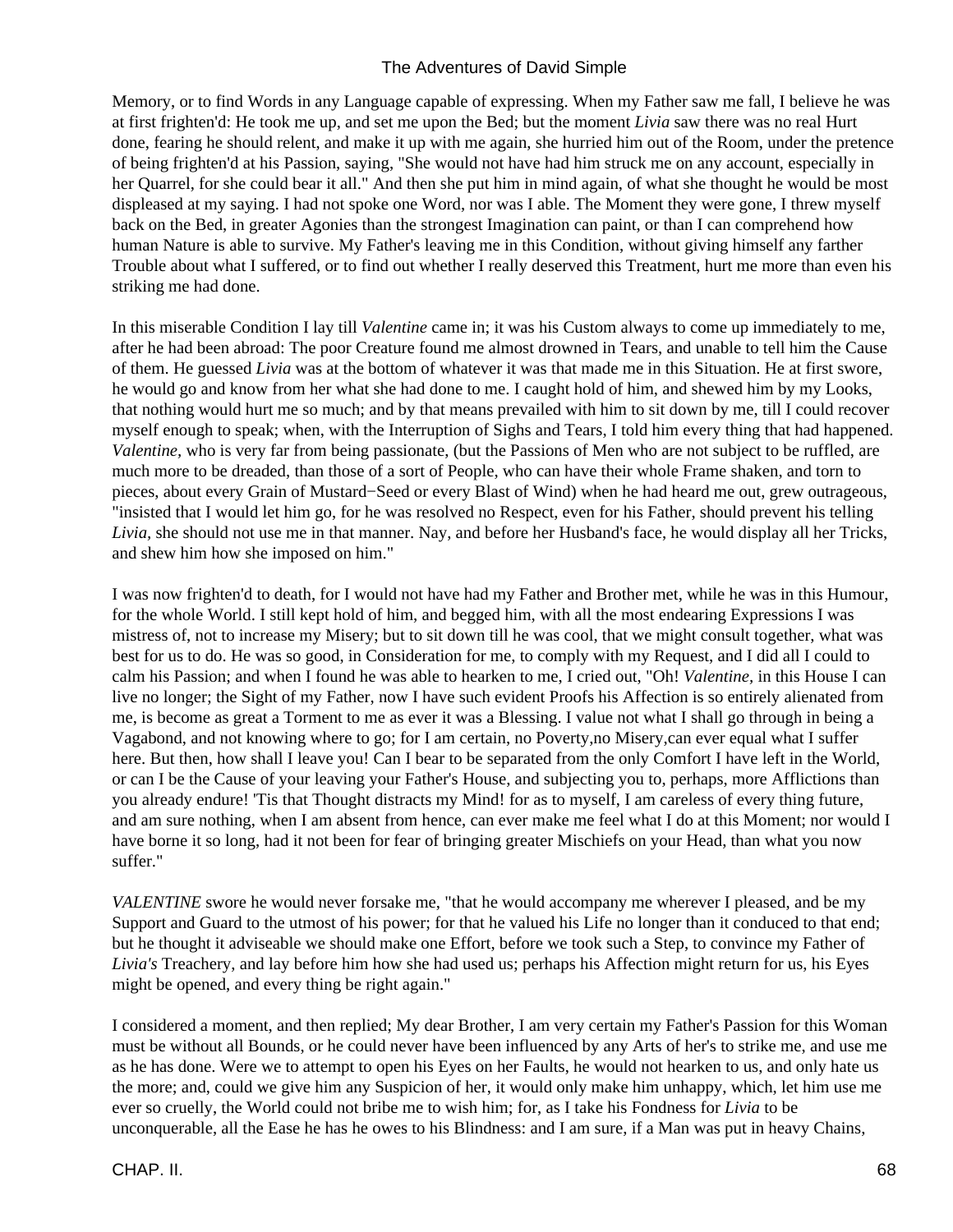Memory, or to find Words in any Language capable of expressing. When my Father saw me fall, I believe he was at first frighten'd: He took me up, and set me upon the Bed; but the moment *Livia* saw there was no real Hurt done, fearing he should relent, and make it up with me again, she hurried him out of the Room, under the pretence of being frighten'd at his Passion, saying, "She would not have had him struck me on any account, especially in her Quarrel, for she could bear it all." And then she put him in mind again, of what she thought he would be most displeased at my saying. I had not spoke one Word, nor was I able. The Moment they were gone, I threw myself back on the Bed, in greater Agonies than the strongest Imagination can paint, or than I can comprehend how human Nature is able to survive. My Father's leaving me in this Condition, without giving himself any farther Trouble about what I suffered, or to find out whether I really deserved this Treatment, hurt me more than even his striking me had done.

In this miserable Condition I lay till *Valentine* came in; it was his Custom always to come up immediately to me, after he had been abroad: The poor Creature found me almost drowned in Tears, and unable to tell him the Cause of them. He guessed *Livia* was at the bottom of whatever it was that made me in this Situation. He at first swore, he would go and know from her what she had done to me. I caught hold of him, and shewed him by my Looks, that nothing would hurt me so much; and by that means prevailed with him to sit down by me, till I could recover myself enough to speak; when, with the Interruption of Sighs and Tears, I told him every thing that had happened. *Valentine*, who is very far from being passionate, (but the Passions of Men who are not subject to be ruffled, are much more to be dreaded, than those of a sort of People, who can have their whole Frame shaken, and torn to pieces, about every Grain of Mustard−Seed or every Blast of Wind) when he had heard me out, grew outrageous, "insisted that I would let him go, for he was resolved no Respect, even for his Father, should prevent his telling *Livia*, she should not use me in that manner. Nay, and before her Husband's face, he would display all her Tricks, and shew him how she imposed on him."

I was now frighten'd to death, for I would not have had my Father and Brother met, while he was in this Humour, for the whole World. I still kept hold of him, and begged him, with all the most endearing Expressions I was mistress of, not to increase my Misery; but to sit down till he was cool, that we might consult together, what was best for us to do. He was so good, in Consideration for me, to comply with my Request, and I did all I could to calm his Passion; and when I found he was able to hearken to me, I cried out, "Oh! *Valentine*, in this House I can live no longer; the Sight of my Father, now I have such evident Proofs his Affection is so entirely alienated from me, is become as great a Torment to me as ever it was a Blessing. I value not what I shall go through in being a Vagabond, and not knowing where to go; for I am certain, no Poverty,no Misery,can ever equal what I suffer here. But then, how shall I leave you! Can I bear to be separated from the only Comfort I have left in the World, or can I be the Cause of your leaving your Father's House, and subjecting you to, perhaps, more Afflictions than you already endure! 'Tis that Thought distracts my Mind! for as to myself, I am careless of every thing future, and am sure nothing, when I am absent from hence, can ever make me feel what I do at this Moment; nor would I have borne it so long, had it not been for fear of bringing greater Mischiefs on your Head, than what you now suffer."

*VALENTINE* swore he would never forsake me, "that he would accompany me wherever I pleased, and be my Support and Guard to the utmost of his power; for that he valued his Life no longer than it conduced to that end; but he thought it adviseable we should make one Effort, before we took such a Step, to convince my Father of *Livia's* Treachery, and lay before him how she had used us; perhaps his Affection might return for us, his Eyes might be opened, and every thing be right again."

I considered a moment, and then replied; My dear Brother, I am very certain my Father's Passion for this Woman must be without all Bounds, or he could never have been influenced by any Arts of her's to strike me, and use me as he has done. Were we to attempt to open his Eyes on her Faults, he would not hearken to us, and only hate us the more; and, could we give him any Suspicion of her, it would only make him unhappy, which, let him use me ever so cruelly, the World could not bribe me to wish him; for, as I take his Fondness for *Livia* to be unconquerable, all the Ease he has he owes to his Blindness: and I am sure, if a Man was put in heavy Chains,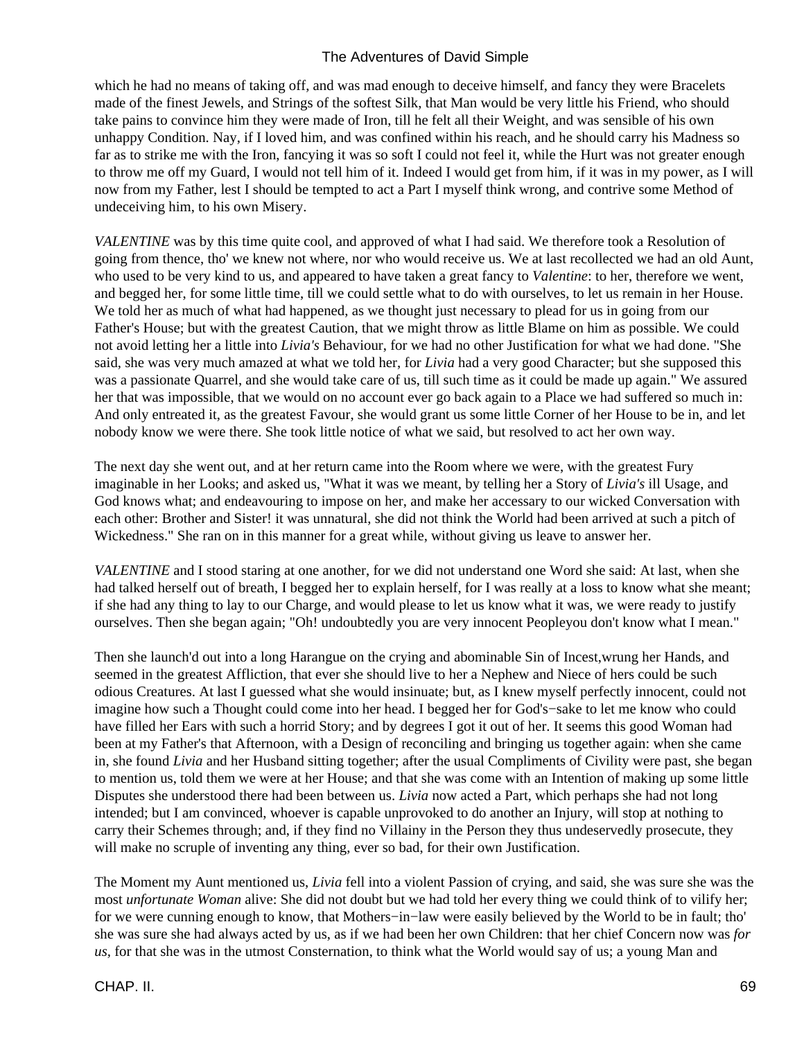which he had no means of taking off, and was mad enough to deceive himself, and fancy they were Bracelets made of the finest Jewels, and Strings of the softest Silk, that Man would be very little his Friend, who should take pains to convince him they were made of Iron, till he felt all their Weight, and was sensible of his own unhappy Condition. Nay, if I loved him, and was confined within his reach, and he should carry his Madness so far as to strike me with the Iron, fancying it was so soft I could not feel it, while the Hurt was not greater enough to throw me off my Guard, I would not tell him of it. Indeed I would get from him, if it was in my power, as I will now from my Father, lest I should be tempted to act a Part I myself think wrong, and contrive some Method of undeceiving him, to his own Misery.

*VALENTINE* was by this time quite cool, and approved of what I had said. We therefore took a Resolution of going from thence, tho' we knew not where, nor who would receive us. We at last recollected we had an old Aunt, who used to be very kind to us, and appeared to have taken a great fancy to *Valentine*: to her, therefore we went, and begged her, for some little time, till we could settle what to do with ourselves, to let us remain in her House. We told her as much of what had happened, as we thought just necessary to plead for us in going from our Father's House; but with the greatest Caution, that we might throw as little Blame on him as possible. We could not avoid letting her a little into *Livia's* Behaviour, for we had no other Justification for what we had done. "She said, she was very much amazed at what we told her, for *Livia* had a very good Character; but she supposed this was a passionate Quarrel, and she would take care of us, till such time as it could be made up again." We assured her that was impossible, that we would on no account ever go back again to a Place we had suffered so much in: And only entreated it, as the greatest Favour, she would grant us some little Corner of her House to be in, and let nobody know we were there. She took little notice of what we said, but resolved to act her own way.

The next day she went out, and at her return came into the Room where we were, with the greatest Fury imaginable in her Looks; and asked us, "What it was we meant, by telling her a Story of *Livia's* ill Usage, and God knows what; and endeavouring to impose on her, and make her accessary to our wicked Conversation with each other: Brother and Sister! it was unnatural, she did not think the World had been arrived at such a pitch of Wickedness." She ran on in this manner for a great while, without giving us leave to answer her.

*VALENTINE* and I stood staring at one another, for we did not understand one Word she said: At last, when she had talked herself out of breath, I begged her to explain herself, for I was really at a loss to know what she meant; if she had any thing to lay to our Charge, and would please to let us know what it was, we were ready to justify ourselves. Then she began again; "Oh! undoubtedly you are very innocent Peopleyou don't know what I mean."

Then she launch'd out into a long Harangue on the crying and abominable Sin of Incest,wrung her Hands, and seemed in the greatest Affliction, that ever she should live to her a Nephew and Niece of hers could be such odious Creatures. At last I guessed what she would insinuate; but, as I knew myself perfectly innocent, could not imagine how such a Thought could come into her head. I begged her for God's−sake to let me know who could have filled her Ears with such a horrid Story; and by degrees I got it out of her. It seems this good Woman had been at my Father's that Afternoon, with a Design of reconciling and bringing us together again: when she came in, she found *Livia* and her Husband sitting together; after the usual Compliments of Civility were past, she began to mention us, told them we were at her House; and that she was come with an Intention of making up some little Disputes she understood there had been between us. *Livia* now acted a Part, which perhaps she had not long intended; but I am convinced, whoever is capable unprovoked to do another an Injury, will stop at nothing to carry their Schemes through; and, if they find no Villainy in the Person they thus undeservedly prosecute, they will make no scruple of inventing any thing, ever so bad, for their own Justification.

The Moment my Aunt mentioned us, *Livia* fell into a violent Passion of crying, and said, she was sure she was the most *unfortunate Woman* alive: She did not doubt but we had told her every thing we could think of to vilify her; for we were cunning enough to know, that Mothers−in−law were easily believed by the World to be in fault; tho' she was sure she had always acted by us, as if we had been her own Children: that her chief Concern now was *for us*, for that she was in the utmost Consternation, to think what the World would say of us; a young Man and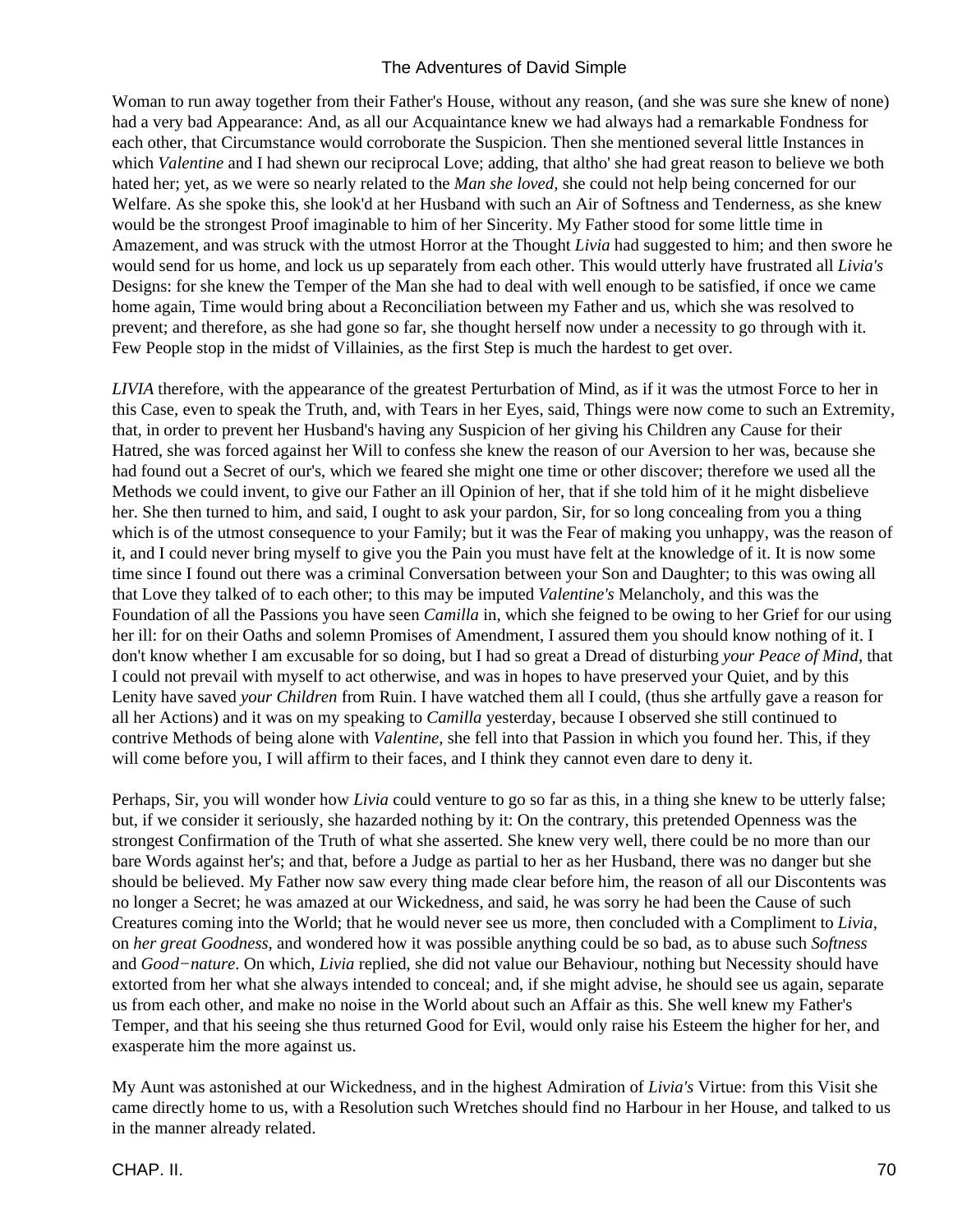Woman to run away together from their Father's House, without any reason, (and she was sure she knew of none) had a very bad Appearance: And, as all our Acquaintance knew we had always had a remarkable Fondness for each other, that Circumstance would corroborate the Suspicion. Then she mentioned several little Instances in which *Valentine* and I had shewn our reciprocal Love; adding, that altho' she had great reason to believe we both hated her; yet, as we were so nearly related to the *Man she loved,* she could not help being concerned for our Welfare. As she spoke this, she look'd at her Husband with such an Air of Softness and Tenderness, as she knew would be the strongest Proof imaginable to him of her Sincerity. My Father stood for some little time in Amazement, and was struck with the utmost Horror at the Thought *Livia* had suggested to him; and then swore he would send for us home, and lock us up separately from each other. This would utterly have frustrated all *Livia's* Designs: for she knew the Temper of the Man she had to deal with well enough to be satisfied, if once we came home again, Time would bring about a Reconciliation between my Father and us, which she was resolved to prevent; and therefore, as she had gone so far, she thought herself now under a necessity to go through with it. Few People stop in the midst of Villainies, as the first Step is much the hardest to get over.

*LIVIA* therefore, with the appearance of the greatest Perturbation of Mind, as if it was the utmost Force to her in this Case, even to speak the Truth, and, with Tears in her Eyes, said, Things were now come to such an Extremity, that, in order to prevent her Husband's having any Suspicion of her giving his Children any Cause for their Hatred, she was forced against her Will to confess she knew the reason of our Aversion to her was, because she had found out a Secret of our's, which we feared she might one time or other discover; therefore we used all the Methods we could invent, to give our Father an ill Opinion of her, that if she told him of it he might disbelieve her. She then turned to him, and said, I ought to ask your pardon, Sir, for so long concealing from you a thing which is of the utmost consequence to your Family; but it was the Fear of making you unhappy, was the reason of it, and I could never bring myself to give you the Pain you must have felt at the knowledge of it. It is now some time since I found out there was a criminal Conversation between your Son and Daughter; to this was owing all that Love they talked of to each other; to this may be imputed *Valentine's* Melancholy, and this was the Foundation of all the Passions you have seen *Camilla* in, which she feigned to be owing to her Grief for our using her ill: for on their Oaths and solemn Promises of Amendment, I assured them you should know nothing of it. I don't know whether I am excusable for so doing, but I had so great a Dread of disturbing *your Peace of Mind,* that I could not prevail with myself to act otherwise, and was in hopes to have preserved your Quiet, and by this Lenity have saved *your Children* from Ruin. I have watched them all I could, (thus she artfully gave a reason for all her Actions) and it was on my speaking to *Camilla* yesterday, because I observed she still continued to contrive Methods of being alone with *Valentine,* she fell into that Passion in which you found her. This, if they will come before you, I will affirm to their faces, and I think they cannot even dare to deny it.

Perhaps, Sir, you will wonder how *Livia* could venture to go so far as this, in a thing she knew to be utterly false; but, if we consider it seriously, she hazarded nothing by it: On the contrary, this pretended Openness was the strongest Confirmation of the Truth of what she asserted. She knew very well, there could be no more than our bare Words against her's; and that, before a Judge as partial to her as her Husband, there was no danger but she should be believed. My Father now saw every thing made clear before him, the reason of all our Discontents was no longer a Secret; he was amazed at our Wickedness, and said, he was sorry he had been the Cause of such Creatures coming into the World; that he would never see us more, then concluded with a Compliment to *Livia,* on *her great Goodness,* and wondered how it was possible anything could be so bad, as to abuse such *Softness* and *Good−nature*. On which, *Livia* replied, she did not value our Behaviour, nothing but Necessity should have extorted from her what she always intended to conceal; and, if she might advise, he should see us again, separate us from each other, and make no noise in the World about such an Affair as this. She well knew my Father's Temper, and that his seeing she thus returned Good for Evil, would only raise his Esteem the higher for her, and exasperate him the more against us.

My Aunt was astonished at our Wickedness, and in the highest Admiration of *Livia's* Virtue: from this Visit she came directly home to us, with a Resolution such Wretches should find no Harbour in her House, and talked to us in the manner already related.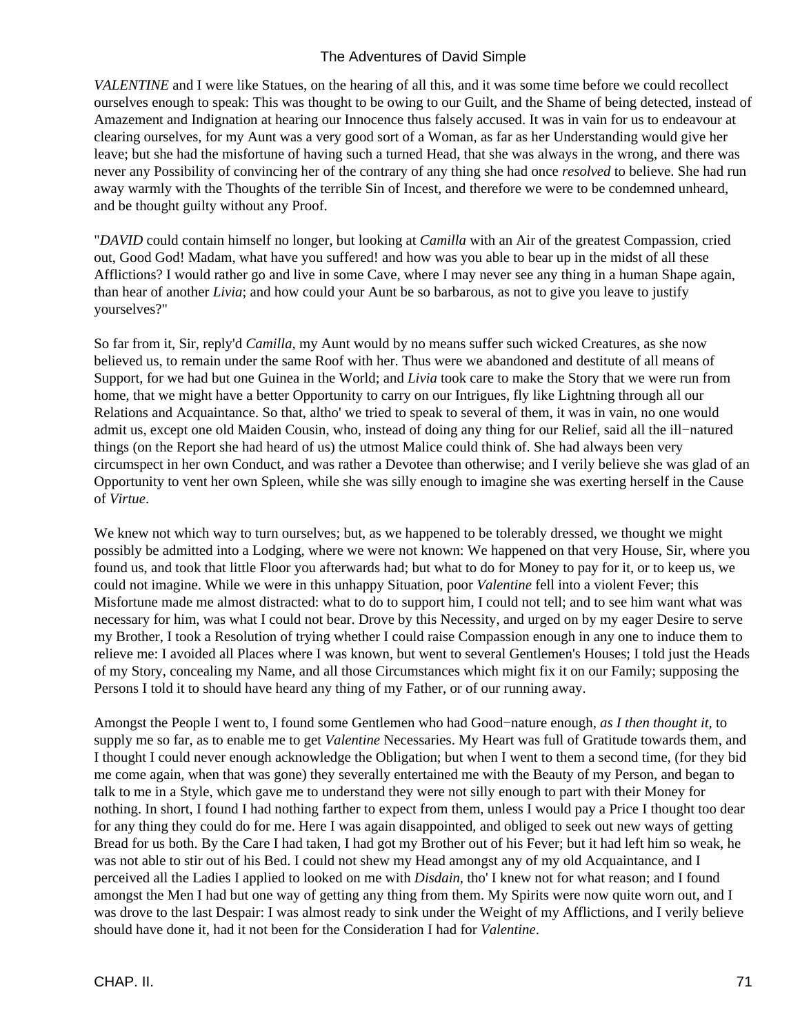*VALENTINE* and I were like Statues, on the hearing of all this, and it was some time before we could recollect ourselves enough to speak: This was thought to be owing to our Guilt, and the Shame of being detected, instead of Amazement and Indignation at hearing our Innocence thus falsely accused. It was in vain for us to endeavour at clearing ourselves, for my Aunt was a very good sort of a Woman, as far as her Understanding would give her leave; but she had the misfortune of having such a turned Head, that she was always in the wrong, and there was never any Possibility of convincing her of the contrary of any thing she had once *resolved* to believe. She had run away warmly with the Thoughts of the terrible Sin of Incest, and therefore we were to be condemned unheard, and be thought guilty without any Proof.

"*DAVID* could contain himself no longer, but looking at *Camilla* with an Air of the greatest Compassion, cried out, Good God! Madam, what have you suffered! and how was you able to bear up in the midst of all these Afflictions? I would rather go and live in some Cave, where I may never see any thing in a human Shape again, than hear of another *Livia*; and how could your Aunt be so barbarous, as not to give you leave to justify yourselves?"

So far from it, Sir, reply'd *Camilla,* my Aunt would by no means suffer such wicked Creatures, as she now believed us, to remain under the same Roof with her. Thus were we abandoned and destitute of all means of Support, for we had but one Guinea in the World; and *Livia* took care to make the Story that we were run from home, that we might have a better Opportunity to carry on our Intrigues, fly like Lightning through all our Relations and Acquaintance. So that, altho' we tried to speak to several of them, it was in vain, no one would admit us, except one old Maiden Cousin, who, instead of doing any thing for our Relief, said all the ill−natured things (on the Report she had heard of us) the utmost Malice could think of. She had always been very circumspect in her own Conduct, and was rather a Devotee than otherwise; and I verily believe she was glad of an Opportunity to vent her own Spleen, while she was silly enough to imagine she was exerting herself in the Cause of *Virtue*.

We knew not which way to turn ourselves; but, as we happened to be tolerably dressed, we thought we might possibly be admitted into a Lodging, where we were not known: We happened on that very House, Sir, where you found us, and took that little Floor you afterwards had; but what to do for Money to pay for it, or to keep us, we could not imagine. While we were in this unhappy Situation, poor *Valentine* fell into a violent Fever; this Misfortune made me almost distracted: what to do to support him, I could not tell; and to see him want what was necessary for him, was what I could not bear. Drove by this Necessity, and urged on by my eager Desire to serve my Brother, I took a Resolution of trying whether I could raise Compassion enough in any one to induce them to relieve me: I avoided all Places where I was known, but went to several Gentlemen's Houses; I told just the Heads of my Story, concealing my Name, and all those Circumstances which might fix it on our Family; supposing the Persons I told it to should have heard any thing of my Father, or of our running away.

Amongst the People I went to, I found some Gentlemen who had Good−nature enough, *as I then thought it,* to supply me so far, as to enable me to get *Valentine* Necessaries. My Heart was full of Gratitude towards them, and I thought I could never enough acknowledge the Obligation; but when I went to them a second time, (for they bid me come again, when that was gone) they severally entertained me with the Beauty of my Person, and began to talk to me in a Style, which gave me to understand they were not silly enough to part with their Money for nothing. In short, I found I had nothing farther to expect from them, unless I would pay a Price I thought too dear for any thing they could do for me. Here I was again disappointed, and obliged to seek out new ways of getting Bread for us both. By the Care I had taken, I had got my Brother out of his Fever; but it had left him so weak, he was not able to stir out of his Bed. I could not shew my Head amongst any of my old Acquaintance, and I perceived all the Ladies I applied to looked on me with *Disdain,* tho' I knew not for what reason; and I found amongst the Men I had but one way of getting any thing from them. My Spirits were now quite worn out, and I was drove to the last Despair: I was almost ready to sink under the Weight of my Afflictions, and I verily believe should have done it, had it not been for the Consideration I had for *Valentine*.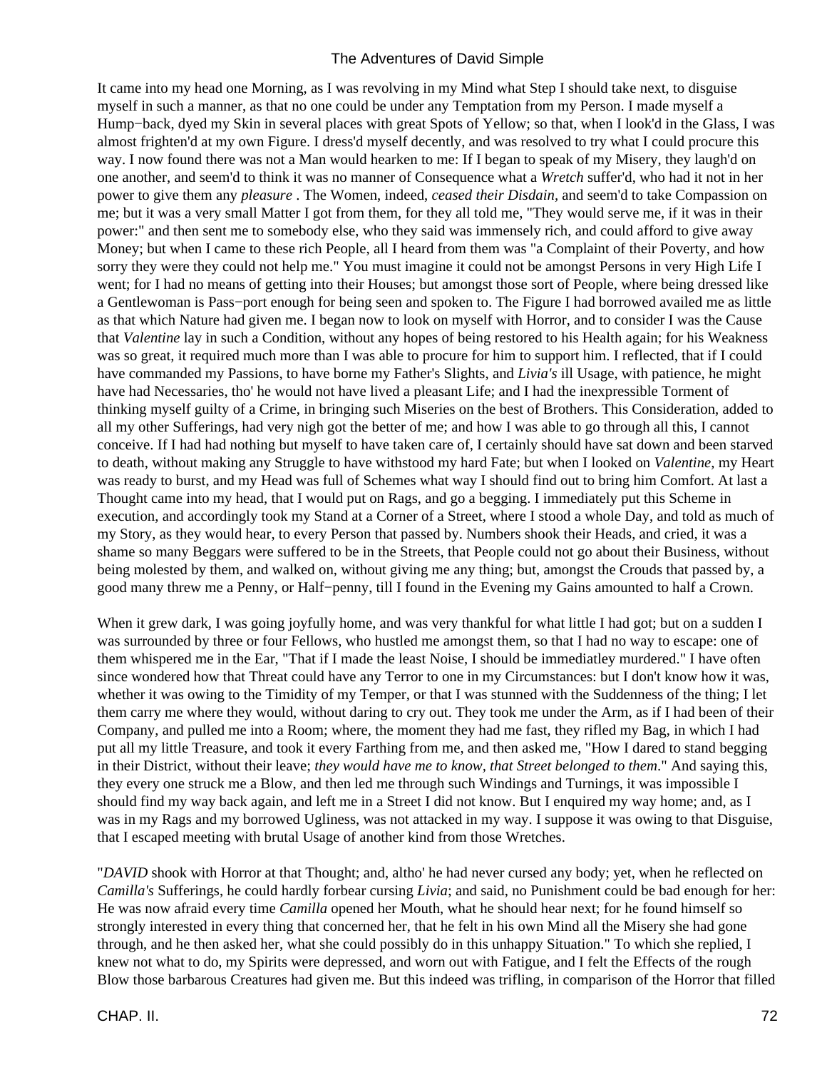It came into my head one Morning, as I was revolving in my Mind what Step I should take next, to disguise myself in such a manner, as that no one could be under any Temptation from my Person. I made myself a Hump−back, dyed my Skin in several places with great Spots of Yellow; so that, when I look'd in the Glass, I was almost frighten'd at my own Figure. I dress'd myself decently, and was resolved to try what I could procure this way. I now found there was not a Man would hearken to me: If I began to speak of my Misery, they laugh'd on one another, and seem'd to think it was no manner of Consequence what a *Wretch* suffer'd, who had it not in her power to give them any *pleasure* . The Women, indeed, *ceased their Disdain,* and seem'd to take Compassion on me; but it was a very small Matter I got from them, for they all told me, "They would serve me, if it was in their power:" and then sent me to somebody else, who they said was immensely rich, and could afford to give away Money; but when I came to these rich People, all I heard from them was "a Complaint of their Poverty, and how sorry they were they could not help me." You must imagine it could not be amongst Persons in very High Life I went; for I had no means of getting into their Houses; but amongst those sort of People, where being dressed like a Gentlewoman is Pass−port enough for being seen and spoken to. The Figure I had borrowed availed me as little as that which Nature had given me. I began now to look on myself with Horror, and to consider I was the Cause that *Valentine* lay in such a Condition, without any hopes of being restored to his Health again; for his Weakness was so great, it required much more than I was able to procure for him to support him. I reflected, that if I could have commanded my Passions, to have borne my Father's Slights, and *Livia's* ill Usage, with patience, he might have had Necessaries, tho' he would not have lived a pleasant Life; and I had the inexpressible Torment of thinking myself guilty of a Crime, in bringing such Miseries on the best of Brothers. This Consideration, added to all my other Sufferings, had very nigh got the better of me; and how I was able to go through all this, I cannot conceive. If I had had nothing but myself to have taken care of, I certainly should have sat down and been starved to death, without making any Struggle to have withstood my hard Fate; but when I looked on *Valentine,* my Heart was ready to burst, and my Head was full of Schemes what way I should find out to bring him Comfort. At last a Thought came into my head, that I would put on Rags, and go a begging. I immediately put this Scheme in execution, and accordingly took my Stand at a Corner of a Street, where I stood a whole Day, and told as much of my Story, as they would hear, to every Person that passed by. Numbers shook their Heads, and cried, it was a shame so many Beggars were suffered to be in the Streets, that People could not go about their Business, without being molested by them, and walked on, without giving me any thing; but, amongst the Crouds that passed by, a good many threw me a Penny, or Half−penny, till I found in the Evening my Gains amounted to half a Crown.

When it grew dark, I was going joyfully home, and was very thankful for what little I had got; but on a sudden I was surrounded by three or four Fellows, who hustled me amongst them, so that I had no way to escape: one of them whispered me in the Ear, "That if I made the least Noise, I should be immediatley murdered." I have often since wondered how that Threat could have any Terror to one in my Circumstances: but I don't know how it was, whether it was owing to the Timidity of my Temper, or that I was stunned with the Suddenness of the thing; I let them carry me where they would, without daring to cry out. They took me under the Arm, as if I had been of their Company, and pulled me into a Room; where, the moment they had me fast, they rifled my Bag, in which I had put all my little Treasure, and took it every Farthing from me, and then asked me, "How I dared to stand begging in their District, without their leave; *they would have me to know, that Street belonged to them.*" And saying this, they every one struck me a Blow, and then led me through such Windings and Turnings, it was impossible I should find my way back again, and left me in a Street I did not know. But I enquired my way home; and, as I was in my Rags and my borrowed Ugliness, was not attacked in my way. I suppose it was owing to that Disguise, that I escaped meeting with brutal Usage of another kind from those Wretches.

"*DAVID* shook with Horror at that Thought; and, altho' he had never cursed any body; yet, when he reflected on *Camilla's* Sufferings, he could hardly forbear cursing *Livia*; and said, no Punishment could be bad enough for her: He was now afraid every time *Camilla* opened her Mouth, what he should hear next; for he found himself so strongly interested in every thing that concerned her, that he felt in his own Mind all the Misery she had gone through, and he then asked her, what she could possibly do in this unhappy Situation." To which she replied, I knew not what to do, my Spirits were depressed, and worn out with Fatigue, and I felt the Effects of the rough Blow those barbarous Creatures had given me. But this indeed was trifling, in comparison of the Horror that filled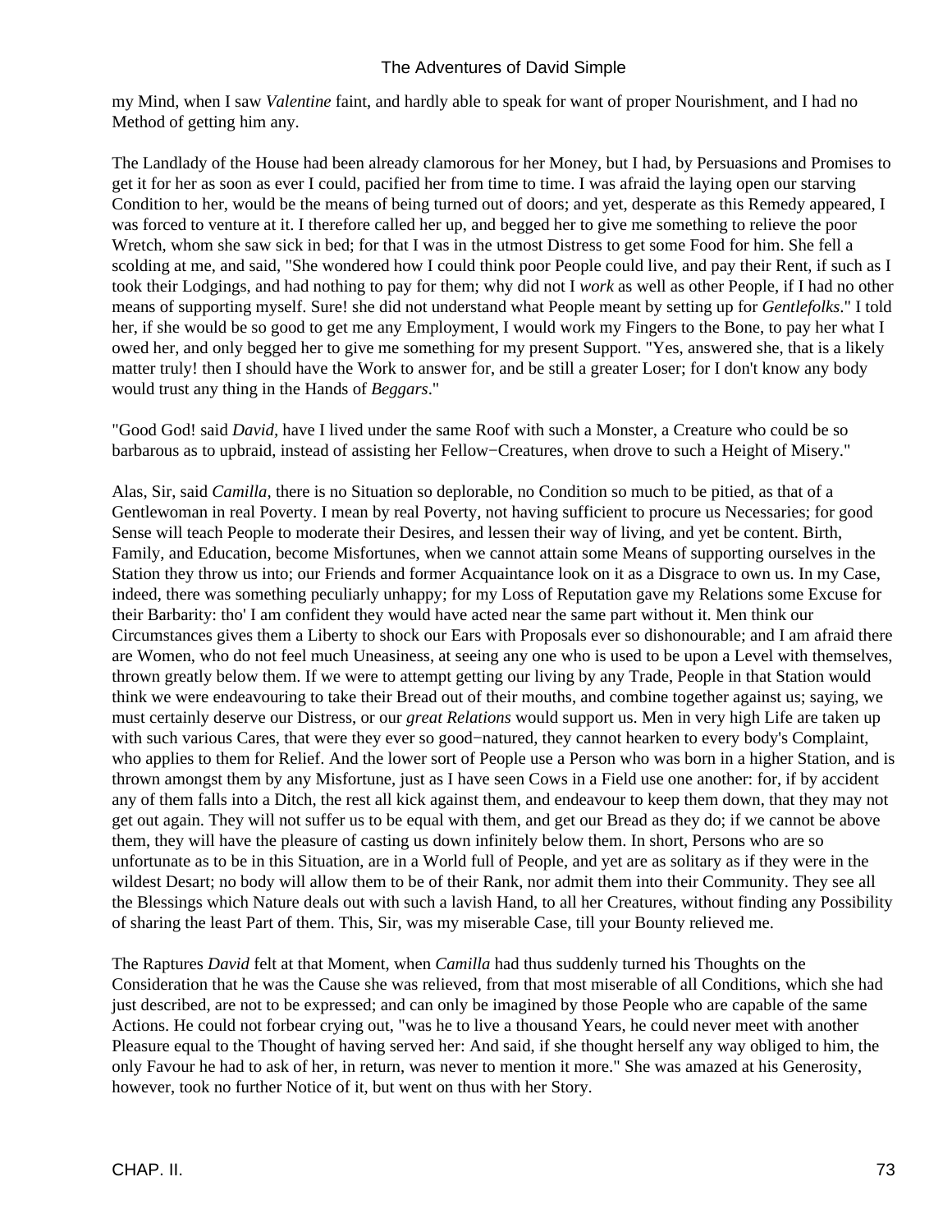my Mind, when I saw *Valentine* faint, and hardly able to speak for want of proper Nourishment, and I had no Method of getting him any.

The Landlady of the House had been already clamorous for her Money, but I had, by Persuasions and Promises to get it for her as soon as ever I could, pacified her from time to time. I was afraid the laying open our starving Condition to her, would be the means of being turned out of doors; and yet, desperate as this Remedy appeared, I was forced to venture at it. I therefore called her up, and begged her to give me something to relieve the poor Wretch, whom she saw sick in bed; for that I was in the utmost Distress to get some Food for him. She fell a scolding at me, and said, "She wondered how I could think poor People could live, and pay their Rent, if such as I took their Lodgings, and had nothing to pay for them; why did not I *work* as well as other People, if I had no other means of supporting myself. Sure! she did not understand what People meant by setting up for *Gentlefolks*." I told her, if she would be so good to get me any Employment, I would work my Fingers to the Bone, to pay her what I owed her, and only begged her to give me something for my present Support. "Yes, answered she, that is a likely matter truly! then I should have the Work to answer for, and be still a greater Loser; for I don't know any body would trust any thing in the Hands of *Beggars*."

"Good God! said *David*, have I lived under the same Roof with such a Monster, a Creature who could be so barbarous as to upbraid, instead of assisting her Fellow−Creatures, when drove to such a Height of Misery."

Alas, Sir, said *Camilla*, there is no Situation so deplorable, no Condition so much to be pitied, as that of a Gentlewoman in real Poverty. I mean by real Poverty, not having sufficient to procure us Necessaries; for good Sense will teach People to moderate their Desires, and lessen their way of living, and yet be content. Birth, Family, and Education, become Misfortunes, when we cannot attain some Means of supporting ourselves in the Station they throw us into; our Friends and former Acquaintance look on it as a Disgrace to own us. In my Case, indeed, there was something peculiarly unhappy; for my Loss of Reputation gave my Relations some Excuse for their Barbarity: tho' I am confident they would have acted near the same part without it. Men think our Circumstances gives them a Liberty to shock our Ears with Proposals ever so dishonourable; and I am afraid there are Women, who do not feel much Uneasiness, at seeing any one who is used to be upon a Level with themselves, thrown greatly below them. If we were to attempt getting our living by any Trade, People in that Station would think we were endeavouring to take their Bread out of their mouths, and combine together against us; saying, we must certainly deserve our Distress, or our *great Relations* would support us. Men in very high Life are taken up with such various Cares, that were they ever so good−natured, they cannot hearken to every body's Complaint, who applies to them for Relief. And the lower sort of People use a Person who was born in a higher Station, and is thrown amongst them by any Misfortune, just as I have seen Cows in a Field use one another: for, if by accident any of them falls into a Ditch, the rest all kick against them, and endeavour to keep them down, that they may not get out again. They will not suffer us to be equal with them, and get our Bread as they do; if we cannot be above them, they will have the pleasure of casting us down infinitely below them. In short, Persons who are so unfortunate as to be in this Situation, are in a World full of People, and yet are as solitary as if they were in the wildest Desart; no body will allow them to be of their Rank, nor admit them into their Community. They see all the Blessings which Nature deals out with such a lavish Hand, to all her Creatures, without finding any Possibility of sharing the least Part of them. This, Sir, was my miserable Case, till your Bounty relieved me.

The Raptures *David* felt at that Moment, when *Camilla* had thus suddenly turned his Thoughts on the Consideration that he was the Cause she was relieved, from that most miserable of all Conditions, which she had just described, are not to be expressed; and can only be imagined by those People who are capable of the same Actions. He could not forbear crying out, "was he to live a thousand Years, he could never meet with another Pleasure equal to the Thought of having served her: And said, if she thought herself any way obliged to him, the only Favour he had to ask of her, in return, was never to mention it more." She was amazed at his Generosity, however, took no further Notice of it, but went on thus with her Story.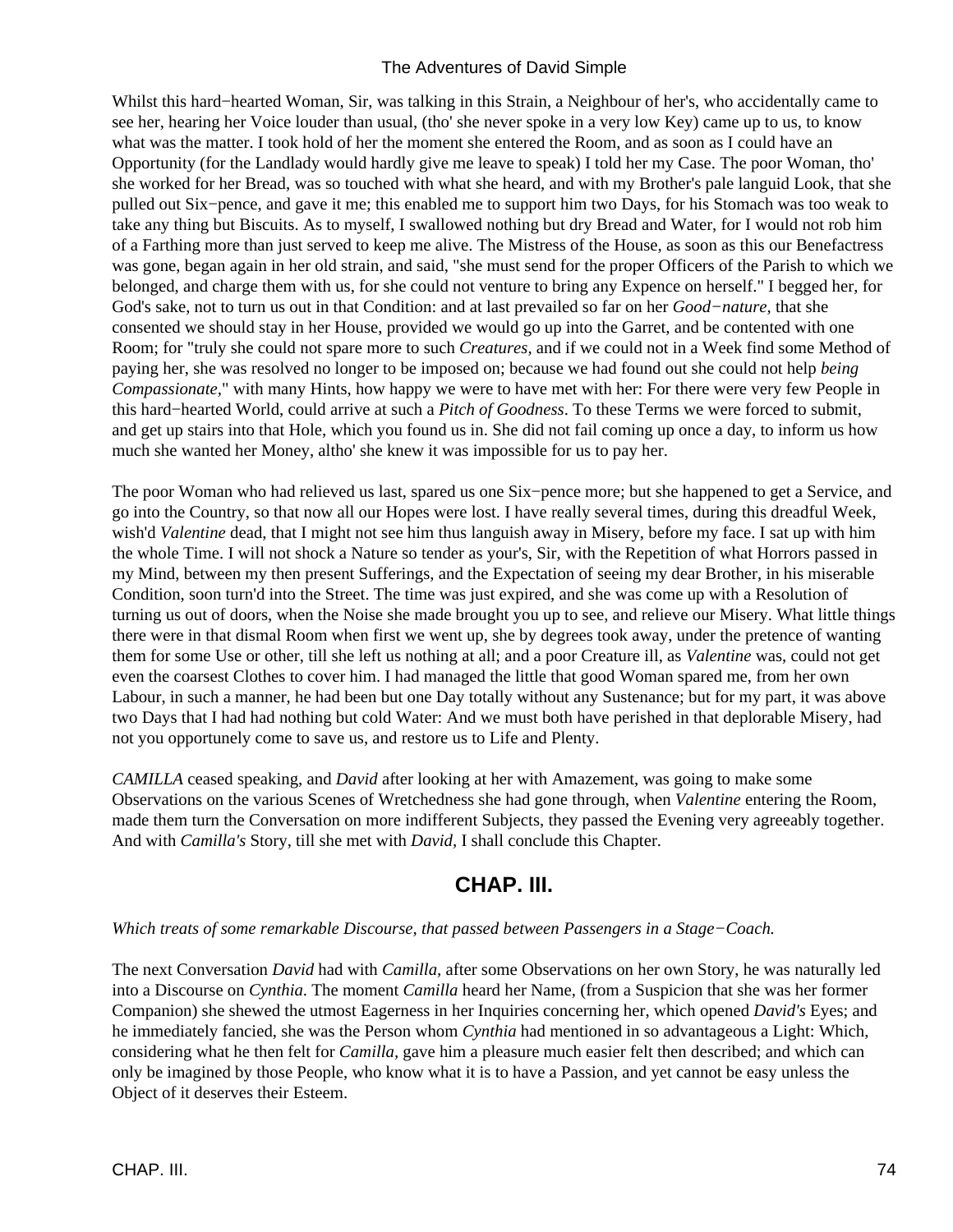Whilst this hard−hearted Woman, Sir, was talking in this Strain, a Neighbour of her's, who accidentally came to see her, hearing her Voice louder than usual, (tho' she never spoke in a very low Key) came up to us, to know what was the matter. I took hold of her the moment she entered the Room, and as soon as I could have an Opportunity (for the Landlady would hardly give me leave to speak) I told her my Case. The poor Woman, tho' she worked for her Bread, was so touched with what she heard, and with my Brother's pale languid Look, that she pulled out Six−pence, and gave it me; this enabled me to support him two Days, for his Stomach was too weak to take any thing but Biscuits. As to myself, I swallowed nothing but dry Bread and Water, for I would not rob him of a Farthing more than just served to keep me alive. The Mistress of the House, as soon as this our Benefactress was gone, began again in her old strain, and said, "she must send for the proper Officers of the Parish to which we belonged, and charge them with us, for she could not venture to bring any Expence on herself." I begged her, for God's sake, not to turn us out in that Condition: and at last prevailed so far on her *Good−nature*, that she consented we should stay in her House, provided we would go up into the Garret, and be contented with one Room; for "truly she could not spare more to such *Creatures*, and if we could not in a Week find some Method of paying her, she was resolved no longer to be imposed on; because we had found out she could not help *being Compassionate*," with many Hints, how happy we were to have met with her: For there were very few People in this hard−hearted World, could arrive at such a *Pitch of Goodness*. To these Terms we were forced to submit, and get up stairs into that Hole, which you found us in. She did not fail coming up once a day, to inform us how much she wanted her Money, altho' she knew it was impossible for us to pay her.

The poor Woman who had relieved us last, spared us one Six−pence more; but she happened to get a Service, and go into the Country, so that now all our Hopes were lost. I have really several times, during this dreadful Week, wish'd *Valentine* dead, that I might not see him thus languish away in Misery, before my face. I sat up with him the whole Time. I will not shock a Nature so tender as your's, Sir, with the Repetition of what Horrors passed in my Mind, between my then present Sufferings, and the Expectation of seeing my dear Brother, in his miserable Condition, soon turn'd into the Street. The time was just expired, and she was come up with a Resolution of turning us out of doors, when the Noise she made brought you up to see, and relieve our Misery. What little things there were in that dismal Room when first we went up, she by degrees took away, under the pretence of wanting them for some Use or other, till she left us nothing at all; and a poor Creature ill, as *Valentine* was, could not get even the coarsest Clothes to cover him. I had managed the little that good Woman spared me, from her own Labour, in such a manner, he had been but one Day totally without any Sustenance; but for my part, it was above two Days that I had had nothing but cold Water: And we must both have perished in that deplorable Misery, had not you opportunely come to save us, and restore us to Life and Plenty.

*CAMILLA* ceased speaking, and *David* after looking at her with Amazement, was going to make some Observations on the various Scenes of Wretchedness she had gone through, when *Valentine* entering the Room, made them turn the Conversation on more indifferent Subjects, they passed the Evening very agreeably together. And with *Camilla's* Story, till she met with *David*, I shall conclude this Chapter.

## CHAP. III.

*Which treats of some remarkable Discourse, that passed between Passengers in a Stage−Coach.*

The next Conversation *David* had with *Camilla*, after some Observations on her own Story, he was naturally led into a Discourse on *Cynthia*. The moment *Camilla* heard her Name, (from a Suspicion that she was her former Companion) she shewed the utmost Eagerness in her Inquiries concerning her, which opened *David's* Eyes; and he immediately fancied, she was the Person whom *Cynthia* had mentioned in so advantageous a Light: Which, considering what he then felt for *Camilla*, gave him a pleasure much easier felt then described; and which can only be imagined by those People, who know what it is to have a Passion, and yet cannot be easy unless the Object of it deserves their Esteem.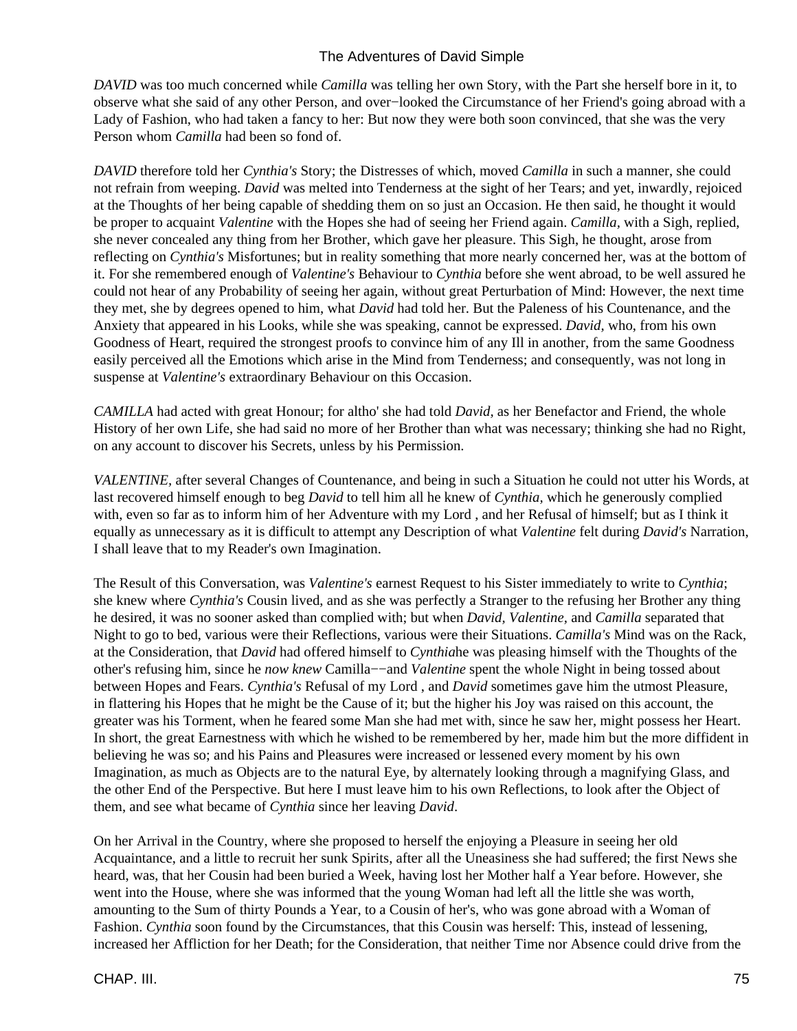*DAVID* was too much concerned while *Camilla* was telling her own Story, with the Part she herself bore in it, to observe what she said of any other Person, and over−looked the Circumstance of her Friend's going abroad with a Lady of Fashion, who had taken a fancy to her: But now they were both soon convinced, that she was the very Person whom *Camilla* had been so fond of.

*DAVID* therefore told her *Cynthia's* Story; the Distresses of which, moved *Camilla* in such a manner, she could not refrain from weeping. *David* was melted into Tenderness at the sight of her Tears; and yet, inwardly, rejoiced at the Thoughts of her being capable of shedding them on so just an Occasion. He then said, he thought it would be proper to acquaint *Valentine* with the Hopes she had of seeing her Friend again. *Camilla*, with a Sigh, replied, she never concealed any thing from her Brother, which gave her pleasure. This Sigh, he thought, arose from reflecting on *Cynthia's* Misfortunes; but in reality something that more nearly concerned her, was at the bottom of it. For she remembered enough of *Valentine's* Behaviour to *Cynthia* before she went abroad, to be well assured he could not hear of any Probability of seeing her again, without great Perturbation of Mind: However, the next time they met, she by degrees opened to him, what *David* had told her. But the Paleness of his Countenance, and the Anxiety that appeared in his Looks, while she was speaking, cannot be expressed. *David*, who, from his own Goodness of Heart, required the strongest proofs to convince him of any Ill in another, from the same Goodness easily perceived all the Emotions which arise in the Mind from Tenderness; and consequently, was not long in suspense at *Valentine's* extraordinary Behaviour on this Occasion.

*CAMILLA* had acted with great Honour; for altho' she had told *David*, as her Benefactor and Friend, the whole History of her own Life, she had said no more of her Brother than what was necessary; thinking she had no Right, on any account to discover his Secrets, unless by his Permission.

*VALENTINE*, after several Changes of Countenance, and being in such a Situation he could not utter his Words, at last recovered himself enough to beg *David* to tell him all he knew of *Cynthia*, which he generously complied with, even so far as to inform him of her Adventure with my Lord , and her Refusal of himself; but as I think it equally as unnecessary as it is difficult to attempt any Description of what *Valentine* felt during *David's* Narration, I shall leave that to my Reader's own Imagination.

The Result of this Conversation, was *Valentine's* earnest Request to his Sister immediately to write to *Cynthia*; she knew where *Cynthia's* Cousin lived, and as she was perfectly a Stranger to the refusing her Brother any thing he desired, it was no sooner asked than complied with; but when *David, Valentine*, and *Camilla* separated that Night to go to bed, various were their Reflections, various were their Situations. *Camilla's* Mind was on the Rack, at the Consideration, that *David* had offered himself to *Cynthia*he was pleasing himself with the Thoughts of the other's refusing him, since he *now knew* Camilla−−and *Valentine* spent the whole Night in being tossed about between Hopes and Fears. *Cynthia's* Refusal of my Lord , and *David* sometimes gave him the utmost Pleasure, in flattering his Hopes that he might be the Cause of it; but the higher his Joy was raised on this account, the greater was his Torment, when he feared some Man she had met with, since he saw her, might possess her Heart. In short, the great Earnestness with which he wished to be remembered by her, made him but the more diffident in believing he was so; and his Pains and Pleasures were increased or lessened every moment by his own Imagination, as much as Objects are to the natural Eye, by alternately looking through a magnifying Glass, and the other End of the Perspective. But here I must leave him to his own Reflections, to look after the Object of them, and see what became of *Cynthia* since her leaving *David*.

On her Arrival in the Country, where she proposed to herself the enjoying a Pleasure in seeing her old Acquaintance, and a little to recruit her sunk Spirits, after all the Uneasiness she had suffered; the first News she heard, was, that her Cousin had been buried a Week, having lost her Mother half a Year before. However, she went into the House, where she was informed that the young Woman had left all the little she was worth, amounting to the Sum of thirty Pounds a Year, to a Cousin of her's, who was gone abroad with a Woman of Fashion. *Cynthia* soon found by the Circumstances, that this Cousin was herself: This, instead of lessening, increased her Affliction for her Death; for the Consideration, that neither Time nor Absence could drive from the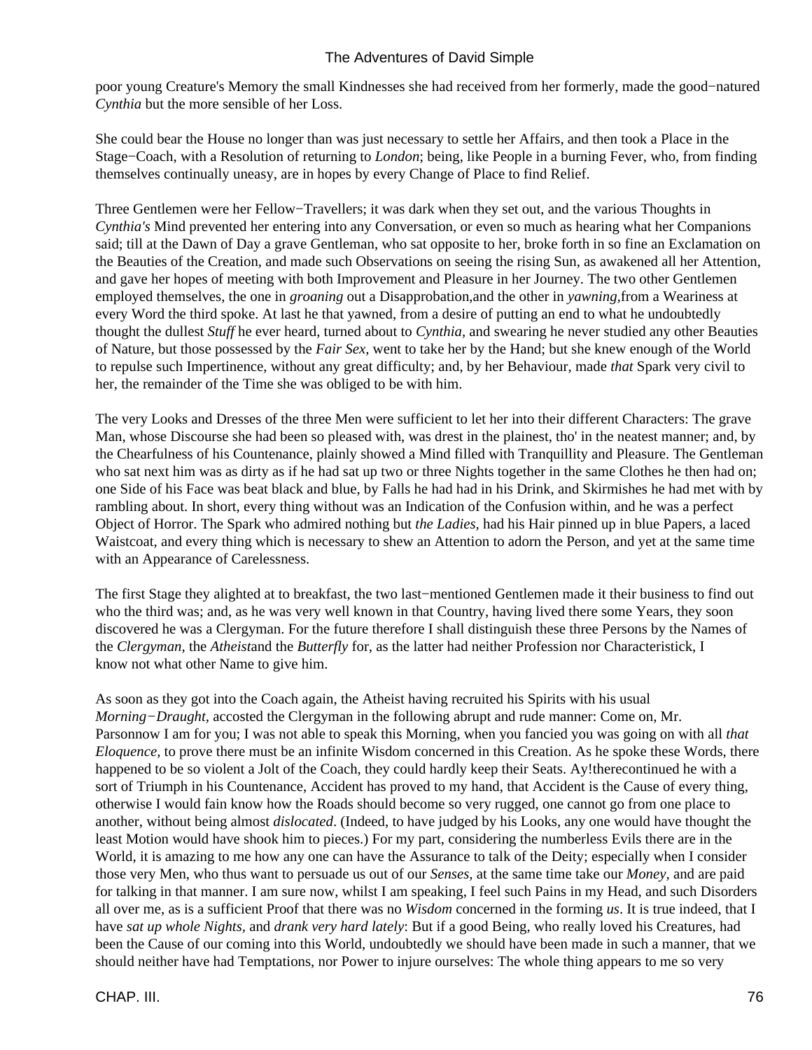poor young Creature's Memory the small Kindnesses she had received from her formerly, made the good−natured *Cynthia* but the more sensible of her Loss.

She could bear the House no longer than was just necessary to settle her Affairs, and then took a Place in the Stage−Coach, with a Resolution of returning to *London*; being, like People in a burning Fever, who, from finding themselves continually uneasy, are in hopes by every Change of Place to find Relief.

Three Gentlemen were her Fellow−Travellers; it was dark when they set out, and the various Thoughts in *Cynthia's* Mind prevented her entering into any Conversation, or even so much as hearing what her Companions said; till at the Dawn of Day a grave Gentleman, who sat opposite to her, broke forth in so fine an Exclamation on the Beauties of the Creation, and made such Observations on seeing the rising Sun, as awakened all her Attention, and gave her hopes of meeting with both Improvement and Pleasure in her Journey. The two other Gentlemen employed themselves, the one in *groaning* out a Disapprobation,and the other in *yawning,*from a Weariness at every Word the third spoke. At last he that yawned, from a desire of putting an end to what he undoubtedly thought the dullest *Stuff* he ever heard, turned about to *Cynthia,* and swearing he never studied any other Beauties of Nature, but those possessed by the *Fair Sex,* went to take her by the Hand; but she knew enough of the World to repulse such Impertinence, without any great difficulty; and, by her Behaviour, made *that* Spark very civil to her, the remainder of the Time she was obliged to be with him.

The very Looks and Dresses of the three Men were sufficient to let her into their different Characters: The grave Man, whose Discourse she had been so pleased with, was drest in the plainest, tho' in the neatest manner; and, by the Chearfulness of his Countenance, plainly showed a Mind filled with Tranquillity and Pleasure. The Gentleman who sat next him was as dirty as if he had sat up two or three Nights together in the same Clothes he then had on; one Side of his Face was beat black and blue, by Falls he had had in his Drink, and Skirmishes he had met with by rambling about. In short, every thing without was an Indication of the Confusion within, and he was a perfect Object of Horror. The Spark who admired nothing but *the Ladies,* had his Hair pinned up in blue Papers, a laced Waistcoat, and every thing which is necessary to shew an Attention to adorn the Person, and yet at the same time with an Appearance of Carelessness.

The first Stage they alighted at to breakfast, the two last−mentioned Gentlemen made it their business to find out who the third was; and, as he was very well known in that Country, having lived there some Years, they soon discovered he was a Clergyman. For the future therefore I shall distinguish these three Persons by the Names of the *Clergyman*, the *Atheist*and the *Butterfly* for, as the latter had neither Profession nor Characteristick, I know not what other Name to give him.

As soon as they got into the Coach again, the Atheist having recruited his Spirits with his usual *Morning−Draught,* accosted the Clergyman in the following abrupt and rude manner: Come on, Mr. Parsonnow I am for you; I was not able to speak this Morning, when you fancied you was going on with all *that Eloquence,* to prove there must be an infinite Wisdom concerned in this Creation. As he spoke these Words, there happened to be so violent a Jolt of the Coach, they could hardly keep their Seats. Ay!therecontinued he with a sort of Triumph in his Countenance, Accident has proved to my hand, that Accident is the Cause of every thing, otherwise I would fain know how the Roads should become so very rugged, one cannot go from one place to another, without being almost *dislocated*. (Indeed, to have judged by his Looks, any one would have thought the least Motion would have shook him to pieces.) For my part, considering the numberless Evils there are in the World, it is amazing to me how any one can have the Assurance to talk of the Deity; especially when I consider those very Men, who thus want to persuade us out of our *Senses,* at the same time take our *Money*, and are paid for talking in that manner. I am sure now, whilst I am speaking, I feel such Pains in my Head, and such Disorders all over me, as is a sufficient Proof that there was no *Wisdom* concerned in the forming *us*. It is true indeed, that I have *sat up whole Nights,* and *drank very hard lately*: But if a good Being, who really loved his Creatures, had been the Cause of our coming into this World, undoubtedly we should have been made in such a manner, that we should neither have had Temptations, nor Power to injure ourselves: The whole thing appears to me so very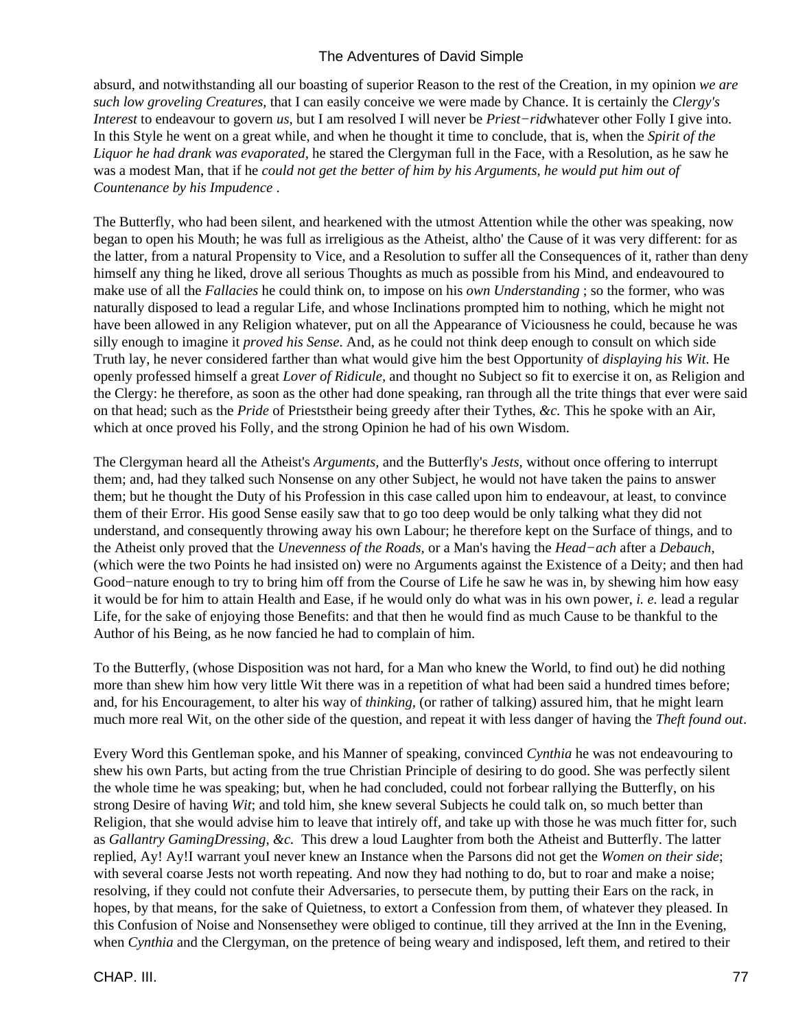absurd, and notwithstanding all our boasting of superior Reason to the rest of the Creation, in my opinion *we are such low groveling Creatures,* that I can easily conceive we were made by Chance. It is certainly the *Clergy's Interest* to endeavour to govern *us,* but I am resolved I will never be *Priest−rid*whatever other Folly I give into. In this Style he went on a great while, and when he thought it time to conclude, that is, when the *Spirit of the Liquor he had drank was evaporated,* he stared the Clergyman full in the Face, with a Resolution, as he saw he was a modest Man, that if he *could not get the better of him by his Arguments, he would put him out of Countenance by his Impudence* .

The Butterfly, who had been silent, and hearkened with the utmost Attention while the other was speaking, now began to open his Mouth; he was full as irreligious as the Atheist, altho' the Cause of it was very different: for as the latter, from a natural Propensity to Vice, and a Resolution to suffer all the Consequences of it, rather than deny himself any thing he liked, drove all serious Thoughts as much as possible from his Mind, and endeavoured to make use of all the *Fallacies* he could think on, to impose on his *own Understanding* ; so the former, who was naturally disposed to lead a regular Life, and whose Inclinations prompted him to nothing, which he might not have been allowed in any Religion whatever, put on all the Appearance of Viciousness he could, because he was silly enough to imagine it *proved his Sense*. And, as he could not think deep enough to consult on which side Truth lay, he never considered farther than what would give him the best Opportunity of *displaying his Wit*. He openly professed himself a great *Lover of Ridicule,* and thought no Subject so fit to exercise it on, as Religion and the Clergy: he therefore, as soon as the other had done speaking, ran through all the trite things that ever were said on that head; such as the *Pride* of Prieststheir being greedy after their Tythes, *&c.* This he spoke with an Air, which at once proved his Folly, and the strong Opinion he had of his own Wisdom.

The Clergyman heard all the Atheist's *Arguments,* and the Butterfly's *Jests,* without once offering to interrupt them; and, had they talked such Nonsense on any other Subject, he would not have taken the pains to answer them; but he thought the Duty of his Profession in this case called upon him to endeavour, at least, to convince them of their Error. His good Sense easily saw that to go too deep would be only talking what they did not understand, and consequently throwing away his own Labour; he therefore kept on the Surface of things, and to the Atheist only proved that the *Unevenness of the Roads,* or a Man's having the *Head−ach* after a *Debauch,* (which were the two Points he had insisted on) were no Arguments against the Existence of a Deity; and then had Good−nature enough to try to bring him off from the Course of Life he saw he was in, by shewing him how easy it would be for him to attain Health and Ease, if he would only do what was in his own power, *i. e.* lead a regular Life, for the sake of enjoying those Benefits: and that then he would find as much Cause to be thankful to the Author of his Being, as he now fancied he had to complain of him.

To the Butterfly, (whose Disposition was not hard, for a Man who knew the World, to find out) he did nothing more than shew him how very little Wit there was in a repetition of what had been said a hundred times before; and, for his Encouragement, to alter his way of *thinking,* (or rather of talking) assured him, that he might learn much more real Wit, on the other side of the question, and repeat it with less danger of having the *Theft found out*.

Every Word this Gentleman spoke, and his Manner of speaking, convinced *Cynthia* he was not endeavouring to shew his own Parts, but acting from the true Christian Principle of desiring to do good. She was perfectly silent the whole time he was speaking; but, when he had concluded, could not forbear rallying the Butterfly, on his strong Desire of having *Wit*; and told him, she knew several Subjects he could talk on, so much better than Religion, that she would advise him to leave that intirely off, and take up with those he was much fitter for, such as *Gallantry GamingDressing, &c.* This drew a loud Laughter from both the Atheist and Butterfly. The latter replied, Ay! Ay!I warrant youI never knew an Instance when the Parsons did not get the *Women on their side*; with several coarse Jests not worth repeating. And now they had nothing to do, but to roar and make a noise; resolving, if they could not confute their Adversaries, to persecute them, by putting their Ears on the rack, in hopes, by that means, for the sake of Quietness, to extort a Confession from them, of whatever they pleased. In this Confusion of Noise and Nonsensethey were obliged to continue, till they arrived at the Inn in the Evening, when *Cynthia* and the Clergyman, on the pretence of being weary and indisposed, left them, and retired to their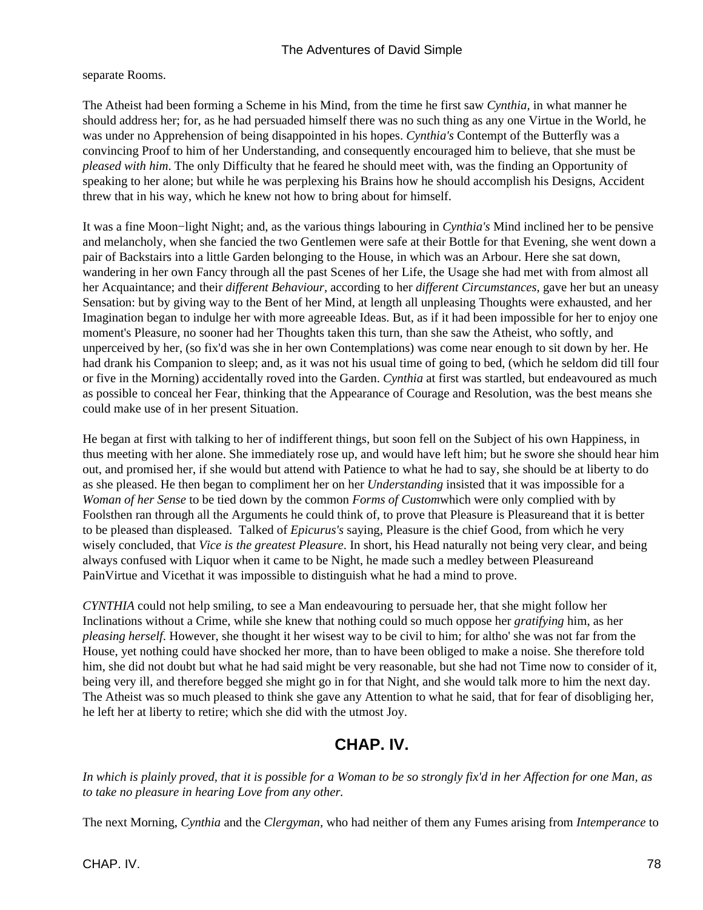separate Rooms.

The Atheist had been forming a Scheme in his Mind, from the time he first saw *Cynthia*, in what manner he should address her; for, as he had persuaded himself there was no such thing as any one Virtue in the World, he was under no Apprehension of being disappointed in his hopes. *Cynthia's* Contempt of the Butterfly was a convincing Proof to him of her Understanding, and consequently encouraged him to believe, that she must be *pleased with him*. The only Difficulty that he feared he should meet with, was the finding an Opportunity of speaking to her alone; but while he was perplexing his Brains how he should accomplish his Designs, Accident threw that in his way, which he knew not how to bring about for himself.

It was a fine Moon−light Night; and, as the various things labouring in *Cynthia's* Mind inclined her to be pensive and melancholy, when she fancied the two Gentlemen were safe at their Bottle for that Evening, she went down a pair of Backstairs into a little Garden belonging to the House, in which was an Arbour. Here she sat down, wandering in her own Fancy through all the past Scenes of her Life, the Usage she had met with from almost all her Acquaintance; and their *different Behaviour*, according to her *different Circumstances,* gave her but an uneasy Sensation: but by giving way to the Bent of her Mind, at length all unpleasing Thoughts were exhausted, and her Imagination began to indulge her with more agreeable Ideas. But, as if it had been impossible for her to enjoy one moment's Pleasure, no sooner had her Thoughts taken this turn, than she saw the Atheist, who softly, and unperceived by her, (so fix'd was she in her own Contemplations) was come near enough to sit down by her. He had drank his Companion to sleep; and, as it was not his usual time of going to bed, (which he seldom did till four or five in the Morning) accidentally roved into the Garden. *Cynthia* at first was startled, but endeavoured as much as possible to conceal her Fear, thinking that the Appearance of Courage and Resolution, was the best means she could make use of in her present Situation.

He began at first with talking to her of indifferent things, but soon fell on the Subject of his own Happiness, in thus meeting with her alone. She immediately rose up, and would have left him; but he swore she should hear him out, and promised her, if she would but attend with Patience to what he had to say, she should be at liberty to do as she pleased. He then began to compliment her on her *Understanding* insisted that it was impossible for a *Woman of her Sense* to be tied down by the common *Forms of Custom*which were only complied with by Foolsthen ran through all the Arguments he could think of, to prove that Pleasure is Pleasureand that it is better to be pleased than displeased. Talked of *Epicurus's* saying, Pleasure is the chief Good, from which he very wisely concluded, that *Vice is the greatest Pleasure*. In short, his Head naturally not being very clear, and being always confused with Liquor when it came to be Night, he made such a medley between Pleasureand PainVirtue and Vicethat it was impossible to distinguish what he had a mind to prove.

*CYNTHIA* could not help smiling, to see a Man endeavouring to persuade her, that she might follow her Inclinations without a Crime, while she knew that nothing could so much oppose her *gratifying* him, as her *pleasing herself*. However, she thought it her wisest way to be civil to him; for altho' she was not far from the House, yet nothing could have shocked her more, than to have been obliged to make a noise. She therefore told him, she did not doubt but what he had said might be very reasonable, but she had not Time now to consider of it, being very ill, and therefore begged she might go in for that Night, and she would talk more to him the next day. The Atheist was so much pleased to think she gave any Attention to what he said, that for fear of disobliging her, he left her at liberty to retire; which she did with the utmost Joy.

## CHAP. IV.

*In which is plainly proved, that it is possible for a Woman to be so strongly fix'd in her Affection for one Man, as to take no pleasure in hearing Love from any other.*

The next Morning, *Cynthia* and the *Clergyman*, who had neither of them any Fumes arising from *Intemperance* to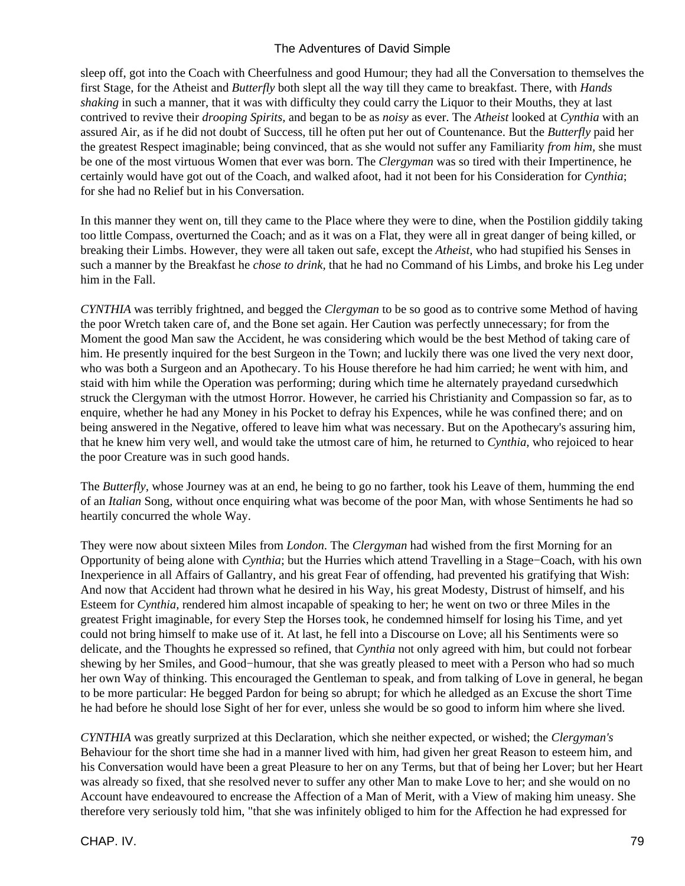sleep off, got into the Coach with Cheerfulness and good Humour; they had all the Conversation to themselves the first Stage, for the Atheist and *Butterfly* both slept all the way till they came to breakfast. There, with *Hands shaking* in such a manner, that it was with difficulty they could carry the Liquor to their Mouths, they at last contrived to revive their *drooping Spirits,* and began to be as *noisy* as ever. The *Atheist* looked at *Cynthia* with an assured Air, as if he did not doubt of Success, till he often put her out of Countenance. But the *Butterfly* paid her the greatest Respect imaginable; being convinced, that as she would not suffer any Familiarity *from him,* she must be one of the most virtuous Women that ever was born. The *Clergyman* was so tired with their Impertinence, he certainly would have got out of the Coach, and walked afoot, had it not been for his Consideration for *Cynthia*; for she had no Relief but in his Conversation.

In this manner they went on, till they came to the Place where they were to dine, when the Postilion giddily taking too little Compass, overturned the Coach; and as it was on a Flat, they were all in great danger of being killed, or breaking their Limbs. However, they were all taken out safe, except the *Atheist,* who had stupified his Senses in such a manner by the Breakfast he *chose to drink,* that he had no Command of his Limbs, and broke his Leg under him in the Fall.

*CYNTHIA* was terribly frightned, and begged the *Clergyman* to be so good as to contrive some Method of having the poor Wretch taken care of, and the Bone set again. Her Caution was perfectly unnecessary; for from the Moment the good Man saw the Accident, he was considering which would be the best Method of taking care of him. He presently inquired for the best Surgeon in the Town; and luckily there was one lived the very next door, who was both a Surgeon and an Apothecary. To his House therefore he had him carried; he went with him, and staid with him while the Operation was performing; during which time he alternately prayedand cursedwhich struck the Clergyman with the utmost Horror. However, he carried his Christianity and Compassion so far, as to enquire, whether he had any Money in his Pocket to defray his Expences, while he was confined there; and on being answered in the Negative, offered to leave him what was necessary. But on the Apothecary's assuring him, that he knew him very well, and would take the utmost care of him, he returned to *Cynthia,* who rejoiced to hear the poor Creature was in such good hands.

The *Butterfly,* whose Journey was at an end, he being to go no farther, took his Leave of them, humming the end of an *Italian* Song, without once enquiring what was become of the poor Man, with whose Sentiments he had so heartily concurred the whole Way.

They were now about sixteen Miles from *London.* The *Clergyman* had wished from the first Morning for an Opportunity of being alone with *Cynthia*; but the Hurries which attend Travelling in a Stage−Coach, with his own Inexperience in all Affairs of Gallantry, and his great Fear of offending, had prevented his gratifying that Wish: And now that Accident had thrown what he desired in his Way, his great Modesty, Distrust of himself, and his Esteem for *Cynthia,* rendered him almost incapable of speaking to her; he went on two or three Miles in the greatest Fright imaginable, for every Step the Horses took, he condemned himself for losing his Time, and yet could not bring himself to make use of it. At last, he fell into a Discourse on Love; all his Sentiments were so delicate, and the Thoughts he expressed so refined, that *Cynthia* not only agreed with him, but could not forbear shewing by her Smiles, and Good−humour, that she was greatly pleased to meet with a Person who had so much her own Way of thinking. This encouraged the Gentleman to speak, and from talking of Love in general, he began to be more particular: He begged Pardon for being so abrupt; for which he alledged as an Excuse the short Time he had before he should lose Sight of her for ever, unless she would be so good to inform him where she lived.

*CYNTHIA* was greatly surprized at this Declaration, which she neither expected, or wished; the *Clergyman's* Behaviour for the short time she had in a manner lived with him, had given her great Reason to esteem him, and his Conversation would have been a great Pleasure to her on any Terms, but that of being her Lover; but her Heart was already so fixed, that she resolved never to suffer any other Man to make Love to her; and she would on no Account have endeavoured to encrease the Affection of a Man of Merit, with a View of making him uneasy. She therefore very seriously told him, "that she was infinitely obliged to him for the Affection he had expressed for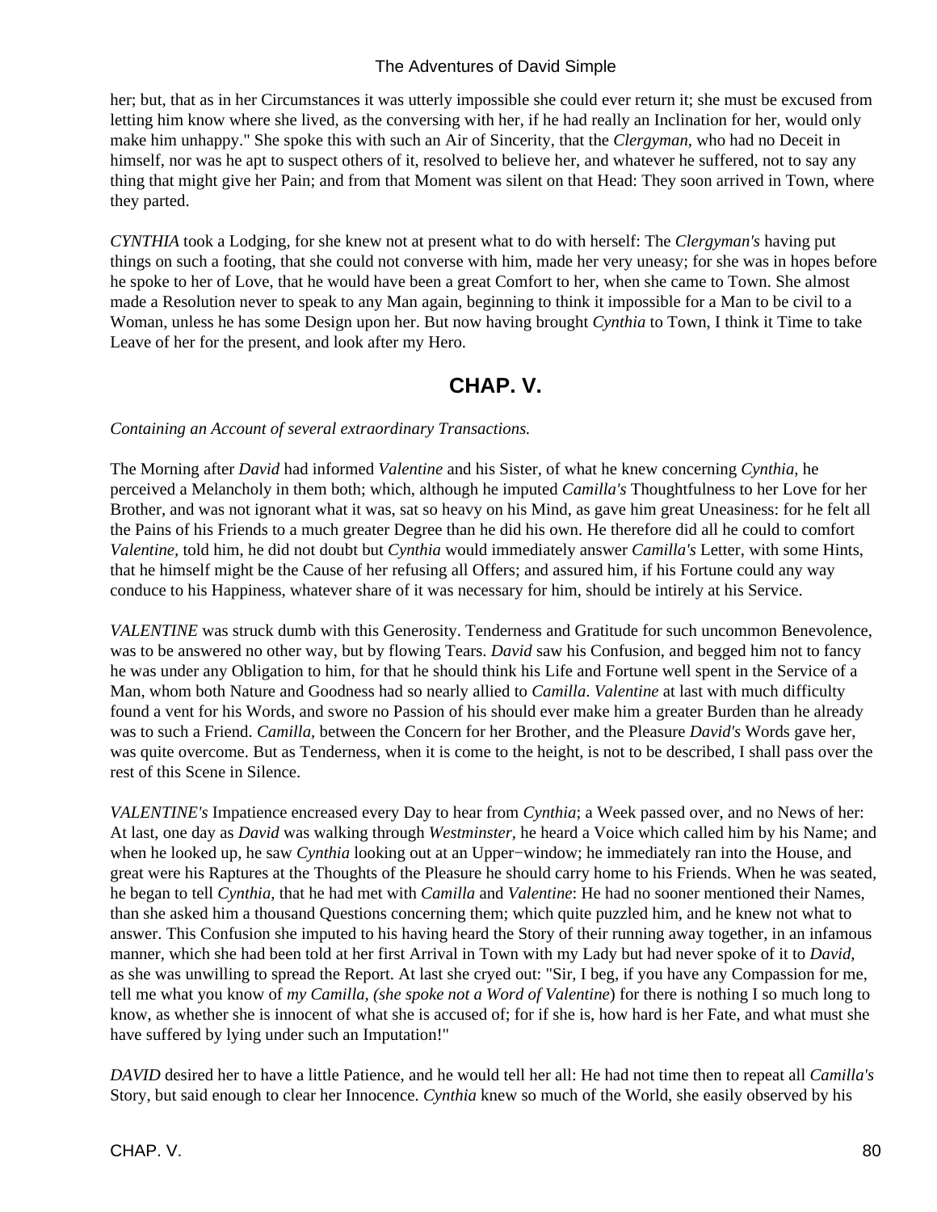her; but, that as in her Circumstances it was utterly impossible she could ever return it; she must be excused from letting him know where she lived, as the conversing with her, if he had really an Inclination for her, would only make him unhappy." She spoke this with such an Air of Sincerity, that the *Clergyman,* who had no Deceit in himself, nor was he apt to suspect others of it, resolved to believe her, and whatever he suffered, not to say any thing that might give her Pain; and from that Moment was silent on that Head: They soon arrived in Town, where they parted.

*CYNTHIA* took a Lodging, for she knew not at present what to do with herself: The *Clergyman's* having put things on such a footing, that she could not converse with him, made her very uneasy; for she was in hopes before he spoke to her of Love, that he would have been a great Comfort to her, when she came to Town. She almost made a Resolution never to speak to any Man again, beginning to think it impossible for a Man to be civil to a Woman, unless he has some Design upon her. But now having brought *Cynthia* to Town, I think it Time to take Leave of her for the present, and look after my Hero.

## CHAP. V.

*Containing an Account of several extraordinary Transactions.*

The Morning after *David* had informed *Valentine* and his Sister, of what he knew concerning *Cynthia,* he perceived a Melancholy in them both; which, although he imputed *Camilla's* Thoughtfulness to her Love for her Brother, and was not ignorant what it was, sat so heavy on his Mind, as gave him great Uneasiness: for he felt all the Pains of his Friends to a much greater Degree than he did his own. He therefore did all he could to comfort *Valentine*, told him, he did not doubt but *Cynthia* would immediately answer *Camilla's* Letter, with some Hints, that he himself might be the Cause of her refusing all Offers; and assured him, if his Fortune could any way conduce to his Happiness, whatever share of it was necessary for him, should be intirely at his Service.

*VALENTINE* was struck dumb with this Generosity. Tenderness and Gratitude for such uncommon Benevolence, was to be answered no other way, but by flowing Tears. *David* saw his Confusion, and begged him not to fancy he was under any Obligation to him, for that he should think his Life and Fortune well spent in the Service of a Man, whom both Nature and Goodness had so nearly allied to *Camilla*. *Valentine* at last with much difficulty found a vent for his Words, and swore no Passion of his should ever make him a greater Burden than he already was to such a Friend. *Camilla*, between the Concern for her Brother, and the Pleasure *David's* Words gave her, was quite overcome. But as Tenderness, when it is come to the height, is not to be described, I shall pass over the rest of this Scene in Silence.

*VALENTINE'S* Impatience encreased every Day to hear from *Cynthia*; a Week passed over, and no News of her: At last, one day as *David* was walking through *Westminster,* he heard a Voice which called him by his Name; and when he looked up, he saw *Cynthia* looking out at an Upper−window; he immediately ran into the House, and great were his Raptures at the Thoughts of the Pleasure he should carry home to his Friends. When he was seated, he began to tell *Cynthia,* that he had met with *Camilla* and *Valentine*: He had no sooner mentioned their Names, than she asked him a thousand Questions concerning them; which quite puzzled him, and he knew not what to answer. This Confusion she imputed to his having heard the Story of their running away together, in an infamous manner, which she had been told at her first Arrival in Town with my Lady but had never spoke of it to *David,* as she was unwilling to spread the Report. At last she cryed out: "Sir, I beg, if you have any Compassion for me, tell me what you know of *my Camilla, (she spoke not a Word of Valentine*) for there is nothing I so much long to know, as whether she is innocent of what she is accused of; for if she is, how hard is her Fate, and what must she have suffered by lying under such an Imputation!"

*DAVID* desired her to have a little Patience, and he would tell her all: He had not time then to repeat all *Camilla's* Story, but said enough to clear her Innocence. *Cynthia* knew so much of the World, she easily observed by his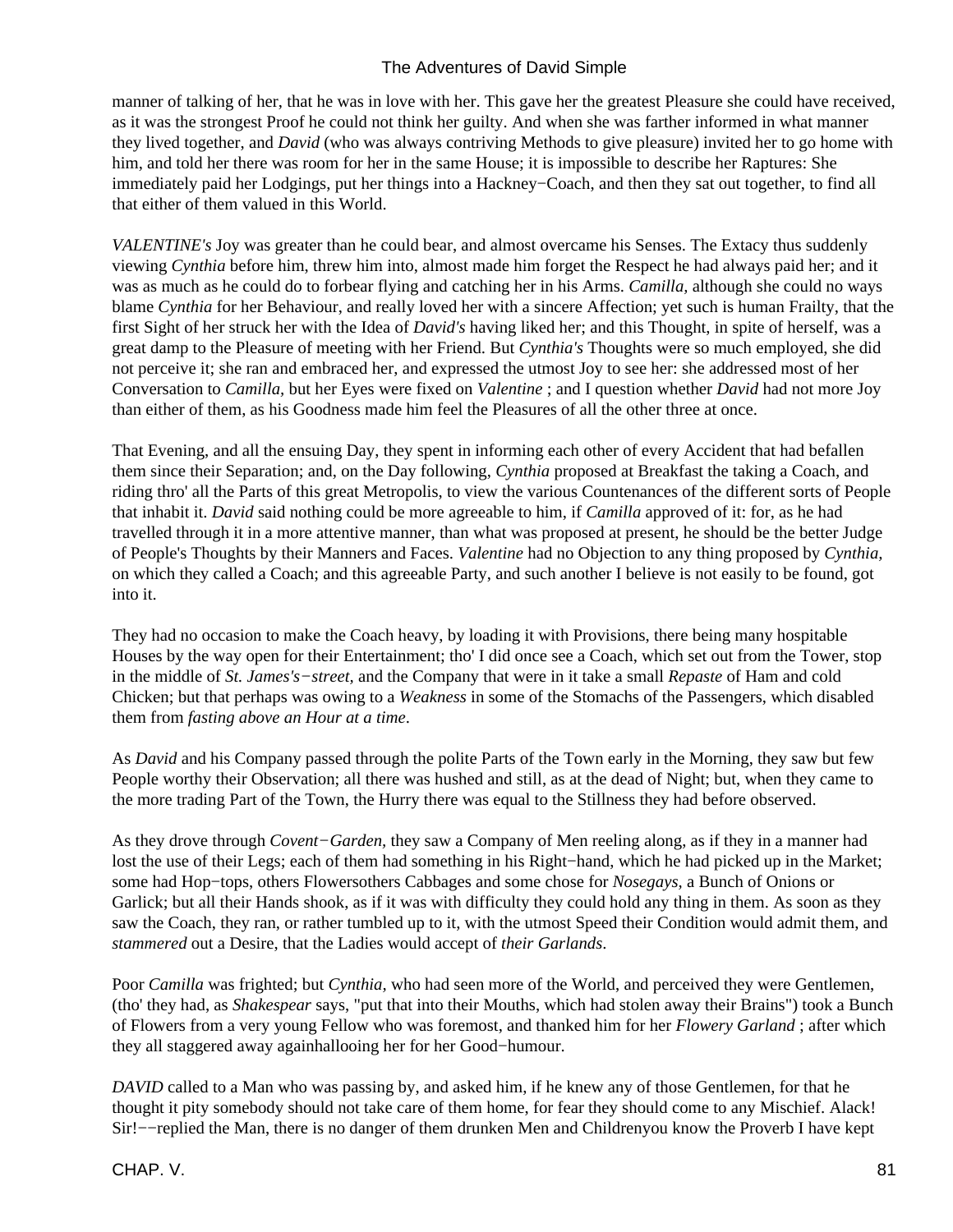manner of talking of her, that he was in love with her. This gave her the greatest Pleasure she could have received, as it was the strongest Proof he could not think her guilty. And when she was farther informed in what manner they lived together, and *David* (who was always contriving Methods to give pleasure) invited her to go home with him, and told her there was room for her in the same House; it is impossible to describe her Raptures: She immediately paid her Lodgings, put her things into a Hackney−Coach, and then they sat out together, to find all that either of them valued in this World.

*VALENTINE's* Joy was greater than he could bear, and almost overcame his Senses. The Extacy thus suddenly viewing *Cynthia* before him, threw him into, almost made him forget the Respect he had always paid her; and it was as much as he could do to forbear flying and catching her in his Arms. *Camilla,* although she could no ways blame *Cynthia* for her Behaviour, and really loved her with a sincere Affection; yet such is human Frailty, that the first Sight of her struck her with the Idea of *David's* having liked her; and this Thought, in spite of herself, was a great damp to the Pleasure of meeting with her Friend. But *Cynthia's* Thoughts were so much employed, she did not perceive it; she ran and embraced her, and expressed the utmost Joy to see her: she addressed most of her Conversation to *Camilla,* but her Eyes were fixed on *Valentine* ; and I question whether *David* had not more Joy than either of them, as his Goodness made him feel the Pleasures of all the other three at once.

That Evening, and all the ensuing Day, they spent in informing each other of every Accident that had befallen them since their Separation; and, on the Day following, *Cynthia* proposed at Breakfast the taking a Coach, and riding thro' all the Parts of this great Metropolis, to view the various Countenances of the different sorts of People that inhabit it. *David* said nothing could be more agreeable to him, if *Camilla* approved of it: for, as he had travelled through it in a more attentive manner, than what was proposed at present, he should be the better Judge of People's Thoughts by their Manners and Faces. *Valentine* had no Objection to any thing proposed by *Cynthia,* on which they called a Coach; and this agreeable Party, and such another I believe is not easily to be found, got into it.

They had no occasion to make the Coach heavy, by loading it with Provisions, there being many hospitable Houses by the way open for their Entertainment; tho' I did once see a Coach, which set out from the Tower, stop in the middle of *St. James's−street*, and the Company that were in it take a small *Repaste* of Ham and cold Chicken; but that perhaps was owing to a *Weakness* in some of the Stomachs of the Passengers, which disabled them from *fasting above an Hour at a time*.

As *David* and his Company passed through the polite Parts of the Town early in the Morning, they saw but few People worthy their Observation; all there was hushed and still, as at the dead of Night; but, when they came to the more trading Part of the Town, the Hurry there was equal to the Stillness they had before observed.

As they drove through *Covent−Garden*, they saw a Company of Men reeling along, as if they in a manner had lost the use of their Legs; each of them had something in his Right−hand, which he had picked up in the Market; some had Hop−tops, others Flowersothers Cabbages and some chose for *Nosegays*, a Bunch of Onions or Garlick; but all their Hands shook, as if it was with difficulty they could hold any thing in them. As soon as they saw the Coach, they ran, or rather tumbled up to it, with the utmost Speed their Condition would admit them, and *stammered* out a Desire, that the Ladies would accept of *their Garlands*.

Poor *Camilla* was frighted; but *Cynthia,* who had seen more of the World, and perceived they were Gentlemen, (tho' they had, as *Shakespear* says, "put that into their Mouths, which had stolen away their Brains") took a Bunch of Flowers from a very young Fellow who was foremost, and thanked him for her *Flowery Garland* ; after which they all staggered away againhallooing her for her Good−humour.

*DAVID* called to a Man who was passing by, and asked him, if he knew any of those Gentlemen, for that he thought it pity somebody should not take care of them home, for fear they should come to any Mischief. Alack! Sir!−−replied the Man, there is no danger of them drunken Men and Childrenyou know the Proverb I have kept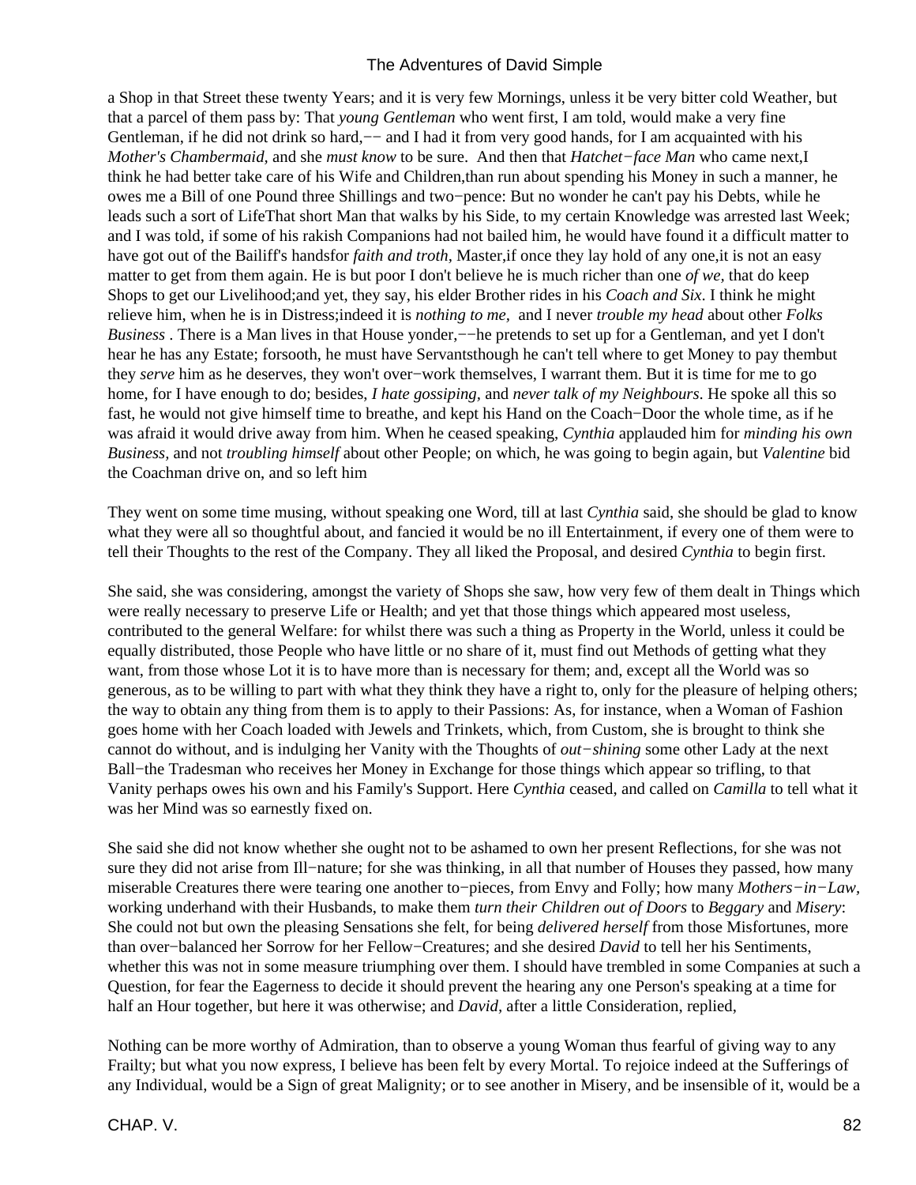a Shop in that Street these twenty Years; and it is very few Mornings, unless it be very bitter cold Weather, but that a parcel of them pass by: That *young Gentleman* who went first, I am told, would make a very fine Gentleman, if he did not drink so hard,−− and I had it from very good hands, for I am acquainted with his *Mother's Chambermaid,* and she *must know* to be sure. And then that *Hatchet−face Man* who came next,I think he had better take care of his Wife and Children,than run about spending his Money in such a manner, he owes me a Bill of one Pound three Shillings and two−pence: But no wonder he can't pay his Debts, while he leads such a sort of LifeThat short Man that walks by his Side, to my certain Knowledge was arrested last Week; and I was told, if some of his rakish Companions had not bailed him, he would have found it a difficult matter to have got out of the Bailiff's handsfor *faith and troth,* Master,if once they lay hold of any one,it is not an easy matter to get from them again. He is but poor I don't believe he is much richer than one *of we,* that do keep Shops to get our Livelihood;and yet, they say, his elder Brother rides in his *Coach and Six*. I think he might relieve him, when he is in Distress;indeed it is *nothing to me,* and I never *trouble my head* about other *Folks Business* . There is a Man lives in that House yonder,−−he pretends to set up for a Gentleman, and yet I don't hear he has any Estate; forsooth, he must have Servantsthough he can't tell where to get Money to pay thembut they *serve* him as he deserves, they won't over−work themselves, I warrant them. But it is time for me to go home, for I have enough to do; besides, *I hate gossiping,* and *never talk of my Neighbours*. He spoke all this so fast, he would not give himself time to breathe, and kept his Hand on the Coach−Door the whole time, as if he was afraid it would drive away from him. When he ceased speaking, *Cynthia* applauded him for *minding his own Business,* and not *troubling himself* about other People; on which, he was going to begin again, but *Valentine* bid the Coachman drive on, and so left him

They went on some time musing, without speaking one Word, till at last *Cynthia* said, she should be glad to know what they were all so thoughtful about, and fancied it would be no ill Entertainment, if every one of them were to tell their Thoughts to the rest of the Company. They all liked the Proposal, and desired *Cynthia* to begin first.

She said, she was considering, amongst the variety of Shops she saw, how very few of them dealt in Things which were really necessary to preserve Life or Health; and yet that those things which appeared most useless, contributed to the general Welfare: for whilst there was such a thing as Property in the World, unless it could be equally distributed, those People who have little or no share of it, must find out Methods of getting what they want, from those whose Lot it is to have more than is necessary for them; and, except all the World was so generous, as to be willing to part with what they think they have a right to, only for the pleasure of helping others; the way to obtain any thing from them is to apply to their Passions: As, for instance, when a Woman of Fashion goes home with her Coach loaded with Jewels and Trinkets, which, from Custom, she is brought to think she cannot do without, and is indulging her Vanity with the Thoughts of *out−shining* some other Lady at the next Ball−the Tradesman who receives her Money in Exchange for those things which appear so trifling, to that Vanity perhaps owes his own and his Family's Support. Here *Cynthia* ceased, and called on *Camilla* to tell what it was her Mind was so earnestly fixed on.

She said she did not know whether she ought not to be ashamed to own her present Reflections, for she was not sure they did not arise from Ill−nature; for she was thinking, in all that number of Houses they passed, how many miserable Creatures there were tearing one another to−pieces, from Envy and Folly; how many *Mothers−in−Law,* working underhand with their Husbands, to make them *turn their Children out of Doors* to *Beggary* and *Misery*: She could not but own the pleasing Sensations she felt, for being *delivered herself* from those Misfortunes, more than over−balanced her Sorrow for her Fellow−Creatures; and she desired *David* to tell her his Sentiments, whether this was not in some measure triumphing over them. I should have trembled in some Companies at such a Question, for fear the Eagerness to decide it should prevent the hearing any one Person's speaking at a time for half an Hour together, but here it was otherwise; and *David,* after a little Consideration, replied,

Nothing can be more worthy of Admiration, than to observe a young Woman thus fearful of giving way to any Frailty; but what you now express, I believe has been felt by every Mortal. To rejoice indeed at the Sufferings of any Individual, would be a Sign of great Malignity; or to see another in Misery, and be insensible of it, would be a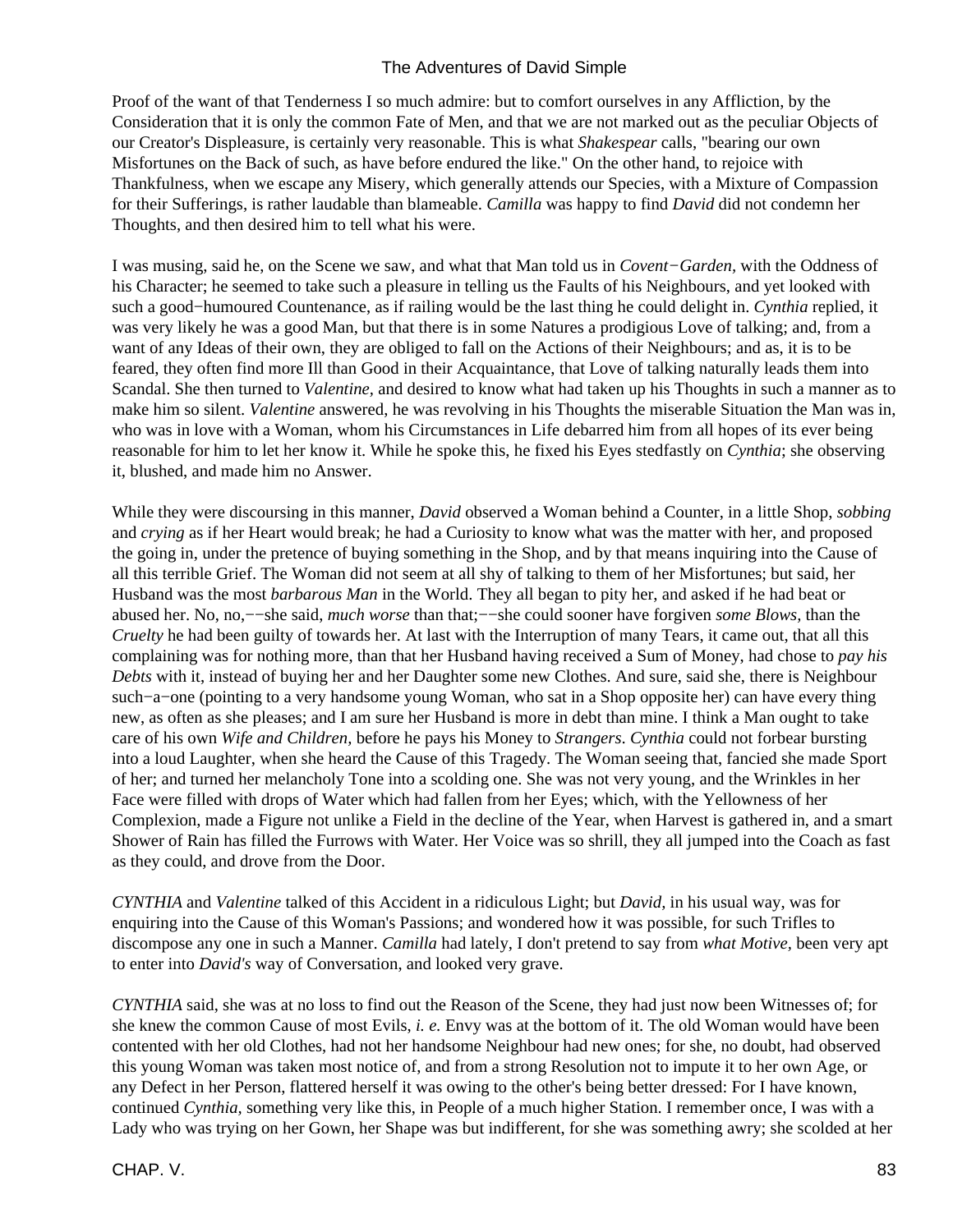Proof of the want of that Tenderness I so much admire: but to comfort ourselves in any Affliction, by the Consideration that it is only the common Fate of Men, and that we are not marked out as the peculiar Objects of our Creator's Displeasure, is certainly very reasonable. This is what *Shakespear* calls, "bearing our own Misfortunes on the Back of such, as have before endured the like." On the other hand, to rejoice with Thankfulness, when we escape any Misery, which generally attends our Species, with a Mixture of Compassion for their Sufferings, is rather laudable than blameable. *Camilla* was happy to find *David* did not condemn her Thoughts, and then desired him to tell what his were.

I was musing, said he, on the Scene we saw, and what that Man told us in *Covent−Garden,* with the Oddness of his Character; he seemed to take such a pleasure in telling us the Faults of his Neighbours, and yet looked with such a good−humoured Countenance, as if railing would be the last thing he could delight in. *Cynthia* replied, it was very likely he was a good Man, but that there is in some Natures a prodigious Love of talking; and, from a want of any Ideas of their own, they are obliged to fall on the Actions of their Neighbours; and as, it is to be feared, they often find more Ill than Good in their Acquaintance, that Love of talking naturally leads them into Scandal. She then turned to *Valentine,* and desired to know what had taken up his Thoughts in such a manner as to make him so silent. *Valentine* answered, he was revolving in his Thoughts the miserable Situation the Man was in, who was in love with a Woman, whom his Circumstances in Life debarred him from all hopes of its ever being reasonable for him to let her know it. While he spoke this, he fixed his Eyes stedfastly on *Cynthia*; she observing it, blushed, and made him no Answer.

While they were discoursing in this manner, *David* observed a Woman behind a Counter, in a little Shop, *sobbing* and *crying* as if her Heart would break; he had a Curiosity to know what was the matter with her, and proposed the going in, under the pretence of buying something in the Shop, and by that means inquiring into the Cause of all this terrible Grief. The Woman did not seem at all shy of talking to them of her Misfortunes; but said, her Husband was the most *barbarous Man* in the World. They all began to pity her, and asked if he had beat or abused her. No, no,−−she said, *much worse* than that;−−she could sooner have forgiven *some Blows,* than the *Cruelty* he had been guilty of towards her. At last with the Interruption of many Tears, it came out, that all this complaining was for nothing more, than that her Husband having received a Sum of Money, had chose to *pay his Debts* with it, instead of buying her and her Daughter some new Clothes. And sure, said she, there is Neighbour such−a−one (pointing to a very handsome young Woman, who sat in a Shop opposite her) can have every thing new, as often as she pleases; and I am sure her Husband is more in debt than mine. I think a Man ought to take care of his own *Wife and Children,* before he pays his Money to *Strangers*. *Cynthia* could not forbear bursting into a loud Laughter, when she heard the Cause of this Tragedy. The Woman seeing that, fancied she made Sport of her; and turned her melancholy Tone into a scolding one. She was not very young, and the Wrinkles in her Face were filled with drops of Water which had fallen from her Eyes; which, with the Yellowness of her Complexion, made a Figure not unlike a Field in the decline of the Year, when Harvest is gathered in, and a smart Shower of Rain has filled the Furrows with Water. Her Voice was so shrill, they all jumped into the Coach as fast as they could, and drove from the Door.

*CYNTHIA* and *Valentine* talked of this Accident in a ridiculous Light; but *David,* in his usual way, was for enquiring into the Cause of this Woman's Passions; and wondered how it was possible, for such Trifles to discompose any one in such a Manner. *Camilla* had lately, I don't pretend to say from *what Motive,* been very apt to enter into *David's* way of Conversation, and looked very grave.

*CYNTHIA* said, she was at no loss to find out the Reason of the Scene, they had just now been Witnesses of; for she knew the common Cause of most Evils, *i. e.* Envy was at the bottom of it. The old Woman would have been contented with her old Clothes, had not her handsome Neighbour had new ones; for she, no doubt, had observed this young Woman was taken most notice of, and from a strong Resolution not to impute it to her own Age, or any Defect in her Person, flattered herself it was owing to the other's being better dressed: For I have known, continued *Cynthia,* something very like this, in People of a much higher Station. I remember once, I was with a Lady who was trying on her Gown, her Shape was but indifferent, for she was something awry; she scolded at her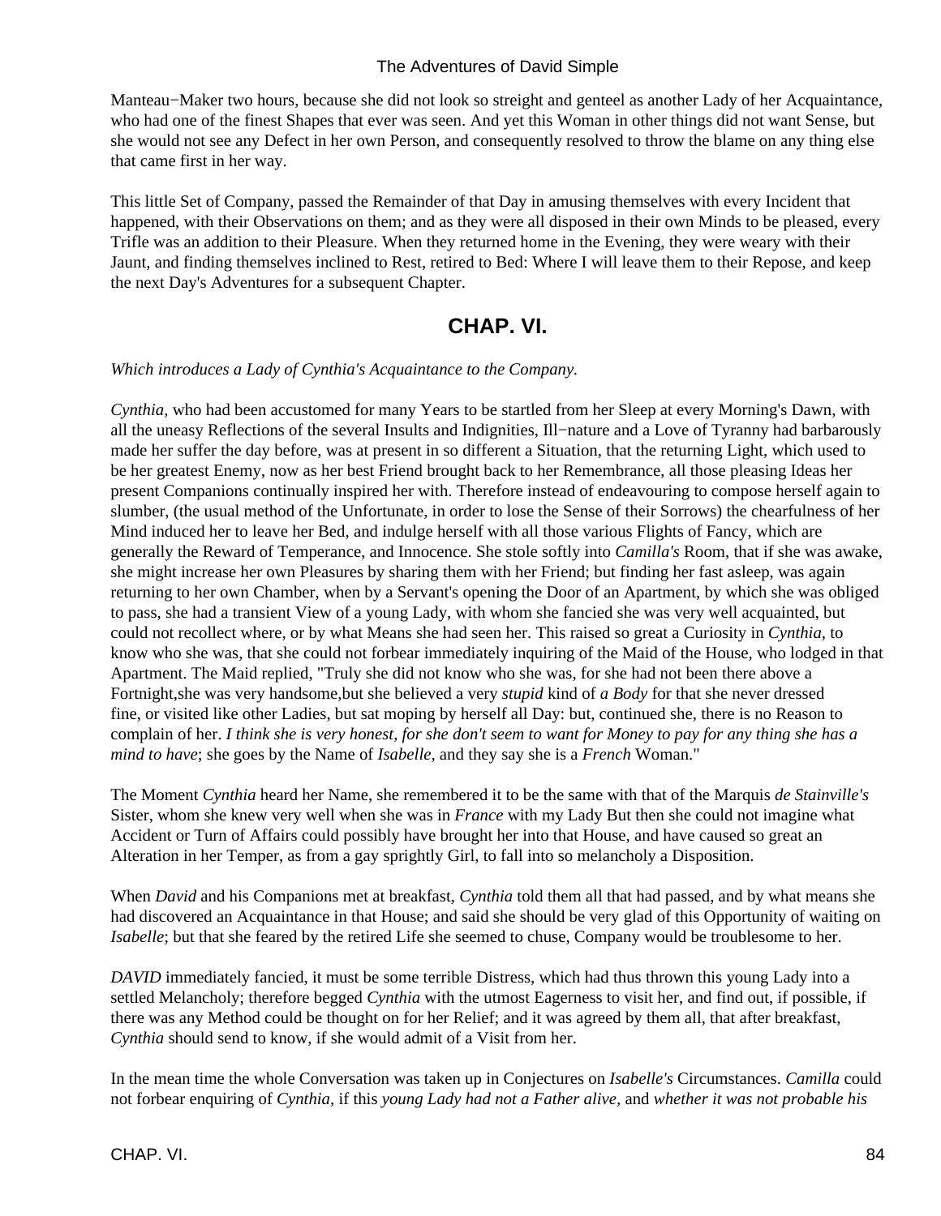Manteau−Maker two hours, because she did not look so streight and genteel as another Lady of her Acquaintance, who had one of the finest Shapes that ever was seen. And yet this Woman in other things did not want Sense, but she would not see any Defect in her own Person, and consequently resolved to throw the blame on any thing else that came first in her way.

This little Set of Company, passed the Remainder of that Day in amusing themselves with every Incident that happened, with their Observations on them; and as they were all disposed in their own Minds to be pleased, every Trifle was an addition to their Pleasure. When they returned home in the Evening, they were weary with their Jaunt, and finding themselves inclined to Rest, retired to Bed: Where I will leave them to their Repose, and keep the next Day's Adventures for a subsequent Chapter.

## CHAP. VI.

*Which introduces a Lady of Cynthia's Acquaintance to the Company.*

*Cynthia,* who had been accustomed for many Years to be startled from her Sleep at every Morning's Dawn, with all the uneasy Reflections of the several Insults and Indignities, Ill−nature and a Love of Tyranny had barbarously made her suffer the day before, was at present in so different a Situation, that the returning Light, which used to be her greatest Enemy, now as her best Friend brought back to her Remembrance, all those pleasing Ideas her present Companions continually inspired her with. Therefore instead of endeavouring to compose herself again to slumber, (the usual method of the Unfortunate, in order to lose the Sense of their Sorrows) the chearfulness of her Mind induced her to leave her Bed, and indulge herself with all those various Flights of Fancy, which are generally the Reward of Temperance, and Innocence. She stole softly into *Camilla's* Room, that if she was awake, she might increase her own Pleasures by sharing them with her Friend; but finding her fast asleep, was again returning to her own Chamber, when by a Servant's opening the Door of an Apartment, by which she was obliged to pass, she had a transient View of a young Lady, with whom she fancied she was very well acquainted, but could not recollect where, or by what Means she had seen her. This raised so great a Curiosity in *Cynthia,* to know who she was, that she could not forbear immediately inquiring of the Maid of the House, who lodged in that Apartment. The Maid replied, "Truly she did not know who she was, for she had not been there above a Fortnight,she was very handsome,but she believed a very *stupid* kind of *a Body* for that she never dressed fine, or visited like other Ladies, but sat moping by herself all Day: but, continued she, there is no Reason to complain of her. *I think she is very honest, for she don't seem to want for Money to pay for any thing she has a mind to have*; she goes by the Name of *Isabelle,* and they say she is a *French* Woman."

The Moment *Cynthia* heard her Name, she remembered it to be the same with that of the Marquis *de Stainville's* Sister, whom she knew very well when she was in *France* with my Lady But then she could not imagine what Accident or Turn of Affairs could possibly have brought her into that House, and have caused so great an Alteration in her Temper, as from a gay sprightly Girl, to fall into so melancholy a Disposition.

When *David* and his Companions met at breakfast, *Cynthia* told them all that had passed, and by what means she had discovered an Acquaintance in that House; and said she should be very glad of this Opportunity of waiting on *Isabelle*; but that she feared by the retired Life she seemed to chuse, Company would be troublesome to her.

*DAVID* immediately fancied, it must be some terrible Distress, which had thus thrown this young Lady into a settled Melancholy; therefore begged *Cynthia* with the utmost Eagerness to visit her, and find out, if possible, if there was any Method could be thought on for her Relief; and it was agreed by them all, that after breakfast, *Cynthia* should send to know, if she would admit of a Visit from her.

In the mean time the whole Conversation was taken up in Conjectures on *Isabelle's* Circumstances. *Camilla* could not forbear enquiring of *Cynthia,* if this *young Lady had not a Father alive,* and *whether it was not probable his*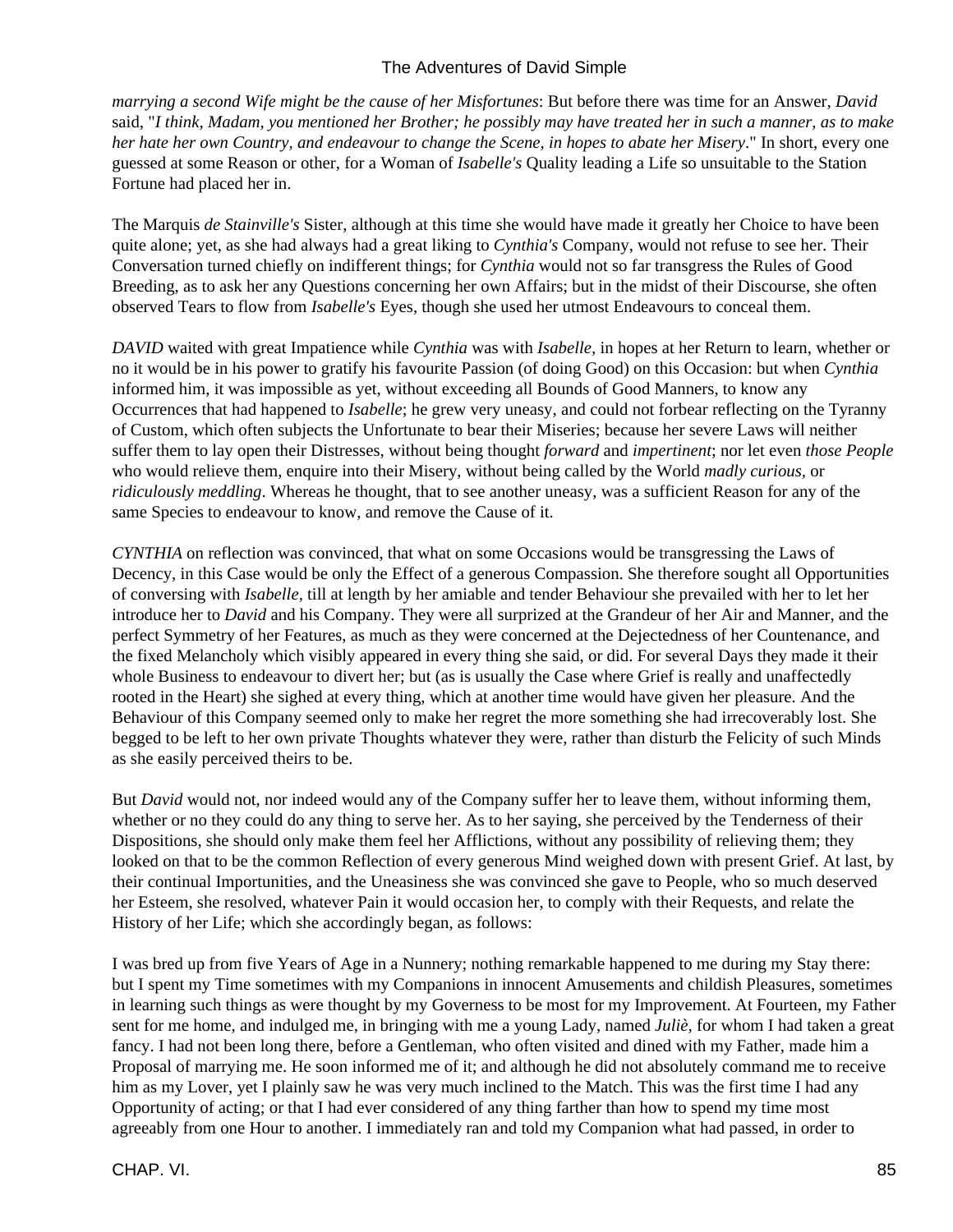*marrying a second Wife might be the cause of her Misfortunes*: But before there was time for an Answer, *David* said, "*I think, Madam, you mentioned her Brother; he possibly may have treated her in such a manner, as to make her hate her own Country, and endeavour to change the Scene, in hopes to abate her Misery*." In short, every one guessed at some Reason or other, for a Woman of *Isabelle's* Quality leading a Life so unsuitable to the Station Fortune had placed her in.

The Marquis *de Stainville's* Sister, although at this time she would have made it greatly her Choice to have been quite alone; yet, as she had always had a great liking to *Cynthia's* Company, would not refuse to see her. Their Conversation turned chiefly on indifferent things; for *Cynthia* would not so far transgress the Rules of Good Breeding, as to ask her any Questions concerning her own Affairs; but in the midst of their Discourse, she often observed Tears to flow from *Isabelle's* Eyes, though she used her utmost Endeavours to conceal them.

*DAVID* waited with great Impatience while *Cynthia* was with *Isabelle*, in hopes at her Return to learn, whether or no it would be in his power to gratify his favourite Passion (of doing Good) on this Occasion: but when *Cynthia* informed him, it was impossible as yet, without exceeding all Bounds of Good Manners, to know any Occurrences that had happened to *Isabelle*; he grew very uneasy, and could not forbear reflecting on the Tyranny of Custom, which often subjects the Unfortunate to bear their Miseries; because her severe Laws will neither suffer them to lay open their Distresses, without being thought *forward* and *impertinent*; nor let even *those People* who would relieve them, enquire into their Misery, without being called by the World *madly curious*, or *ridiculously meddling*. Whereas he thought, that to see another uneasy, was a sufficient Reason for any of the same Species to endeavour to know, and remove the Cause of it.

*CYNTHIA* on reflection was convinced, that what on some Occasions would be transgressing the Laws of Decency, in this Case would be only the Effect of a generous Compassion. She therefore sought all Opportunities of conversing with *Isabelle*, till at length by her amiable and tender Behaviour she prevailed with her to let her introduce her to *David* and his Company. They were all surprized at the Grandeur of her Air and Manner, and the perfect Symmetry of her Features, as much as they were concerned at the Dejectedness of her Countenance, and the fixed Melancholy which visibly appeared in every thing she said, or did. For several Days they made it their whole Business to endeavour to divert her; but (as is usually the Case where Grief is really and unaffectedly rooted in the Heart) she sighed at every thing, which at another time would have given her pleasure. And the Behaviour of this Company seemed only to make her regret the more something she had irrecoverably lost. She begged to be left to her own private Thoughts whatever they were, rather than disturb the Felicity of such Minds as she easily perceived theirs to be.

But *David* would not, nor indeed would any of the Company suffer her to leave them, without informing them, whether or no they could do any thing to serve her. As to her saying, she perceived by the Tenderness of their Dispositions, she should only make them feel her Afflictions, without any possibility of relieving them; they looked on that to be the common Reflection of every generous Mind weighed down with present Grief. At last, by their continual Importunities, and the Uneasiness she was convinced she gave to People, who so much deserved her Esteem, she resolved, whatever Pain it would occasion her, to comply with their Requests, and relate the History of her Life; which she accordingly began, as follows:

I was bred up from five Years of Age in a Nunnery; nothing remarkable happened to me during my Stay there: but I spent my Time sometimes with my Companions in innocent Amusements and childish Pleasures, sometimes in learning such things as were thought by my Governess to be most for my Improvement. At Fourteen, my Father sent for me home, and indulged me, in bringing with me a young Lady, named *Juliè*, for whom I had taken a great fancy. I had not been long there, before a Gentleman, who often visited and dined with my Father, made him a Proposal of marrying me. He soon informed me of it; and although he did not absolutely command me to receive him as my Lover, yet I plainly saw he was very much inclined to the Match. This was the first time I had any Opportunity of acting; or that I had ever considered of any thing farther than how to spend my time most agreeably from one Hour to another. I immediately ran and told my Companion what had passed, in order to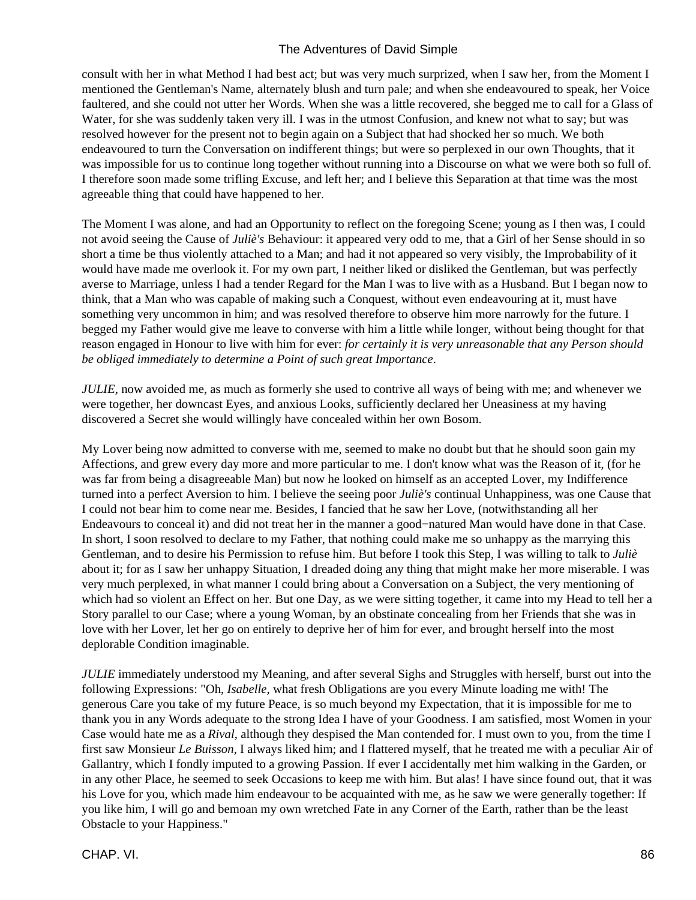consult with her in what Method I had best act; but was very much surprized, when I saw her, from the Moment I mentioned the Gentleman's Name, alternately blush and turn pale; and when she endeavoured to speak, her Voice faultered, and she could not utter her Words. When she was a little recovered, she begged me to call for a Glass of Water, for she was suddenly taken very ill. I was in the utmost Confusion, and knew not what to say; but was resolved however for the present not to begin again on a Subject that had shocked her so much. We both endeavoured to turn the Conversation on indifferent things; but were so perplexed in our own Thoughts, that it was impossible for us to continue long together without running into a Discourse on what we were both so full of. I therefore soon made some trifling Excuse, and left her; and I believe this Separation at that time was the most agreeable thing that could have happened to her.

The Moment I was alone, and had an Opportunity to reflect on the foregoing Scene; young as I then was, I could not avoid seeing the Cause of *Juliè's* Behaviour: it appeared very odd to me, that a Girl of her Sense should in so short a time be thus violently attached to a Man; and had it not appeared so very visibly, the Improbability of it would have made me overlook it. For my own part, I neither liked or disliked the Gentleman, but was perfectly averse to Marriage, unless I had a tender Regard for the Man I was to live with as a Husband. But I began now to think, that a Man who was capable of making such a Conquest, without even endeavouring at it, must have something very uncommon in him; and was resolved therefore to observe him more narrowly for the future. I begged my Father would give me leave to converse with him a little while longer, without being thought for that reason engaged in Honour to live with him for ever: *for certainly it is very unreasonable that any Person should be obliged immediately to determine a Point of such great Importance*.

*JULIE*, now avoided me, as much as formerly she used to contrive all ways of being with me; and whenever we were together, her downcast Eyes, and anxious Looks, sufficiently declared her Uneasiness at my having discovered a Secret she would willingly have concealed within her own Bosom.

My Lover being now admitted to converse with me, seemed to make no doubt but that he should soon gain my Affections, and grew every day more and more particular to me. I don't know what was the Reason of it, (for he was far from being a disagreeable Man) but now he looked on himself as an accepted Lover, my Indifference turned into a perfect Aversion to him. I believe the seeing poor *Juliè's* continual Unhappiness, was one Cause that I could not bear him to come near me. Besides, I fancied that he saw her Love, (notwithstanding all her Endeavours to conceal it) and did not treat her in the manner a good−natured Man would have done in that Case. In short, I soon resolved to declare to my Father, that nothing could make me so unhappy as the marrying this Gentleman, and to desire his Permission to refuse him. But before I took this Step, I was willing to talk to *Juliè* about it; for as I saw her unhappy Situation, I dreaded doing any thing that might make her more miserable. I was very much perplexed, in what manner I could bring about a Conversation on a Subject, the very mentioning of which had so violent an Effect on her. But one Day, as we were sitting together, it came into my Head to tell her a Story parallel to our Case; where a young Woman, by an obstinate concealing from her Friends that she was in love with her Lover, let her go on entirely to deprive her of him for ever, and brought herself into the most deplorable Condition imaginable.

*JULIE* immediately understood my Meaning, and after several Sighs and Struggles with herself, burst out into the following Expressions: "Oh, *Isabelle*, what fresh Obligations are you every Minute loading me with! The generous Care you take of my future Peace, is so much beyond my Expectation, that it is impossible for me to thank you in any Words adequate to the strong Idea I have of your Goodness. I am satisfied, most Women in your Case would hate me as a *Rival*, although they despised the Man contended for. I must own to you, from the time I first saw Monsieur *Le Buisson*, I always liked him; and I flattered myself, that he treated me with a peculiar Air of Gallantry, which I fondly imputed to a growing Passion. If ever I accidentally met him walking in the Garden, or in any other Place, he seemed to seek Occasions to keep me with him. But alas! I have since found out, that it was his Love for you, which made him endeavour to be acquainted with me, as he saw we were generally together: If you like him, I will go and bemoan my own wretched Fate in any Corner of the Earth, rather than be the least Obstacle to your Happiness."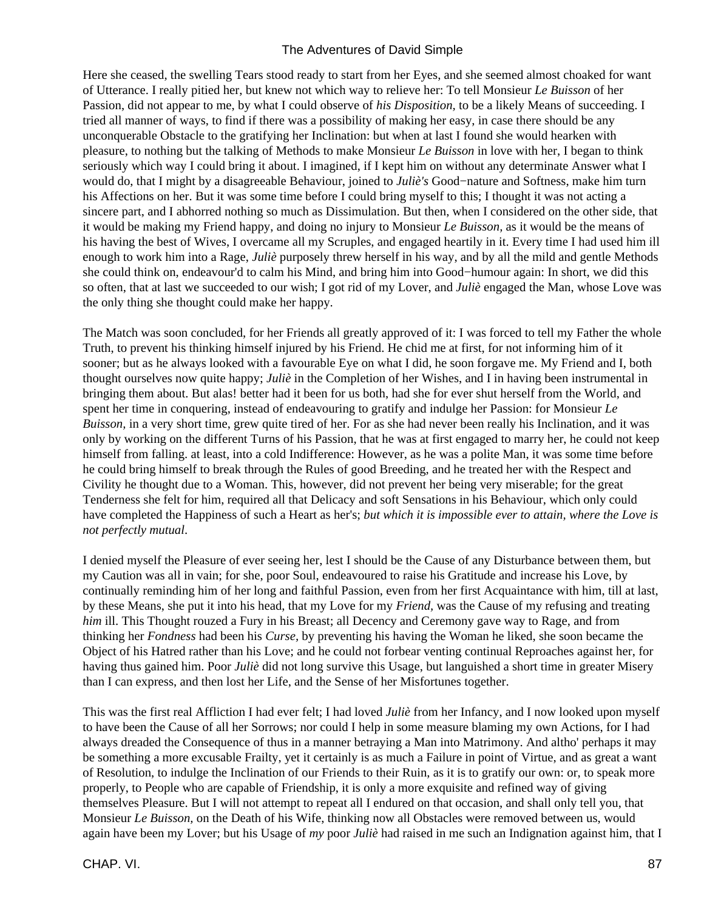Here she ceased, the swelling Tears stood ready to start from her Eyes, and she seemed almost choaked for want of Utterance. I really pitied her, but knew not which way to relieve her: To tell Monsieur *Le Buisson* of her Passion, did not appear to me, by what I could observe of *his Disposition*, to be a likely Means of succeeding. I tried all manner of ways, to find if there was a possibility of making her easy, in case there should be any unconquerable Obstacle to the gratifying her Inclination: but when at last I found she would hearken with pleasure, to nothing but the talking of Methods to make Monsieur *Le Buisson* in love with her, I began to think seriously which way I could bring it about. I imagined, if I kept him on without any determinate Answer what I would do, that I might by a disagreeable Behaviour, joined to *Juliè's* Good−nature and Softness, make him turn his Affections on her. But it was some time before I could bring myself to this; I thought it was not acting a sincere part, and I abhorred nothing so much as Dissimulation. But then, when I considered on the other side, that it would be making my Friend happy, and doing no injury to Monsieur *Le Buisson*, as it would be the means of his having the best of Wives, I overcame all my Scruples, and engaged heartily in it. Every time I had used him ill enough to work him into a Rage, *Juliè* purposely threw herself in his way, and by all the mild and gentle Methods she could think on, endeavour'd to calm his Mind, and bring him into Good−humour again: In short, we did this so often, that at last we succeeded to our wish; I got rid of my Lover, and *Juliè* engaged the Man, whose Love was the only thing she thought could make her happy.

The Match was soon concluded, for her Friends all greatly approved of it: I was forced to tell my Father the whole Truth, to prevent his thinking himself injured by his Friend. He chid me at first, for not informing him of it sooner; but as he always looked with a favourable Eye on what I did, he soon forgave me. My Friend and I, both thought ourselves now quite happy; *Juliè* in the Completion of her Wishes, and I in having been instrumental in bringing them about. But alas! better had it been for us both, had she for ever shut herself from the World, and spent her time in conquering, instead of endeavouring to gratify and indulge her Passion: for Monsieur *Le Buisson*, in a very short time, grew quite tired of her. For as she had never been really his Inclination, and it was only by working on the different Turns of his Passion, that he was at first engaged to marry her, he could not keep himself from falling. at least, into a cold Indifference: However, as he was a polite Man, it was some time before he could bring himself to break through the Rules of good Breeding, and he treated her with the Respect and Civility he thought due to a Woman. This, however, did not prevent her being very miserable; for the great Tenderness she felt for him, required all that Delicacy and soft Sensations in his Behaviour, which only could have completed the Happiness of such a Heart as her's; *but which it is impossible ever to attain, where the Love is not perfectly mutual*.

I denied myself the Pleasure of ever seeing her, lest I should be the Cause of any Disturbance between them, but my Caution was all in vain; for she, poor Soul, endeavoured to raise his Gratitude and increase his Love, by continually reminding him of her long and faithful Passion, even from her first Acquaintance with him, till at last, by these Means, she put it into his head, that my Love for my *Friend*, was the Cause of my refusing and treating *him* ill. This Thought rouzed a Fury in his Breast; all Decency and Ceremony gave way to Rage, and from thinking her *Fondness* had been his *Curse*, by preventing his having the Woman he liked, she soon became the Object of his Hatred rather than his Love; and he could not forbear venting continual Reproaches against her, for having thus gained him. Poor *Juliè* did not long survive this Usage, but languished a short time in greater Misery than I can express, and then lost her Life, and the Sense of her Misfortunes together.

This was the first real Affliction I had ever felt; I had loved *Juliè* from her Infancy, and I now looked upon myself to have been the Cause of all her Sorrows; nor could I help in some measure blaming my own Actions, for I had always dreaded the Consequence of thus in a manner betraying a Man into Matrimony. And altho' perhaps it may be something a more excusable Frailty, yet it certainly is as much a Failure in point of Virtue, and as great a want of Resolution, to indulge the Inclination of our Friends to their Ruin, as it is to gratify our own: or, to speak more properly, to People who are capable of Friendship, it is only a more exquisite and refined way of giving themselves Pleasure. But I will not attempt to repeat all I endured on that occasion, and shall only tell you, that Monsieur *Le Buisson*, on the Death of his Wife, thinking now all Obstacles were removed between us, would again have been my Lover; but his Usage of *my* poor *Juliè* had raised in me such an Indignation against him, that I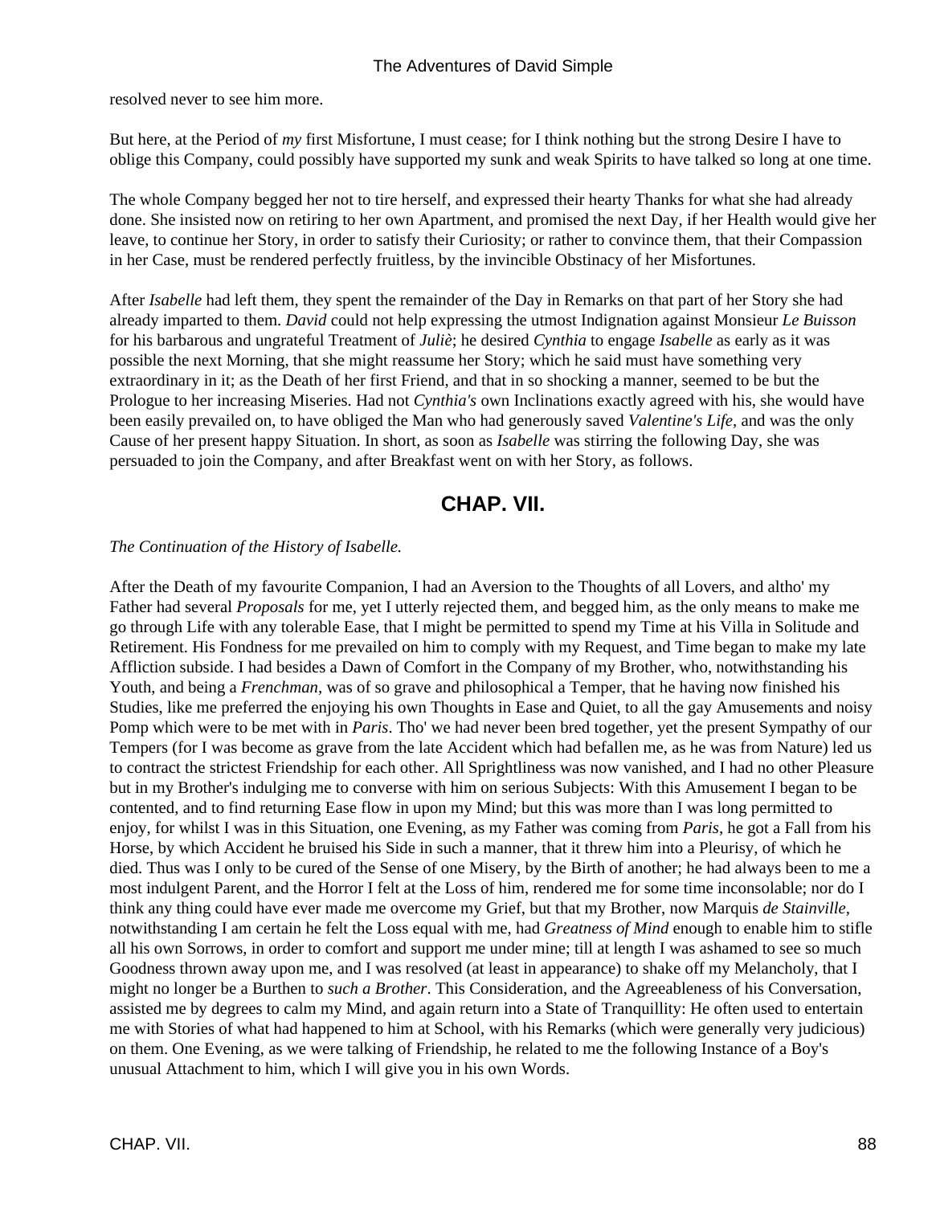resolved never to see him more.

But here, at the Period of *my* first Misfortune, I must cease; for I think nothing but the strong Desire I have to oblige this Company, could possibly have supported my sunk and weak Spirits to have talked so long at one time.

The whole Company begged her not to tire herself, and expressed their hearty Thanks for what she had already done. She insisted now on retiring to her own Apartment, and promised the next Day, if her Health would give her leave, to continue her Story, in order to satisfy their Curiosity; or rather to convince them, that their Compassion in her Case, must be rendered perfectly fruitless, by the invincible Obstinacy of her Misfortunes.

After *Isabelle* had left them, they spent the remainder of the Day in Remarks on that part of her Story she had already imparted to them. *David* could not help expressing the utmost Indignation against Monsieur *Le Buisson* for his barbarous and ungrateful Treatment of *Juliè*; he desired *Cynthia* to engage *Isabelle* as early as it was possible the next Morning, that she might reassume her Story; which he said must have something very extraordinary in it; as the Death of her first Friend, and that in so shocking a manner, seemed to be but the Prologue to her increasing Miseries. Had not *Cynthia's* own Inclinations exactly agreed with his, she would have been easily prevailed on, to have obliged the Man who had generously saved *Valentine's Life*, and was the only Cause of her present happy Situation. In short, as soon as *Isabelle* was stirring the following Day, she was persuaded to join the Company, and after Breakfast went on with her Story, as follows.

## CHAP. VII.

*The Continuation of the History of Isabelle.*

After the Death of my favourite Companion, I had an Aversion to the Thoughts of all Lovers, and altho' my Father had several *Proposals* for me, yet I utterly rejected them, and begged him, as the only means to make me go through Life with any tolerable Ease, that I might be permitted to spend my Time at his Villa in Solitude and Retirement. His Fondness for me prevailed on him to comply with my Request, and Time began to make my late Affliction subside. I had besides a Dawn of Comfort in the Company of my Brother, who, notwithstanding his Youth, and being a *Frenchman*, was of so grave and philosophical a Temper, that he having now finished his Studies, like me preferred the enjoying his own Thoughts in Ease and Quiet, to all the gay Amusements and noisy Pomp which were to be met with in *Paris*. Tho' we had never been bred together, yet the present Sympathy of our Tempers (for I was become as grave from the late Accident which had befallen me, as he was from Nature) led us to contract the strictest Friendship for each other. All Sprightliness was now vanished, and I had no other Pleasure but in my Brother's indulging me to converse with him on serious Subjects: With this Amusement I began to be contented, and to find returning Ease flow in upon my Mind; but this was more than I was long permitted to enjoy, for whilst I was in this Situation, one Evening, as my Father was coming from *Paris*, he got a Fall from his Horse, by which Accident he bruised his Side in such a manner, that it threw him into a Pleurisy, of which he died. Thus was I only to be cured of the Sense of one Misery, by the Birth of another; he had always been to me a most indulgent Parent, and the Horror I felt at the Loss of him, rendered me for some time inconsolable; nor do I think any thing could have ever made me overcome my Grief, but that my Brother, now Marquis *de Stainville*, notwithstanding I am certain he felt the Loss equal with me, had *Greatness of Mind* enough to enable him to stifle all his own Sorrows, in order to comfort and support me under mine; till at length I was ashamed to see so much Goodness thrown away upon me, and I was resolved (at least in appearance) to shake off my Melancholy, that I might no longer be a Burthen to *such a Brother*. This Consideration, and the Agreeableness of his Conversation, assisted me by degrees to calm my Mind, and again return into a State of Tranquillity: He often used to entertain me with Stories of what had happened to him at School, with his Remarks (which were generally very judicious) on them. One Evening, as we were talking of Friendship, he related to me the following Instance of a Boy's unusual Attachment to him, which I will give you in his own Words.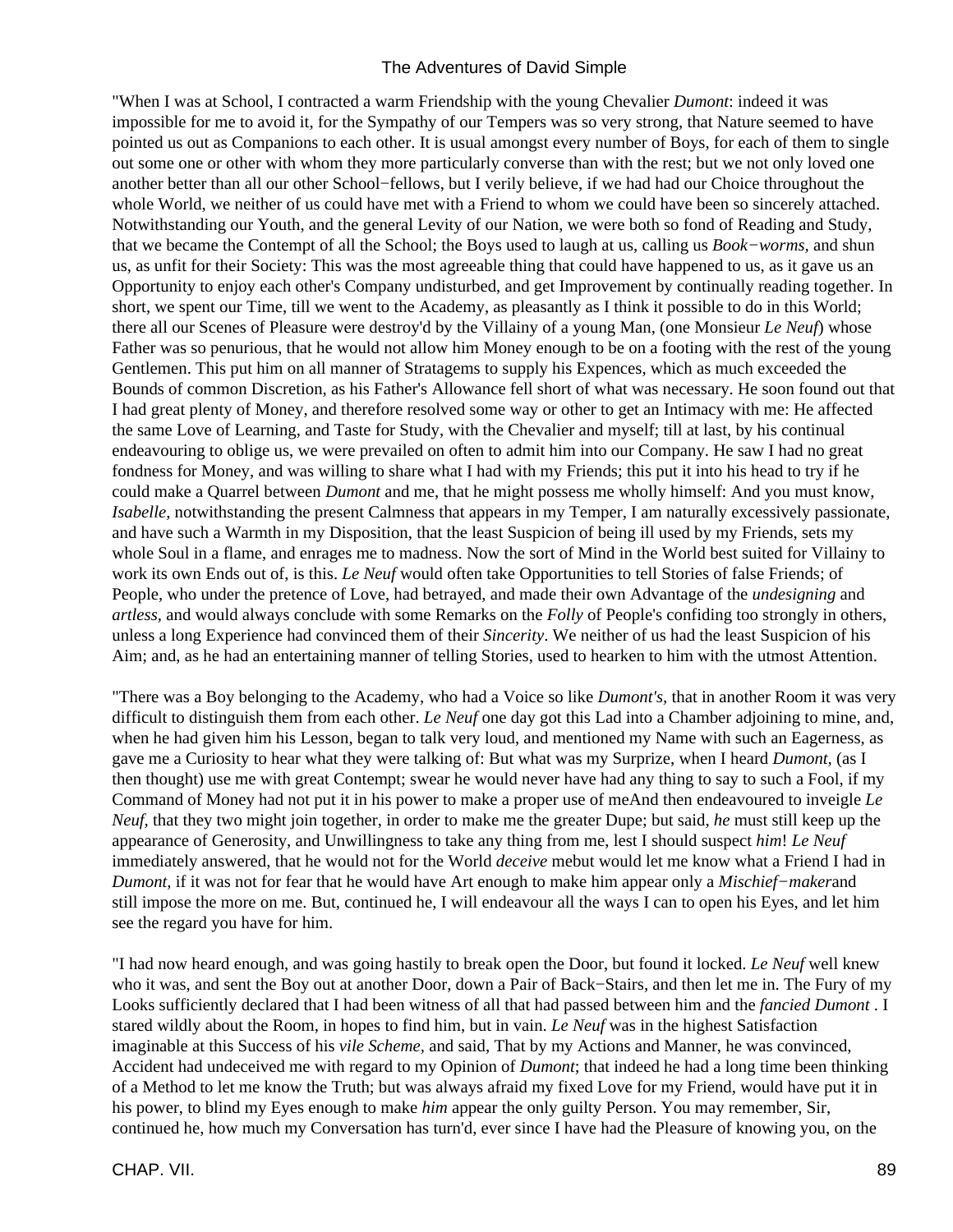"When I was at School, I contracted a warm Friendship with the young Chevalier *Dumont*: indeed it was impossible for me to avoid it, for the Sympathy of our Tempers was so very strong, that Nature seemed to have pointed us out as Companions to each other. It is usual amongst every number of Boys, for each of them to single out some one or other with whom they more particularly converse than with the rest; but we not only loved one another better than all our other School−fellows, but I verily believe, if we had had our Choice throughout the whole World, we neither of us could have met with a Friend to whom we could have been so sincerely attached. Notwithstanding our Youth, and the general Levity of our Nation, we were both so fond of Reading and Study, that we became the Contempt of all the School; the Boys used to laugh at us, calling us *Book−worms,* and shun us, as unfit for their Society: This was the most agreeable thing that could have happened to us, as it gave us an Opportunity to enjoy each other's Company undisturbed, and get Improvement by continually reading together. In short, we spent our Time, till we went to the Academy, as pleasantly as I think it possible to do in this World; there all our Scenes of Pleasure were destroy'd by the Villainy of a young Man, (one Monsieur *Le Neuf*) whose Father was so penurious, that he would not allow him Money enough to be on a footing with the rest of the young Gentlemen. This put him on all manner of Stratagems to supply his Expences, which as much exceeded the Bounds of common Discretion, as his Father's Allowance fell short of what was necessary. He soon found out that I had great plenty of Money, and therefore resolved some way or other to get an Intimacy with me: He affected the same Love of Learning, and Taste for Study, with the Chevalier and myself; till at last, by his continual endeavouring to oblige us, we were prevailed on often to admit him into our Company. He saw I had no great fondness for Money, and was willing to share what I had with my Friends; this put it into his head to try if he could make a Quarrel between *Dumont* and me, that he might possess me wholly himself: And you must know, *Isabelle,* notwithstanding the present Calmness that appears in my Temper, I am naturally excessively passionate, and have such a Warmth in my Disposition, that the least Suspicion of being ill used by my Friends, sets my whole Soul in a flame, and enrages me to madness. Now the sort of Mind in the World best suited for Villainy to work its own Ends out of, is this. *Le Neuf* would often take Opportunities to tell Stories of false Friends; of People, who under the pretence of Love, had betrayed, and made their own Advantage of the *undesigning* and *artless,* and would always conclude with some Remarks on the *Folly* of People's confiding too strongly in others, unless a long Experience had convinced them of their *Sincerity*. We neither of us had the least Suspicion of his Aim; and, as he had an entertaining manner of telling Stories, used to hearken to him with the utmost Attention.

"There was a Boy belonging to the Academy, who had a Voice so like *Dumont's,* that in another Room it was very difficult to distinguish them from each other. *Le Neuf* one day got this Lad into a Chamber adjoining to mine, and, when he had given him his Lesson, began to talk very loud, and mentioned my Name with such an Eagerness, as gave me a Curiosity to hear what they were talking of: But what was my Surprize, when I heard *Dumont,* (as I then thought) use me with great Contempt; swear he would never have had any thing to say to such a Fool, if my Command of Money had not put it in his power to make a proper use of meAnd then endeavoured to inveigle *Le Neuf,* that they two might join together, in order to make me the greater Dupe; but said, *he* must still keep up the appearance of Generosity, and Unwillingness to take any thing from me, lest I should suspect *him*! *Le Neuf* immediately answered, that he would not for the World *deceive* mebut would let me know what a Friend I had in *Dumont,* if it was not for fear that he would have Art enough to make him appear only a *Mischief−maker*and still impose the more on me. But, continued he, I will endeavour all the ways I can to open his Eyes, and let him see the regard you have for him.

"I had now heard enough, and was going hastily to break open the Door, but found it locked. *Le Neuf* well knew who it was, and sent the Boy out at another Door, down a Pair of Back−Stairs, and then let me in. The Fury of my Looks sufficiently declared that I had been witness of all that had passed between him and the *fancied Dumont* . I stared wildly about the Room, in hopes to find him, but in vain. *Le Neuf* was in the highest Satisfaction imaginable at this Success of his *vile Scheme,* and said, That by my Actions and Manner, he was convinced, Accident had undeceived me with regard to my Opinion of *Dumont*; that indeed he had a long time been thinking of a Method to let me know the Truth; but was always afraid my fixed Love for my Friend, would have put it in his power, to blind my Eyes enough to make *him* appear the only guilty Person. You may remember, Sir, continued he, how much my Conversation has turn'd, ever since I have had the Pleasure of knowing you, on the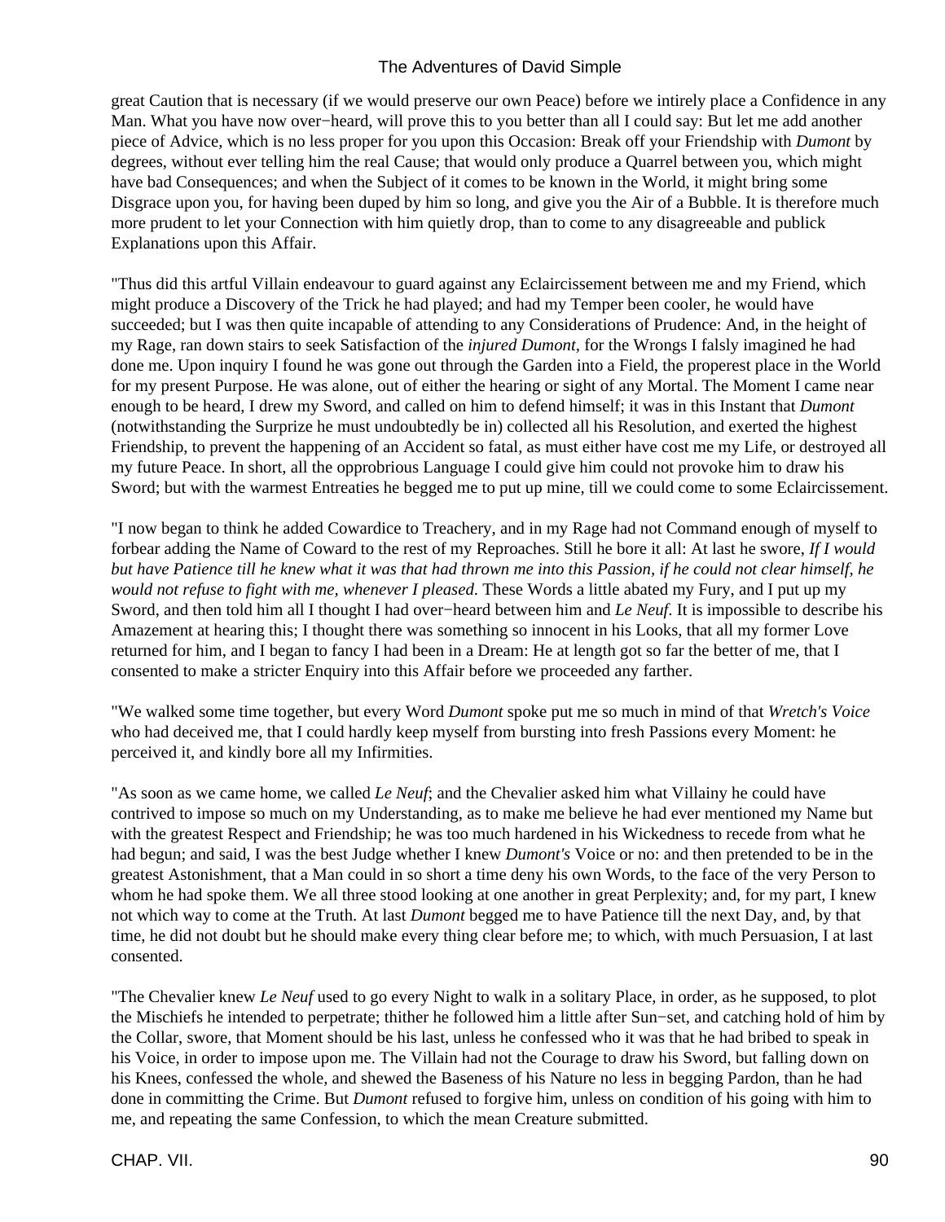great Caution that is necessary (if we would preserve our own Peace) before we intirely place a Confidence in any Man. What you have now over−heard, will prove this to you better than all I could say: But let me add another piece of Advice, which is no less proper for you upon this Occasion: Break off your Friendship with *Dumont* by degrees, without ever telling him the real Cause; that would only produce a Quarrel between you, which might have bad Consequences; and when the Subject of it comes to be known in the World, it might bring some Disgrace upon you, for having been duped by him so long, and give you the Air of a Bubble. It is therefore much more prudent to let your Connection with him quietly drop, than to come to any disagreeable and publick Explanations upon this Affair.

"Thus did this artful Villain endeavour to guard against any Eclaircissement between me and my Friend, which might produce a Discovery of the Trick he had played; and had my Temper been cooler, he would have succeeded; but I was then quite incapable of attending to any Considerations of Prudence: And, in the height of my Rage, ran down stairs to seek Satisfaction of the *injured Dumont*, for the Wrongs I falsly imagined he had done me. Upon inquiry I found he was gone out through the Garden into a Field, the properest place in the World for my present Purpose. He was alone, out of either the hearing or sight of any Mortal. The Moment I came near enough to be heard, I drew my Sword, and called on him to defend himself; it was in this Instant that *Dumont* (notwithstanding the Surprize he must undoubtedly be in) collected all his Resolution, and exerted the highest Friendship, to prevent the happening of an Accident so fatal, as must either have cost me my Life, or destroyed all my future Peace. In short, all the opprobrious Language I could give him could not provoke him to draw his Sword; but with the warmest Entreaties he begged me to put up mine, till we could come to some Eclaircissement.

"I now began to think he added Cowardice to Treachery, and in my Rage had not Command enough of myself to forbear adding the Name of Coward to the rest of my Reproaches. Still he bore it all: At last he swore, *If I would but have Patience till he knew what it was that had thrown me into this Passion, if he could not clear himself, he would not refuse to fight with me, whenever I pleased*. These Words a little abated my Fury, and I put up my Sword, and then told him all I thought I had over−heard between him and *Le Neuf*. It is impossible to describe his Amazement at hearing this; I thought there was something so innocent in his Looks, that all my former Love returned for him, and I began to fancy I had been in a Dream: He at length got so far the better of me, that I consented to make a stricter Enquiry into this Affair before we proceeded any farther.

"We walked some time together, but every Word *Dumont* spoke put me so much in mind of that *Wretch's Voice* who had deceived me, that I could hardly keep myself from bursting into fresh Passions every Moment: he perceived it, and kindly bore all my Infirmities.

"As soon as we came home, we called *Le Neuf*; and the Chevalier asked him what Villainy he could have contrived to impose so much on my Understanding, as to make me believe he had ever mentioned my Name but with the greatest Respect and Friendship; he was too much hardened in his Wickedness to recede from what he had begun; and said, I was the best Judge whether I knew *Dumont's* Voice or no: and then pretended to be in the greatest Astonishment, that a Man could in so short a time deny his own Words, to the face of the very Person to whom he had spoke them. We all three stood looking at one another in great Perplexity; and, for my part, I knew not which way to come at the Truth. At last *Dumont* begged me to have Patience till the next Day, and, by that time, he did not doubt but he should make every thing clear before me; to which, with much Persuasion, I at last consented.

"The Chevalier knew *Le Neuf* used to go every Night to walk in a solitary Place, in order, as he supposed, to plot the Mischiefs he intended to perpetrate; thither he followed him a little after Sun−set, and catching hold of him by the Collar, swore, that Moment should be his last, unless he confessed who it was that he had bribed to speak in his Voice, in order to impose upon me. The Villain had not the Courage to draw his Sword, but falling down on his Knees, confessed the whole, and shewed the Baseness of his Nature no less in begging Pardon, than he had done in committing the Crime. But *Dumont* refused to forgive him, unless on condition of his going with him to me, and repeating the same Confession, to which the mean Creature submitted.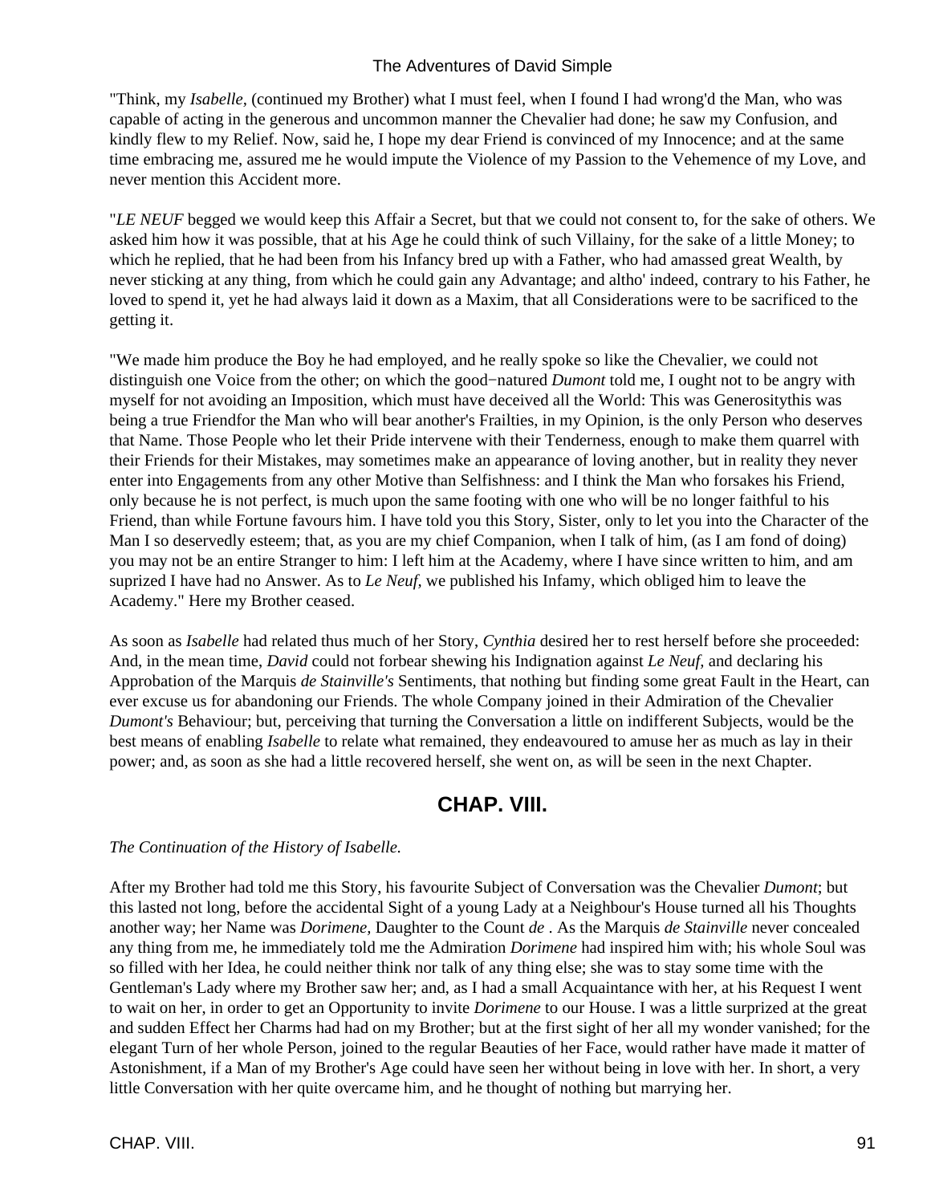"Think, my *Isabelle,* (continued my Brother) what I must feel, when I found I had wrong'd the Man, who was capable of acting in the generous and uncommon manner the Chevalier had done; he saw my Confusion, and kindly flew to my Relief. Now, said he, I hope my dear Friend is convinced of my Innocence; and at the same time embracing me, assured me he would impute the Violence of my Passion to the Vehemence of my Love, and never mention this Accident more.

"*LE NEUF* begged we would keep this Affair a Secret, but that we could not consent to, for the sake of others. We asked him how it was possible, that at his Age he could think of such Villainy, for the sake of a little Money; to which he replied, that he had been from his Infancy bred up with a Father, who had amassed great Wealth, by never sticking at any thing, from which he could gain any Advantage; and altho' indeed, contrary to his Father, he loved to spend it, yet he had always laid it down as a Maxim, that all Considerations were to be sacrificed to the getting it.

"We made him produce the Boy he had employed, and he really spoke so like the Chevalier, we could not distinguish one Voice from the other; on which the good−natured *Dumont* told me, I ought not to be angry with myself for not avoiding an Imposition, which must have deceived all the World: This was Generositythis was being a true Friendfor the Man who will bear another's Frailties, in my Opinion, is the only Person who deserves that Name. Those People who let their Pride intervene with their Tenderness, enough to make them quarrel with their Friends for their Mistakes, may sometimes make an appearance of loving another, but in reality they never enter into Engagements from any other Motive than Selfishness: and I think the Man who forsakes his Friend, only because he is not perfect, is much upon the same footing with one who will be no longer faithful to his Friend, than while Fortune favours him. I have told you this Story, Sister, only to let you into the Character of the Man I so deservedly esteem; that, as you are my chief Companion, when I talk of him, (as I am fond of doing) you may not be an entire Stranger to him: I left him at the Academy, where I have since written to him, and am suprized I have had no Answer. As to *Le Neuf*, we published his Infamy, which obliged him to leave the Academy." Here my Brother ceased.

As soon as *Isabelle* had related thus much of her Story, *Cynthia* desired her to rest herself before she proceeded: And, in the mean time, *David* could not forbear shewing his Indignation against *Le Neuf,* and declaring his Approbation of the Marquis *de Stainville's* Sentiments, that nothing but finding some great Fault in the Heart, can ever excuse us for abandoning our Friends. The whole Company joined in their Admiration of the Chevalier *Dumont's* Behaviour; but, perceiving that turning the Conversation a little on indifferent Subjects, would be the best means of enabling *Isabelle* to relate what remained, they endeavoured to amuse her as much as lay in their power; and, as soon as she had a little recovered herself, she went on, as will be seen in the next Chapter.

## CHAP. VIII.

*The Continuation of the History of Isabelle.*

After my Brother had told me this Story, his favourite Subject of Conversation was the Chevalier *Dumont*; but this lasted not long, before the accidental Sight of a young Lady at a Neighbour's House turned all his Thoughts another way; her Name was *Dorimene,* Daughter to the Count *de* . As the Marquis *de Stainville* never concealed any thing from me, he immediately told me the Admiration *Dorimene* had inspired him with; his whole Soul was so filled with her Idea, he could neither think nor talk of any thing else; she was to stay some time with the Gentleman's Lady where my Brother saw her; and, as I had a small Acquaintance with her, at his Request I went to wait on her, in order to get an Opportunity to invite *Dorimene* to our House. I was a little surprized at the great and sudden Effect her Charms had had on my Brother; but at the first sight of her all my wonder vanished; for the elegant Turn of her whole Person, joined to the regular Beauties of her Face, would rather have made it matter of Astonishment, if a Man of my Brother's Age could have seen her without being in love with her. In short, a very little Conversation with her quite overcame him, and he thought of nothing but marrying her.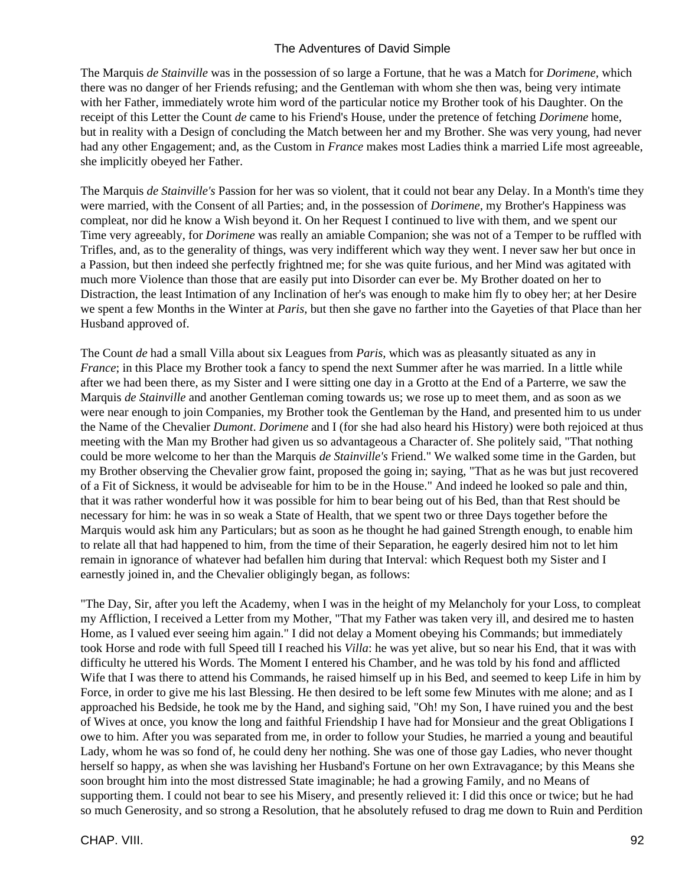The Marquis *de Stainville* was in the possession of so large a Fortune, that he was a Match for *Dorimene*, which there was no danger of her Friends refusing; and the Gentleman with whom she then was, being very intimate with her Father, immediately wrote him word of the particular notice my Brother took of his Daughter. On the receipt of this Letter the Count *de* came to his Friend's House, under the pretence of fetching *Dorimene* home, but in reality with a Design of concluding the Match between her and my Brother. She was very young, had never had any other Engagement; and, as the Custom in *France* makes most Ladies think a married Life most agreeable, she implicitly obeyed her Father.

The Marquis *de Stainville's* Passion for her was so violent, that it could not bear any Delay. In a Month's time they were married, with the Consent of all Parties; and, in the possession of *Dorimene,* my Brother's Happiness was compleat, nor did he know a Wish beyond it. On her Request I continued to live with them, and we spent our Time very agreeably, for *Dorimene* was really an amiable Companion; she was not of a Temper to be ruffled with Trifles, and, as to the generality of things, was very indifferent which way they went. I never saw her but once in a Passion, but then indeed she perfectly frightned me; for she was quite furious, and her Mind was agitated with much more Violence than those that are easily put into Disorder can ever be. My Brother doated on her to Distraction, the least Intimation of any Inclination of her's was enough to make him fly to obey her; at her Desire we spent a few Months in the Winter at *Paris,* but then she gave no farther into the Gayeties of that Place than her Husband approved of.

The Count *de* had a small Villa about six Leagues from *Paris,* which was as pleasantly situated as any in *France*; in this Place my Brother took a fancy to spend the next Summer after he was married. In a little while after we had been there, as my Sister and I were sitting one day in a Grotto at the End of a Parterre, we saw the Marquis *de Stainville* and another Gentleman coming towards us; we rose up to meet them, and as soon as we were near enough to join Companies, my Brother took the Gentleman by the Hand, and presented him to us under the Name of the Chevalier *Dumont*. *Dorimene* and I (for she had also heard his History) were both rejoiced at thus meeting with the Man my Brother had given us so advantageous a Character of. She politely said, "That nothing could be more welcome to her than the Marquis *de Stainville's* Friend." We walked some time in the Garden, but my Brother observing the Chevalier grow faint, proposed the going in; saying, "That as he was but just recovered of a Fit of Sickness, it would be adviseable for him to be in the House." And indeed he looked so pale and thin, that it was rather wonderful how it was possible for him to bear being out of his Bed, than that Rest should be necessary for him: he was in so weak a State of Health, that we spent two or three Days together before the Marquis would ask him any Particulars; but as soon as he thought he had gained Strength enough, to enable him to relate all that had happened to him, from the time of their Separation, he eagerly desired him not to let him remain in ignorance of whatever had befallen him during that Interval: which Request both my Sister and I earnestly joined in, and the Chevalier obligingly began, as follows:

"The Day, Sir, after you left the Academy, when I was in the height of my Melancholy for your Loss, to compleat my Affliction, I received a Letter from my Mother, "That my Father was taken very ill, and desired me to hasten Home, as I valued ever seeing him again." I did not delay a Moment obeying his Commands; but immediately took Horse and rode with full Speed till I reached his *Villa*: he was yet alive, but so near his End, that it was with difficulty he uttered his Words. The Moment I entered his Chamber, and he was told by his fond and afflicted Wife that I was there to attend his Commands, he raised himself up in his Bed, and seemed to keep Life in him by Force, in order to give me his last Blessing. He then desired to be left some few Minutes with me alone; and as I approached his Bedside, he took me by the Hand, and sighing said, "Oh! my Son, I have ruined you and the best of Wives at once, you know the long and faithful Friendship I have had for Monsieur and the great Obligations I owe to him. After you was separated from me, in order to follow your Studies, he married a young and beautiful Lady, whom he was so fond of, he could deny her nothing. She was one of those gay Ladies, who never thought herself so happy, as when she was lavishing her Husband's Fortune on her own Extravagance; by this Means she soon brought him into the most distressed State imaginable; he had a growing Family, and no Means of supporting them. I could not bear to see his Misery, and presently relieved it: I did this once or twice; but he had so much Generosity, and so strong a Resolution, that he absolutely refused to drag me down to Ruin and Perdition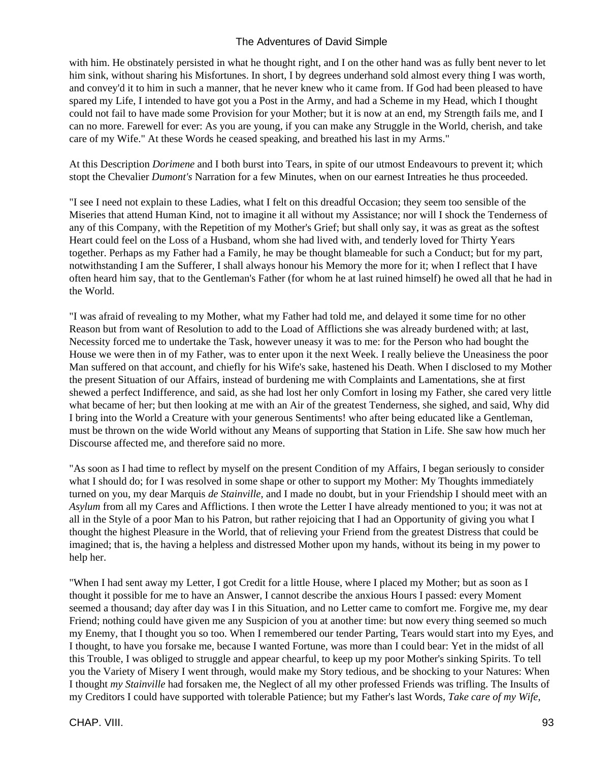with him. He obstinately persisted in what he thought right, and I on the other hand was as fully bent never to let him sink, without sharing his Misfortunes. In short, I by degrees underhand sold almost every thing I was worth, and convey'd it to him in such a manner, that he never knew who it came from. If God had been pleased to have spared my Life, I intended to have got you a Post in the Army, and had a Scheme in my Head, which I thought could not fail to have made some Provision for your Mother; but it is now at an end, my Strength fails me, and I can no more. Farewell for ever: As you are young, if you can make any Struggle in the World, cherish, and take care of my Wife." At these Words he ceased speaking, and breathed his last in my Arms."

At this Description *Dorimene* and I both burst into Tears, in spite of our utmost Endeavours to prevent it; which stopt the Chevalier *Dumont's* Narration for a few Minutes, when on our earnest Intreaties he thus proceeded.

"I see I need not explain to these Ladies, what I felt on this dreadful Occasion; they seem too sensible of the Miseries that attend Human Kind, not to imagine it all without my Assistance; nor will I shock the Tenderness of any of this Company, with the Repetition of my Mother's Grief; but shall only say, it was as great as the softest Heart could feel on the Loss of a Husband, whom she had lived with, and tenderly loved for Thirty Years together. Perhaps as my Father had a Family, he may be thought blameable for such a Conduct; but for my part, notwithstanding I am the Sufferer, I shall always honour his Memory the more for it; when I reflect that I have often heard him say, that to the Gentleman's Father (for whom he at last ruined himself) he owed all that he had in the World.

"I was afraid of revealing to my Mother, what my Father had told me, and delayed it some time for no other Reason but from want of Resolution to add to the Load of Afflictions she was already burdened with; at last, Necessity forced me to undertake the Task, however uneasy it was to me: for the Person who had bought the House we were then in of my Father, was to enter upon it the next Week. I really believe the Uneasiness the poor Man suffered on that account, and chiefly for his Wife's sake, hastened his Death. When I disclosed to my Mother the present Situation of our Affairs, instead of burdening me with Complaints and Lamentations, she at first shewed a perfect Indifference, and said, as she had lost her only Comfort in losing my Father, she cared very little what became of her; but then looking at me with an Air of the greatest Tenderness, she sighed, and said, Why did I bring into the World a Creature with your generous Sentiments! who after being educated like a Gentleman, must be thrown on the wide World without any Means of supporting that Station in Life. She saw how much her Discourse affected me, and therefore said no more.

"As soon as I had time to reflect by myself on the present Condition of my Affairs, I began seriously to consider what I should do; for I was resolved in some shape or other to support my Mother: My Thoughts immediately turned on you, my dear Marquis *de Stainville*, and I made no doubt, but in your Friendship I should meet with an *Asylum* from all my Cares and Afflictions. I then wrote the Letter I have already mentioned to you; it was not at all in the Style of a poor Man to his Patron, but rather rejoicing that I had an Opportunity of giving you what I thought the highest Pleasure in the World, that of relieving your Friend from the greatest Distress that could be imagined; that is, the having a helpless and distressed Mother upon my hands, without its being in my power to help her.

"When I had sent away my Letter, I got Credit for a little House, where I placed my Mother; but as soon as I thought it possible for me to have an Answer, I cannot describe the anxious Hours I passed: every Moment seemed a thousand; day after day was I in this Situation, and no Letter came to comfort me. Forgive me, my dear Friend; nothing could have given me any Suspicion of you at another time: but now every thing seemed so much my Enemy, that I thought you so too. When I remembered our tender Parting, Tears would start into my Eyes, and I thought, to have you forsake me, because I wanted Fortune, was more than I could bear: Yet in the midst of all this Trouble, I was obliged to struggle and appear chearful, to keep up my poor Mother's sinking Spirits. To tell you the Variety of Misery I went through, would make my Story tedious, and be shocking to your Natures: When I thought *my Stainville* had forsaken me, the Neglect of all my other professed Friends was trifling. The Insults of my Creditors I could have supported with tolerable Patience; but my Father's last Words, *Take care of my Wife,*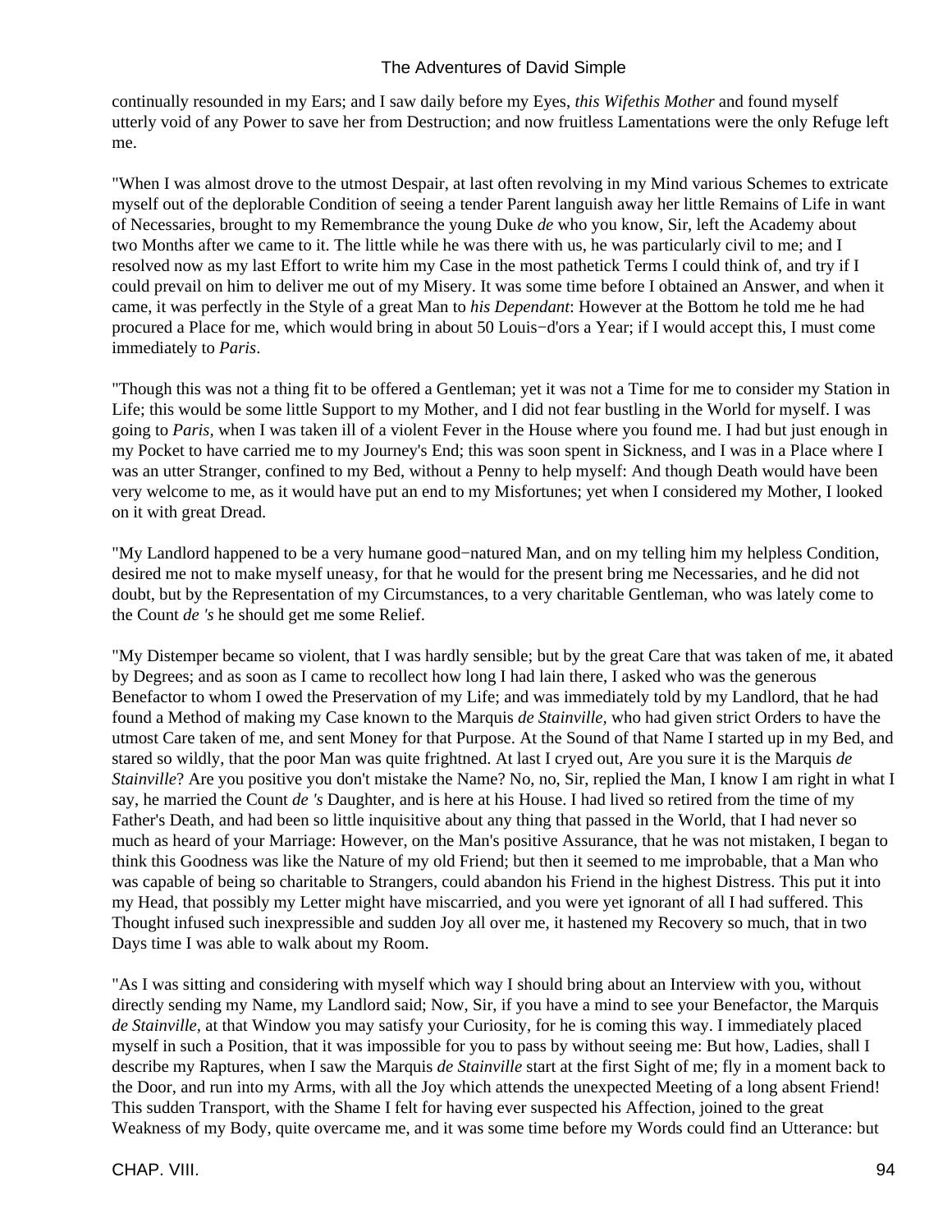continually resounded in my Ears; and I saw daily before my Eyes, *this Wifethis Mother* and found myself utterly void of any Power to save her from Destruction; and now fruitless Lamentations were the only Refuge left me.

"When I was almost drove to the utmost Despair, at last often revolving in my Mind various Schemes to extricate myself out of the deplorable Condition of seeing a tender Parent languish away her little Remains of Life in want of Necessaries, brought to my Remembrance the young Duke *de* who you know, Sir, left the Academy about two Months after we came to it. The little while he was there with us, he was particularly civil to me; and I resolved now as my last Effort to write him my Case in the most pathetick Terms I could think of, and try if I could prevail on him to deliver me out of my Misery. It was some time before I obtained an Answer, and when it came, it was perfectly in the Style of a great Man to *his Dependant*: However at the Bottom he told me he had procured a Place for me, which would bring in about 50 Louis−d'ors a Year; if I would accept this, I must come immediately to *Paris*.

"Though this was not a thing fit to be offered a Gentleman; yet it was not a Time for me to consider my Station in Life; this would be some little Support to my Mother, and I did not fear bustling in the World for myself. I was going to *Paris*, when I was taken ill of a violent Fever in the House where you found me. I had but just enough in my Pocket to have carried me to my Journey's End; this was soon spent in Sickness, and I was in a Place where I was an utter Stranger, confined to my Bed, without a Penny to help myself: And though Death would have been very welcome to me, as it would have put an end to my Misfortunes; yet when I considered my Mother, I looked on it with great Dread.

"My Landlord happened to be a very humane good−natured Man, and on my telling him my helpless Condition, desired me not to make myself uneasy, for that he would for the present bring me Necessaries, and he did not doubt, but by the Representation of my Circumstances, to a very charitable Gentleman, who was lately come to the Count *de 's* he should get me some Relief.

"My Distemper became so violent, that I was hardly sensible; but by the great Care that was taken of me, it abated by Degrees; and as soon as I came to recollect how long I had lain there, I asked who was the generous Benefactor to whom I owed the Preservation of my Life; and was immediately told by my Landlord, that he had found a Method of making my Case known to the Marquis *de Stainville*, who had given strict Orders to have the utmost Care taken of me, and sent Money for that Purpose. At the Sound of that Name I started up in my Bed, and stared so wildly, that the poor Man was quite frightned. At last I cryed out, Are you sure it is the Marquis *de Stainville*? Are you positive you don't mistake the Name? No, no, Sir, replied the Man, I know I am right in what I say, he married the Count *de 's* Daughter, and is here at his House. I had lived so retired from the time of my Father's Death, and had been so little inquisitive about any thing that passed in the World, that I had never so much as heard of your Marriage: However, on the Man's positive Assurance, that he was not mistaken, I began to think this Goodness was like the Nature of my old Friend; but then it seemed to me improbable, that a Man who was capable of being so charitable to Strangers, could abandon his Friend in the highest Distress. This put it into my Head, that possibly my Letter might have miscarried, and you were yet ignorant of all I had suffered. This Thought infused such inexpressible and sudden Joy all over me, it hastened my Recovery so much, that in two Days time I was able to walk about my Room.

"As I was sitting and considering with myself which way I should bring about an Interview with you, without directly sending my Name, my Landlord said; Now, Sir, if you have a mind to see your Benefactor, the Marquis *de Stainville*, at that Window you may satisfy your Curiosity, for he is coming this way. I immediately placed myself in such a Position, that it was impossible for you to pass by without seeing me: But how, Ladies, shall I describe my Raptures, when I saw the Marquis *de Stainville* start at the first Sight of me; fly in a moment back to the Door, and run into my Arms, with all the Joy which attends the unexpected Meeting of a long absent Friend! This sudden Transport, with the Shame I felt for having ever suspected his Affection, joined to the great Weakness of my Body, quite overcame me, and it was some time before my Words could find an Utterance: but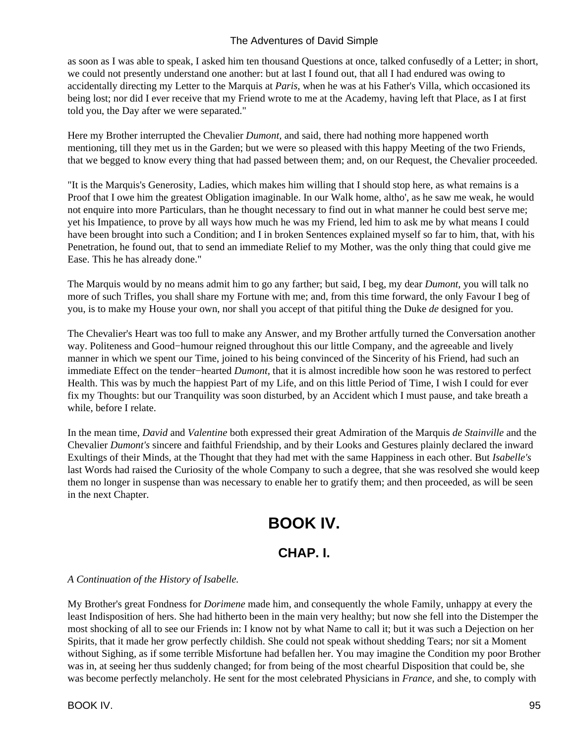as soon as I was able to speak, I asked him ten thousand Questions at once, talked confusedly of a Letter; in short, we could not presently understand one another: but at last I found out, that all I had endured was owing to accidentally directing my Letter to the Marquis at *Paris,* when he was at his Father's Villa, which occasioned its being lost; nor did I ever receive that my Friend wrote to me at the Academy, having left that Place, as I at first told you, the Day after we were separated."

Here my Brother interrupted the Chevalier *Dumont,* and said, there had nothing more happened worth mentioning, till they met us in the Garden; but we were so pleased with this happy Meeting of the two Friends, that we begged to know every thing that had passed between them; and, on our Request, the Chevalier proceeded.

"It is the Marquis's Generosity, Ladies, which makes him willing that I should stop here, as what remains is a Proof that I owe him the greatest Obligation imaginable. In our Walk home, altho', as he saw me weak, he would not enquire into more Particulars, than he thought necessary to find out in what manner he could best serve me; yet his Impatience, to prove by all ways how much he was my Friend, led him to ask me by what means I could have been brought into such a Condition; and I in broken Sentences explained myself so far to him, that, with his Penetration, he found out, that to send an immediate Relief to my Mother, was the only thing that could give me Ease. This he has already done."

The Marquis would by no means admit him to go any farther; but said, I beg, my dear *Dumont,* you will talk no more of such Trifles, you shall share my Fortune with me; and, from this time forward, the only Favour I beg of you, is to make my House your own, nor shall you accept of that pitiful thing the Duke *de* designed for you.

The Chevalier's Heart was too full to make any Answer, and my Brother artfully turned the Conversation another way. Politeness and Good−humour reigned throughout this our little Company, and the agreeable and lively manner in which we spent our Time, joined to his being convinced of the Sincerity of his Friend, had such an immediate Effect on the tender−hearted *Dumont,* that it is almost incredible how soon he was restored to perfect Health. This was by much the happiest Part of my Life, and on this little Period of Time, I wish I could for ever fix my Thoughts: but our Tranquility was soon disturbed, by an Accident which I must pause, and take breath a while, before I relate.

In the mean time, *David* and *Valentine* both expressed their great Admiration of the Marquis *de Stainville* and the Chevalier *Dumont's* sincere and faithful Friendship, and by their Looks and Gestures plainly declared the inward Exultings of their Minds, at the Thought that they had met with the same Happiness in each other. But *Isabelle's* last Words had raised the Curiosity of the whole Company to such a degree, that she was resolved she would keep them no longer in suspense than was necessary to enable her to gratify them; and then proceeded, as will be seen in the next Chapter.

# BOOK IV.

## CHAP. I.

*A Continuation of the History of Isabelle.*

My Brother's great Fondness for *Dorimene* made him, and consequently the whole Family, unhappy at every the least Indisposition of hers. She had hitherto been in the main very healthy; but now she fell into the Distemper the most shocking of all to see our Friends in: I know not by what Name to call it; but it was such a Dejection on her Spirits, that it made her grow perfectly childish. She could not speak without shedding Tears; nor sit a Moment without Sighing, as if some terrible Misfortune had befallen her. You may imagine the Condition my poor Brother was in, at seeing her thus suddenly changed; for from being of the most chearful Disposition that could be, she was become perfectly melancholy. He sent for the most celebrated Physicians in *France,* and she, to comply with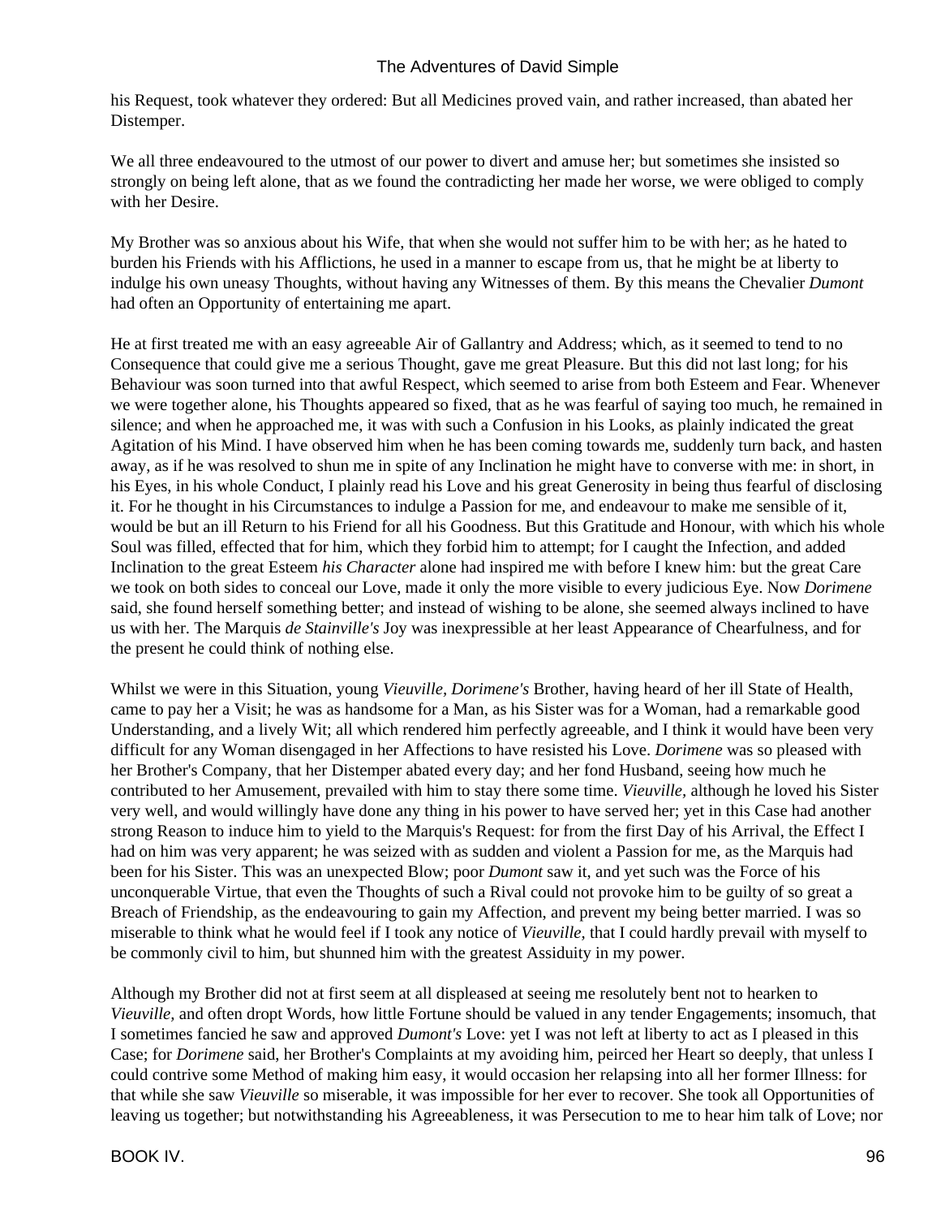his Request, took whatever they ordered: But all Medicines proved vain, and rather increased, than abated her Distemper.

We all three endeavoured to the utmost of our power to divert and amuse her; but sometimes she insisted so strongly on being left alone, that as we found the contradicting her made her worse, we were obliged to comply with her Desire.

My Brother was so anxious about his Wife, that when she would not suffer him to be with her; as he hated to burden his Friends with his Afflictions, he used in a manner to escape from us, that he might be at liberty to indulge his own uneasy Thoughts, without having any Witnesses of them. By this means the Chevalier *Dumont* had often an Opportunity of entertaining me apart.

He at first treated me with an easy agreeable Air of Gallantry and Address; which, as it seemed to tend to no Consequence that could give me a serious Thought, gave me great Pleasure. But this did not last long; for his Behaviour was soon turned into that awful Respect, which seemed to arise from both Esteem and Fear. Whenever we were together alone, his Thoughts appeared so fixed, that as he was fearful of saying too much, he remained in silence; and when he approached me, it was with such a Confusion in his Looks, as plainly indicated the great Agitation of his Mind. I have observed him when he has been coming towards me, suddenly turn back, and hasten away, as if he was resolved to shun me in spite of any Inclination he might have to converse with me: in short, in his Eyes, in his whole Conduct, I plainly read his Love and his great Generosity in being thus fearful of disclosing it. For he thought in his Circumstances to indulge a Passion for me, and endeavour to make me sensible of it, would be but an ill Return to his Friend for all his Goodness. But this Gratitude and Honour, with which his whole Soul was filled, effected that for him, which they forbid him to attempt; for I caught the Infection, and added Inclination to the great Esteem *his Character* alone had inspired me with before I knew him: but the great Care we took on both sides to conceal our Love, made it only the more visible to every judicious Eye. Now *Dorimene* said, she found herself something better; and instead of wishing to be alone, she seemed always inclined to have us with her. The Marquis *de Stainville's* Joy was inexpressible at her least Appearance of Chearfulness, and for the present he could think of nothing else.

Whilst we were in this Situation, young *Vieuville, Dorimene's* Brother, having heard of her ill State of Health, came to pay her a Visit; he was as handsome for a Man, as his Sister was for a Woman, had a remarkable good Understanding, and a lively Wit; all which rendered him perfectly agreeable, and I think it would have been very difficult for any Woman disengaged in her Affections to have resisted his Love. *Dorimene* was so pleased with her Brother's Company, that her Distemper abated every day; and her fond Husband, seeing how much he contributed to her Amusement, prevailed with him to stay there some time. *Vieuville,* although he loved his Sister very well, and would willingly have done any thing in his power to have served her; yet in this Case had another strong Reason to induce him to yield to the Marquis's Request: for from the first Day of his Arrival, the Effect I had on him was very apparent; he was seized with as sudden and violent a Passion for me, as the Marquis had been for his Sister. This was an unexpected Blow; poor *Dumont* saw it, and yet such was the Force of his unconquerable Virtue, that even the Thoughts of such a Rival could not provoke him to be guilty of so great a Breach of Friendship, as the endeavouring to gain my Affection, and prevent my being better married. I was so miserable to think what he would feel if I took any notice of *Vieuville,* that I could hardly prevail with myself to be commonly civil to him, but shunned him with the greatest Assiduity in my power.

Although my Brother did not at first seem at all displeased at seeing me resolutely bent not to hearken to *Vieuville,* and often dropt Words, how little Fortune should be valued in any tender Engagements; insomuch, that I sometimes fancied he saw and approved *Dumont's* Love: yet I was not left at liberty to act as I pleased in this Case; for *Dorimene* said, her Brother's Complaints at my avoiding him, peirced her Heart so deeply, that unless I could contrive some Method of making him easy, it would occasion her relapsing into all her former Illness: for that while she saw *Vieuville* so miserable, it was impossible for her ever to recover. She took all Opportunities of leaving us together; but notwithstanding his Agreeableness, it was Persecution to me to hear him talk of Love; nor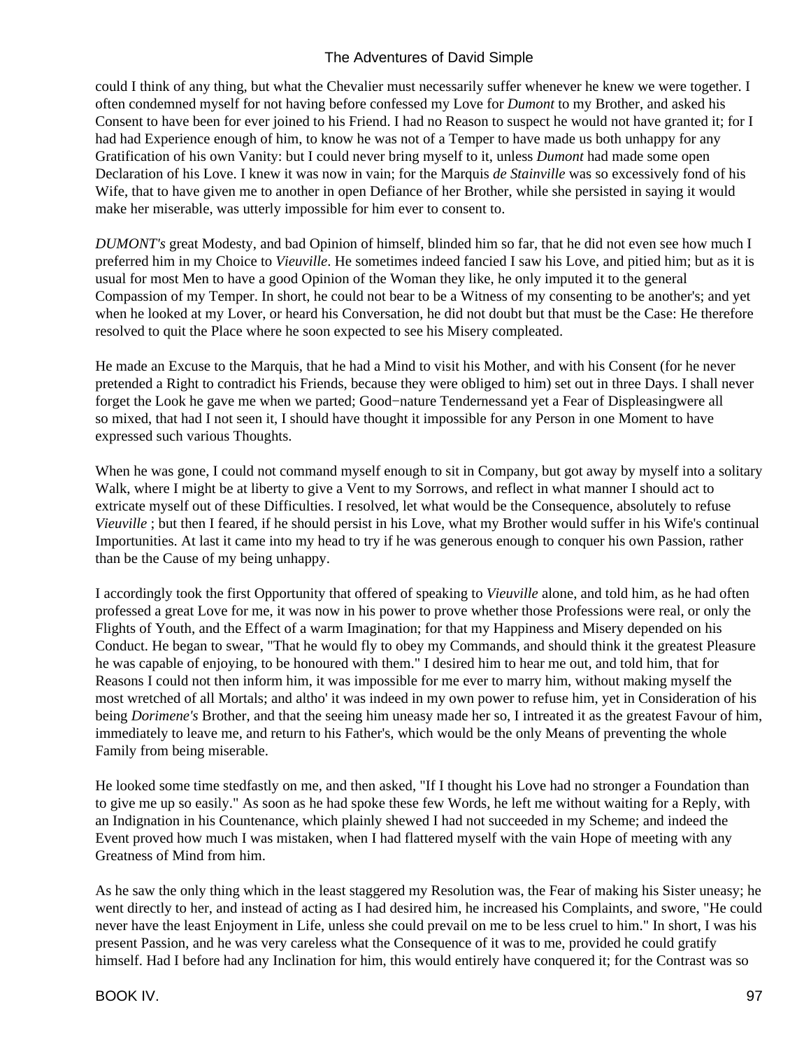could I think of any thing, but what the Chevalier must necessarily suffer whenever he knew we were together. I often condemned myself for not having before confessed my Love for *Dumont* to my Brother, and asked his Consent to have been for ever joined to his Friend. I had no Reason to suspect he would not have granted it; for I had had Experience enough of him, to know he was not of a Temper to have made us both unhappy for any Gratification of his own Vanity: but I could never bring myself to it, unless *Dumont* had made some open Declaration of his Love. I knew it was now in vain; for the Marquis *de Stainville* was so excessively fond of his Wife, that to have given me to another in open Defiance of her Brother, while she persisted in saying it would make her miserable, was utterly impossible for him ever to consent to.

*DUMONT's* great Modesty, and bad Opinion of himself, blinded him so far, that he did not even see how much I preferred him in my Choice to *Vieuville*. He sometimes indeed fancied I saw his Love, and pitied him; but as it is usual for most Men to have a good Opinion of the Woman they like, he only imputed it to the general Compassion of my Temper. In short, he could not bear to be a Witness of my consenting to be another's; and yet when he looked at my Lover, or heard his Conversation, he did not doubt but that must be the Case: He therefore resolved to quit the Place where he soon expected to see his Misery compleated.

He made an Excuse to the Marquis, that he had a Mind to visit his Mother, and with his Consent (for he never pretended a Right to contradict his Friends, because they were obliged to him) set out in three Days. I shall never forget the Look he gave me when we parted; Good−nature Tendernessand yet a Fear of Displeasingwere all so mixed, that had I not seen it, I should have thought it impossible for any Person in one Moment to have expressed such various Thoughts.

When he was gone, I could not command myself enough to sit in Company, but got away by myself into a solitary Walk, where I might be at liberty to give a Vent to my Sorrows, and reflect in what manner I should act to extricate myself out of these Difficulties. I resolved, let what would be the Consequence, absolutely to refuse *Vieuville* ; but then I feared, if he should persist in his Love, what my Brother would suffer in his Wife's continual Importunities. At last it came into my head to try if he was generous enough to conquer his own Passion, rather than be the Cause of my being unhappy.

I accordingly took the first Opportunity that offered of speaking to *Vieuville* alone, and told him, as he had often professed a great Love for me, it was now in his power to prove whether those Professions were real, or only the Flights of Youth, and the Effect of a warm Imagination; for that my Happiness and Misery depended on his Conduct. He began to swear, "That he would fly to obey my Commands, and should think it the greatest Pleasure he was capable of enjoying, to be honoured with them." I desired him to hear me out, and told him, that for Reasons I could not then inform him, it was impossible for me ever to marry him, without making myself the most wretched of all Mortals; and altho' it was indeed in my own power to refuse him, yet in Consideration of his being *Dorimene's* Brother, and that the seeing him uneasy made her so, I intreated it as the greatest Favour of him, immediately to leave me, and return to his Father's, which would be the only Means of preventing the whole Family from being miserable.

He looked some time stedfastly on me, and then asked, "If I thought his Love had no stronger a Foundation than to give me up so easily." As soon as he had spoke these few Words, he left me without waiting for a Reply, with an Indignation in his Countenance, which plainly shewed I had not succeeded in my Scheme; and indeed the Event proved how much I was mistaken, when I had flattered myself with the vain Hope of meeting with any Greatness of Mind from him.

As he saw the only thing which in the least staggered my Resolution was, the Fear of making his Sister uneasy; he went directly to her, and instead of acting as I had desired him, he increased his Complaints, and swore, "He could never have the least Enjoyment in Life, unless she could prevail on me to be less cruel to him." In short, I was his present Passion, and he was very careless what the Consequence of it was to me, provided he could gratify himself. Had I before had any Inclination for him, this would entirely have conquered it; for the Contrast was so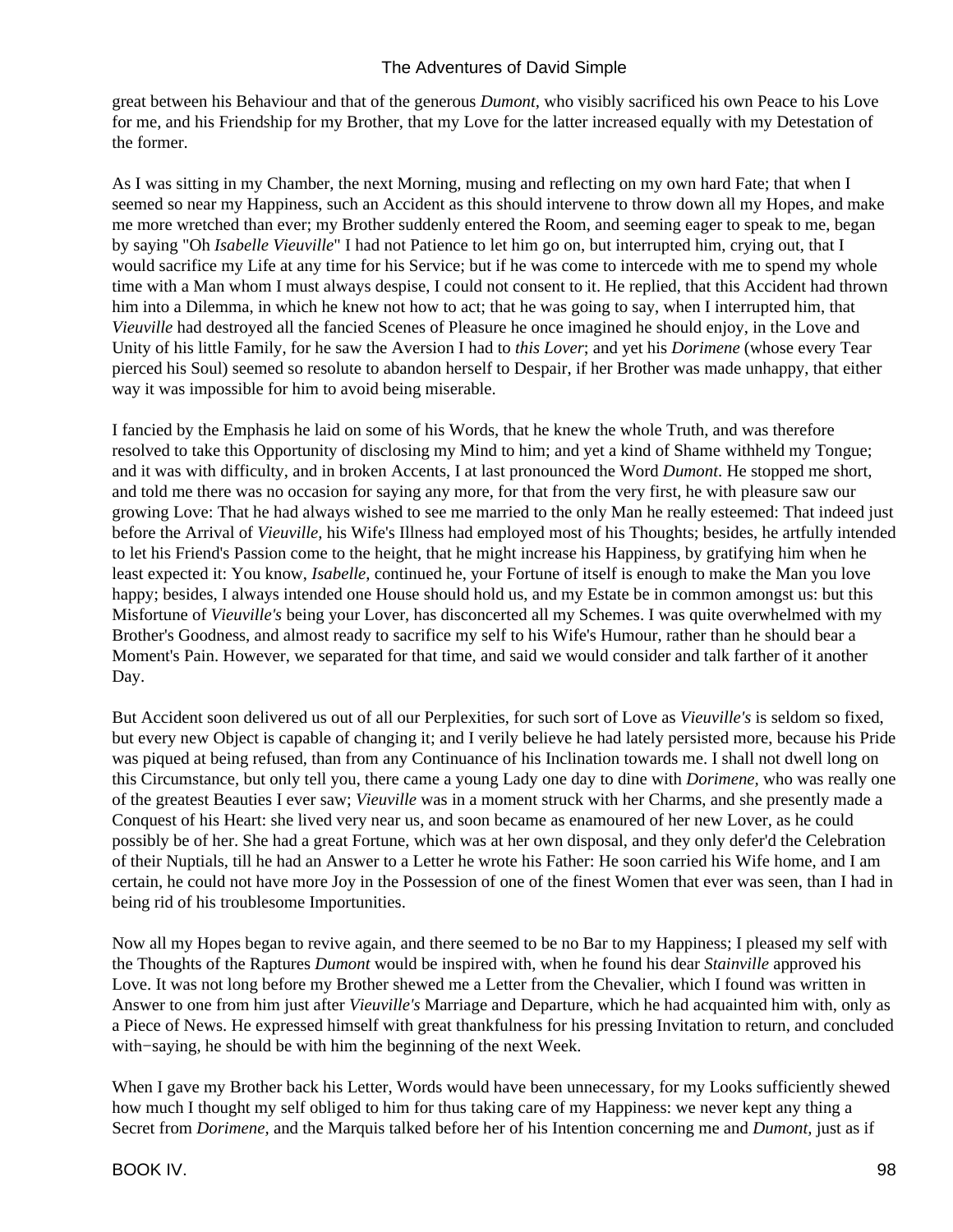great between his Behaviour and that of the generous *Dumont,* who visibly sacrificed his own Peace to his Love for me, and his Friendship for my Brother, that my Love for the latter increased equally with my Detestation of the former.

As I was sitting in my Chamber, the next Morning, musing and reflecting on my own hard Fate; that when I seemed so near my Happiness, such an Accident as this should intervene to throw down all my Hopes, and make me more wretched than ever; my Brother suddenly entered the Room, and seeming eager to speak to me, began by saying "Oh *Isabelle Vieuville*" I had not Patience to let him go on, but interrupted him, crying out, that I would sacrifice my Life at any time for his Service; but if he was come to intercede with me to spend my whole time with a Man whom I must always despise, I could not consent to it. He replied, that this Accident had thrown him into a Dilemma, in which he knew not how to act; that he was going to say, when I interrupted him, that *Vieuville* had destroyed all the fancied Scenes of Pleasure he once imagined he should enjoy, in the Love and Unity of his little Family, for he saw the Aversion I had to *this Lover*; and yet his *Dorimene* (whose every Tear pierced his Soul) seemed so resolute to abandon herself to Despair, if her Brother was made unhappy, that either way it was impossible for him to avoid being miserable.

I fancied by the Emphasis he laid on some of his Words, that he knew the whole Truth, and was therefore resolved to take this Opportunity of disclosing my Mind to him; and yet a kind of Shame withheld my Tongue; and it was with difficulty, and in broken Accents, I at last pronounced the Word *Dumont*. He stopped me short, and told me there was no occasion for saying any more, for that from the very first, he with pleasure saw our growing Love: That he had always wished to see me married to the only Man he really esteemed: That indeed just before the Arrival of *Vieuville,* his Wife's Illness had employed most of his Thoughts; besides, he artfully intended to let his Friend's Passion come to the height, that he might increase his Happiness, by gratifying him when he least expected it: You know, *Isabelle,* continued he, your Fortune of itself is enough to make the Man you love happy; besides, I always intended one House should hold us, and my Estate be in common amongst us: but this Misfortune of *Vieuville's* being your Lover, has disconcerted all my Schemes. I was quite overwhelmed with my Brother's Goodness, and almost ready to sacrifice my self to his Wife's Humour, rather than he should bear a Moment's Pain. However, we separated for that time, and said we would consider and talk farther of it another Day.

But Accident soon delivered us out of all our Perplexities, for such sort of Love as *Vieuville's* is seldom so fixed, but every new Object is capable of changing it; and I verily believe he had lately persisted more, because his Pride was piqued at being refused, than from any Continuance of his Inclination towards me. I shall not dwell long on this Circumstance, but only tell you, there came a young Lady one day to dine with *Dorimene,* who was really one of the greatest Beauties I ever saw; *Vieuville* was in a moment struck with her Charms, and she presently made a Conquest of his Heart: she lived very near us, and soon became as enamoured of her new Lover, as he could possibly be of her. She had a great Fortune, which was at her own disposal, and they only defer'd the Celebration of their Nuptials, till he had an Answer to a Letter he wrote his Father: He soon carried his Wife home, and I am certain, he could not have more Joy in the Possession of one of the finest Women that ever was seen, than I had in being rid of his troublesome Importunities.

Now all my Hopes began to revive again, and there seemed to be no Bar to my Happiness; I pleased my self with the Thoughts of the Raptures *Dumont* would be inspired with, when he found his dear *Stainville* approved his Love. It was not long before my Brother shewed me a Letter from the Chevalier, which I found was written in Answer to one from him just after *Vieuville's* Marriage and Departure, which he had acquainted him with, only as a Piece of News. He expressed himself with great thankfulness for his pressing Invitation to return, and concluded with−saying, he should be with him the beginning of the next Week.

When I gave my Brother back his Letter, Words would have been unnecessary, for my Looks sufficiently shewed how much I thought my self obliged to him for thus taking care of my Happiness: we never kept any thing a Secret from *Dorimene,* and the Marquis talked before her of his Intention concerning me and *Dumont,* just as if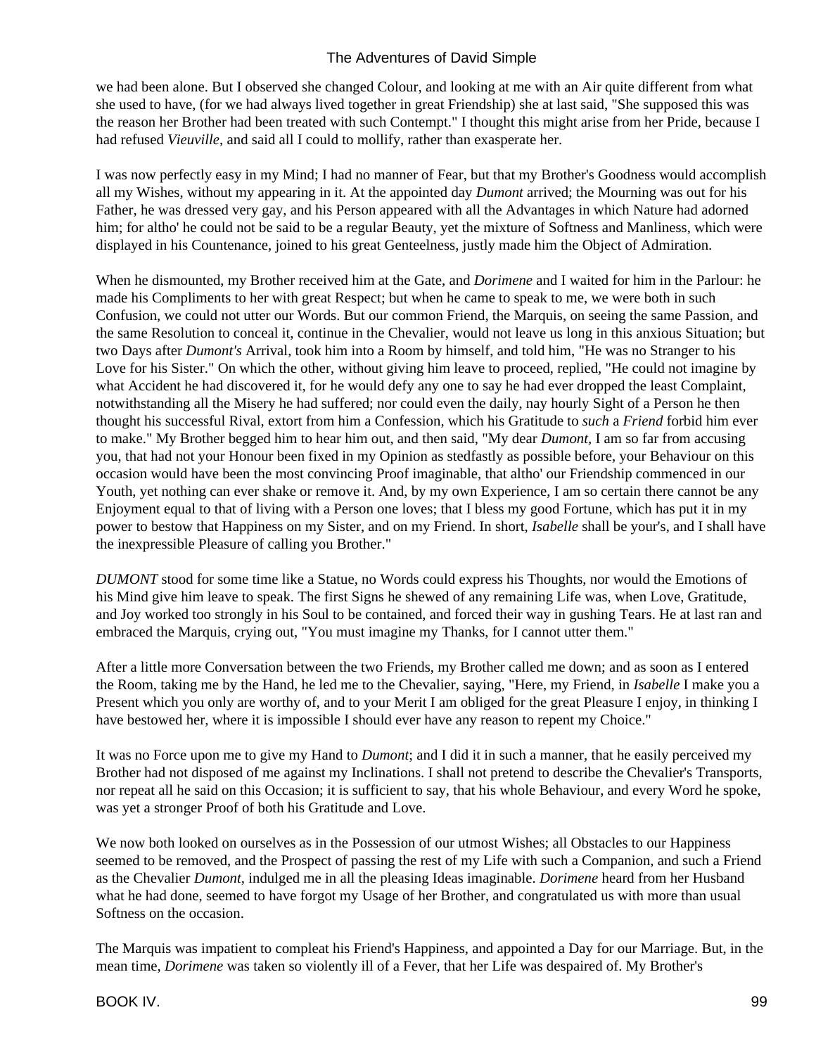we had been alone. But I observed she changed Colour, and looking at me with an Air quite different from what she used to have, (for we had always lived together in great Friendship) she at last said, "She supposed this was the reason her Brother had been treated with such Contempt." I thought this might arise from her Pride, because I had refused *Vieuville*, and said all I could to mollify, rather than exasperate her.

I was now perfectly easy in my Mind; I had no manner of Fear, but that my Brother's Goodness would accomplish all my Wishes, without my appearing in it. At the appointed day *Dumont* arrived; the Mourning was out for his Father, he was dressed very gay, and his Person appeared with all the Advantages in which Nature had adorned him; for altho' he could not be said to be a regular Beauty, yet the mixture of Softness and Manliness, which were displayed in his Countenance, joined to his great Genteelness, justly made him the Object of Admiration.

When he dismounted, my Brother received him at the Gate, and *Dorimene* and I waited for him in the Parlour: he made his Compliments to her with great Respect; but when he came to speak to me, we were both in such Confusion, we could not utter our Words. But our common Friend, the Marquis, on seeing the same Passion, and the same Resolution to conceal it, continue in the Chevalier, would not leave us long in this anxious Situation; but two Days after *Dumont's* Arrival, took him into a Room by himself, and told him, "He was no Stranger to his Love for his Sister." On which the other, without giving him leave to proceed, replied, "He could not imagine by what Accident he had discovered it, for he would defy any one to say he had ever dropped the least Complaint, notwithstanding all the Misery he had suffered; nor could even the daily, nay hourly Sight of a Person he then thought his successful Rival, extort from him a Confession, which his Gratitude to *such* a *Friend* forbid him ever to make." My Brother begged him to hear him out, and then said, "My dear *Dumont*, I am so far from accusing you, that had not your Honour been fixed in my Opinion as stedfastly as possible before, your Behaviour on this occasion would have been the most convincing Proof imaginable, that altho' our Friendship commenced in our Youth, yet nothing can ever shake or remove it. And, by my own Experience, I am so certain there cannot be any Enjoyment equal to that of living with a Person one loves; that I bless my good Fortune, which has put it in my power to bestow that Happiness on my Sister, and on my Friend. In short, *Isabelle* shall be your's, and I shall have the inexpressible Pleasure of calling you Brother."

*DUMONT* stood for some time like a Statue, no Words could express his Thoughts, nor would the Emotions of his Mind give him leave to speak. The first Signs he shewed of any remaining Life was, when Love, Gratitude, and Joy worked too strongly in his Soul to be contained, and forced their way in gushing Tears. He at last ran and embraced the Marquis, crying out, "You must imagine my Thanks, for I cannot utter them."

After a little more Conversation between the two Friends, my Brother called me down; and as soon as I entered the Room, taking me by the Hand, he led me to the Chevalier, saying, "Here, my Friend, in *Isabelle* I make you a Present which you only are worthy of, and to your Merit I am obliged for the great Pleasure I enjoy, in thinking I have bestowed her, where it is impossible I should ever have any reason to repent my Choice."

It was no Force upon me to give my Hand to *Dumont*; and I did it in such a manner, that he easily perceived my Brother had not disposed of me against my Inclinations. I shall not pretend to describe the Chevalier's Transports, nor repeat all he said on this Occasion; it is sufficient to say, that his whole Behaviour, and every Word he spoke, was yet a stronger Proof of both his Gratitude and Love.

We now both looked on ourselves as in the Possession of our utmost Wishes; all Obstacles to our Happiness seemed to be removed, and the Prospect of passing the rest of my Life with such a Companion, and such a Friend as the Chevalier *Dumont*, indulged me in all the pleasing Ideas imaginable. *Dorimene* heard from her Husband what he had done, seemed to have forgot my Usage of her Brother, and congratulated us with more than usual Softness on the occasion.

The Marquis was impatient to compleat his Friend's Happiness, and appointed a Day for our Marriage. But, in the mean time, *Dorimene* was taken so violently ill of a Fever, that her Life was despaired of. My Brother's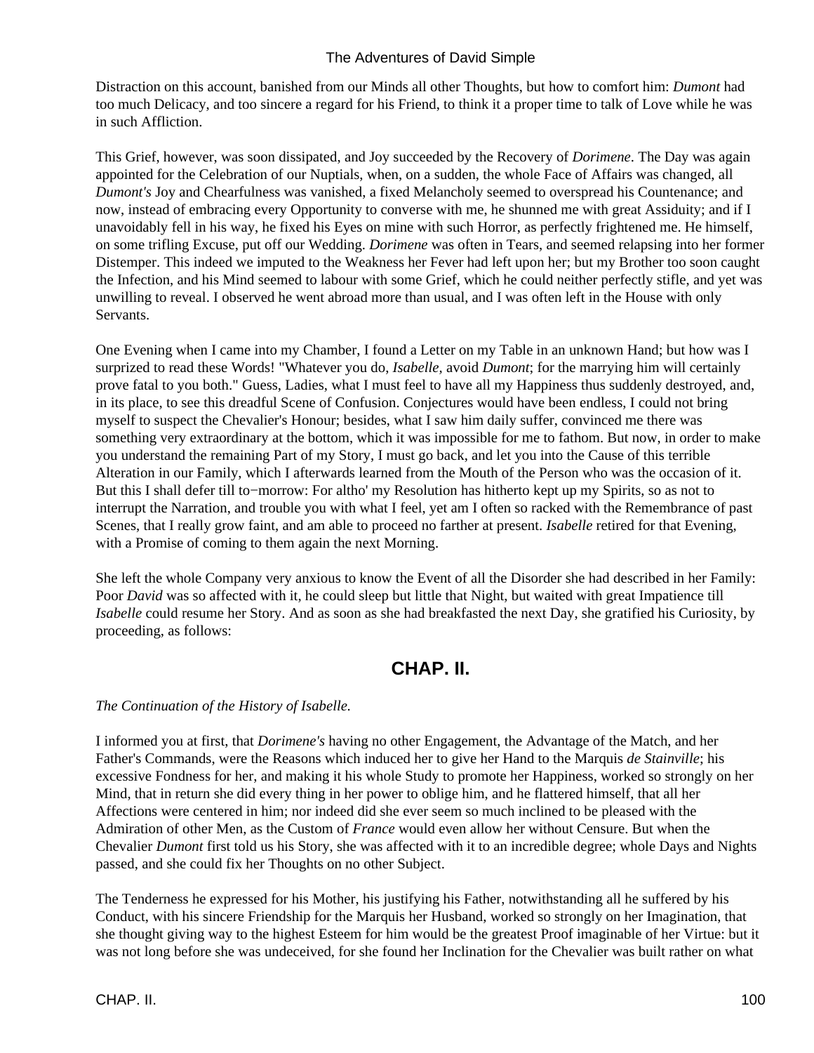Distraction on this account, banished from our Minds all other Thoughts, but how to comfort him: *Dumont* had too much Delicacy, and too sincere a regard for his Friend, to think it a proper time to talk of Love while he was in such Affliction.

This Grief, however, was soon dissipated, and Joy succeeded by the Recovery of *Dorimene*. The Day was again appointed for the Celebration of our Nuptials, when, on a sudden, the whole Face of Affairs was changed, all *Dumont's* Joy and Chearfulness was vanished, a fixed Melancholy seemed to overspread his Countenance; and now, instead of embracing every Opportunity to converse with me, he shunned me with great Assiduity; and if I unavoidably fell in his way, he fixed his Eyes on mine with such Horror, as perfectly frightened me. He himself, on some trifling Excuse, put off our Wedding. *Dorimene* was often in Tears, and seemed relapsing into her former Distemper. This indeed we imputed to the Weakness her Fever had left upon her; but my Brother too soon caught the Infection, and his Mind seemed to labour with some Grief, which he could neither perfectly stifle, and yet was unwilling to reveal. I observed he went abroad more than usual, and I was often left in the House with only Servants.

One Evening when I came into my Chamber, I found a Letter on my Table in an unknown Hand; but how was I surprized to read these Words! "Whatever you do, *Isabelle*, avoid *Dumont*; for the marrying him will certainly prove fatal to you both." Guess, Ladies, what I must feel to have all my Happiness thus suddenly destroyed, and, in its place, to see this dreadful Scene of Confusion. Conjectures would have been endless, I could not bring myself to suspect the Chevalier's Honour; besides, what I saw him daily suffer, convinced me there was something very extraordinary at the bottom, which it was impossible for me to fathom. But now, in order to make you understand the remaining Part of my Story, I must go back, and let you into the Cause of this terrible Alteration in our Family, which I afterwards learned from the Mouth of the Person who was the occasion of it. But this I shall defer till to−morrow: For altho' my Resolution has hitherto kept up my Spirits, so as not to interrupt the Narration, and trouble you with what I feel, yet am I often so racked with the Remembrance of past Scenes, that I really grow faint, and am able to proceed no farther at present. *Isabelle* retired for that Evening, with a Promise of coming to them again the next Morning.

She left the whole Company very anxious to know the Event of all the Disorder she had described in her Family: Poor *David* was so affected with it, he could sleep but little that Night, but waited with great Impatience till *Isabelle* could resume her Story. And as soon as she had breakfasted the next Day, she gratified his Curiosity, by proceeding, as follows:

## CHAP. II.

*The Continuation of the History of Isabelle.*

I informed you at first, that *Dorimene's* having no other Engagement, the Advantage of the Match, and her Father's Commands, were the Reasons which induced her to give her Hand to the Marquis *de Stainville*; his excessive Fondness for her, and making it his whole Study to promote her Happiness, worked so strongly on her Mind, that in return she did every thing in her power to oblige him, and he flattered himself, that all her Affections were centered in him; nor indeed did she ever seem so much inclined to be pleased with the Admiration of other Men, as the Custom of *France* would even allow her without Censure. But when the Chevalier *Dumont* first told us his Story, she was affected with it to an incredible degree; whole Days and Nights passed, and she could fix her Thoughts on no other Subject.

The Tenderness he expressed for his Mother, his justifying his Father, notwithstanding all he suffered by his Conduct, with his sincere Friendship for the Marquis her Husband, worked so strongly on her Imagination, that she thought giving way to the highest Esteem for him would be the greatest Proof imaginable of her Virtue: but it was not long before she was undeceived, for she found her Inclination for the Chevalier was built rather on what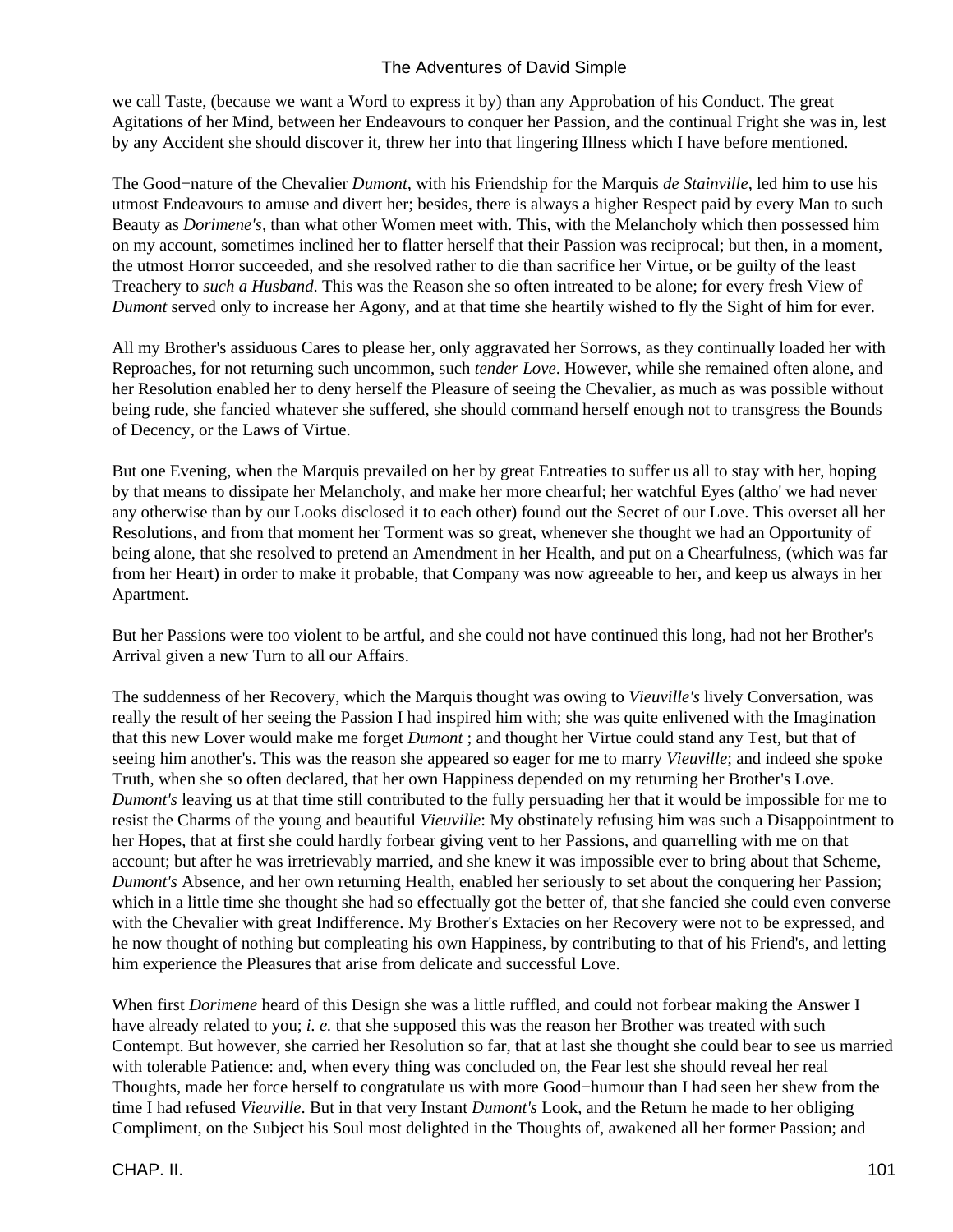we call Taste, (because we want a Word to express it by) than any Approbation of his Conduct. The great Agitations of her Mind, between her Endeavours to conquer her Passion, and the continual Fright she was in, lest by any Accident she should discover it, threw her into that lingering Illness which I have before mentioned.

The Good−nature of the Chevalier *Dumont*, with his Friendship for the Marquis *de Stainville*, led him to use his utmost Endeavours to amuse and divert her; besides, there is always a higher Respect paid by every Man to such Beauty as *Dorimene's*, than what other Women meet with. This, with the Melancholy which then possessed him on my account, sometimes inclined her to flatter herself that their Passion was reciprocal; but then, in a moment, the utmost Horror succeeded, and she resolved rather to die than sacrifice her Virtue, or be guilty of the least Treachery to *such a Husband*. This was the Reason she so often intreated to be alone; for every fresh View of *Dumont* served only to increase her Agony, and at that time she heartily wished to fly the Sight of him for ever.

All my Brother's assiduous Cares to please her, only aggravated her Sorrows, as they continually loaded her with Reproaches, for not returning such uncommon, such *tender Love*. However, while she remained often alone, and her Resolution enabled her to deny herself the Pleasure of seeing the Chevalier, as much as was possible without being rude, she fancied whatever she suffered, she should command herself enough not to transgress the Bounds of Decency, or the Laws of Virtue.

But one Evening, when the Marquis prevailed on her by great Entreaties to suffer us all to stay with her, hoping by that means to dissipate her Melancholy, and make her more chearful; her watchful Eyes (altho' we had never any otherwise than by our Looks disclosed it to each other) found out the Secret of our Love. This overset all her Resolutions, and from that moment her Torment was so great, whenever she thought we had an Opportunity of being alone, that she resolved to pretend an Amendment in her Health, and put on a Chearfulness, (which was far from her Heart) in order to make it probable, that Company was now agreeable to her, and keep us always in her Apartment.

But her Passions were too violent to be artful, and she could not have continued this long, had not her Brother's Arrival given a new Turn to all our Affairs.

The suddenness of her Recovery, which the Marquis thought was owing to *Vieuville's* lively Conversation, was really the result of her seeing the Passion I had inspired him with; she was quite enlivened with the Imagination that this new Lover would make me forget *Dumont* ; and thought her Virtue could stand any Test, but that of seeing him another's. This was the reason she appeared so eager for me to marry *Vieuville*; and indeed she spoke Truth, when she so often declared, that her own Happiness depended on my returning her Brother's Love. *Dumont's* leaving us at that time still contributed to the fully persuading her that it would be impossible for me to resist the Charms of the young and beautiful *Vieuville*: My obstinately refusing him was such a Disappointment to her Hopes, that at first she could hardly forbear giving vent to her Passions, and quarrelling with me on that account; but after he was irretrievably married, and she knew it was impossible ever to bring about that Scheme, *Dumont's* Absence, and her own returning Health, enabled her seriously to set about the conquering her Passion; which in a little time she thought she had so effectually got the better of, that she fancied she could even converse with the Chevalier with great Indifference. My Brother's Extacies on her Recovery were not to be expressed, and he now thought of nothing but compleating his own Happiness, by contributing to that of his Friend's, and letting him experience the Pleasures that arise from delicate and successful Love.

When first *Dorimene* heard of this Design she was a little ruffled, and could not forbear making the Answer I have already related to you; *i. e.* that she supposed this was the reason her Brother was treated with such Contempt. But however, she carried her Resolution so far, that at last she thought she could bear to see us married with tolerable Patience: and, when every thing was concluded on, the Fear lest she should reveal her real Thoughts, made her force herself to congratulate us with more Good−humour than I had seen her shew from the time I had refused *Vieuville*. But in that very Instant *Dumont's* Look, and the Return he made to her obliging Compliment, on the Subject his Soul most delighted in the Thoughts of, awakened all her former Passion; and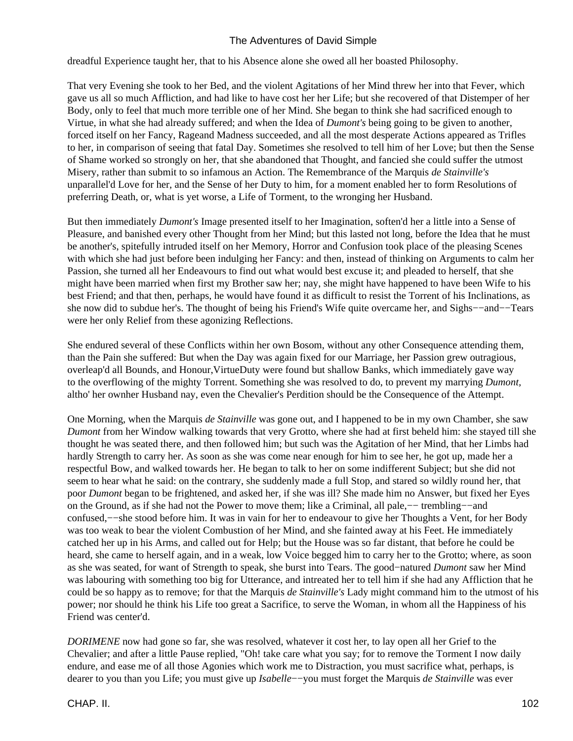dreadful Experience taught her, that to his Absence alone she owed all her boasted Philosophy.

That very Evening she took to her Bed, and the violent Agitations of her Mind threw her into that Fever, which gave us all so much Affliction, and had like to have cost her her Life; but she recovered of that Distemper of her Body, only to feel that much more terrible one of her Mind. She began to think she had sacrificed enough to Virtue, in what she had already suffered; and when the Idea of *Dumont's* being going to be given to another, forced itself on her Fancy, Rageand Madness succeeded, and all the most desperate Actions appeared as Trifles to her, in comparison of seeing that fatal Day. Sometimes she resolved to tell him of her Love; but then the Sense of Shame worked so strongly on her, that she abandoned that Thought, and fancied she could suffer the utmost Misery, rather than submit to so infamous an Action. The Remembrance of the Marquis *de Stainville's* unparallel'd Love for her, and the Sense of her Duty to him, for a moment enabled her to form Resolutions of preferring Death, or, what is yet worse, a Life of Torment, to the wronging her Husband.

But then immediately *Dumont's* Image presented itself to her Imagination, soften'd her a little into a Sense of Pleasure, and banished every other Thought from her Mind; but this lasted not long, before the Idea that he must be another's, spitefully intruded itself on her Memory, Horror and Confusion took place of the pleasing Scenes with which she had just before been indulging her Fancy: and then, instead of thinking on Arguments to calm her Passion, she turned all her Endeavours to find out what would best excuse it; and pleaded to herself, that she might have been married when first my Brother saw her; nay, she might have happened to have been Wife to his best Friend; and that then, perhaps, he would have found it as difficult to resist the Torrent of his Inclinations, as she now did to subdue her's. The thought of being his Friend's Wife quite overcame her, and Sighs−−and−−Tears were her only Relief from these agonizing Reflections.

She endured several of these Conflicts within her own Bosom, without any other Consequence attending them, than the Pain she suffered: But when the Day was again fixed for our Marriage, her Passion grew outragious, overleap'd all Bounds, and Honour,VirtueDuty were found but shallow Banks, which immediately gave way to the overflowing of the mighty Torrent. Something she was resolved to do, to prevent my marrying *Dumont*, altho' her ownher Husband nay, even the Chevalier's Perdition should be the Consequence of the Attempt.

One Morning, when the Marquis *de Stainville* was gone out, and I happened to be in my own Chamber, she saw *Dumont* from her Window walking towards that very Grotto, where she had at first beheld him: she stayed till she thought he was seated there, and then followed him; but such was the Agitation of her Mind, that her Limbs had hardly Strength to carry her. As soon as she was come near enough for him to see her, he got up, made her a respectful Bow, and walked towards her. He began to talk to her on some indifferent Subject; but she did not seem to hear what he said: on the contrary, she suddenly made a full Stop, and stared so wildly round her, that poor *Dumont* began to be frightened, and asked her, if she was ill? She made him no Answer, but fixed her Eyes on the Ground, as if she had not the Power to move them; like a Criminal, all pale,−− trembling−−and confused,−−she stood before him. It was in vain for her to endeavour to give her Thoughts a Vent, for her Body was too weak to bear the violent Combustion of her Mind, and she fainted away at his Feet. He immediately catched her up in his Arms, and called out for Help; but the House was so far distant, that before he could be heard, she came to herself again, and in a weak, low Voice begged him to carry her to the Grotto; where, as soon as she was seated, for want of Strength to speak, she burst into Tears. The good−natured *Dumont* saw her Mind was labouring with something too big for Utterance, and intreated her to tell him if she had any Affliction that he could be so happy as to remove; for that the Marquis *de Stainville's* Lady might command him to the utmost of his power; nor should he think his Life too great a Sacrifice, to serve the Woman, in whom all the Happiness of his Friend was center'd.

*DORIMENE* now had gone so far, she was resolved, whatever it cost her, to lay open all her Grief to the Chevalier; and after a little Pause replied, "Oh! take care what you say; for to remove the Torment I now daily endure, and ease me of all those Agonies which work me to Distraction, you must sacrifice what, perhaps, is dearer to you than you Life; you must give up *Isabelle*−−you must forget the Marquis *de Stainville* was ever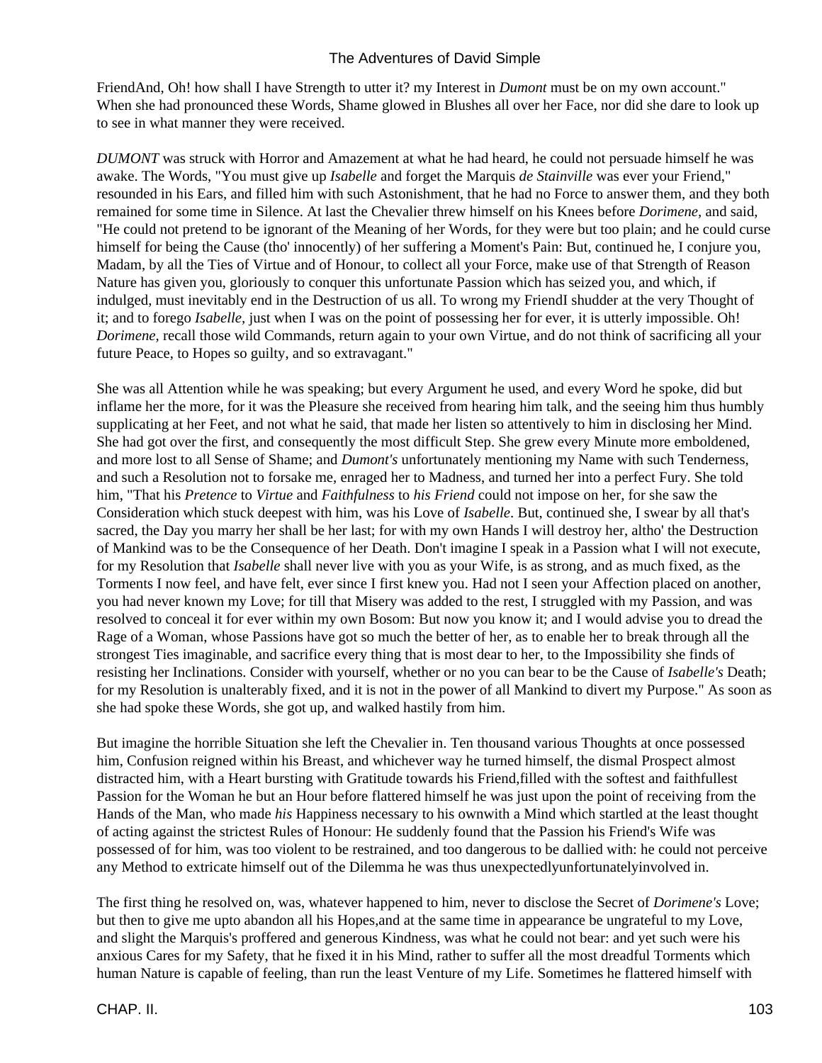FriendAnd, Oh! how shall I have Strength to utter it? my Interest in *Dumont* must be on my own account." When she had pronounced these Words, Shame glowed in Blushes all over her Face, nor did she dare to look up to see in what manner they were received.

*DUMONT* was struck with Horror and Amazement at what he had heard, he could not persuade himself he was awake. The Words, "You must give up *Isabelle* and forget the Marquis *de Stainville* was ever your Friend," resounded in his Ears, and filled him with such Astonishment, that he had no Force to answer them, and they both remained for some time in Silence. At last the Chevalier threw himself on his Knees before *Dorimene*, and said, "He could not pretend to be ignorant of the Meaning of her Words, for they were but too plain; and he could curse himself for being the Cause (tho' innocently) of her suffering a Moment's Pain: But, continued he, I conjure you, Madam, by all the Ties of Virtue and of Honour, to collect all your Force, make use of that Strength of Reason Nature has given you, gloriously to conquer this unfortunate Passion which has seized you, and which, if indulged, must inevitably end in the Destruction of us all. To wrong my FriendI shudder at the very Thought of it; and to forego *Isabelle*, just when I was on the point of possessing her for ever, it is utterly impossible. Oh! *Dorimene*, recall those wild Commands, return again to your own Virtue, and do not think of sacrificing all your future Peace, to Hopes so guilty, and so extravagant."

She was all Attention while he was speaking; but every Argument he used, and every Word he spoke, did but inflame her the more, for it was the Pleasure she received from hearing him talk, and the seeing him thus humbly supplicating at her Feet, and not what he said, that made her listen so attentively to him in disclosing her Mind. She had got over the first, and consequently the most difficult Step. She grew every Minute more emboldened, and more lost to all Sense of Shame; and *Dumont's* unfortunately mentioning my Name with such Tenderness, and such a Resolution not to forsake me, enraged her to Madness, and turned her into a perfect Fury. She told him, "That his *Pretence* to *Virtue* and *Faithfulness* to *his Friend* could not impose on her, for she saw the Consideration which stuck deepest with him, was his Love of *Isabelle*. But, continued she, I swear by all that's sacred, the Day you marry her shall be her last; for with my own Hands I will destroy her, altho' the Destruction of Mankind was to be the Consequence of her Death. Don't imagine I speak in a Passion what I will not execute, for my Resolution that *Isabelle* shall never live with you as your Wife, is as strong, and as much fixed, as the Torments I now feel, and have felt, ever since I first knew you. Had not I seen your Affection placed on another, you had never known my Love; for till that Misery was added to the rest, I struggled with my Passion, and was resolved to conceal it for ever within my own Bosom: But now you know it; and I would advise you to dread the Rage of a Woman, whose Passions have got so much the better of her, as to enable her to break through all the strongest Ties imaginable, and sacrifice every thing that is most dear to her, to the Impossibility she finds of resisting her Inclinations. Consider with yourself, whether or no you can bear to be the Cause of *Isabelle's* Death; for my Resolution is unalterably fixed, and it is not in the power of all Mankind to divert my Purpose." As soon as she had spoke these Words, she got up, and walked hastily from him.

But imagine the horrible Situation she left the Chevalier in. Ten thousand various Thoughts at once possessed him, Confusion reigned within his Breast, and whichever way he turned himself, the dismal Prospect almost distracted him, with a Heart bursting with Gratitude towards his Friend,filled with the softest and faithfullest Passion for the Woman he but an Hour before flattered himself he was just upon the point of receiving from the Hands of the Man, who made *his* Happiness necessary to his ownwith a Mind which startled at the least thought of acting against the strictest Rules of Honour: He suddenly found that the Passion his Friend's Wife was possessed of for him, was too violent to be restrained, and too dangerous to be dallied with: he could not perceive any Method to extricate himself out of the Dilemma he was thus unexpectedlyunfortunatelyinvolved in.

The first thing he resolved on, was, whatever happened to him, never to disclose the Secret of *Dorimene's* Love; but then to give me upto abandon all his Hopes,and at the same time in appearance be ungrateful to my Love, and slight the Marquis's proffered and generous Kindness, was what he could not bear: and yet such were his anxious Cares for my Safety, that he fixed it in his Mind, rather to suffer all the most dreadful Torments which human Nature is capable of feeling, than run the least Venture of my Life. Sometimes he flattered himself with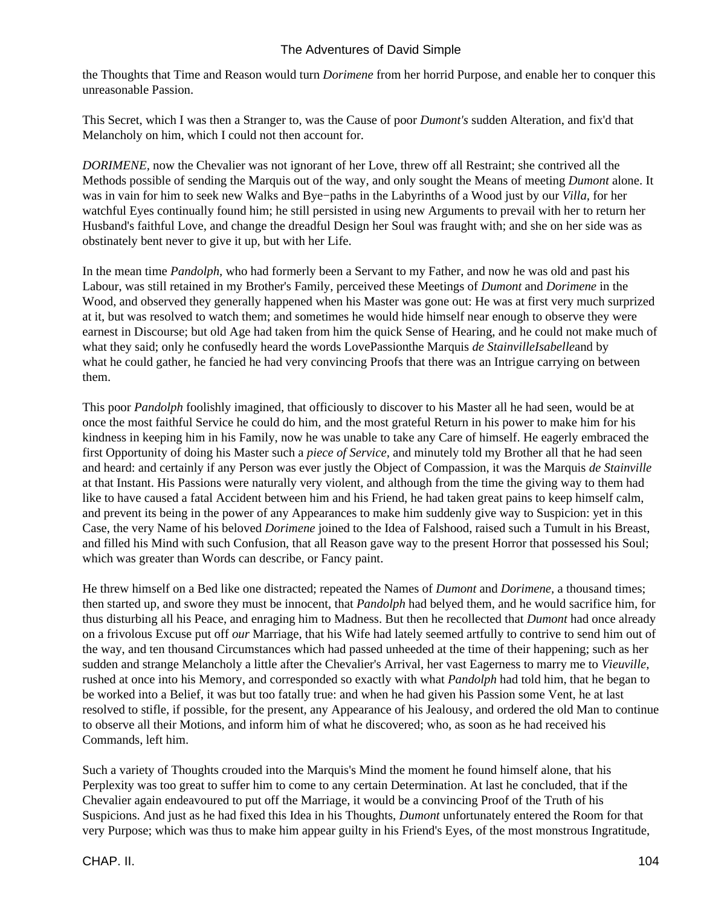the Thoughts that Time and Reason would turn *Dorimene* from her horrid Purpose, and enable her to conquer this unreasonable Passion.

This Secret, which I was then a Stranger to, was the Cause of poor *Dumont's* sudden Alteration, and fix'd that Melancholy on him, which I could not then account for.

*DORIMENE,* now the Chevalier was not ignorant of her Love, threw off all Restraint; she contrived all the Methods possible of sending the Marquis out of the way, and only sought the Means of meeting *Dumont* alone. It was in vain for him to seek new Walks and Bye−paths in the Labyrinths of a Wood just by our *Villa,* for her watchful Eyes continually found him; he still persisted in using new Arguments to prevail with her to return her Husband's faithful Love, and change the dreadful Design her Soul was fraught with; and she on her side was as obstinately bent never to give it up, but with her Life.

In the mean time *Pandolph,* who had formerly been a Servant to my Father, and now he was old and past his Labour, was still retained in my Brother's Family, perceived these Meetings of *Dumont* and *Dorimene* in the Wood, and observed they generally happened when his Master was gone out: He was at first very much surprized at it, but was resolved to watch them; and sometimes he would hide himself near enough to observe they were earnest in Discourse; but old Age had taken from him the quick Sense of Hearing, and he could not make much of what they said; only he confusedly heard the words LovePassionthe Marquis *de StainvilleIsabelle*and by what he could gather, he fancied he had very convincing Proofs that there was an Intrigue carrying on between them.

This poor *Pandolph* foolishly imagined, that officiously to discover to his Master all he had seen, would be at once the most faithful Service he could do him, and the most grateful Return in his power to make him for his kindness in keeping him in his Family, now he was unable to take any Care of himself. He eagerly embraced the first Opportunity of doing his Master such a *piece of Service,* and minutely told my Brother all that he had seen and heard: and certainly if any Person was ever justly the Object of Compassion, it was the Marquis *de Stainville* at that Instant. His Passions were naturally very violent, and although from the time the giving way to them had like to have caused a fatal Accident between him and his Friend, he had taken great pains to keep himself calm, and prevent its being in the power of any Appearances to make him suddenly give way to Suspicion: yet in this Case, the very Name of his beloved *Dorimene* joined to the Idea of Falshood, raised such a Tumult in his Breast, and filled his Mind with such Confusion, that all Reason gave way to the present Horror that possessed his Soul; which was greater than Words can describe, or Fancy paint.

He threw himself on a Bed like one distracted; repeated the Names of *Dumont* and *Dorimene,* a thousand times; then started up, and swore they must be innocent, that *Pandolph* had belyed them, and he would sacrifice him, for thus disturbing all his Peace, and enraging him to Madness. But then he recollected that *Dumont* had once already on a frivolous Excuse put off *our* Marriage, that his Wife had lately seemed artfully to contrive to send him out of the way, and ten thousand Circumstances which had passed unheeded at the time of their happening; such as her sudden and strange Melancholy a little after the Chevalier's Arrival, her vast Eagerness to marry me to *Vieuville,* rushed at once into his Memory, and corresponded so exactly with what *Pandolph* had told him, that he began to be worked into a Belief, it was but too fatally true: and when he had given his Passion some Vent, he at last resolved to stifle, if possible, for the present, any Appearance of his Jealousy, and ordered the old Man to continue to observe all their Motions, and inform him of what he discovered; who, as soon as he had received his Commands, left him.

Such a variety of Thoughts crouded into the Marquis's Mind the moment he found himself alone, that his Perplexity was too great to suffer him to come to any certain Determination. At last he concluded, that if the Chevalier again endeavoured to put off the Marriage, it would be a convincing Proof of the Truth of his Suspicions. And just as he had fixed this Idea in his Thoughts, *Dumont* unfortunately entered the Room for that very Purpose; which was thus to make him appear guilty in his Friend's Eyes, of the most monstrous Ingratitude,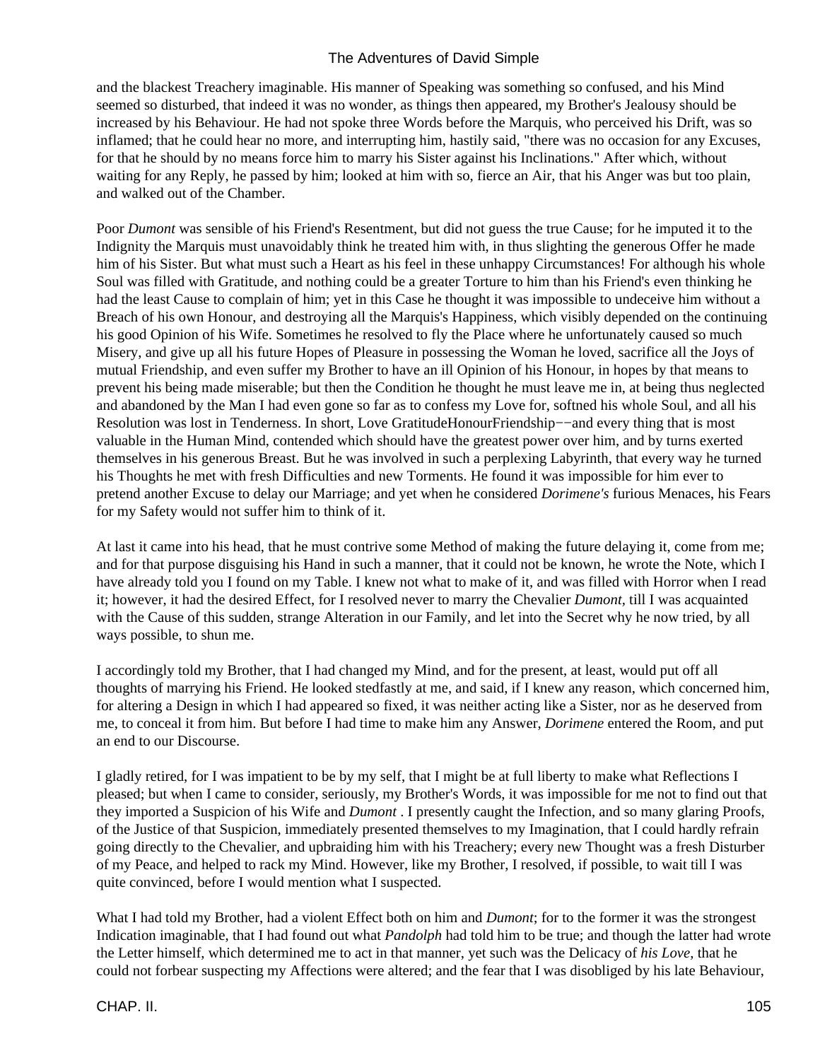and the blackest Treachery imaginable. His manner of Speaking was something so confused, and his Mind seemed so disturbed, that indeed it was no wonder, as things then appeared, my Brother's Jealousy should be increased by his Behaviour. He had not spoke three Words before the Marquis, who perceived his Drift, was so inflamed; that he could hear no more, and interrupting him, hastily said, "there was no occasion for any Excuses, for that he should by no means force him to marry his Sister against his Inclinations." After which, without waiting for any Reply, he passed by him; looked at him with so, fierce an Air, that his Anger was but too plain, and walked out of the Chamber.

Poor *Dumont* was sensible of his Friend's Resentment, but did not guess the true Cause; for he imputed it to the Indignity the Marquis must unavoidably think he treated him with, in thus slighting the generous Offer he made him of his Sister. But what must such a Heart as his feel in these unhappy Circumstances! For although his whole Soul was filled with Gratitude, and nothing could be a greater Torture to him than his Friend's even thinking he had the least Cause to complain of him; yet in this Case he thought it was impossible to undeceive him without a Breach of his own Honour, and destroying all the Marquis's Happiness, which visibly depended on the continuing his good Opinion of his Wife. Sometimes he resolved to fly the Place where he unfortunately caused so much Misery, and give up all his future Hopes of Pleasure in possessing the Woman he loved, sacrifice all the Joys of mutual Friendship, and even suffer my Brother to have an ill Opinion of his Honour, in hopes by that means to prevent his being made miserable; but then the Condition he thought he must leave me in, at being thus neglected and abandoned by the Man I had even gone so far as to confess my Love for, softned his whole Soul, and all his Resolution was lost in Tenderness. In short, Love GratitudeHonourFriendship−−and every thing that is most valuable in the Human Mind, contended which should have the greatest power over him, and by turns exerted themselves in his generous Breast. But he was involved in such a perplexing Labyrinth, that every way he turned his Thoughts he met with fresh Difficulties and new Torments. He found it was impossible for him ever to pretend another Excuse to delay our Marriage; and yet when he considered *Dorimene's* furious Menaces, his Fears for my Safety would not suffer him to think of it.

At last it came into his head, that he must contrive some Method of making the future delaying it, come from me; and for that purpose disguising his Hand in such a manner, that it could not be known, he wrote the Note, which I have already told you I found on my Table. I knew not what to make of it, and was filled with Horror when I read it; however, it had the desired Effect, for I resolved never to marry the Chevalier *Dumont,* till I was acquainted with the Cause of this sudden, strange Alteration in our Family, and let into the Secret why he now tried, by all ways possible, to shun me.

I accordingly told my Brother, that I had changed my Mind, and for the present, at least, would put off all thoughts of marrying his Friend. He looked stedfastly at me, and said, if I knew any reason, which concerned him, for altering a Design in which I had appeared so fixed, it was neither acting like a Sister, nor as he deserved from me, to conceal it from him. But before I had time to make him any Answer, *Dorimene* entered the Room, and put an end to our Discourse.

I gladly retired, for I was impatient to be by my self, that I might be at full liberty to make what Reflections I pleased; but when I came to consider, seriously, my Brother's Words, it was impossible for me not to find out that they imported a Suspicion of his Wife and *Dumont* . I presently caught the Infection, and so many glaring Proofs, of the Justice of that Suspicion, immediately presented themselves to my Imagination, that I could hardly refrain going directly to the Chevalier, and upbraiding him with his Treachery; every new Thought was a fresh Disturber of my Peace, and helped to rack my Mind. However, like my Brother, I resolved, if possible, to wait till I was quite convinced, before I would mention what I suspected.

What I had told my Brother, had a violent Effect both on him and *Dumont*; for to the former it was the strongest Indication imaginable, that I had found out what *Pandolph* had told him to be true; and though the latter had wrote the Letter himself, which determined me to act in that manner, yet such was the Delicacy of *his Love,* that he could not forbear suspecting my Affections were altered; and the fear that I was disobliged by his late Behaviour,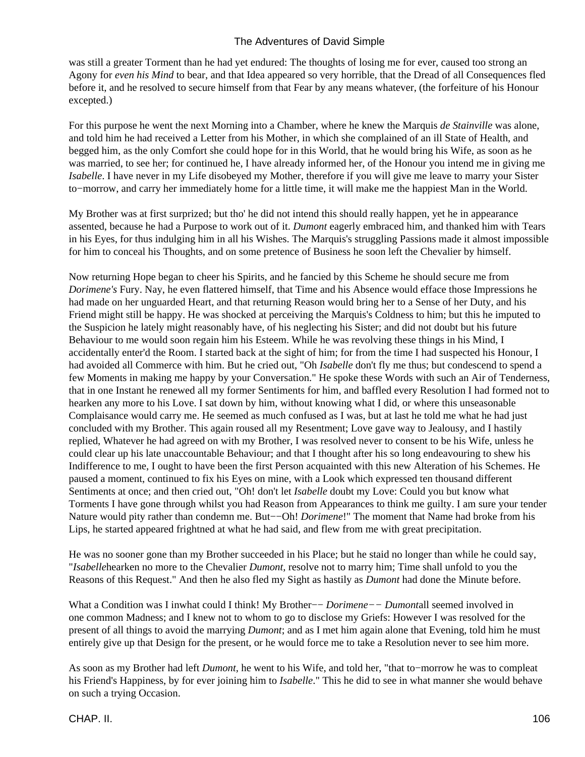was still a greater Torment than he had yet endured: The thoughts of losing me for ever, caused too strong an Agony for *even his Mind* to bear, and that Idea appeared so very horrible, that the Dread of all Consequences fled before it, and he resolved to secure himself from that Fear by any means whatever, (the forfeiture of his Honour excepted.)

For this purpose he went the next Morning into a Chamber, where he knew the Marquis *de Stainville* was alone, and told him he had received a Letter from his Mother, in which she complained of an ill State of Health, and begged him, as the only Comfort she could hope for in this World, that he would bring his Wife, as soon as he was married, to see her; for continued he, I have already informed her, of the Honour you intend me in giving me *Isabelle*. I have never in my Life disobeyed my Mother, therefore if you will give me leave to marry your Sister to−morrow, and carry her immediately home for a little time, it will make me the happiest Man in the World.

My Brother was at first surprized; but tho' he did not intend this should really happen, yet he in appearance assented, because he had a Purpose to work out of it. *Dumont* eagerly embraced him, and thanked him with Tears in his Eyes, for thus indulging him in all his Wishes. The Marquis's struggling Passions made it almost impossible for him to conceal his Thoughts, and on some pretence of Business he soon left the Chevalier by himself.

Now returning Hope began to cheer his Spirits, and he fancied by this Scheme he should secure me from *Dorimene's* Fury. Nay, he even flattered himself, that Time and his Absence would efface those Impressions he had made on her unguarded Heart, and that returning Reason would bring her to a Sense of her Duty, and his Friend might still be happy. He was shocked at perceiving the Marquis's Coldness to him; but this he imputed to the Suspicion he lately might reasonably have, of his neglecting his Sister; and did not doubt but his future Behaviour to me would soon regain him his Esteem. While he was revolving these things in his Mind, I accidentally enter'd the Room. I started back at the sight of him; for from the time I had suspected his Honour, I had avoided all Commerce with him. But he cried out, "Oh *Isabelle* don't fly me thus; but condescend to spend a few Moments in making me happy by your Conversation." He spoke these Words with such an Air of Tenderness, that in one Instant he renewed all my former Sentiments for him, and baffled every Resolution I had formed not to hearken any more to his Love. I sat down by him, without knowing what I did, or where this unseasonable Complaisance would carry me. He seemed as much confused as I was, but at last he told me what he had just concluded with my Brother. This again roused all my Resentment; Love gave way to Jealousy, and I hastily replied, Whatever he had agreed on with my Brother, I was resolved never to consent to be his Wife, unless he could clear up his late unaccountable Behaviour; and that I thought after his so long endeavouring to shew his Indifference to me, I ought to have been the first Person acquainted with this new Alteration of his Schemes. He paused a moment, continued to fix his Eyes on mine, with a Look which expressed ten thousand different Sentiments at once; and then cried out, "Oh! don't let *Isabelle* doubt my Love: Could you but know what Torments I have gone through whilst you had Reason from Appearances to think me guilty. I am sure your tender Nature would pity rather than condemn me. But−−Oh! *Dorimene*!" The moment that Name had broke from his Lips, he started appeared frightned at what he had said, and flew from me with great precipitation.

He was no sooner gone than my Brother succeeded in his Place; but he staid no longer than while he could say, "*Isabelle*hearken no more to the Chevalier *Dumont,* resolve not to marry him; Time shall unfold to you the Reasons of this Request." And then he also fled my Sight as hastily as *Dumont* had done the Minute before.

What a Condition was I inwhat could I think! My Brother−− *Dorimene*−− *Dumont*all seemed involved in one common Madness; and I knew not to whom to go to disclose my Griefs: However I was resolved for the present of all things to avoid the marrying *Dumont*; and as I met him again alone that Evening, told him he must entirely give up that Design for the present, or he would force me to take a Resolution never to see him more.

As soon as my Brother had left *Dumont,* he went to his Wife, and told her, "that to−morrow he was to compleat his Friend's Happiness, by for ever joining him to *Isabelle*." This he did to see in what manner she would behave on such a trying Occasion.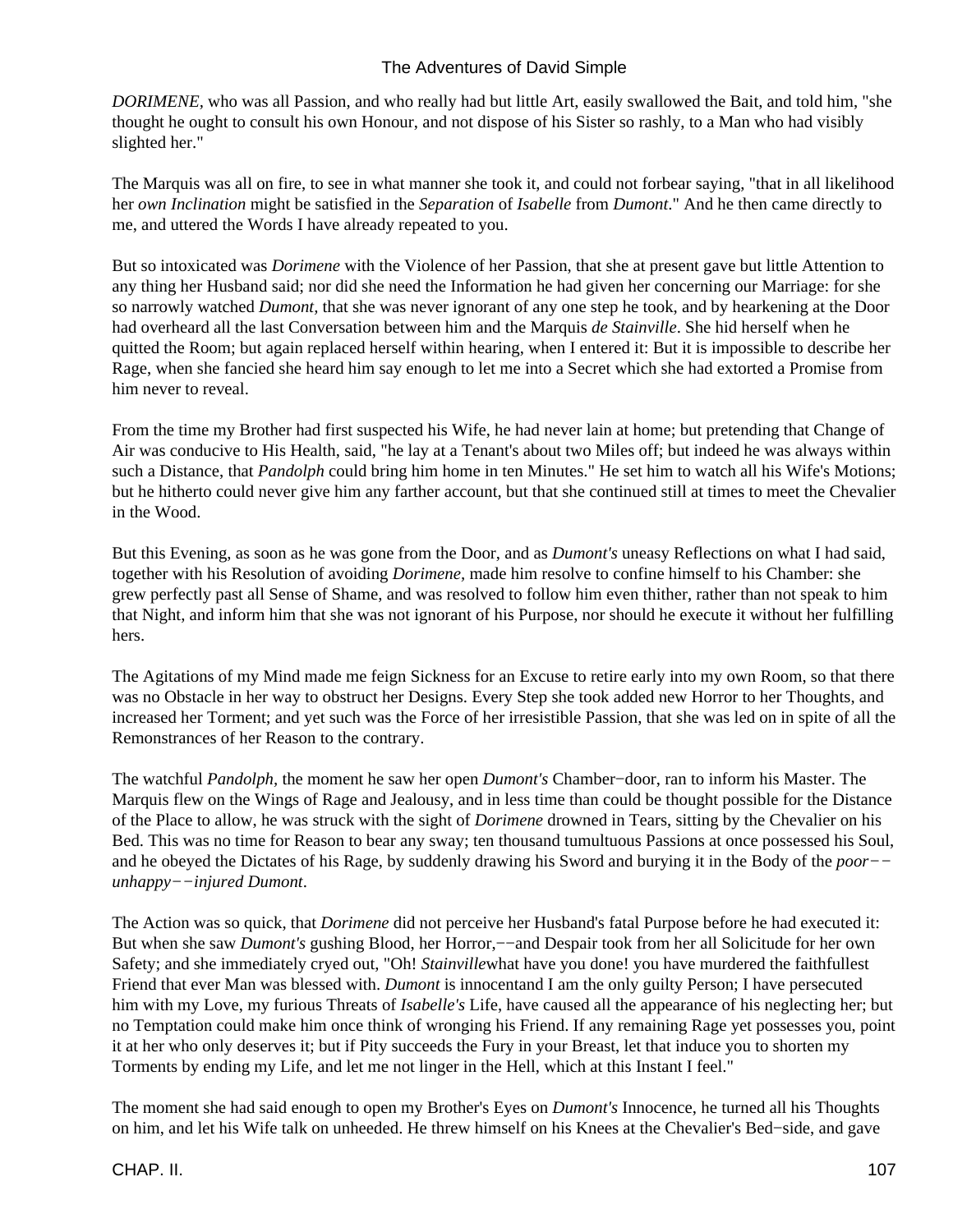*DORIMENE,* who was all Passion, and who really had but little Art, easily swallowed the Bait, and told him, "she thought he ought to consult his own Honour, and not dispose of his Sister so rashly, to a Man who had visibly slighted her."

The Marquis was all on fire, to see in what manner she took it, and could not forbear saying, "that in all likelihood her *own Inclination* might be satisfied in the *Separation* of *Isabelle* from *Dumont*." And he then came directly to me, and uttered the Words I have already repeated to you.

But so intoxicated was *Dorimene* with the Violence of her Passion, that she at present gave but little Attention to any thing her Husband said; nor did she need the Information he had given her concerning our Marriage: for she so narrowly watched *Dumont,* that she was never ignorant of any one step he took, and by hearkening at the Door had overheard all the last Conversation between him and the Marquis *de Stainville*. She hid herself when he quitted the Room; but again replaced herself within hearing, when I entered it: But it is impossible to describe her Rage, when she fancied she heard him say enough to let me into a Secret which she had extorted a Promise from him never to reveal.

From the time my Brother had first suspected his Wife, he had never lain at home; but pretending that Change of Air was conducive to His Health, said, "he lay at a Tenant's about two Miles off; but indeed he was always within such a Distance, that *Pandolph* could bring him home in ten Minutes." He set him to watch all his Wife's Motions; but he hitherto could never give him any farther account, but that she continued still at times to meet the Chevalier in the Wood.

But this Evening, as soon as he was gone from the Door, and as *Dumont's* uneasy Reflections on what I had said, together with his Resolution of avoiding *Dorimene,* made him resolve to confine himself to his Chamber: she grew perfectly past all Sense of Shame, and was resolved to follow him even thither, rather than not speak to him that Night, and inform him that she was not ignorant of his Purpose, nor should he execute it without her fulfilling hers.

The Agitations of my Mind made me feign Sickness for an Excuse to retire early into my own Room, so that there was no Obstacle in her way to obstruct her Designs. Every Step she took added new Horror to her Thoughts, and increased her Torment; and yet such was the Force of her irresistible Passion, that she was led on in spite of all the Remonstrances of her Reason to the contrary.

The watchful *Pandolph,* the moment he saw her open *Dumont's* Chamber−door, ran to inform his Master. The Marquis flew on the Wings of Rage and Jealousy, and in less time than could be thought possible for the Distance of the Place to allow, he was struck with the sight of *Dorimene* drowned in Tears, sitting by the Chevalier on his Bed. This was no time for Reason to bear any sway; ten thousand tumultuous Passions at once possessed his Soul, and he obeyed the Dictates of his Rage, by suddenly drawing his Sword and burying it in the Body of the *poor−−unhappy−−injured Dumont*.

The Action was so quick, that *Dorimene* did not perceive her Husband's fatal Purpose before he had executed it: But when she saw *Dumont's* gushing Blood, her Horror,−−and Despair took from her all Solicitude for her own Safety; and she immediately cryed out, "Oh! *Stainville*what have you done! you have murdered the faithfullest Friend that ever Man was blessed with. *Dumont* is innocentand I am the only guilty Person; I have persecuted him with my Love, my furious Threats of *Isabelle's* Life, have caused all the appearance of his neglecting her; but no Temptation could make him once think of wronging his Friend. If any remaining Rage yet possesses you, point it at her who only deserves it; but if Pity succeeds the Fury in your Breast, let that induce you to shorten my Torments by ending my Life, and let me not linger in the Hell, which at this Instant I feel."

The moment she had said enough to open my Brother's Eyes on *Dumont's* Innocence, he turned all his Thoughts on him, and let his Wife talk on unheeded. He threw himself on his Knees at the Chevalier's Bed−side, and gave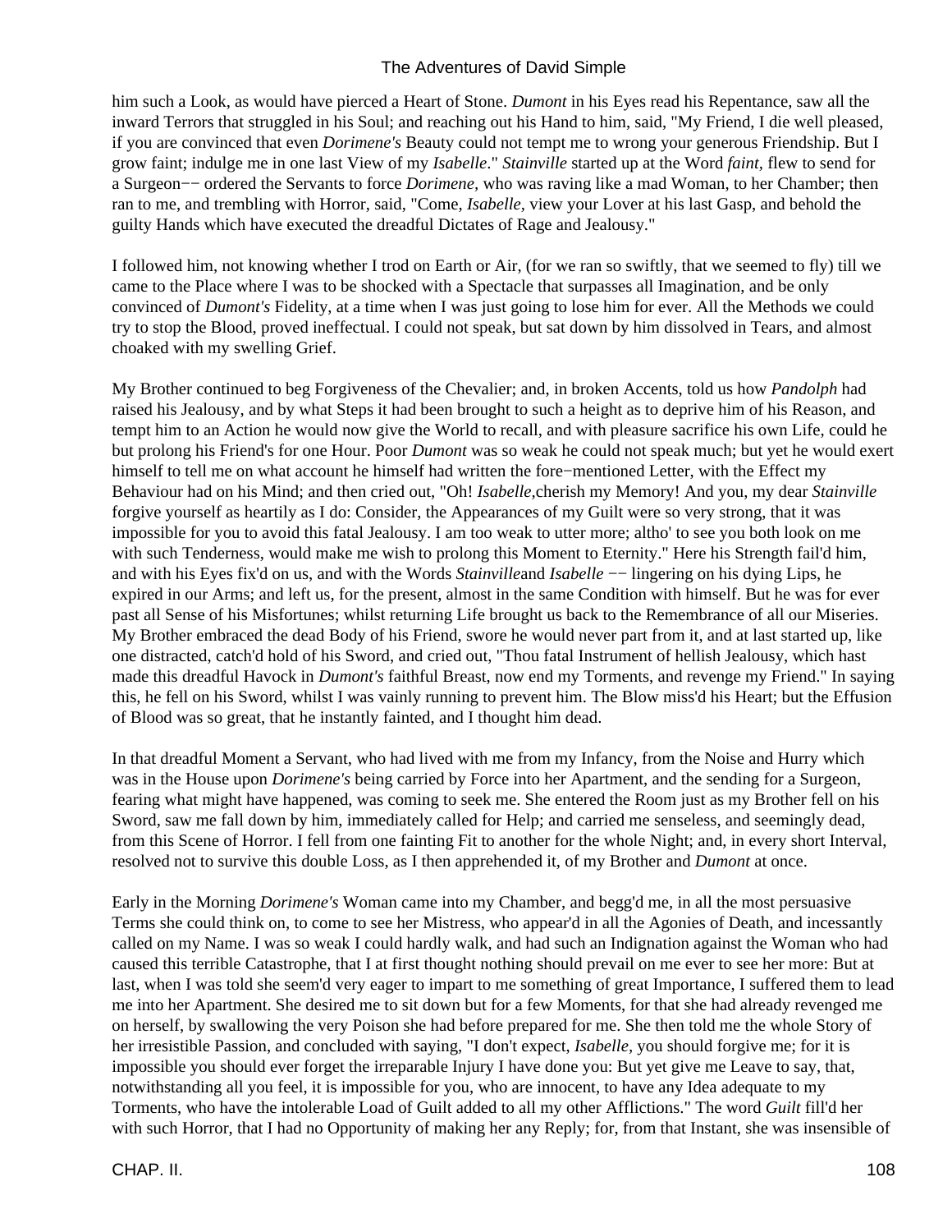him such a Look, as would have pierced a Heart of Stone. *Dumont* in his Eyes read his Repentance, saw all the inward Terrors that struggled in his Soul; and reaching out his Hand to him, said, "My Friend, I die well pleased, if you are convinced that even *Dorimene's* Beauty could not tempt me to wrong your generous Friendship. But I grow faint; indulge me in one last View of my *Isabelle*." *Stainville* started up at the Word *faint*, flew to send for a Surgeon−− ordered the Servants to force *Dorimene*, who was raving like a mad Woman, to her Chamber; then ran to me, and trembling with Horror, said, "Come, *Isabelle*, view your Lover at his last Gasp, and behold the guilty Hands which have executed the dreadful Dictates of Rage and Jealousy."

I followed him, not knowing whether I trod on Earth or Air, (for we ran so swiftly, that we seemed to fly) till we came to the Place where I was to be shocked with a Spectacle that surpasses all Imagination, and be only convinced of *Dumont's* Fidelity, at a time when I was just going to lose him for ever. All the Methods we could try to stop the Blood, proved ineffectual. I could not speak, but sat down by him dissolved in Tears, and almost choaked with my swelling Grief.

My Brother continued to beg Forgiveness of the Chevalier; and, in broken Accents, told us how *Pandolph* had raised his Jealousy, and by what Steps it had been brought to such a height as to deprive him of his Reason, and tempt him to an Action he would now give the World to recall, and with pleasure sacrifice his own Life, could he but prolong his Friend's for one Hour. Poor *Dumont* was so weak he could not speak much; but yet he would exert himself to tell me on what account he himself had written the fore−mentioned Letter, with the Effect my Behaviour had on his Mind; and then cried out, "Oh! *Isabelle*,cherish my Memory! And you, my dear *Stainville* forgive yourself as heartily as I do: Consider, the Appearances of my Guilt were so very strong, that it was impossible for you to avoid this fatal Jealousy. I am too weak to utter more; altho' to see you both look on me with such Tenderness, would make me wish to prolong this Moment to Eternity." Here his Strength fail'd him, and with his Eyes fix'd on us, and with the Words *Stainville*and *Isabelle* −− lingering on his dying Lips, he expired in our Arms; and left us, for the present, almost in the same Condition with himself. But he was for ever past all Sense of his Misfortunes; whilst returning Life brought us back to the Remembrance of all our Miseries. My Brother embraced the dead Body of his Friend, swore he would never part from it, and at last started up, like one distracted, catch'd hold of his Sword, and cried out, "Thou fatal Instrument of hellish Jealousy, which hast made this dreadful Havock in *Dumont's* faithful Breast, now end my Torments, and revenge my Friend." In saying this, he fell on his Sword, whilst I was vainly running to prevent him. The Blow miss'd his Heart; but the Effusion of Blood was so great, that he instantly fainted, and I thought him dead.

In that dreadful Moment a Servant, who had lived with me from my Infancy, from the Noise and Hurry which was in the House upon *Dorimene's* being carried by Force into her Apartment, and the sending for a Surgeon, fearing what might have happened, was coming to seek me. She entered the Room just as my Brother fell on his Sword, saw me fall down by him, immediately called for Help; and carried me senseless, and seemingly dead, from this Scene of Horror. I fell from one fainting Fit to another for the whole Night; and, in every short Interval, resolved not to survive this double Loss, as I then apprehended it, of my Brother and *Dumont* at once.

Early in the Morning *Dorimene's* Woman came into my Chamber, and begg'd me, in all the most persuasive Terms she could think on, to come to see her Mistress, who appear'd in all the Agonies of Death, and incessantly called on my Name. I was so weak I could hardly walk, and had such an Indignation against the Woman who had caused this terrible Catastrophe, that I at first thought nothing should prevail on me ever to see her more: But at last, when I was told she seem'd very eager to impart to me something of great Importance, I suffered them to lead me into her Apartment. She desired me to sit down but for a few Moments, for that she had already revenged me on herself, by swallowing the very Poison she had before prepared for me. She then told me the whole Story of her irresistible Passion, and concluded with saying, "I don't expect, *Isabelle*, you should forgive me; for it is impossible you should ever forget the irreparable Injury I have done you: But yet give me Leave to say, that, notwithstanding all you feel, it is impossible for you, who are innocent, to have any Idea adequate to my Torments, who have the intolerable Load of Guilt added to all my other Afflictions." The word *Guilt* fill'd her with such Horror, that I had no Opportunity of making her any Reply; for, from that Instant, she was insensible of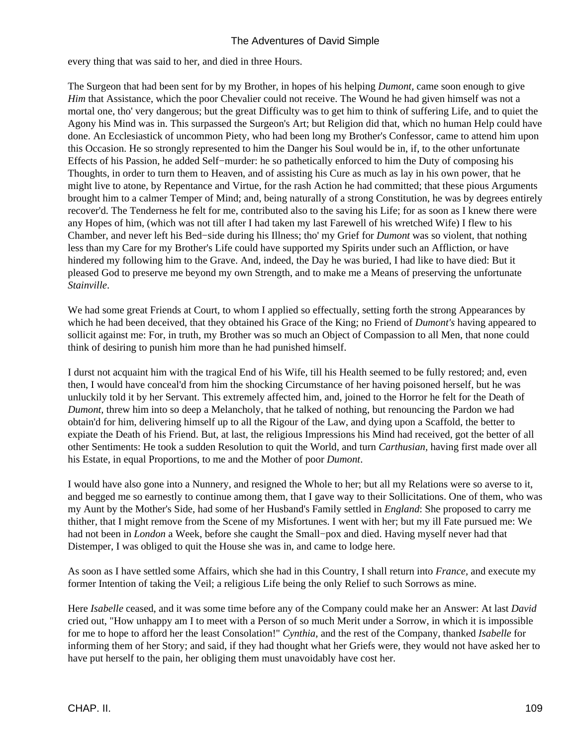every thing that was said to her, and died in three Hours.

The Surgeon that had been sent for by my Brother, in hopes of his helping *Dumont,* came soon enough to give *Him* that Assistance, which the poor Chevalier could not receive. The Wound he had given himself was not a mortal one, tho' very dangerous; but the great Difficulty was to get him to think of suffering Life, and to quiet the Agony his Mind was in. This surpassed the Surgeon's Art; but Religion did that, which no human Help could have done. An Ecclesiastick of uncommon Piety, who had been long my Brother's Confessor, came to attend him upon this Occasion. He so strongly represented to him the Danger his Soul would be in, if, to the other unfortunate Effects of his Passion, he added Self−murder: he so pathetically enforced to him the Duty of composing his Thoughts, in order to turn them to Heaven, and of assisting his Cure as much as lay in his own power, that he might live to atone, by Repentance and Virtue, for the rash Action he had committed; that these pious Arguments brought him to a calmer Temper of Mind; and, being naturally of a strong Constitution, he was by degrees entirely recover'd. The Tenderness he felt for me, contributed also to the saving his Life; for as soon as I knew there were any Hopes of him, (which was not till after I had taken my last Farewell of his wretched Wife) I flew to his Chamber, and never left his Bed−side during his Illness; tho' my Grief for *Dumont* was so violent, that nothing less than my Care for my Brother's Life could have supported my Spirits under such an Affliction, or have hindered my following him to the Grave. And, indeed, the Day he was buried, I had like to have died: But it pleased God to preserve me beyond my own Strength, and to make me a Means of preserving the unfortunate *Stainville*.

We had some great Friends at Court, to whom I applied so effectually, setting forth the strong Appearances by which he had been deceived, that they obtained his Grace of the King; no Friend of *Dumont's* having appeared to sollicit against me: For, in truth, my Brother was so much an Object of Compassion to all Men, that none could think of desiring to punish him more than he had punished himself.

I durst not acquaint him with the tragical End of his Wife, till his Health seemed to be fully restored; and, even then, I would have conceal'd from him the shocking Circumstance of her having poisoned herself, but he was unluckily told it by her Servant. This extremely affected him, and, joined to the Horror he felt for the Death of *Dumont,* threw him into so deep a Melancholy, that he talked of nothing, but renouncing the Pardon we had obtain'd for him, delivering himself up to all the Rigour of the Law, and dying upon a Scaffold, the better to expiate the Death of his Friend. But, at last, the religious Impressions his Mind had received, got the better of all other Sentiments: He took a sudden Resolution to quit the World, and turn *Carthusian,* having first made over all his Estate, in equal Proportions, to me and the Mother of poor *Dumont*.

I would have also gone into a Nunnery, and resigned the Whole to her; but all my Relations were so averse to it, and begged me so earnestly to continue among them, that I gave way to their Sollicitations. One of them, who was my Aunt by the Mother's Side, had some of her Husband's Family settled in *England*: She proposed to carry me thither, that I might remove from the Scene of my Misfortunes. I went with her; but my ill Fate pursued me: We had not been in *London* a Week, before she caught the Small−pox and died. Having myself never had that Distemper, I was obliged to quit the House she was in, and came to lodge here.

As soon as I have settled some Affairs, which she had in this Country, I shall return into *France,* and execute my former Intention of taking the Veil; a religious Life being the only Relief to such Sorrows as mine.

Here *Isabelle* ceased, and it was some time before any of the Company could make her an Answer: At last *David* cried out, "How unhappy am I to meet with a Person of so much Merit under a Sorrow, in which it is impossible for me to hope to afford her the least Consolation!" *Cynthia,* and the rest of the Company, thanked *Isabelle* for informing them of her Story; and said, if they had thought what her Griefs were, they would not have asked her to have put herself to the pain, her obliging them must unavoidably have cost her.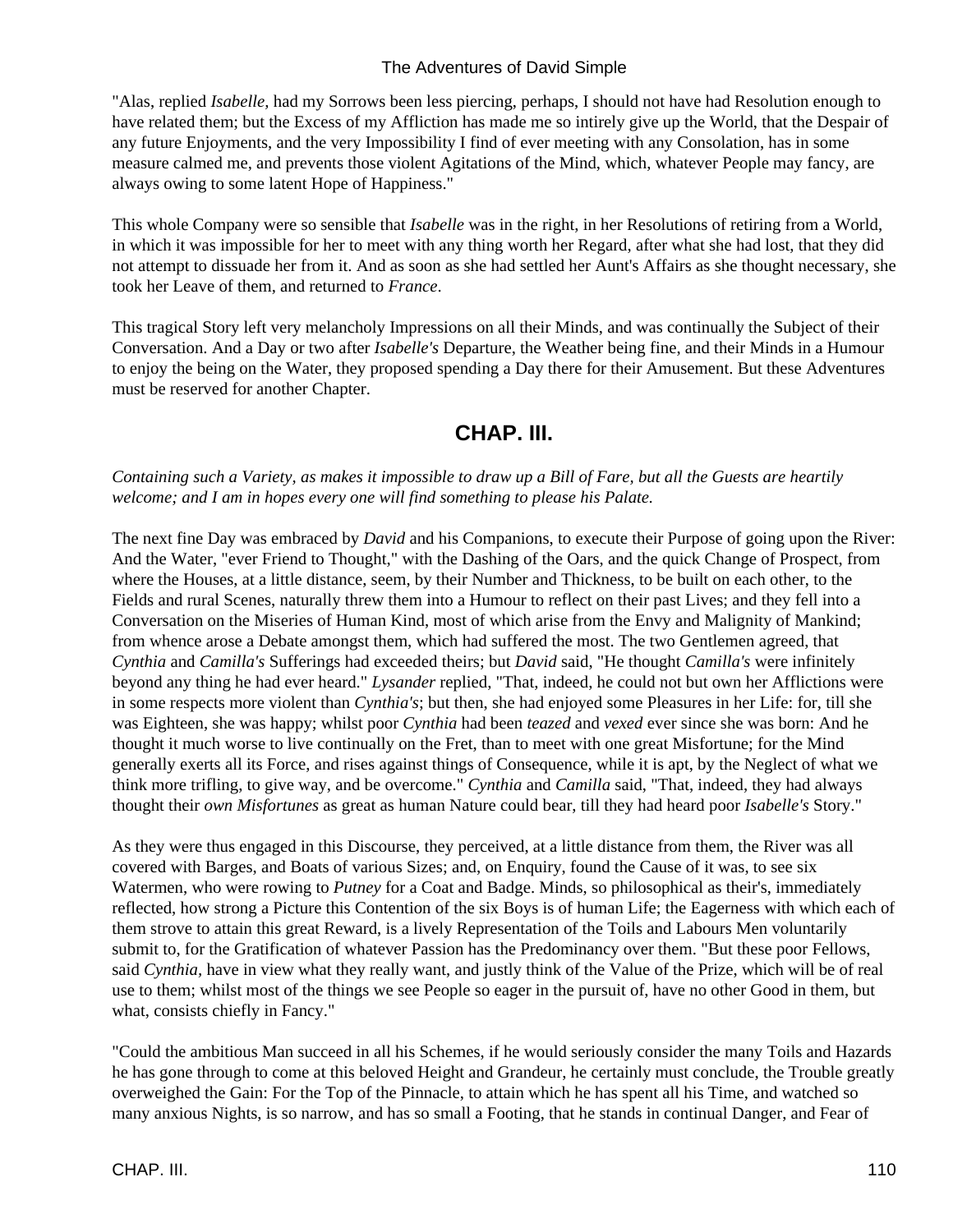"Alas, replied *Isabelle*, had my Sorrows been less piercing, perhaps, I should not have had Resolution enough to have related them; but the Excess of my Affliction has made me so intirely give up the World, that the Despair of any future Enjoyments, and the very Impossibility I find of ever meeting with any Consolation, has in some measure calmed me, and prevents those violent Agitations of the Mind, which, whatever People may fancy, are always owing to some latent Hope of Happiness."

This whole Company were so sensible that *Isabelle* was in the right, in her Resolutions of retiring from a World, in which it was impossible for her to meet with any thing worth her Regard, after what she had lost, that they did not attempt to dissuade her from it. And as soon as she had settled her Aunt's Affairs as she thought necessary, she took her Leave of them, and returned to *France*.

This tragical Story left very melancholy Impressions on all their Minds, and was continually the Subject of their Conversation. And a Day or two after *Isabelle's* Departure, the Weather being fine, and their Minds in a Humour to enjoy the being on the Water, they proposed spending a Day there for their Amusement. But these Adventures must be reserved for another Chapter.

## CHAP. III.

*Containing such a Variety, as makes it impossible to draw up a Bill of Fare, but all the Guests are heartily welcome; and I am in hopes every one will find something to please his Palate.*

The next fine Day was embraced by *David* and his Companions, to execute their Purpose of going upon the River: And the Water, "ever Friend to Thought," with the Dashing of the Oars, and the quick Change of Prospect, from where the Houses, at a little distance, seem, by their Number and Thickness, to be built on each other, to the Fields and rural Scenes, naturally threw them into a Humour to reflect on their past Lives; and they fell into a Conversation on the Miseries of Human Kind, most of which arise from the Envy and Malignity of Mankind; from whence arose a Debate amongst them, which had suffered the most. The two Gentlemen agreed, that *Cynthia* and *Camilla's* Sufferings had exceeded theirs; but *David* said, "He thought *Camilla's* were infinitely beyond any thing he had ever heard." *Lysander* replied, "That, indeed, he could not but own her Afflictions were in some respects more violent than *Cynthia's*; but then, she had enjoyed some Pleasures in her Life: for, till she was Eighteen, she was happy; whilst poor *Cynthia* had been *teazed* and *vexed* ever since she was born: And he thought it much worse to live continually on the Fret, than to meet with one great Misfortune; for the Mind generally exerts all its Force, and rises against things of Consequence, while it is apt, by the Neglect of what we think more trifling, to give way, and be overcome." *Cynthia* and *Camilla* said, "That, indeed, they had always thought their *own Misfortunes* as great as human Nature could bear, till they had heard poor *Isabelle's* Story."

As they were thus engaged in this Discourse, they perceived, at a little distance from them, the River was all covered with Barges, and Boats of various Sizes; and, on Enquiry, found the Cause of it was, to see six Watermen, who were rowing to *Putney* for a Coat and Badge. Minds, so philosophical as their's, immediately reflected, how strong a Picture this Contention of the six Boys is of human Life; the Eagerness with which each of them strove to attain this great Reward, is a lively Representation of the Toils and Labours Men voluntarily submit to, for the Gratification of whatever Passion has the Predominancy over them. "But these poor Fellows, said *Cynthia*, have in view what they really want, and justly think of the Value of the Prize, which will be of real use to them; whilst most of the things we see People so eager in the pursuit of, have no other Good in them, but what, consists chiefly in Fancy."

"Could the ambitious Man succeed in all his Schemes, if he would seriously consider the many Toils and Hazards he has gone through to come at this beloved Height and Grandeur, he certainly must conclude, the Trouble greatly overweighed the Gain: For the Top of the Pinnacle, to attain which he has spent all his Time, and watched so many anxious Nights, is so narrow, and has so small a Footing, that he stands in continual Danger, and Fear of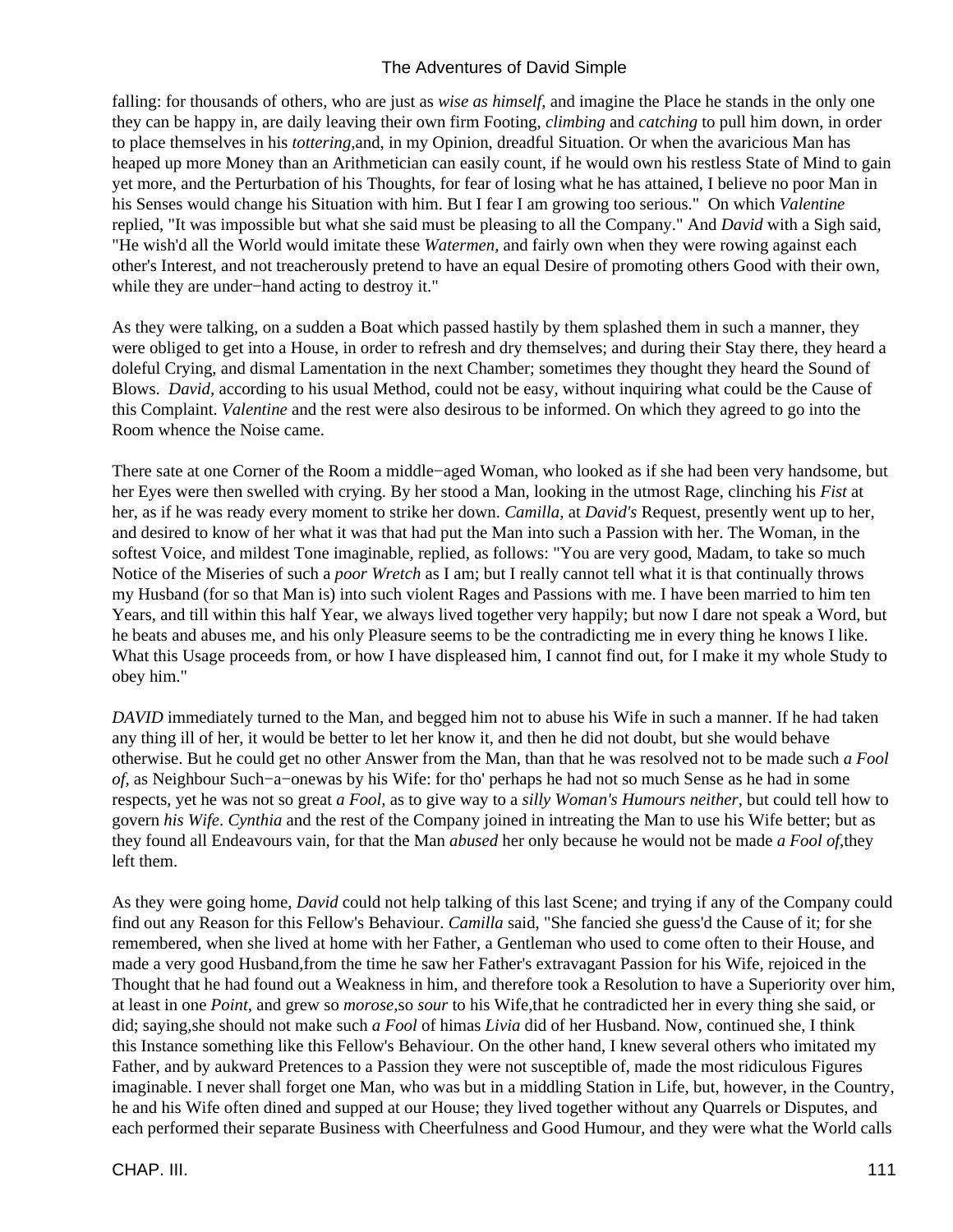falling: for thousands of others, who are just as *wise as himself,* and imagine the Place he stands in the only one they can be happy in, are daily leaving their own firm Footing, *climbing* and *catching* to pull him down, in order to place themselves in his *tottering,*and, in my Opinion, dreadful Situation. Or when the avaricious Man has heaped up more Money than an Arithmetician can easily count, if he would own his restless State of Mind to gain yet more, and the Perturbation of his Thoughts, for fear of losing what he has attained, I believe no poor Man in his Senses would change his Situation with him. But I fear I am growing too serious." On which *Valentine* replied, "It was impossible but what she said must be pleasing to all the Company." And *David* with a Sigh said, "He wish'd all the World would imitate these *Watermen,* and fairly own when they were rowing against each other's Interest, and not treacherously pretend to have an equal Desire of promoting others Good with their own, while they are under−hand acting to destroy it."

As they were talking, on a sudden a Boat which passed hastily by them splashed them in such a manner, they were obliged to get into a House, in order to refresh and dry themselves; and during their Stay there, they heard a doleful Crying, and dismal Lamentation in the next Chamber; sometimes they thought they heard the Sound of Blows. *David,* according to his usual Method, could not be easy, without inquiring what could be the Cause of this Complaint. *Valentine* and the rest were also desirous to be informed. On which they agreed to go into the Room whence the Noise came.

There sate at one Corner of the Room a middle−aged Woman, who looked as if she had been very handsome, but her Eyes were then swelled with crying. By her stood a Man, looking in the utmost Rage, clinching his *Fist* at her, as if he was ready every moment to strike her down. *Camilla,* at *David's* Request, presently went up to her, and desired to know of her what it was that had put the Man into such a Passion with her. The Woman, in the softest Voice, and mildest Tone imaginable, replied, as follows: "You are very good, Madam, to take so much Notice of the Miseries of such a *poor Wretch* as I am; but I really cannot tell what it is that continually throws my Husband (for so that Man is) into such violent Rages and Passions with me. I have been married to him ten Years, and till within this half Year, we always lived together very happily; but now I dare not speak a Word, but he beats and abuses me, and his only Pleasure seems to be the contradicting me in every thing he knows I like. What this Usage proceeds from, or how I have displeased him, I cannot find out, for I make it my whole Study to obey him."

*DAVID* immediately turned to the Man, and begged him not to abuse his Wife in such a manner. If he had taken any thing ill of her, it would be better to let her know it, and then he did not doubt, but she would behave otherwise. But he could get no other Answer from the Man, than that he was resolved not to be made such *a Fool of,* as Neighbour Such−a−onewas by his Wife: for tho' perhaps he had not so much Sense as he had in some respects, yet he was not so great *a Fool,* as to give way to a *silly Woman's Humours neither,* but could tell how to govern *his Wife*. *Cynthia* and the rest of the Company joined in intreating the Man to use his Wife better; but as they found all Endeavours vain, for that the Man *abused* her only because he would not be made *a Fool of,*they left them.

As they were going home, *David* could not help talking of this last Scene; and trying if any of the Company could find out any Reason for this Fellow's Behaviour. *Camilla* said, "She fancied she guess'd the Cause of it; for she remembered, when she lived at home with her Father, a Gentleman who used to come often to their House, and made a very good Husband,from the time he saw her Father's extravagant Passion for his Wife, rejoiced in the Thought that he had found out a Weakness in him, and therefore took a Resolution to have a Superiority over him, at least in one *Point,* and grew so *morose,*so *sour* to his Wife,that he contradicted her in every thing she said, or did; saying,she should not make such *a Fool* of himas *Livia* did of her Husband. Now, continued she, I think this Instance something like this Fellow's Behaviour. On the other hand, I knew several others who imitated my Father, and by aukward Pretences to a Passion they were not susceptible of, made the most ridiculous Figures imaginable. I never shall forget one Man, who was but in a middling Station in Life, but, however, in the Country, he and his Wife often dined and supped at our House; they lived together without any Quarrels or Disputes, and each performed their separate Business with Cheerfulness and Good Humour, and they were what the World calls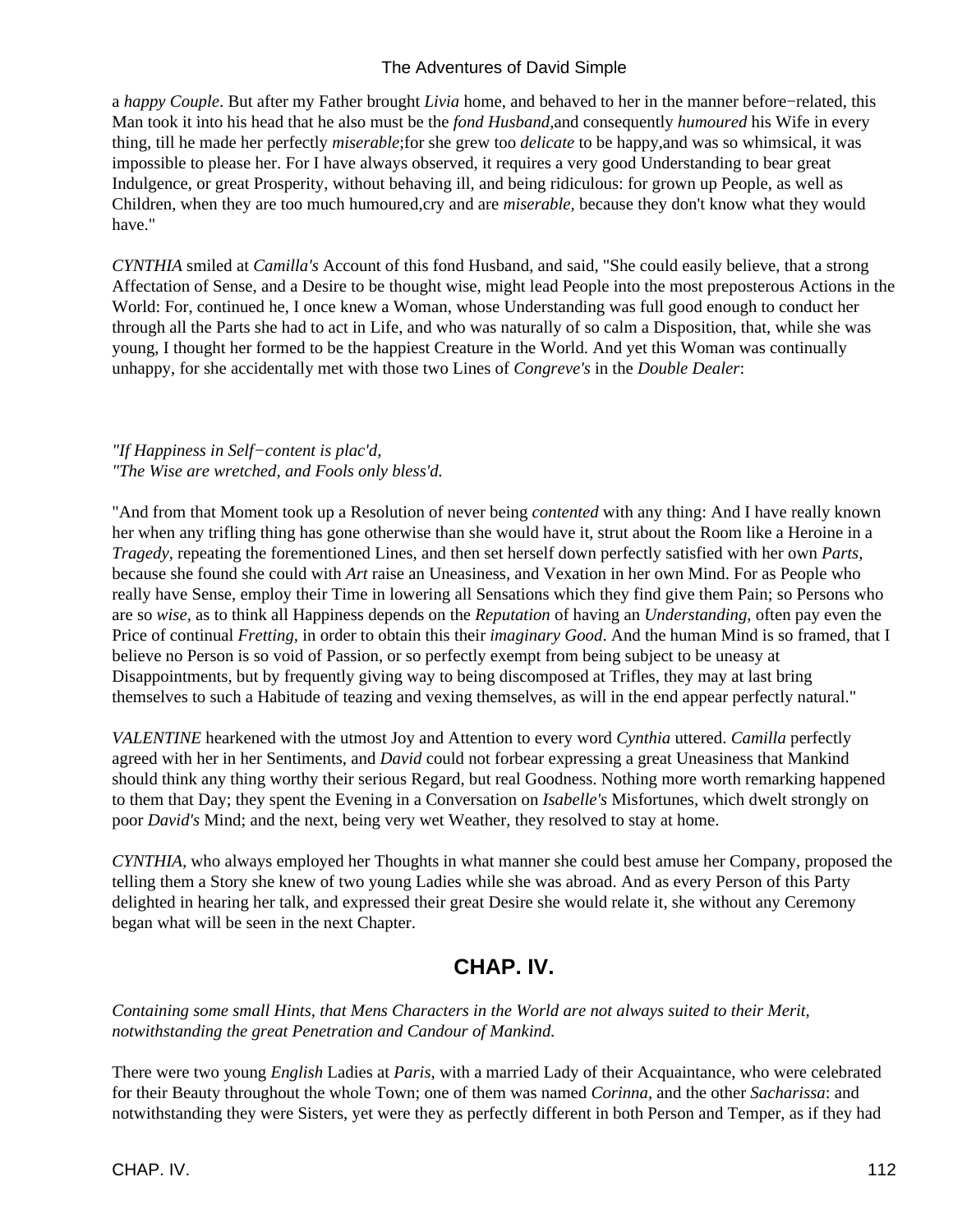a *happy Couple*. But after my Father brought *Livia* home, and behaved to her in the manner before−related, this Man took it into his head that he also must be the *fond Husband*,and consequently *humoured* his Wife in every thing, till he made her perfectly *miserable*;for she grew too *delicate* to be happy,and was so whimsical, it was impossible to please her. For I have always observed, it requires a very good Understanding to bear great Indulgence, or great Prosperity, without behaving ill, and being ridiculous: for grown up People, as well as Children, when they are too much humoured,cry and are *miserable*, because they don't know what they would have."

*CYNTHIA* smiled at *Camilla's* Account of this fond Husband, and said, "She could easily believe, that a strong Affectation of Sense, and a Desire to be thought wise, might lead People into the most preposterous Actions in the World: For, continued he, I once knew a Woman, whose Understanding was full good enough to conduct her through all the Parts she had to act in Life, and who was naturally of so calm a Disposition, that, while she was young, I thought her formed to be the happiest Creature in the World. And yet this Woman was continually unhappy, for she accidentally met with those two Lines of *Congreve's* in the *Double Dealer*:

*"If Happiness in Self−content is plac'd,*
*"The Wise are wretched, and Fools only bless'd.*

"And from that Moment took up a Resolution of never being *contented* with any thing: And I have really known her when any trifling thing has gone otherwise than she would have it, strut about the Room like a Heroine in a *Tragedy*, repeating the forementioned Lines, and then set herself down perfectly satisfied with her own *Parts*, because she found she could with *Art* raise an Uneasiness, and Vexation in her own Mind. For as People who really have Sense, employ their Time in lowering all Sensations which they find give them Pain; so Persons who are so *wise*, as to think all Happiness depends on the *Reputation* of having an *Understanding*, often pay even the Price of continual *Fretting*, in order to obtain this their *imaginary Good*. And the human Mind is so framed, that I believe no Person is so void of Passion, or so perfectly exempt from being subject to be uneasy at Disappointments, but by frequently giving way to being discomposed at Trifles, they may at last bring themselves to such a Habitude of teazing and vexing themselves, as will in the end appear perfectly natural."

*VALENTINE* hearkened with the utmost Joy and Attention to every word *Cynthia* uttered. *Camilla* perfectly agreed with her in her Sentiments, and *David* could not forbear expressing a great Uneasiness that Mankind should think any thing worthy their serious Regard, but real Goodness. Nothing more worth remarking happened to them that Day; they spent the Evening in a Conversation on *Isabelle's* Misfortunes, which dwelt strongly on poor *David's* Mind; and the next, being very wet Weather, they resolved to stay at home.

*CYNTHIA*, who always employed her Thoughts in what manner she could best amuse her Company, proposed the telling them a Story she knew of two young Ladies while she was abroad. And as every Person of this Party delighted in hearing her talk, and expressed their great Desire she would relate it, she without any Ceremony began what will be seen in the next Chapter.

## CHAP. IV.

*Containing some small Hints, that Mens Characters in the World are not always suited to their Merit, notwithstanding the great Penetration and Candour of Mankind.*

There were two young *English* Ladies at *Paris*, with a married Lady of their Acquaintance, who were celebrated for their Beauty throughout the whole Town; one of them was named *Corinna*, and the other *Sacharissa*: and notwithstanding they were Sisters, yet were they as perfectly different in both Person and Temper, as if they had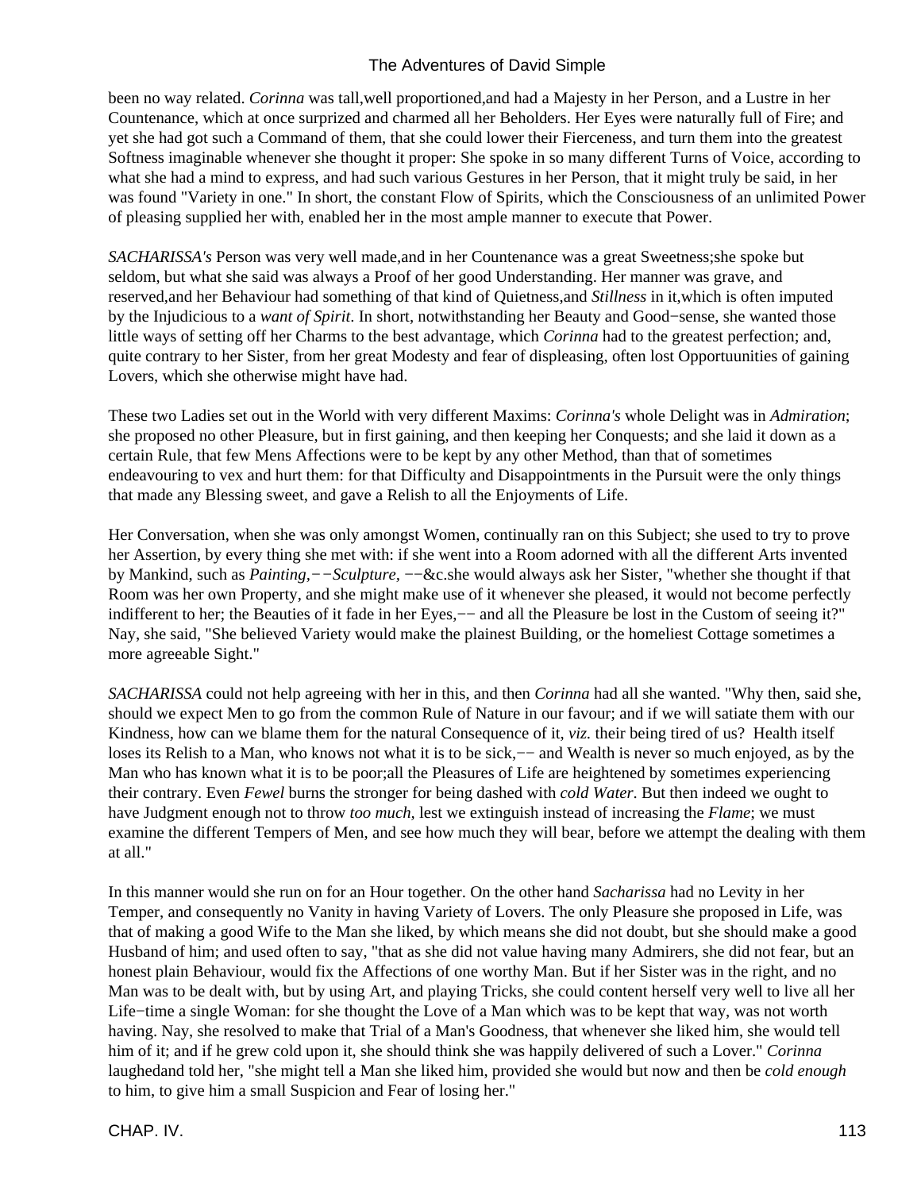been no way related. *Corinna* was tall,well proportioned,and had a Majesty in her Person, and a Lustre in her Countenance, which at once surprized and charmed all her Beholders. Her Eyes were naturally full of Fire; and yet she had got such a Command of them, that she could lower their Fierceness, and turn them into the greatest Softness imaginable whenever she thought it proper: She spoke in so many different Turns of Voice, according to what she had a mind to express, and had such various Gestures in her Person, that it might truly be said, in her was found "Variety in one." In short, the constant Flow of Spirits, which the Consciousness of an unlimited Power of pleasing supplied her with, enabled her in the most ample manner to execute that Power.

*SACHARISSA's* Person was very well made,and in her Countenance was a great Sweetness;she spoke but seldom, but what she said was always a Proof of her good Understanding. Her manner was grave, and reserved,and her Behaviour had something of that kind of Quietness,and *Stillness* in it,which is often imputed by the Injudicious to a *want of Spirit*. In short, notwithstanding her Beauty and Good−sense, she wanted those little ways of setting off her Charms to the best advantage, which *Corinna* had to the greatest perfection; and, quite contrary to her Sister, from her great Modesty and fear of displeasing, often lost Opportuunities of gaining Lovers, which she otherwise might have had.

These two Ladies set out in the World with very different Maxims: *Corinna's* whole Delight was in *Admiration*; she proposed no other Pleasure, but in first gaining, and then keeping her Conquests; and she laid it down as a certain Rule, that few Mens Affections were to be kept by any other Method, than that of sometimes endeavouring to vex and hurt them: for that Difficulty and Disappointments in the Pursuit were the only things that made any Blessing sweet, and gave a Relish to all the Enjoyments of Life.

Her Conversation, when she was only amongst Women, continually ran on this Subject; she used to try to prove her Assertion, by every thing she met with: if she went into a Room adorned with all the different Arts invented by Mankind, such as *Painting,−−Sculpture,* −−&c.she would always ask her Sister, "whether she thought if that Room was her own Property, and she might make use of it whenever she pleased, it would not become perfectly indifferent to her; the Beauties of it fade in her Eyes,−− and all the Pleasure be lost in the Custom of seeing it?" Nay, she said, "She believed Variety would make the plainest Building, or the homeliest Cottage sometimes a more agreeable Sight."

*SACHARISSA* could not help agreeing with her in this, and then *Corinna* had all she wanted. "Why then, said she, should we expect Men to go from the common Rule of Nature in our favour; and if we will satiate them with our Kindness, how can we blame them for the natural Consequence of it, *viz.* their being tired of us? Health itself loses its Relish to a Man, who knows not what it is to be sick,−− and Wealth is never so much enjoyed, as by the Man who has known what it is to be poor;all the Pleasures of Life are heightened by sometimes experiencing their contrary. Even *Fewel* burns the stronger for being dashed with *cold Water*. But then indeed we ought to have Judgment enough not to throw *too much,* lest we extinguish instead of increasing the *Flame*; we must examine the different Tempers of Men, and see how much they will bear, before we attempt the dealing with them at all."

In this manner would she run on for an Hour together. On the other hand *Sacharissa* had no Levity in her Temper, and consequently no Vanity in having Variety of Lovers. The only Pleasure she proposed in Life, was that of making a good Wife to the Man she liked, by which means she did not doubt, but she should make a good Husband of him; and used often to say, "that as she did not value having many Admirers, she did not fear, but an honest plain Behaviour, would fix the Affections of one worthy Man. But if her Sister was in the right, and no Man was to be dealt with, but by using Art, and playing Tricks, she could content herself very well to live all her Life−time a single Woman: for she thought the Love of a Man which was to be kept that way, was not worth having. Nay, she resolved to make that Trial of a Man's Goodness, that whenever she liked him, she would tell him of it; and if he grew cold upon it, she should think she was happily delivered of such a Lover." *Corinna* laughedand told her, "she might tell a Man she liked him, provided she would but now and then be *cold enough* to him, to give him a small Suspicion and Fear of losing her."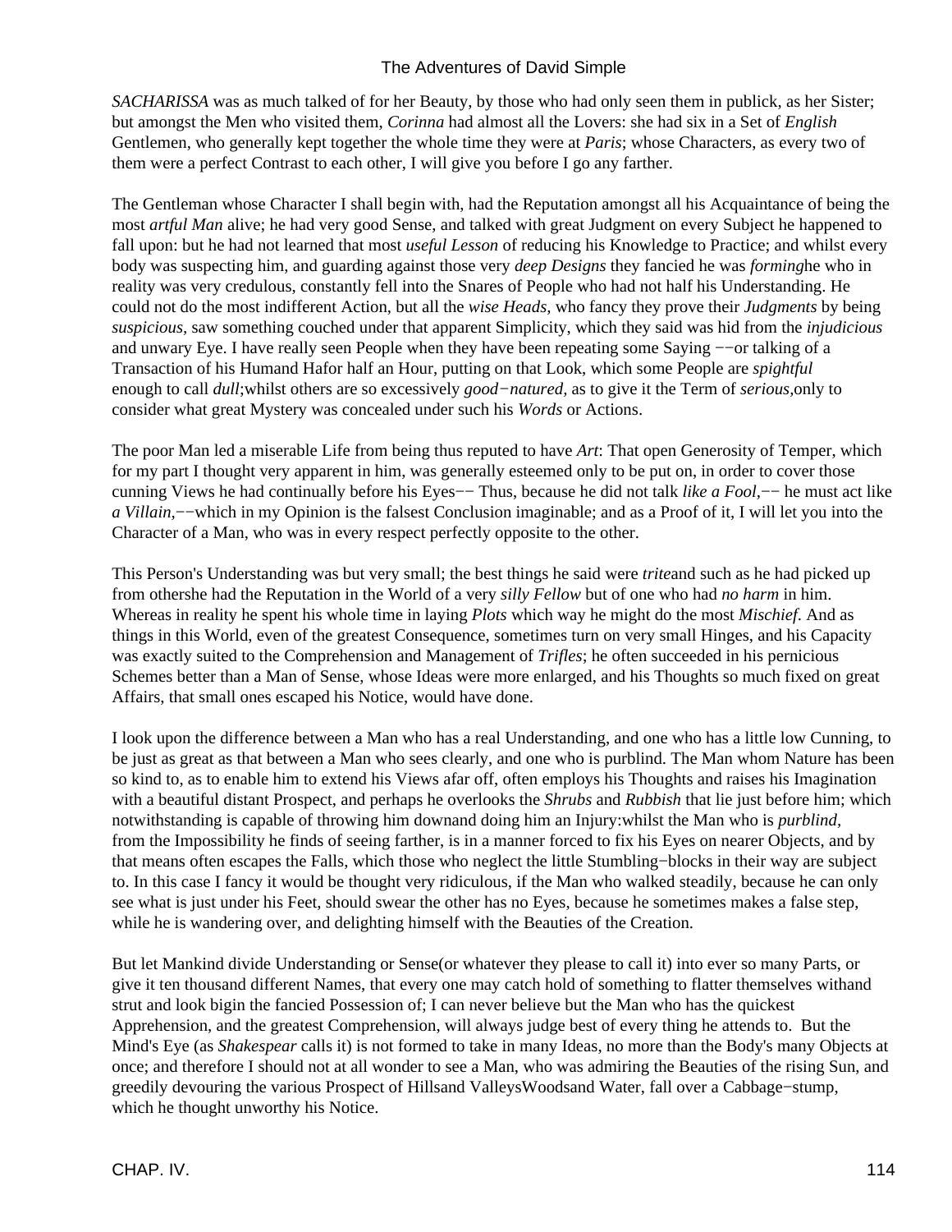*SACHARISSA* was as much talked of for her Beauty, by those who had only seen them in publick, as her Sister; but amongst the Men who visited them, *Corinna* had almost all the Lovers: she had six in a Set of *English* Gentlemen, who generally kept together the whole time they were at *Paris*; whose Characters, as every two of them were a perfect Contrast to each other, I will give you before I go any farther.

The Gentleman whose Character I shall begin with, had the Reputation amongst all his Acquaintance of being the most *artful Man* alive; he had very good Sense, and talked with great Judgment on every Subject he happened to fall upon: but he had not learned that most *useful Lesson* of reducing his Knowledge to Practice; and whilst every body was suspecting him, and guarding against those very *deep Designs* they fancied he was *forming*he who in reality was very credulous, constantly fell into the Snares of People who had not half his Understanding. He could not do the most indifferent Action, but all the *wise Heads,* who fancy they prove their *Judgments* by being *suspicious,* saw something couched under that apparent Simplicity, which they said was hid from the *injudicious* and unwary Eye. I have really seen People when they have been repeating some Saying −−or talking of a Transaction of his Humand Hafor half an Hour, putting on that Look, which some People are *spightful* enough to call *dull*;whilst others are so excessively *good−natured,* as to give it the Term of *serious,*only to consider what great Mystery was concealed under such his *Words* or Actions.

The poor Man led a miserable Life from being thus reputed to have *Art*: That open Generosity of Temper, which for my part I thought very apparent in him, was generally esteemed only to be put on, in order to cover those cunning Views he had continually before his Eyes−− Thus, because he did not talk *like a Fool,*−− he must act like *a Villain,*−−which in my Opinion is the falsest Conclusion imaginable; and as a Proof of it, I will let you into the Character of a Man, who was in every respect perfectly opposite to the other.

This Person's Understanding was but very small; the best things he said were *trite*and such as he had picked up from othershe had the Reputation in the World of a very *silly Fellow* but of one who had *no harm* in him. Whereas in reality he spent his whole time in laying *Plots* which way he might do the most *Mischief*. And as things in this World, even of the greatest Consequence, sometimes turn on very small Hinges, and his Capacity was exactly suited to the Comprehension and Management of *Trifles*; he often succeeded in his pernicious Schemes better than a Man of Sense, whose Ideas were more enlarged, and his Thoughts so much fixed on great Affairs, that small ones escaped his Notice, would have done.

I look upon the difference between a Man who has a real Understanding, and one who has a little low Cunning, to be just as great as that between a Man who sees clearly, and one who is purblind. The Man whom Nature has been so kind to, as to enable him to extend his Views afar off, often employs his Thoughts and raises his Imagination with a beautiful distant Prospect, and perhaps he overlooks the *Shrubs* and *Rubbish* that lie just before him; which notwithstanding is capable of throwing him downand doing him an Injury:whilst the Man who is *purblind,* from the Impossibility he finds of seeing farther, is in a manner forced to fix his Eyes on nearer Objects, and by that means often escapes the Falls, which those who neglect the little Stumbling−blocks in their way are subject to. In this case I fancy it would be thought very ridiculous, if the Man who walked steadily, because he can only see what is just under his Feet, should swear the other has no Eyes, because he sometimes makes a false step, while he is wandering over, and delighting himself with the Beauties of the Creation.

But let Mankind divide Understanding or Sense(or whatever they please to call it) into ever so many Parts, or give it ten thousand different Names, that every one may catch hold of something to flatter themselves withand strut and look bigin the fancied Possession of; I can never believe but the Man who has the quickest Apprehension, and the greatest Comprehension, will always judge best of every thing he attends to. But the Mind's Eye (as *Shakespear* calls it) is not formed to take in many Ideas, no more than the Body's many Objects at once; and therefore I should not at all wonder to see a Man, who was admiring the Beauties of the rising Sun, and greedily devouring the various Prospect of Hillsand ValleysWoodsand Water, fall over a Cabbage−stump, which he thought unworthy his Notice.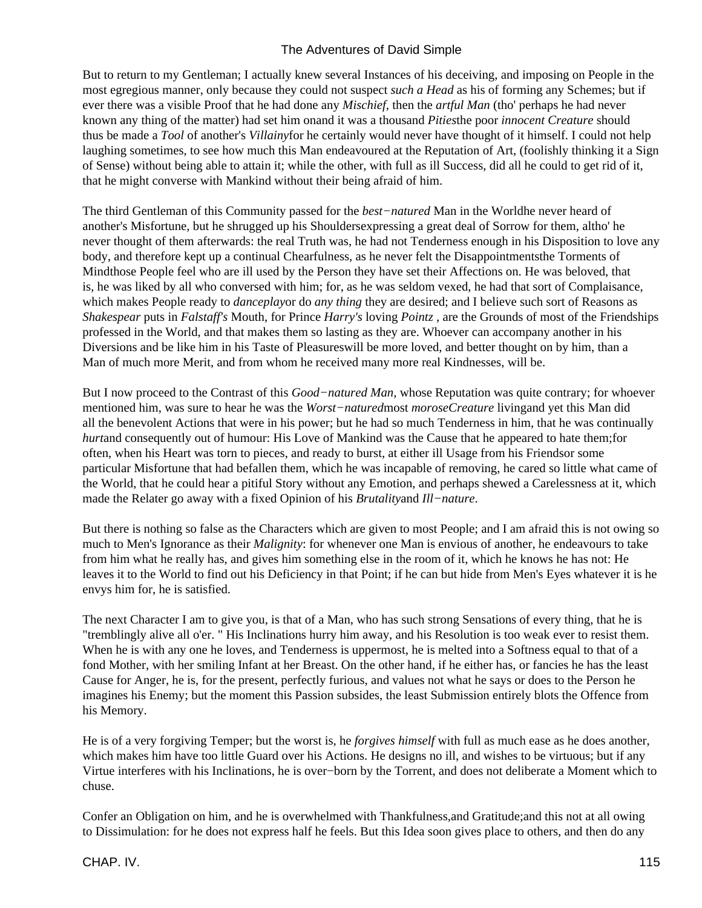But to return to my Gentleman; I actually knew several Instances of his deceiving, and imposing on People in the most egregious manner, only because they could not suspect *such a Head* as his of forming any Schemes; but if ever there was a visible Proof that he had done any *Mischief*, then the *artful Man* (tho' perhaps he had never known any thing of the matter) had set him onand it was a thousand *Pities*the poor *innocent Creature* should thus be made a *Tool* of another's *Villainy*for he certainly would never have thought of it himself. I could not help laughing sometimes, to see how much this Man endeavoured at the Reputation of Art, (foolishly thinking it a Sign of Sense) without being able to attain it; while the other, with full as ill Success, did all he could to get rid of it, that he might converse with Mankind without their being afraid of him.

The third Gentleman of this Community passed for the *best−natured* Man in the Worldhe never heard of another's Misfortune, but he shrugged up his Shouldersexpressing a great deal of Sorrow for them, altho' he never thought of them afterwards: the real Truth was, he had not Tenderness enough in his Disposition to love any body, and therefore kept up a continual Chearfulness, as he never felt the Disappointmentsthe Torments of Mindthose People feel who are ill used by the Person they have set their Affections on. He was beloved, that is, he was liked by all who conversed with him; for, as he was seldom vexed, he had that sort of Complaisance, which makes People ready to *danceplay*or do *any thing* they are desired; and I believe such sort of Reasons as *Shakespear* puts in *Falstaff's* Mouth, for Prince *Harry's* loving *Pointz* , are the Grounds of most of the Friendships professed in the World, and that makes them so lasting as they are. Whoever can accompany another in his Diversions and be like him in his Taste of Pleasureswill be more loved, and better thought on by him, than a Man of much more Merit, and from whom he received many more real Kindnesses, will be.

But I now proceed to the Contrast of this *Good−natured Man,* whose Reputation was quite contrary; for whoever mentioned him, was sure to hear he was the *Worst−natured*most *moroseCreature* livingand yet this Man did all the benevolent Actions that were in his power; but he had so much Tenderness in him, that he was continually *hurt*and consequently out of humour: His Love of Mankind was the Cause that he appeared to hate them;for often, when his Heart was torn to pieces, and ready to burst, at either ill Usage from his Friendsor some particular Misfortune that had befallen them, which he was incapable of removing, he cared so little what came of the World, that he could hear a pitiful Story without any Emotion, and perhaps shewed a Carelessness at it, which made the Relater go away with a fixed Opinion of his *Brutality*and *Ill−nature*.

But there is nothing so false as the Characters which are given to most People; and I am afraid this is not owing so much to Men's Ignorance as their *Malignity*: for whenever one Man is envious of another, he endeavours to take from him what he really has, and gives him something else in the room of it, which he knows he has not: He leaves it to the World to find out his Deficiency in that Point; if he can but hide from Men's Eyes whatever it is he envys him for, he is satisfied.

The next Character I am to give you, is that of a Man, who has such strong Sensations of every thing, that he is "tremblingly alive all o'er. " His Inclinations hurry him away, and his Resolution is too weak ever to resist them. When he is with any one he loves, and Tenderness is uppermost, he is melted into a Softness equal to that of a fond Mother, with her smiling Infant at her Breast. On the other hand, if he either has, or fancies he has the least Cause for Anger, he is, for the present, perfectly furious, and values not what he says or does to the Person he imagines his Enemy; but the moment this Passion subsides, the least Submission entirely blots the Offence from his Memory.

He is of a very forgiving Temper; but the worst is, he *forgives himself* with full as much ease as he does another, which makes him have too little Guard over his Actions. He designs no ill, and wishes to be virtuous; but if any Virtue interferes with his Inclinations, he is over−born by the Torrent, and does not deliberate a Moment which to chuse.

Confer an Obligation on him, and he is overwhelmed with Thankfulness,and Gratitude;and this not at all owing to Dissimulation: for he does not express half he feels. But this Idea soon gives place to others, and then do any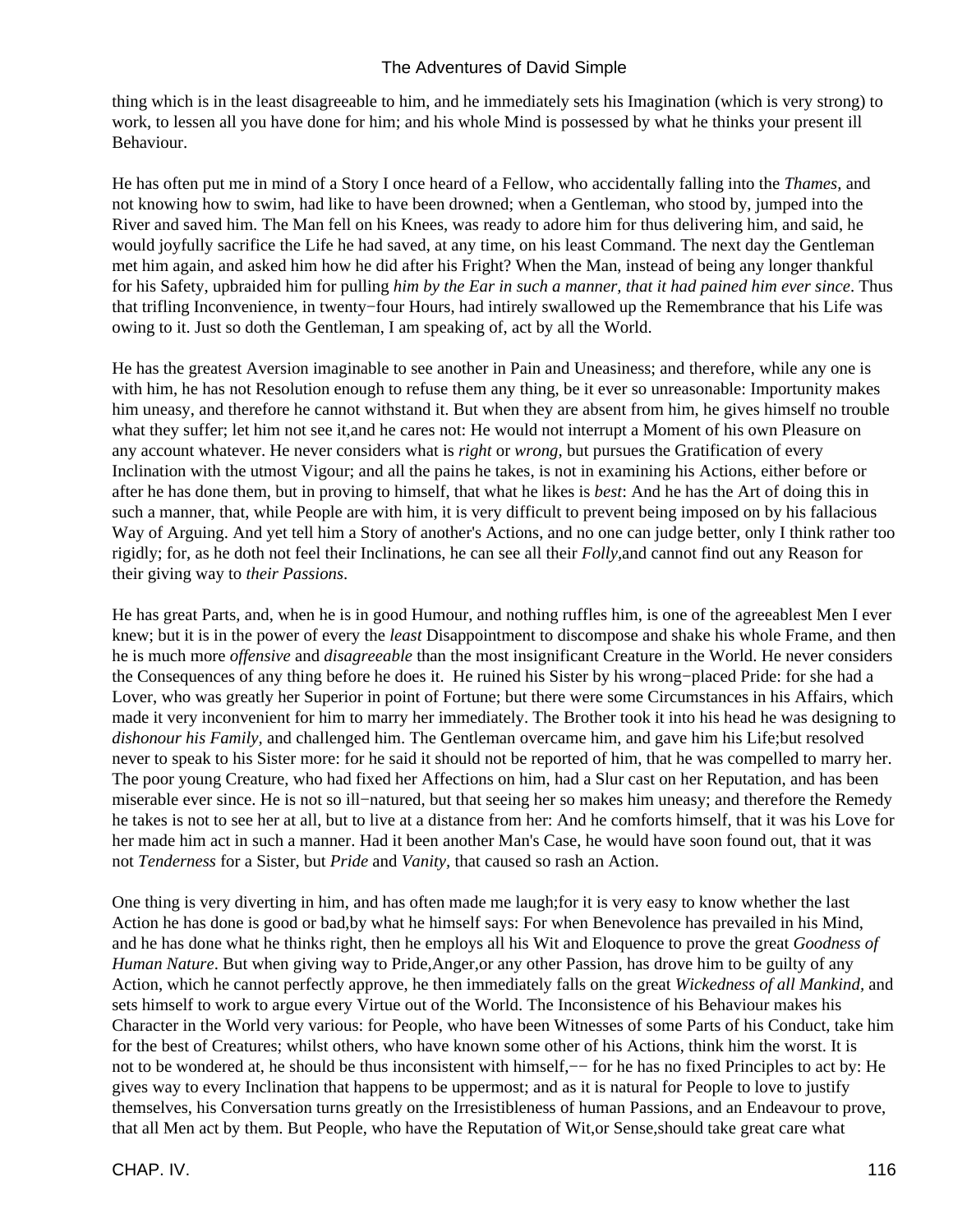thing which is in the least disagreeable to him, and he immediately sets his Imagination (which is very strong) to work, to lessen all you have done for him; and his whole Mind is possessed by what he thinks your present ill Behaviour.

He has often put me in mind of a Story I once heard of a Fellow, who accidentally falling into the *Thames,* and not knowing how to swim, had like to have been drowned; when a Gentleman, who stood by, jumped into the River and saved him. The Man fell on his Knees, was ready to adore him for thus delivering him, and said, he would joyfully sacrifice the Life he had saved, at any time, on his least Command. The next day the Gentleman met him again, and asked him how he did after his Fright? When the Man, instead of being any longer thankful for his Safety, upbraided him for pulling *him by the Ear in such a manner, that it had pained him ever since*. Thus that trifling Inconvenience, in twenty−four Hours, had intirely swallowed up the Remembrance that his Life was owing to it. Just so doth the Gentleman, I am speaking of, act by all the World.

He has the greatest Aversion imaginable to see another in Pain and Uneasiness; and therefore, while any one is with him, he has not Resolution enough to refuse them any thing, be it ever so unreasonable: Importunity makes him uneasy, and therefore he cannot withstand it. But when they are absent from him, he gives himself no trouble what they suffer; let him not see it,and he cares not: He would not interrupt a Moment of his own Pleasure on any account whatever. He never considers what is *right* or *wrong,* but pursues the Gratification of every Inclination with the utmost Vigour; and all the pains he takes, is not in examining his Actions, either before or after he has done them, but in proving to himself, that what he likes is *best*: And he has the Art of doing this in such a manner, that, while People are with him, it is very difficult to prevent being imposed on by his fallacious Way of Arguing. And yet tell him a Story of another's Actions, and no one can judge better, only I think rather too rigidly; for, as he doth not feel their Inclinations, he can see all their *Folly,*and cannot find out any Reason for their giving way to *their Passions*.

He has great Parts, and, when he is in good Humour, and nothing ruffles him, is one of the agreeablest Men I ever knew; but it is in the power of every the *least* Disappointment to discompose and shake his whole Frame, and then he is much more *offensive* and *disagreeable* than the most insignificant Creature in the World. He never considers the Consequences of any thing before he does it. He ruined his Sister by his wrong−placed Pride: for she had a Lover, who was greatly her Superior in point of Fortune; but there were some Circumstances in his Affairs, which made it very inconvenient for him to marry her immediately. The Brother took it into his head he was designing to *dishonour his Family,* and challenged him. The Gentleman overcame him, and gave him his Life;but resolved never to speak to his Sister more: for he said it should not be reported of him, that he was compelled to marry her. The poor young Creature, who had fixed her Affections on him, had a Slur cast on her Reputation, and has been miserable ever since. He is not so ill−natured, but that seeing her so makes him uneasy; and therefore the Remedy he takes is not to see her at all, but to live at a distance from her: And he comforts himself, that it was his Love for her made him act in such a manner. Had it been another Man's Case, he would have soon found out, that it was not *Tenderness* for a Sister, but *Pride* and *Vanity*, that caused so rash an Action.

One thing is very diverting in him, and has often made me laugh;for it is very easy to know whether the last Action he has done is good or bad,by what he himself says: For when Benevolence has prevailed in his Mind, and he has done what he thinks right, then he employs all his Wit and Eloquence to prove the great *Goodness of Human Nature*. But when giving way to Pride,Anger,or any other Passion, has drove him to be guilty of any Action, which he cannot perfectly approve, he then immediately falls on the great *Wickedness of all Mankind,* and sets himself to work to argue every Virtue out of the World. The Inconsistence of his Behaviour makes his Character in the World very various: for People, who have been Witnesses of some Parts of his Conduct, take him for the best of Creatures; whilst others, who have known some other of his Actions, think him the worst. It is not to be wondered at, he should be thus inconsistent with himself,−− for he has no fixed Principles to act by: He gives way to every Inclination that happens to be uppermost; and as it is natural for People to love to justify themselves, his Conversation turns greatly on the Irresistibleness of human Passions, and an Endeavour to prove, that all Men act by them. But People, who have the Reputation of Wit,or Sense,should take great care what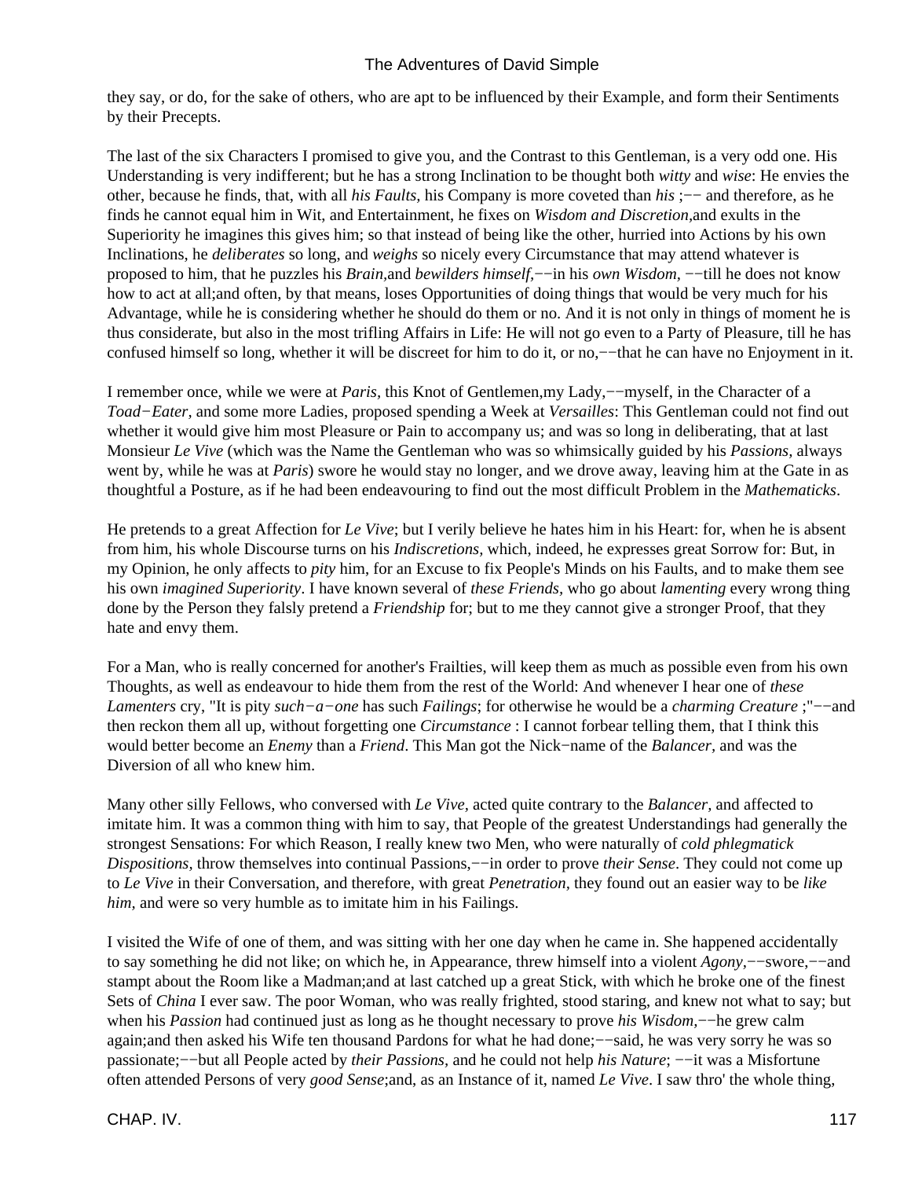they say, or do, for the sake of others, who are apt to be influenced by their Example, and form their Sentiments by their Precepts.

The last of the six Characters I promised to give you, and the Contrast to this Gentleman, is a very odd one. His Understanding is very indifferent; but he has a strong Inclination to be thought both *witty* and *wise*: He envies the other, because he finds, that, with all *his Faults,* his Company is more coveted than *his* ;−− and therefore, as he finds he cannot equal him in Wit, and Entertainment, he fixes on *Wisdom and Discretion,*and exults in the Superiority he imagines this gives him; so that instead of being like the other, hurried into Actions by his own Inclinations, he *deliberates* so long, and *weighs* so nicely every Circumstance that may attend whatever is proposed to him, that he puzzles his *Brain,*and *bewilders himself,*−−in his *own Wisdom,* −−till he does not know how to act at all;and often, by that means, loses Opportunities of doing things that would be very much for his Advantage, while he is considering whether he should do them or no. And it is not only in things of moment he is thus considerate, but also in the most trifling Affairs in Life: He will not go even to a Party of Pleasure, till he has confused himself so long, whether it will be discreet for him to do it, or no,−−that he can have no Enjoyment in it.

I remember once, while we were at *Paris,* this Knot of Gentlemen,my Lady,−−myself, in the Character of a *Toad−Eater,* and some more Ladies, proposed spending a Week at *Versailles*: This Gentleman could not find out whether it would give him most Pleasure or Pain to accompany us; and was so long in deliberating, that at last Monsieur *Le Vive* (which was the Name the Gentleman who was so whimsically guided by his *Passions,* always went by, while he was at *Paris*) swore he would stay no longer, and we drove away, leaving him at the Gate in as thoughtful a Posture, as if he had been endeavouring to find out the most difficult Problem in the *Mathematicks*.

He pretends to a great Affection for *Le Vive*; but I verily believe he hates him in his Heart: for, when he is absent from him, his whole Discourse turns on his *Indiscretions,* which, indeed, he expresses great Sorrow for: But, in my Opinion, he only affects to *pity* him, for an Excuse to fix People's Minds on his Faults, and to make them see his own *imagined Superiority*. I have known several of *these Friends,* who go about *lamenting* every wrong thing done by the Person they falsly pretend a *Friendship* for; but to me they cannot give a stronger Proof, that they hate and envy them.

For a Man, who is really concerned for another's Frailties, will keep them as much as possible even from his own Thoughts, as well as endeavour to hide them from the rest of the World: And whenever I hear one of *these Lamenters* cry, "It is pity *such−a−one* has such *Failings*; for otherwise he would be a *charming Creature* ;"−−and then reckon them all up, without forgetting one *Circumstance* : I cannot forbear telling them, that I think this would better become an *Enemy* than a *Friend*. This Man got the Nick−name of the *Balancer,* and was the Diversion of all who knew him.

Many other silly Fellows, who conversed with *Le Vive,* acted quite contrary to the *Balancer,* and affected to imitate him. It was a common thing with him to say, that People of the greatest Understandings had generally the strongest Sensations: For which Reason, I really knew two Men, who were naturally of *cold phlegmatick Dispositions,* throw themselves into continual Passions,−−in order to prove *their Sense*. They could not come up to *Le Vive* in their Conversation, and therefore, with great *Penetration,* they found out an easier way to be *like him,* and were so very humble as to imitate him in his Failings.

I visited the Wife of one of them, and was sitting with her one day when he came in. She happened accidentally to say something he did not like; on which he, in Appearance, threw himself into a violent *Agony,*−−swore,−−and stampt about the Room like a Madman;and at last catched up a great Stick, with which he broke one of the finest Sets of *China* I ever saw. The poor Woman, who was really frighted, stood staring, and knew not what to say; but when his *Passion* had continued just as long as he thought necessary to prove *his Wisdom,*−−he grew calm again;and then asked his Wife ten thousand Pardons for what he had done;−−said, he was very sorry he was so passionate;−−but all People acted by *their Passions,* and he could not help *his Nature*; −−it was a Misfortune often attended Persons of very *good Sense*;and, as an Instance of it, named *Le Vive*. I saw thro' the whole thing,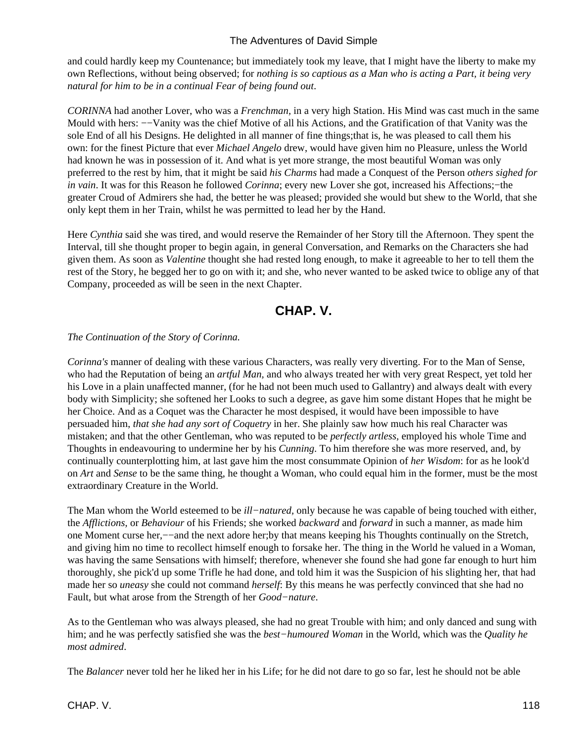and could hardly keep my Countenance; but immediately took my leave, that I might have the liberty to make my own Reflections, without being observed; for *nothing is so captious as a Man who is acting a Part, it being very natural for him to be in a continual Fear of being found out*.

*CORINNA* had another Lover, who was a *Frenchman*, in a very high Station. His Mind was cast much in the same Mould with hers: −−Vanity was the chief Motive of all his Actions, and the Gratification of that Vanity was the sole End of all his Designs. He delighted in all manner of fine things;that is, he was pleased to call them his own: for the finest Picture that ever *Michael Angelo* drew, would have given him no Pleasure, unless the World had known he was in possession of it. And what is yet more strange, the most beautiful Woman was only preferred to the rest by him, that it might be said *his Charms* had made a Conquest of the Person *others sighed for in vain*. It was for this Reason he followed *Corinna*; every new Lover she got, increased his Affections;−the greater Croud of Admirers she had, the better he was pleased; provided she would but shew to the World, that she only kept them in her Train, whilst he was permitted to lead her by the Hand.

Here *Cynthia* said she was tired, and would reserve the Remainder of her Story till the Afternoon. They spent the Interval, till she thought proper to begin again, in general Conversation, and Remarks on the Characters she had given them. As soon as *Valentine* thought she had rested long enough, to make it agreeable to her to tell them the rest of the Story, he begged her to go on with it; and she, who never wanted to be asked twice to oblige any of that Company, proceeded as will be seen in the next Chapter.

## CHAP. V.

*The Continuation of the Story of Corinna.*

*Corinna's* manner of dealing with these various Characters, was really very diverting. For to the Man of Sense, who had the Reputation of being an *artful Man*, and who always treated her with very great Respect, yet told her his Love in a plain unaffected manner, (for he had not been much used to Gallantry) and always dealt with every body with Simplicity; she softened her Looks to such a degree, as gave him some distant Hopes that he might be her Choice. And as a Coquet was the Character he most despised, it would have been impossible to have persuaded him, *that she had any sort of Coquetry* in her. She plainly saw how much his real Character was mistaken; and that the other Gentleman, who was reputed to be *perfectly artless*, employed his whole Time and Thoughts in endeavouring to undermine her by his *Cunning*. To him therefore she was more reserved, and, by continually counterplotting him, at last gave him the most consummate Opinion of *her Wisdom*: for as he look'd on *Art* and *Sense* to be the same thing, he thought a Woman, who could equal him in the former, must be the most extraordinary Creature in the World.

The Man whom the World esteemed to be *ill−natured*, only because he was capable of being touched with either, the *Afflictions*, or *Behaviour* of his Friends; she worked *backward* and *forward* in such a manner, as made him one Moment curse her,−−and the next adore her;by that means keeping his Thoughts continually on the Stretch, and giving him no time to recollect himself enough to forsake her. The thing in the World he valued in a Woman, was having the same Sensations with himself; therefore, whenever she found she had gone far enough to hurt him thoroughly, she pick'd up some Trifle he had done, and told him it was the Suspicion of his slighting her, that had made her so *uneasy* she could not command *herself*: By this means he was perfectly convinced that she had no Fault, but what arose from the Strength of her *Good−nature*.

As to the Gentleman who was always pleased, she had no great Trouble with him; and only danced and sung with him; and he was perfectly satisfied she was the *best−humoured Woman* in the World, which was the *Quality he most admired*.

The *Balancer* never told her he liked her in his Life; for he did not dare to go so far, lest he should not be able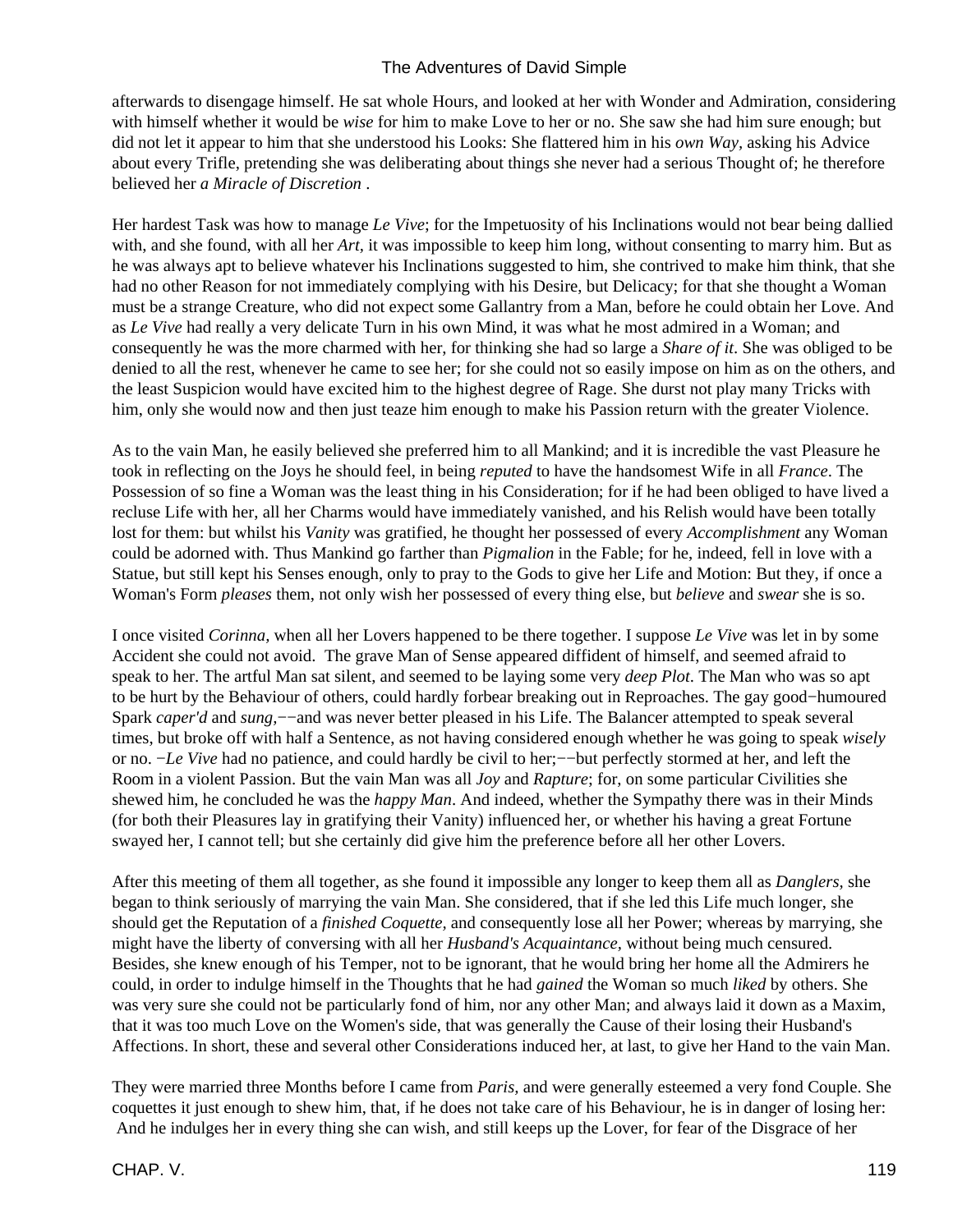afterwards to disengage himself. He sat whole Hours, and looked at her with Wonder and Admiration, considering with himself whether it would be *wise* for him to make Love to her or no. She saw she had him sure enough; but did not let it appear to him that she understood his Looks: She flattered him in his *own Way*, asking his Advice about every Trifle, pretending she was deliberating about things she never had a serious Thought of; he therefore believed her *a Miracle of Discretion* .

Her hardest Task was how to manage *Le Vive*; for the Impetuosity of his Inclinations would not bear being dallied with, and she found, with all her *Art*, it was impossible to keep him long, without consenting to marry him. But as he was always apt to believe whatever his Inclinations suggested to him, she contrived to make him think, that she had no other Reason for not immediately complying with his Desire, but Delicacy; for that she thought a Woman must be a strange Creature, who did not expect some Gallantry from a Man, before he could obtain her Love. And as *Le Vive* had really a very delicate Turn in his own Mind, it was what he most admired in a Woman; and consequently he was the more charmed with her, for thinking she had so large a *Share of it*. She was obliged to be denied to all the rest, whenever he came to see her; for she could not so easily impose on him as on the others, and the least Suspicion would have excited him to the highest degree of Rage. She durst not play many Tricks with him, only she would now and then just teaze him enough to make his Passion return with the greater Violence.

As to the vain Man, he easily believed she preferred him to all Mankind; and it is incredible the vast Pleasure he took in reflecting on the Joys he should feel, in being *reputed* to have the handsomest Wife in all *France*. The Possession of so fine a Woman was the least thing in his Consideration; for if he had been obliged to have lived a recluse Life with her, all her Charms would have immediately vanished, and his Relish would have been totally lost for them: but whilst his *Vanity* was gratified, he thought her possessed of every *Accomplishment* any Woman could be adorned with. Thus Mankind go farther than *Pigmalion* in the Fable; for he, indeed, fell in love with a Statue, but still kept his Senses enough, only to pray to the Gods to give her Life and Motion: But they, if once a Woman's Form *pleases* them, not only wish her possessed of every thing else, but *believe* and *swear* she is so.

I once visited *Corinna*, when all her Lovers happened to be there together. I suppose *Le Vive* was let in by some Accident she could not avoid. The grave Man of Sense appeared diffident of himself, and seemed afraid to speak to her. The artful Man sat silent, and seemed to be laying some very *deep Plot*. The Man who was so apt to be hurt by the Behaviour of others, could hardly forbear breaking out in Reproaches. The gay good−humoured Spark *caper'd* and *sung*,−−and was never better pleased in his Life. The Balancer attempted to speak several times, but broke off with half a Sentence, as not having considered enough whether he was going to speak *wisely* or no. −*Le Vive* had no patience, and could hardly be civil to her;−−but perfectly stormed at her, and left the Room in a violent Passion. But the vain Man was all *Joy* and *Rapture*; for, on some particular Civilities she shewed him, he concluded he was the *happy Man*. And indeed, whether the Sympathy there was in their Minds (for both their Pleasures lay in gratifying their Vanity) influenced her, or whether his having a great Fortune swayed her, I cannot tell; but she certainly did give him the preference before all her other Lovers.

After this meeting of them all together, as she found it impossible any longer to keep them all as *Danglers*, she began to think seriously of marrying the vain Man. She considered, that if she led this Life much longer, she should get the Reputation of a *finished Coquette*, and consequently lose all her Power; whereas by marrying, she might have the liberty of conversing with all her *Husband's Acquaintance*, without being much censured. Besides, she knew enough of his Temper, not to be ignorant, that he would bring her home all the Admirers he could, in order to indulge himself in the Thoughts that he had *gained* the Woman so much *liked* by others. She was very sure she could not be particularly fond of him, nor any other Man; and always laid it down as a Maxim, that it was too much Love on the Women's side, that was generally the Cause of their losing their Husband's Affections. In short, these and several other Considerations induced her, at last, to give her Hand to the vain Man.

They were married three Months before I came from *Paris*, and were generally esteemed a very fond Couple. She coquettes it just enough to shew him, that, if he does not take care of his Behaviour, he is in danger of losing her: And he indulges her in every thing she can wish, and still keeps up the Lover, for fear of the Disgrace of her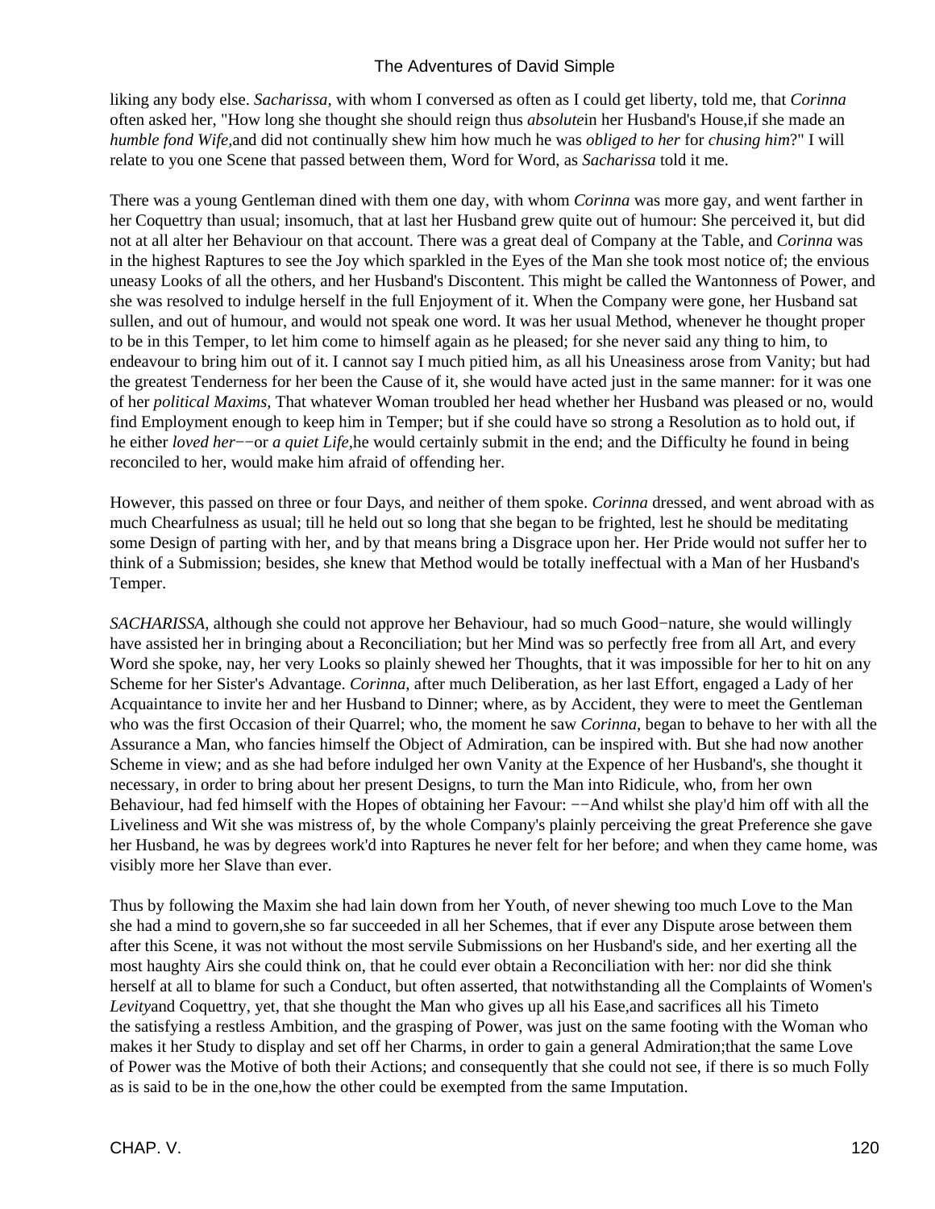liking any body else. *Sacharissa*, with whom I conversed as often as I could get liberty, told me, that *Corinna* often asked her, "How long she thought she should reign thus *absolute* in her Husband's House, if she made an *humble fond Wife,* and did not continually shew him how much he was *obliged to her* for *chusing him*?" I will relate to you one Scene that passed between them, Word for Word, as *Sacharissa* told it me.

There was a young Gentleman dined with them one day, with whom *Corinna* was more gay, and went farther in her Coquettry than usual; insomuch, that at last her Husband grew quite out of humour: She perceived it, but did not at all alter her Behaviour on that account. There was a great deal of Company at the Table, and *Corinna* was in the highest Raptures to see the Joy which sparkled in the Eyes of the Man she took most notice of; the envious uneasy Looks of all the others, and her Husband's Discontent. This might be called the Wantonness of Power, and she was resolved to indulge herself in the full Enjoyment of it. When the Company were gone, her Husband sat sullen, and out of humour, and would not speak one word. It was her usual Method, whenever he thought proper to be in this Temper, to let him come to himself again as he pleased; for she never said any thing to him, to endeavour to bring him out of it. I cannot say I much pitied him, as all his Uneasiness arose from Vanity; but had the greatest Tenderness for her been the Cause of it, she would have acted just in the same manner: for it was one of her *political Maxims,* That whatever Woman troubled her head whether her Husband was pleased or no, would find Employment enough to keep him in Temper; but if she could have so strong a Resolution as to hold out, if he either *loved her*−−or *a quiet Life,* he would certainly submit in the end; and the Difficulty he found in being reconciled to her, would make him afraid of offending her.

However, this passed on three or four Days, and neither of them spoke. *Corinna* dressed, and went abroad with as much Chearfulness as usual; till he held out so long that she began to be frighted, lest he should be meditating some Design of parting with her, and by that means bring a Disgrace upon her. Her Pride would not suffer her to think of a Submission; besides, she knew that Method would be totally ineffectual with a Man of her Husband's Temper.

*SACHARISSA,* although she could not approve her Behaviour, had so much Good−nature, she would willingly have assisted her in bringing about a Reconciliation; but her Mind was so perfectly free from all Art, and every Word she spoke, nay, her very Looks so plainly shewed her Thoughts, that it was impossible for her to hit on any Scheme for her Sister's Advantage. *Corinna,* after much Deliberation, as her last Effort, engaged a Lady of her Acquaintance to invite her and her Husband to Dinner; where, as by Accident, they were to meet the Gentleman who was the first Occasion of their Quarrel; who, the moment he saw *Corinna,* began to behave to her with all the Assurance a Man, who fancies himself the Object of Admiration, can be inspired with. But she had now another Scheme in view; and as she had before indulged her own Vanity at the Expence of her Husband's, she thought it necessary, in order to bring about her present Designs, to turn the Man into Ridicule, who, from her own Behaviour, had fed himself with the Hopes of obtaining her Favour: −−And whilst she play'd him off with all the Liveliness and Wit she was mistress of, by the whole Company's plainly perceiving the great Preference she gave her Husband, he was by degrees work'd into Raptures he never felt for her before; and when they came home, was visibly more her Slave than ever.

Thus by following the Maxim she had lain down from her Youth, of never shewing too much Love to the Man she had a mind to govern, she so far succeeded in all her Schemes, that if ever any Dispute arose between them after this Scene, it was not without the most servile Submissions on her Husband's side, and her exerting all the most haughty Airs she could think on, that he could ever obtain a Reconciliation with her: nor did she think herself at all to blame for such a Conduct, but often asserted, that notwithstanding all the Complaints of Women's *Levity* and Coquettry, yet, that she thought the Man who gives up all his Ease, and sacrifices all his Time to the satisfying a restless Ambition, and the grasping of Power, was just on the same footing with the Woman who makes it her Study to display and set off her Charms, in order to gain a general Admiration; that the same Love of Power was the Motive of both their Actions; and consequently that she could not see, if there is so much Folly as is said to be in the one, how the other could be exempted from the same Imputation.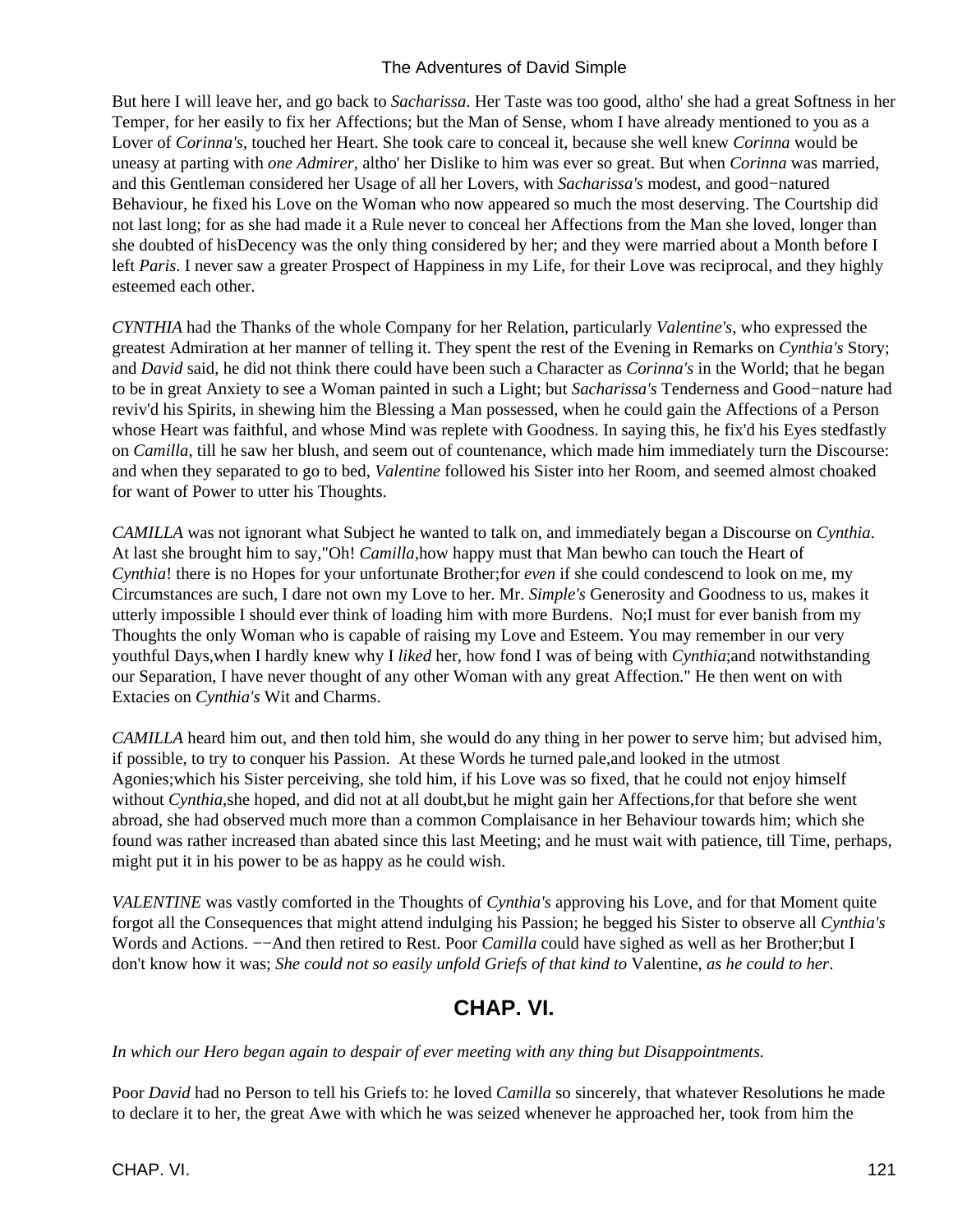But here I will leave her, and go back to *Sacharissa*. Her Taste was too good, altho' she had a great Softness in her Temper, for her easily to fix her Affections; but the Man of Sense, whom I have already mentioned to you as a Lover of *Corinna's*, touched her Heart. She took care to conceal it, because she well knew *Corinna* would be uneasy at parting with *one Admirer*, altho' her Dislike to him was ever so great. But when *Corinna* was married, and this Gentleman considered her Usage of all her Lovers, with *Sacharissa's* modest, and good−natured Behaviour, he fixed his Love on the Woman who now appeared so much the most deserving. The Courtship did not last long; for as she had made it a Rule never to conceal her Affections from the Man she loved, longer than she doubted of hisDecency was the only thing considered by her; and they were married about a Month before I left *Paris*. I never saw a greater Prospect of Happiness in my Life, for their Love was reciprocal, and they highly esteemed each other.

*CYNTHIA* had the Thanks of the whole Company for her Relation, particularly *Valentine's*, who expressed the greatest Admiration at her manner of telling it. They spent the rest of the Evening in Remarks on *Cynthia's* Story; and *David* said, he did not think there could have been such a Character as *Corinna's* in the World; that he began to be in great Anxiety to see a Woman painted in such a Light; but *Sacharissa's* Tenderness and Good−nature had reviv'd his Spirits, in shewing him the Blessing a Man possessed, when he could gain the Affections of a Person whose Heart was faithful, and whose Mind was replete with Goodness. In saying this, he fix'd his Eyes stedfastly on *Camilla*, till he saw her blush, and seem out of countenance, which made him immediately turn the Discourse: and when they separated to go to bed, *Valentine* followed his Sister into her Room, and seemed almost choaked for want of Power to utter his Thoughts.

*CAMILLA* was not ignorant what Subject he wanted to talk on, and immediately began a Discourse on *Cynthia*. At last she brought him to say,"Oh! *Camilla*,how happy must that Man bewho can touch the Heart of *Cynthia*! there is no Hopes for your unfortunate Brother;for *even* if she could condescend to look on me, my Circumstances are such, I dare not own my Love to her. Mr. *Simple's* Generosity and Goodness to us, makes it utterly impossible I should ever think of loading him with more Burdens.  No;I must for ever banish from my Thoughts the only Woman who is capable of raising my Love and Esteem. You may remember in our very youthful Days,when I hardly knew why I *liked* her, how fond I was of being with *Cynthia*;and notwithstanding our Separation, I have never thought of any other Woman with any great Affection." He then went on with Extacies on *Cynthia's* Wit and Charms.

*CAMILLA* heard him out, and then told him, she would do any thing in her power to serve him; but advised him, if possible, to try to conquer his Passion.  At these Words he turned pale,and looked in the utmost Agonies;which his Sister perceiving, she told him, if his Love was so fixed, that he could not enjoy himself without *Cynthia*,she hoped, and did not at all doubt,but he might gain her Affections,for that before she went abroad, she had observed much more than a common Complaisance in her Behaviour towards him; which she found was rather increased than abated since this last Meeting; and he must wait with patience, till Time, perhaps, might put it in his power to be as happy as he could wish.

*VALENTINE* was vastly comforted in the Thoughts of *Cynthia's* approving his Love, and for that Moment quite forgot all the Consequences that might attend indulging his Passion; he begged his Sister to observe all *Cynthia's* Words and Actions. −−And then retired to Rest. Poor *Camilla* could have sighed as well as her Brother;but I don't know how it was; *She could not so easily unfold Griefs of that kind to* Valentine, *as he could to her*.

## CHAP. VI.

*In which our Hero began again to despair of ever meeting with any thing but Disappointments.*

Poor *David* had no Person to tell his Griefs to: he loved *Camilla* so sincerely, that whatever Resolutions he made to declare it to her, the great Awe with which he was seized whenever he approached her, took from him the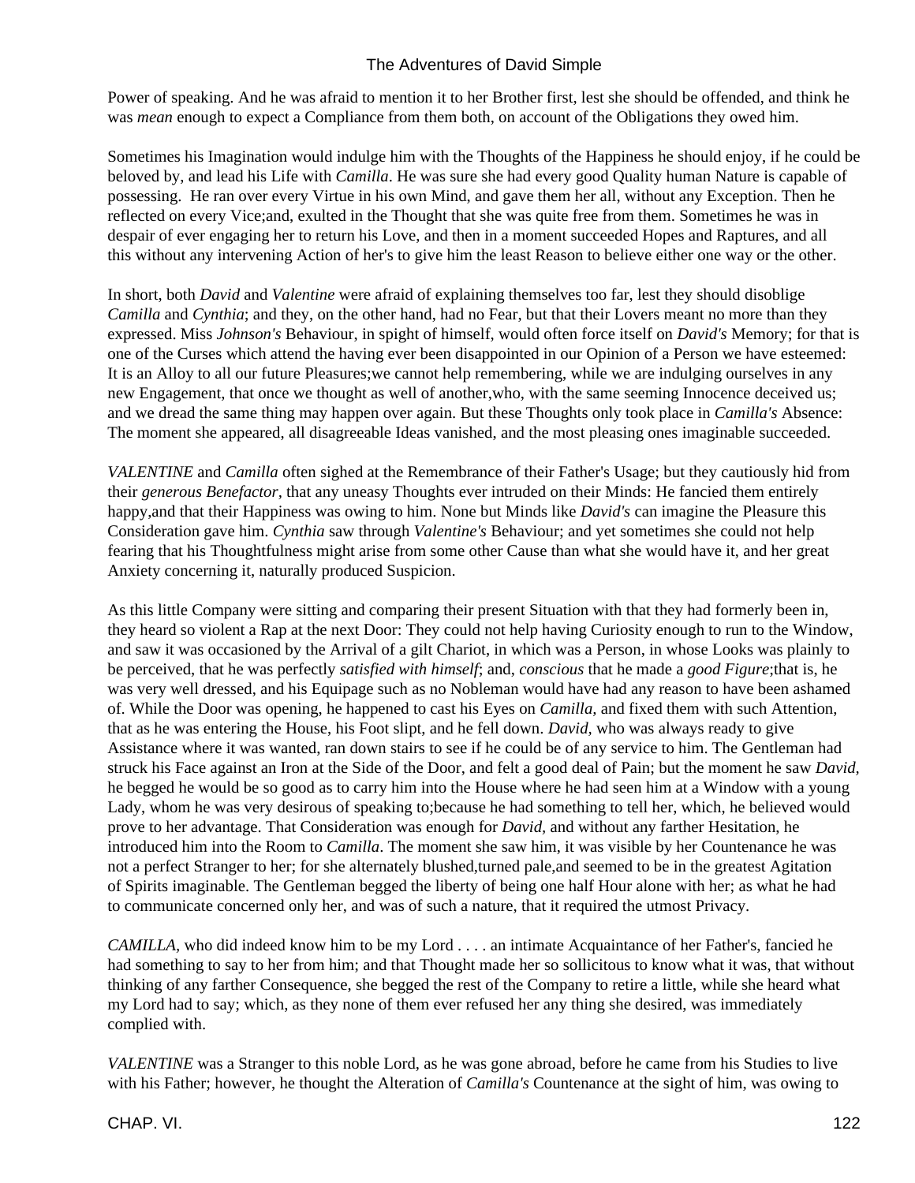Power of speaking. And he was afraid to mention it to her Brother first, lest she should be offended, and think he was *mean* enough to expect a Compliance from them both, on account of the Obligations they owed him.

Sometimes his Imagination would indulge him with the Thoughts of the Happiness he should enjoy, if he could be beloved by, and lead his Life with *Camilla*. He was sure she had every good Quality human Nature is capable of possessing. He ran over every Virtue in his own Mind, and gave them her all, without any Exception. Then he reflected on every Vice;and, exulted in the Thought that she was quite free from them. Sometimes he was in despair of ever engaging her to return his Love, and then in a moment succeeded Hopes and Raptures, and all this without any intervening Action of her's to give him the least Reason to believe either one way or the other.

In short, both *David* and *Valentine* were afraid of explaining themselves too far, lest they should disoblige *Camilla* and *Cynthia*; and they, on the other hand, had no Fear, but that their Lovers meant no more than they expressed. Miss *Johnson's* Behaviour, in spight of himself, would often force itself on *David's* Memory; for that is one of the Curses which attend the having ever been disappointed in our Opinion of a Person we have esteemed: It is an Alloy to all our future Pleasures;we cannot help remembering, while we are indulging ourselves in any new Engagement, that once we thought as well of another,who, with the same seeming Innocence deceived us; and we dread the same thing may happen over again. But these Thoughts only took place in *Camilla's* Absence: The moment she appeared, all disagreeable Ideas vanished, and the most pleasing ones imaginable succeeded.

*VALENTINE* and *Camilla* often sighed at the Remembrance of their Father's Usage; but they cautiously hid from their *generous Benefactor*, that any uneasy Thoughts ever intruded on their Minds: He fancied them entirely happy,and that their Happiness was owing to him. None but Minds like *David's* can imagine the Pleasure this Consideration gave him. *Cynthia* saw through *Valentine's* Behaviour; and yet sometimes she could not help fearing that his Thoughtfulness might arise from some other Cause than what she would have it, and her great Anxiety concerning it, naturally produced Suspicion.

As this little Company were sitting and comparing their present Situation with that they had formerly been in, they heard so violent a Rap at the next Door: They could not help having Curiosity enough to run to the Window, and saw it was occasioned by the Arrival of a gilt Chariot, in which was a Person, in whose Looks was plainly to be perceived, that he was perfectly *satisfied with himself*; and, *conscious* that he made a *good Figure*;that is, he was very well dressed, and his Equipage such as no Nobleman would have had any reason to have been ashamed of. While the Door was opening, he happened to cast his Eyes on *Camilla,* and fixed them with such Attention, that as he was entering the House, his Foot slipt, and he fell down. *David,* who was always ready to give Assistance where it was wanted, ran down stairs to see if he could be of any service to him. The Gentleman had struck his Face against an Iron at the Side of the Door, and felt a good deal of Pain; but the moment he saw *David,* he begged he would be so good as to carry him into the House where he had seen him at a Window with a young Lady, whom he was very desirous of speaking to;because he had something to tell her, which, he believed would prove to her advantage. That Consideration was enough for *David,* and without any farther Hesitation, he introduced him into the Room to *Camilla*. The moment she saw him, it was visible by her Countenance he was not a perfect Stranger to her; for she alternately blushed,turned pale,and seemed to be in the greatest Agitation of Spirits imaginable. The Gentleman begged the liberty of being one half Hour alone with her; as what he had to communicate concerned only her, and was of such a nature, that it required the utmost Privacy.

*CAMILLA,* who did indeed know him to be my Lord . . . . an intimate Acquaintance of her Father's, fancied he had something to say to her from him; and that Thought made her so sollicitous to know what it was, that without thinking of any farther Consequence, she begged the rest of the Company to retire a little, while she heard what my Lord had to say; which, as they none of them ever refused her any thing she desired, was immediately complied with.

*VALENTINE* was a Stranger to this noble Lord, as he was gone abroad, before he came from his Studies to live with his Father; however, he thought the Alteration of *Camilla's* Countenance at the sight of him, was owing to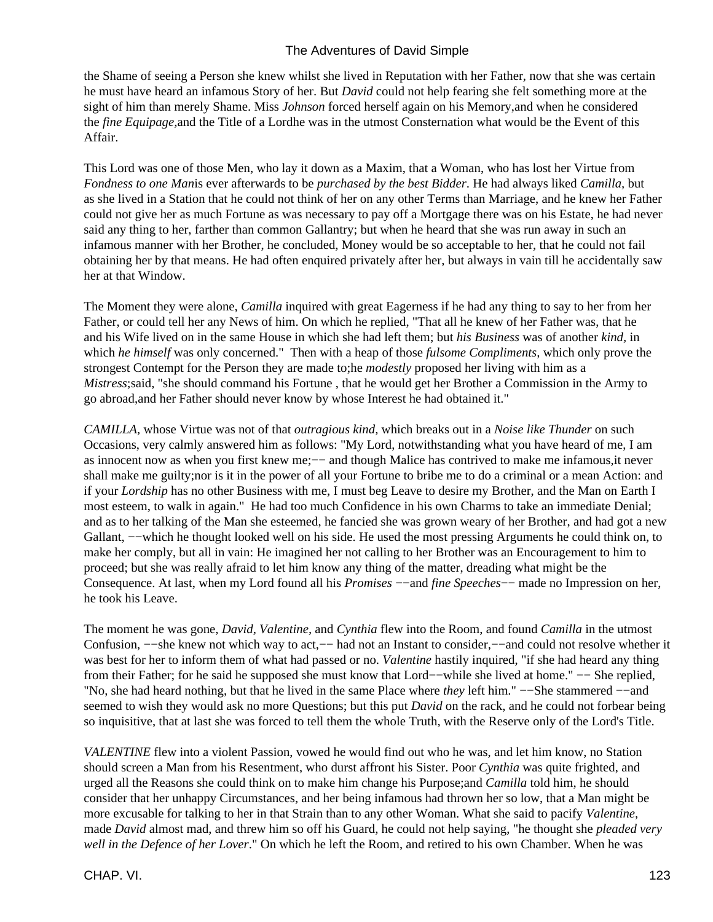the Shame of seeing a Person she knew whilst she lived in Reputation with her Father, now that she was certain he must have heard an infamous Story of her. But *David* could not help fearing she felt something more at the sight of him than merely Shame. Miss *Johnson* forced herself again on his Memory,and when he considered the *fine Equipage,*and the Title of a Lordhe was in the utmost Consternation what would be the Event of this Affair.

This Lord was one of those Men, who lay it down as a Maxim, that a Woman, who has lost her Virtue from *Fondness to one Man*is ever afterwards to be *purchased by the best Bidder.* He had always liked *Camilla,* but as she lived in a Station that he could not think of her on any other Terms than Marriage, and he knew her Father could not give her as much Fortune as was necessary to pay off a Mortgage there was on his Estate, he had never said any thing to her, farther than common Gallantry; but when he heard that she was run away in such an infamous manner with her Brother, he concluded, Money would be so acceptable to her, that he could not fail obtaining her by that means. He had often enquired privately after her, but always in vain till he accidentally saw her at that Window.

The Moment they were alone, *Camilla* inquired with great Eagerness if he had any thing to say to her from her Father, or could tell her any News of him. On which he replied, "That all he knew of her Father was, that he and his Wife lived on in the same House in which she had left them; but *his Business* was of another *kind,* in which *he himself* was only concerned." Then with a heap of those *fulsome Compliments,* which only prove the strongest Contempt for the Person they are made to;he *modestly* proposed her living with him as a *Mistress*;said, "she should command his Fortune , that he would get her Brother a Commission in the Army to go abroad,and her Father should never know by whose Interest he had obtained it."

*CAMILLA,* whose Virtue was not of that *outragious kind,* which breaks out in a *Noise like Thunder* on such Occasions, very calmly answered him as follows: "My Lord, notwithstanding what you have heard of me, I am as innocent now as when you first knew me;−− and though Malice has contrived to make me infamous,it never shall make me guilty;nor is it in the power of all your Fortune to bribe me to do a criminal or a mean Action: and if your *Lordship* has no other Business with me, I must beg Leave to desire my Brother, and the Man on Earth I most esteem, to walk in again." He had too much Confidence in his own Charms to take an immediate Denial; and as to her talking of the Man she esteemed, he fancied she was grown weary of her Brother, and had got a new Gallant, −−which he thought looked well on his side. He used the most pressing Arguments he could think on, to make her comply, but all in vain: He imagined her not calling to her Brother was an Encouragement to him to proceed; but she was really afraid to let him know any thing of the matter, dreading what might be the Consequence. At last, when my Lord found all his *Promises* −−and *fine Speeches*−− made no Impression on her, he took his Leave.

The moment he was gone, *David, Valentine,* and *Cynthia* flew into the Room, and found *Camilla* in the utmost Confusion, −−she knew not which way to act,−− had not an Instant to consider,−−and could not resolve whether it was best for her to inform them of what had passed or no. *Valentine* hastily inquired, "if she had heard any thing from their Father; for he said he supposed she must know that Lord−−while she lived at home." −− She replied, "No, she had heard nothing, but that he lived in the same Place where *they* left him." −−She stammered −−and seemed to wish they would ask no more Questions; but this put *David* on the rack, and he could not forbear being so inquisitive, that at last she was forced to tell them the whole Truth, with the Reserve only of the Lord's Title.

*VALENTINE* flew into a violent Passion, vowed he would find out who he was, and let him know, no Station should screen a Man from his Resentment, who durst affront his Sister. Poor *Cynthia* was quite frighted, and urged all the Reasons she could think on to make him change his Purpose;and *Camilla* told him, he should consider that her unhappy Circumstances, and her being infamous had thrown her so low, that a Man might be more excusable for talking to her in that Strain than to any other Woman. What she said to pacify *Valentine,* made *David* almost mad, and threw him so off his Guard, he could not help saying, "he thought she *pleaded very well in the Defence of her Lover*." On which he left the Room, and retired to his own Chamber. When he was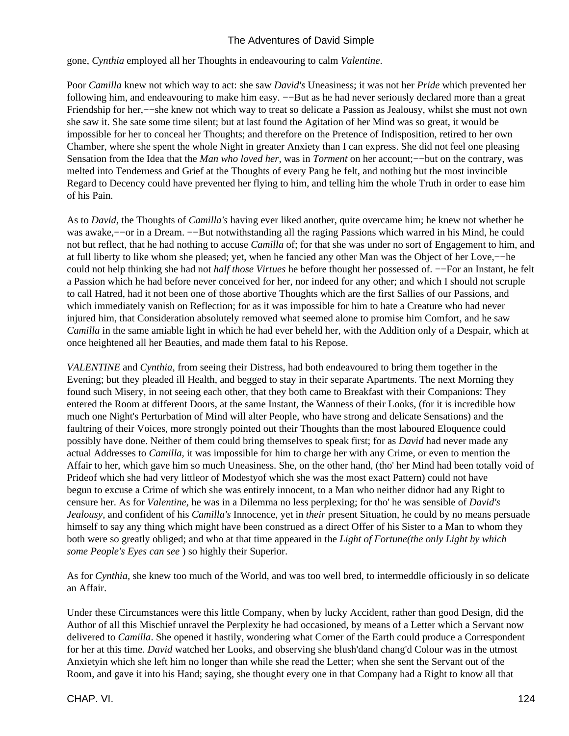gone, *Cynthia* employed all her Thoughts in endeavouring to calm *Valentine*.

Poor *Camilla* knew not which way to act: she saw *David's* Uneasiness; it was not her *Pride* which prevented her following him, and endeavouring to make him easy. −−But as he had never seriously declared more than a great Friendship for her,−−she knew not which way to treat so delicate a Passion as Jealousy, whilst she must not own she saw it. She sate some time silent; but at last found the Agitation of her Mind was so great, it would be impossible for her to conceal her Thoughts; and therefore on the Pretence of Indisposition, retired to her own Chamber, where she spent the whole Night in greater Anxiety than I can express. She did not feel one pleasing Sensation from the Idea that the *Man who loved her*, was in *Torment* on her account;−−but on the contrary, was melted into Tenderness and Grief at the Thoughts of every Pang he felt, and nothing but the most invincible Regard to Decency could have prevented her flying to him, and telling him the whole Truth in order to ease him of his Pain.

As to *David,* the Thoughts of *Camilla's* having ever liked another, quite overcame him; he knew not whether he was awake,−−or in a Dream. −−But notwithstanding all the raging Passions which warred in his Mind, he could not but reflect, that he had nothing to accuse *Camilla* of; for that she was under no sort of Engagement to him, and at full liberty to like whom she pleased; yet, when he fancied any other Man was the Object of her Love,−−he could not help thinking she had not *half those Virtues* he before thought her possessed of. −−For an Instant, he felt a Passion which he had before never conceived for her, nor indeed for any other; and which I should not scruple to call Hatred, had it not been one of those abortive Thoughts which are the first Sallies of our Passions, and which immediately vanish on Reflection; for as it was impossible for him to hate a Creature who had never injured him, that Consideration absolutely removed what seemed alone to promise him Comfort, and he saw *Camilla* in the same amiable light in which he had ever beheld her, with the Addition only of a Despair, which at once heightened all her Beauties, and made them fatal to his Repose.

*VALENTINE* and *Cynthia,* from seeing their Distress, had both endeavoured to bring them together in the Evening; but they pleaded ill Health, and begged to stay in their separate Apartments. The next Morning they found such Misery, in not seeing each other, that they both came to Breakfast with their Companions: They entered the Room at different Doors, at the same Instant, the Wanness of their Looks, (for it is incredible how much one Night's Perturbation of Mind will alter People, who have strong and delicate Sensations) and the faultring of their Voices, more strongly pointed out their Thoughts than the most laboured Eloquence could possibly have done. Neither of them could bring themselves to speak first; for as *David* had never made any actual Addresses to *Camilla,* it was impossible for him to charge her with any Crime, or even to mention the Affair to her, which gave him so much Uneasiness. She, on the other hand, (tho' her Mind had been totally void of Prideof which she had very littleor of Modestyof which she was the most exact Pattern) could not have begun to excuse a Crime of which she was entirely innocent, to a Man who neither didnor had any Right to censure her. As for *Valentine,* he was in a Dilemma no less perplexing; for tho' he was sensible of *David's Jealousy,* and confident of his *Camilla's* Innocence, yet in *their* present Situation, he could by no means persuade himself to say any thing which might have been construed as a direct Offer of his Sister to a Man to whom they both were so greatly obliged; and who at that time appeared in the *Light of Fortune(the only Light by which some People's Eyes can see* ) so highly their Superior.

As for *Cynthia*, she knew too much of the World, and was too well bred, to intermeddle officiously in so delicate an Affair.

Under these Circumstances were this little Company, when by lucky Accident, rather than good Design, did the Author of all this Mischief unravel the Perplexity he had occasioned, by means of a Letter which a Servant now delivered to *Camilla*. She opened it hastily, wondering what Corner of the Earth could produce a Correspondent for her at this time. *David* watched her Looks, and observing she blush'dand chang'd Colour was in the utmost Anxietyin which she left him no longer than while she read the Letter; when she sent the Servant out of the Room, and gave it into his Hand; saying, she thought every one in that Company had a Right to know all that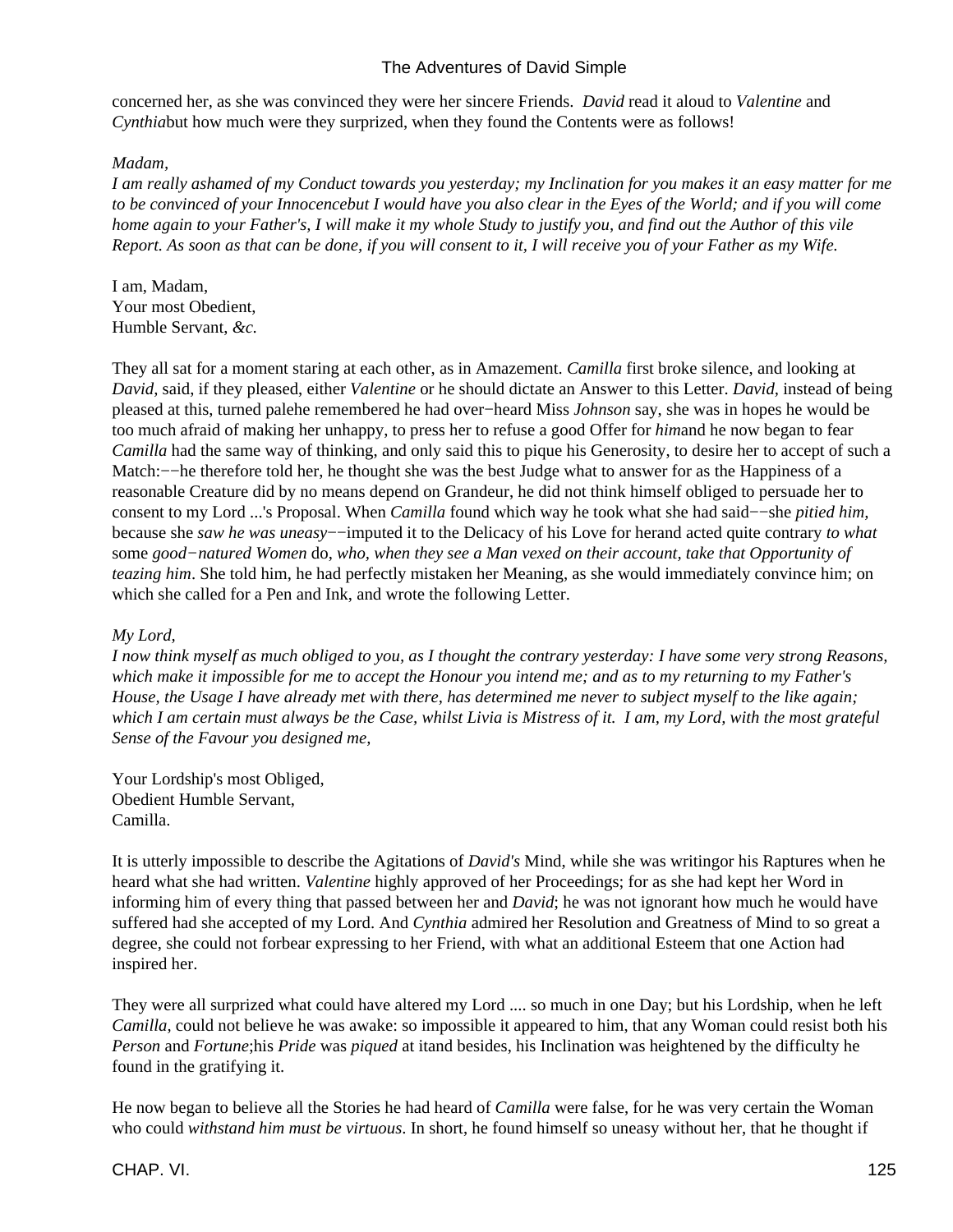concerned her, as she was convinced they were her sincere Friends. *David* read it aloud to *Valentine* and *Cynthia*but how much were they surprized, when they found the Contents were as follows!

*Madam,*
*I am really ashamed of my Conduct towards you yesterday; my Inclination for you makes it an easy matter for me to be convinced of your Innocencebut I would have you also clear in the Eyes of the World; and if you will come home again to your Father's, I will make it my whole Study to justify you, and find out the Author of this vile Report. As soon as that can be done, if you will consent to it, I will receive you of your Father as my Wife.*

I am, Madam,
Your most Obedient,
Humble Servant, *&c.*

They all sat for a moment staring at each other, as in Amazement. *Camilla* first broke silence, and looking at *David*, said, if they pleased, either *Valentine* or he should dictate an Answer to this Letter. *David*, instead of being pleased at this, turned palehe remembered he had over−heard Miss *Johnson* say, she was in hopes he would be too much afraid of making her unhappy, to press her to refuse a good Offer for *him*and he now began to fear *Camilla* had the same way of thinking, and only said this to pique his Generosity, to desire her to accept of such a Match:−−he therefore told her, he thought she was the best Judge what to answer for as the Happiness of a reasonable Creature did by no means depend on Grandeur, he did not think himself obliged to persuade her to consent to my Lord ...'s Proposal. When *Camilla* found which way he took what she had said−−she *pitied him*, because she *saw he was uneasy*−−imputed it to the Delicacy of his Love for herand acted quite contrary *to what* some *good−natured Women* do, *who, when they see a Man vexed on their account, take that Opportunity of teazing him*. She told him, he had perfectly mistaken her Meaning, as she would immediately convince him; on which she called for a Pen and Ink, and wrote the following Letter.

*My Lord,*
*I now think myself as much obliged to you, as I thought the contrary yesterday: I have some very strong Reasons, which make it impossible for me to accept the Honour you intend me; and as to my returning to my Father's House, the Usage I have already met with there, has determined me never to subject myself to the like again; which I am certain must always be the Case, whilst Livia is Mistress of it. I am, my Lord, with the most grateful Sense of the Favour you designed me,*

Your Lordship's most Obliged,
Obedient Humble Servant,
Camilla.

It is utterly impossible to describe the Agitations of *David's* Mind, while she was writingor his Raptures when he heard what she had written. *Valentine* highly approved of her Proceedings; for as she had kept her Word in informing him of every thing that passed between her and *David*; he was not ignorant how much he would have suffered had she accepted of my Lord. And *Cynthia* admired her Resolution and Greatness of Mind to so great a degree, she could not forbear expressing to her Friend, with what an additional Esteem that one Action had inspired her.

They were all surprized what could have altered my Lord .... so much in one Day; but his Lordship, when he left *Camilla*, could not believe he was awake: so impossible it appeared to him, that any Woman could resist both his *Person* and *Fortune*;his *Pride* was *piqued* at itand besides, his Inclination was heightened by the difficulty he found in the gratifying it.

He now began to believe all the Stories he had heard of *Camilla* were false, for he was very certain the Woman who could *withstand him must be virtuous*. In short, he found himself so uneasy without her, that he thought if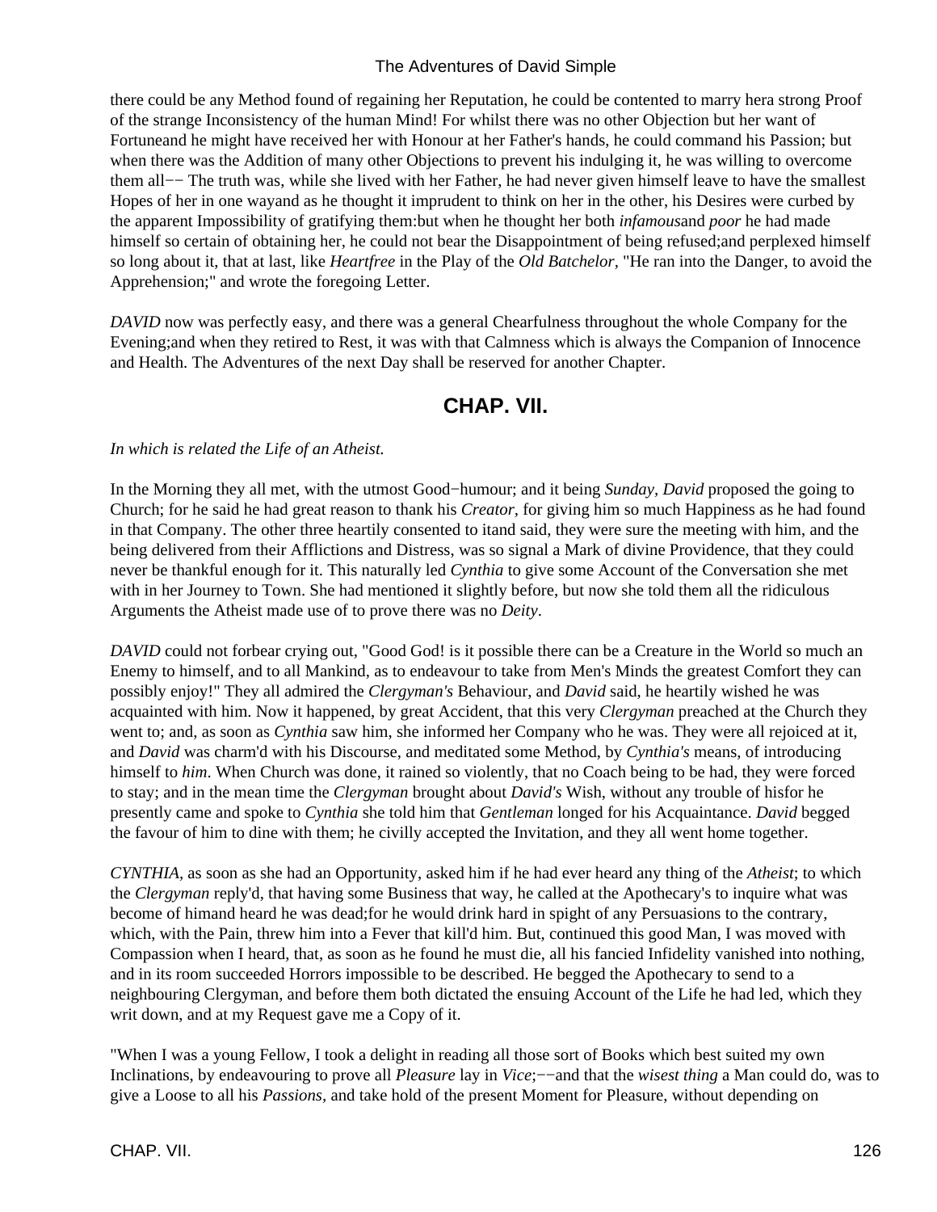there could be any Method found of regaining her Reputation, he could be contented to marry hera strong Proof of the strange Inconsistency of the human Mind! For whilst there was no other Objection but her want of Fortuneand he might have received her with Honour at her Father's hands, he could command his Passion; but when there was the Addition of many other Objections to prevent his indulging it, he was willing to overcome them all−− The truth was, while she lived with her Father, he had never given himself leave to have the smallest Hopes of her in one wayand as he thought it imprudent to think on her in the other, his Desires were curbed by the apparent Impossibility of gratifying them:but when he thought her both *infamous*and *poor* he had made himself so certain of obtaining her, he could not bear the Disappointment of being refused;and perplexed himself so long about it, that at last, like *Heartfree* in the Play of the *Old Batchelor*, "He ran into the Danger, to avoid the Apprehension;" and wrote the foregoing Letter.

*DAVID* now was perfectly easy, and there was a general Chearfulness throughout the whole Company for the Evening;and when they retired to Rest, it was with that Calmness which is always the Companion of Innocence and Health. The Adventures of the next Day shall be reserved for another Chapter.

## CHAP. VII.

*In which is related the Life of an Atheist.*

In the Morning they all met, with the utmost Good−humour; and it being *Sunday, David* proposed the going to Church; for he said he had great reason to thank his *Creator*, for giving him so much Happiness as he had found in that Company. The other three heartily consented to itand said, they were sure the meeting with him, and the being delivered from their Afflictions and Distress, was so signal a Mark of divine Providence, that they could never be thankful enough for it. This naturally led *Cynthia* to give some Account of the Conversation she met with in her Journey to Town. She had mentioned it slightly before, but now she told them all the ridiculous Arguments the Atheist made use of to prove there was no *Deity*.

*DAVID* could not forbear crying out, "Good God! is it possible there can be a Creature in the World so much an Enemy to himself, and to all Mankind, as to endeavour to take from Men's Minds the greatest Comfort they can possibly enjoy!" They all admired the *Clergyman's* Behaviour, and *David* said, he heartily wished he was acquainted with him. Now it happened, by great Accident, that this very *Clergyman* preached at the Church they went to; and, as soon as *Cynthia* saw him, she informed her Company who he was. They were all rejoiced at it, and *David* was charm'd with his Discourse, and meditated some Method, by *Cynthia's* means, of introducing himself to *him*. When Church was done, it rained so violently, that no Coach being to be had, they were forced to stay; and in the mean time the *Clergyman* brought about *David's* Wish, without any trouble of hisfor he presently came and spoke to *Cynthia* she told him that *Gentleman* longed for his Acquaintance. *David* begged the favour of him to dine with them; he civilly accepted the Invitation, and they all went home together.

*CYNTHIA*, as soon as she had an Opportunity, asked him if he had ever heard any thing of the *Atheist*; to which the *Clergyman* reply'd, that having some Business that way, he called at the Apothecary's to inquire what was become of himand heard he was dead;for he would drink hard in spight of any Persuasions to the contrary, which, with the Pain, threw him into a Fever that kill'd him. But, continued this good Man, I was moved with Compassion when I heard, that, as soon as he found he must die, all his fancied Infidelity vanished into nothing, and in its room succeeded Horrors impossible to be described. He begged the Apothecary to send to a neighbouring Clergyman, and before them both dictated the ensuing Account of the Life he had led, which they writ down, and at my Request gave me a Copy of it.

"When I was a young Fellow, I took a delight in reading all those sort of Books which best suited my own Inclinations, by endeavouring to prove all *Pleasure* lay in *Vice*;−−and that the *wisest thing* a Man could do, was to give a Loose to all his *Passions*, and take hold of the present Moment for Pleasure, without depending on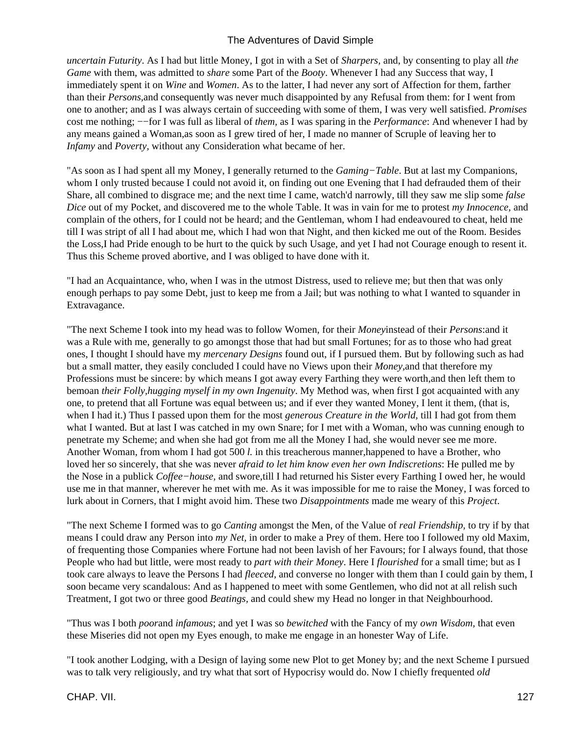*uncertain Futurity*. As I had but little Money, I got in with a Set of *Sharpers,* and, by consenting to play all *the Game* with them, was admitted to *share* some Part of the *Booty*. Whenever I had any Success that way, I immediately spent it on *Wine* and *Women*. As to the latter, I had never any sort of Affection for them, farther than their *Persons,*and consequently was never much disappointed by any Refusal from them: for I went from one to another; and as I was always certain of succeeding with some of them, I was very well satisfied. *Promises* cost me nothing; −−for I was full as liberal of *them,* as I was sparing in the *Performance*: And whenever I had by any means gained a Woman,as soon as I grew tired of her, I made no manner of Scruple of leaving her to *Infamy* and *Poverty,* without any Consideration what became of her.

"As soon as I had spent all my Money, I generally returned to the *Gaming−Table*. But at last my Companions, whom I only trusted because I could not avoid it, on finding out one Evening that I had defrauded them of their Share, all combined to disgrace me; and the next time I came, watch'd narrowly, till they saw me slip some *false Dice* out of my Pocket, and discovered me to the whole Table. It was in vain for me to protest *my Innocence,* and complain of the others, for I could not be heard; and the Gentleman, whom I had endeavoured to cheat, held me till I was stript of all I had about me, which I had won that Night, and then kicked me out of the Room. Besides the Loss,I had Pride enough to be hurt to the quick by such Usage, and yet I had not Courage enough to resent it. Thus this Scheme proved abortive, and I was obliged to have done with it.

"I had an Acquaintance, who, when I was in the utmost Distress, used to relieve me; but then that was only enough perhaps to pay some Debt, just to keep me from a Jail; but was nothing to what I wanted to squander in Extravagance.

"The next Scheme I took into my head was to follow Women, for their *Money*instead of their *Persons*:and it was a Rule with me, generally to go amongst those that had but small Fortunes; for as to those who had great ones, I thought I should have my *mercenary Designs* found out, if I pursued them. But by following such as had but a small matter, they easily concluded I could have no Views upon their *Money,*and that therefore my Professions must be sincere: by which means I got away every Farthing they were worth,and then left them to bemoan *their Folly,hugging myself in my own Ingenuity*. My Method was, when first I got acquainted with any one, to pretend that all Fortune was equal between us; and if ever they wanted Money, I lent it them, (that is, when I had it.) Thus I passed upon them for the most *generous Creature in the World,* till I had got from them what I wanted. But at last I was catched in my own Snare; for I met with a Woman, who was cunning enough to penetrate my Scheme; and when she had got from me all the Money I had, she would never see me more. Another Woman, from whom I had got 500 *l.* in this treacherous manner,happened to have a Brother, who loved her so sincerely, that she was never *afraid to let him know even her own Indiscretions*: He pulled me by the Nose in a publick *Coffee−house,* and swore,till I had returned his Sister every Farthing I owed her, he would use me in that manner, wherever he met with me. As it was impossible for me to raise the Money, I was forced to lurk about in Corners, that I might avoid him. These two *Disappointments* made me weary of this *Project*.

"The next Scheme I formed was to go *Canting* amongst the Men, of the Value of *real Friendship,* to try if by that means I could draw any Person into *my Net,* in order to make a Prey of them. Here too I followed my old Maxim, of frequenting those Companies where Fortune had not been lavish of her Favours; for I always found, that those People who had but little, were most ready to *part with their Money*. Here I *flourished* for a small time; but as I took care always to leave the Persons I had *fleeced,* and converse no longer with them than I could gain by them, I soon became very scandalous: And as I happened to meet with some Gentlemen, who did not at all relish such Treatment, I got two or three good *Beatings,* and could shew my Head no longer in that Neighbourhood.

"Thus was I both *poor*and *infamous*; and yet I was so *bewitched* with the Fancy of my *own Wisdom,* that even these Miseries did not open my Eyes enough, to make me engage in an honester Way of Life.

"I took another Lodging, with a Design of laying some new Plot to get Money by; and the next Scheme I pursued was to talk very religiously, and try what that sort of Hypocrisy would do. Now I chiefly frequented *old*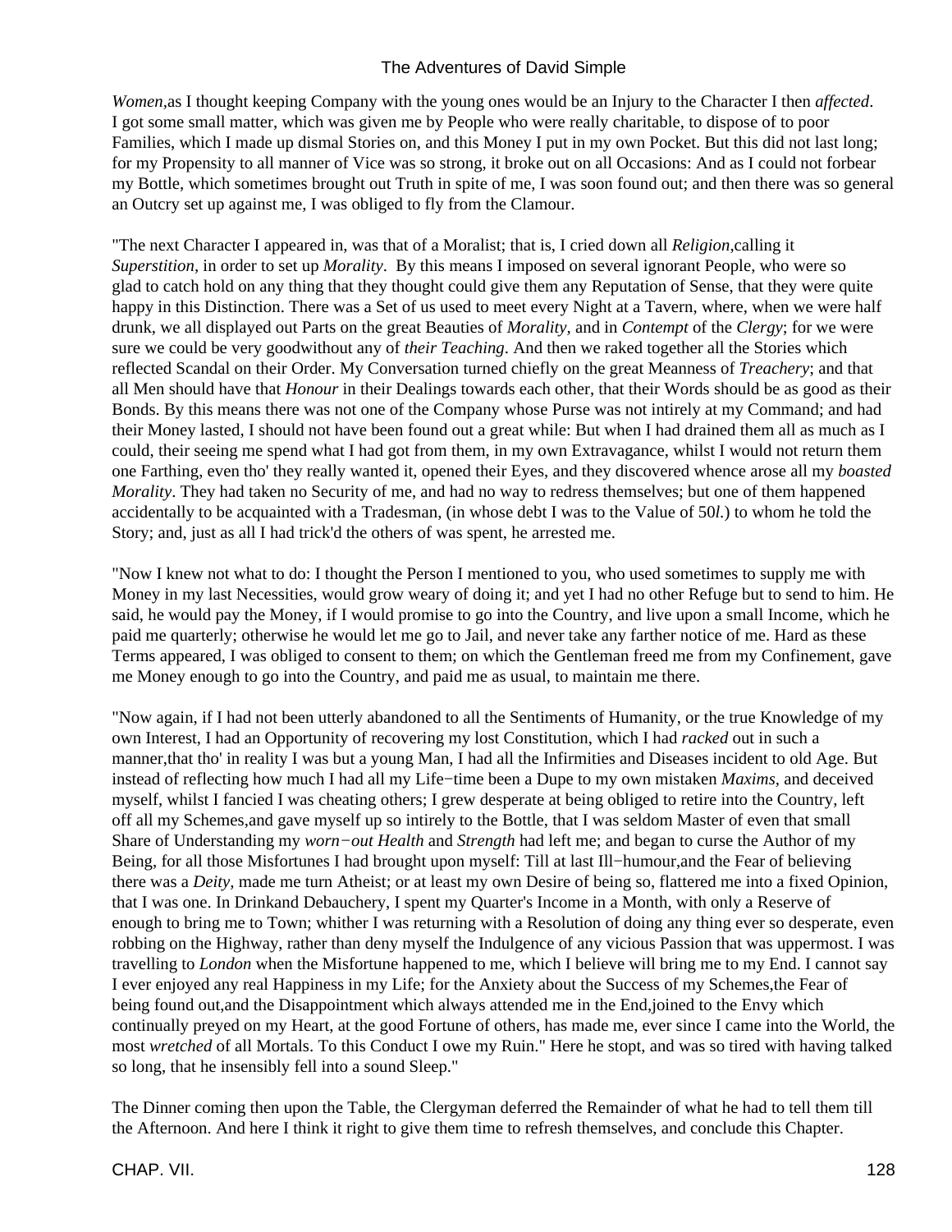*Women,*as I thought keeping Company with the young ones would be an Injury to the Character I then *affected*. I got some small matter, which was given me by People who were really charitable, to dispose of to poor Families, which I made up dismal Stories on, and this Money I put in my own Pocket. But this did not last long; for my Propensity to all manner of Vice was so strong, it broke out on all Occasions: And as I could not forbear my Bottle, which sometimes brought out Truth in spite of me, I was soon found out; and then there was so general an Outcry set up against me, I was obliged to fly from the Clamour.

"The next Character I appeared in, was that of a Moralist; that is, I cried down all *Religion,*calling it *Superstition,* in order to set up *Morality*. By this means I imposed on several ignorant People, who were so glad to catch hold on any thing that they thought could give them any Reputation of Sense, that they were quite happy in this Distinction. There was a Set of us used to meet every Night at a Tavern, where, when we were half drunk, we all displayed out Parts on the great Beauties of *Morality,* and in *Contempt* of the *Clergy*; for we were sure we could be very goodwithout any of *their Teaching*. And then we raked together all the Stories which reflected Scandal on their Order. My Conversation turned chiefly on the great Meanness of *Treachery*; and that all Men should have that *Honour* in their Dealings towards each other, that their Words should be as good as their Bonds. By this means there was not one of the Company whose Purse was not intirely at my Command; and had their Money lasted, I should not have been found out a great while: But when I had drained them all as much as I could, their seeing me spend what I had got from them, in my own Extravagance, whilst I would not return them one Farthing, even tho' they really wanted it, opened their Eyes, and they discovered whence arose all my *boasted Morality*. They had taken no Security of me, and had no way to redress themselves; but one of them happened accidentally to be acquainted with a Tradesman, (in whose debt I was to the Value of 50*l.*) to whom he told the Story; and, just as all I had trick'd the others of was spent, he arrested me.

"Now I knew not what to do: I thought the Person I mentioned to you, who used sometimes to supply me with Money in my last Necessities, would grow weary of doing it; and yet I had no other Refuge but to send to him. He said, he would pay the Money, if I would promise to go into the Country, and live upon a small Income, which he paid me quarterly; otherwise he would let me go to Jail, and never take any farther notice of me. Hard as these Terms appeared, I was obliged to consent to them; on which the Gentleman freed me from my Confinement, gave me Money enough to go into the Country, and paid me as usual, to maintain me there.

"Now again, if I had not been utterly abandoned to all the Sentiments of Humanity, or the true Knowledge of my own Interest, I had an Opportunity of recovering my lost Constitution, which I had *racked* out in such a manner,that tho' in reality I was but a young Man, I had all the Infirmities and Diseases incident to old Age. But instead of reflecting how much I had all my Life−time been a Dupe to my own mistaken *Maxims,* and deceived myself, whilst I fancied I was cheating others; I grew desperate at being obliged to retire into the Country, left off all my Schemes,and gave myself up so intirely to the Bottle, that I was seldom Master of even that small Share of Understanding my *worn−out Health* and *Strength* had left me; and began to curse the Author of my Being, for all those Misfortunes I had brought upon myself: Till at last Ill−humour,and the Fear of believing there was a *Deity,* made me turn Atheist; or at least my own Desire of being so, flattered me into a fixed Opinion, that I was one. In Drinkand Debauchery, I spent my Quarter's Income in a Month, with only a Reserve of enough to bring me to Town; whither I was returning with a Resolution of doing any thing ever so desperate, even robbing on the Highway, rather than deny myself the Indulgence of any vicious Passion that was uppermost. I was travelling to *London* when the Misfortune happened to me, which I believe will bring me to my End. I cannot say I ever enjoyed any real Happiness in my Life; for the Anxiety about the Success of my Schemes,the Fear of being found out,and the Disappointment which always attended me in the End,joined to the Envy which continually preyed on my Heart, at the good Fortune of others, has made me, ever since I came into the World, the most *wretched* of all Mortals. To this Conduct I owe my Ruin." Here he stopt, and was so tired with having talked so long, that he insensibly fell into a sound Sleep."

The Dinner coming then upon the Table, the Clergyman deferred the Remainder of what he had to tell them till the Afternoon. And here I think it right to give them time to refresh themselves, and conclude this Chapter.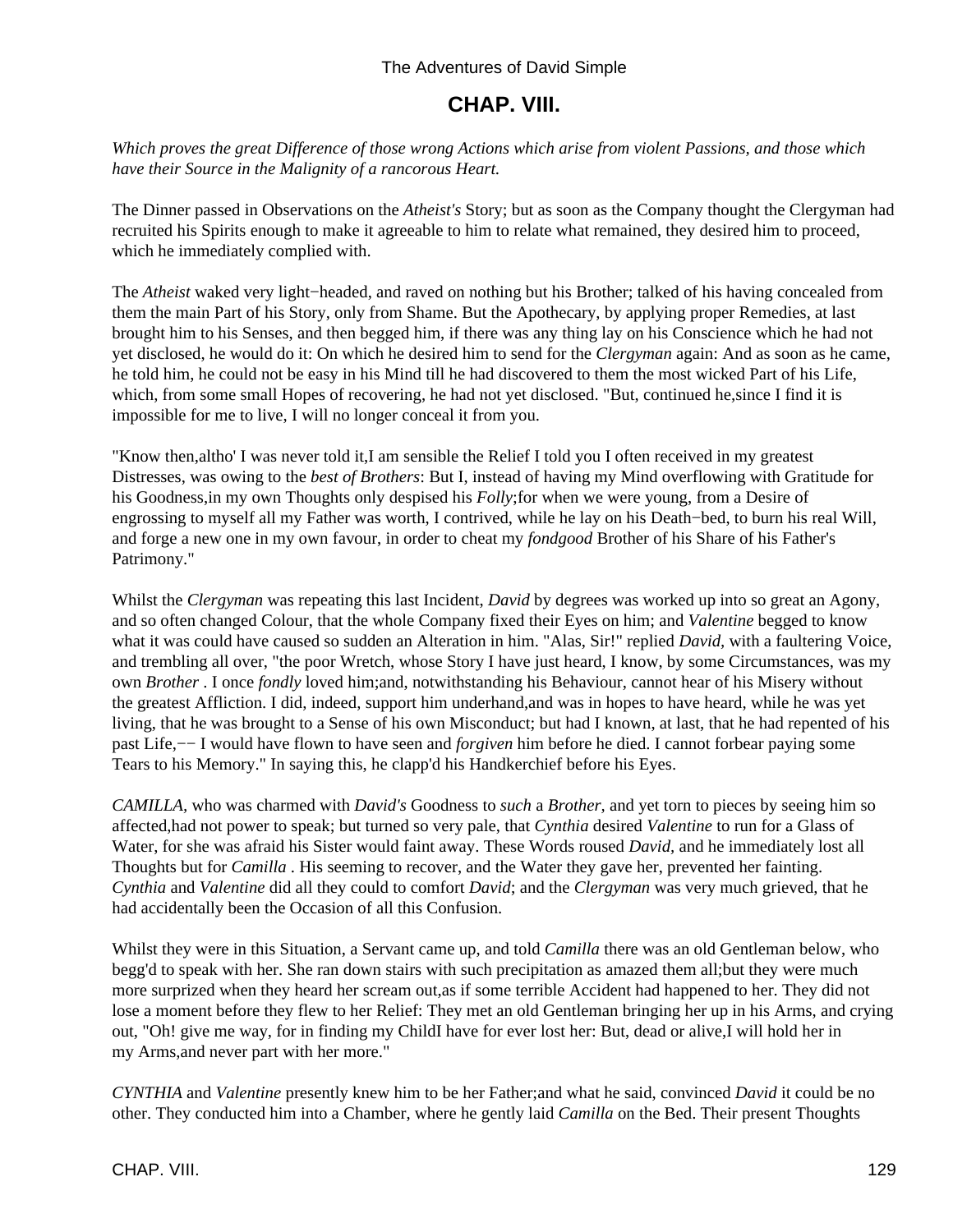## CHAP. VIII.

*Which proves the great Difference of those wrong Actions which arise from violent Passions, and those which have their Source in the Malignity of a rancorous Heart.*

The Dinner passed in Observations on the *Atheist's* Story; but as soon as the Company thought the Clergyman had recruited his Spirits enough to make it agreeable to him to relate what remained, they desired him to proceed, which he immediately complied with.

The *Atheist* waked very light−headed, and raved on nothing but his Brother; talked of his having concealed from them the main Part of his Story, only from Shame. But the Apothecary, by applying proper Remedies, at last brought him to his Senses, and then begged him, if there was any thing lay on his Conscience which he had not yet disclosed, he would do it: On which he desired him to send for the *Clergyman* again: And as soon as he came, he told him, he could not be easy in his Mind till he had discovered to them the most wicked Part of his Life, which, from some small Hopes of recovering, he had not yet disclosed. "But, continued he,since I find it is impossible for me to live, I will no longer conceal it from you.

"Know then,altho' I was never told it,I am sensible the Relief I told you I often received in my greatest Distresses, was owing to the *best of Brothers*: But I, instead of having my Mind overflowing with Gratitude for his Goodness,in my own Thoughts only despised his *Folly*;for when we were young, from a Desire of engrossing to myself all my Father was worth, I contrived, while he lay on his Death−bed, to burn his real Will, and forge a new one in my own favour, in order to cheat my *fondgood* Brother of his Share of his Father's Patrimony."

Whilst the *Clergyman* was repeating this last Incident, *David* by degrees was worked up into so great an Agony, and so often changed Colour, that the whole Company fixed their Eyes on him; and *Valentine* begged to know what it was could have caused so sudden an Alteration in him. "Alas, Sir!" replied *David,* with a faultering Voice, and trembling all over, "the poor Wretch, whose Story I have just heard, I know, by some Circumstances, was my own *Brother* . I once *fondly* loved him;and, notwithstanding his Behaviour, cannot hear of his Misery without the greatest Affliction. I did, indeed, support him underhand,and was in hopes to have heard, while he was yet living, that he was brought to a Sense of his own Misconduct; but had I known, at last, that he had repented of his past Life,−− I would have flown to have seen and *forgiven* him before he died. I cannot forbear paying some Tears to his Memory." In saying this, he clapp'd his Handkerchief before his Eyes.

*CAMILLA,* who was charmed with *David's* Goodness to *such* a *Brother,* and yet torn to pieces by seeing him so affected,had not power to speak; but turned so very pale, that *Cynthia* desired *Valentine* to run for a Glass of Water, for she was afraid his Sister would faint away. These Words roused *David,* and he immediately lost all Thoughts but for *Camilla* . His seeming to recover, and the Water they gave her, prevented her fainting. *Cynthia* and *Valentine* did all they could to comfort *David*; and the *Clergyman* was very much grieved, that he had accidentally been the Occasion of all this Confusion.

Whilst they were in this Situation, a Servant came up, and told *Camilla* there was an old Gentleman below, who begg'd to speak with her. She ran down stairs with such precipitation as amazed them all;but they were much more surprized when they heard her scream out,as if some terrible Accident had happened to her. They did not lose a moment before they flew to her Relief: They met an old Gentleman bringing her up in his Arms, and crying out, "Oh! give me way, for in finding my ChildI have for ever lost her: But, dead or alive,I will hold her in my Arms,and never part with her more."

*CYNTHIA* and *Valentine* presently knew him to be her Father;and what he said, convinced *David* it could be no other. They conducted him into a Chamber, where he gently laid *Camilla* on the Bed. Their present Thoughts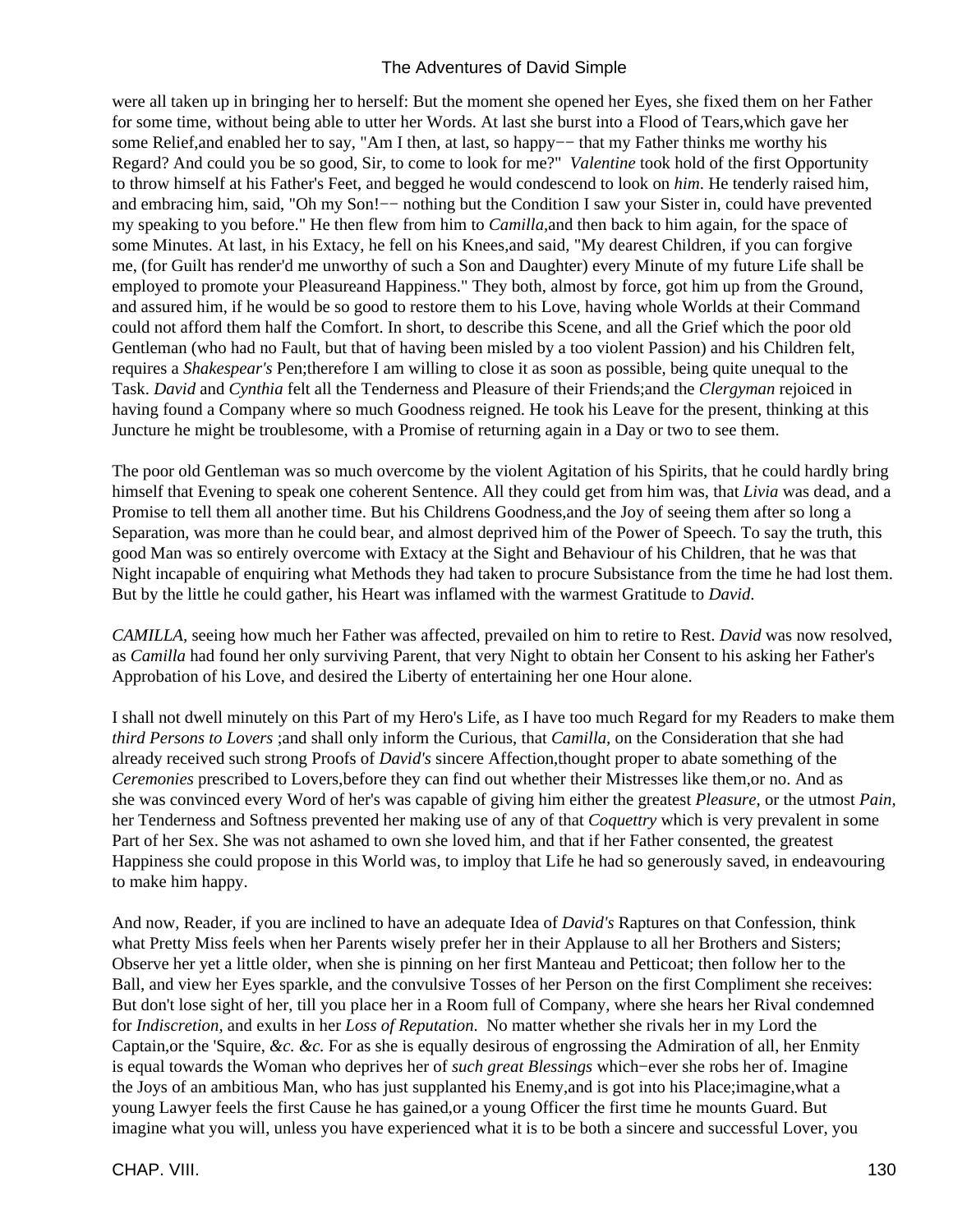were all taken up in bringing her to herself: But the moment she opened her Eyes, she fixed them on her Father for some time, without being able to utter her Words. At last she burst into a Flood of Tears,which gave her some Relief,and enabled her to say, "Am I then, at last, so happy−− that my Father thinks me worthy his Regard? And could you be so good, Sir, to come to look for me?" *Valentine* took hold of the first Opportunity to throw himself at his Father's Feet, and begged he would condescend to look on *him*. He tenderly raised him, and embracing him, said, "Oh my Son!−− nothing but the Condition I saw your Sister in, could have prevented my speaking to you before." He then flew from him to *Camilla,*and then back to him again, for the space of some Minutes. At last, in his Extacy, he fell on his Knees,and said, "My dearest Children, if you can forgive me, (for Guilt has render'd me unworthy of such a Son and Daughter) every Minute of my future Life shall be employed to promote your Pleasureand Happiness." They both, almost by force, got him up from the Ground, and assured him, if he would be so good to restore them to his Love, having whole Worlds at their Command could not afford them half the Comfort. In short, to describe this Scene, and all the Grief which the poor old Gentleman (who had no Fault, but that of having been misled by a too violent Passion) and his Children felt, requires a *Shakespear's* Pen;therefore I am willing to close it as soon as possible, being quite unequal to the Task. *David* and *Cynthia* felt all the Tenderness and Pleasure of their Friends;and the *Clergyman* rejoiced in having found a Company where so much Goodness reigned. He took his Leave for the present, thinking at this Juncture he might be troublesome, with a Promise of returning again in a Day or two to see them.

The poor old Gentleman was so much overcome by the violent Agitation of his Spirits, that he could hardly bring himself that Evening to speak one coherent Sentence. All they could get from him was, that *Livia* was dead, and a Promise to tell them all another time. But his Childrens Goodness,and the Joy of seeing them after so long a Separation, was more than he could bear, and almost deprived him of the Power of Speech. To say the truth, this good Man was so entirely overcome with Extacy at the Sight and Behaviour of his Children, that he was that Night incapable of enquiring what Methods they had taken to procure Subsistance from the time he had lost them. But by the little he could gather, his Heart was inflamed with the warmest Gratitude to *David*.

*CAMILLA*, seeing how much her Father was affected, prevailed on him to retire to Rest. *David* was now resolved, as *Camilla* had found her only surviving Parent, that very Night to obtain her Consent to his asking her Father's Approbation of his Love, and desired the Liberty of entertaining her one Hour alone.

I shall not dwell minutely on this Part of my Hero's Life, as I have too much Regard for my Readers to make them *third Persons to Lovers* ;and shall only inform the Curious, that *Camilla*, on the Consideration that she had already received such strong Proofs of *David's* sincere Affection,thought proper to abate something of the *Ceremonies* prescribed to Lovers,before they can find out whether their Mistresses like them,or no. And as she was convinced every Word of her's was capable of giving him either the greatest *Pleasure*, or the utmost *Pain,* her Tenderness and Softness prevented her making use of any of that *Coquettry* which is very prevalent in some Part of her Sex. She was not ashamed to own she loved him, and that if her Father consented, the greatest Happiness she could propose in this World was, to imploy that Life he had so generously saved, in endeavouring to make him happy.

And now, Reader, if you are inclined to have an adequate Idea of *David's* Raptures on that Confession, think what Pretty Miss feels when her Parents wisely prefer her in their Applause to all her Brothers and Sisters; Observe her yet a little older, when she is pinning on her first Manteau and Petticoat; then follow her to the Ball, and view her Eyes sparkle, and the convulsive Tosses of her Person on the first Compliment she receives: But don't lose sight of her, till you place her in a Room full of Company, where she hears her Rival condemned for *Indiscretion,* and exults in her *Loss of Reputation.* No matter whether she rivals her in my Lord the Captain,or the 'Squire, *&c. &c.* For as she is equally desirous of engrossing the Admiration of all, her Enmity is equal towards the Woman who deprives her of *such great Blessings* which−ever she robs her of. Imagine the Joys of an ambitious Man, who has just supplanted his Enemy,and is got into his Place;imagine,what a young Lawyer feels the first Cause he has gained,or a young Officer the first time he mounts Guard. But imagine what you will, unless you have experienced what it is to be both a sincere and successful Lover, you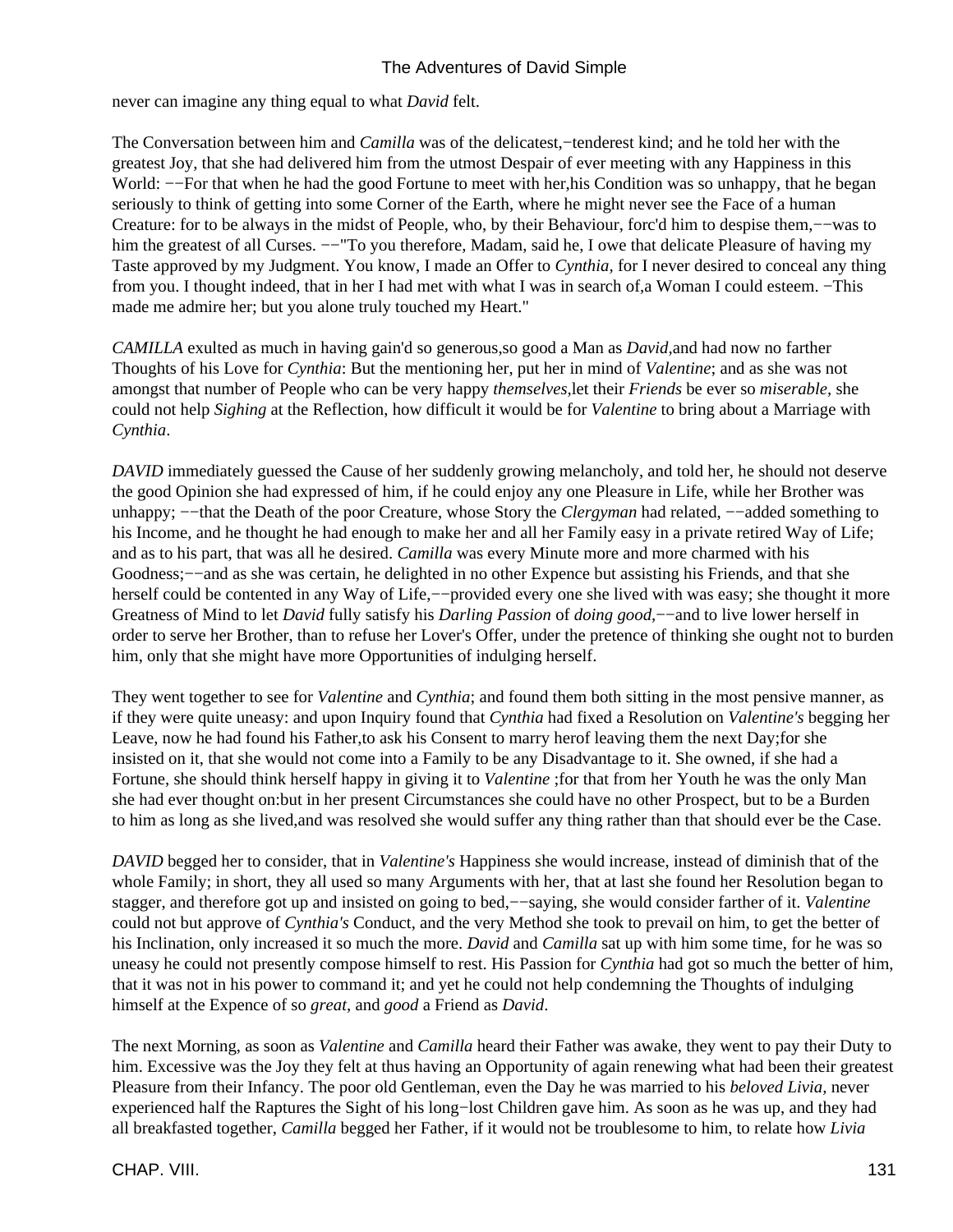never can imagine any thing equal to what *David* felt.

The Conversation between him and *Camilla* was of the delicatest,−tenderest kind; and he told her with the greatest Joy, that she had delivered him from the utmost Despair of ever meeting with any Happiness in this World: −−For that when he had the good Fortune to meet with her,his Condition was so unhappy, that he began seriously to think of getting into some Corner of the Earth, where he might never see the Face of a human Creature: for to be always in the midst of People, who, by their Behaviour, forc'd him to despise them,−−was to him the greatest of all Curses. −−"To you therefore, Madam, said he, I owe that delicate Pleasure of having my Taste approved by my Judgment. You know, I made an Offer to *Cynthia*, for I never desired to conceal any thing from you. I thought indeed, that in her I had met with what I was in search of,a Woman I could esteem. −This made me admire her; but you alone truly touched my Heart."

*CAMILLA* exulted as much in having gain'd so generous,so good a Man as *David*,and had now no farther Thoughts of his Love for *Cynthia*: But the mentioning her, put her in mind of *Valentine*; and as she was not amongst that number of People who can be very happy *themselves*,let their *Friends* be ever so *miserable*, she could not help *Sighing* at the Reflection, how difficult it would be for *Valentine* to bring about a Marriage with *Cynthia*.

*DAVID* immediately guessed the Cause of her suddenly growing melancholy, and told her, he should not deserve the good Opinion she had expressed of him, if he could enjoy any one Pleasure in Life, while her Brother was unhappy; −−that the Death of the poor Creature, whose Story the *Clergyman* had related, −−added something to his Income, and he thought he had enough to make her and all her Family easy in a private retired Way of Life; and as to his part, that was all he desired. *Camilla* was every Minute more and more charmed with his Goodness;−−and as she was certain, he delighted in no other Expence but assisting his Friends, and that she herself could be contented in any Way of Life,−−provided every one she lived with was easy; she thought it more Greatness of Mind to let *David* fully satisfy his *Darling Passion* of *doing good*,−−and to live lower herself in order to serve her Brother, than to refuse her Lover's Offer, under the pretence of thinking she ought not to burden him, only that she might have more Opportunities of indulging herself.

They went together to see for *Valentine* and *Cynthia*; and found them both sitting in the most pensive manner, as if they were quite uneasy: and upon Inquiry found that *Cynthia* had fixed a Resolution on *Valentine's* begging her Leave, now he had found his Father,to ask his Consent to marry herof leaving them the next Day;for she insisted on it, that she would not come into a Family to be any Disadvantage to it. She owned, if she had a Fortune, she should think herself happy in giving it to *Valentine* ;for that from her Youth he was the only Man she had ever thought on:but in her present Circumstances she could have no other Prospect, but to be a Burden to him as long as she lived,and was resolved she would suffer any thing rather than that should ever be the Case.

*DAVID* begged her to consider, that in *Valentine's* Happiness she would increase, instead of diminish that of the whole Family; in short, they all used so many Arguments with her, that at last she found her Resolution began to stagger, and therefore got up and insisted on going to bed,−−saying, she would consider farther of it. *Valentine* could not but approve of *Cynthia's* Conduct, and the very Method she took to prevail on him, to get the better of his Inclination, only increased it so much the more. *David* and *Camilla* sat up with him some time, for he was so uneasy he could not presently compose himself to rest. His Passion for *Cynthia* had got so much the better of him, that it was not in his power to command it; and yet he could not help condemning the Thoughts of indulging himself at the Expence of so *great*, and *good* a Friend as *David*.

The next Morning, as soon as *Valentine* and *Camilla* heard their Father was awake, they went to pay their Duty to him. Excessive was the Joy they felt at thus having an Opportunity of again renewing what had been their greatest Pleasure from their Infancy. The poor old Gentleman, even the Day he was married to his *beloved Livia*, never experienced half the Raptures the Sight of his long−lost Children gave him. As soon as he was up, and they had all breakfasted together, *Camilla* begged her Father, if it would not be troublesome to him, to relate how *Livia*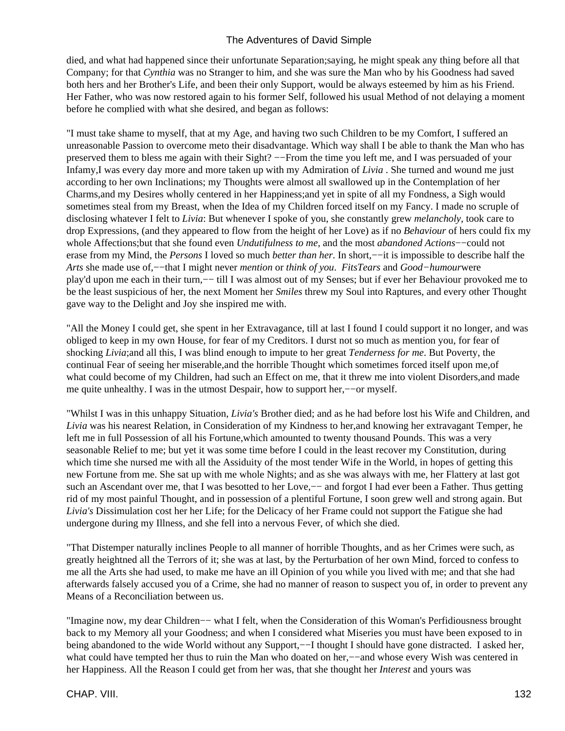died, and what had happened since their unfortunate Separation;saying, he might speak any thing before all that Company; for that *Cynthia* was no Stranger to him, and she was sure the Man who by his Goodness had saved both hers and her Brother's Life, and been their only Support, would be always esteemed by him as his Friend. Her Father, who was now restored again to his former Self, followed his usual Method of not delaying a moment before he complied with what she desired, and began as follows:

"I must take shame to myself, that at my Age, and having two such Children to be my Comfort, I suffered an unreasonable Passion to overcome meto their disadvantage. Which way shall I be able to thank the Man who has preserved them to bless me again with their Sight? −−From the time you left me, and I was persuaded of your Infamy,I was every day more and more taken up with my Admiration of *Livia* . She turned and wound me just according to her own Inclinations; my Thoughts were almost all swallowed up in the Contemplation of her Charms,and my Desires wholly centered in her Happiness;and yet in spite of all my Fondness, a Sigh would sometimes steal from my Breast, when the Idea of my Children forced itself on my Fancy. I made no scruple of disclosing whatever I felt to *Livia*: But whenever I spoke of you, she constantly grew *melancholy*, took care to drop Expressions, (and they appeared to flow from the height of her Love) as if no *Behaviour* of hers could fix my whole Affections;but that she found even *Undutifulness to me*, and the most *abandoned Actions*−−could not erase from my Mind, the *Persons* I loved so much *better than her*. In short,−−it is impossible to describe half the *Arts* she made use of,−−that I might never *mention* or *think of you*. *FitsTears* and *Good−humour*were play'd upon me each in their turn,−− till I was almost out of my Senses; but if ever her Behaviour provoked me to be the least suspicious of her, the next Moment her *Smiles* threw my Soul into Raptures, and every other Thought gave way to the Delight and Joy she inspired me with.

"All the Money I could get, she spent in her Extravagance, till at last I found I could support it no longer, and was obliged to keep in my own House, for fear of my Creditors. I durst not so much as mention you, for fear of shocking *Livia*;and all this, I was blind enough to impute to her great *Tenderness for me*. But Poverty, the continual Fear of seeing her miserable,and the horrible Thought which sometimes forced itself upon me,of what could become of my Children, had such an Effect on me, that it threw me into violent Disorders,and made me quite unhealthy. I was in the utmost Despair, how to support her,−−or myself.

"Whilst I was in this unhappy Situation, *Livia's* Brother died; and as he had before lost his Wife and Children, and *Livia* was his nearest Relation, in Consideration of my Kindness to her,and knowing her extravagant Temper, he left me in full Possession of all his Fortune,which amounted to twenty thousand Pounds. This was a very seasonable Relief to me; but yet it was some time before I could in the least recover my Constitution, during which time she nursed me with all the Assiduity of the most tender Wife in the World, in hopes of getting this new Fortune from me. She sat up with me whole Nights; and as she was always with me, her Flattery at last got such an Ascendant over me, that I was besotted to her Love,−− and forgot I had ever been a Father. Thus getting rid of my most painful Thought, and in possession of a plentiful Fortune, I soon grew well and strong again. But *Livia's* Dissimulation cost her her Life; for the Delicacy of her Frame could not support the Fatigue she had undergone during my Illness, and she fell into a nervous Fever, of which she died.

"That Distemper naturally inclines People to all manner of horrible Thoughts, and as her Crimes were such, as greatly heightned all the Terrors of it; she was at last, by the Perturbation of her own Mind, forced to confess to me all the Arts she had used, to make me have an ill Opinion of you while you lived with me; and that she had afterwards falsely accused you of a Crime, she had no manner of reason to suspect you of, in order to prevent any Means of a Reconciliation between us.

"Imagine now, my dear Children−− what I felt, when the Consideration of this Woman's Perfidiousness brought back to my Memory all your Goodness; and when I considered what Miseries you must have been exposed to in being abandoned to the wide World without any Support,−−I thought I should have gone distracted. I asked her, what could have tempted her thus to ruin the Man who doated on her,−−and whose every Wish was centered in her Happiness. All the Reason I could get from her was, that she thought her *Interest* and yours was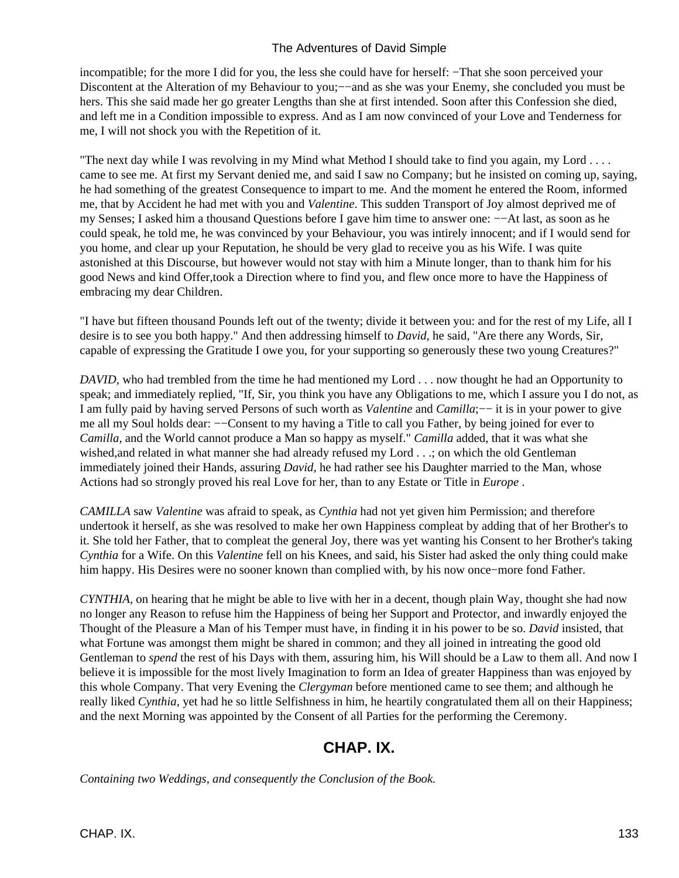incompatible; for the more I did for you, the less she could have for herself: −That she soon perceived your Discontent at the Alteration of my Behaviour to you;−−and as she was your Enemy, she concluded you must be hers. This she said made her go greater Lengths than she at first intended. Soon after this Confession she died, and left me in a Condition impossible to express. And as I am now convinced of your Love and Tenderness for me, I will not shock you with the Repetition of it.

"The next day while I was revolving in my Mind what Method I should take to find you again, my Lord . . . . came to see me. At first my Servant denied me, and said I saw no Company; but he insisted on coming up, saying, he had something of the greatest Consequence to impart to me. And the moment he entered the Room, informed me, that by Accident he had met with you and *Valentine*. This sudden Transport of Joy almost deprived me of my Senses; I asked him a thousand Questions before I gave him time to answer one: −−At last, as soon as he could speak, he told me, he was convinced by your Behaviour, you was intirely innocent; and if I would send for you home, and clear up your Reputation, he should be very glad to receive you as his Wife. I was quite astonished at this Discourse, but however would not stay with him a Minute longer, than to thank him for his good News and kind Offer,took a Direction where to find you, and flew once more to have the Happiness of embracing my dear Children.

"I have but fifteen thousand Pounds left out of the twenty; divide it between you: and for the rest of my Life, all I desire is to see you both happy." And then addressing himself to *David*, he said, "Are there any Words, Sir, capable of expressing the Gratitude I owe you, for your supporting so generously these two young Creatures?"

*DAVID*, who had trembled from the time he had mentioned my Lord . . . now thought he had an Opportunity to speak; and immediately replied, "If, Sir, you think you have any Obligations to me, which I assure you I do not, as I am fully paid by having served Persons of such worth as *Valentine* and *Camilla*;−− it is in your power to give me all my Soul holds dear: −−Consent to my having a Title to call you Father, by being joined for ever to *Camilla*, and the World cannot produce a Man so happy as myself." *Camilla* added, that it was what she wished,and related in what manner she had already refused my Lord . . .; on which the old Gentleman immediately joined their Hands, assuring *David*, he had rather see his Daughter married to the Man, whose Actions had so strongly proved his real Love for her, than to any Estate or Title in *Europe* .

*CAMILLA* saw *Valentine* was afraid to speak, as *Cynthia* had not yet given him Permission; and therefore undertook it herself, as she was resolved to make her own Happiness compleat by adding that of her Brother's to it. She told her Father, that to compleat the general Joy, there was yet wanting his Consent to her Brother's taking *Cynthia* for a Wife. On this *Valentine* fell on his Knees, and said, his Sister had asked the only thing could make him happy. His Desires were no sooner known than complied with, by his now once−more fond Father.

*CYNTHIA*, on hearing that he might be able to live with her in a decent, though plain Way, thought she had now no longer any Reason to refuse him the Happiness of being her Support and Protector, and inwardly enjoyed the Thought of the Pleasure a Man of his Temper must have, in finding it in his power to be so. *David* insisted, that what Fortune was amongst them might be shared in common; and they all joined in intreating the good old Gentleman to *spend* the rest of his Days with them, assuring him, his Will should be a Law to them all. And now I believe it is impossible for the most lively Imagination to form an Idea of greater Happiness than was enjoyed by this whole Company. That very Evening the *Clergyman* before mentioned came to see them; and although he really liked *Cynthia*, yet had he so little Selfishness in him, he heartily congratulated them all on their Happiness; and the next Morning was appointed by the Consent of all Parties for the performing the Ceremony.

## CHAP. IX.

*Containing two Weddings, and consequently the Conclusion of the Book.*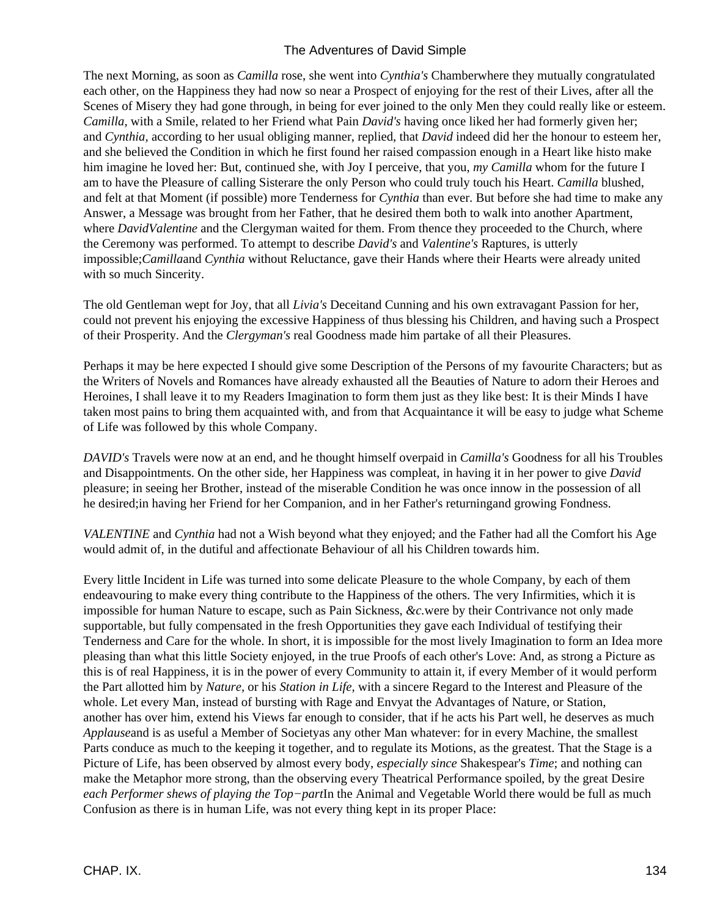The next Morning, as soon as *Camilla* rose, she went into *Cynthia's* Chamberwhere they mutually congratulated each other, on the Happiness they had now so near a Prospect of enjoying for the rest of their Lives, after all the Scenes of Misery they had gone through, in being for ever joined to the only Men they could really like or esteem. *Camilla,* with a Smile, related to her Friend what Pain *David's* having once liked her had formerly given her; and *Cynthia,* according to her usual obliging manner, replied, that *David* indeed did her the honour to esteem her, and she believed the Condition in which he first found her raised compassion enough in a Heart like histo make him imagine he loved her: But, continued she, with Joy I perceive, that you, *my Camilla* whom for the future I am to have the Pleasure of calling Sisterare the only Person who could truly touch his Heart. *Camilla* blushed, and felt at that Moment (if possible) more Tenderness for *Cynthia* than ever. But before she had time to make any Answer, a Message was brought from her Father, that he desired them both to walk into another Apartment, where *DavidValentine* and the Clergyman waited for them. From thence they proceeded to the Church, where the Ceremony was performed. To attempt to describe *David's* and *Valentine's* Raptures, is utterly impossible;*Camilla*and *Cynthia* without Reluctance, gave their Hands where their Hearts were already united with so much Sincerity.

The old Gentleman wept for Joy, that all *Livia's* Deceitand Cunning and his own extravagant Passion for her, could not prevent his enjoying the excessive Happiness of thus blessing his Children, and having such a Prospect of their Prosperity. And the *Clergyman's* real Goodness made him partake of all their Pleasures.

Perhaps it may be here expected I should give some Description of the Persons of my favourite Characters; but as the Writers of Novels and Romances have already exhausted all the Beauties of Nature to adorn their Heroes and Heroines, I shall leave it to my Readers Imagination to form them just as they like best: It is their Minds I have taken most pains to bring them acquainted with, and from that Acquaintance it will be easy to judge what Scheme of Life was followed by this whole Company.

*DAVID's* Travels were now at an end, and he thought himself overpaid in *Camilla's* Goodness for all his Troubles and Disappointments. On the other side, her Happiness was compleat, in having it in her power to give *David* pleasure; in seeing her Brother, instead of the miserable Condition he was once innow in the possession of all he desired;in having her Friend for her Companion, and in her Father's returningand growing Fondness.

*VALENTINE* and *Cynthia* had not a Wish beyond what they enjoyed; and the Father had all the Comfort his Age would admit of, in the dutiful and affectionate Behaviour of all his Children towards him.

Every little Incident in Life was turned into some delicate Pleasure to the whole Company, by each of them endeavouring to make every thing contribute to the Happiness of the others. The very Infirmities, which it is impossible for human Nature to escape, such as Pain Sickness, *&c.*were by their Contrivance not only made supportable, but fully compensated in the fresh Opportunities they gave each Individual of testifying their Tenderness and Care for the whole. In short, it is impossible for the most lively Imagination to form an Idea more pleasing than what this little Society enjoyed, in the true Proofs of each other's Love: And, as strong a Picture as this is of real Happiness, it is in the power of every Community to attain it, if every Member of it would perform the Part allotted him by *Nature*, or his *Station in Life,* with a sincere Regard to the Interest and Pleasure of the whole. Let every Man, instead of bursting with Rage and Envyat the Advantages of Nature, or Station, another has over him, extend his Views far enough to consider, that if he acts his Part well, he deserves as much *Applause*and is as useful a Member of Societyas any other Man whatever: for in every Machine, the smallest Parts conduce as much to the keeping it together, and to regulate its Motions, as the greatest. That the Stage is a Picture of Life, has been observed by almost every body, *especially since* Shakespear's *Time*; and nothing can make the Metaphor more strong, than the observing every Theatrical Performance spoiled, by the great Desire *each Performer shews of playing the Top−part*In the Animal and Vegetable World there would be full as much Confusion as there is in human Life, was not every thing kept in its proper Place: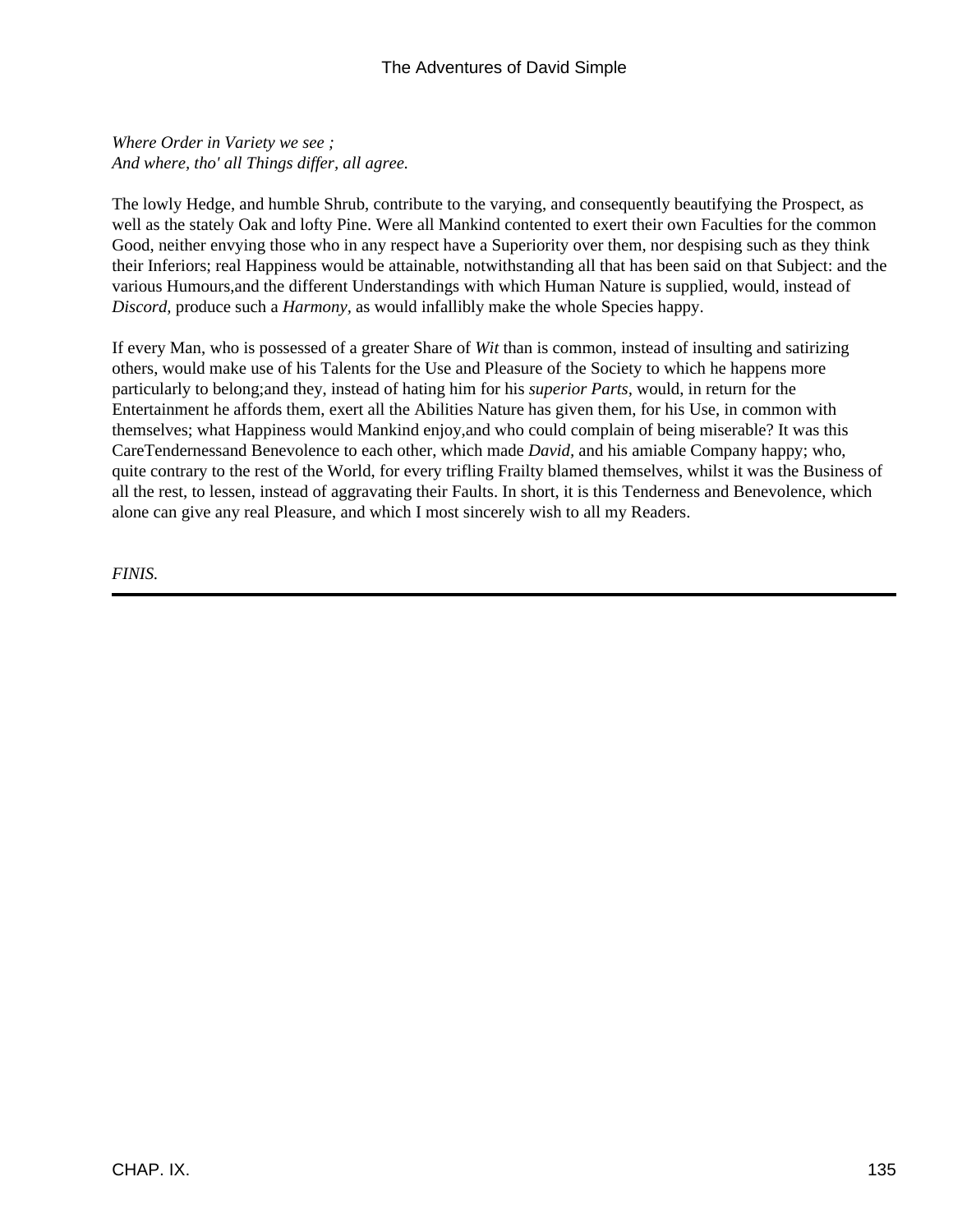*Where Order in Variety we see ;*
*And where, tho' all Things differ, all agree.*

The lowly Hedge, and humble Shrub, contribute to the varying, and consequently beautifying the Prospect, as well as the stately Oak and lofty Pine. Were all Mankind contented to exert their own Faculties for the common Good, neither envying those who in any respect have a Superiority over them, nor despising such as they think their Inferiors; real Happiness would be attainable, notwithstanding all that has been said on that Subject: and the various Humours,and the different Understandings with which Human Nature is supplied, would, instead of *Discord,* produce such a *Harmony,* as would infallibly make the whole Species happy.

If every Man, who is possessed of a greater Share of *Wit* than is common, instead of insulting and satirizing others, would make use of his Talents for the Use and Pleasure of the Society to which he happens more particularly to belong;and they, instead of hating him for his *superior Parts,* would, in return for the Entertainment he affords them, exert all the Abilities Nature has given them, for his Use, in common with themselves; what Happiness would Mankind enjoy,and who could complain of being miserable? It was this CareTendernessand Benevolence to each other, which made *David,* and his amiable Company happy; who, quite contrary to the rest of the World, for every trifling Frailty blamed themselves, whilst it was the Business of all the rest, to lessen, instead of aggravating their Faults. In short, it is this Tenderness and Benevolence, which alone can give any real Pleasure, and which I most sincerely wish to all my Readers.

*FINIS.*

---